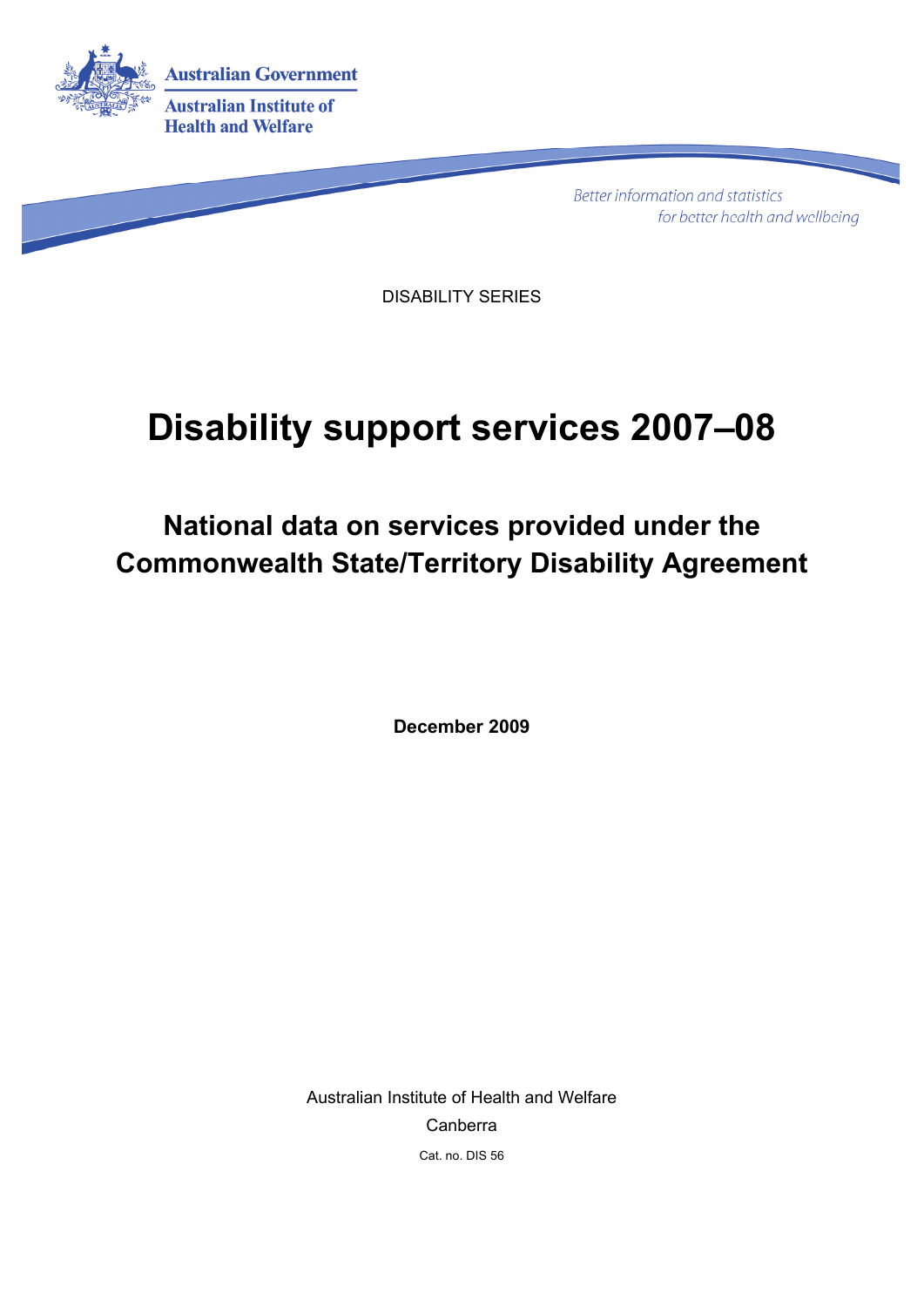Australian Government

Australian Institute of Health and Welfare

*Better information and statistics for better health and wellbeing*

DISABILITY SERIES

# Disability support services 2007–08

## National data on services provided under the Commonwealth State/Territory Disability Agreement

**December 2009**

Australian Institute of Health and Welfare

Canberra

Cat. no. DIS 56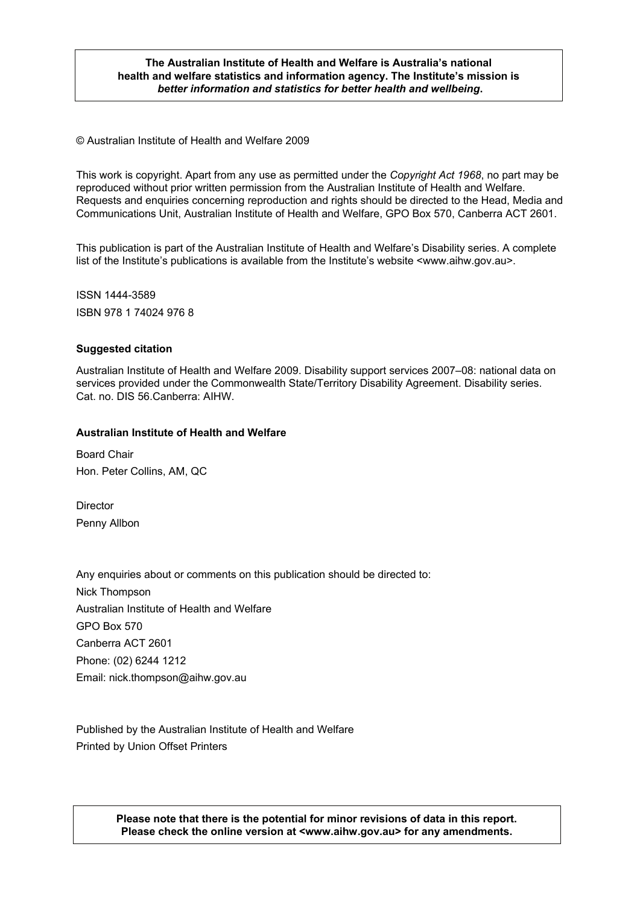**The Australian Institute of Health and Welfare is Australia's national health and welfare statistics and information agency. The Institute's mission is *better information and statistics for better health and wellbeing*.**

© Australian Institute of Health and Welfare 2009

This work is copyright. Apart from any use as permitted under the *Copyright Act 1968*, no part may be reproduced without prior written permission from the Australian Institute of Health and Welfare. Requests and enquiries concerning reproduction and rights should be directed to the Head, Media and Communications Unit, Australian Institute of Health and Welfare, GPO Box 570, Canberra ACT 2601.

This publication is part of the Australian Institute of Health and Welfare's Disability series. A complete list of the Institute's publications is available from the Institute's website <www.aihw.gov.au>.

ISSN 1444-3589

ISBN 978 1 74024 976 8

**Suggested citation**

Australian Institute of Health and Welfare 2009. Disability support services 2007–08: national data on services provided under the Commonwealth State/Territory Disability Agreement. Disability series. Cat. no. DIS 56.Canberra: AIHW.

**Australian Institute of Health and Welfare**

Board Chair

Hon. Peter Collins, AM, QC

Director

Penny Allbon

Any enquiries about or comments on this publication should be directed to:

Nick Thompson

Australian Institute of Health and Welfare

GPO Box 570

Canberra ACT 2601

Phone: (02) 6244 1212

Email: nick.thompson@aihw.gov.au

Published by the Australian Institute of Health and Welfare

Printed by Union Offset Printers

**Please note that there is the potential for minor revisions of data in this report. Please check the online version at <www.aihw.gov.au> for any amendments.**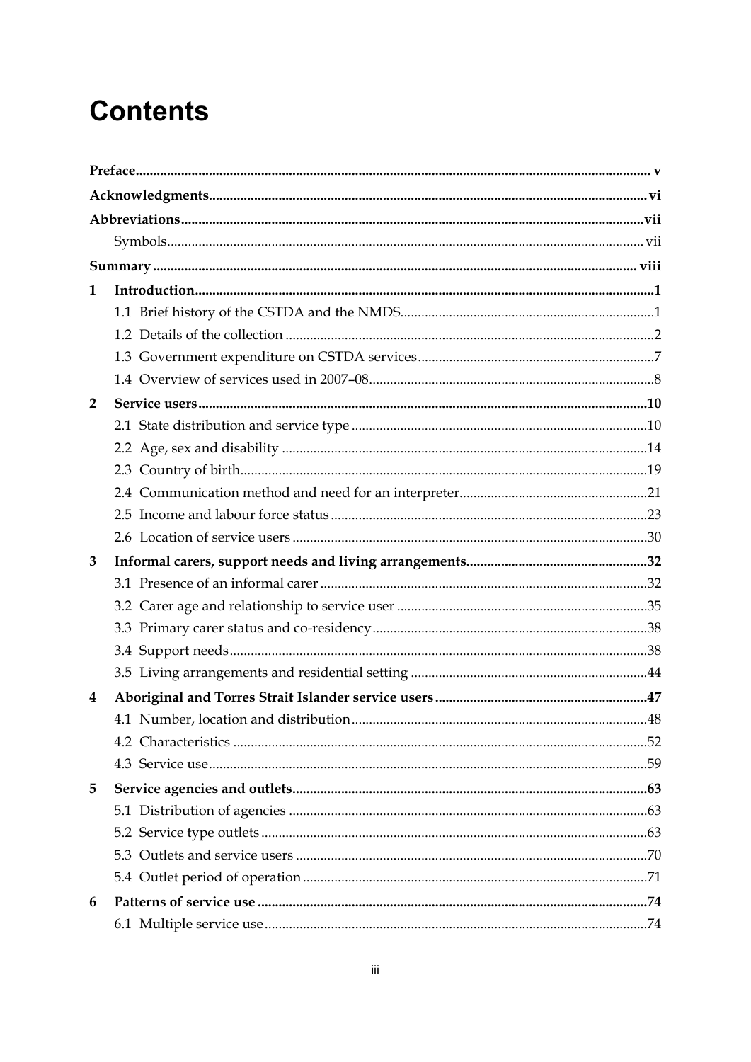# Contents

**Preface** ..... v

**Acknowledgments** ..... vi

**Abbreviations** ..... vii

Symbols ..... vii

**Summary** ..... viii

**1 Introduction** ..... 1

1.1 Brief history of the CSTDA and the NMDS ..... 1

1.2 Details of the collection ..... 2

1.3 Government expenditure on CSTDA services ..... 7

1.4 Overview of services used in 2007–08 ..... 8

**2 Service users** ..... 10

2.1 State distribution and service type ..... 10

2.2 Age, sex and disability ..... 14

2.3 Country of birth ..... 19

2.4 Communication method and need for an interpreter ..... 21

2.5 Income and labour force status ..... 23

2.6 Location of service users ..... 30

**3 Informal carers, support needs and living arrangements** ..... 32

3.1 Presence of an informal carer ..... 32

3.2 Carer age and relationship to service user ..... 35

3.3 Primary carer status and co-residency ..... 38

3.4 Support needs ..... 38

3.5 Living arrangements and residential setting ..... 44

**4 Aboriginal and Torres Strait Islander service users** ..... 47

4.1 Number, location and distribution ..... 48

4.2 Characteristics ..... 52

4.3 Service use ..... 59

**5 Service agencies and outlets** ..... 63

5.1 Distribution of agencies ..... 63

5.2 Service type outlets ..... 63

5.3 Outlets and service users ..... 70

5.4 Outlet period of operation ..... 71

**6 Patterns of service use** ..... 74

6.1 Multiple service use ..... 74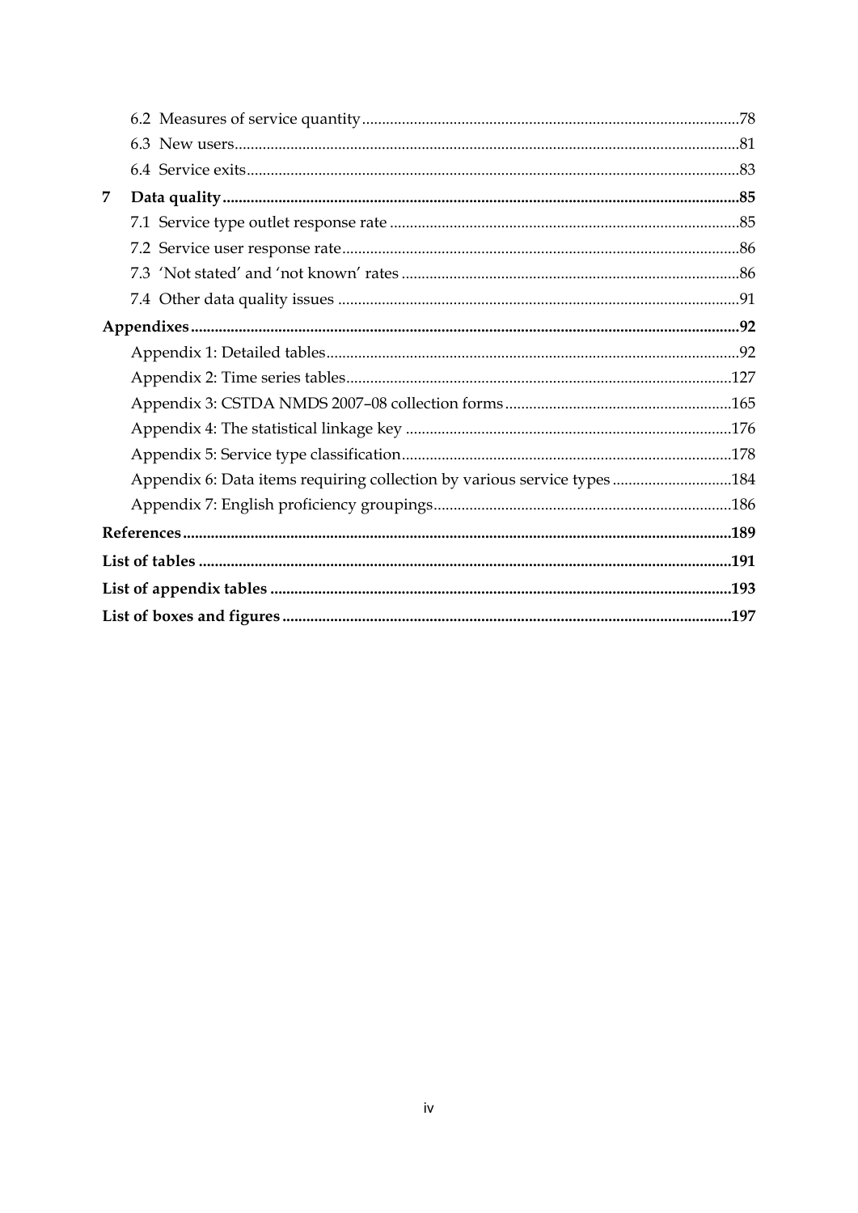6.2 Measures of service quantity ... 78

6.3 New users ... 81

6.4 Service exits ... 83

**7 Data quality ... 85**

7.1 Service type outlet response rate ... 85

7.2 Service user response rate ... 86

7.3 'Not stated' and 'not known' rates ... 86

7.4 Other data quality issues ... 91

**Appendixes ... 92**

Appendix 1: Detailed tables ... 92

Appendix 2: Time series tables ... 127

Appendix 3: CSTDA NMDS 2007–08 collection forms ... 165

Appendix 4: The statistical linkage key ... 176

Appendix 5: Service type classification ... 178

Appendix 6: Data items requiring collection by various service types ... 184

Appendix 7: English proficiency groupings ... 186

**References ... 189**

**List of tables ... 191**

**List of appendix tables ... 193**

**List of boxes and figures ... 197**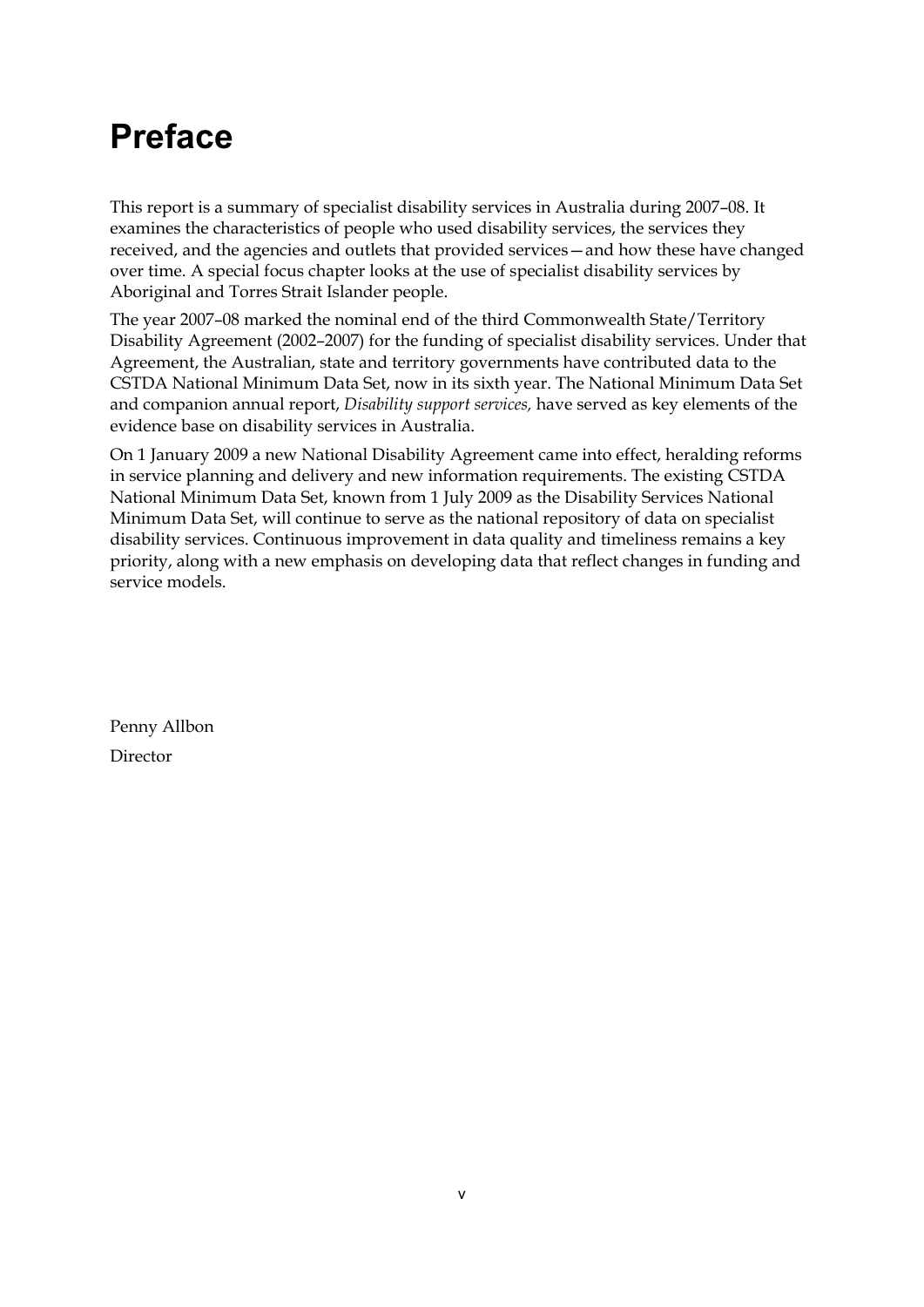# Preface

This report is a summary of specialist disability services in Australia during 2007–08. It examines the characteristics of people who used disability services, the services they received, and the agencies and outlets that provided services—and how these have changed over time. A special focus chapter looks at the use of specialist disability services by Aboriginal and Torres Strait Islander people.

The year 2007–08 marked the nominal end of the third Commonwealth State/Territory Disability Agreement (2002–2007) for the funding of specialist disability services. Under that Agreement, the Australian, state and territory governments have contributed data to the CSTDA National Minimum Data Set, now in its sixth year. The National Minimum Data Set and companion annual report, *Disability support services,* have served as key elements of the evidence base on disability services in Australia.

On 1 January 2009 a new National Disability Agreement came into effect, heralding reforms in service planning and delivery and new information requirements. The existing CSTDA National Minimum Data Set, known from 1 July 2009 as the Disability Services National Minimum Data Set, will continue to serve as the national repository of data on specialist disability services. Continuous improvement in data quality and timeliness remains a key priority, along with a new emphasis on developing data that reflect changes in funding and service models.

Penny Allbon

Director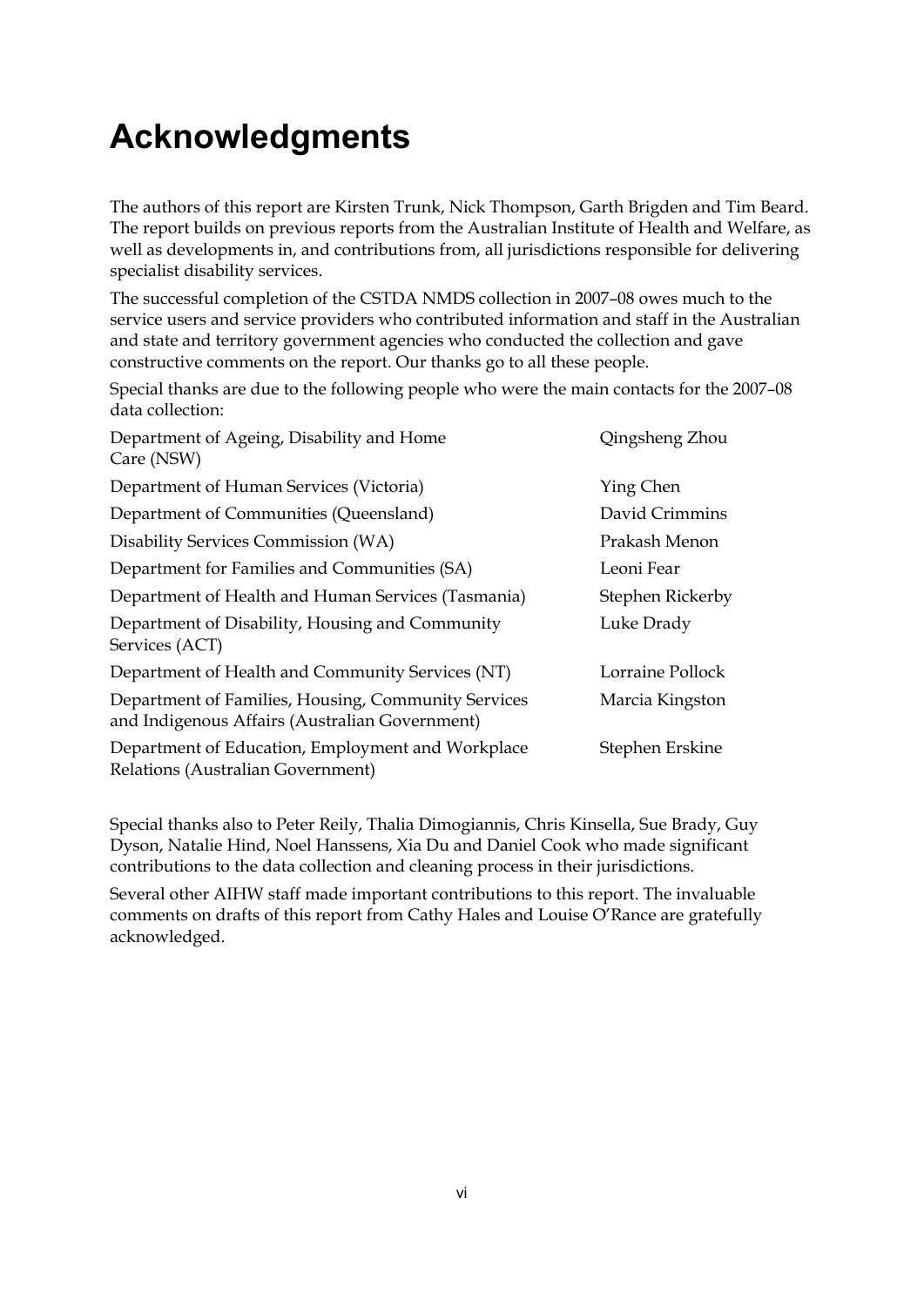# Acknowledgments

The authors of this report are Kirsten Trunk, Nick Thompson, Garth Brigden and Tim Beard. The report builds on previous reports from the Australian Institute of Health and Welfare, as well as developments in, and contributions from, all jurisdictions responsible for delivering specialist disability services.

The successful completion of the CSTDA NMDS collection in 2007–08 owes much to the service users and service providers who contributed information and staff in the Australian and state and territory government agencies who conducted the collection and gave constructive comments on the report. Our thanks go to all these people.

Special thanks are due to the following people who were the main contacts for the 2007–08 data collection:

| | |
|---|---|
| Department of Ageing, Disability and Home Care (NSW) | Qingsheng Zhou |
| Department of Human Services (Victoria) | Ying Chen |
| Department of Communities (Queensland) | David Crimmins |
| Disability Services Commission (WA) | Prakash Menon |
| Department for Families and Communities (SA) | Leoni Fear |
| Department of Health and Human Services (Tasmania) | Stephen Rickerby |
| Department of Disability, Housing and Community Services (ACT) | Luke Drady |
| Department of Health and Community Services (NT) | Lorraine Pollock |
| Department of Families, Housing, Community Services and Indigenous Affairs (Australian Government) | Marcia Kingston |
| Department of Education, Employment and Workplace Relations (Australian Government) | Stephen Erskine |

Special thanks also to Peter Reily, Thalia Dimogiannis, Chris Kinsella, Sue Brady, Guy Dyson, Natalie Hind, Noel Hanssens, Xia Du and Daniel Cook who made significant contributions to the data collection and cleaning process in their jurisdictions.

Several other AIHW staff made important contributions to this report. The invaluable comments on drafts of this report from Cathy Hales and Louise O'Rance are gratefully acknowledged.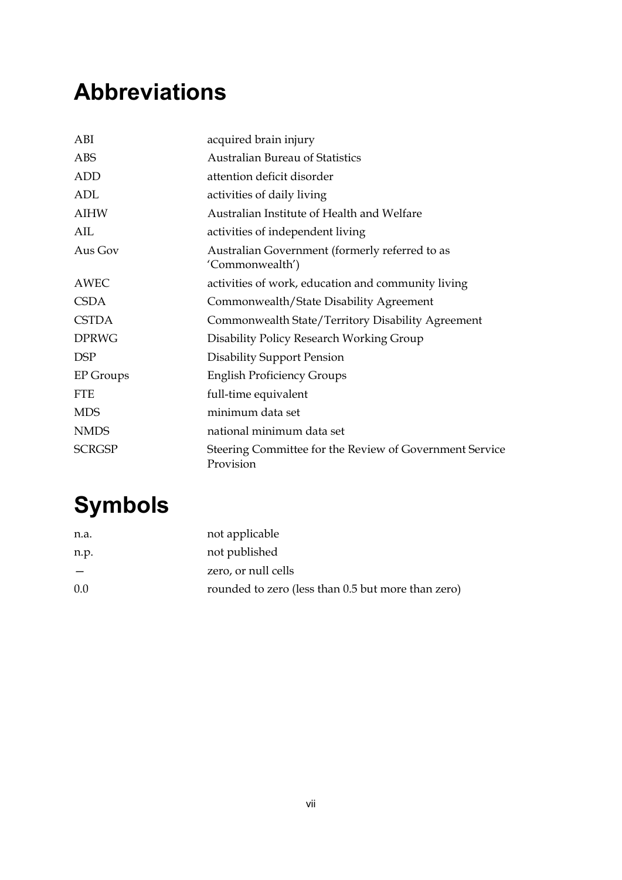# Abbreviations

| | |
|---|---|
| ABI | acquired brain injury |
| ABS | Australian Bureau of Statistics |
| ADD | attention deficit disorder |
| ADL | activities of daily living |
| AIHW | Australian Institute of Health and Welfare |
| AIL | activities of independent living |
| Aus Gov | Australian Government (formerly referred to as 'Commonwealth') |
| AWEC | activities of work, education and community living |
| CSDA | Commonwealth/State Disability Agreement |
| CSTDA | Commonwealth State/Territory Disability Agreement |
| DPRWG | Disability Policy Research Working Group |
| DSP | Disability Support Pension |
| EP Groups | English Proficiency Groups |
| FTE | full-time equivalent |
| MDS | minimum data set |
| NMDS | national minimum data set |
| SCRGSP | Steering Committee for the Review of Government Service Provision |

# Symbols

| | |
|---|---|
| n.a. | not applicable |
| n.p. | not published |
| — | zero, or null cells |
| 0.0 | rounded to zero (less than 0.5 but more than zero) |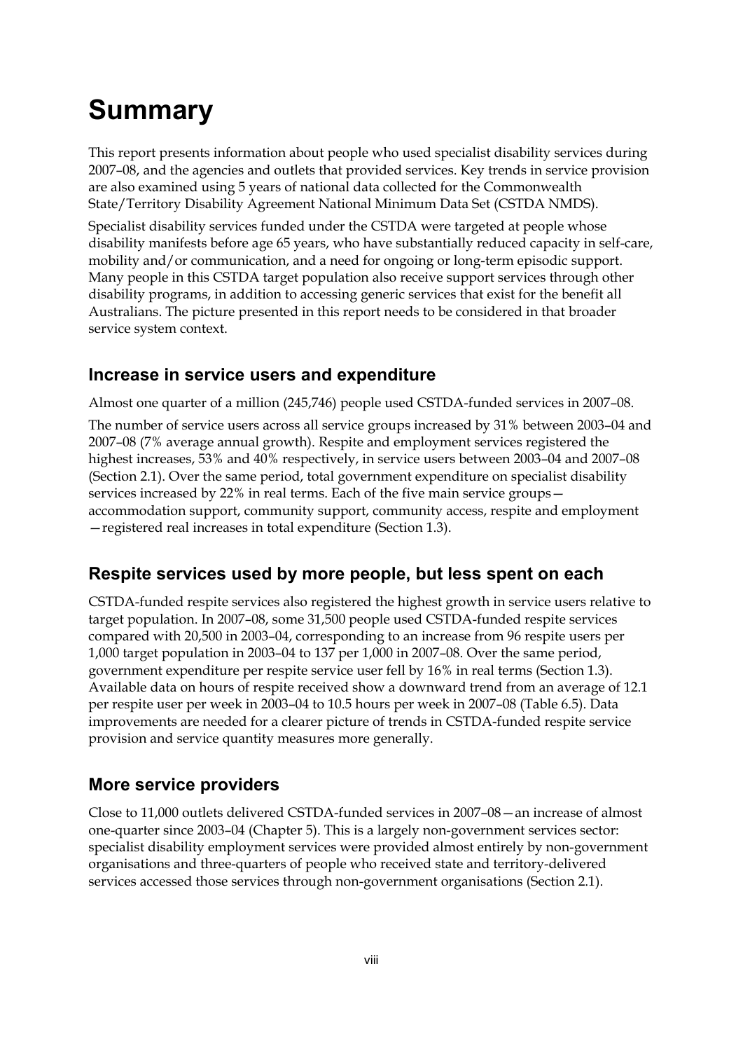# Summary

This report presents information about people who used specialist disability services during 2007–08, and the agencies and outlets that provided services. Key trends in service provision are also examined using 5 years of national data collected for the Commonwealth State/Territory Disability Agreement National Minimum Data Set (CSTDA NMDS).

Specialist disability services funded under the CSTDA were targeted at people whose disability manifests before age 65 years, who have substantially reduced capacity in self-care, mobility and/or communication, and a need for ongoing or long-term episodic support. Many people in this CSTDA target population also receive support services through other disability programs, in addition to accessing generic services that exist for the benefit all Australians. The picture presented in this report needs to be considered in that broader service system context.

## Increase in service users and expenditure

Almost one quarter of a million (245,746) people used CSTDA-funded services in 2007–08.

The number of service users across all service groups increased by 31% between 2003–04 and 2007–08 (7% average annual growth). Respite and employment services registered the highest increases, 53% and 40% respectively, in service users between 2003–04 and 2007–08 (Section 2.1). Over the same period, total government expenditure on specialist disability services increased by 22% in real terms. Each of the five main service groups—accommodation support, community support, community access, respite and employment—registered real increases in total expenditure (Section 1.3).

## Respite services used by more people, but less spent on each

CSTDA-funded respite services also registered the highest growth in service users relative to target population. In 2007–08, some 31,500 people used CSTDA-funded respite services compared with 20,500 in 2003–04, corresponding to an increase from 96 respite users per 1,000 target population in 2003–04 to 137 per 1,000 in 2007–08. Over the same period, government expenditure per respite service user fell by 16% in real terms (Section 1.3). Available data on hours of respite received show a downward trend from an average of 12.1 per respite user per week in 2003–04 to 10.5 hours per week in 2007–08 (Table 6.5). Data improvements are needed for a clearer picture of trends in CSTDA-funded respite service provision and service quantity measures more generally.

## More service providers

Close to 11,000 outlets delivered CSTDA-funded services in 2007–08—an increase of almost one-quarter since 2003–04 (Chapter 5). This is a largely non-government services sector: specialist disability employment services were provided almost entirely by non-government organisations and three-quarters of people who received state and territory-delivered services accessed those services through non-government organisations (Section 2.1).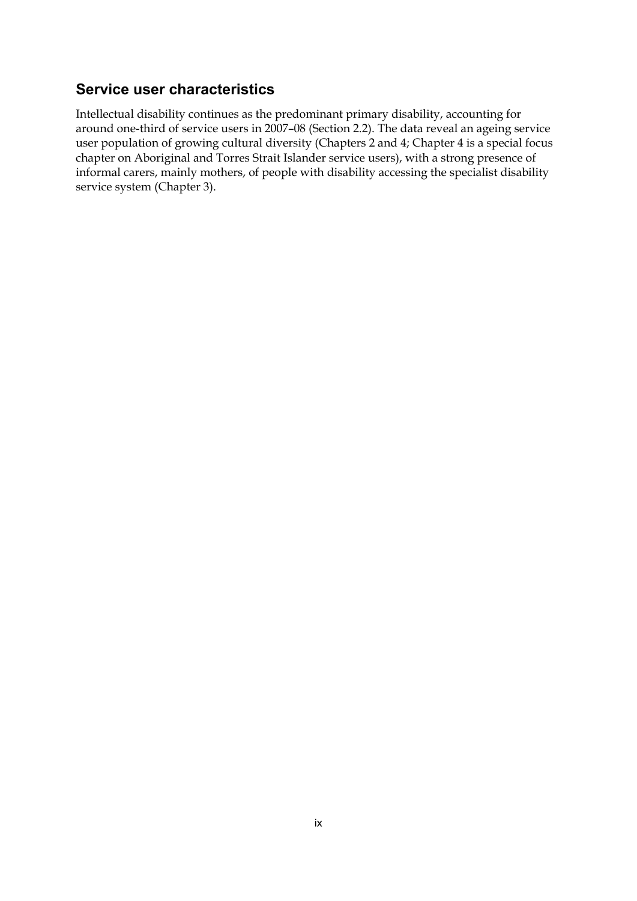## Service user characteristics

Intellectual disability continues as the predominant primary disability, accounting for around one-third of service users in 2007–08 (Section 2.2). The data reveal an ageing service user population of growing cultural diversity (Chapters 2 and 4; Chapter 4 is a special focus chapter on Aboriginal and Torres Strait Islander service users), with a strong presence of informal carers, mainly mothers, of people with disability accessing the specialist disability service system (Chapter 3).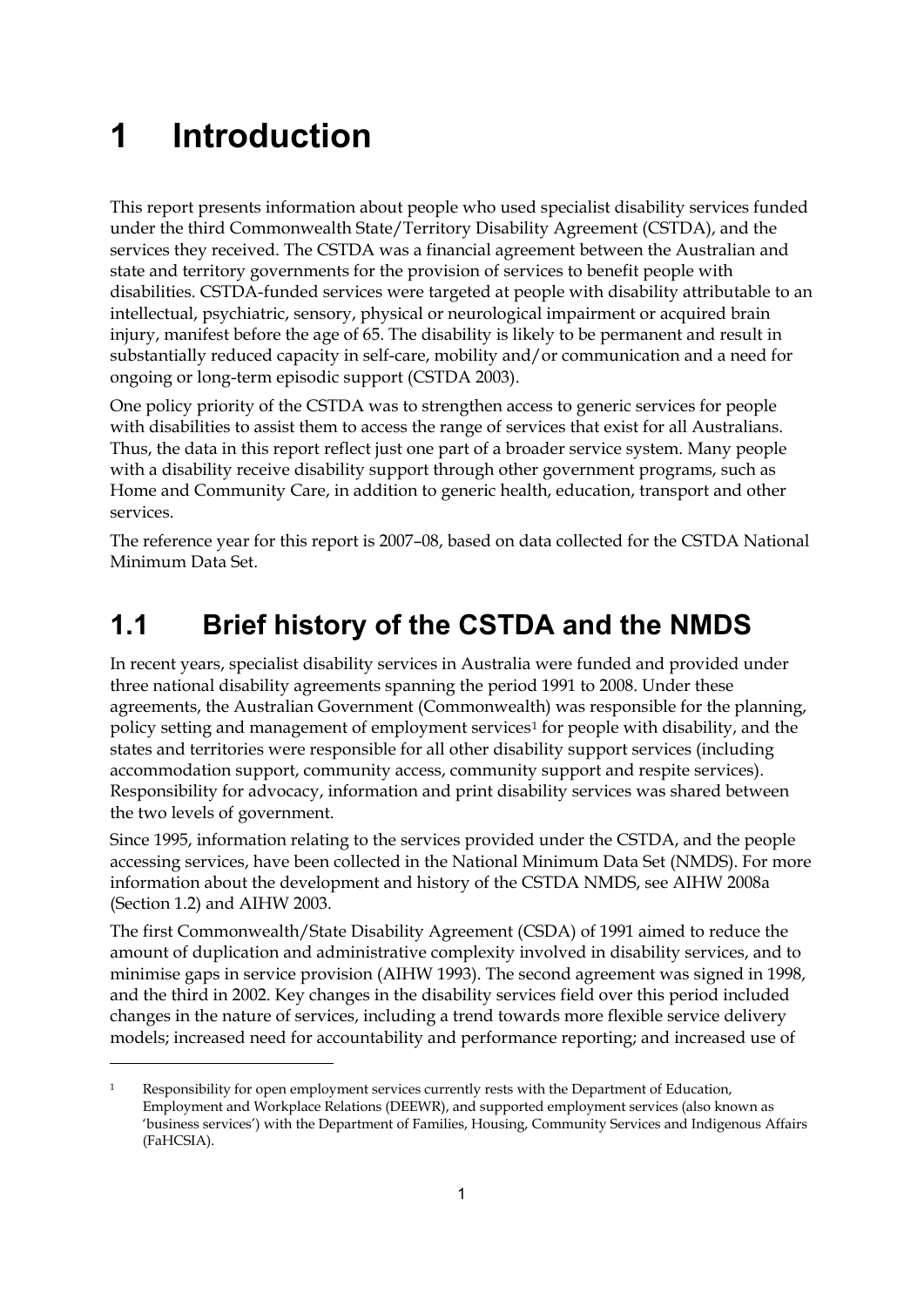# 1 Introduction

This report presents information about people who used specialist disability services funded under the third Commonwealth State/Territory Disability Agreement (CSTDA), and the services they received. The CSTDA was a financial agreement between the Australian and state and territory governments for the provision of services to benefit people with disabilities. CSTDA-funded services were targeted at people with disability attributable to an intellectual, psychiatric, sensory, physical or neurological impairment or acquired brain injury, manifest before the age of 65. The disability is likely to be permanent and result in substantially reduced capacity in self-care, mobility and/or communication and a need for ongoing or long-term episodic support (CSTDA 2003).

One policy priority of the CSTDA was to strengthen access to generic services for people with disabilities to assist them to access the range of services that exist for all Australians. Thus, the data in this report reflect just one part of a broader service system. Many people with a disability receive disability support through other government programs, such as Home and Community Care, in addition to generic health, education, transport and other services.

The reference year for this report is 2007–08, based on data collected for the CSTDA National Minimum Data Set.

## 1.1 Brief history of the CSTDA and the NMDS

In recent years, specialist disability services in Australia were funded and provided under three national disability agreements spanning the period 1991 to 2008. Under these agreements, the Australian Government (Commonwealth) was responsible for the planning, policy setting and management of employment services[1] for people with disability, and the states and territories were responsible for all other disability support services (including accommodation support, community access, community support and respite services). Responsibility for advocacy, information and print disability services was shared between the two levels of government.

Since 1995, information relating to the services provided under the CSTDA, and the people accessing services, have been collected in the National Minimum Data Set (NMDS). For more information about the development and history of the CSTDA NMDS, see AIHW 2008a (Section 1.2) and AIHW 2003.

The first Commonwealth/State Disability Agreement (CSDA) of 1991 aimed to reduce the amount of duplication and administrative complexity involved in disability services, and to minimise gaps in service provision (AIHW 1993). The second agreement was signed in 1998, and the third in 2002. Key changes in the disability services field over this period included changes in the nature of services, including a trend towards more flexible service delivery models; increased need for accountability and performance reporting; and increased use of

---

[1] Responsibility for open employment services currently rests with the Department of Education, Employment and Workplace Relations (DEEWR), and supported employment services (also known as 'business services') with the Department of Families, Housing, Community Services and Indigenous Affairs (FaHCSIA).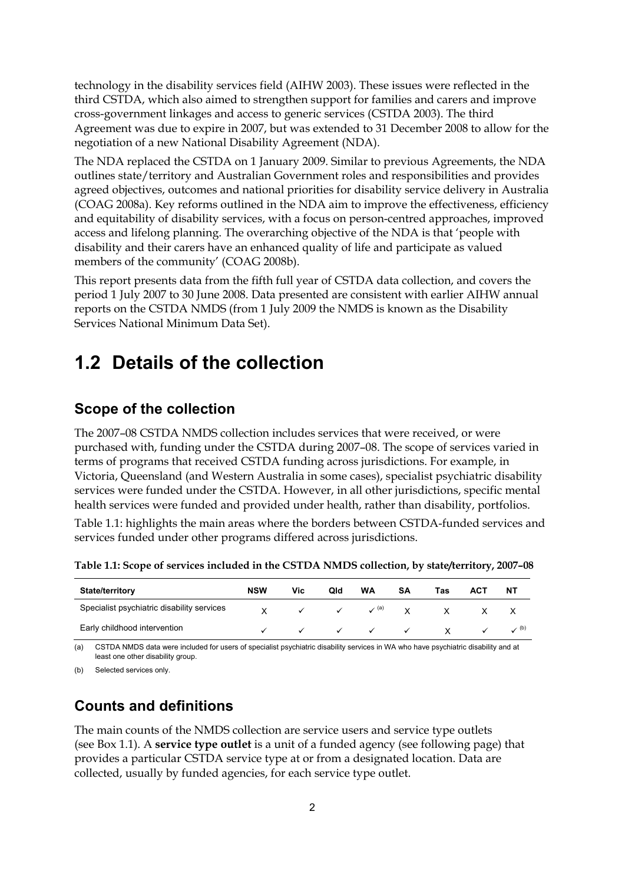technology in the disability services field (AIHW 2003). These issues were reflected in the third CSTDA, which also aimed to strengthen support for families and carers and improve cross-government linkages and access to generic services (CSTDA 2003). The third Agreement was due to expire in 2007, but was extended to 31 December 2008 to allow for the negotiation of a new National Disability Agreement (NDA).

The NDA replaced the CSTDA on 1 January 2009. Similar to previous Agreements, the NDA outlines state/territory and Australian Government roles and responsibilities and provides agreed objectives, outcomes and national priorities for disability service delivery in Australia (COAG 2008a). Key reforms outlined in the NDA aim to improve the effectiveness, efficiency and equitability of disability services, with a focus on person-centred approaches, improved access and lifelong planning. The overarching objective of the NDA is that 'people with disability and their carers have an enhanced quality of life and participate as valued members of the community' (COAG 2008b).

This report presents data from the fifth full year of CSTDA data collection, and covers the period 1 July 2007 to 30 June 2008. Data presented are consistent with earlier AIHW annual reports on the CSTDA NMDS (from 1 July 2009 the NMDS is known as the Disability Services National Minimum Data Set).

# 1.2 Details of the collection

## Scope of the collection

The 2007–08 CSTDA NMDS collection includes services that were received, or were purchased with, funding under the CSTDA during 2007–08. The scope of services varied in terms of programs that received CSTDA funding across jurisdictions. For example, in Victoria, Queensland (and Western Australia in some cases), specialist psychiatric disability services were funded under the CSTDA. However, in all other jurisdictions, specific mental health services were funded and provided under health, rather than disability, portfolios.

Table 1.1: highlights the main areas where the borders between CSTDA-funded services and services funded under other programs differed across jurisdictions.

**Table 1.1: Scope of services included in the CSTDA NMDS collection, by state/territory, 2007–08**

| State/territory | NSW | Vic | Qld | WA | SA | Tas | ACT | NT |
|---|---|---|---|---|---|---|---|---|
| Specialist psychiatric disability services | X | ✓ | ✓ | ✓ (a) | X | X | X | X |
| Early childhood intervention | ✓ | ✓ | ✓ | ✓ | ✓ | X | ✓ | ✓ (b) |

(a) CSTDA NMDS data were included for users of specialist psychiatric disability services in WA who have psychiatric disability and at least one other disability group.

(b) Selected services only.

## Counts and definitions

The main counts of the NMDS collection are service users and service type outlets (see Box 1.1). A **service type outlet** is a unit of a funded agency (see following page) that provides a particular CSTDA service type at or from a designated location. Data are collected, usually by funded agencies, for each service type outlet.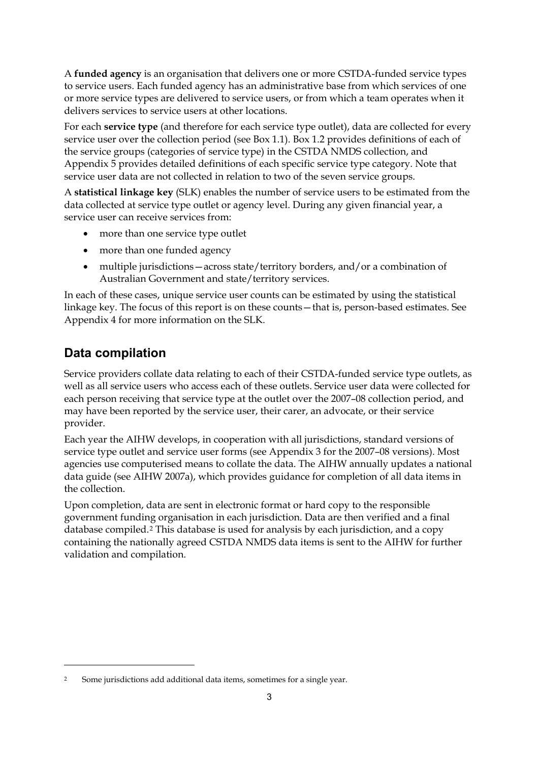A **funded agency** is an organisation that delivers one or more CSTDA-funded service types to service users. Each funded agency has an administrative base from which services of one or more service types are delivered to service users, or from which a team operates when it delivers services to service users at other locations.

For each **service type** (and therefore for each service type outlet), data are collected for every service user over the collection period (see Box 1.1). Box 1.2 provides definitions of each of the service groups (categories of service type) in the CSTDA NMDS collection, and Appendix 5 provides detailed definitions of each specific service type category. Note that service user data are not collected in relation to two of the seven service groups.

A **statistical linkage key** (SLK) enables the number of service users to be estimated from the data collected at service type outlet or agency level. During any given financial year, a service user can receive services from:

- more than one service type outlet
- more than one funded agency
- multiple jurisdictions—across state/territory borders, and/or a combination of Australian Government and state/territory services.

In each of these cases, unique service user counts can be estimated by using the statistical linkage key. The focus of this report is on these counts—that is, person-based estimates. See Appendix 4 for more information on the SLK.

## Data compilation

Service providers collate data relating to each of their CSTDA-funded service type outlets, as well as all service users who access each of these outlets. Service user data were collected for each person receiving that service type at the outlet over the 2007–08 collection period, and may have been reported by the service user, their carer, an advocate, or their service provider.

Each year the AIHW develops, in cooperation with all jurisdictions, standard versions of service type outlet and service user forms (see Appendix 3 for the 2007–08 versions). Most agencies use computerised means to collate the data. The AIHW annually updates a national data guide (see AIHW 2007a), which provides guidance for completion of all data items in the collection.

Upon completion, data are sent in electronic format or hard copy to the responsible government funding organisation in each jurisdiction. Data are then verified and a final database compiled.[2] This database is used for analysis by each jurisdiction, and a copy containing the nationally agreed CSTDA NMDS data items is sent to the AIHW for further validation and compilation.

---

[2] Some jurisdictions add additional data items, sometimes for a single year.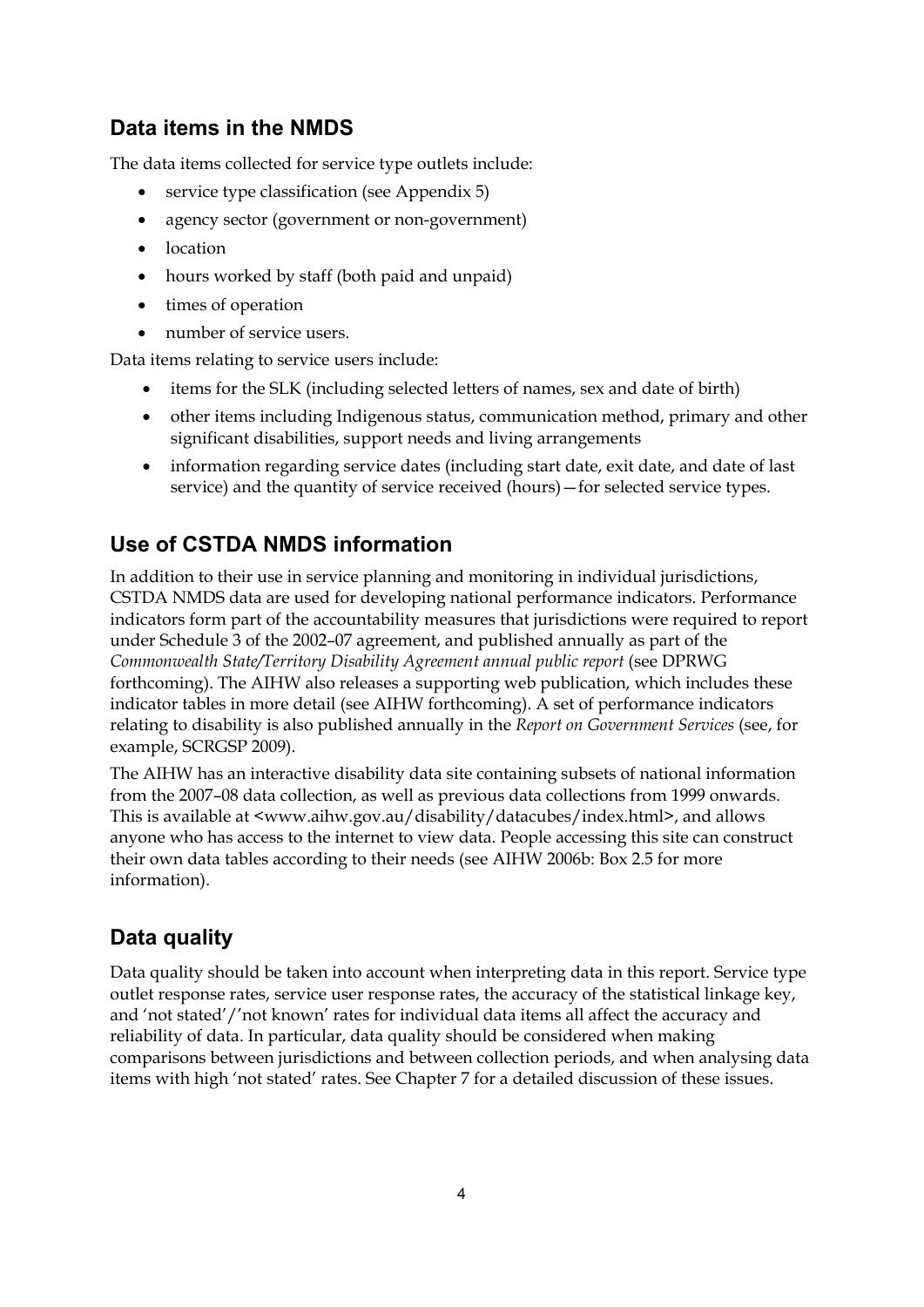## Data items in the NMDS

The data items collected for service type outlets include:

- service type classification (see Appendix 5)
- agency sector (government or non-government)
- location
- hours worked by staff (both paid and unpaid)
- times of operation
- number of service users.

Data items relating to service users include:

- items for the SLK (including selected letters of names, sex and date of birth)
- other items including Indigenous status, communication method, primary and other significant disabilities, support needs and living arrangements
- information regarding service dates (including start date, exit date, and date of last service) and the quantity of service received (hours)—for selected service types.

## Use of CSTDA NMDS information

In addition to their use in service planning and monitoring in individual jurisdictions, CSTDA NMDS data are used for developing national performance indicators. Performance indicators form part of the accountability measures that jurisdictions were required to report under Schedule 3 of the 2002–07 agreement, and published annually as part of the *Commonwealth State/Territory Disability Agreement annual public report* (see DPRWG forthcoming). The AIHW also releases a supporting web publication, which includes these indicator tables in more detail (see AIHW forthcoming). A set of performance indicators relating to disability is also published annually in the *Report on Government Services* (see, for example, SCRGSP 2009).

The AIHW has an interactive disability data site containing subsets of national information from the 2007–08 data collection, as well as previous data collections from 1999 onwards. This is available at <www.aihw.gov.au/disability/datacubes/index.html>, and allows anyone who has access to the internet to view data. People accessing this site can construct their own data tables according to their needs (see AIHW 2006b: Box 2.5 for more information).

## Data quality

Data quality should be taken into account when interpreting data in this report. Service type outlet response rates, service user response rates, the accuracy of the statistical linkage key, and 'not stated'/'not known' rates for individual data items all affect the accuracy and reliability of data. In particular, data quality should be considered when making comparisons between jurisdictions and between collection periods, and when analysing data items with high 'not stated' rates. See Chapter 7 for a detailed discussion of these issues.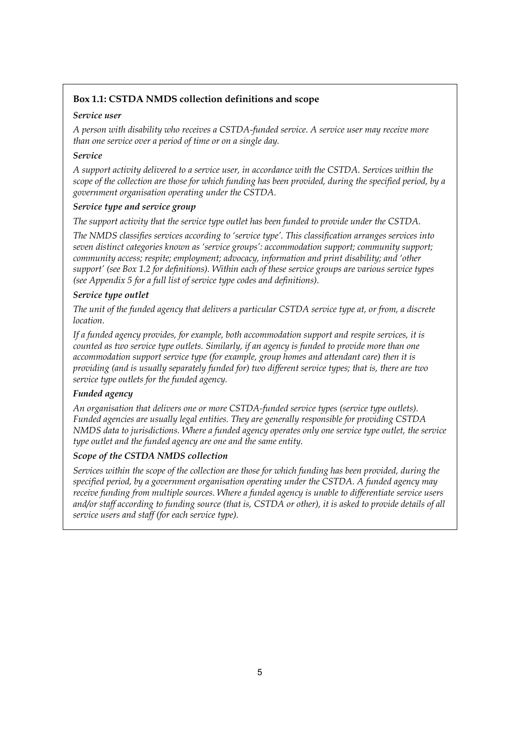**Box 1.1: CSTDA NMDS collection definitions and scope**

***Service user***

*A person with disability who receives a CSTDA-funded service. A service user may receive more than one service over a period of time or on a single day.*

***Service***

*A support activity delivered to a service user, in accordance with the CSTDA. Services within the scope of the collection are those for which funding has been provided, during the specified period, by a government organisation operating under the CSTDA.*

***Service type and service group***

*The support activity that the service type outlet has been funded to provide under the CSTDA.*

*The NMDS classifies services according to 'service type'. This classification arranges services into seven distinct categories known as 'service groups': accommodation support; community support; community access; respite; employment; advocacy, information and print disability; and 'other support' (see Box 1.2 for definitions). Within each of these service groups are various service types (see Appendix 5 for a full list of service type codes and definitions).*

***Service type outlet***

*The unit of the funded agency that delivers a particular CSTDA service type at, or from, a discrete location.*

*If a funded agency provides, for example, both accommodation support and respite services, it is counted as two service type outlets. Similarly, if an agency is funded to provide more than one accommodation support service type (for example, group homes and attendant care) then it is providing (and is usually separately funded for) two different service types; that is, there are two service type outlets for the funded agency.*

***Funded agency***

*An organisation that delivers one or more CSTDA-funded service types (service type outlets). Funded agencies are usually legal entities. They are generally responsible for providing CSTDA NMDS data to jurisdictions. Where a funded agency operates only one service type outlet, the service type outlet and the funded agency are one and the same entity.*

***Scope of the CSTDA NMDS collection***

*Services within the scope of the collection are those for which funding has been provided, during the specified period, by a government organisation operating under the CSTDA. A funded agency may receive funding from multiple sources. Where a funded agency is unable to differentiate service users and/or staff according to funding source (that is, CSTDA or other), it is asked to provide details of all service users and staff (for each service type).*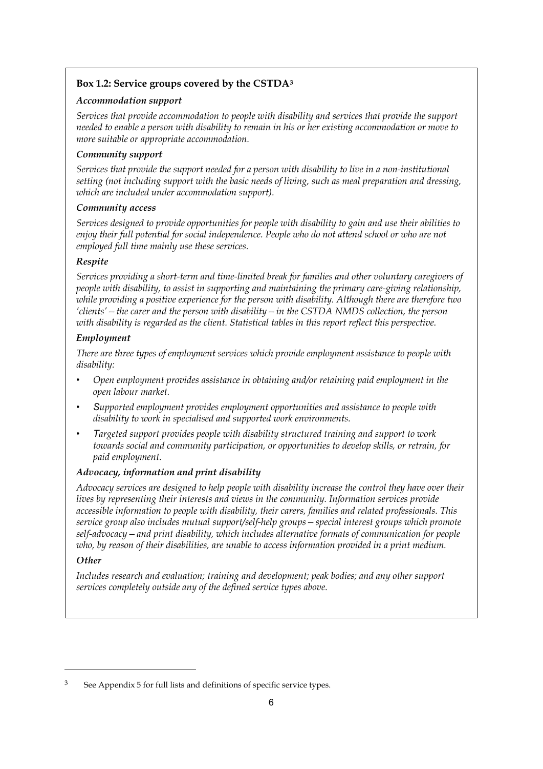**Box 1.2: Service groups covered by the CSTDA[3]**

***Accommodation support***

*Services that provide accommodation to people with disability and services that provide the support needed to enable a person with disability to remain in his or her existing accommodation or move to more suitable or appropriate accommodation.*

***Community support***

*Services that provide the support needed for a person with disability to live in a non-institutional setting (not including support with the basic needs of living, such as meal preparation and dressing, which are included under accommodation support).*

***Community access***

*Services designed to provide opportunities for people with disability to gain and use their abilities to enjoy their full potential for social independence. People who do not attend school or who are not employed full time mainly use these services.*

***Respite***

*Services providing a short-term and time-limited break for families and other voluntary caregivers of people with disability, to assist in supporting and maintaining the primary care-giving relationship, while providing a positive experience for the person with disability. Although there are therefore two 'clients' — the carer and the person with disability — in the CSTDA NMDS collection, the person with disability is regarded as the client. Statistical tables in this report reflect this perspective.*

***Employment***

*There are three types of employment services which provide employment assistance to people with disability:*

- *Open employment provides assistance in obtaining and/or retaining paid employment in the open labour market.*
- *Supported employment provides employment opportunities and assistance to people with disability to work in specialised and supported work environments.*
- *Targeted support provides people with disability structured training and support to work towards social and community participation, or opportunities to develop skills, or retrain, for paid employment.*

***Advocacy, information and print disability***

*Advocacy services are designed to help people with disability increase the control they have over their lives by representing their interests and views in the community. Information services provide accessible information to people with disability, their carers, families and related professionals. This service group also includes mutual support/self-help groups — special interest groups which promote self-advocacy — and print disability, which includes alternative formats of communication for people who, by reason of their disabilities, are unable to access information provided in a print medium.*

***Other***

*Includes research and evaluation; training and development; peak bodies; and any other support services completely outside any of the defined service types above.*

---

[3] See Appendix 5 for full lists and definitions of specific service types.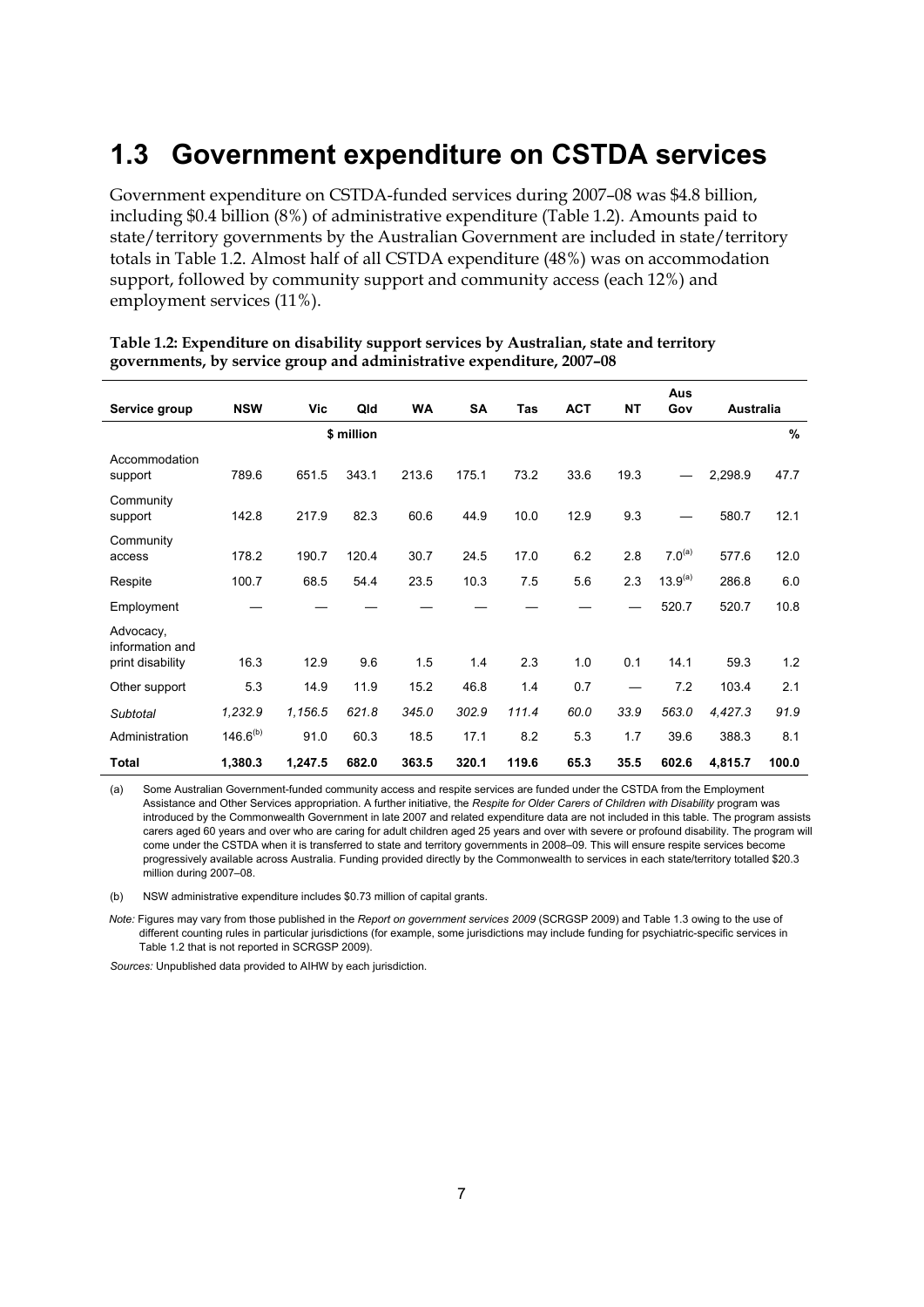## 1.3 Government expenditure on CSTDA services

Government expenditure on CSTDA-funded services during 2007–08 was $4.8 billion, including $0.4 billion (8%) of administrative expenditure (Table 1.2). Amounts paid to state/territory governments by the Australian Government are included in state/territory totals in Table 1.2. Almost half of all CSTDA expenditure (48%) was on accommodation support, followed by community support and community access (each 12%) and employment services (11%).

**Table 1.2: Expenditure on disability support services by Australian, state and territory governments, by service group and administrative expenditure, 2007–08**

| Service group | NSW | Vic | Qld | WA | SA | Tas | ACT | NT | Aus Gov | Australia | |
|---|---|---|---|---|---|---|---|---|---|---|---|
| | | | $ million | | | | | | | | % |
| Accommodation support | 789.6 | 651.5 | 343.1 | 213.6 | 175.1 | 73.2 | 33.6 | 19.3 | — | 2,298.9 | 47.7 |
| Community support | 142.8 | 217.9 | 82.3 | 60.6 | 44.9 | 10.0 | 12.9 | 9.3 | — | 580.7 | 12.1 |
| Community access | 178.2 | 190.7 | 120.4 | 30.7 | 24.5 | 17.0 | 6.2 | 2.8 | 7.0[(a)] | 577.6 | 12.0 |
| Respite | 100.7 | 68.5 | 54.4 | 23.5 | 10.3 | 7.5 | 5.6 | 2.3 | 13.9[(a)] | 286.8 | 6.0 |
| Employment | — | — | — | — | — | — | — | — | 520.7 | 520.7 | 10.8 |
| Advocacy, information and print disability | 16.3 | 12.9 | 9.6 | 1.5 | 1.4 | 2.3 | 1.0 | 0.1 | 14.1 | 59.3 | 1.2 |
| Other support | 5.3 | 14.9 | 11.9 | 15.2 | 46.8 | 1.4 | 0.7 | — | 7.2 | 103.4 | 2.1 |
| *Subtotal* | *1,232.9* | *1,156.5* | *621.8* | *345.0* | *302.9* | *111.4* | *60.0* | *33.9* | *563.0* | *4,427.3* | *91.9* |
| Administration | 146.6[(b)] | 91.0 | 60.3 | 18.5 | 17.1 | 8.2 | 5.3 | 1.7 | 39.6 | 388.3 | 8.1 |
| **Total** | **1,380.3** | **1,247.5** | **682.0** | **363.5** | **320.1** | **119.6** | **65.3** | **35.5** | **602.6** | **4,815.7** | **100.0** |

(a) Some Australian Government-funded community access and respite services are funded under the CSTDA from the Employment Assistance and Other Services appropriation. A further initiative, the *Respite for Older Carers of Children with Disability* program was introduced by the Commonwealth Government in late 2007 and related expenditure data are not included in this table. The program assists carers aged 60 years and over who are caring for adult children aged 25 years and over with severe or profound disability. The program will come under the CSTDA when it is transferred to state and territory governments in 2008–09. This will ensure respite services become progressively available across Australia. Funding provided directly by the Commonwealth to services in each state/territory totalled $20.3 million during 2007–08.

(b) NSW administrative expenditure includes $0.73 million of capital grants.

*Note:* Figures may vary from those published in the *Report on government services 2009* (SCRGSP 2009) and Table 1.3 owing to the use of different counting rules in particular jurisdictions (for example, some jurisdictions may include funding for psychiatric-specific services in Table 1.2 that is not reported in SCRGSP 2009).

*Sources:* Unpublished data provided to AIHW by each jurisdiction.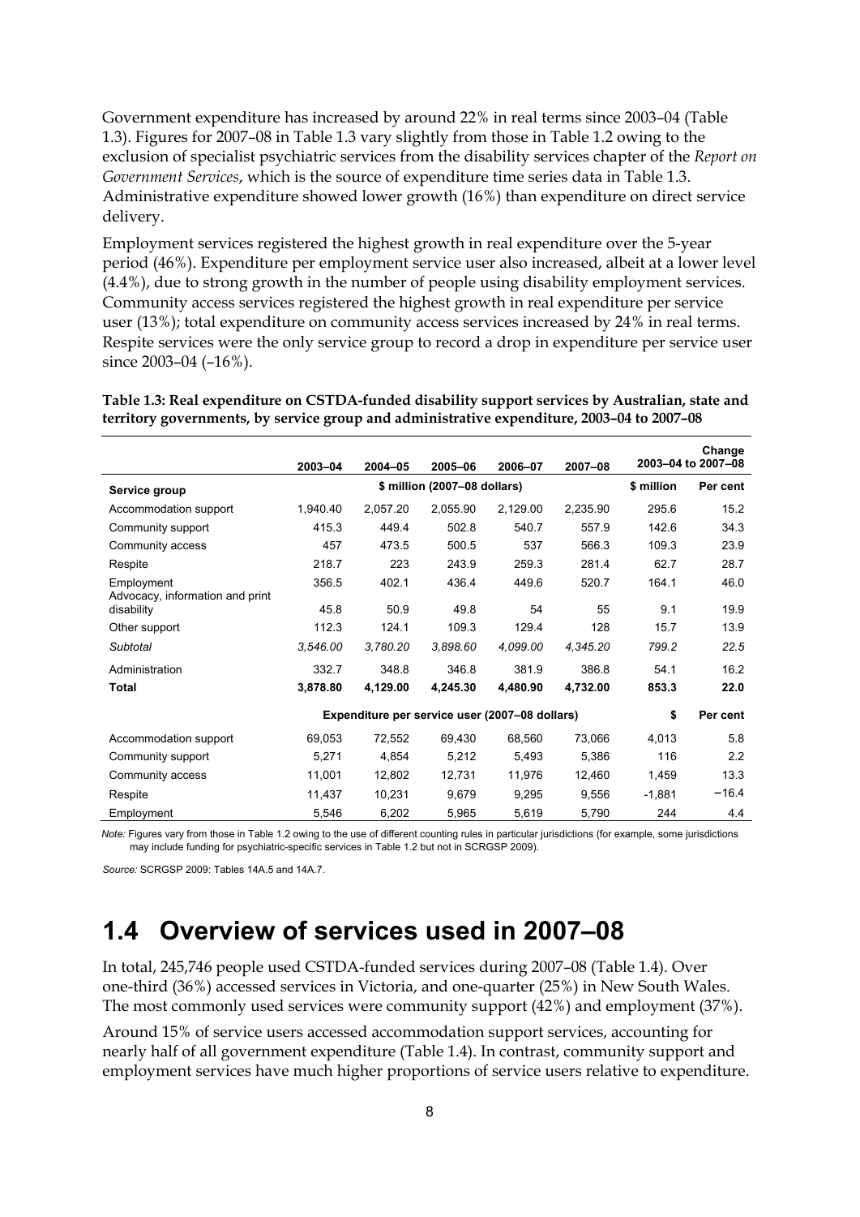Government expenditure has increased by around 22% in real terms since 2003–04 (Table 1.3). Figures for 2007–08 in Table 1.3 vary slightly from those in Table 1.2 owing to the exclusion of specialist psychiatric services from the disability services chapter of the *Report on Government Services*, which is the source of expenditure time series data in Table 1.3. Administrative expenditure showed lower growth (16%) than expenditure on direct service delivery.

Employment services registered the highest growth in real expenditure over the 5-year period (46%). Expenditure per employment service user also increased, albeit at a lower level (4.4%), due to strong growth in the number of people using disability employment services. Community access services registered the highest growth in real expenditure per service user (13%); total expenditure on community access services increased by 24% in real terms. Respite services were the only service group to record a drop in expenditure per service user since 2003–04 (–16%).

**Table 1.3: Real expenditure on CSTDA-funded disability support services by Australian, state and territory governments, by service group and administrative expenditure, 2003–04 to 2007–08**

| | 2003–04 | 2004–05 | 2005–06 | 2006–07 | 2007–08 | Change 2003–04 to 2007–08 | |
|---|---|---|---|---|---|---|---|
| **Service group** | $ million (2007–08 dollars) | | | | | $ million | Per cent |
| Accommodation support | 1,940.40 | 2,057.20 | 2,055.90 | 2,129.00 | 2,235.90 | 295.6 | 15.2 |
| Community support | 415.3 | 449.4 | 502.8 | 540.7 | 557.9 | 142.6 | 34.3 |
| Community access | 457 | 473.5 | 500.5 | 537 | 566.3 | 109.3 | 23.9 |
| Respite | 218.7 | 223 | 243.9 | 259.3 | 281.4 | 62.7 | 28.7 |
| Employment | 356.5 | 402.1 | 436.4 | 449.6 | 520.7 | 164.1 | 46.0 |
| Advocacy, information and print disability | 45.8 | 50.9 | 49.8 | 54 | 55 | 9.1 | 19.9 |
| Other support | 112.3 | 124.1 | 109.3 | 129.4 | 128 | 15.7 | 13.9 |
| *Subtotal* | *3,546.00* | *3,780.20* | *3,898.60* | *4,099.00* | *4,345.20* | *799.2* | *22.5* |
| Administration | 332.7 | 348.8 | 346.8 | 381.9 | 386.8 | 54.1 | 16.2 |
| **Total** | **3,878.80** | **4,129.00** | **4,245.30** | **4,480.90** | **4,732.00** | **853.3** | **22.0** |
| | Expenditure per service user (2007–08 dollars) | | | | | $ | Per cent |
| Accommodation support | 69,053 | 72,552 | 69,430 | 68,560 | 73,066 | 4,013 | 5.8 |
| Community support | 5,271 | 4,854 | 5,212 | 5,493 | 5,386 | 116 | 2.2 |
| Community access | 11,001 | 12,802 | 12,731 | 11,976 | 12,460 | 1,459 | 13.3 |
| Respite | 11,437 | 10,231 | 9,679 | 9,295 | 9,556 | -1,881 | −16.4 |
| Employment | 5,546 | 6,202 | 5,965 | 5,619 | 5,790 | 244 | 4.4 |

*Note:* Figures vary from those in Table 1.2 owing to the use of different counting rules in particular jurisdictions (for example, some jurisdictions may include funding for psychiatric-specific services in Table 1.2 but not in SCRGSP 2009).

*Source:* SCRGSP 2009: Tables 14A.5 and 14A.7.

## 1.4 Overview of services used in 2007–08

In total, 245,746 people used CSTDA-funded services during 2007–08 (Table 1.4). Over one-third (36%) accessed services in Victoria, and one-quarter (25%) in New South Wales. The most commonly used services were community support (42%) and employment (37%).

Around 15% of service users accessed accommodation support services, accounting for nearly half of all government expenditure (Table 1.4). In contrast, community support and employment services have much higher proportions of service users relative to expenditure.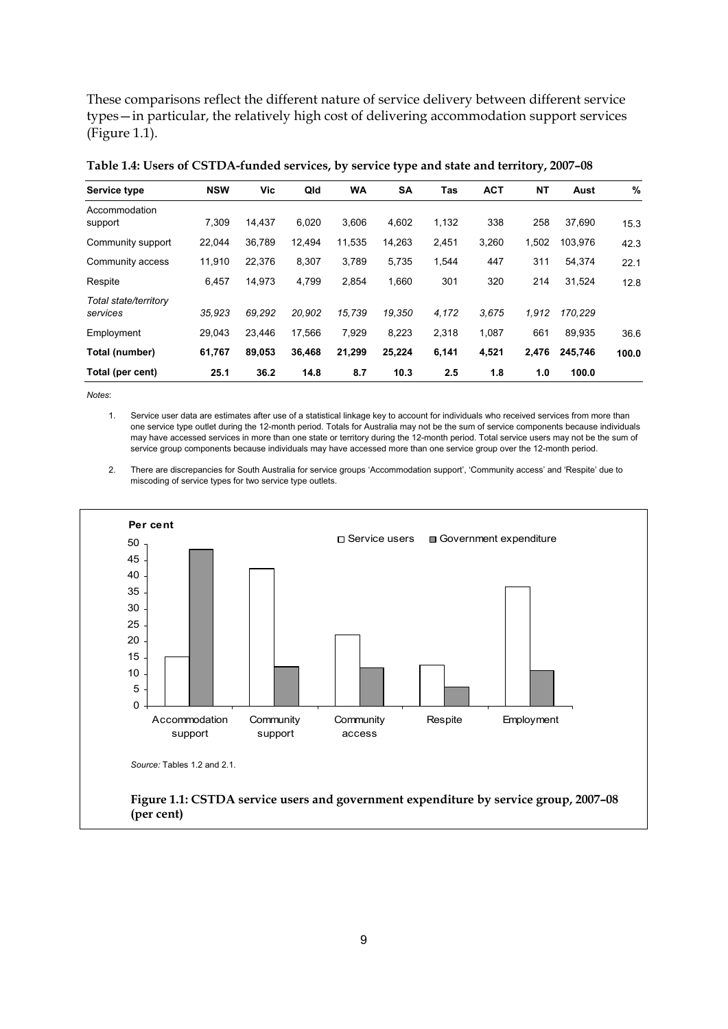These comparisons reflect the different nature of service delivery between different service types—in particular, the relatively high cost of delivering accommodation support services (Figure 1.1).

**Table 1.4: Users of CSTDA-funded services, by service type and state and territory, 2007–08**

| Service type | NSW | Vic | Qld | WA | SA | Tas | ACT | NT | Aust | % |
|---|---|---|---|---|---|---|---|---|---|---|
| Accommodation support | 7,309 | 14,437 | 6,020 | 3,606 | 4,602 | 1,132 | 338 | 258 | 37,690 | 15.3 |
| Community support | 22,044 | 36,789 | 12,494 | 11,535 | 14,263 | 2,451 | 3,260 | 1,502 | 103,976 | 42.3 |
| Community access | 11,910 | 22,376 | 8,307 | 3,789 | 5,735 | 1,544 | 447 | 311 | 54,374 | 22.1 |
| Respite | 6,457 | 14,973 | 4,799 | 2,854 | 1,660 | 301 | 320 | 214 | 31,524 | 12.8 |
| *Total state/territory services* | *35,923* | *69,292* | *20,902* | *15,739* | *19,350* | *4,172* | *3,675* | *1,912* | *170,229* | |
| Employment | 29,043 | 23,446 | 17,566 | 7,929 | 8,223 | 2,318 | 1,087 | 661 | 89,935 | 36.6 |
| **Total (number)** | **61,767** | **89,053** | **36,468** | **21,299** | **25,224** | **6,141** | **4,521** | **2,476** | **245,746** | **100.0** |
| **Total (per cent)** | **25.1** | **36.2** | **14.8** | **8.7** | **10.3** | **2.5** | **1.8** | **1.0** | **100.0** | |

*Notes*:

1. Service user data are estimates after use of a statistical linkage key to account for individuals who received services from more than one service type outlet during the 12-month period. Totals for Australia may not be the sum of service components because individuals may have accessed services in more than one state or territory during the 12-month period. Total service users may not be the sum of service group components because individuals may have accessed more than one service group over the 12-month period.

2. There are discrepancies for South Australia for service groups 'Accommodation support', 'Community access' and 'Respite' due to miscoding of service types for two service type outlets.

*Source:* Tables 1.2 and 2.1.

**Figure 1.1: CSTDA service users and government expenditure by service group, 2007–08 (per cent)**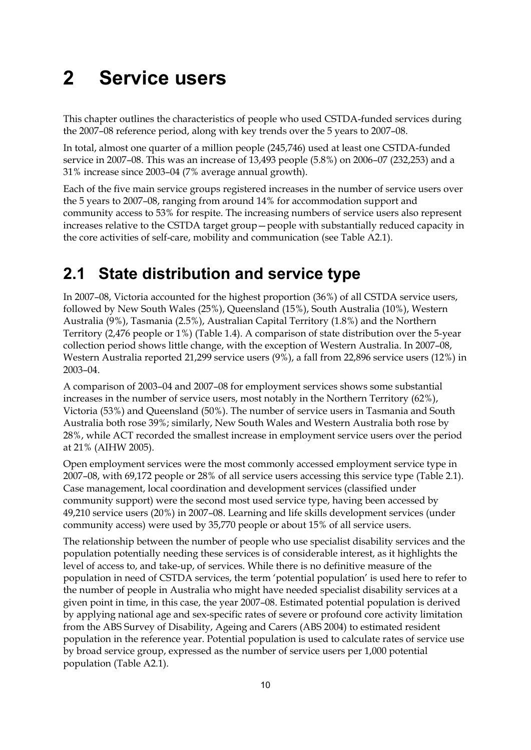# 2 Service users

This chapter outlines the characteristics of people who used CSTDA-funded services during the 2007–08 reference period, along with key trends over the 5 years to 2007–08.

In total, almost one quarter of a million people (245,746) used at least one CSTDA-funded service in 2007–08. This was an increase of 13,493 people (5.8%) on 2006–07 (232,253) and a 31% increase since 2003–04 (7% average annual growth).

Each of the five main service groups registered increases in the number of service users over the 5 years to 2007–08, ranging from around 14% for accommodation support and community access to 53% for respite. The increasing numbers of service users also represent increases relative to the CSTDA target group—people with substantially reduced capacity in the core activities of self-care, mobility and communication (see Table A2.1).

## 2.1 State distribution and service type

In 2007–08, Victoria accounted for the highest proportion (36%) of all CSTDA service users, followed by New South Wales (25%), Queensland (15%), South Australia (10%), Western Australia (9%), Tasmania (2.5%), Australian Capital Territory (1.8%) and the Northern Territory (2,476 people or 1%) (Table 1.4). A comparison of state distribution over the 5-year collection period shows little change, with the exception of Western Australia. In 2007–08, Western Australia reported 21,299 service users (9%), a fall from 22,896 service users (12%) in 2003–04.

A comparison of 2003–04 and 2007–08 for employment services shows some substantial increases in the number of service users, most notably in the Northern Territory (62%), Victoria (53%) and Queensland (50%). The number of service users in Tasmania and South Australia both rose 39%; similarly, New South Wales and Western Australia both rose by 28%, while ACT recorded the smallest increase in employment service users over the period at 21% (AIHW 2005).

Open employment services were the most commonly accessed employment service type in 2007–08, with 69,172 people or 28% of all service users accessing this service type (Table 2.1). Case management, local coordination and development services (classified under community support) were the second most used service type, having been accessed by 49,210 service users (20%) in 2007–08. Learning and life skills development services (under community access) were used by 35,770 people or about 15% of all service users.

The relationship between the number of people who use specialist disability services and the population potentially needing these services is of considerable interest, as it highlights the level of access to, and take-up, of services. While there is no definitive measure of the population in need of CSTDA services, the term 'potential population' is used here to refer to the number of people in Australia who might have needed specialist disability services at a given point in time, in this case, the year 2007–08. Estimated potential population is derived by applying national age and sex-specific rates of severe or profound core activity limitation from the ABS Survey of Disability, Ageing and Carers (ABS 2004) to estimated resident population in the reference year. Potential population is used to calculate rates of service use by broad service group, expressed as the number of service users per 1,000 potential population (Table A2.1).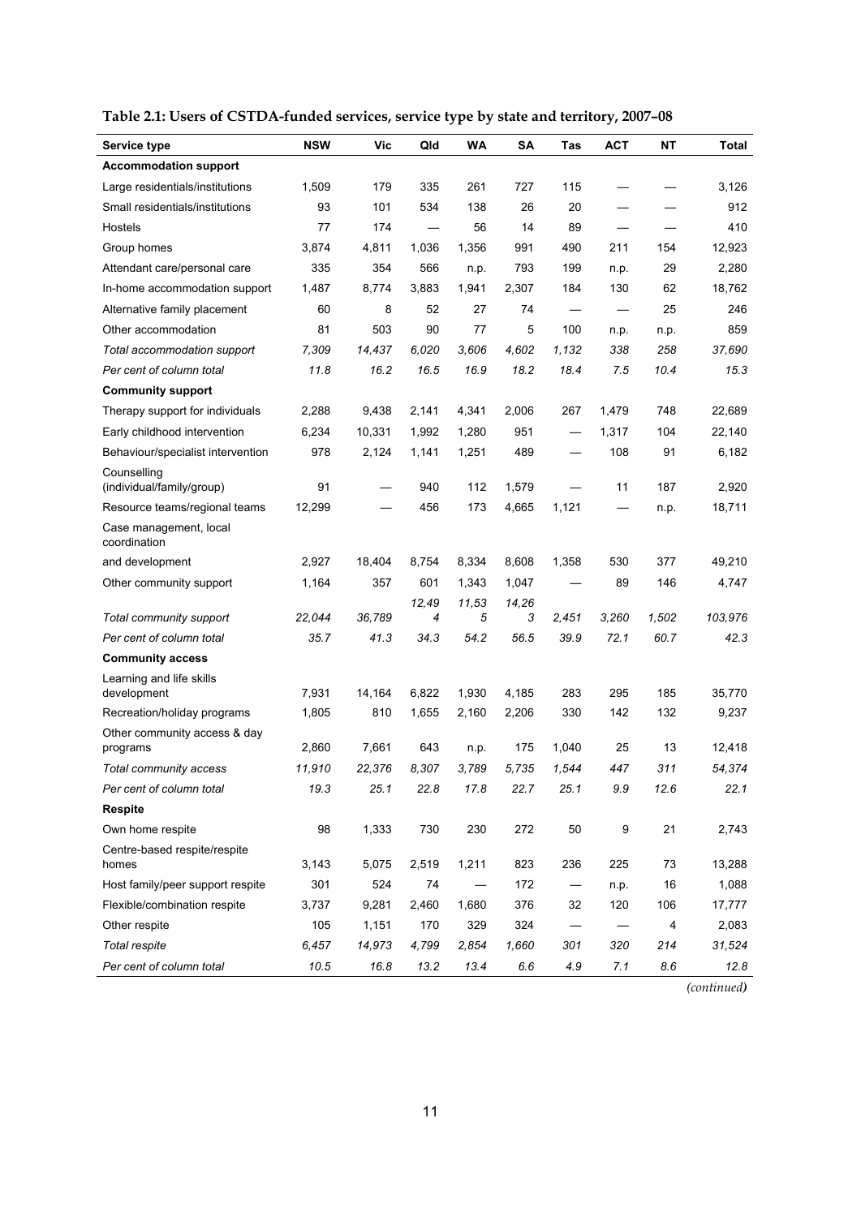**Table 2.1: Users of CSTDA-funded services, service type by state and territory, 2007–08**

| Service type | NSW | Vic | Qld | WA | SA | Tas | ACT | NT | Total |
|---|---|---|---|---|---|---|---|---|---|
| **Accommodation support** | | | | | | | | | |
| Large residentials/institutions | 1,509 | 179 | 335 | 261 | 727 | 115 | — | — | 3,126 |
| Small residentials/institutions | 93 | 101 | 534 | 138 | 26 | 20 | — | — | 912 |
| Hostels | 77 | 174 | — | 56 | 14 | 89 | — | — | 410 |
| Group homes | 3,874 | 4,811 | 1,036 | 1,356 | 991 | 490 | 211 | 154 | 12,923 |
| Attendant care/personal care | 335 | 354 | 566 | n.p. | 793 | 199 | n.p. | 29 | 2,280 |
| In-home accommodation support | 1,487 | 8,774 | 3,883 | 1,941 | 2,307 | 184 | 130 | 62 | 18,762 |
| Alternative family placement | 60 | 8 | 52 | 27 | 74 | — | — | 25 | 246 |
| Other accommodation | 81 | 503 | 90 | 77 | 5 | 100 | n.p. | n.p. | 859 |
| *Total accommodation support* | *7,309* | *14,437* | *6,020* | *3,606* | *4,602* | *1,132* | *338* | *258* | *37,690* |
| *Per cent of column total* | *11.8* | *16.2* | *16.5* | *16.9* | *18.2* | *18.4* | *7.5* | *10.4* | *15.3* |
| **Community support** | | | | | | | | | |
| Therapy support for individuals | 2,288 | 9,438 | 2,141 | 4,341 | 2,006 | 267 | 1,479 | 748 | 22,689 |
| Early childhood intervention | 6,234 | 10,331 | 1,992 | 1,280 | 951 | — | 1,317 | 104 | 22,140 |
| Behaviour/specialist intervention | 978 | 2,124 | 1,141 | 1,251 | 489 | — | 108 | 91 | 6,182 |
| Counselling (individual/family/group) | 91 | — | 940 | 112 | 1,579 | — | 11 | 187 | 2,920 |
| Resource teams/regional teams | 12,299 | — | 456 | 173 | 4,665 | 1,121 | — | n.p. | 18,711 |
| Case management, local coordination and development | 2,927 | 18,404 | 8,754 | 8,334 | 8,608 | 1,358 | 530 | 377 | 49,210 |
| Other community support | 1,164 | 357 | 601 | 1,343 | 1,047 | — | 89 | 146 | 4,747 |
| *Total community support* | *22,044* | *36,789* | *12,494* | *11,535* | *14,263* | *2,451* | *3,260* | *1,502* | *103,976* |
| *Per cent of column total* | *35.7* | *41.3* | *34.3* | *54.2* | *56.5* | *39.9* | *72.1* | *60.7* | *42.3* |
| **Community access** | | | | | | | | | |
| Learning and life skills development | 7,931 | 14,164 | 6,822 | 1,930 | 4,185 | 283 | 295 | 185 | 35,770 |
| Recreation/holiday programs | 1,805 | 810 | 1,655 | 2,160 | 2,206 | 330 | 142 | 132 | 9,237 |
| Other community access & day programs | 2,860 | 7,661 | 643 | n.p. | 175 | 1,040 | 25 | 13 | 12,418 |
| *Total community access* | *11,910* | *22,376* | *8,307* | *3,789* | *5,735* | *1,544* | *447* | *311* | *54,374* |
| *Per cent of column total* | *19.3* | *25.1* | *22.8* | *17.8* | *22.7* | *25.1* | *9.9* | *12.6* | *22.1* |
| **Respite** | | | | | | | | | |
| Own home respite | 98 | 1,333 | 730 | 230 | 272 | 50 | 9 | 21 | 2,743 |
| Centre-based respite/respite homes | 3,143 | 5,075 | 2,519 | 1,211 | 823 | 236 | 225 | 73 | 13,288 |
| Host family/peer support respite | 301 | 524 | 74 | — | 172 | — | n.p. | 16 | 1,088 |
| Flexible/combination respite | 3,737 | 9,281 | 2,460 | 1,680 | 376 | 32 | 120 | 106 | 17,777 |
| Other respite | 105 | 1,151 | 170 | 329 | 324 | — | — | 4 | 2,083 |
| *Total respite* | *6,457* | *14,973* | *4,799* | *2,854* | *1,660* | *301* | *320* | *214* | *31,524* |
| *Per cent of column total* | *10.5* | *16.8* | *13.2* | *13.4* | *6.6* | *4.9* | *7.1* | *8.6* | *12.8* |

*(continued)*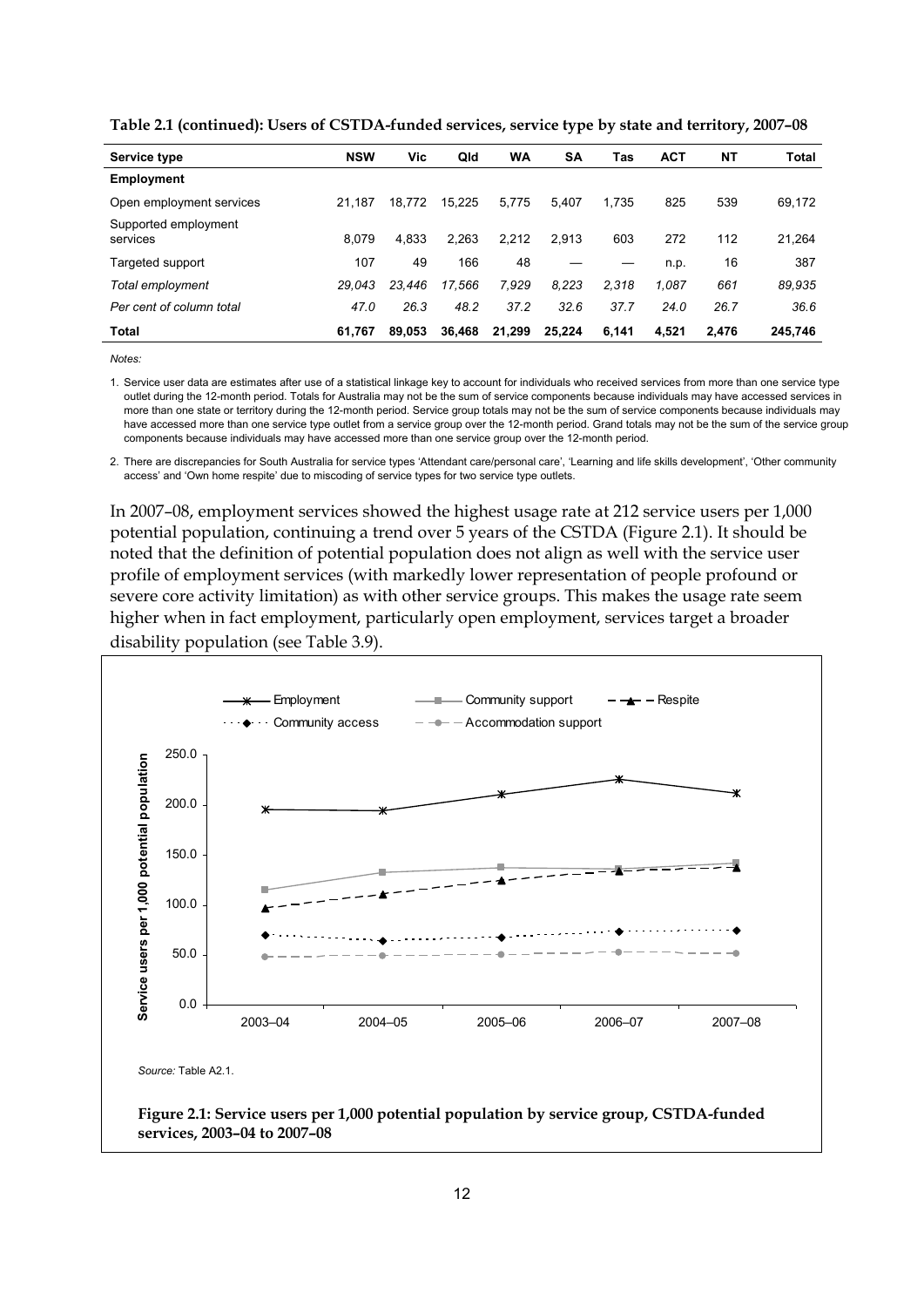**Table 2.1 (continued): Users of CSTDA-funded services, service type by state and territory, 2007–08**

| Service type | NSW | Vic | Qld | WA | SA | Tas | ACT | NT | Total |
|---|---|---|---|---|---|---|---|---|---|
| **Employment** | | | | | | | | | |
| Open employment services | 21,187 | 18,772 | 15,225 | 5,775 | 5,407 | 1,735 | 825 | 539 | 69,172 |
| Supported employment services | 8,079 | 4,833 | 2,263 | 2,212 | 2,913 | 603 | 272 | 112 | 21,264 |
| Targeted support | 107 | 49 | 166 | 48 | — | — | n.p. | 16 | 387 |
| *Total employment* | *29,043* | *23,446* | *17,566* | *7,929* | *8,223* | *2,318* | *1,087* | *661* | *89,935* |
| *Per cent of column total* | *47.0* | *26.3* | *48.2* | *37.2* | *32.6* | *37.7* | *24.0* | *26.7* | *36.6* |
| **Total** | **61,767** | **89,053** | **36,468** | **21,299** | **25,224** | **6,141** | **4,521** | **2,476** | **245,746** |

*Notes:*

1. Service user data are estimates after use of a statistical linkage key to account for individuals who received services from more than one service type outlet during the 12-month period. Totals for Australia may not be the sum of service components because individuals may have accessed services in more than one state or territory during the 12-month period. Service group totals may not be the sum of service components because individuals may have accessed more than one service type outlet from a service group over the 12-month period. Grand totals may not be the sum of the service group components because individuals may have accessed more than one service group over the 12-month period.

2. There are discrepancies for South Australia for service types 'Attendant care/personal care', 'Learning and life skills development', 'Other community access' and 'Own home respite' due to miscoding of service types for two service type outlets.

In 2007–08, employment services showed the highest usage rate at 212 service users per 1,000 potential population, continuing a trend over 5 years of the CSTDA (Figure 2.1). It should be noted that the definition of potential population does not align as well with the service user profile of employment services (with markedly lower representation of people profound or severe core activity limitation) as with other service groups. This makes the usage rate seem higher when in fact employment, particularly open employment, services target a broader disability population (see Table 3.9).

*Source:* Table A2.1.

**Figure 2.1: Service users per 1,000 potential population by service group, CSTDA-funded services, 2003–04 to 2007–08**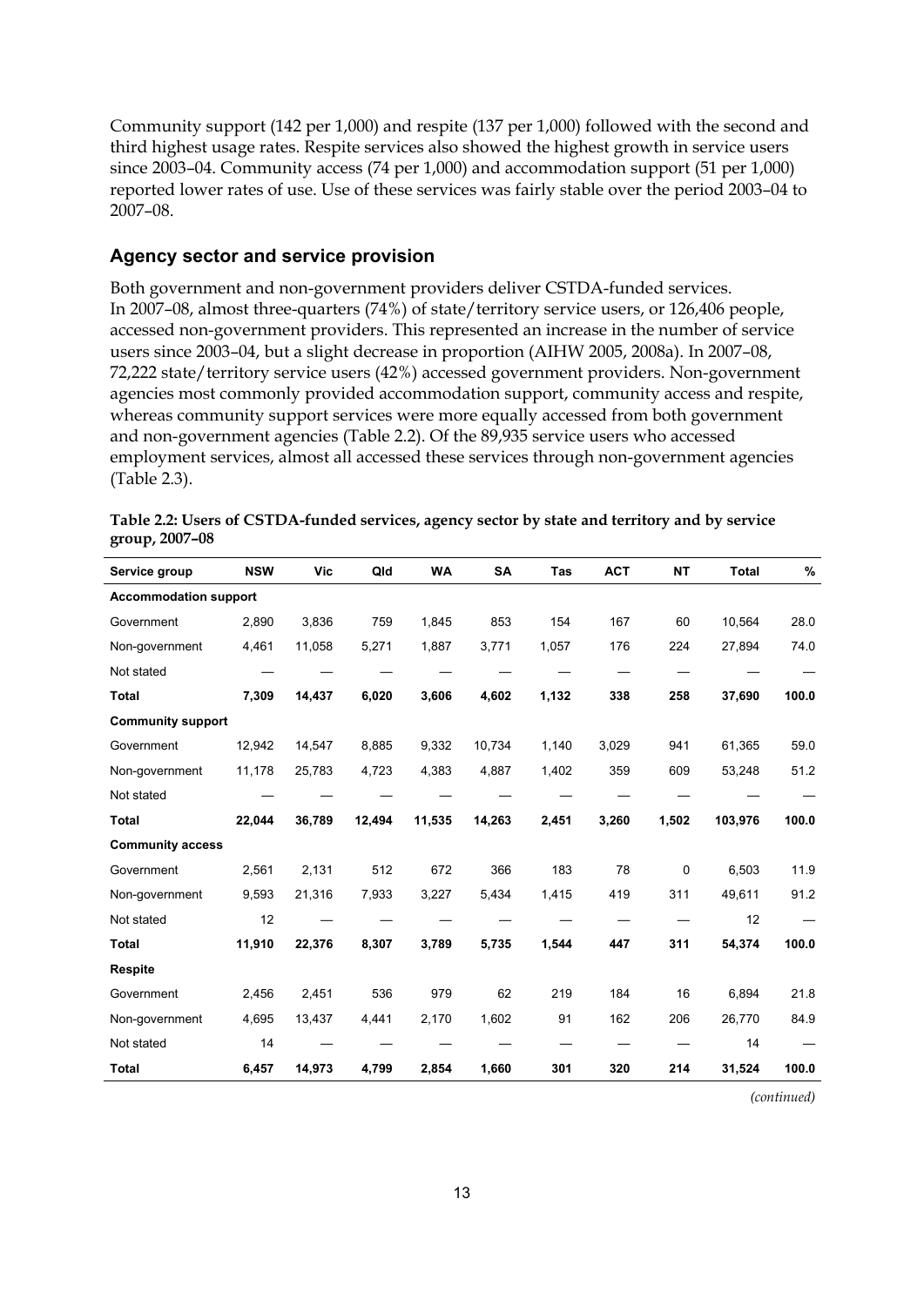Community support (142 per 1,000) and respite (137 per 1,000) followed with the second and third highest usage rates. Respite services also showed the highest growth in service users since 2003–04. Community access (74 per 1,000) and accommodation support (51 per 1,000) reported lower rates of use. Use of these services was fairly stable over the period 2003–04 to 2007–08.

## Agency sector and service provision

Both government and non-government providers deliver CSTDA-funded services. In 2007–08, almost three-quarters (74%) of state/territory service users, or 126,406 people, accessed non-government providers. This represented an increase in the number of service users since 2003–04, but a slight decrease in proportion (AIHW 2005, 2008a). In 2007–08, 72,222 state/territory service users (42%) accessed government providers. Non-government agencies most commonly provided accommodation support, community access and respite, whereas community support services were more equally accessed from both government and non-government agencies (Table 2.2). Of the 89,935 service users who accessed employment services, almost all accessed these services through non-government agencies (Table 2.3).

**Table 2.2: Users of CSTDA-funded services, agency sector by state and territory and by service group, 2007–08**

| Service group | NSW | Vic | Qld | WA | SA | Tas | ACT | NT | Total | % |
|---|---|---|---|---|---|---|---|---|---|---|
| **Accommodation support** | | | | | | | | | | |
| Government | 2,890 | 3,836 | 759 | 1,845 | 853 | 154 | 167 | 60 | 10,564 | 28.0 |
| Non-government | 4,461 | 11,058 | 5,271 | 1,887 | 3,771 | 1,057 | 176 | 224 | 27,894 | 74.0 |
| Not stated | — | — | — | — | — | — | — | — | — | — |
| **Total** | **7,309** | **14,437** | **6,020** | **3,606** | **4,602** | **1,132** | **338** | **258** | **37,690** | **100.0** |
| **Community support** | | | | | | | | | | |
| Government | 12,942 | 14,547 | 8,885 | 9,332 | 10,734 | 1,140 | 3,029 | 941 | 61,365 | 59.0 |
| Non-government | 11,178 | 25,783 | 4,723 | 4,383 | 4,887 | 1,402 | 359 | 609 | 53,248 | 51.2 |
| Not stated | — | — | — | — | — | — | — | — | — | — |
| **Total** | **22,044** | **36,789** | **12,494** | **11,535** | **14,263** | **2,451** | **3,260** | **1,502** | **103,976** | **100.0** |
| **Community access** | | | | | | | | | | |
| Government | 2,561 | 2,131 | 512 | 672 | 366 | 183 | 78 | 0 | 6,503 | 11.9 |
| Non-government | 9,593 | 21,316 | 7,933 | 3,227 | 5,434 | 1,415 | 419 | 311 | 49,611 | 91.2 |
| Not stated | 12 | — | — | — | — | — | — | — | 12 | — |
| **Total** | **11,910** | **22,376** | **8,307** | **3,789** | **5,735** | **1,544** | **447** | **311** | **54,374** | **100.0** |
| **Respite** | | | | | | | | | | |
| Government | 2,456 | 2,451 | 536 | 979 | 62 | 219 | 184 | 16 | 6,894 | 21.8 |
| Non-government | 4,695 | 13,437 | 4,441 | 2,170 | 1,602 | 91 | 162 | 206 | 26,770 | 84.9 |
| Not stated | 14 | — | — | — | — | — | — | — | 14 | — |
| **Total** | **6,457** | **14,973** | **4,799** | **2,854** | **1,660** | **301** | **320** | **214** | **31,524** | **100.0** |

*(continued)*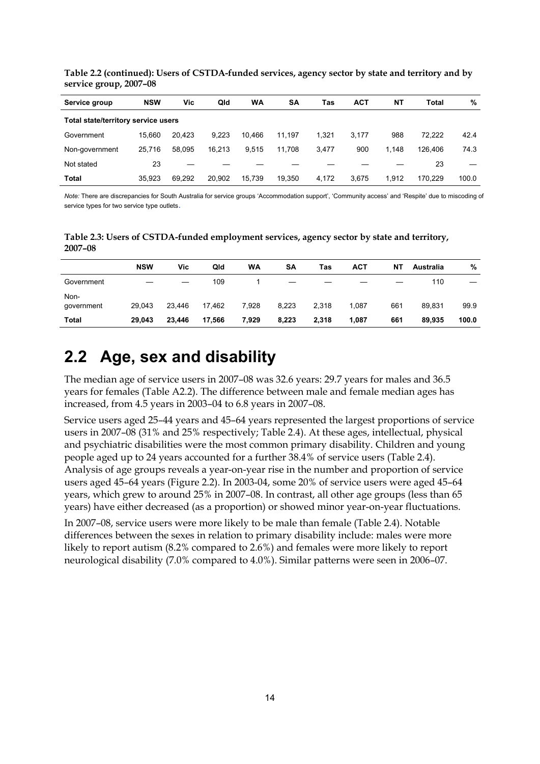**Table 2.2 (continued): Users of CSTDA-funded services, agency sector by state and territory and by service group, 2007–08**

| Service group | NSW | Vic | Qld | WA | SA | Tas | ACT | NT | Total | % |
|---|---|---|---|---|---|---|---|---|---|---|
| **Total state/territory service users** | | | | | | | | | | |
| Government | 15,660 | 20,423 | 9,223 | 10,466 | 11,197 | 1,321 | 3,177 | 988 | 72,222 | 42.4 |
| Non-government | 25,716 | 58,095 | 16,213 | 9,515 | 11,708 | 3,477 | 900 | 1,148 | 126,406 | 74.3 |
| Not stated | 23 | — | — | — | — | — | — | — | 23 | — |
| **Total** | 35,923 | 69,292 | 20,902 | 15,739 | 19,350 | 4,172 | 3,675 | 1,912 | 170,229 | 100.0 |

*Note:* There are discrepancies for South Australia for service groups 'Accommodation support', 'Community access' and 'Respite' due to miscoding of service types for two service type outlets.

**Table 2.3: Users of CSTDA-funded employment services, agency sector by state and territory, 2007–08**

| | NSW | Vic | Qld | WA | SA | Tas | ACT | NT | Australia | % |
|---|---|---|---|---|---|---|---|---|---|---|
| Government | — | — | 109 | 1 | — | — | — | — | 110 | — |
| Non-government | 29,043 | 23,446 | 17,462 | 7,928 | 8,223 | 2,318 | 1,087 | 661 | 89,831 | 99.9 |
| **Total** | **29,043** | **23,446** | **17,566** | **7,929** | **8,223** | **2,318** | **1,087** | **661** | **89,935** | **100.0** |

## 2.2 Age, sex and disability

The median age of service users in 2007–08 was 32.6 years: 29.7 years for males and 36.5 years for females (Table A2.2). The difference between male and female median ages has increased, from 4.5 years in 2003–04 to 6.8 years in 2007–08.

Service users aged 25–44 years and 45–64 years represented the largest proportions of service users in 2007–08 (31% and 25% respectively; Table 2.4). At these ages, intellectual, physical and psychiatric disabilities were the most common primary disability. Children and young people aged up to 24 years accounted for a further 38.4% of service users (Table 2.4). Analysis of age groups reveals a year-on-year rise in the number and proportion of service users aged 45–64 years (Figure 2.2). In 2003-04, some 20% of service users were aged 45–64 years, which grew to around 25% in 2007–08. In contrast, all other age groups (less than 65 years) have either decreased (as a proportion) or showed minor year-on-year fluctuations.

In 2007–08, service users were more likely to be male than female (Table 2.4). Notable differences between the sexes in relation to primary disability include: males were more likely to report autism (8.2% compared to 2.6%) and females were more likely to report neurological disability (7.0% compared to 4.0%). Similar patterns were seen in 2006–07.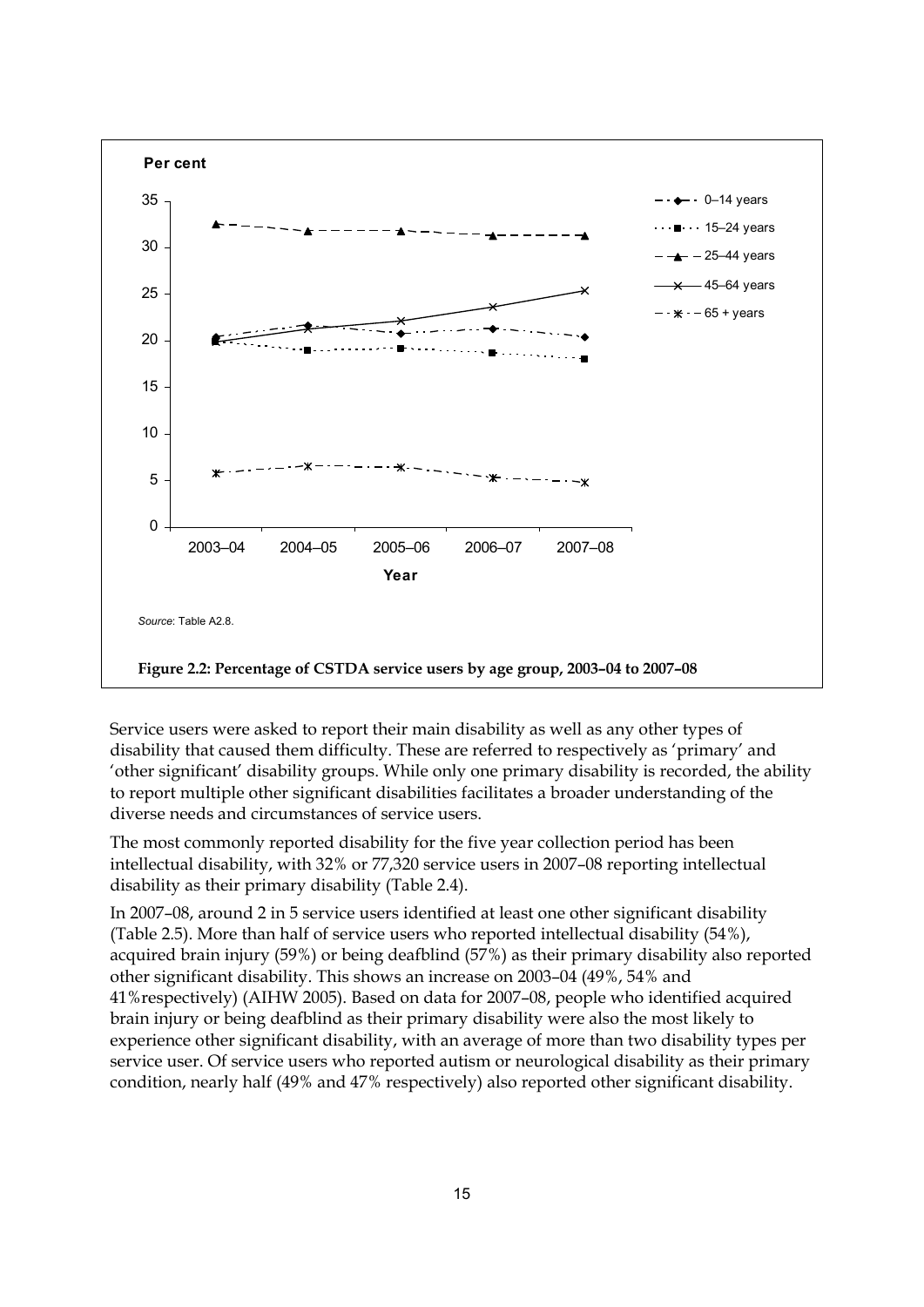Source: Table A2.8.

**Figure 2.2: Percentage of CSTDA service users by age group, 2003–04 to 2007–08**

Service users were asked to report their main disability as well as any other types of disability that caused them difficulty. These are referred to respectively as 'primary' and 'other significant' disability groups. While only one primary disability is recorded, the ability to report multiple other significant disabilities facilitates a broader understanding of the diverse needs and circumstances of service users.

The most commonly reported disability for the five year collection period has been intellectual disability, with 32% or 77,320 service users in 2007–08 reporting intellectual disability as their primary disability (Table 2.4).

In 2007–08, around 2 in 5 service users identified at least one other significant disability (Table 2.5). More than half of service users who reported intellectual disability (54%), acquired brain injury (59%) or being deafblind (57%) as their primary disability also reported other significant disability. This shows an increase on 2003–04 (49%, 54% and 41%respectively) (AIHW 2005). Based on data for 2007–08, people who identified acquired brain injury or being deafblind as their primary disability were also the most likely to experience other significant disability, with an average of more than two disability types per service user. Of service users who reported autism or neurological disability as their primary condition, nearly half (49% and 47% respectively) also reported other significant disability.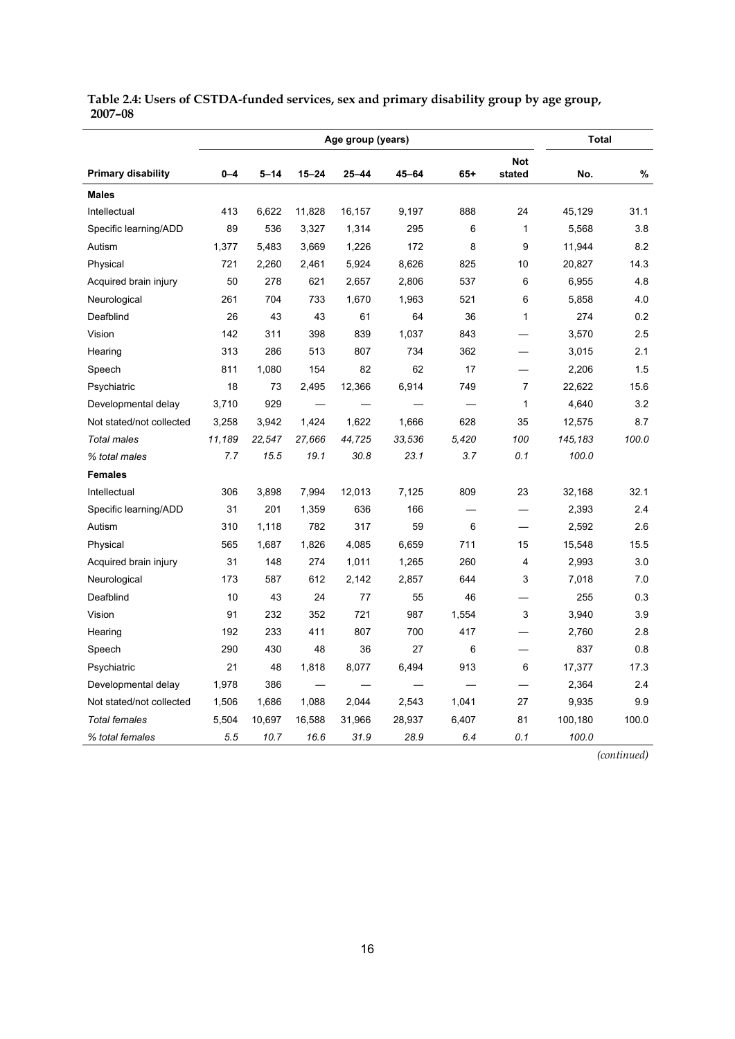**Table 2.4: Users of CSTDA-funded services, sex and primary disability group by age group, 2007–08**

| | Age group (years) | | | | | | | Total | |
|---|---|---|---|---|---|---|---|---|---|
| **Primary disability** | **0–4** | **5–14** | **15–24** | **25–44** | **45–64** | **65+** | **Not stated** | **No.** | **%** |
| **Males** | | | | | | | | | |
| Intellectual | 413 | 6,622 | 11,828 | 16,157 | 9,197 | 888 | 24 | 45,129 | 31.1 |
| Specific learning/ADD | 89 | 536 | 3,327 | 1,314 | 295 | 6 | 1 | 5,568 | 3.8 |
| Autism | 1,377 | 5,483 | 3,669 | 1,226 | 172 | 8 | 9 | 11,944 | 8.2 |
| Physical | 721 | 2,260 | 2,461 | 5,924 | 8,626 | 825 | 10 | 20,827 | 14.3 |
| Acquired brain injury | 50 | 278 | 621 | 2,657 | 2,806 | 537 | 6 | 6,955 | 4.8 |
| Neurological | 261 | 704 | 733 | 1,670 | 1,963 | 521 | 6 | 5,858 | 4.0 |
| Deafblind | 26 | 43 | 43 | 61 | 64 | 36 | 1 | 274 | 0.2 |
| Vision | 142 | 311 | 398 | 839 | 1,037 | 843 | — | 3,570 | 2.5 |
| Hearing | 313 | 286 | 513 | 807 | 734 | 362 | — | 3,015 | 2.1 |
| Speech | 811 | 1,080 | 154 | 82 | 62 | 17 | — | 2,206 | 1.5 |
| Psychiatric | 18 | 73 | 2,495 | 12,366 | 6,914 | 749 | 7 | 22,622 | 15.6 |
| Developmental delay | 3,710 | 929 | — | — | — | — | 1 | 4,640 | 3.2 |
| Not stated/not collected | 3,258 | 3,942 | 1,424 | 1,622 | 1,666 | 628 | 35 | 12,575 | 8.7 |
| *Total males* | *11,189* | *22,547* | *27,666* | *44,725* | *33,536* | *5,420* | *100* | *145,183* | *100.0* |
| *% total males* | *7.7* | *15.5* | *19.1* | *30.8* | *23.1* | *3.7* | *0.1* | *100.0* | |
| **Females** | | | | | | | | | |
| Intellectual | 306 | 3,898 | 7,994 | 12,013 | 7,125 | 809 | 23 | 32,168 | 32.1 |
| Specific learning/ADD | 31 | 201 | 1,359 | 636 | 166 | — | — | 2,393 | 2.4 |
| Autism | 310 | 1,118 | 782 | 317 | 59 | 6 | — | 2,592 | 2.6 |
| Physical | 565 | 1,687 | 1,826 | 4,085 | 6,659 | 711 | 15 | 15,548 | 15.5 |
| Acquired brain injury | 31 | 148 | 274 | 1,011 | 1,265 | 260 | 4 | 2,993 | 3.0 |
| Neurological | 173 | 587 | 612 | 2,142 | 2,857 | 644 | 3 | 7,018 | 7.0 |
| Deafblind | 10 | 43 | 24 | 77 | 55 | 46 | — | 255 | 0.3 |
| Vision | 91 | 232 | 352 | 721 | 987 | 1,554 | 3 | 3,940 | 3.9 |
| Hearing | 192 | 233 | 411 | 807 | 700 | 417 | — | 2,760 | 2.8 |
| Speech | 290 | 430 | 48 | 36 | 27 | 6 | — | 837 | 0.8 |
| Psychiatric | 21 | 48 | 1,818 | 8,077 | 6,494 | 913 | 6 | 17,377 | 17.3 |
| Developmental delay | 1,978 | 386 | — | — | — | — | — | 2,364 | 2.4 |
| Not stated/not collected | 1,506 | 1,686 | 1,088 | 2,044 | 2,543 | 1,041 | 27 | 9,935 | 9.9 |
| *Total females* | 5,504 | 10,697 | 16,588 | 31,966 | 28,937 | 6,407 | 81 | 100,180 | 100.0 |
| *% total females* | *5.5* | *10.7* | *16.6* | *31.9* | *28.9* | *6.4* | *0.1* | *100.0* | |

*(continued)*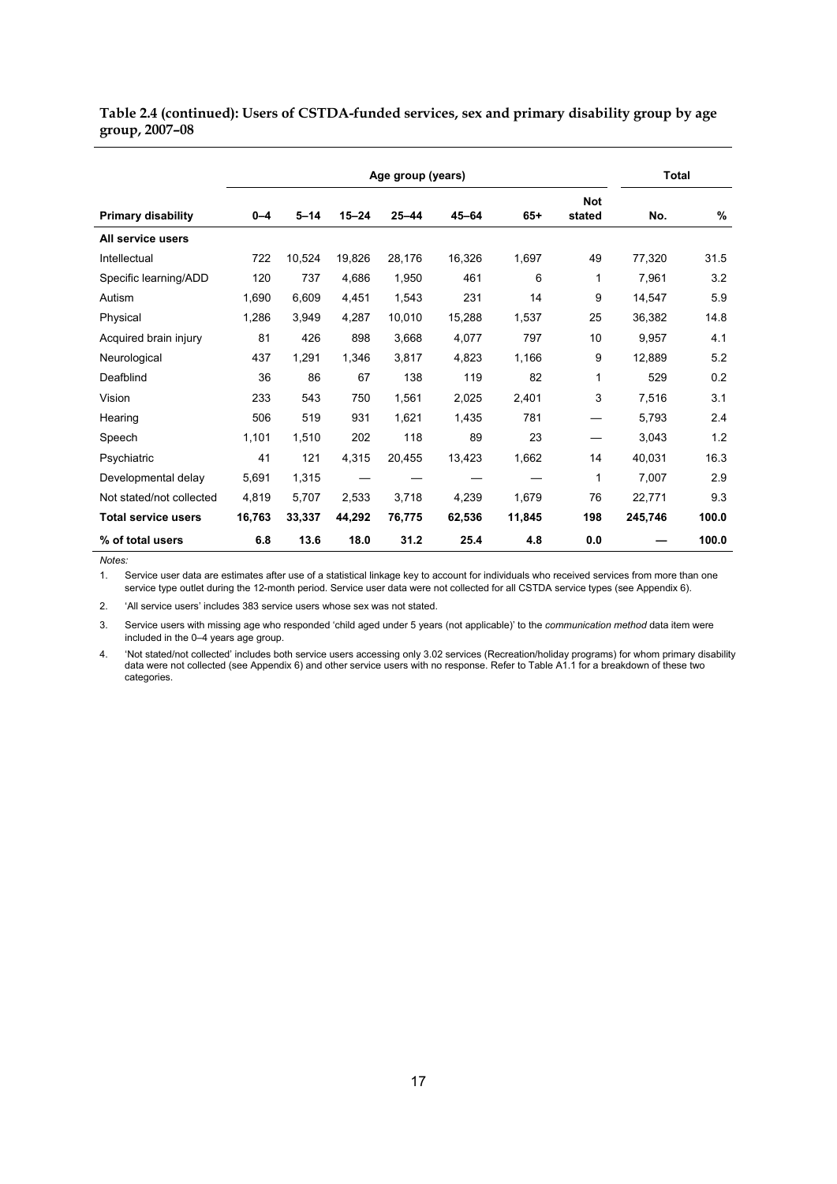**Table 2.4 (continued): Users of CSTDA-funded services, sex and primary disability group by age group, 2007–08**

| | Age group (years) | | | | | | | Total | |
|---|---|---|---|---|---|---|---|---|---|
| **Primary disability** | **0–4** | **5–14** | **15–24** | **25–44** | **45–64** | **65+** | **Not stated** | **No.** | **%** |
| **All service users** | | | | | | | | | |
| Intellectual | 722 | 10,524 | 19,826 | 28,176 | 16,326 | 1,697 | 49 | 77,320 | 31.5 |
| Specific learning/ADD | 120 | 737 | 4,686 | 1,950 | 461 | 6 | 1 | 7,961 | 3.2 |
| Autism | 1,690 | 6,609 | 4,451 | 1,543 | 231 | 14 | 9 | 14,547 | 5.9 |
| Physical | 1,286 | 3,949 | 4,287 | 10,010 | 15,288 | 1,537 | 25 | 36,382 | 14.8 |
| Acquired brain injury | 81 | 426 | 898 | 3,668 | 4,077 | 797 | 10 | 9,957 | 4.1 |
| Neurological | 437 | 1,291 | 1,346 | 3,817 | 4,823 | 1,166 | 9 | 12,889 | 5.2 |
| Deafblind | 36 | 86 | 67 | 138 | 119 | 82 | 1 | 529 | 0.2 |
| Vision | 233 | 543 | 750 | 1,561 | 2,025 | 2,401 | 3 | 7,516 | 3.1 |
| Hearing | 506 | 519 | 931 | 1,621 | 1,435 | 781 | — | 5,793 | 2.4 |
| Speech | 1,101 | 1,510 | 202 | 118 | 89 | 23 | — | 3,043 | 1.2 |
| Psychiatric | 41 | 121 | 4,315 | 20,455 | 13,423 | 1,662 | 14 | 40,031 | 16.3 |
| Developmental delay | 5,691 | 1,315 | — | — | — | — | 1 | 7,007 | 2.9 |
| Not stated/not collected | 4,819 | 5,707 | 2,533 | 3,718 | 4,239 | 1,679 | 76 | 22,771 | 9.3 |
| **Total service users** | **16,763** | **33,337** | **44,292** | **76,775** | **62,536** | **11,845** | **198** | **245,746** | **100.0** |
| **% of total users** | **6.8** | **13.6** | **18.0** | **31.2** | **25.4** | **4.8** | **0.0** | **—** | **100.0** |

*Notes:*

1. Service user data are estimates after use of a statistical linkage key to account for individuals who received services from more than one service type outlet during the 12-month period. Service user data were not collected for all CSTDA service types (see Appendix 6).
2. 'All service users' includes 383 service users whose sex was not stated.
3. Service users with missing age who responded 'child aged under 5 years (not applicable)' to the *communication method* data item were included in the 0–4 years age group.
4. 'Not stated/not collected' includes both service users accessing only 3.02 services (Recreation/holiday programs) for whom primary disability data were not collected (see Appendix 6) and other service users with no response. Refer to Table A1.1 for a breakdown of these two categories.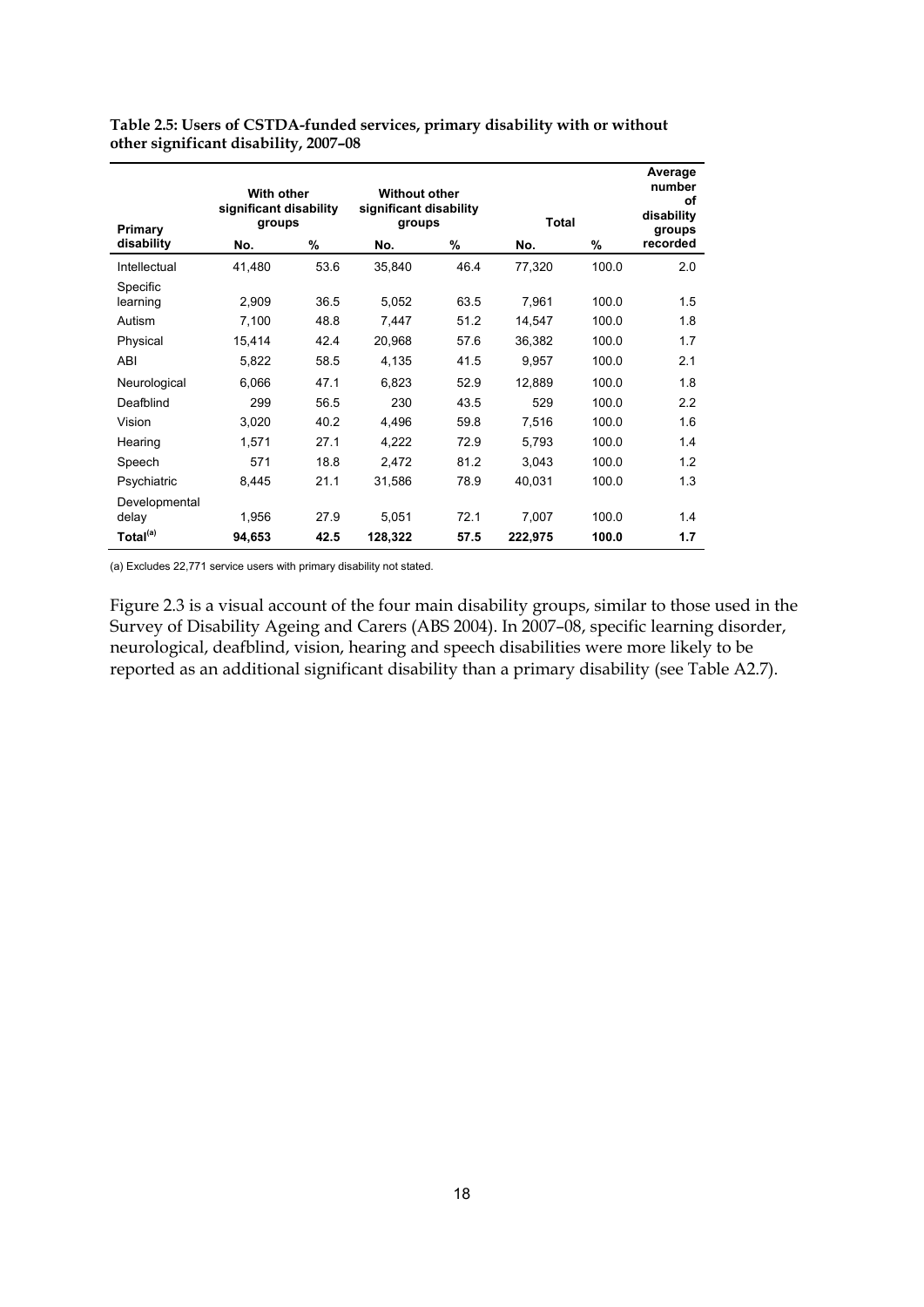**Table 2.5: Users of CSTDA-funded services, primary disability with or without other significant disability, 2007–08**

| Primary disability | With other significant disability groups | | Without other significant disability groups | | Total | | Average number of disability groups recorded |
|---|---|---|---|---|---|---|---|
| | No. | % | No. | % | No. | % | |
| Intellectual | 41,480 | 53.6 | 35,840 | 46.4 | 77,320 | 100.0 | 2.0 |
| Specific learning | 2,909 | 36.5 | 5,052 | 63.5 | 7,961 | 100.0 | 1.5 |
| Autism | 7,100 | 48.8 | 7,447 | 51.2 | 14,547 | 100.0 | 1.8 |
| Physical | 15,414 | 42.4 | 20,968 | 57.6 | 36,382 | 100.0 | 1.7 |
| ABI | 5,822 | 58.5 | 4,135 | 41.5 | 9,957 | 100.0 | 2.1 |
| Neurological | 6,066 | 47.1 | 6,823 | 52.9 | 12,889 | 100.0 | 1.8 |
| Deafblind | 299 | 56.5 | 230 | 43.5 | 529 | 100.0 | 2.2 |
| Vision | 3,020 | 40.2 | 4,496 | 59.8 | 7,516 | 100.0 | 1.6 |
| Hearing | 1,571 | 27.1 | 4,222 | 72.9 | 5,793 | 100.0 | 1.4 |
| Speech | 571 | 18.8 | 2,472 | 81.2 | 3,043 | 100.0 | 1.2 |
| Psychiatric | 8,445 | 21.1 | 31,586 | 78.9 | 40,031 | 100.0 | 1.3 |
| Developmental delay | 1,956 | 27.9 | 5,051 | 72.1 | 7,007 | 100.0 | 1.4 |
| **Total[(a)]** | **94,653** | **42.5** | **128,322** | **57.5** | **222,975** | **100.0** | **1.7** |

(a) Excludes 22,771 service users with primary disability not stated.

Figure 2.3 is a visual account of the four main disability groups, similar to those used in the Survey of Disability Ageing and Carers (ABS 2004). In 2007–08, specific learning disorder, neurological, deafblind, vision, hearing and speech disabilities were more likely to be reported as an additional significant disability than a primary disability (see Table A2.7).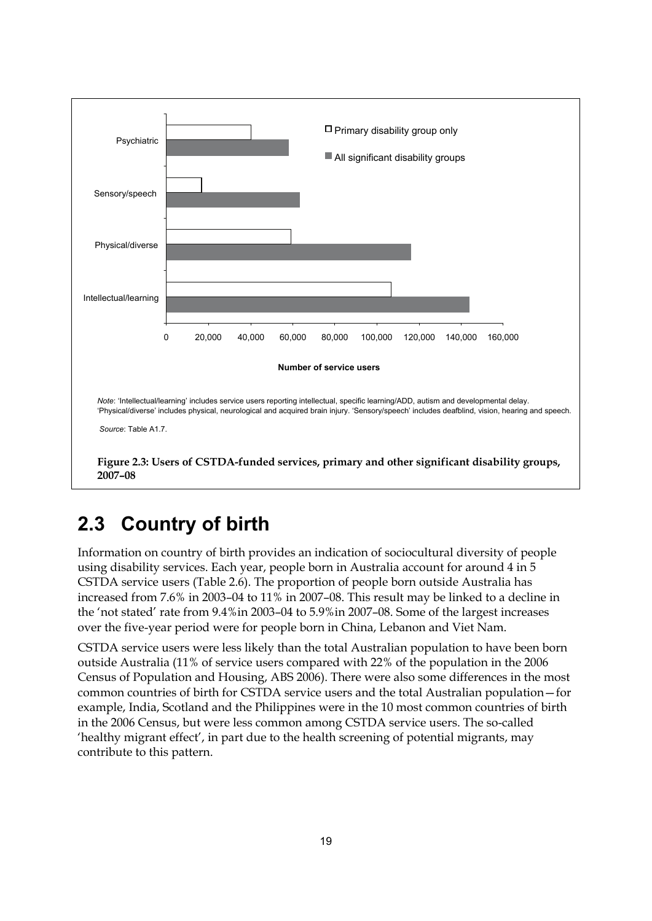Psychiatric

Sensory/speech

Physical/diverse

Intellectual/learning

☐ Primary disability group only

■ All significant disability groups

0 20,000 40,000 60,000 80,000 100,000 120,000 140,000 160,000

**Number of service users**

*Note*: 'Intellectual/learning' includes service users reporting intellectual, specific learning/ADD, autism and developmental delay. 'Physical/diverse' includes physical, neurological and acquired brain injury. 'Sensory/speech' includes deafblind, vision, hearing and speech.

*Source*: Table A1.7.

**Figure 2.3: Users of CSTDA-funded services, primary and other significant disability groups, 2007–08**

## 2.3 Country of birth

Information on country of birth provides an indication of sociocultural diversity of people using disability services. Each year, people born in Australia account for around 4 in 5 CSTDA service users (Table 2.6). The proportion of people born outside Australia has increased from 7.6% in 2003–04 to 11% in 2007–08. This result may be linked to a decline in the 'not stated' rate from 9.4%in 2003–04 to 5.9%in 2007–08. Some of the largest increases over the five-year period were for people born in China, Lebanon and Viet Nam.

CSTDA service users were less likely than the total Australian population to have been born outside Australia (11% of service users compared with 22% of the population in the 2006 Census of Population and Housing, ABS 2006). There were also some differences in the most common countries of birth for CSTDA service users and the total Australian population—for example, India, Scotland and the Philippines were in the 10 most common countries of birth in the 2006 Census, but were less common among CSTDA service users. The so-called 'healthy migrant effect', in part due to the health screening of potential migrants, may contribute to this pattern.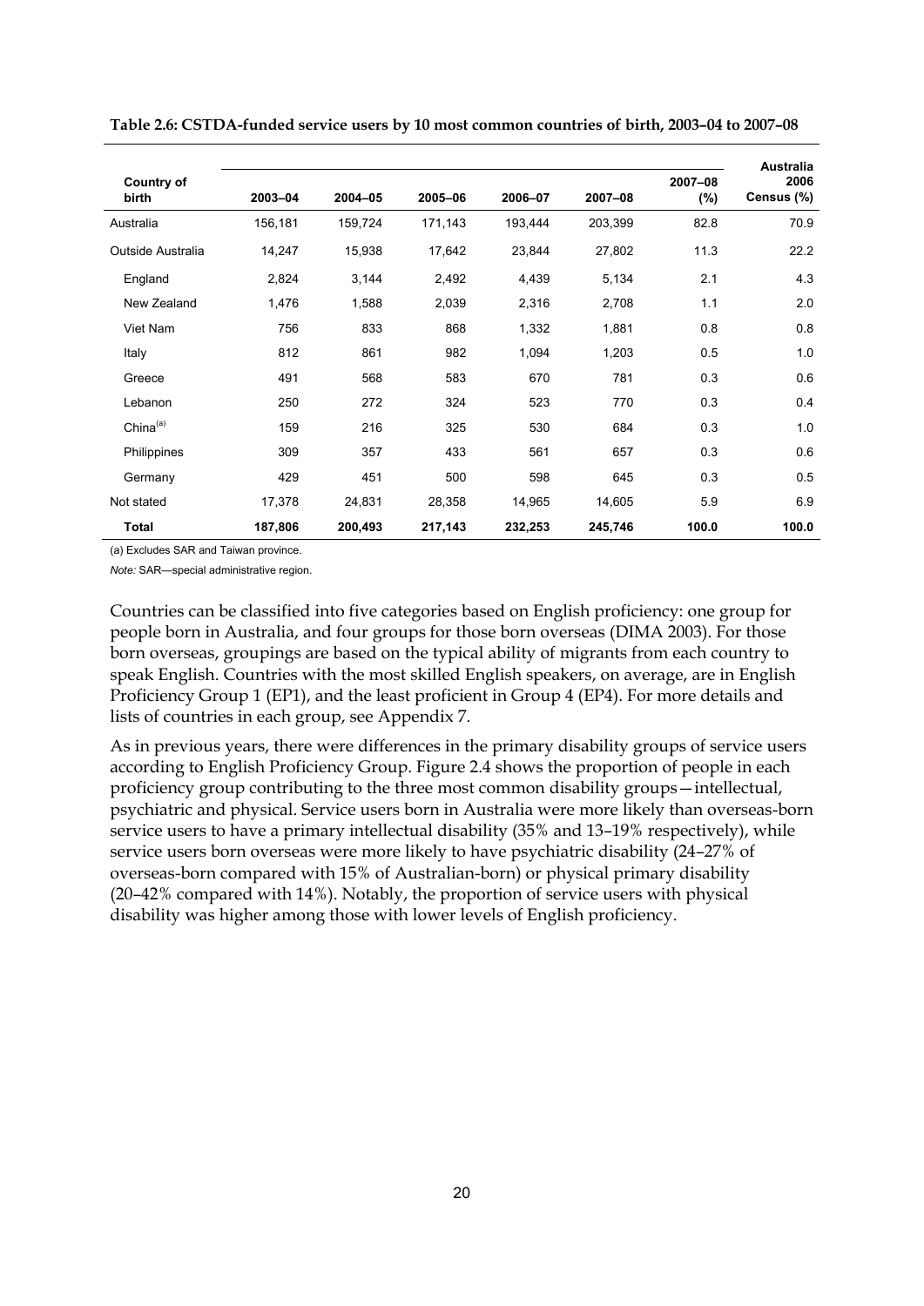**Table 2.6: CSTDA-funded service users by 10 most common countries of birth, 2003–04 to 2007–08**

| Country of birth | 2003–04 | 2004–05 | 2005–06 | 2006–07 | 2007–08 | 2007–08 (%) | Australia 2006 Census (%) |
|---|---|---|---|---|---|---|---|
| Australia | 156,181 | 159,724 | 171,143 | 193,444 | 203,399 | 82.8 | 70.9 |
| Outside Australia | 14,247 | 15,938 | 17,642 | 23,844 | 27,802 | 11.3 | 22.2 |
| England | 2,824 | 3,144 | 2,492 | 4,439 | 5,134 | 2.1 | 4.3 |
| New Zealand | 1,476 | 1,588 | 2,039 | 2,316 | 2,708 | 1.1 | 2.0 |
| Viet Nam | 756 | 833 | 868 | 1,332 | 1,881 | 0.8 | 0.8 |
| Italy | 812 | 861 | 982 | 1,094 | 1,203 | 0.5 | 1.0 |
| Greece | 491 | 568 | 583 | 670 | 781 | 0.3 | 0.6 |
| Lebanon | 250 | 272 | 324 | 523 | 770 | 0.3 | 0.4 |
| China[(a)] | 159 | 216 | 325 | 530 | 684 | 0.3 | 1.0 |
| Philippines | 309 | 357 | 433 | 561 | 657 | 0.3 | 0.6 |
| Germany | 429 | 451 | 500 | 598 | 645 | 0.3 | 0.5 |
| Not stated | 17,378 | 24,831 | 28,358 | 14,965 | 14,605 | 5.9 | 6.9 |
| **Total** | **187,806** | **200,493** | **217,143** | **232,253** | **245,746** | **100.0** | **100.0** |

(a) Excludes SAR and Taiwan province.

*Note:* SAR—special administrative region.

Countries can be classified into five categories based on English proficiency: one group for people born in Australia, and four groups for those born overseas (DIMA 2003). For those born overseas, groupings are based on the typical ability of migrants from each country to speak English. Countries with the most skilled English speakers, on average, are in English Proficiency Group 1 (EP1), and the least proficient in Group 4 (EP4). For more details and lists of countries in each group, see Appendix 7.

As in previous years, there were differences in the primary disability groups of service users according to English Proficiency Group. Figure 2.4 shows the proportion of people in each proficiency group contributing to the three most common disability groups—intellectual, psychiatric and physical. Service users born in Australia were more likely than overseas-born service users to have a primary intellectual disability (35% and 13–19% respectively), while service users born overseas were more likely to have psychiatric disability (24–27% of overseas-born compared with 15% of Australian-born) or physical primary disability (20–42% compared with 14%). Notably, the proportion of service users with physical disability was higher among those with lower levels of English proficiency.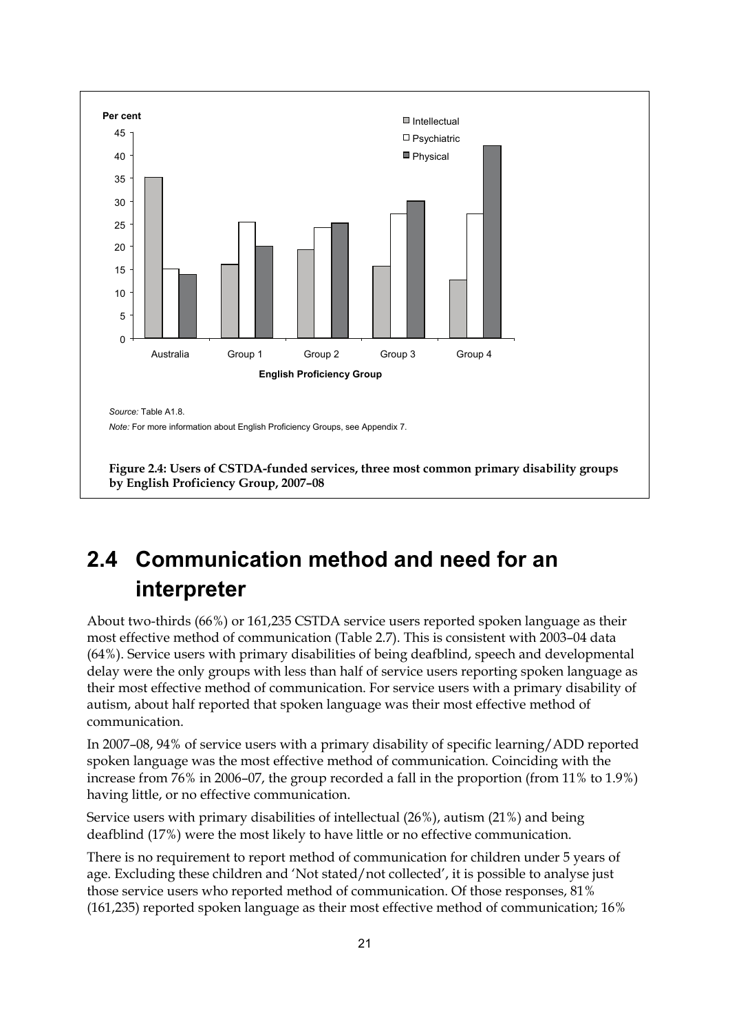Source: Table A1.8.

Note: For more information about English Proficiency Groups, see Appendix 7.

**Figure 2.4: Users of CSTDA-funded services, three most common primary disability groups by English Proficiency Group, 2007–08**

## 2.4 Communication method and need for an interpreter

About two-thirds (66%) or 161,235 CSTDA service users reported spoken language as their most effective method of communication (Table 2.7). This is consistent with 2003–04 data (64%). Service users with primary disabilities of being deafblind, speech and developmental delay were the only groups with less than half of service users reporting spoken language as their most effective method of communication. For service users with a primary disability of autism, about half reported that spoken language was their most effective method of communication.

In 2007–08, 94% of service users with a primary disability of specific learning/ADD reported spoken language was the most effective method of communication. Coinciding with the increase from 76% in 2006–07, the group recorded a fall in the proportion (from 11% to 1.9%) having little, or no effective communication.

Service users with primary disabilities of intellectual (26%), autism (21%) and being deafblind (17%) were the most likely to have little or no effective communication.

There is no requirement to report method of communication for children under 5 years of age. Excluding these children and 'Not stated/not collected', it is possible to analyse just those service users who reported method of communication. Of those responses, 81% (161,235) reported spoken language as their most effective method of communication; 16%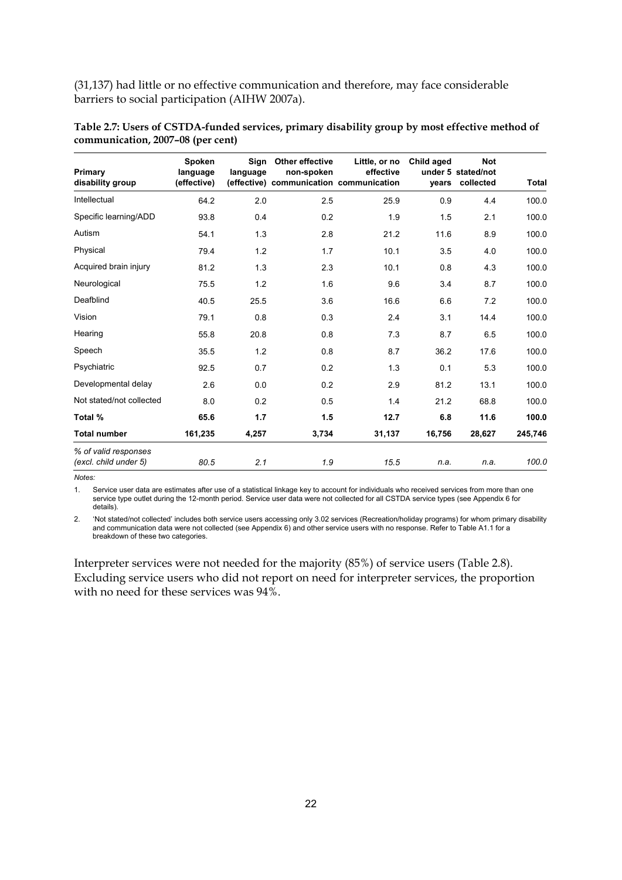(31,137) had little or no effective communication and therefore, may face considerable barriers to social participation (AIHW 2007a).

**Table 2.7: Users of CSTDA-funded services, primary disability group by most effective method of communication, 2007–08 (per cent)**

| Primary disability group | Spoken language (effective) | Sign language (effective) | Other effective non-spoken communication | Little, or no effective communication | Child aged under 5 years | Not stated/not collected | Total |
|---|---|---|---|---|---|---|---|
| Intellectual | 64.2 | 2.0 | 2.5 | 25.9 | 0.9 | 4.4 | 100.0 |
| Specific learning/ADD | 93.8 | 0.4 | 0.2 | 1.9 | 1.5 | 2.1 | 100.0 |
| Autism | 54.1 | 1.3 | 2.8 | 21.2 | 11.6 | 8.9 | 100.0 |
| Physical | 79.4 | 1.2 | 1.7 | 10.1 | 3.5 | 4.0 | 100.0 |
| Acquired brain injury | 81.2 | 1.3 | 2.3 | 10.1 | 0.8 | 4.3 | 100.0 |
| Neurological | 75.5 | 1.2 | 1.6 | 9.6 | 3.4 | 8.7 | 100.0 |
| Deafblind | 40.5 | 25.5 | 3.6 | 16.6 | 6.6 | 7.2 | 100.0 |
| Vision | 79.1 | 0.8 | 0.3 | 2.4 | 3.1 | 14.4 | 100.0 |
| Hearing | 55.8 | 20.8 | 0.8 | 7.3 | 8.7 | 6.5 | 100.0 |
| Speech | 35.5 | 1.2 | 0.8 | 8.7 | 36.2 | 17.6 | 100.0 |
| Psychiatric | 92.5 | 0.7 | 0.2 | 1.3 | 0.1 | 5.3 | 100.0 |
| Developmental delay | 2.6 | 0.0 | 0.2 | 2.9 | 81.2 | 13.1 | 100.0 |
| Not stated/not collected | 8.0 | 0.2 | 0.5 | 1.4 | 21.2 | 68.8 | 100.0 |
| **Total %** | **65.6** | **1.7** | **1.5** | **12.7** | **6.8** | **11.6** | **100.0** |
| **Total number** | **161,235** | **4,257** | **3,734** | **31,137** | **16,756** | **28,627** | **245,746** |
| *% of valid responses (excl. child under 5)* | *80.5* | *2.1* | *1.9* | *15.5* | *n.a.* | *n.a.* | *100.0* |

*Notes:*

1. Service user data are estimates after use of a statistical linkage key to account for individuals who received services from more than one service type outlet during the 12-month period. Service user data were not collected for all CSTDA service types (see Appendix 6 for details).

2. 'Not stated/not collected' includes both service users accessing only 3.02 services (Recreation/holiday programs) for whom primary disability and communication data were not collected (see Appendix 6) and other service users with no response. Refer to Table A1.1 for a breakdown of these two categories.

Interpreter services were not needed for the majority (85%) of service users (Table 2.8). Excluding service users who did not report on need for interpreter services, the proportion with no need for these services was 94%.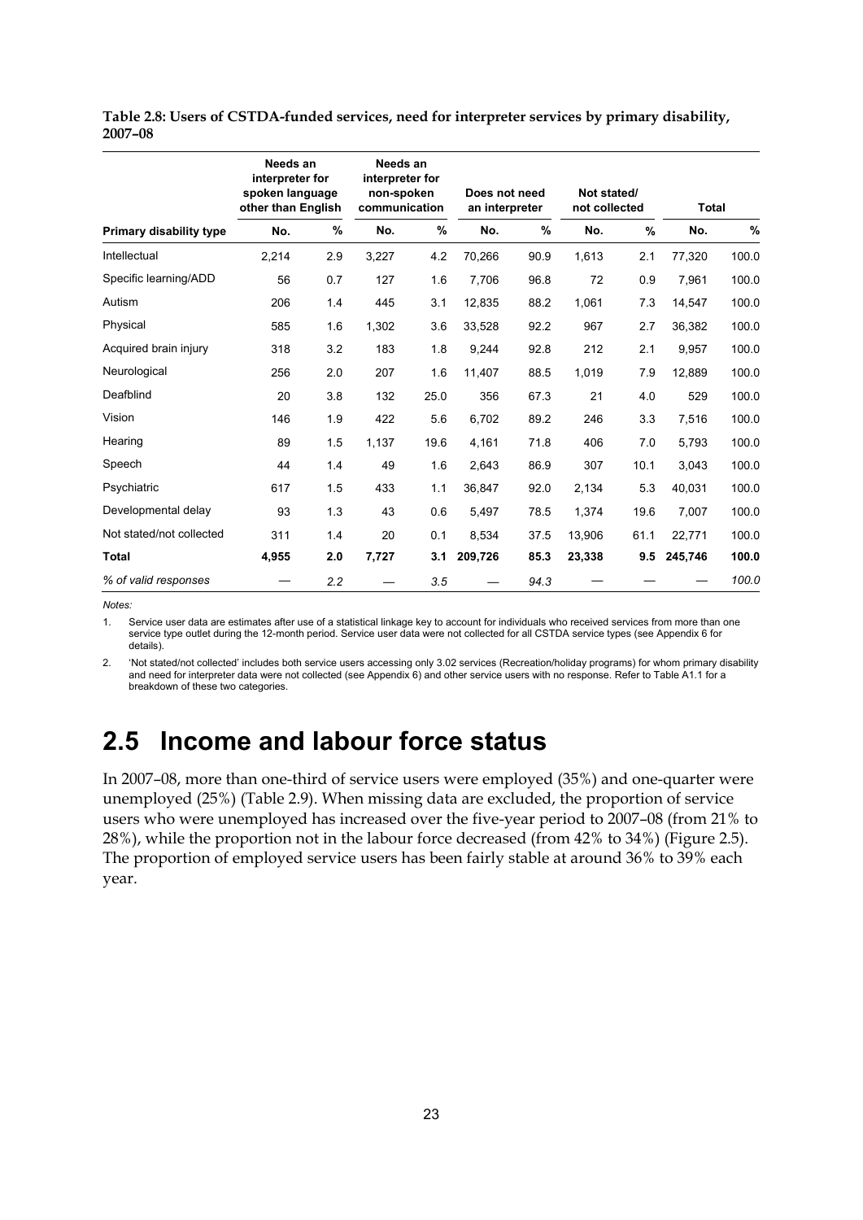**Table 2.8: Users of CSTDA-funded services, need for interpreter services by primary disability, 2007–08**

| | Needs an interpreter for spoken language other than English | | Needs an interpreter for non-spoken communication | | Does not need an interpreter | | Not stated/ not collected | | Total | |
|---|---|---|---|---|---|---|---|---|---|---|
| **Primary disability type** | **No.** | **%** | **No.** | **%** | **No.** | **%** | **No.** | **%** | **No.** | **%** |
| Intellectual | 2,214 | 2.9 | 3,227 | 4.2 | 70,266 | 90.9 | 1,613 | 2.1 | 77,320 | 100.0 |
| Specific learning/ADD | 56 | 0.7 | 127 | 1.6 | 7,706 | 96.8 | 72 | 0.9 | 7,961 | 100.0 |
| Autism | 206 | 1.4 | 445 | 3.1 | 12,835 | 88.2 | 1,061 | 7.3 | 14,547 | 100.0 |
| Physical | 585 | 1.6 | 1,302 | 3.6 | 33,528 | 92.2 | 967 | 2.7 | 36,382 | 100.0 |
| Acquired brain injury | 318 | 3.2 | 183 | 1.8 | 9,244 | 92.8 | 212 | 2.1 | 9,957 | 100.0 |
| Neurological | 256 | 2.0 | 207 | 1.6 | 11,407 | 88.5 | 1,019 | 7.9 | 12,889 | 100.0 |
| Deafblind | 20 | 3.8 | 132 | 25.0 | 356 | 67.3 | 21 | 4.0 | 529 | 100.0 |
| Vision | 146 | 1.9 | 422 | 5.6 | 6,702 | 89.2 | 246 | 3.3 | 7,516 | 100.0 |
| Hearing | 89 | 1.5 | 1,137 | 19.6 | 4,161 | 71.8 | 406 | 7.0 | 5,793 | 100.0 |
| Speech | 44 | 1.4 | 49 | 1.6 | 2,643 | 86.9 | 307 | 10.1 | 3,043 | 100.0 |
| Psychiatric | 617 | 1.5 | 433 | 1.1 | 36,847 | 92.0 | 2,134 | 5.3 | 40,031 | 100.0 |
| Developmental delay | 93 | 1.3 | 43 | 0.6 | 5,497 | 78.5 | 1,374 | 19.6 | 7,007 | 100.0 |
| Not stated/not collected | 311 | 1.4 | 20 | 0.1 | 8,534 | 37.5 | 13,906 | 61.1 | 22,771 | 100.0 |
| **Total** | **4,955** | **2.0** | **7,727** | **3.1** | **209,726** | **85.3** | **23,338** | **9.5** | **245,746** | **100.0** |
| *% of valid responses* | — | *2.2* | — | *3.5* | — | *94.3* | — | — | — | *100.0* |

*Notes:*

1. Service user data are estimates after use of a statistical linkage key to account for individuals who received services from more than one service type outlet during the 12-month period. Service user data were not collected for all CSTDA service types (see Appendix 6 for details).

2. 'Not stated/not collected' includes both service users accessing only 3.02 services (Recreation/holiday programs) for whom primary disability and need for interpreter data were not collected (see Appendix 6) and other service users with no response. Refer to Table A1.1 for a breakdown of these two categories.

# 2.5 Income and labour force status

In 2007–08, more than one-third of service users were employed (35%) and one-quarter were unemployed (25%) (Table 2.9). When missing data are excluded, the proportion of service users who were unemployed has increased over the five-year period to 2007–08 (from 21% to 28%), while the proportion not in the labour force decreased (from 42% to 34%) (Figure 2.5). The proportion of employed service users has been fairly stable at around 36% to 39% each year.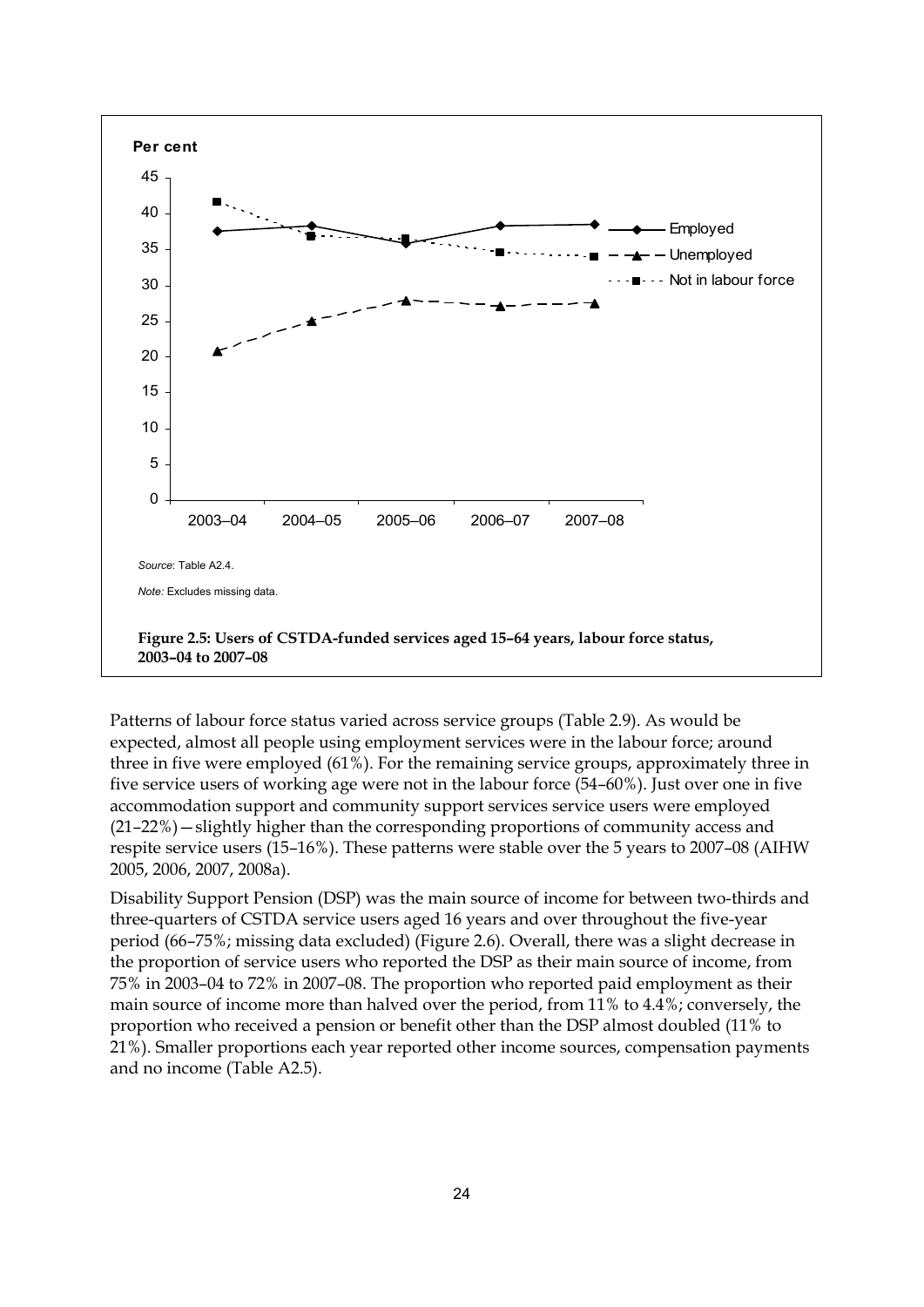Source: Table A2.4.

Note: Excludes missing data.

**Figure 2.5: Users of CSTDA-funded services aged 15–64 years, labour force status, 2003–04 to 2007–08**

Patterns of labour force status varied across service groups (Table 2.9). As would be expected, almost all people using employment services were in the labour force; around three in five were employed (61%). For the remaining service groups, approximately three in five service users of working age were not in the labour force (54–60%). Just over one in five accommodation support and community support services service users were employed (21–22%)—slightly higher than the corresponding proportions of community access and respite service users (15–16%). These patterns were stable over the 5 years to 2007–08 (AIHW 2005, 2006, 2007, 2008a).

Disability Support Pension (DSP) was the main source of income for between two-thirds and three-quarters of CSTDA service users aged 16 years and over throughout the five-year period (66–75%; missing data excluded) (Figure 2.6). Overall, there was a slight decrease in the proportion of service users who reported the DSP as their main source of income, from 75% in 2003–04 to 72% in 2007–08. The proportion who reported paid employment as their main source of income more than halved over the period, from 11% to 4.4%; conversely, the proportion who received a pension or benefit other than the DSP almost doubled (11% to 21%). Smaller proportions each year reported other income sources, compensation payments and no income (Table A2.5).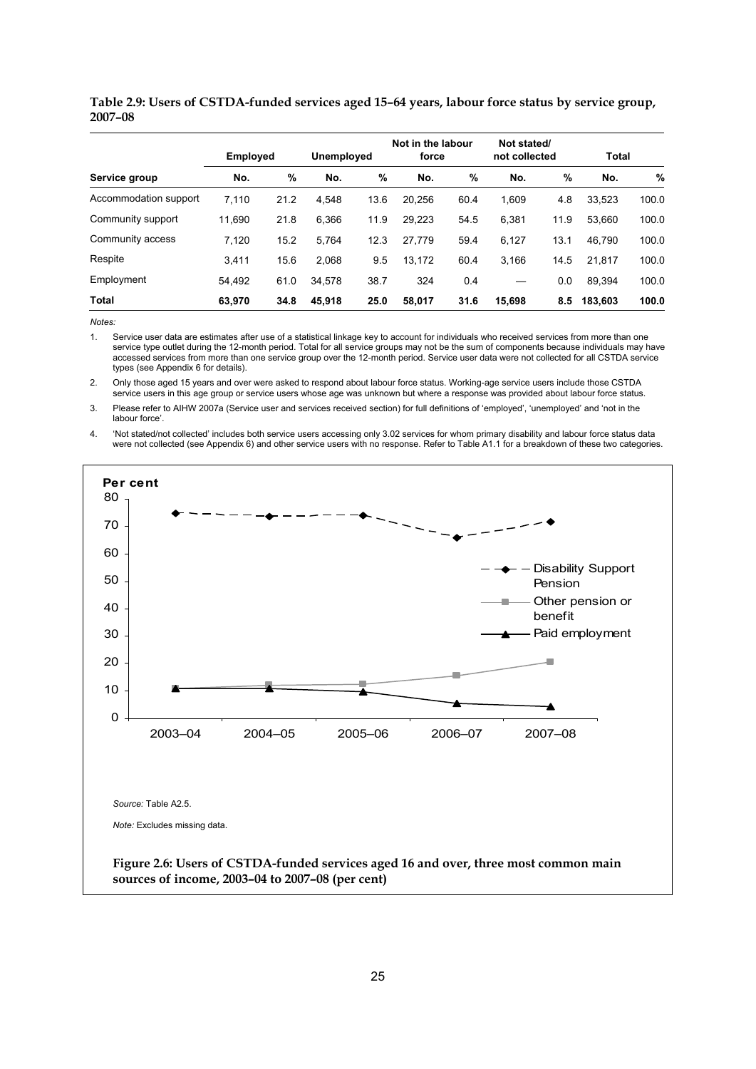**Table 2.9: Users of CSTDA-funded services aged 15–64 years, labour force status by service group, 2007–08**

| | Employed | | Unemployed | | Not in the labour force | | Not stated/ not collected | | Total | |
|---|---|---|---|---|---|---|---|---|---|---|
| **Service group** | **No.** | **%** | **No.** | **%** | **No.** | **%** | **No.** | **%** | **No.** | **%** |
| Accommodation support | 7,110 | 21.2 | 4,548 | 13.6 | 20,256 | 60.4 | 1,609 | 4.8 | 33,523 | 100.0 |
| Community support | 11,690 | 21.8 | 6,366 | 11.9 | 29,223 | 54.5 | 6,381 | 11.9 | 53,660 | 100.0 |
| Community access | 7,120 | 15.2 | 5,764 | 12.3 | 27,779 | 59.4 | 6,127 | 13.1 | 46,790 | 100.0 |
| Respite | 3,411 | 15.6 | 2,068 | 9.5 | 13,172 | 60.4 | 3,166 | 14.5 | 21,817 | 100.0 |
| Employment | 54,492 | 61.0 | 34,578 | 38.7 | 324 | 0.4 | — | 0.0 | 89,394 | 100.0 |
| **Total** | **63,970** | **34.8** | **45,918** | **25.0** | **58,017** | **31.6** | **15,698** | **8.5** | **183,603** | **100.0** |

*Notes:*

1. Service user data are estimates after use of a statistical linkage key to account for individuals who received services from more than one service type outlet during the 12-month period. Total for all service groups may not be the sum of components because individuals may have accessed services from more than one service group over the 12-month period. Service user data were not collected for all CSTDA service types (see Appendix 6 for details).
2. Only those aged 15 years and over were asked to respond about labour force status. Working-age service users include those CSTDA service users in this age group or service users whose age was unknown but where a response was provided about labour force status.
3. Please refer to AIHW 2007a (Service user and services received section) for full definitions of 'employed', 'unemployed' and 'not in the labour force'.
4. 'Not stated/not collected' includes both service users accessing only 3.02 services for whom primary disability and labour force status data were not collected (see Appendix 6) and other service users with no response. Refer to Table A1.1 for a breakdown of these two categories.

*Source:* Table A2.5.

*Note:* Excludes missing data.

**Figure 2.6: Users of CSTDA-funded services aged 16 and over, three most common main sources of income, 2003–04 to 2007–08 (per cent)**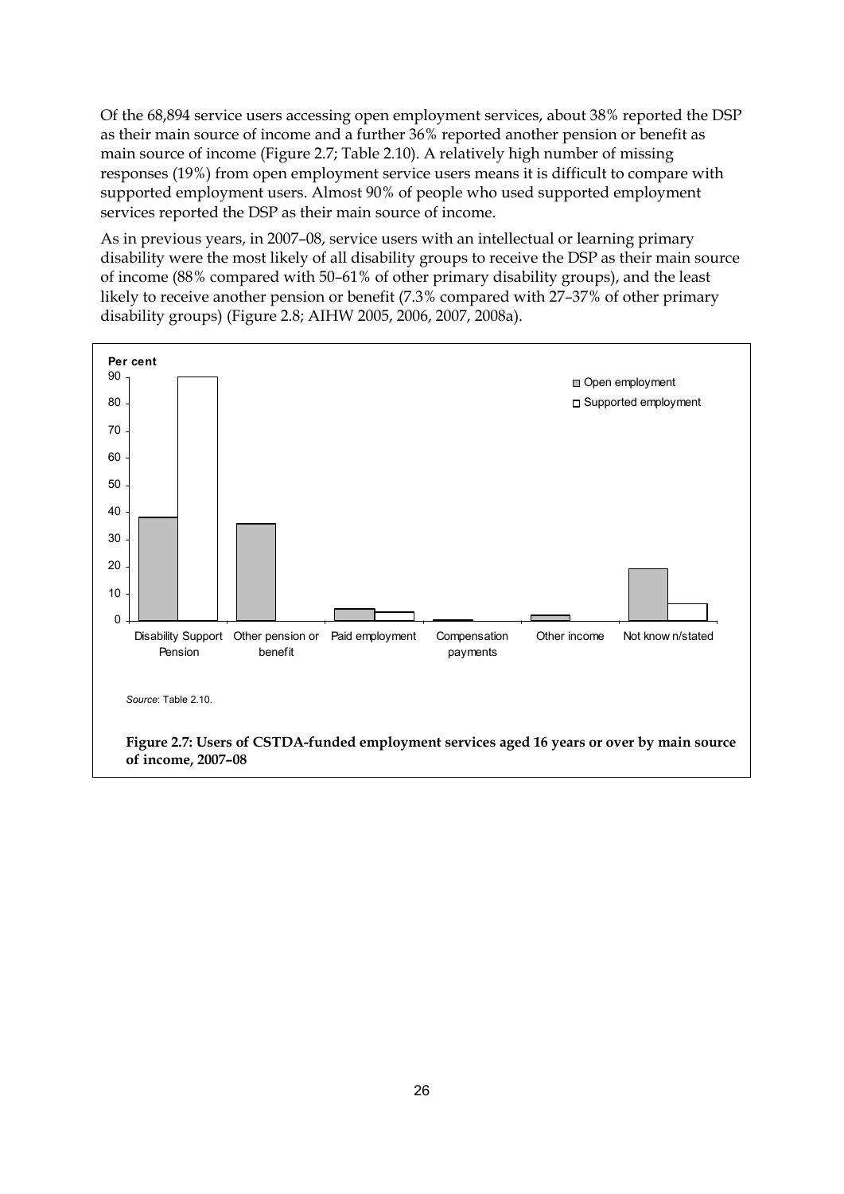Of the 68,894 service users accessing open employment services, about 38% reported the DSP as their main source of income and a further 36% reported another pension or benefit as main source of income (Figure 2.7; Table 2.10). A relatively high number of missing responses (19%) from open employment service users means it is difficult to compare with supported employment users. Almost 90% of people who used supported employment services reported the DSP as their main source of income.

As in previous years, in 2007–08, service users with an intellectual or learning primary disability were the most likely of all disability groups to receive the DSP as their main source of income (88% compared with 50–61% of other primary disability groups), and the least likely to receive another pension or benefit (7.3% compared with 27–37% of other primary disability groups) (Figure 2.8; AIHW 2005, 2006, 2007, 2008a).

*Source*: Table 2.10.

**Figure 2.7: Users of CSTDA-funded employment services aged 16 years or over by main source of income, 2007–08**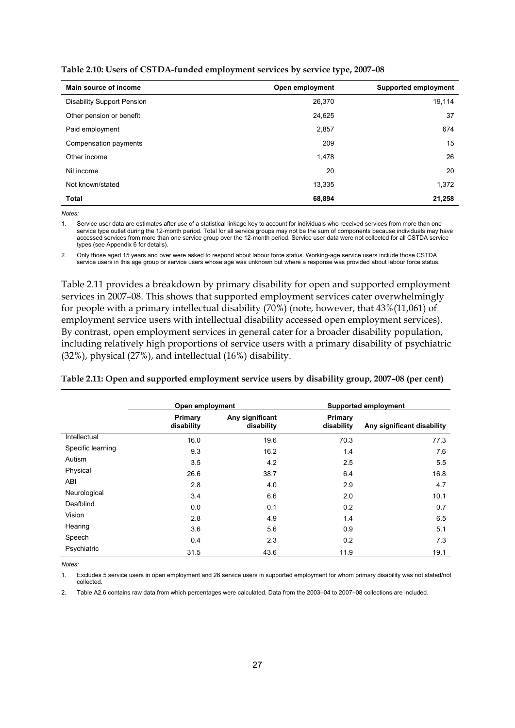**Table 2.10: Users of CSTDA-funded employment services by service type, 2007–08**

| Main source of income | Open employment | Supported employment |
|---|---|---|
| Disability Support Pension | 26,370 | 19,114 |
| Other pension or benefit | 24,625 | 37 |
| Paid employment | 2,857 | 674 |
| Compensation payments | 209 | 15 |
| Other income | 1,478 | 26 |
| Nil income | 20 | 20 |
| Not known/stated | 13,335 | 1,372 |
| **Total** | **68,894** | **21,258** |

*Notes:*

1. Service user data are estimates after use of a statistical linkage key to account for individuals who received services from more than one service type outlet during the 12-month period. Total for all service groups may not be the sum of components because individuals may have accessed services from more than one service group over the 12-month period. Service user data were not collected for all CSTDA service types (see Appendix 6 for details).

2. Only those aged 15 years and over were asked to respond about labour force status. Working-age service users include those CSTDA service users in this age group or service users whose age was unknown but where a response was provided about labour force status.

Table 2.11 provides a breakdown by primary disability for open and supported employment services in 2007–08. This shows that supported employment services cater overwhelmingly for people with a primary intellectual disability (70%) (note, however, that 43%(11,061) of employment service users with intellectual disability accessed open employment services). By contrast, open employment services in general cater for a broader disability population, including relatively high proportions of service users with a primary disability of psychiatric (32%), physical (27%), and intellectual (16%) disability.

**Table 2.11: Open and supported employment service users by disability group, 2007–08 (per cent)**

| | Open employment | | Supported employment | |
|---|---|---|---|---|
| | Primary disability | Any significant disability | Primary disability | Any significant disability |
| Intellectual | 16.0 | 19.6 | 70.3 | 77.3 |
| Specific learning | 9.3 | 16.2 | 1.4 | 7.6 |
| Autism | 3.5 | 4.2 | 2.5 | 5.5 |
| Physical | 26.6 | 38.7 | 6.4 | 16.8 |
| ABI | 2.8 | 4.0 | 2.9 | 4.7 |
| Neurological | 3.4 | 6.6 | 2.0 | 10.1 |
| Deafblind | 0.0 | 0.1 | 0.2 | 0.7 |
| Vision | 2.8 | 4.9 | 1.4 | 6.5 |
| Hearing | 3.6 | 5.6 | 0.9 | 5.1 |
| Speech | 0.4 | 2.3 | 0.2 | 7.3 |
| Psychiatric | 31.5 | 43.6 | 11.9 | 19.1 |

*Notes:*

1. Excludes 5 service users in open employment and 26 service users in supported employment for whom primary disability was not stated/not collected.

2. Table A2.6 contains raw data from which percentages were calculated. Data from the 2003–04 to 2007–08 collections are included.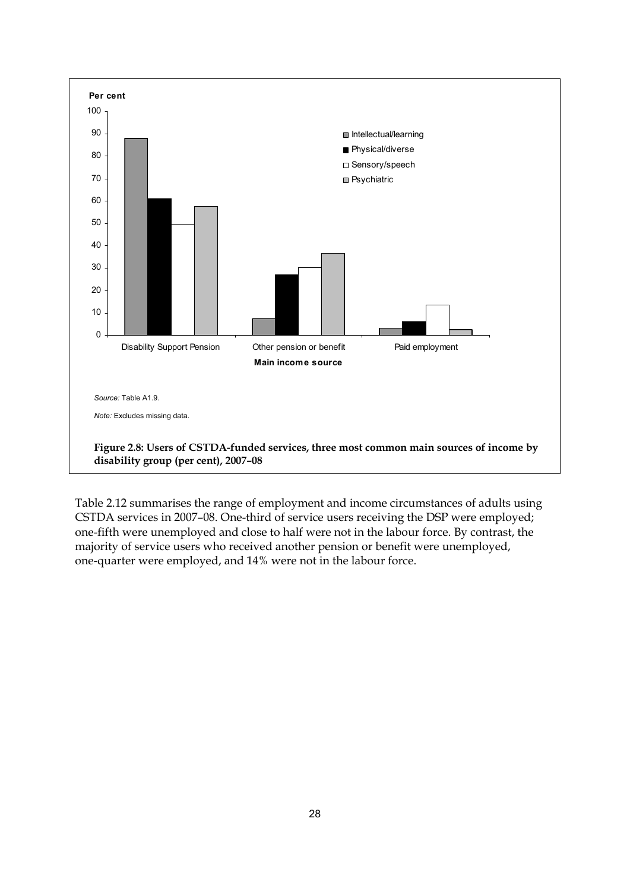Source: Table A1.9.

Note: Excludes missing data.

**Figure 2.8: Users of CSTDA-funded services, three most common main sources of income by disability group (per cent), 2007–08**

Table 2.12 summarises the range of employment and income circumstances of adults using CSTDA services in 2007–08. One-third of service users receiving the DSP were employed; one-fifth were unemployed and close to half were not in the labour force. By contrast, the majority of service users who received another pension or benefit were unemployed, one-quarter were employed, and 14% were not in the labour force.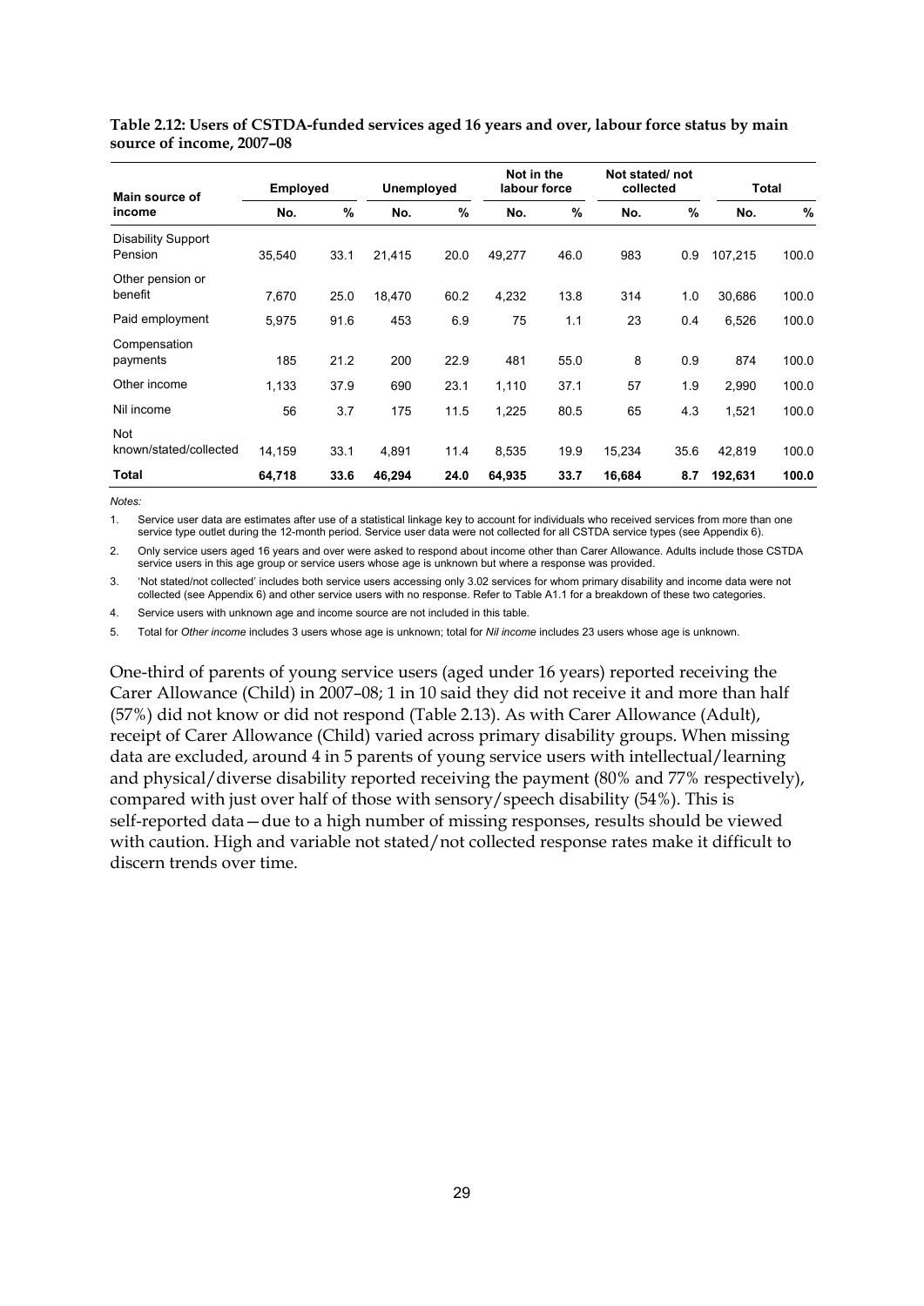**Table 2.12: Users of CSTDA-funded services aged 16 years and over, labour force status by main source of income, 2007–08**

| Main source of income | Employed | | Unemployed | | Not in the labour force | | Not stated/ not collected | | Total | |
|---|---|---|---|---|---|---|---|---|---|---|
| | No. | % | No. | % | No. | % | No. | % | No. | % |
| Disability Support Pension | 35,540 | 33.1 | 21,415 | 20.0 | 49,277 | 46.0 | 983 | 0.9 | 107,215 | 100.0 |
| Other pension or benefit | 7,670 | 25.0 | 18,470 | 60.2 | 4,232 | 13.8 | 314 | 1.0 | 30,686 | 100.0 |
| Paid employment | 5,975 | 91.6 | 453 | 6.9 | 75 | 1.1 | 23 | 0.4 | 6,526 | 100.0 |
| Compensation payments | 185 | 21.2 | 200 | 22.9 | 481 | 55.0 | 8 | 0.9 | 874 | 100.0 |
| Other income | 1,133 | 37.9 | 690 | 23.1 | 1,110 | 37.1 | 57 | 1.9 | 2,990 | 100.0 |
| Nil income | 56 | 3.7 | 175 | 11.5 | 1,225 | 80.5 | 65 | 4.3 | 1,521 | 100.0 |
| Not known/stated/collected | 14,159 | 33.1 | 4,891 | 11.4 | 8,535 | 19.9 | 15,234 | 35.6 | 42,819 | 100.0 |
| **Total** | **64,718** | **33.6** | **46,294** | **24.0** | **64,935** | **33.7** | **16,684** | **8.7** | **192,631** | **100.0** |

*Notes:*

1. Service user data are estimates after use of a statistical linkage key to account for individuals who received services from more than one service type outlet during the 12-month period. Service user data were not collected for all CSTDA service types (see Appendix 6).
2. Only service users aged 16 years and over were asked to respond about income other than Carer Allowance. Adults include those CSTDA service users in this age group or service users whose age is unknown but where a response was provided.
3. 'Not stated/not collected' includes both service users accessing only 3.02 services for whom primary disability and income data were not collected (see Appendix 6) and other service users with no response. Refer to Table A1.1 for a breakdown of these two categories.
4. Service users with unknown age and income source are not included in this table.
5. Total for *Other income* includes 3 users whose age is unknown; total for *Nil income* includes 23 users whose age is unknown.

One-third of parents of young service users (aged under 16 years) reported receiving the Carer Allowance (Child) in 2007–08; 1 in 10 said they did not receive it and more than half (57%) did not know or did not respond (Table 2.13). As with Carer Allowance (Adult), receipt of Carer Allowance (Child) varied across primary disability groups. When missing data are excluded, around 4 in 5 parents of young service users with intellectual/learning and physical/diverse disability reported receiving the payment (80% and 77% respectively), compared with just over half of those with sensory/speech disability (54%). This is self-reported data—due to a high number of missing responses, results should be viewed with caution. High and variable not stated/not collected response rates make it difficult to discern trends over time.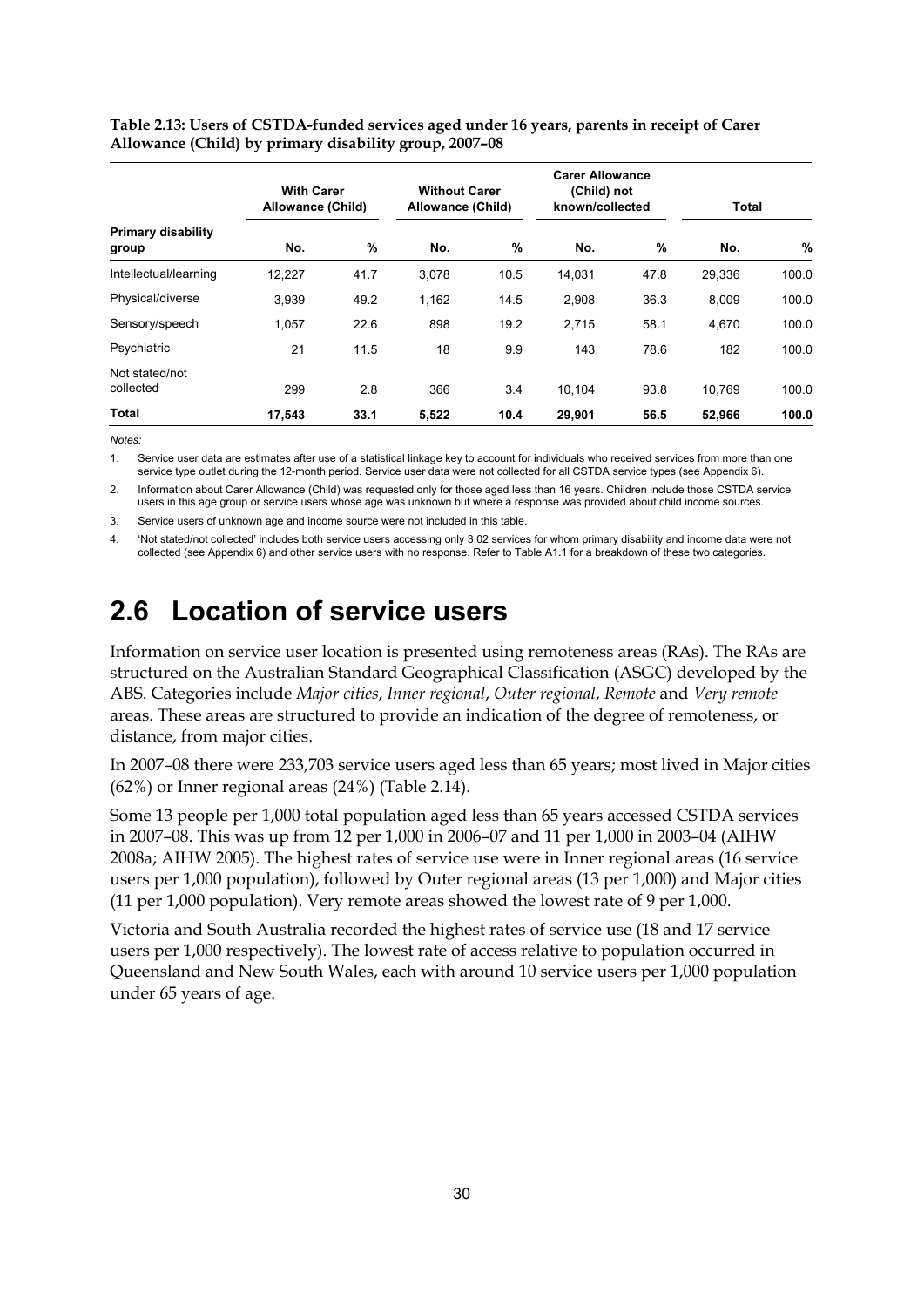**Table 2.13: Users of CSTDA-funded services aged under 16 years, parents in receipt of Carer Allowance (Child) by primary disability group, 2007–08**

| | With Carer Allowance (Child) | | Without Carer Allowance (Child) | | Carer Allowance (Child) not known/collected | | Total | |
|---|---|---|---|---|---|---|---|---|
| Primary disability group | No. | % | No. | % | No. | % | No. | % |
| Intellectual/learning | 12,227 | 41.7 | 3,078 | 10.5 | 14,031 | 47.8 | 29,336 | 100.0 |
| Physical/diverse | 3,939 | 49.2 | 1,162 | 14.5 | 2,908 | 36.3 | 8,009 | 100.0 |
| Sensory/speech | 1,057 | 22.6 | 898 | 19.2 | 2,715 | 58.1 | 4,670 | 100.0 |
| Psychiatric | 21 | 11.5 | 18 | 9.9 | 143 | 78.6 | 182 | 100.0 |
| Not stated/not collected | 299 | 2.8 | 366 | 3.4 | 10,104 | 93.8 | 10,769 | 100.0 |
| **Total** | **17,543** | **33.1** | **5,522** | **10.4** | **29,901** | **56.5** | **52,966** | **100.0** |

*Notes:*

1. Service user data are estimates after use of a statistical linkage key to account for individuals who received services from more than one service type outlet during the 12-month period. Service user data were not collected for all CSTDA service types (see Appendix 6).
2. Information about Carer Allowance (Child) was requested only for those aged less than 16 years. Children include those CSTDA service users in this age group or service users whose age was unknown but where a response was provided about child income sources.
3. Service users of unknown age and income source were not included in this table.
4. 'Not stated/not collected' includes both service users accessing only 3.02 services for whom primary disability and income data were not collected (see Appendix 6) and other service users with no response. Refer to Table A1.1 for a breakdown of these two categories.

## 2.6 Location of service users

Information on service user location is presented using remoteness areas (RAs). The RAs are structured on the Australian Standard Geographical Classification (ASGC) developed by the ABS. Categories include *Major cities*, *Inner regional*, *Outer regional*, *Remote* and *Very remote* areas. These areas are structured to provide an indication of the degree of remoteness, or distance, from major cities.

In 2007–08 there were 233,703 service users aged less than 65 years; most lived in Major cities (62%) or Inner regional areas (24%) (Table 2.14).

Some 13 people per 1,000 total population aged less than 65 years accessed CSTDA services in 2007–08. This was up from 12 per 1,000 in 2006–07 and 11 per 1,000 in 2003–04 (AIHW 2008a; AIHW 2005). The highest rates of service use were in Inner regional areas (16 service users per 1,000 population), followed by Outer regional areas (13 per 1,000) and Major cities (11 per 1,000 population). Very remote areas showed the lowest rate of 9 per 1,000.

Victoria and South Australia recorded the highest rates of service use (18 and 17 service users per 1,000 respectively). The lowest rate of access relative to population occurred in Queensland and New South Wales, each with around 10 service users per 1,000 population under 65 years of age.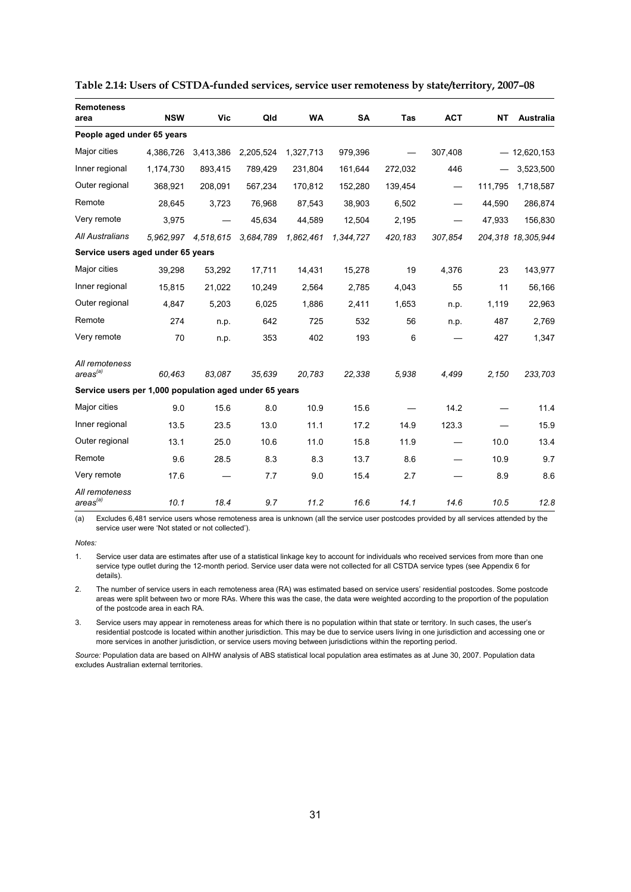**Table 2.14: Users of CSTDA-funded services, service user remoteness by state/territory, 2007–08**

| Remoteness area | NSW | Vic | Qld | WA | SA | Tas | ACT | NT | Australia |
|---|---|---|---|---|---|---|---|---|---|
| **People aged under 65 years** | | | | | | | | | |
| Major cities | 4,386,726 | 3,413,386 | 2,205,524 | 1,327,713 | 979,396 | — | 307,408 | — | 12,620,153 |
| Inner regional | 1,174,730 | 893,415 | 789,429 | 231,804 | 161,644 | 272,032 | 446 | — | 3,523,500 |
| Outer regional | 368,921 | 208,091 | 567,234 | 170,812 | 152,280 | 139,454 | — | 111,795 | 1,718,587 |
| Remote | 28,645 | 3,723 | 76,968 | 87,543 | 38,903 | 6,502 | — | 44,590 | 286,874 |
| Very remote | 3,975 | — | 45,634 | 44,589 | 12,504 | 2,195 | — | 47,933 | 156,830 |
| *All Australians* | *5,962,997* | *4,518,615* | *3,684,789* | *1,862,461* | *1,344,727* | *420,183* | *307,854* | *204,318* | *18,305,944* |
| **Service users aged under 65 years** | | | | | | | | | |
| Major cities | 39,298 | 53,292 | 17,711 | 14,431 | 15,278 | 19 | 4,376 | 23 | 143,977 |
| Inner regional | 15,815 | 21,022 | 10,249 | 2,564 | 2,785 | 4,043 | 55 | 11 | 56,166 |
| Outer regional | 4,847 | 5,203 | 6,025 | 1,886 | 2,411 | 1,653 | n.p. | 1,119 | 22,963 |
| Remote | 274 | n.p. | 642 | 725 | 532 | 56 | n.p. | 487 | 2,769 |
| Very remote | 70 | n.p. | 353 | 402 | 193 | 6 | — | 427 | 1,347 |
| *All remoteness areas*[(a)] | *60,463* | *83,087* | *35,639* | *20,783* | *22,338* | *5,938* | *4,499* | *2,150* | *233,703* |
| **Service users per 1,000 population aged under 65 years** | | | | | | | | | |
| Major cities | 9.0 | 15.6 | 8.0 | 10.9 | 15.6 | — | 14.2 | — | 11.4 |
| Inner regional | 13.5 | 23.5 | 13.0 | 11.1 | 17.2 | 14.9 | 123.3 | — | 15.9 |
| Outer regional | 13.1 | 25.0 | 10.6 | 11.0 | 15.8 | 11.9 | — | 10.0 | 13.4 |
| Remote | 9.6 | 28.5 | 8.3 | 8.3 | 13.7 | 8.6 | — | 10.9 | 9.7 |
| Very remote | 17.6 | — | 7.7 | 9.0 | 15.4 | 2.7 | — | 8.9 | 8.6 |
| *All remoteness areas*[(a)] | *10.1* | *18.4* | *9.7* | *11.2* | *16.6* | *14.1* | *14.6* | *10.5* | *12.8* |

(a) Excludes 6,481 service users whose remoteness area is unknown (all the service user postcodes provided by all services attended by the service user were 'Not stated or not collected').

*Notes:*

1. Service user data are estimates after use of a statistical linkage key to account for individuals who received services from more than one service type outlet during the 12-month period. Service user data were not collected for all CSTDA service types (see Appendix 6 for details).
2. The number of service users in each remoteness area (RA) was estimated based on service users' residential postcodes. Some postcode areas were split between two or more RAs. Where this was the case, the data were weighted according to the proportion of the population of the postcode area in each RA.
3. Service users may appear in remoteness areas for which there is no population within that state or territory. In such cases, the user's residential postcode is located within another jurisdiction. This may be due to service users living in one jurisdiction and accessing one or more services in another jurisdiction, or service users moving between jurisdictions within the reporting period.

*Source:* Population data are based on AIHW analysis of ABS statistical local population area estimates as at June 30, 2007. Population data excludes Australian external territories.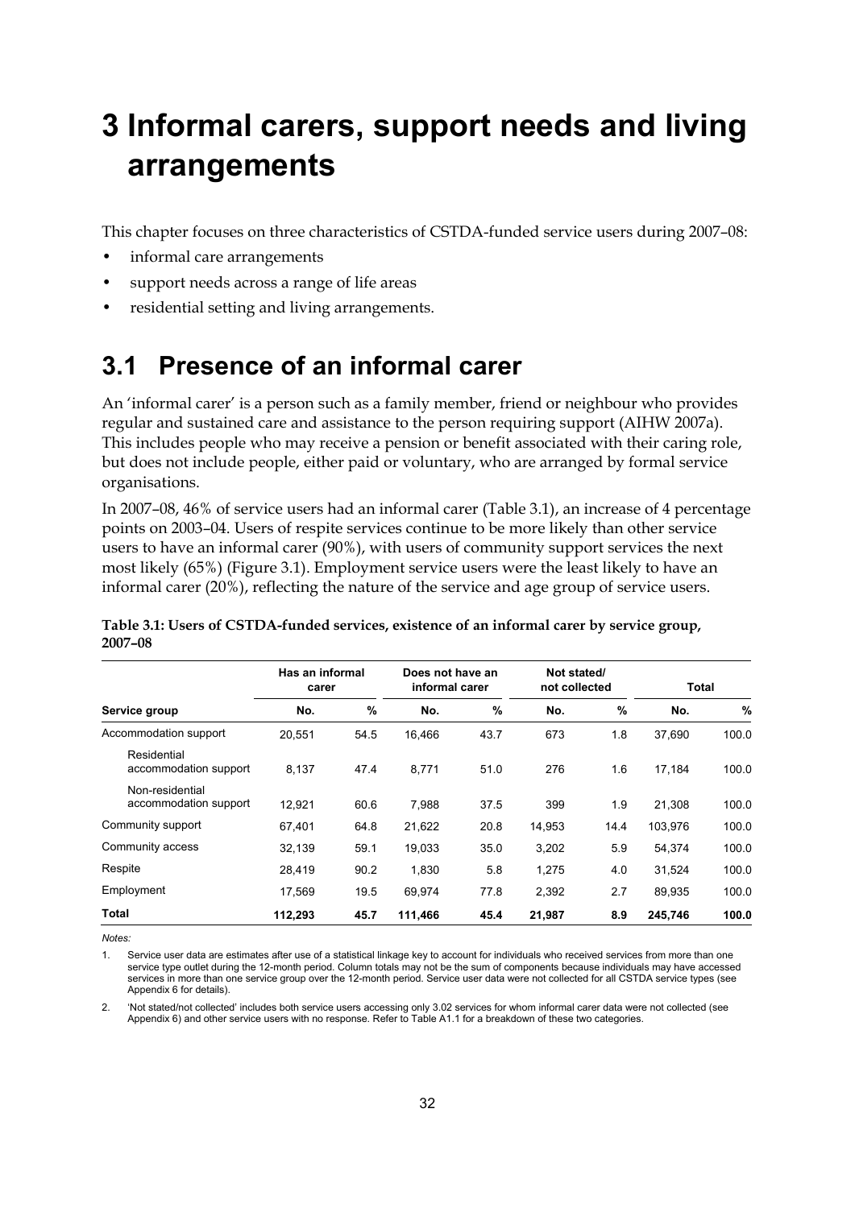# 3 Informal carers, support needs and living arrangements

This chapter focuses on three characteristics of CSTDA-funded service users during 2007–08:

- informal care arrangements
- support needs across a range of life areas
- residential setting and living arrangements.

## 3.1 Presence of an informal carer

An 'informal carer' is a person such as a family member, friend or neighbour who provides regular and sustained care and assistance to the person requiring support (AIHW 2007a). This includes people who may receive a pension or benefit associated with their caring role, but does not include people, either paid or voluntary, who are arranged by formal service organisations.

In 2007–08, 46% of service users had an informal carer (Table 3.1), an increase of 4 percentage points on 2003–04. Users of respite services continue to be more likely than other service users to have an informal carer (90%), with users of community support services the next most likely (65%) (Figure 3.1). Employment service users were the least likely to have an informal carer (20%), reflecting the nature of the service and age group of service users.

**Table 3.1: Users of CSTDA-funded services, existence of an informal carer by service group, 2007–08**

| | Has an informal carer | | Does not have an informal carer | | Not stated/ not collected | | Total | |
|---|---|---|---|---|---|---|---|---|
| Service group | No. | % | No. | % | No. | % | No. | % |
| Accommodation support | 20,551 | 54.5 | 16,466 | 43.7 | 673 | 1.8 | 37,690 | 100.0 |
| Residential accommodation support | 8,137 | 47.4 | 8,771 | 51.0 | 276 | 1.6 | 17,184 | 100.0 |
| Non-residential accommodation support | 12,921 | 60.6 | 7,988 | 37.5 | 399 | 1.9 | 21,308 | 100.0 |
| Community support | 67,401 | 64.8 | 21,622 | 20.8 | 14,953 | 14.4 | 103,976 | 100.0 |
| Community access | 32,139 | 59.1 | 19,033 | 35.0 | 3,202 | 5.9 | 54,374 | 100.0 |
| Respite | 28,419 | 90.2 | 1,830 | 5.8 | 1,275 | 4.0 | 31,524 | 100.0 |
| Employment | 17,569 | 19.5 | 69,974 | 77.8 | 2,392 | 2.7 | 89,935 | 100.0 |
| **Total** | **112,293** | **45.7** | **111,466** | **45.4** | **21,987** | **8.9** | **245,746** | **100.0** |

*Notes:*

1. Service user data are estimates after use of a statistical linkage key to account for individuals who received services from more than one service type outlet during the 12-month period. Column totals may not be the sum of components because individuals may have accessed services in more than one service group over the 12-month period. Service user data were not collected for all CSTDA service types (see Appendix 6 for details).

2. 'Not stated/not collected' includes both service users accessing only 3.02 services for whom informal carer data were not collected (see Appendix 6) and other service users with no response. Refer to Table A1.1 for a breakdown of these two categories.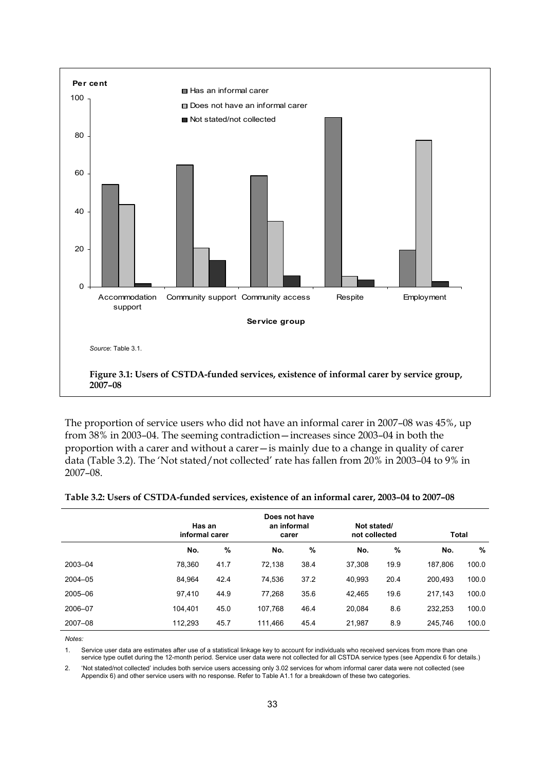Source: Table 3.1.

**Figure 3.1: Users of CSTDA-funded services, existence of informal carer by service group, 2007–08**

The proportion of service users who did not have an informal carer in 2007–08 was 45%, up from 38% in 2003–04. The seeming contradiction—increases since 2003–04 in both the proportion with a carer and without a carer—is mainly due to a change in quality of carer data (Table 3.2). The 'Not stated/not collected' rate has fallen from 20% in 2003–04 to 9% in 2007–08.

**Table 3.2: Users of CSTDA-funded services, existence of an informal carer, 2003–04 to 2007–08**

| | Has an informal carer | | Does not have an informal carer | | Not stated/ not collected | | Total | |
|---|---|---|---|---|---|---|---|---|
| | No. | % | No. | % | No. | % | No. | % |
| 2003–04 | 78,360 | 41.7 | 72,138 | 38.4 | 37,308 | 19.9 | 187,806 | 100.0 |
| 2004–05 | 84,964 | 42.4 | 74,536 | 37.2 | 40,993 | 20.4 | 200,493 | 100.0 |
| 2005–06 | 97,410 | 44.9 | 77,268 | 35.6 | 42,465 | 19.6 | 217,143 | 100.0 |
| 2006–07 | 104,401 | 45.0 | 107,768 | 46.4 | 20,084 | 8.6 | 232,253 | 100.0 |
| 2007–08 | 112,293 | 45.7 | 111,466 | 45.4 | 21,987 | 8.9 | 245,746 | 100.0 |

*Notes:*

1. Service user data are estimates after use of a statistical linkage key to account for individuals who received services from more than one service type outlet during the 12-month period. Service user data were not collected for all CSTDA service types (see Appendix 6 for details.)
2. 'Not stated/not collected' includes both service users accessing only 3.02 services for whom informal carer data were not collected (see Appendix 6) and other service users with no response. Refer to Table A1.1 for a breakdown of these two categories.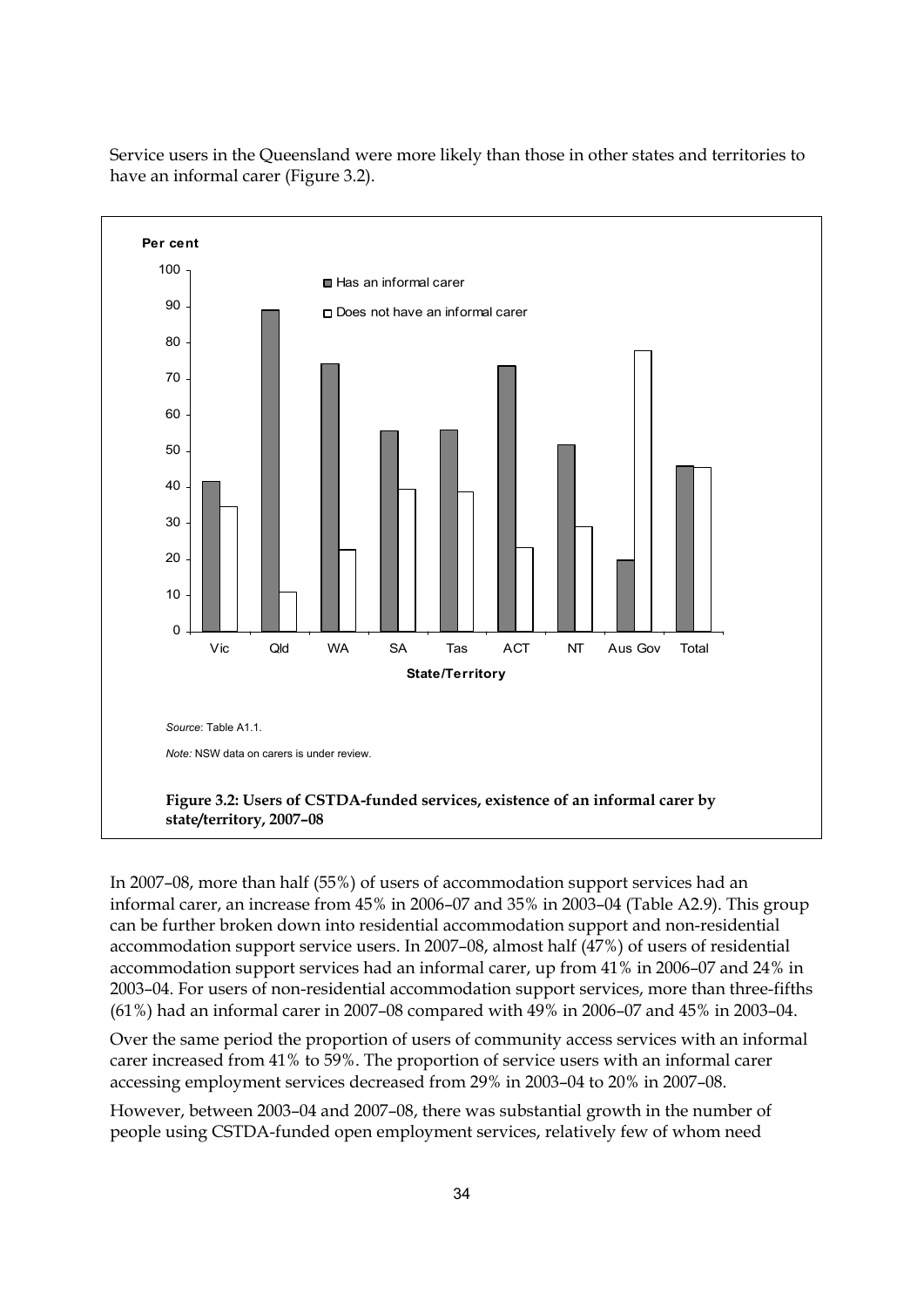Service users in the Queensland were more likely than those in other states and territories to have an informal carer (Figure 3.2).

*Source*: Table A1.1.

*Note:* NSW data on carers is under review.

**Figure 3.2: Users of CSTDA-funded services, existence of an informal carer by state/territory, 2007–08**

In 2007–08, more than half (55%) of users of accommodation support services had an informal carer, an increase from 45% in 2006–07 and 35% in 2003–04 (Table A2.9). This group can be further broken down into residential accommodation support and non-residential accommodation support service users. In 2007–08, almost half (47%) of users of residential accommodation support services had an informal carer, up from 41% in 2006–07 and 24% in 2003–04. For users of non-residential accommodation support services, more than three-fifths (61%) had an informal carer in 2007–08 compared with 49% in 2006–07 and 45% in 2003–04.

Over the same period the proportion of users of community access services with an informal carer increased from 41% to 59%. The proportion of service users with an informal carer accessing employment services decreased from 29% in 2003–04 to 20% in 2007–08.

However, between 2003–04 and 2007–08, there was substantial growth in the number of people using CSTDA-funded open employment services, relatively few of whom need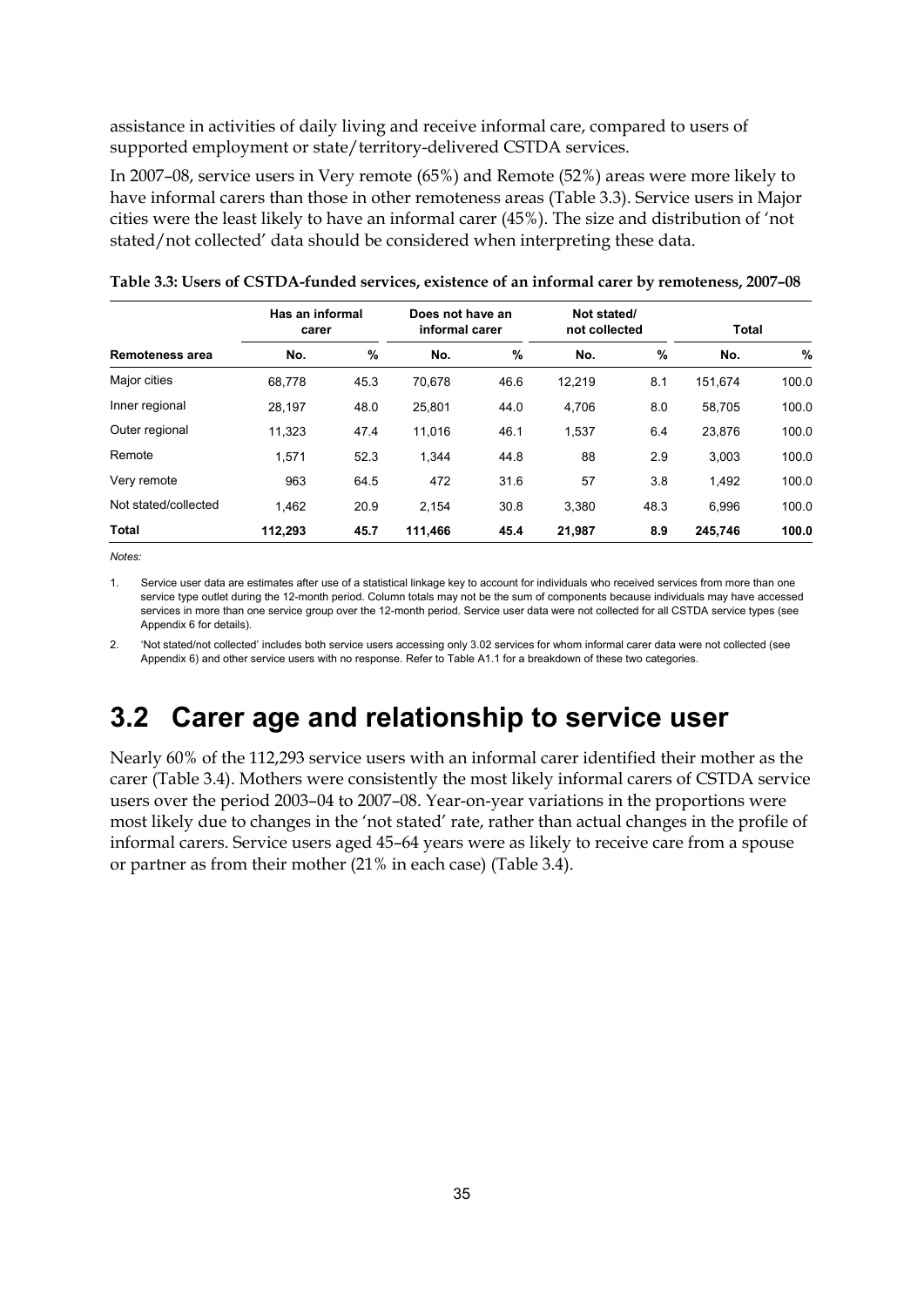assistance in activities of daily living and receive informal care, compared to users of supported employment or state/territory-delivered CSTDA services.

In 2007–08, service users in Very remote (65%) and Remote (52%) areas were more likely to have informal carers than those in other remoteness areas (Table 3.3). Service users in Major cities were the least likely to have an informal carer (45%). The size and distribution of 'not stated/not collected' data should be considered when interpreting these data.

**Table 3.3: Users of CSTDA-funded services, existence of an informal carer by remoteness, 2007–08**

| | Has an informal carer | | Does not have an informal carer | | Not stated/ not collected | | Total | |
|---|---|---|---|---|---|---|---|---|
| **Remoteness area** | **No.** | **%** | **No.** | **%** | **No.** | **%** | **No.** | **%** |
| Major cities | 68,778 | 45.3 | 70,678 | 46.6 | 12,219 | 8.1 | 151,674 | 100.0 |
| Inner regional | 28,197 | 48.0 | 25,801 | 44.0 | 4,706 | 8.0 | 58,705 | 100.0 |
| Outer regional | 11,323 | 47.4 | 11,016 | 46.1 | 1,537 | 6.4 | 23,876 | 100.0 |
| Remote | 1,571 | 52.3 | 1,344 | 44.8 | 88 | 2.9 | 3,003 | 100.0 |
| Very remote | 963 | 64.5 | 472 | 31.6 | 57 | 3.8 | 1,492 | 100.0 |
| Not stated/collected | 1,462 | 20.9 | 2,154 | 30.8 | 3,380 | 48.3 | 6,996 | 100.0 |
| **Total** | **112,293** | **45.7** | **111,466** | **45.4** | **21,987** | **8.9** | **245,746** | **100.0** |

*Notes:*

1. Service user data are estimates after use of a statistical linkage key to account for individuals who received services from more than one service type outlet during the 12-month period. Column totals may not be the sum of components because individuals may have accessed services in more than one service group over the 12-month period. Service user data were not collected for all CSTDA service types (see Appendix 6 for details).

2. 'Not stated/not collected' includes both service users accessing only 3.02 services for whom informal carer data were not collected (see Appendix 6) and other service users with no response. Refer to Table A1.1 for a breakdown of these two categories.

# 3.2 Carer age and relationship to service user

Nearly 60% of the 112,293 service users with an informal carer identified their mother as the carer (Table 3.4). Mothers were consistently the most likely informal carers of CSTDA service users over the period 2003–04 to 2007–08. Year-on-year variations in the proportions were most likely due to changes in the 'not stated' rate, rather than actual changes in the profile of informal carers. Service users aged 45–64 years were as likely to receive care from a spouse or partner as from their mother (21% in each case) (Table 3.4).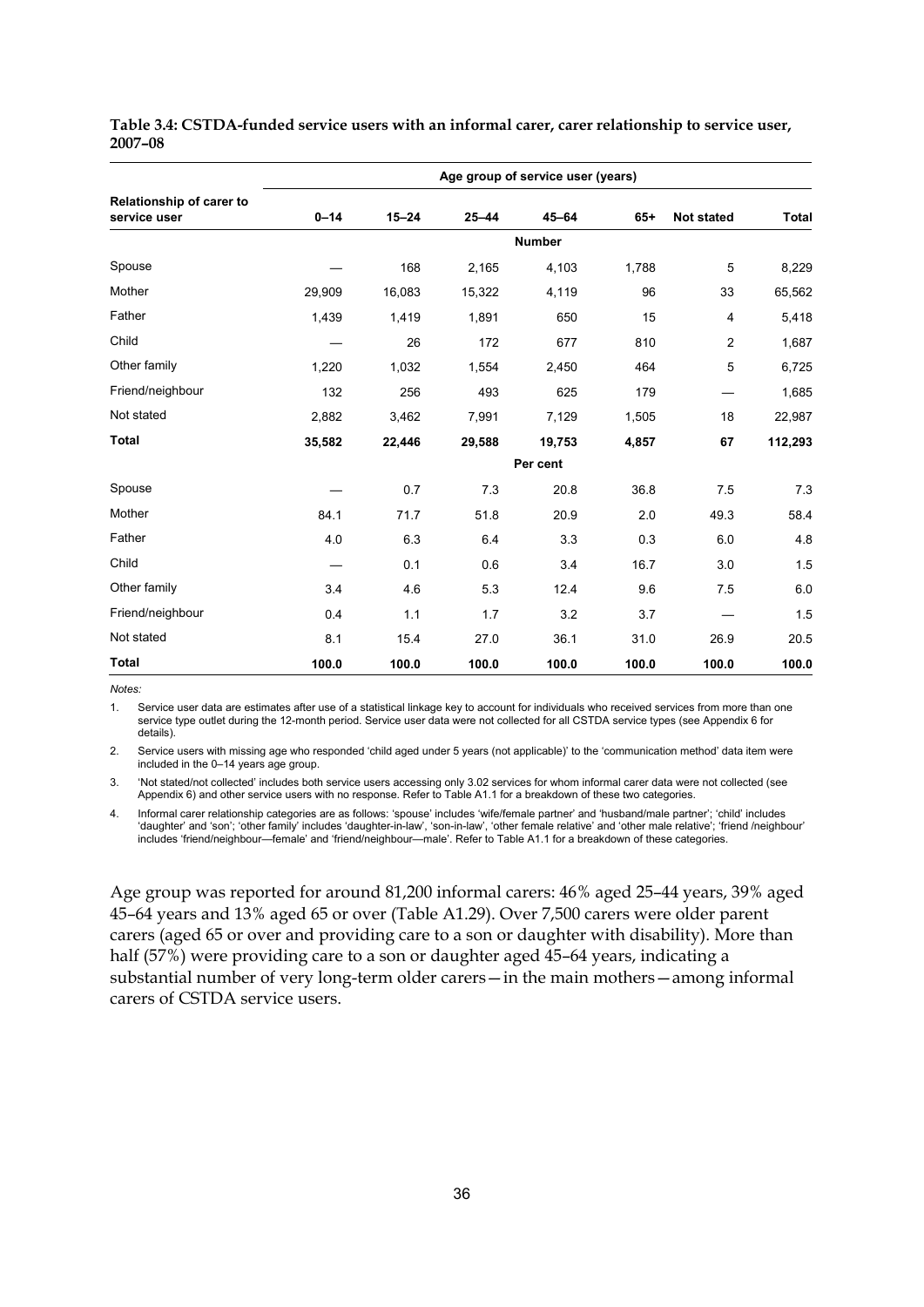**Table 3.4: CSTDA-funded service users with an informal carer, carer relationship to service user, 2007–08**

| Relationship of carer to service user | Age group of service user (years) | | | | | | |
|---|---|---|---|---|---|---|---|
| | 0–14 | 15–24 | 25–44 | 45–64 | 65+ | Not stated | Total |
| | | | | Number | | | |
| Spouse | — | 168 | 2,165 | 4,103 | 1,788 | 5 | 8,229 |
| Mother | 29,909 | 16,083 | 15,322 | 4,119 | 96 | 33 | 65,562 |
| Father | 1,439 | 1,419 | 1,891 | 650 | 15 | 4 | 5,418 |
| Child | — | 26 | 172 | 677 | 810 | 2 | 1,687 |
| Other family | 1,220 | 1,032 | 1,554 | 2,450 | 464 | 5 | 6,725 |
| Friend/neighbour | 132 | 256 | 493 | 625 | 179 | — | 1,685 |
| Not stated | 2,882 | 3,462 | 7,991 | 7,129 | 1,505 | 18 | 22,987 |
| **Total** | **35,582** | **22,446** | **29,588** | **19,753** | **4,857** | **67** | **112,293** |
| | | | | Per cent | | | |
| Spouse | — | 0.7 | 7.3 | 20.8 | 36.8 | 7.5 | 7.3 |
| Mother | 84.1 | 71.7 | 51.8 | 20.9 | 2.0 | 49.3 | 58.4 |
| Father | 4.0 | 6.3 | 6.4 | 3.3 | 0.3 | 6.0 | 4.8 |
| Child | — | 0.1 | 0.6 | 3.4 | 16.7 | 3.0 | 1.5 |
| Other family | 3.4 | 4.6 | 5.3 | 12.4 | 9.6 | 7.5 | 6.0 |
| Friend/neighbour | 0.4 | 1.1 | 1.7 | 3.2 | 3.7 | — | 1.5 |
| Not stated | 8.1 | 15.4 | 27.0 | 36.1 | 31.0 | 26.9 | 20.5 |
| **Total** | **100.0** | **100.0** | **100.0** | **100.0** | **100.0** | **100.0** | **100.0** |

*Notes:*

1. Service user data are estimates after use of a statistical linkage key to account for individuals who received services from more than one service type outlet during the 12-month period. Service user data were not collected for all CSTDA service types (see Appendix 6 for details).
2. Service users with missing age who responded 'child aged under 5 years (not applicable)' to the 'communication method' data item were included in the 0–14 years age group.
3. 'Not stated/not collected' includes both service users accessing only 3.02 services for whom informal carer data were not collected (see Appendix 6) and other service users with no response. Refer to Table A1.1 for a breakdown of these two categories.
4. Informal carer relationship categories are as follows: 'spouse' includes 'wife/female partner' and 'husband/male partner'; 'child' includes 'daughter' and 'son'; 'other family' includes 'daughter-in-law', 'son-in-law', 'other female relative' and 'other male relative'; 'friend /neighbour' includes 'friend/neighbour—female' and 'friend/neighbour—male'. Refer to Table A1.1 for a breakdown of these categories.

Age group was reported for around 81,200 informal carers: 46% aged 25–44 years, 39% aged 45–64 years and 13% aged 65 or over (Table A1.29). Over 7,500 carers were older parent carers (aged 65 or over and providing care to a son or daughter with disability). More than half (57%) were providing care to a son or daughter aged 45–64 years, indicating a substantial number of very long-term older carers—in the main mothers—among informal carers of CSTDA service users.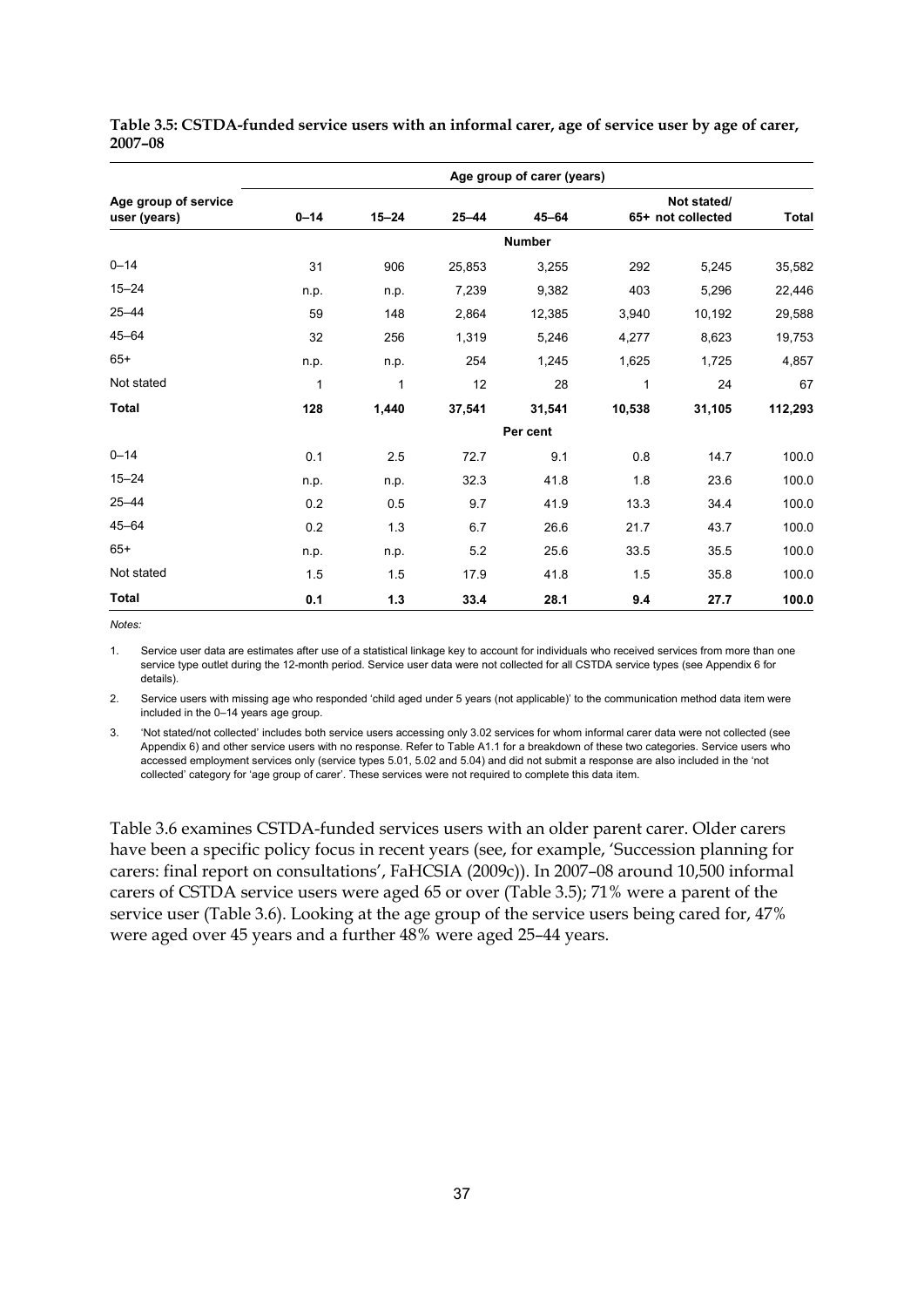**Table 3.5: CSTDA-funded service users with an informal carer, age of service user by age of carer, 2007–08**

| Age group of service user (years) | Age group of carer (years) | | | | | | |
|---|---|---|---|---|---|---|---|
| | 0–14 | 15–24 | 25–44 | 45–64 | 65+ | Not stated/ not collected | Total |
| | **Number** | | | | | | |
| 0–14 | 31 | 906 | 25,853 | 3,255 | 292 | 5,245 | 35,582 |
| 15–24 | n.p. | n.p. | 7,239 | 9,382 | 403 | 5,296 | 22,446 |
| 25–44 | 59 | 148 | 2,864 | 12,385 | 3,940 | 10,192 | 29,588 |
| 45–64 | 32 | 256 | 1,319 | 5,246 | 4,277 | 8,623 | 19,753 |
| 65+ | n.p. | n.p. | 254 | 1,245 | 1,625 | 1,725 | 4,857 |
| Not stated | 1 | 1 | 12 | 28 | 1 | 24 | 67 |
| **Total** | **128** | **1,440** | **37,541** | **31,541** | **10,538** | **31,105** | **112,293** |
| | **Per cent** | | | | | | |
| 0–14 | 0.1 | 2.5 | 72.7 | 9.1 | 0.8 | 14.7 | 100.0 |
| 15–24 | n.p. | n.p. | 32.3 | 41.8 | 1.8 | 23.6 | 100.0 |
| 25–44 | 0.2 | 0.5 | 9.7 | 41.9 | 13.3 | 34.4 | 100.0 |
| 45–64 | 0.2 | 1.3 | 6.7 | 26.6 | 21.7 | 43.7 | 100.0 |
| 65+ | n.p. | n.p. | 5.2 | 25.6 | 33.5 | 35.5 | 100.0 |
| Not stated | 1.5 | 1.5 | 17.9 | 41.8 | 1.5 | 35.8 | 100.0 |
| **Total** | **0.1** | **1.3** | **33.4** | **28.1** | **9.4** | **27.7** | **100.0** |

*Notes:*

1. Service user data are estimates after use of a statistical linkage key to account for individuals who received services from more than one service type outlet during the 12-month period. Service user data were not collected for all CSTDA service types (see Appendix 6 for details).
2. Service users with missing age who responded 'child aged under 5 years (not applicable)' to the communication method data item were included in the 0–14 years age group.
3. 'Not stated/not collected' includes both service users accessing only 3.02 services for whom informal carer data were not collected (see Appendix 6) and other service users with no response. Refer to Table A1.1 for a breakdown of these two categories. Service users who accessed employment services only (service types 5.01, 5.02 and 5.04) and did not submit a response are also included in the 'not collected' category for 'age group of carer'. These services were not required to complete this data item.

Table 3.6 examines CSTDA-funded services users with an older parent carer. Older carers have been a specific policy focus in recent years (see, for example, 'Succession planning for carers: final report on consultations', FaHCSIA (2009c)). In 2007–08 around 10,500 informal carers of CSTDA service users were aged 65 or over (Table 3.5); 71% were a parent of the service user (Table 3.6). Looking at the age group of the service users being cared for, 47% were aged over 45 years and a further 48% were aged 25–44 years.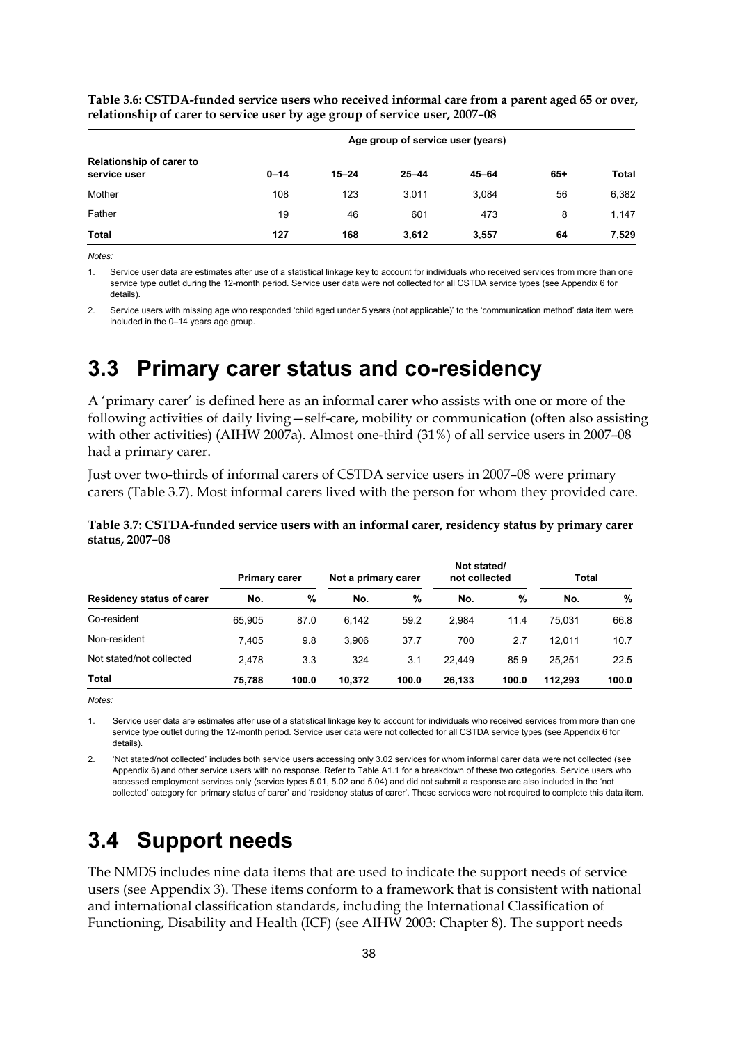**Table 3.6: CSTDA-funded service users who received informal care from a parent aged 65 or over, relationship of carer to service user by age group of service user, 2007–08**

| | Age group of service user (years) | | | | | |
|---|---|---|---|---|---|---|
| Relationship of carer to service user | 0–14 | 15–24 | 25–44 | 45–64 | 65+ | Total |
| Mother | 108 | 123 | 3,011 | 3,084 | 56 | 6,382 |
| Father | 19 | 46 | 601 | 473 | 8 | 1,147 |
| **Total** | **127** | **168** | **3,612** | **3,557** | **64** | **7,529** |

*Notes:*

1. Service user data are estimates after use of a statistical linkage key to account for individuals who received services from more than one service type outlet during the 12-month period. Service user data were not collected for all CSTDA service types (see Appendix 6 for details).
2. Service users with missing age who responded 'child aged under 5 years (not applicable)' to the 'communication method' data item were included in the 0–14 years age group.

# 3.3 Primary carer status and co-residency

A 'primary carer' is defined here as an informal carer who assists with one or more of the following activities of daily living—self-care, mobility or communication (often also assisting with other activities) (AIHW 2007a). Almost one-third (31%) of all service users in 2007–08 had a primary carer.

Just over two-thirds of informal carers of CSTDA service users in 2007–08 were primary carers (Table 3.7). Most informal carers lived with the person for whom they provided care.

**Table 3.7: CSTDA-funded service users with an informal carer, residency status by primary carer status, 2007–08**

| | Primary carer | | Not a primary carer | | Not stated/ not collected | | Total | |
|---|---|---|---|---|---|---|---|---|
| Residency status of carer | No. | % | No. | % | No. | % | No. | % |
| Co-resident | 65,905 | 87.0 | 6,142 | 59.2 | 2,984 | 11.4 | 75,031 | 66.8 |
| Non-resident | 7,405 | 9.8 | 3,906 | 37.7 | 700 | 2.7 | 12,011 | 10.7 |
| Not stated/not collected | 2,478 | 3.3 | 324 | 3.1 | 22,449 | 85.9 | 25,251 | 22.5 |
| **Total** | **75,788** | **100.0** | **10,372** | **100.0** | **26,133** | **100.0** | **112,293** | **100.0** |

*Notes:*

1. Service user data are estimates after use of a statistical linkage key to account for individuals who received services from more than one service type outlet during the 12-month period. Service user data were not collected for all CSTDA service types (see Appendix 6 for details).
2. 'Not stated/not collected' includes both service users accessing only 3.02 services for whom informal carer data were not collected (see Appendix 6) and other service users with no response. Refer to Table A1.1 for a breakdown of these two categories. Service users who accessed employment services only (service types 5.01, 5.02 and 5.04) and did not submit a response are also included in the 'not collected' category for 'primary status of carer' and 'residency status of carer'. These services were not required to complete this data item.

# 3.4 Support needs

The NMDS includes nine data items that are used to indicate the support needs of service users (see Appendix 3). These items conform to a framework that is consistent with national and international classification standards, including the International Classification of Functioning, Disability and Health (ICF) (see AIHW 2003: Chapter 8). The support needs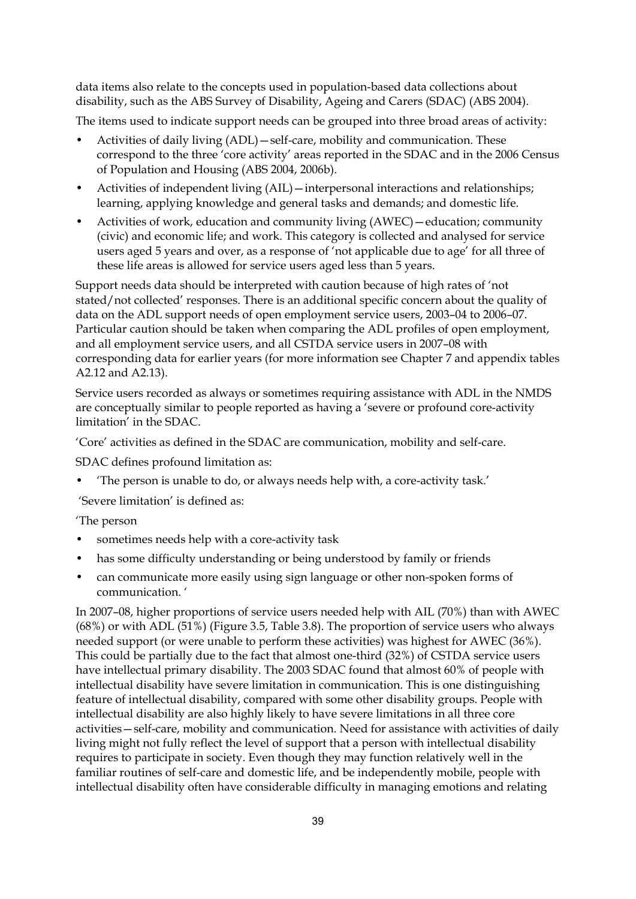data items also relate to the concepts used in population-based data collections about disability, such as the ABS Survey of Disability, Ageing and Carers (SDAC) (ABS 2004).

The items used to indicate support needs can be grouped into three broad areas of activity:

- Activities of daily living (ADL)—self-care, mobility and communication. These correspond to the three 'core activity' areas reported in the SDAC and in the 2006 Census of Population and Housing (ABS 2004, 2006b).
- Activities of independent living (AIL)—interpersonal interactions and relationships; learning, applying knowledge and general tasks and demands; and domestic life.
- Activities of work, education and community living (AWEC)—education; community (civic) and economic life; and work. This category is collected and analysed for service users aged 5 years and over, as a response of 'not applicable due to age' for all three of these life areas is allowed for service users aged less than 5 years.

Support needs data should be interpreted with caution because of high rates of 'not stated/not collected' responses. There is an additional specific concern about the quality of data on the ADL support needs of open employment service users, 2003–04 to 2006–07. Particular caution should be taken when comparing the ADL profiles of open employment, and all employment service users, and all CSTDA service users in 2007–08 with corresponding data for earlier years (for more information see Chapter 7 and appendix tables A2.12 and A2.13).

Service users recorded as always or sometimes requiring assistance with ADL in the NMDS are conceptually similar to people reported as having a 'severe or profound core-activity limitation' in the SDAC.

'Core' activities as defined in the SDAC are communication, mobility and self-care.

SDAC defines profound limitation as:

- 'The person is unable to do, or always needs help with, a core-activity task.'

'Severe limitation' is defined as:

'The person

- sometimes needs help with a core-activity task
- has some difficulty understanding or being understood by family or friends
- can communicate more easily using sign language or other non-spoken forms of communication. '

In 2007–08, higher proportions of service users needed help with AIL (70%) than with AWEC (68%) or with ADL (51%) (Figure 3.5, Table 3.8). The proportion of service users who always needed support (or were unable to perform these activities) was highest for AWEC (36%). This could be partially due to the fact that almost one-third (32%) of CSTDA service users have intellectual primary disability. The 2003 SDAC found that almost 60% of people with intellectual disability have severe limitation in communication. This is one distinguishing feature of intellectual disability, compared with some other disability groups. People with intellectual disability are also highly likely to have severe limitations in all three core activities—self-care, mobility and communication. Need for assistance with activities of daily living might not fully reflect the level of support that a person with intellectual disability requires to participate in society. Even though they may function relatively well in the familiar routines of self-care and domestic life, and be independently mobile, people with intellectual disability often have considerable difficulty in managing emotions and relating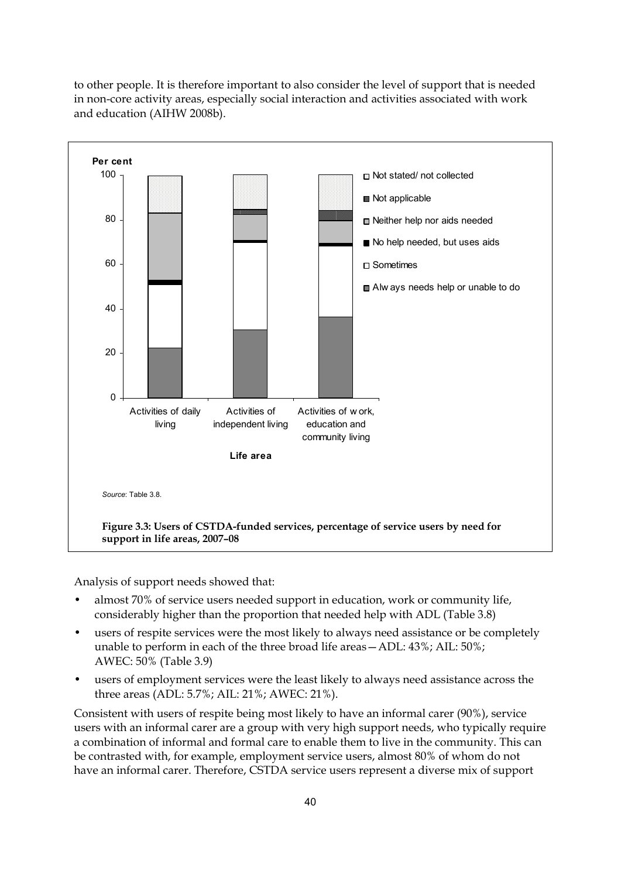to other people. It is therefore important to also consider the level of support that is needed in non-core activity areas, especially social interaction and activities associated with work and education (AIHW 2008b).

*Source:* Table 3.8.

**Figure 3.3: Users of CSTDA-funded services, percentage of service users by need for support in life areas, 2007–08**

Analysis of support needs showed that:

- almost 70% of service users needed support in education, work or community life, considerably higher than the proportion that needed help with ADL (Table 3.8)
- users of respite services were the most likely to always need assistance or be completely unable to perform in each of the three broad life areas—ADL: 43%; AIL: 50%; AWEC: 50% (Table 3.9)
- users of employment services were the least likely to always need assistance across the three areas (ADL: 5.7%; AIL: 21%; AWEC: 21%).

Consistent with users of respite being most likely to have an informal carer (90%), service users with an informal carer are a group with very high support needs, who typically require a combination of informal and formal care to enable them to live in the community. This can be contrasted with, for example, employment service users, almost 80% of whom do not have an informal carer. Therefore, CSTDA service users represent a diverse mix of support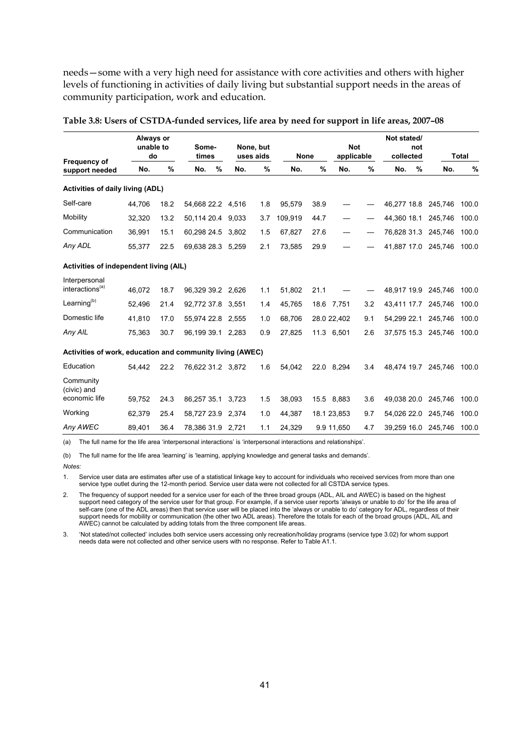needs—some with a very high need for assistance with core activities and others with higher levels of functioning in activities of daily living but substantial support needs in the areas of community participation, work and education.

**Table 3.8: Users of CSTDA-funded services, life area by need for support in life areas, 2007–08**

| Frequency of support needed | Always or unable to do | | Some-times | | None, but uses aids | | None | | Not applicable | | Not stated/ not collected | | Total | |
|---|---|---|---|---|---|---|---|---|---|---|---|---|---|---|
| | No. | % | No. | % | No. | % | No. | % | No. | % | No. | % | No. | % |
| **Activities of daily living (ADL)** | | | | | | | | | | | | | | |
| Self-care | 44,706 | 18.2 | 54,668 | 22.2 | 4,516 | 1.8 | 95,579 | 38.9 | — | — | 46,277 | 18.8 | 245,746 | 100.0 |
| Mobility | 32,320 | 13.2 | 50,114 | 20.4 | 9,033 | 3.7 | 109,919 | 44.7 | — | — | 44,360 | 18.1 | 245,746 | 100.0 |
| Communication | 36,991 | 15.1 | 60,298 | 24.5 | 3,802 | 1.5 | 67,827 | 27.6 | — | — | 76,828 | 31.3 | 245,746 | 100.0 |
| *Any ADL* | 55,377 | 22.5 | 69,638 | 28.3 | 5,259 | 2.1 | 73,585 | 29.9 | — | — | 41,887 | 17.0 | 245,746 | 100.0 |
| **Activities of independent living (AIL)** | | | | | | | | | | | | | | |
| Interpersonal interactions[(a)] | 46,072 | 18.7 | 96,329 | 39.2 | 2,626 | 1.1 | 51,802 | 21.1 | — | — | 48,917 | 19.9 | 245,746 | 100.0 |
| Learning[(b)] | 52,496 | 21.4 | 92,772 | 37.8 | 3,551 | 1.4 | 45,765 | 18.6 | 7,751 | 3.2 | 43,411 | 17.7 | 245,746 | 100.0 |
| Domestic life | 41,810 | 17.0 | 55,974 | 22.8 | 2,555 | 1.0 | 68,706 | 28.0 | 22,402 | 9.1 | 54,299 | 22.1 | 245,746 | 100.0 |
| *Any AIL* | 75,363 | 30.7 | 96,199 | 39.1 | 2,283 | 0.9 | 27,825 | 11.3 | 6,501 | 2.6 | 37,575 | 15.3 | 245,746 | 100.0 |
| **Activities of work, education and community living (AWEC)** | | | | | | | | | | | | | | |
| Education | 54,442 | 22.2 | 76,622 | 31.2 | 3,872 | 1.6 | 54,042 | 22.0 | 8,294 | 3.4 | 48,474 | 19.7 | 245,746 | 100.0 |
| Community (civic) and economic life | 59,752 | 24.3 | 86,257 | 35.1 | 3,723 | 1.5 | 38,093 | 15.5 | 8,883 | 3.6 | 49,038 | 20.0 | 245,746 | 100.0 |
| Working | 62,379 | 25.4 | 58,727 | 23.9 | 2,374 | 1.0 | 44,387 | 18.1 | 23,853 | 9.7 | 54,026 | 22.0 | 245,746 | 100.0 |
| *Any AWEC* | 89,401 | 36.4 | 78,386 | 31.9 | 2,721 | 1.1 | 24,329 | 9.9 | 11,650 | 4.7 | 39,259 | 16.0 | 245,746 | 100.0 |

(a) The full name for the life area 'interpersonal interactions' is 'interpersonal interactions and relationships'.

(b) The full name for the life area 'learning' is 'learning, applying knowledge and general tasks and demands'.

*Notes:*

1. Service user data are estimates after use of a statistical linkage key to account for individuals who received services from more than one service type outlet during the 12-month period. Service user data were not collected for all CSTDA service types.

2. The frequency of support needed for a service user for each of the three broad groups (ADL, AIL and AWEC) is based on the highest support need category of the service user for that group. For example, if a service user reports 'always or unable to do' for the life area of self-care (one of the ADL areas) then that service user will be placed into the 'always or unable to do' category for ADL, regardless of their support needs for mobility or communication (the other two ADL areas). Therefore the totals for each of the broad groups (ADL, AIL and AWEC) cannot be calculated by adding totals from the three component life areas.

3. 'Not stated/not collected' includes both service users accessing only recreation/holiday programs (service type 3.02) for whom support needs data were not collected and other service users with no response. Refer to Table A1.1.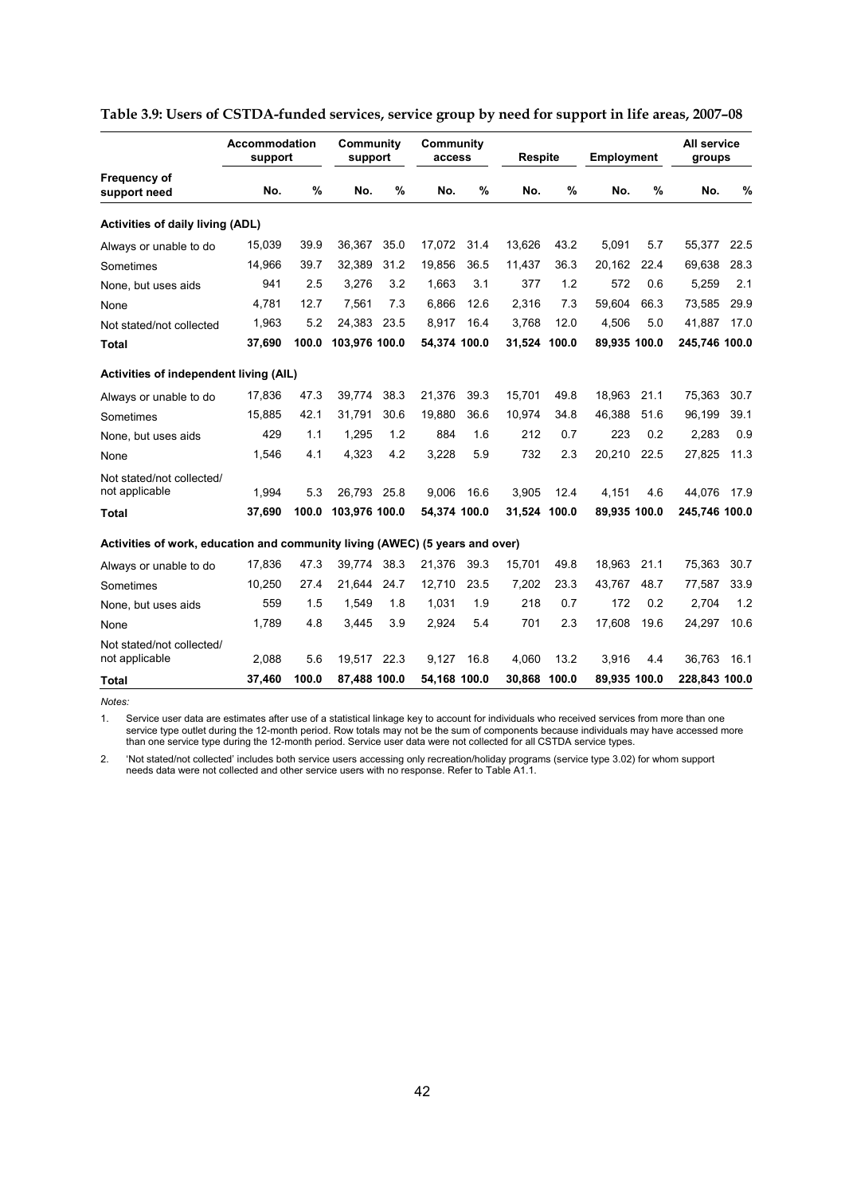**Table 3.9: Users of CSTDA-funded services, service group by need for support in life areas, 2007–08**

| Frequency of support need | Accommodation support | | Community support | | Community access | | Respite | | Employment | | All service groups | |
|---|---|---|---|---|---|---|---|---|---|---|---|---|
| | No. | % | No. | % | No. | % | No. | % | No. | % | No. | % |
| **Activities of daily living (ADL)** | | | | | | | | | | | | |
| Always or unable to do | 15,039 | 39.9 | 36,367 | 35.0 | 17,072 | 31.4 | 13,626 | 43.2 | 5,091 | 5.7 | 55,377 | 22.5 |
| Sometimes | 14,966 | 39.7 | 32,389 | 31.2 | 19,856 | 36.5 | 11,437 | 36.3 | 20,162 | 22.4 | 69,638 | 28.3 |
| None, but uses aids | 941 | 2.5 | 3,276 | 3.2 | 1,663 | 3.1 | 377 | 1.2 | 572 | 0.6 | 5,259 | 2.1 |
| None | 4,781 | 12.7 | 7,561 | 7.3 | 6,866 | 12.6 | 2,316 | 7.3 | 59,604 | 66.3 | 73,585 | 29.9 |
| Not stated/not collected | 1,963 | 5.2 | 24,383 | 23.5 | 8,917 | 16.4 | 3,768 | 12.0 | 4,506 | 5.0 | 41,887 | 17.0 |
| **Total** | **37,690** | **100.0** | **103,976** | **100.0** | **54,374** | **100.0** | **31,524** | **100.0** | **89,935** | **100.0** | **245,746** | **100.0** |
| **Activities of independent living (AIL)** | | | | | | | | | | | | |
| Always or unable to do | 17,836 | 47.3 | 39,774 | 38.3 | 21,376 | 39.3 | 15,701 | 49.8 | 18,963 | 21.1 | 75,363 | 30.7 |
| Sometimes | 15,885 | 42.1 | 31,791 | 30.6 | 19,880 | 36.6 | 10,974 | 34.8 | 46,388 | 51.6 | 96,199 | 39.1 |
| None, but uses aids | 429 | 1.1 | 1,295 | 1.2 | 884 | 1.6 | 212 | 0.7 | 223 | 0.2 | 2,283 | 0.9 |
| None | 1,546 | 4.1 | 4,323 | 4.2 | 3,228 | 5.9 | 732 | 2.3 | 20,210 | 22.5 | 27,825 | 11.3 |
| Not stated/not collected/ not applicable | 1,994 | 5.3 | 26,793 | 25.8 | 9,006 | 16.6 | 3,905 | 12.4 | 4,151 | 4.6 | 44,076 | 17.9 |
| **Total** | **37,690** | **100.0** | **103,976** | **100.0** | **54,374** | **100.0** | **31,524** | **100.0** | **89,935** | **100.0** | **245,746** | **100.0** |
| **Activities of work, education and community living (AWEC) (5 years and over)** | | | | | | | | | | | | |
| Always or unable to do | 17,836 | 47.3 | 39,774 | 38.3 | 21,376 | 39.3 | 15,701 | 49.8 | 18,963 | 21.1 | 75,363 | 30.7 |
| Sometimes | 10,250 | 27.4 | 21,644 | 24.7 | 12,710 | 23.5 | 7,202 | 23.3 | 43,767 | 48.7 | 77,587 | 33.9 |
| None, but uses aids | 559 | 1.5 | 1,549 | 1.8 | 1,031 | 1.9 | 218 | 0.7 | 172 | 0.2 | 2,704 | 1.2 |
| None | 1,789 | 4.8 | 3,445 | 3.9 | 2,924 | 5.4 | 701 | 2.3 | 17,608 | 19.6 | 24,297 | 10.6 |
| Not stated/not collected/ not applicable | 2,088 | 5.6 | 19,517 | 22.3 | 9,127 | 16.8 | 4,060 | 13.2 | 3,916 | 4.4 | 36,763 | 16.1 |
| **Total** | **37,460** | **100.0** | **87,488** | **100.0** | **54,168** | **100.0** | **30,868** | **100.0** | **89,935** | **100.0** | **228,843** | **100.0** |

*Notes:*

1. Service user data are estimates after use of a statistical linkage key to account for individuals who received services from more than one service type outlet during the 12-month period. Row totals may not be the sum of components because individuals may have accessed more than one service type during the 12-month period. Service user data were not collected for all CSTDA service types.

2. 'Not stated/not collected' includes both service users accessing only recreation/holiday programs (service type 3.02) for whom support needs data were not collected and other service users with no response. Refer to Table A1.1.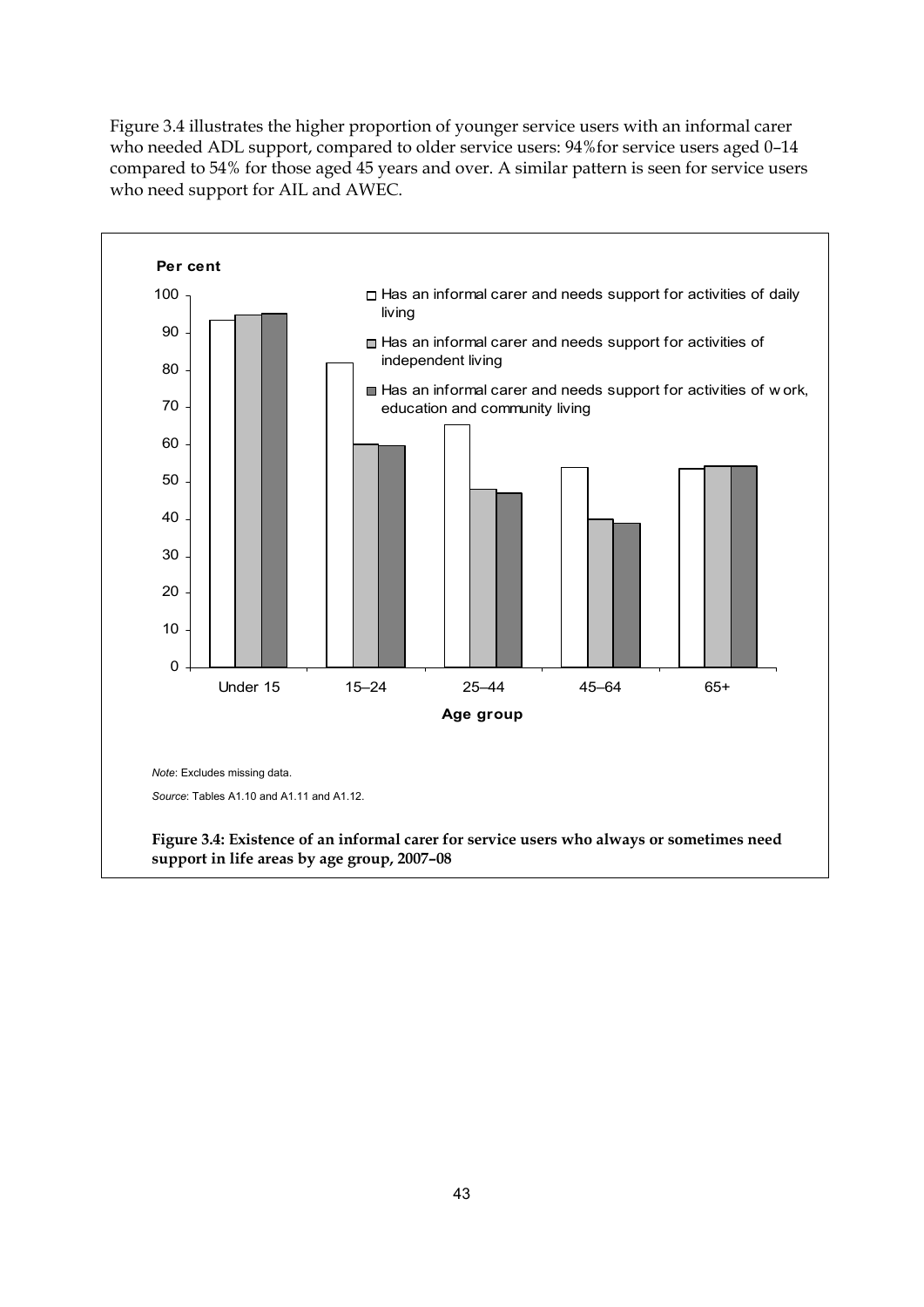Figure 3.4 illustrates the higher proportion of younger service users with an informal carer who needed ADL support, compared to older service users: 94%for service users aged 0–14 compared to 54% for those aged 45 years and over. A similar pattern is seen for service users who need support for AIL and AWEC.

Per cent

□ Has an informal carer and needs support for activities of daily living

□ Has an informal carer and needs support for activities of independent living

■ Has an informal carer and needs support for activities of w ork, education and community living

Age group: Under 15, 15–24, 25–44, 45–64, 65+

*Note*: Excludes missing data.

*Source*: Tables A1.10 and A1.11 and A1.12.

**Figure 3.4: Existence of an informal carer for service users who always or sometimes need support in life areas by age group, 2007–08**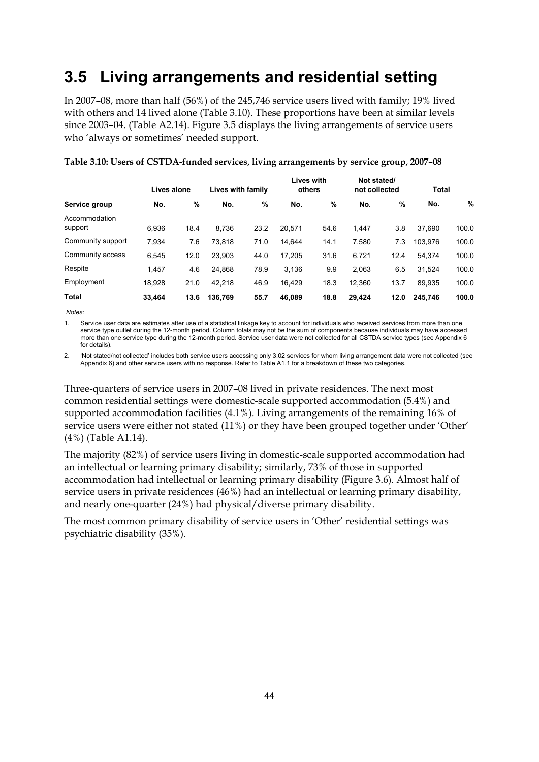## 3.5 Living arrangements and residential setting

In 2007–08, more than half (56%) of the 245,746 service users lived with family; 19% lived with others and 14 lived alone (Table 3.10). These proportions have been at similar levels since 2003–04. (Table A2.14). Figure 3.5 displays the living arrangements of service users who 'always or sometimes' needed support.

**Table 3.10: Users of CSTDA-funded services, living arrangements by service group, 2007–08**

| | Lives alone | | Lives with family | | Lives with others | | Not stated/ not collected | | Total | |
|---|---|---|---|---|---|---|---|---|---|---|
| **Service group** | **No.** | **%** | **No.** | **%** | **No.** | **%** | **No.** | **%** | **No.** | **%** |
| Accommodation support | 6,936 | 18.4 | 8,736 | 23.2 | 20,571 | 54.6 | 1,447 | 3.8 | 37,690 | 100.0 |
| Community support | 7,934 | 7.6 | 73,818 | 71.0 | 14,644 | 14.1 | 7,580 | 7.3 | 103,976 | 100.0 |
| Community access | 6,545 | 12.0 | 23,903 | 44.0 | 17,205 | 31.6 | 6,721 | 12.4 | 54,374 | 100.0 |
| Respite | 1,457 | 4.6 | 24,868 | 78.9 | 3,136 | 9.9 | 2,063 | 6.5 | 31,524 | 100.0 |
| Employment | 18,928 | 21.0 | 42,218 | 46.9 | 16,429 | 18.3 | 12,360 | 13.7 | 89,935 | 100.0 |
| **Total** | **33,464** | **13.6** | **136,769** | **55.7** | **46,089** | **18.8** | **29,424** | **12.0** | **245,746** | **100.0** |

*Notes:*

1. Service user data are estimates after use of a statistical linkage key to account for individuals who received services from more than one service type outlet during the 12-month period. Column totals may not be the sum of components because individuals may have accessed more than one service type during the 12-month period. Service user data were not collected for all CSTDA service types (see Appendix 6 for details).

2. 'Not stated/not collected' includes both service users accessing only 3.02 services for whom living arrangement data were not collected (see Appendix 6) and other service users with no response. Refer to Table A1.1 for a breakdown of these two categories.

Three-quarters of service users in 2007–08 lived in private residences. The next most common residential settings were domestic-scale supported accommodation (5.4%) and supported accommodation facilities (4.1%). Living arrangements of the remaining 16% of service users were either not stated (11%) or they have been grouped together under 'Other' (4%) (Table A1.14).

The majority (82%) of service users living in domestic-scale supported accommodation had an intellectual or learning primary disability; similarly, 73% of those in supported accommodation had intellectual or learning primary disability (Figure 3.6). Almost half of service users in private residences (46%) had an intellectual or learning primary disability, and nearly one-quarter (24%) had physical/diverse primary disability.

The most common primary disability of service users in 'Other' residential settings was psychiatric disability (35%).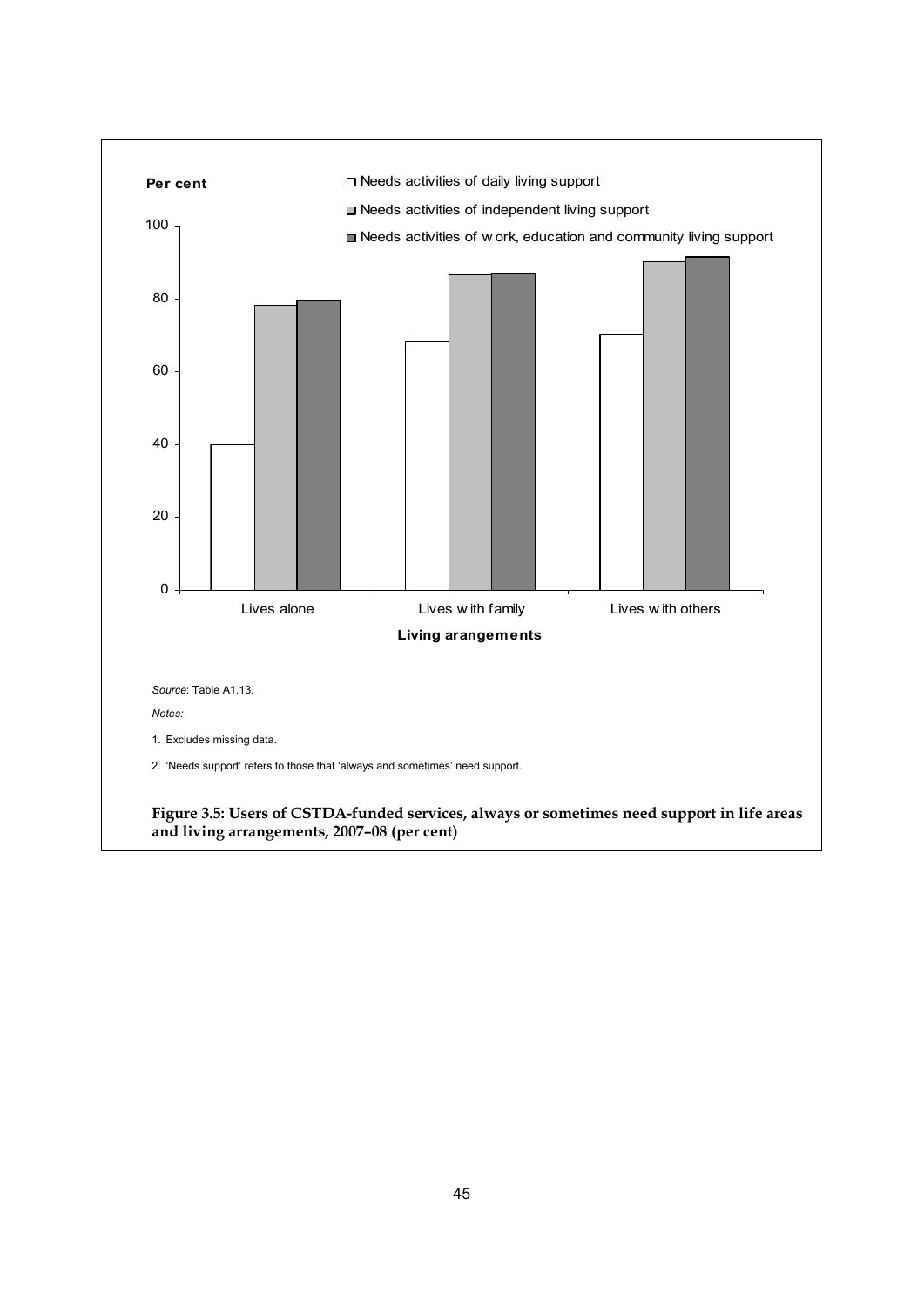Per cent

□ Needs activities of daily living support

□ Needs activities of independent living support

■ Needs activities of work, education and community living support

Living arrangements: Lives alone, Lives with family, Lives with others

*Source*: Table A1.13.

*Notes:*

1. Excludes missing data.

2. 'Needs support' refers to those that 'always and sometimes' need support.

**Figure 3.5: Users of CSTDA-funded services, always or sometimes need support in life areas and living arrangements, 2007–08 (per cent)**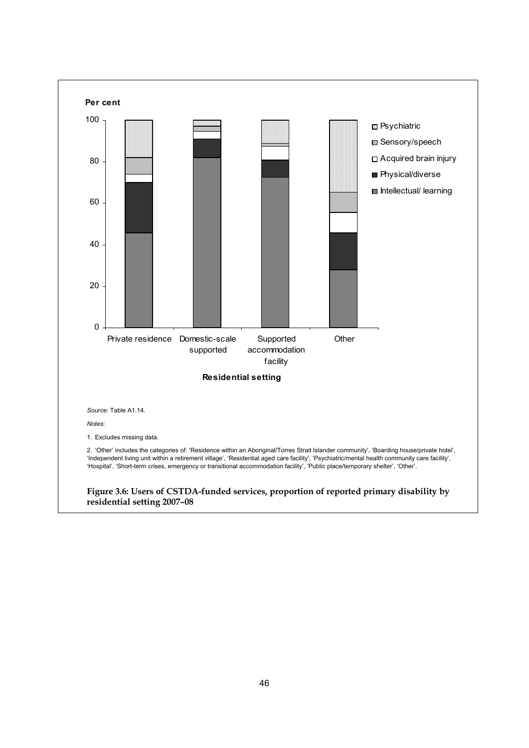Per cent

Residential setting

*Source*: Table A1.14.

*Notes*:

1. Excludes missing data.

2. 'Other' includes the categories of: 'Residence within an Aboriginal/Torres Strait Islander community', 'Boarding house/private hotel', 'Independent living unit within a retirement village', 'Residential aged care facility', 'Psychiatric/mental health community care facility', 'Hospital', 'Short-term crises, emergency or transitional accommodation facility', 'Public place/temporary shelter', 'Other'.

**Figure 3.6: Users of CSTDA-funded services, proportion of reported primary disability by residential setting 2007–08**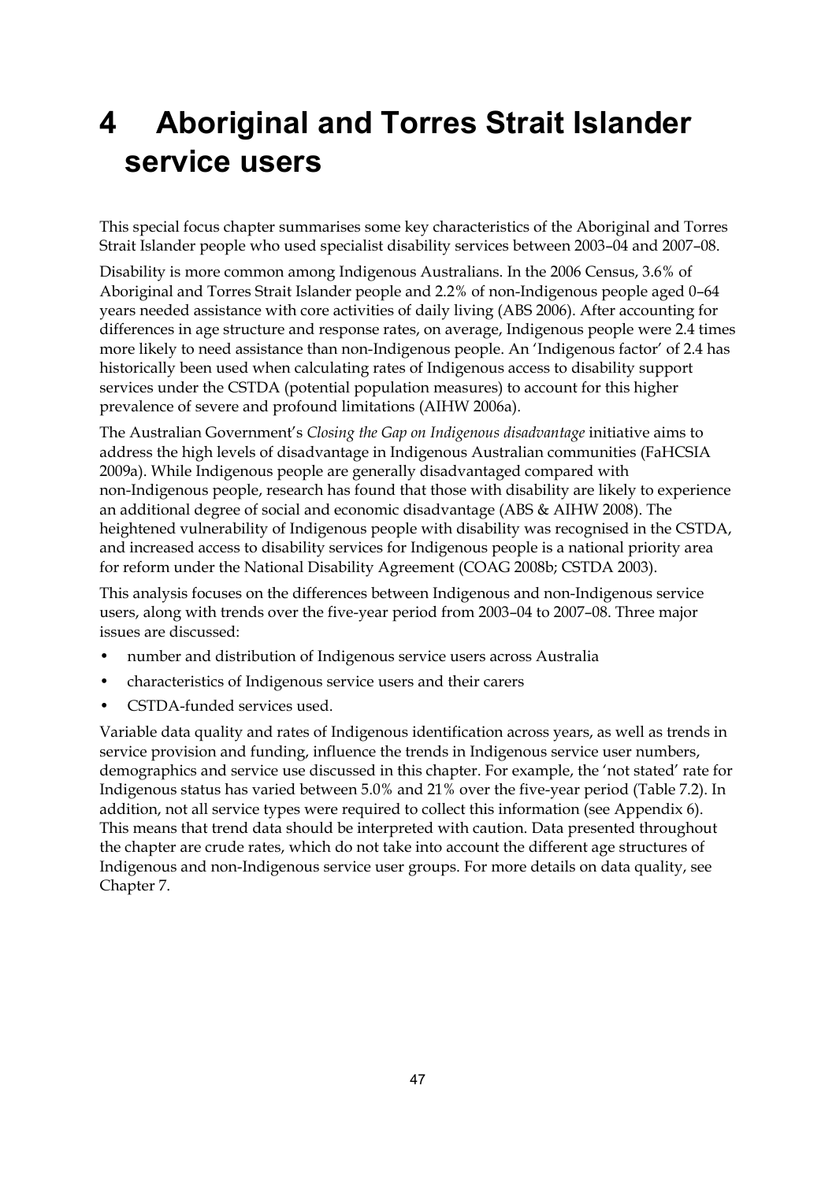# 4 Aboriginal and Torres Strait Islander service users

This special focus chapter summarises some key characteristics of the Aboriginal and Torres Strait Islander people who used specialist disability services between 2003–04 and 2007–08.

Disability is more common among Indigenous Australians. In the 2006 Census, 3.6% of Aboriginal and Torres Strait Islander people and 2.2% of non-Indigenous people aged 0–64 years needed assistance with core activities of daily living (ABS 2006). After accounting for differences in age structure and response rates, on average, Indigenous people were 2.4 times more likely to need assistance than non-Indigenous people. An 'Indigenous factor' of 2.4 has historically been used when calculating rates of Indigenous access to disability support services under the CSTDA (potential population measures) to account for this higher prevalence of severe and profound limitations (AIHW 2006a).

The Australian Government's *Closing the Gap on Indigenous disadvantage* initiative aims to address the high levels of disadvantage in Indigenous Australian communities (FaHCSIA 2009a). While Indigenous people are generally disadvantaged compared with non-Indigenous people, research has found that those with disability are likely to experience an additional degree of social and economic disadvantage (ABS & AIHW 2008). The heightened vulnerability of Indigenous people with disability was recognised in the CSTDA, and increased access to disability services for Indigenous people is a national priority area for reform under the National Disability Agreement (COAG 2008b; CSTDA 2003).

This analysis focuses on the differences between Indigenous and non-Indigenous service users, along with trends over the five-year period from 2003–04 to 2007–08. Three major issues are discussed:

- number and distribution of Indigenous service users across Australia
- characteristics of Indigenous service users and their carers
- CSTDA-funded services used.

Variable data quality and rates of Indigenous identification across years, as well as trends in service provision and funding, influence the trends in Indigenous service user numbers, demographics and service use discussed in this chapter. For example, the 'not stated' rate for Indigenous status has varied between 5.0% and 21% over the five-year period (Table 7.2). In addition, not all service types were required to collect this information (see Appendix 6). This means that trend data should be interpreted with caution. Data presented throughout the chapter are crude rates, which do not take into account the different age structures of Indigenous and non-Indigenous service user groups. For more details on data quality, see Chapter 7.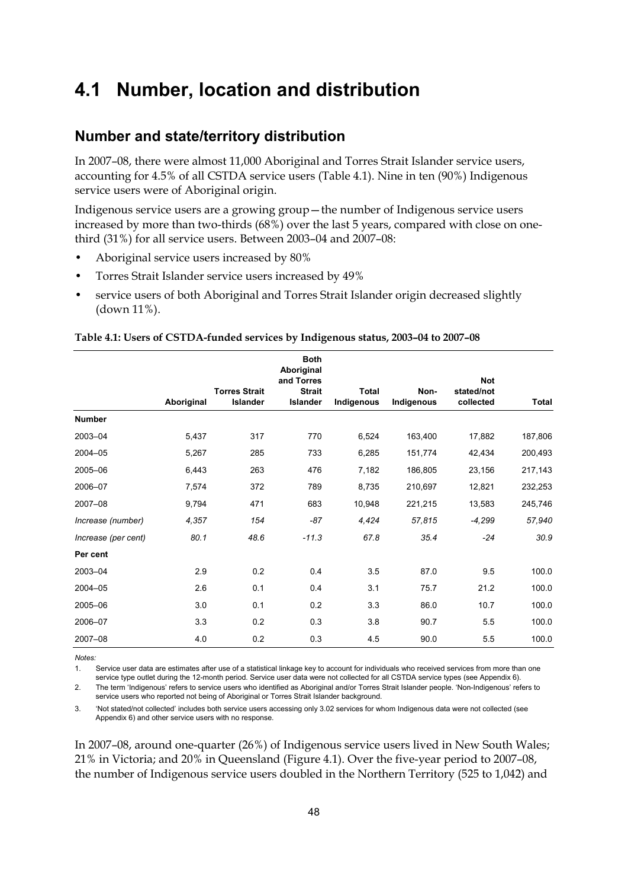# 4.1 Number, location and distribution

## Number and state/territory distribution

In 2007–08, there were almost 11,000 Aboriginal and Torres Strait Islander service users, accounting for 4.5% of all CSTDA service users (Table 4.1). Nine in ten (90%) Indigenous service users were of Aboriginal origin.

Indigenous service users are a growing group—the number of Indigenous service users increased by more than two-thirds (68%) over the last 5 years, compared with close on one-third (31%) for all service users. Between 2003–04 and 2007–08:

- Aboriginal service users increased by 80%
- Torres Strait Islander service users increased by 49%
- service users of both Aboriginal and Torres Strait Islander origin decreased slightly (down 11%).

**Table 4.1: Users of CSTDA-funded services by Indigenous status, 2003–04 to 2007–08**

| | Aboriginal | Torres Strait Islander | Both Aboriginal and Torres Strait Islander | Total Indigenous | Non-Indigenous | Not stated/not collected | Total |
|---|---|---|---|---|---|---|---|
| **Number** | | | | | | | |
| 2003–04 | 5,437 | 317 | 770 | 6,524 | 163,400 | 17,882 | 187,806 |
| 2004–05 | 5,267 | 285 | 733 | 6,285 | 151,774 | 42,434 | 200,493 |
| 2005–06 | 6,443 | 263 | 476 | 7,182 | 186,805 | 23,156 | 217,143 |
| 2006–07 | 7,574 | 372 | 789 | 8,735 | 210,697 | 12,821 | 232,253 |
| 2007–08 | 9,794 | 471 | 683 | 10,948 | 221,215 | 13,583 | 245,746 |
| *Increase (number)* | *4,357* | *154* | *-87* | *4,424* | *57,815* | *-4,299* | *57,940* |
| *Increase (per cent)* | *80.1* | *48.6* | *-11.3* | *67.8* | *35.4* | *-24* | *30.9* |
| **Per cent** | | | | | | | |
| 2003–04 | 2.9 | 0.2 | 0.4 | 3.5 | 87.0 | 9.5 | 100.0 |
| 2004–05 | 2.6 | 0.1 | 0.4 | 3.1 | 75.7 | 21.2 | 100.0 |
| 2005–06 | 3.0 | 0.1 | 0.2 | 3.3 | 86.0 | 10.7 | 100.0 |
| 2006–07 | 3.3 | 0.2 | 0.3 | 3.8 | 90.7 | 5.5 | 100.0 |
| 2007–08 | 4.0 | 0.2 | 0.3 | 4.5 | 90.0 | 5.5 | 100.0 |

*Notes:*

1. Service user data are estimates after use of a statistical linkage key to account for individuals who received services from more than one service type outlet during the 12-month period. Service user data were not collected for all CSTDA service types (see Appendix 6).
2. The term 'Indigenous' refers to service users who identified as Aboriginal and/or Torres Strait Islander people. 'Non-Indigenous' refers to service users who reported not being of Aboriginal or Torres Strait Islander background.
3. 'Not stated/not collected' includes both service users accessing only 3.02 services for whom Indigenous data were not collected (see Appendix 6) and other service users with no response.

In 2007–08, around one-quarter (26%) of Indigenous service users lived in New South Wales; 21% in Victoria; and 20% in Queensland (Figure 4.1). Over the five-year period to 2007–08, the number of Indigenous service users doubled in the Northern Territory (525 to 1,042) and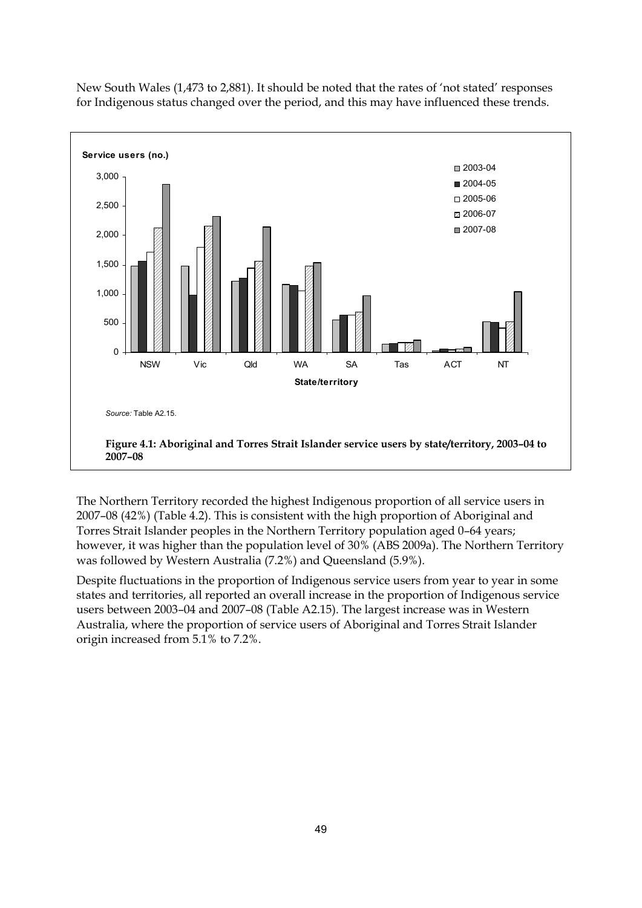New South Wales (1,473 to 2,881). It should be noted that the rates of 'not stated' responses for Indigenous status changed over the period, and this may have influenced these trends.

*Source:* Table A2.15.

**Figure 4.1: Aboriginal and Torres Strait Islander service users by state/territory, 2003–04 to 2007–08**

The Northern Territory recorded the highest Indigenous proportion of all service users in 2007–08 (42%) (Table 4.2). This is consistent with the high proportion of Aboriginal and Torres Strait Islander peoples in the Northern Territory population aged 0–64 years; however, it was higher than the population level of 30% (ABS 2009a). The Northern Territory was followed by Western Australia (7.2%) and Queensland (5.9%).

Despite fluctuations in the proportion of Indigenous service users from year to year in some states and territories, all reported an overall increase in the proportion of Indigenous service users between 2003–04 and 2007–08 (Table A2.15). The largest increase was in Western Australia, where the proportion of service users of Aboriginal and Torres Strait Islander origin increased from 5.1% to 7.2%.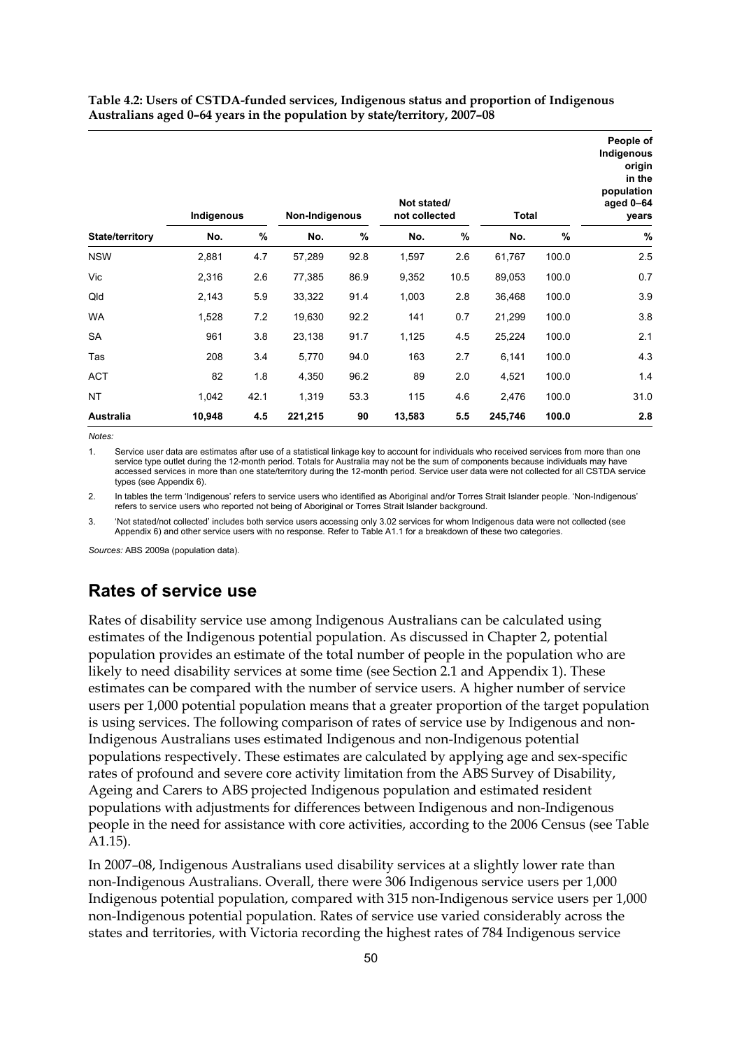**Table 4.2: Users of CSTDA-funded services, Indigenous status and proportion of Indigenous Australians aged 0–64 years in the population by state/territory, 2007–08**

| | Indigenous | | Non-Indigenous | | Not stated/ not collected | | Total | | People of Indigenous origin in the population aged 0–64 years |
|---|---|---|---|---|---|---|---|---|---|
| **State/territory** | **No.** | **%** | **No.** | **%** | **No.** | **%** | **No.** | **%** | **%** |
| NSW | 2,881 | 4.7 | 57,289 | 92.8 | 1,597 | 2.6 | 61,767 | 100.0 | 2.5 |
| Vic | 2,316 | 2.6 | 77,385 | 86.9 | 9,352 | 10.5 | 89,053 | 100.0 | 0.7 |
| Qld | 2,143 | 5.9 | 33,322 | 91.4 | 1,003 | 2.8 | 36,468 | 100.0 | 3.9 |
| WA | 1,528 | 7.2 | 19,630 | 92.2 | 141 | 0.7 | 21,299 | 100.0 | 3.8 |
| SA | 961 | 3.8 | 23,138 | 91.7 | 1,125 | 4.5 | 25,224 | 100.0 | 2.1 |
| Tas | 208 | 3.4 | 5,770 | 94.0 | 163 | 2.7 | 6,141 | 100.0 | 4.3 |
| ACT | 82 | 1.8 | 4,350 | 96.2 | 89 | 2.0 | 4,521 | 100.0 | 1.4 |
| NT | 1,042 | 42.1 | 1,319 | 53.3 | 115 | 4.6 | 2,476 | 100.0 | 31.0 |
| **Australia** | **10,948** | **4.5** | **221,215** | **90** | **13,583** | **5.5** | **245,746** | **100.0** | **2.8** |

*Notes:*

1. Service user data are estimates after use of a statistical linkage key to account for individuals who received services from more than one service type outlet during the 12-month period. Totals for Australia may not be the sum of components because individuals may have accessed services in more than one state/territory during the 12-month period. Service user data were not collected for all CSTDA service types (see Appendix 6).
2. In tables the term 'Indigenous' refers to service users who identified as Aboriginal and/or Torres Strait Islander people. 'Non-Indigenous' refers to service users who reported not being of Aboriginal or Torres Strait Islander background.
3. 'Not stated/not collected' includes both service users accessing only 3.02 services for whom Indigenous data were not collected (see Appendix 6) and other service users with no response. Refer to Table A1.1 for a breakdown of these two categories.

*Sources:* ABS 2009a (population data).

## Rates of service use

Rates of disability service use among Indigenous Australians can be calculated using estimates of the Indigenous potential population. As discussed in Chapter 2, potential population provides an estimate of the total number of people in the population who are likely to need disability services at some time (see Section 2.1 and Appendix 1). These estimates can be compared with the number of service users. A higher number of service users per 1,000 potential population means that a greater proportion of the target population is using services. The following comparison of rates of service use by Indigenous and non-Indigenous Australians uses estimated Indigenous and non-Indigenous potential populations respectively. These estimates are calculated by applying age and sex-specific rates of profound and severe core activity limitation from the ABS Survey of Disability, Ageing and Carers to ABS projected Indigenous population and estimated resident populations with adjustments for differences between Indigenous and non-Indigenous people in the need for assistance with core activities, according to the 2006 Census (see Table A1.15).

In 2007–08, Indigenous Australians used disability services at a slightly lower rate than non-Indigenous Australians. Overall, there were 306 Indigenous service users per 1,000 Indigenous potential population, compared with 315 non-Indigenous service users per 1,000 non-Indigenous potential population. Rates of service use varied considerably across the states and territories, with Victoria recording the highest rates of 784 Indigenous service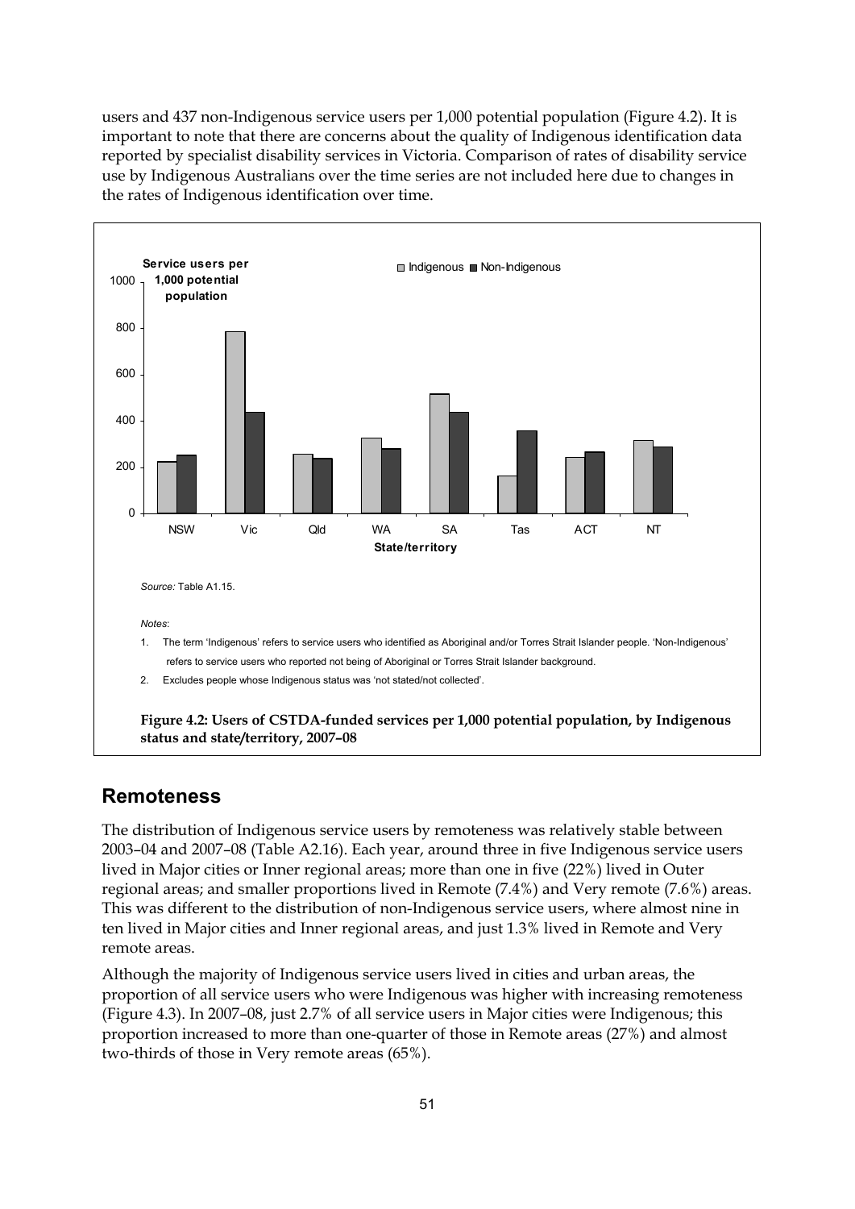users and 437 non-Indigenous service users per 1,000 potential population (Figure 4.2). It is important to note that there are concerns about the quality of Indigenous identification data reported by specialist disability services in Victoria. Comparison of rates of disability service use by Indigenous Australians over the time series are not included here due to changes in the rates of Indigenous identification over time.

*Source:* Table A1.15.

*Notes*:

1. The term 'Indigenous' refers to service users who identified as Aboriginal and/or Torres Strait Islander people. 'Non-Indigenous' refers to service users who reported not being of Aboriginal or Torres Strait Islander background.
2. Excludes people whose Indigenous status was 'not stated/not collected'.

**Figure 4.2: Users of CSTDA-funded services per 1,000 potential population, by Indigenous status and state/territory, 2007–08**

## Remoteness

The distribution of Indigenous service users by remoteness was relatively stable between 2003–04 and 2007–08 (Table A2.16). Each year, around three in five Indigenous service users lived in Major cities or Inner regional areas; more than one in five (22%) lived in Outer regional areas; and smaller proportions lived in Remote (7.4%) and Very remote (7.6%) areas. This was different to the distribution of non-Indigenous service users, where almost nine in ten lived in Major cities and Inner regional areas, and just 1.3% lived in Remote and Very remote areas.

Although the majority of Indigenous service users lived in cities and urban areas, the proportion of all service users who were Indigenous was higher with increasing remoteness (Figure 4.3). In 2007–08, just 2.7% of all service users in Major cities were Indigenous; this proportion increased to more than one-quarter of those in Remote areas (27%) and almost two-thirds of those in Very remote areas (65%).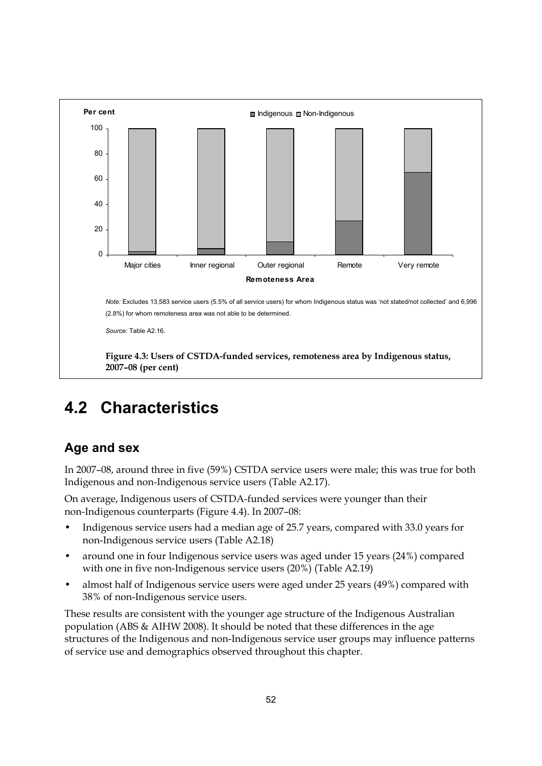Note: Excludes 13,583 service users (5.5% of all service users) for whom Indigenous status was 'not stated/not collected' and 6,996 (2.8%) for whom remoteness area was not able to be determined.

Source: Table A2.16.

**Figure 4.3: Users of CSTDA-funded services, remoteness area by Indigenous status, 2007–08 (per cent)**

## 4.2 Characteristics

### Age and sex

In 2007–08, around three in five (59%) CSTDA service users were male; this was true for both Indigenous and non-Indigenous service users (Table A2.17).

On average, Indigenous users of CSTDA-funded services were younger than their non-Indigenous counterparts (Figure 4.4). In 2007–08:

- Indigenous service users had a median age of 25.7 years, compared with 33.0 years for non-Indigenous service users (Table A2.18)
- around one in four Indigenous service users was aged under 15 years (24%) compared with one in five non-Indigenous service users (20%) (Table A2.19)
- almost half of Indigenous service users were aged under 25 years (49%) compared with 38% of non-Indigenous service users.

These results are consistent with the younger age structure of the Indigenous Australian population (ABS & AIHW 2008). It should be noted that these differences in the age structures of the Indigenous and non-Indigenous service user groups may influence patterns of service use and demographics observed throughout this chapter.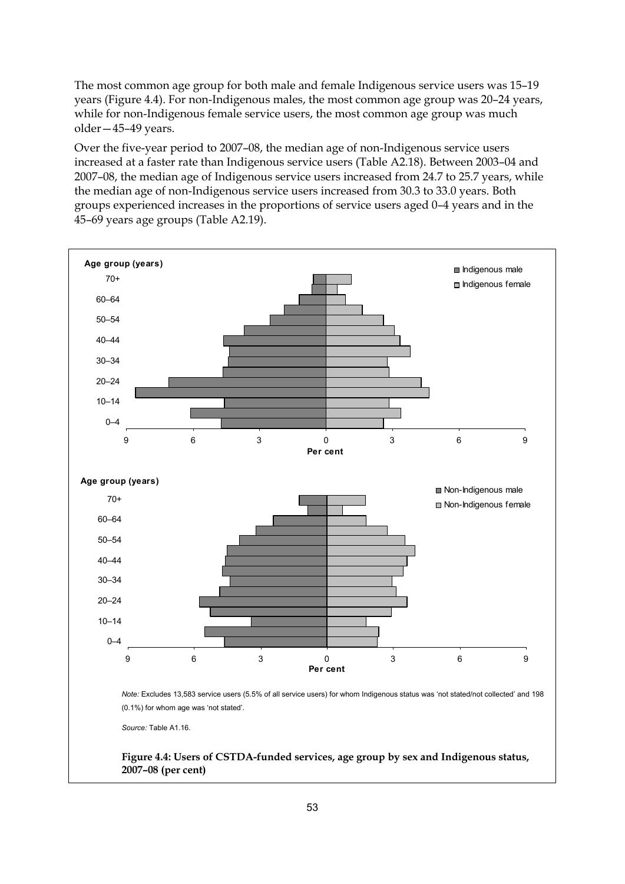The most common age group for both male and female Indigenous service users was 15–19 years (Figure 4.4). For non-Indigenous males, the most common age group was 20–24 years, while for non-Indigenous female service users, the most common age group was much older—45–49 years.

Over the five-year period to 2007–08, the median age of non-Indigenous service users increased at a faster rate than Indigenous service users (Table A2.18). Between 2003–04 and 2007–08, the median age of Indigenous service users increased from 24.7 to 25.7 years, while the median age of non-Indigenous service users increased from 30.3 to 33.0 years. Both groups experienced increases in the proportions of service users aged 0–4 years and in the 45–69 years age groups (Table A2.19).

*Note:* Excludes 13,583 service users (5.5% of all service users) for whom Indigenous status was 'not stated/not collected' and 198 (0.1%) for whom age was 'not stated'.

*Source:* Table A1.16.

**Figure 4.4: Users of CSTDA-funded services, age group by sex and Indigenous status, 2007–08 (per cent)**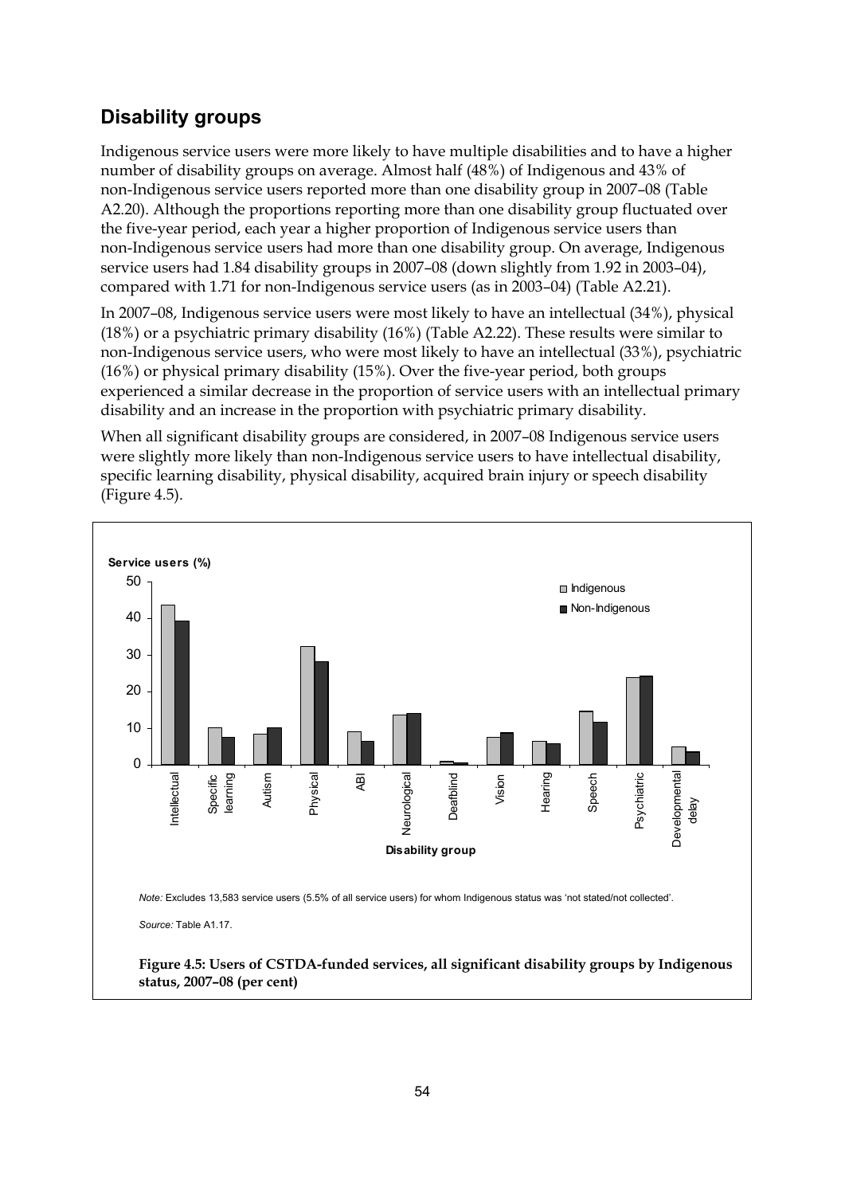## Disability groups

Indigenous service users were more likely to have multiple disabilities and to have a higher number of disability groups on average. Almost half (48%) of Indigenous and 43% of non-Indigenous service users reported more than one disability group in 2007–08 (Table A2.20). Although the proportions reporting more than one disability group fluctuated over the five-year period, each year a higher proportion of Indigenous service users than non-Indigenous service users had more than one disability group. On average, Indigenous service users had 1.84 disability groups in 2007–08 (down slightly from 1.92 in 2003–04), compared with 1.71 for non-Indigenous service users (as in 2003–04) (Table A2.21).

In 2007–08, Indigenous service users were most likely to have an intellectual (34%), physical (18%) or a psychiatric primary disability (16%) (Table A2.22). These results were similar to non-Indigenous service users, who were most likely to have an intellectual (33%), psychiatric (16%) or physical primary disability (15%). Over the five-year period, both groups experienced a similar decrease in the proportion of service users with an intellectual primary disability and an increase in the proportion with psychiatric primary disability.

When all significant disability groups are considered, in 2007–08 Indigenous service users were slightly more likely than non-Indigenous service users to have intellectual disability, specific learning disability, physical disability, acquired brain injury or speech disability (Figure 4.5).

*Note:* Excludes 13,583 service users (5.5% of all service users) for whom Indigenous status was 'not stated/not collected'.

*Source:* Table A1.17.

**Figure 4.5: Users of CSTDA-funded services, all significant disability groups by Indigenous status, 2007–08 (per cent)**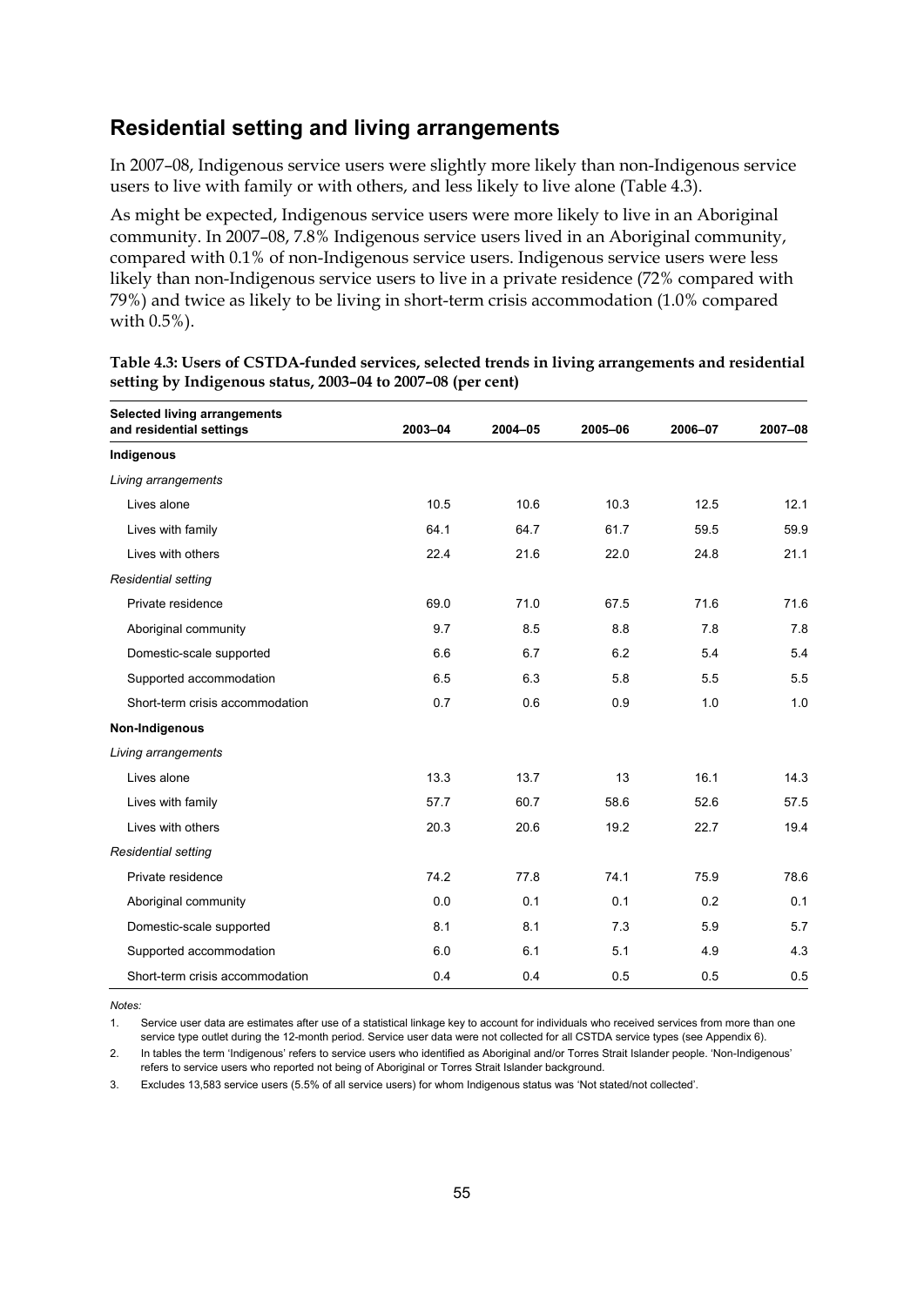## Residential setting and living arrangements

In 2007–08, Indigenous service users were slightly more likely than non-Indigenous service users to live with family or with others, and less likely to live alone (Table 4.3).

As might be expected, Indigenous service users were more likely to live in an Aboriginal community. In 2007–08, 7.8% Indigenous service users lived in an Aboriginal community, compared with 0.1% of non-Indigenous service users. Indigenous service users were less likely than non-Indigenous service users to live in a private residence (72% compared with 79%) and twice as likely to be living in short-term crisis accommodation (1.0% compared with 0.5%).

**Table 4.3: Users of CSTDA-funded services, selected trends in living arrangements and residential setting by Indigenous status, 2003–04 to 2007–08 (per cent)**

| Selected living arrangements and residential settings | 2003–04 | 2004–05 | 2005–06 | 2006–07 | 2007–08 |
|---|---|---|---|---|---|
| **Indigenous** | | | | | |
| *Living arrangements* | | | | | |
| Lives alone | 10.5 | 10.6 | 10.3 | 12.5 | 12.1 |
| Lives with family | 64.1 | 64.7 | 61.7 | 59.5 | 59.9 |
| Lives with others | 22.4 | 21.6 | 22.0 | 24.8 | 21.1 |
| *Residential setting* | | | | | |
| Private residence | 69.0 | 71.0 | 67.5 | 71.6 | 71.6 |
| Aboriginal community | 9.7 | 8.5 | 8.8 | 7.8 | 7.8 |
| Domestic-scale supported | 6.6 | 6.7 | 6.2 | 5.4 | 5.4 |
| Supported accommodation | 6.5 | 6.3 | 5.8 | 5.5 | 5.5 |
| Short-term crisis accommodation | 0.7 | 0.6 | 0.9 | 1.0 | 1.0 |
| **Non-Indigenous** | | | | | |
| *Living arrangements* | | | | | |
| Lives alone | 13.3 | 13.7 | 13 | 16.1 | 14.3 |
| Lives with family | 57.7 | 60.7 | 58.6 | 52.6 | 57.5 |
| Lives with others | 20.3 | 20.6 | 19.2 | 22.7 | 19.4 |
| *Residential setting* | | | | | |
| Private residence | 74.2 | 77.8 | 74.1 | 75.9 | 78.6 |
| Aboriginal community | 0.0 | 0.1 | 0.1 | 0.2 | 0.1 |
| Domestic-scale supported | 8.1 | 8.1 | 7.3 | 5.9 | 5.7 |
| Supported accommodation | 6.0 | 6.1 | 5.1 | 4.9 | 4.3 |
| Short-term crisis accommodation | 0.4 | 0.4 | 0.5 | 0.5 | 0.5 |

*Notes:*

1. Service user data are estimates after use of a statistical linkage key to account for individuals who received services from more than one service type outlet during the 12-month period. Service user data were not collected for all CSTDA service types (see Appendix 6).
2. In tables the term 'Indigenous' refers to service users who identified as Aboriginal and/or Torres Strait Islander people. 'Non-Indigenous' refers to service users who reported not being of Aboriginal or Torres Strait Islander background.
3. Excludes 13,583 service users (5.5% of all service users) for whom Indigenous status was 'Not stated/not collected'.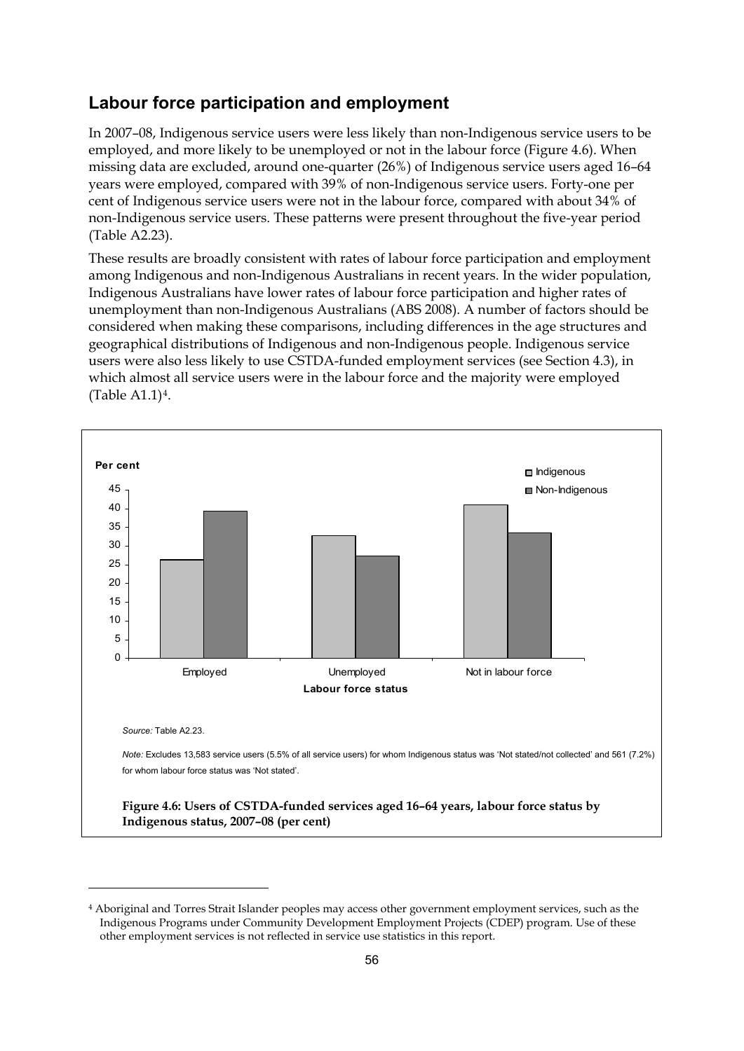## Labour force participation and employment

In 2007–08, Indigenous service users were less likely than non-Indigenous service users to be employed, and more likely to be unemployed or not in the labour force (Figure 4.6). When missing data are excluded, around one-quarter (26%) of Indigenous service users aged 16–64 years were employed, compared with 39% of non-Indigenous service users. Forty-one per cent of Indigenous service users were not in the labour force, compared with about 34% of non-Indigenous service users. These patterns were present throughout the five-year period (Table A2.23).

These results are broadly consistent with rates of labour force participation and employment among Indigenous and non-Indigenous Australians in recent years. In the wider population, Indigenous Australians have lower rates of labour force participation and higher rates of unemployment than non-Indigenous Australians (ABS 2008). A number of factors should be considered when making these comparisons, including differences in the age structures and geographical distributions of Indigenous and non-Indigenous people. Indigenous service users were also less likely to use CSTDA-funded employment services (see Section 4.3), in which almost all service users were in the labour force and the majority were employed (Table A1.1)[4].

*Source:* Table A2.23.

*Note:* Excludes 13,583 service users (5.5% of all service users) for whom Indigenous status was 'Not stated/not collected' and 561 (7.2%) for whom labour force status was 'Not stated'.

**Figure 4.6: Users of CSTDA-funded services aged 16–64 years, labour force status by Indigenous status, 2007–08 (per cent)**

---

[4] Aboriginal and Torres Strait Islander peoples may access other government employment services, such as the Indigenous Programs under Community Development Employment Projects (CDEP) program. Use of these other employment services is not reflected in service use statistics in this report.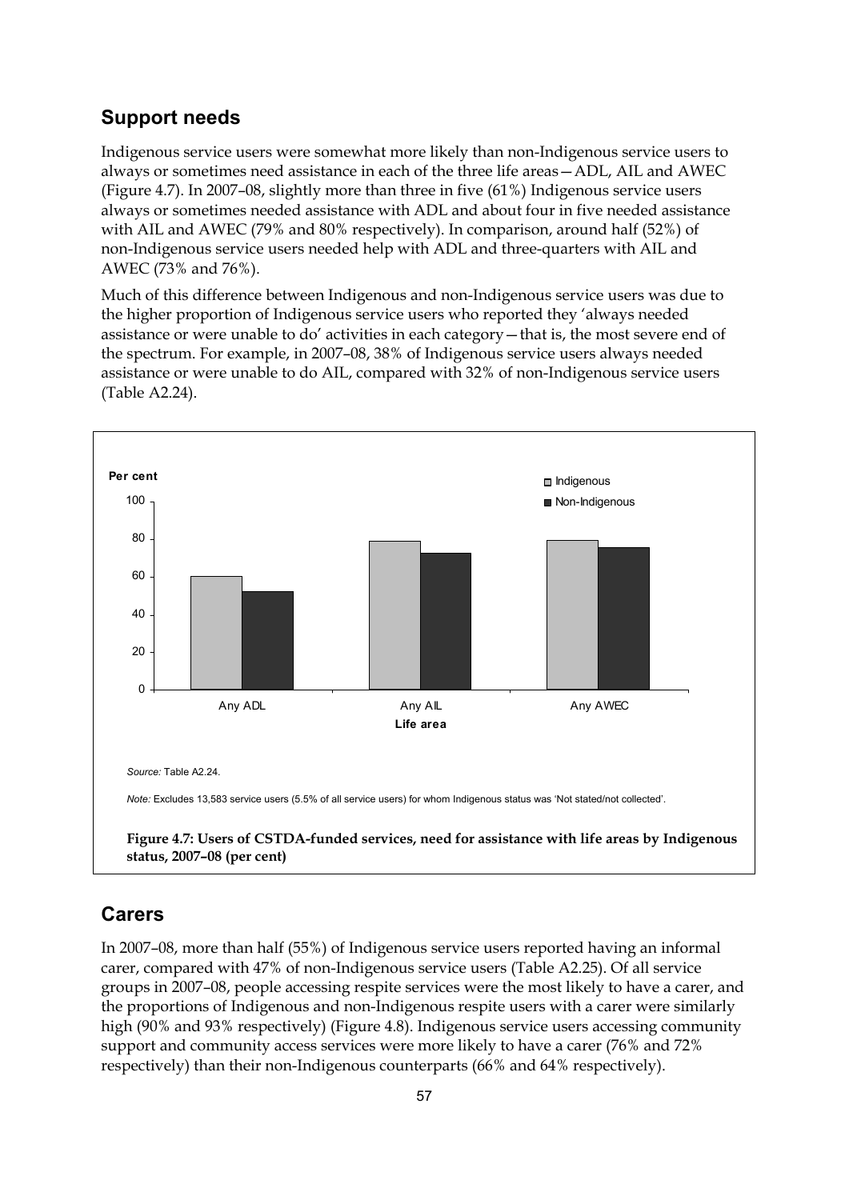## Support needs

Indigenous service users were somewhat more likely than non-Indigenous service users to always or sometimes need assistance in each of the three life areas—ADL, AIL and AWEC (Figure 4.7). In 2007–08, slightly more than three in five (61%) Indigenous service users always or sometimes needed assistance with ADL and about four in five needed assistance with AIL and AWEC (79% and 80% respectively). In comparison, around half (52%) of non-Indigenous service users needed help with ADL and three-quarters with AIL and AWEC (73% and 76%).

Much of this difference between Indigenous and non-Indigenous service users was due to the higher proportion of Indigenous service users who reported they 'always needed assistance or were unable to do' activities in each category—that is, the most severe end of the spectrum. For example, in 2007–08, 38% of Indigenous service users always needed assistance or were unable to do AIL, compared with 32% of non-Indigenous service users (Table A2.24).

*Source:* Table A2.24.

*Note:* Excludes 13,583 service users (5.5% of all service users) for whom Indigenous status was 'Not stated/not collected'.

**Figure 4.7: Users of CSTDA-funded services, need for assistance with life areas by Indigenous status, 2007–08 (per cent)**

## Carers

In 2007–08, more than half (55%) of Indigenous service users reported having an informal carer, compared with 47% of non-Indigenous service users (Table A2.25). Of all service groups in 2007–08, people accessing respite services were the most likely to have a carer, and the proportions of Indigenous and non-Indigenous respite users with a carer were similarly high (90% and 93% respectively) (Figure 4.8). Indigenous service users accessing community support and community access services were more likely to have a carer (76% and 72% respectively) than their non-Indigenous counterparts (66% and 64% respectively).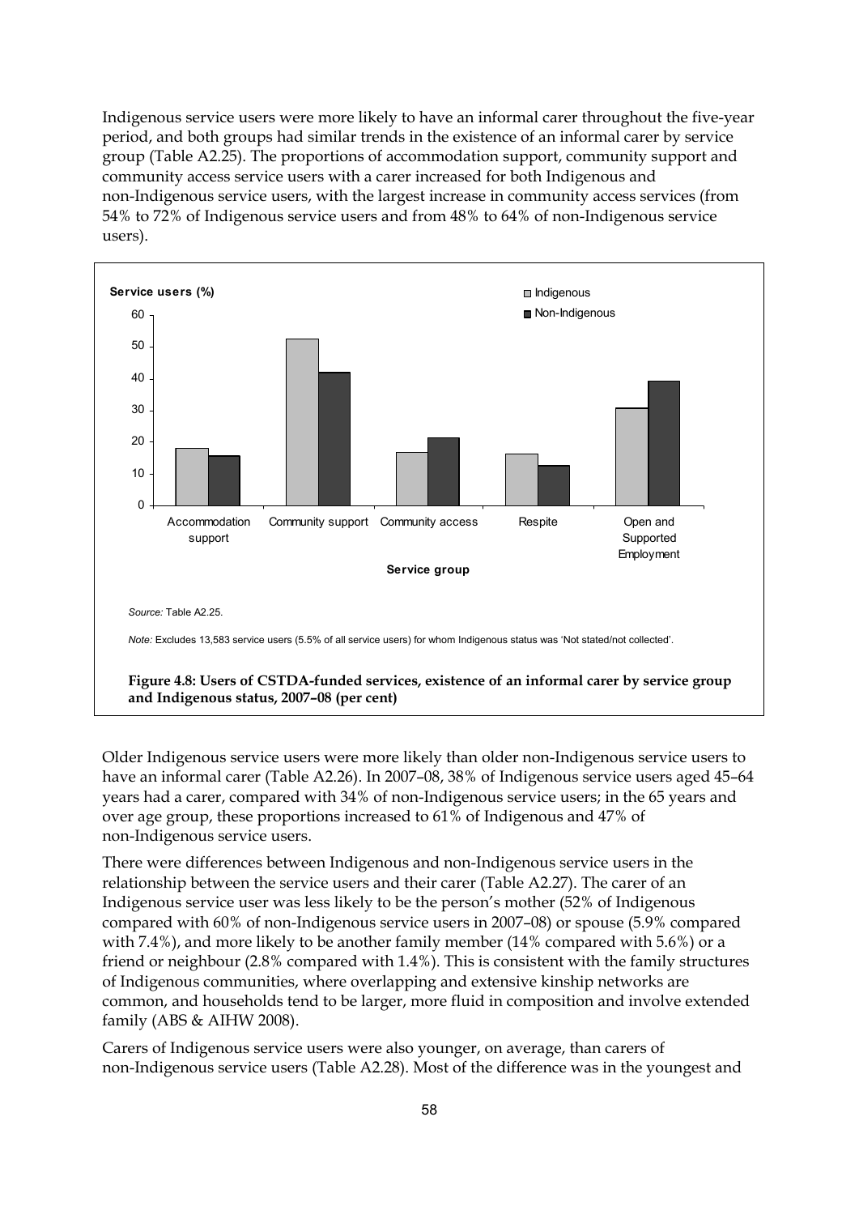Indigenous service users were more likely to have an informal carer throughout the five-year period, and both groups had similar trends in the existence of an informal carer by service group (Table A2.25). The proportions of accommodation support, community support and community access service users with a carer increased for both Indigenous and non-Indigenous service users, with the largest increase in community access services (from 54% to 72% of Indigenous service users and from 48% to 64% of non-Indigenous service users).

*Source:* Table A2.25.

*Note:* Excludes 13,583 service users (5.5% of all service users) for whom Indigenous status was 'Not stated/not collected'.

**Figure 4.8: Users of CSTDA-funded services, existence of an informal carer by service group and Indigenous status, 2007–08 (per cent)**

Older Indigenous service users were more likely than older non-Indigenous service users to have an informal carer (Table A2.26). In 2007–08, 38% of Indigenous service users aged 45–64 years had a carer, compared with 34% of non-Indigenous service users; in the 65 years and over age group, these proportions increased to 61% of Indigenous and 47% of non-Indigenous service users.

There were differences between Indigenous and non-Indigenous service users in the relationship between the service users and their carer (Table A2.27). The carer of an Indigenous service user was less likely to be the person's mother (52% of Indigenous compared with 60% of non-Indigenous service users in 2007–08) or spouse (5.9% compared with 7.4%), and more likely to be another family member (14% compared with 5.6%) or a friend or neighbour (2.8% compared with 1.4%). This is consistent with the family structures of Indigenous communities, where overlapping and extensive kinship networks are common, and households tend to be larger, more fluid in composition and involve extended family (ABS & AIHW 2008).

Carers of Indigenous service users were also younger, on average, than carers of non-Indigenous service users (Table A2.28). Most of the difference was in the youngest and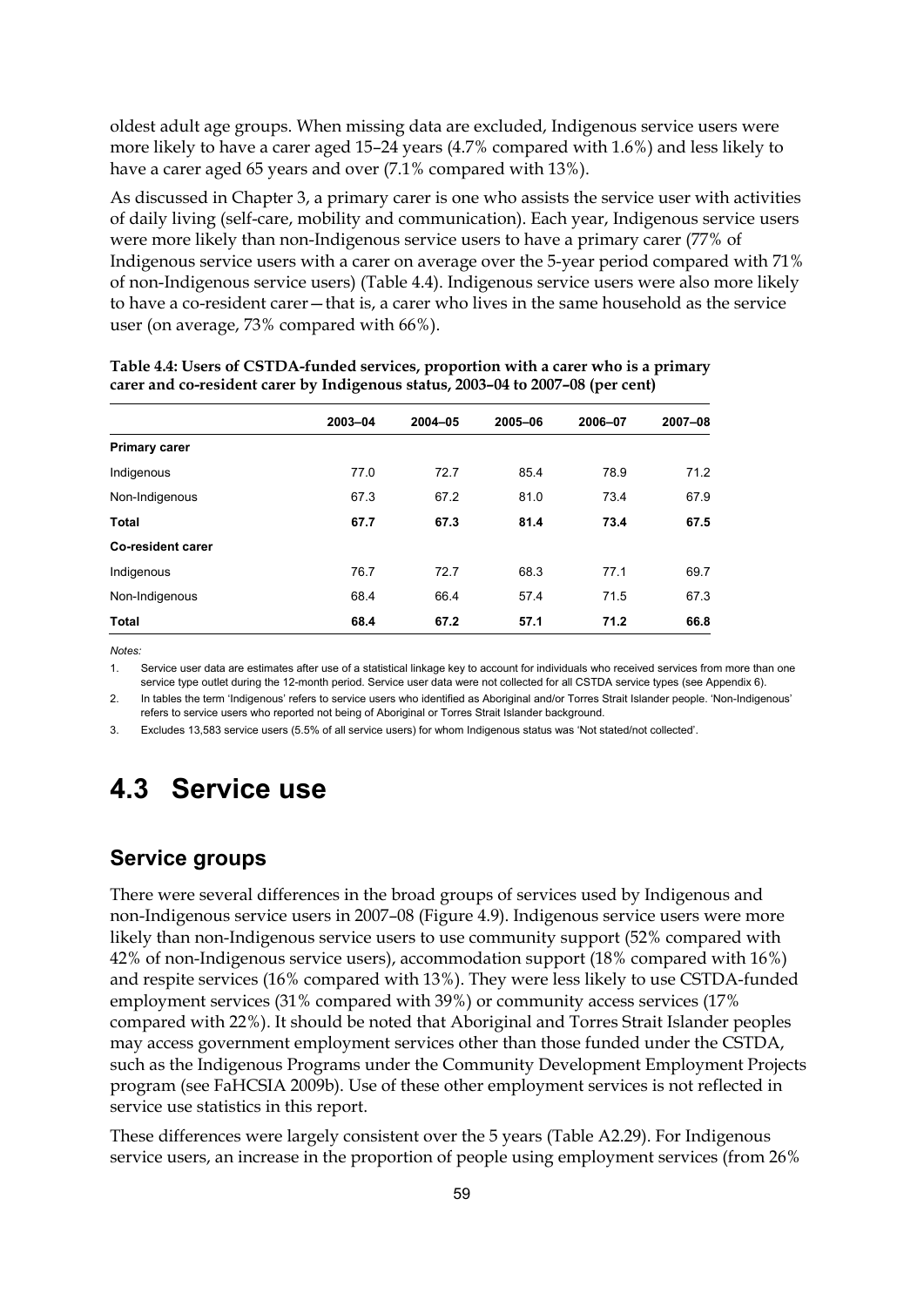oldest adult age groups. When missing data are excluded, Indigenous service users were more likely to have a carer aged 15–24 years (4.7% compared with 1.6%) and less likely to have a carer aged 65 years and over (7.1% compared with 13%).

As discussed in Chapter 3, a primary carer is one who assists the service user with activities of daily living (self-care, mobility and communication). Each year, Indigenous service users were more likely than non-Indigenous service users to have a primary carer (77% of Indigenous service users with a carer on average over the 5-year period compared with 71% of non-Indigenous service users) (Table 4.4). Indigenous service users were also more likely to have a co-resident carer—that is, a carer who lives in the same household as the service user (on average, 73% compared with 66%).

**Table 4.4: Users of CSTDA-funded services, proportion with a carer who is a primary carer and co-resident carer by Indigenous status, 2003–04 to 2007–08 (per cent)**

| | 2003–04 | 2004–05 | 2005–06 | 2006–07 | 2007–08 |
|---|---|---|---|---|---|
| **Primary carer** | | | | | |
| Indigenous | 77.0 | 72.7 | 85.4 | 78.9 | 71.2 |
| Non-Indigenous | 67.3 | 67.2 | 81.0 | 73.4 | 67.9 |
| **Total** | **67.7** | **67.3** | **81.4** | **73.4** | **67.5** |
| **Co-resident carer** | | | | | |
| Indigenous | 76.7 | 72.7 | 68.3 | 77.1 | 69.7 |
| Non-Indigenous | 68.4 | 66.4 | 57.4 | 71.5 | 67.3 |
| **Total** | **68.4** | **67.2** | **57.1** | **71.2** | **66.8** |

*Notes:*

1. Service user data are estimates after use of a statistical linkage key to account for individuals who received services from more than one service type outlet during the 12-month period. Service user data were not collected for all CSTDA service types (see Appendix 6).
2. In tables the term 'Indigenous' refers to service users who identified as Aboriginal and/or Torres Strait Islander people. 'Non-Indigenous' refers to service users who reported not being of Aboriginal or Torres Strait Islander background.
3. Excludes 13,583 service users (5.5% of all service users) for whom Indigenous status was 'Not stated/not collected'.

# 4.3 Service use

## Service groups

There were several differences in the broad groups of services used by Indigenous and non-Indigenous service users in 2007–08 (Figure 4.9). Indigenous service users were more likely than non-Indigenous service users to use community support (52% compared with 42% of non-Indigenous service users), accommodation support (18% compared with 16%) and respite services (16% compared with 13%). They were less likely to use CSTDA-funded employment services (31% compared with 39%) or community access services (17% compared with 22%). It should be noted that Aboriginal and Torres Strait Islander peoples may access government employment services other than those funded under the CSTDA, such as the Indigenous Programs under the Community Development Employment Projects program (see FaHCSIA 2009b). Use of these other employment services is not reflected in service use statistics in this report.

These differences were largely consistent over the 5 years (Table A2.29). For Indigenous service users, an increase in the proportion of people using employment services (from 26%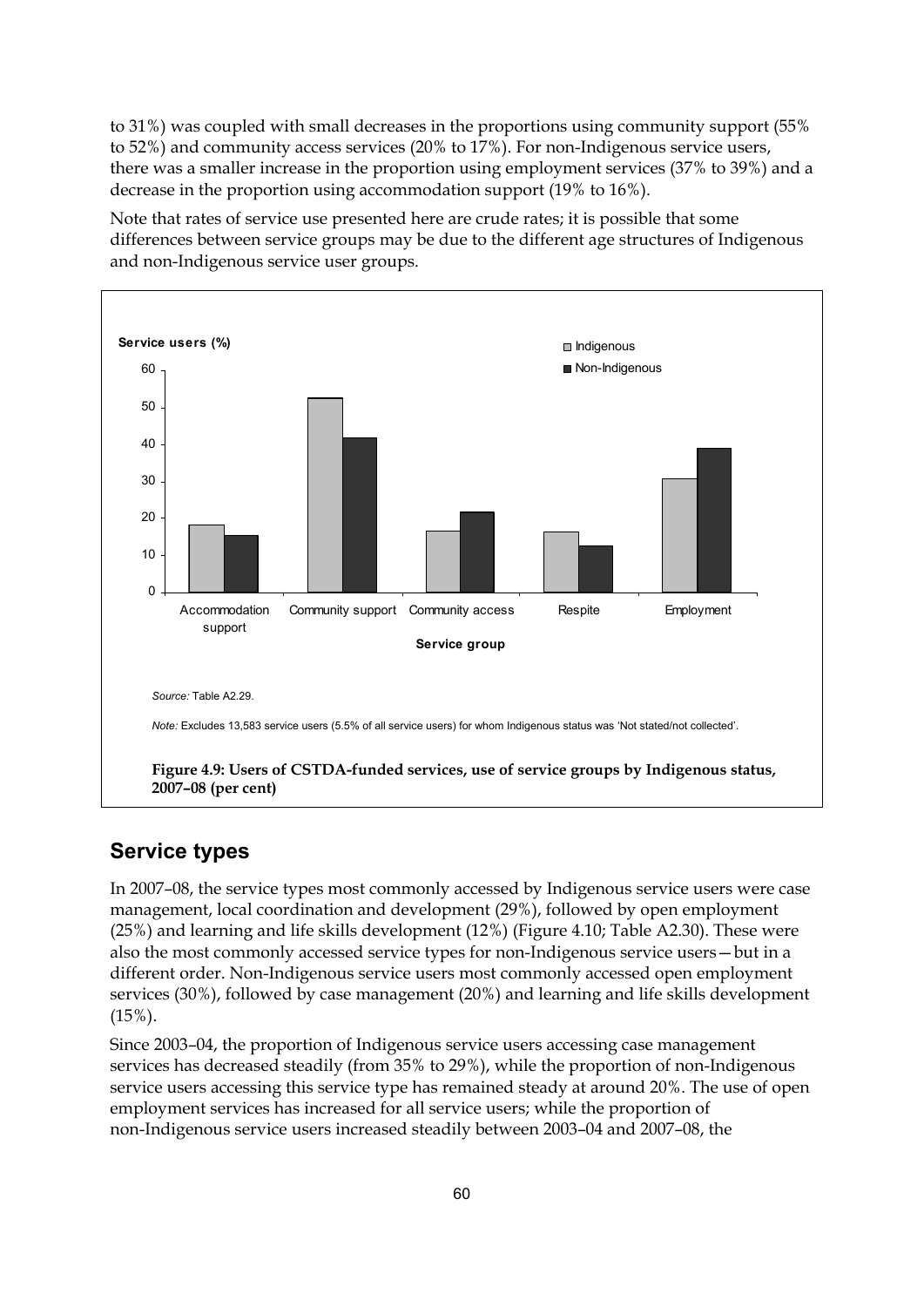to 31%) was coupled with small decreases in the proportions using community support (55% to 52%) and community access services (20% to 17%). For non-Indigenous service users, there was a smaller increase in the proportion using employment services (37% to 39%) and a decrease in the proportion using accommodation support (19% to 16%).

Note that rates of service use presented here are crude rates; it is possible that some differences between service groups may be due to the different age structures of Indigenous and non-Indigenous service user groups.

*Source:* Table A2.29.

*Note:* Excludes 13,583 service users (5.5% of all service users) for whom Indigenous status was 'Not stated/not collected'.

**Figure 4.9: Users of CSTDA-funded services, use of service groups by Indigenous status, 2007–08 (per cent)**

## Service types

In 2007–08, the service types most commonly accessed by Indigenous service users were case management, local coordination and development (29%), followed by open employment (25%) and learning and life skills development (12%) (Figure 4.10; Table A2.30). These were also the most commonly accessed service types for non-Indigenous service users—but in a different order. Non-Indigenous service users most commonly accessed open employment services (30%), followed by case management (20%) and learning and life skills development (15%).

Since 2003–04, the proportion of Indigenous service users accessing case management services has decreased steadily (from 35% to 29%), while the proportion of non-Indigenous service users accessing this service type has remained steady at around 20%. The use of open employment services has increased for all service users; while the proportion of non-Indigenous service users increased steadily between 2003–04 and 2007–08, the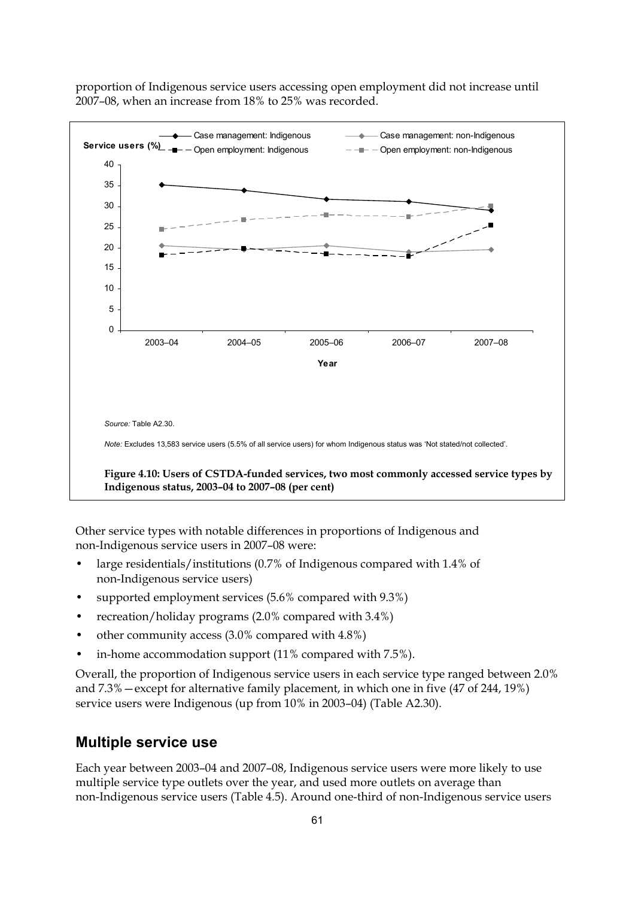proportion of Indigenous service users accessing open employment did not increase until 2007–08, when an increase from 18% to 25% was recorded.

Source: Table A2.30.

Note: Excludes 13,583 service users (5.5% of all service users) for whom Indigenous status was 'Not stated/not collected'.

**Figure 4.10: Users of CSTDA-funded services, two most commonly accessed service types by Indigenous status, 2003–04 to 2007–08 (per cent)**

Other service types with notable differences in proportions of Indigenous and non-Indigenous service users in 2007–08 were:

- large residentials/institutions (0.7% of Indigenous compared with 1.4% of non-Indigenous service users)
- supported employment services (5.6% compared with 9.3%)
- recreation/holiday programs (2.0% compared with 3.4%)
- other community access (3.0% compared with 4.8%)
- in-home accommodation support (11% compared with 7.5%).

Overall, the proportion of Indigenous service users in each service type ranged between 2.0% and 7.3%—except for alternative family placement, in which one in five (47 of 244, 19%) service users were Indigenous (up from 10% in 2003–04) (Table A2.30).

## Multiple service use

Each year between 2003–04 and 2007–08, Indigenous service users were more likely to use multiple service type outlets over the year, and used more outlets on average than non-Indigenous service users (Table 4.5). Around one-third of non-Indigenous service users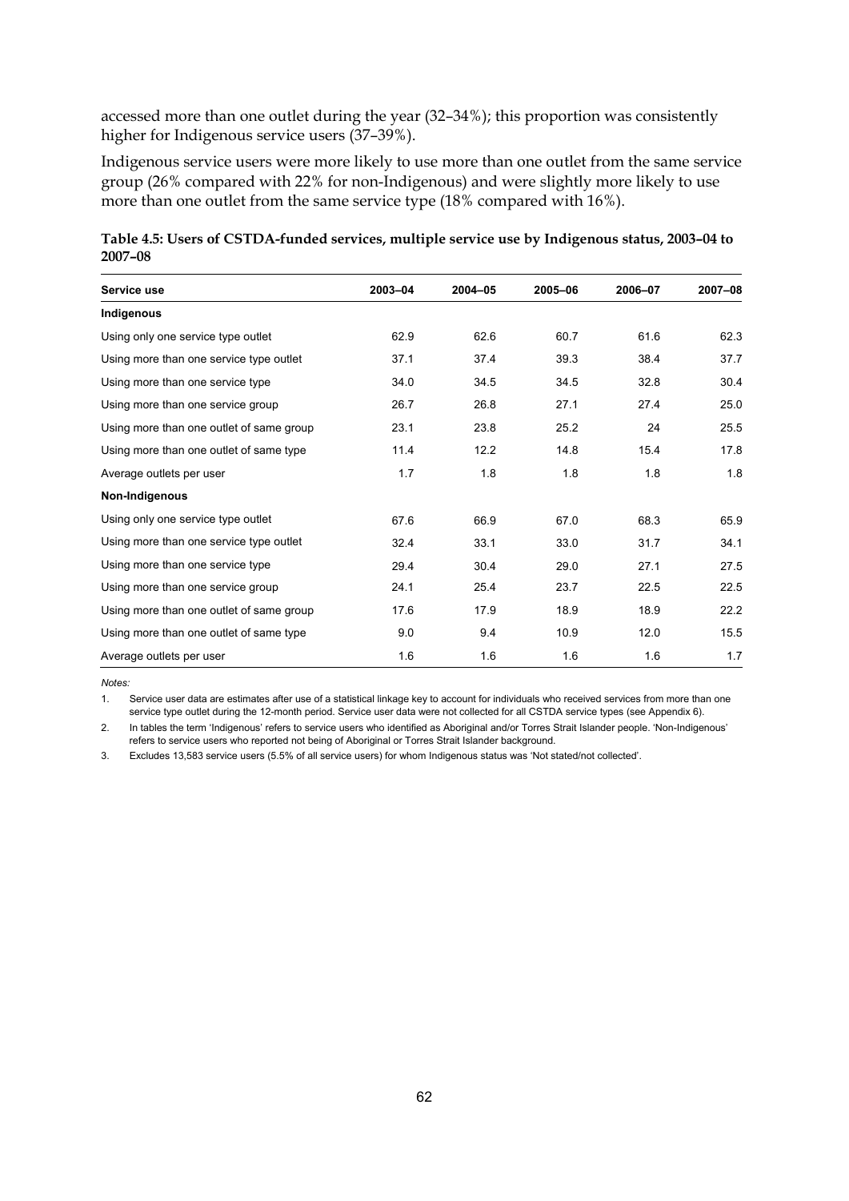accessed more than one outlet during the year (32–34%); this proportion was consistently higher for Indigenous service users (37–39%).

Indigenous service users were more likely to use more than one outlet from the same service group (26% compared with 22% for non-Indigenous) and were slightly more likely to use more than one outlet from the same service type (18% compared with 16%).

**Table 4.5: Users of CSTDA-funded services, multiple service use by Indigenous status, 2003–04 to 2007–08**

| Service use | 2003–04 | 2004–05 | 2005–06 | 2006–07 | 2007–08 |
|---|---|---|---|---|---|
| **Indigenous** | | | | | |
| Using only one service type outlet | 62.9 | 62.6 | 60.7 | 61.6 | 62.3 |
| Using more than one service type outlet | 37.1 | 37.4 | 39.3 | 38.4 | 37.7 |
| Using more than one service type | 34.0 | 34.5 | 34.5 | 32.8 | 30.4 |
| Using more than one service group | 26.7 | 26.8 | 27.1 | 27.4 | 25.0 |
| Using more than one outlet of same group | 23.1 | 23.8 | 25.2 | 24 | 25.5 |
| Using more than one outlet of same type | 11.4 | 12.2 | 14.8 | 15.4 | 17.8 |
| Average outlets per user | 1.7 | 1.8 | 1.8 | 1.8 | 1.8 |
| **Non-Indigenous** | | | | | |
| Using only one service type outlet | 67.6 | 66.9 | 67.0 | 68.3 | 65.9 |
| Using more than one service type outlet | 32.4 | 33.1 | 33.0 | 31.7 | 34.1 |
| Using more than one service type | 29.4 | 30.4 | 29.0 | 27.1 | 27.5 |
| Using more than one service group | 24.1 | 25.4 | 23.7 | 22.5 | 22.5 |
| Using more than one outlet of same group | 17.6 | 17.9 | 18.9 | 18.9 | 22.2 |
| Using more than one outlet of same type | 9.0 | 9.4 | 10.9 | 12.0 | 15.5 |
| Average outlets per user | 1.6 | 1.6 | 1.6 | 1.6 | 1.7 |

*Notes:*

1. Service user data are estimates after use of a statistical linkage key to account for individuals who received services from more than one service type outlet during the 12-month period. Service user data were not collected for all CSTDA service types (see Appendix 6).
2. In tables the term 'Indigenous' refers to service users who identified as Aboriginal and/or Torres Strait Islander people. 'Non-Indigenous' refers to service users who reported not being of Aboriginal or Torres Strait Islander background.
3. Excludes 13,583 service users (5.5% of all service users) for whom Indigenous status was 'Not stated/not collected'.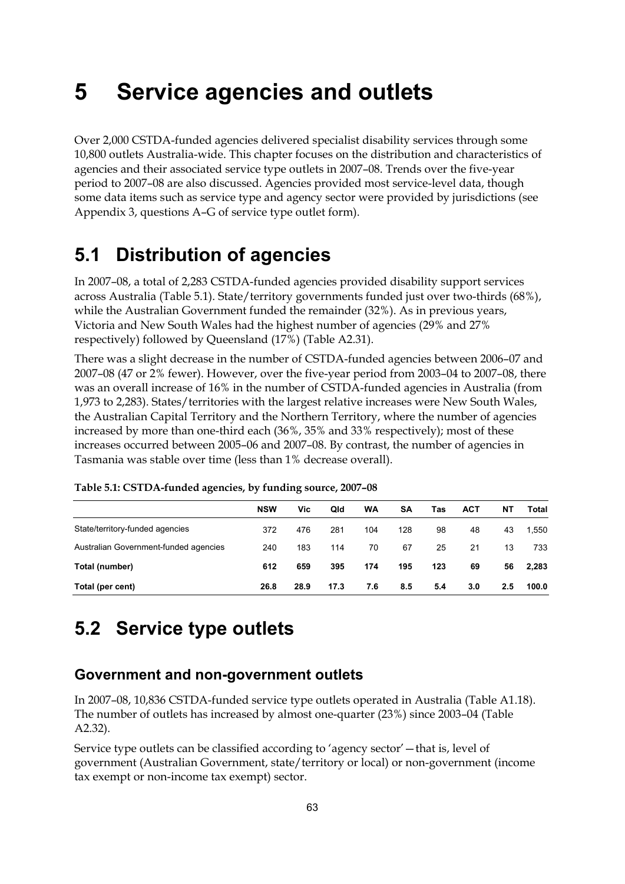# 5 Service agencies and outlets

Over 2,000 CSTDA-funded agencies delivered specialist disability services through some 10,800 outlets Australia-wide. This chapter focuses on the distribution and characteristics of agencies and their associated service type outlets in 2007–08. Trends over the five-year period to 2007–08 are also discussed. Agencies provided most service-level data, though some data items such as service type and agency sector were provided by jurisdictions (see Appendix 3, questions A–G of service type outlet form).

## 5.1 Distribution of agencies

In 2007–08, a total of 2,283 CSTDA-funded agencies provided disability support services across Australia (Table 5.1). State/territory governments funded just over two-thirds (68%), while the Australian Government funded the remainder (32%). As in previous years, Victoria and New South Wales had the highest number of agencies (29% and 27% respectively) followed by Queensland (17%) (Table A2.31).

There was a slight decrease in the number of CSTDA-funded agencies between 2006–07 and 2007–08 (47 or 2% fewer). However, over the five-year period from 2003–04 to 2007–08, there was an overall increase of 16% in the number of CSTDA-funded agencies in Australia (from 1,973 to 2,283). States/territories with the largest relative increases were New South Wales, the Australian Capital Territory and the Northern Territory, where the number of agencies increased by more than one-third each (36%, 35% and 33% respectively); most of these increases occurred between 2005–06 and 2007–08. By contrast, the number of agencies in Tasmania was stable over time (less than 1% decrease overall).

**Table 5.1: CSTDA-funded agencies, by funding source, 2007–08**

| | NSW | Vic | Qld | WA | SA | Tas | ACT | NT | Total |
|---|---|---|---|---|---|---|---|---|---|
| State/territory-funded agencies | 372 | 476 | 281 | 104 | 128 | 98 | 48 | 43 | 1,550 |
| Australian Government-funded agencies | 240 | 183 | 114 | 70 | 67 | 25 | 21 | 13 | 733 |
| **Total (number)** | **612** | **659** | **395** | **174** | **195** | **123** | **69** | **56** | **2,283** |
| **Total (per cent)** | **26.8** | **28.9** | **17.3** | **7.6** | **8.5** | **5.4** | **3.0** | **2.5** | **100.0** |

## 5.2 Service type outlets

### Government and non-government outlets

In 2007–08, 10,836 CSTDA-funded service type outlets operated in Australia (Table A1.18). The number of outlets has increased by almost one-quarter (23%) since 2003–04 (Table A2.32).

Service type outlets can be classified according to 'agency sector'—that is, level of government (Australian Government, state/territory or local) or non-government (income tax exempt or non-income tax exempt) sector.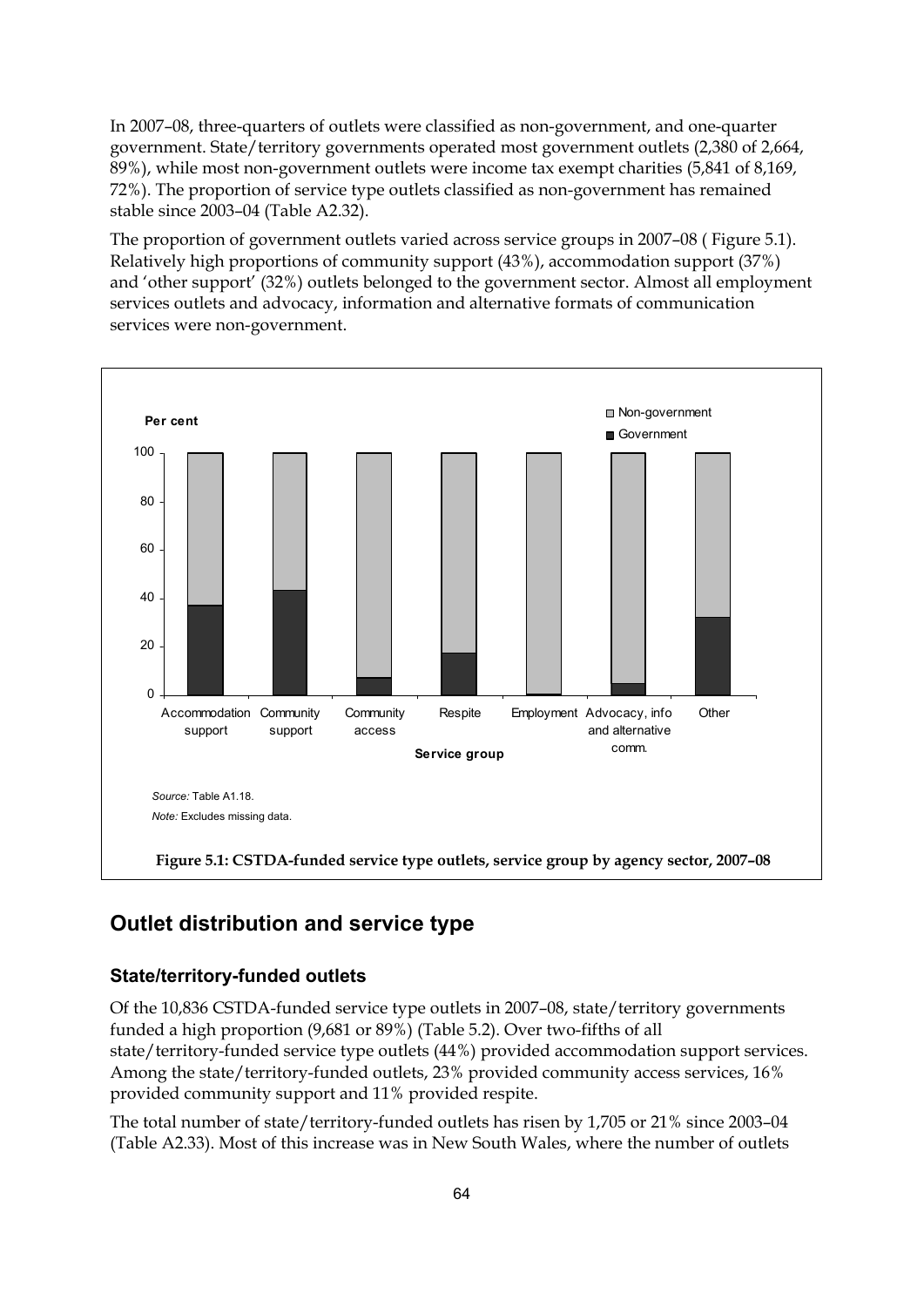In 2007–08, three-quarters of outlets were classified as non-government, and one-quarter government. State/territory governments operated most government outlets (2,380 of 2,664, 89%), while most non-government outlets were income tax exempt charities (5,841 of 8,169, 72%). The proportion of service type outlets classified as non-government has remained stable since 2003–04 (Table A2.32).

The proportion of government outlets varied across service groups in 2007–08 ( Figure 5.1). Relatively high proportions of community support (43%), accommodation support (37%) and 'other support' (32%) outlets belonged to the government sector. Almost all employment services outlets and advocacy, information and alternative formats of communication services were non-government.

*Source:* Table A1.18.

*Note:* Excludes missing data.

**Figure 5.1: CSTDA-funded service type outlets, service group by agency sector, 2007–08**

## Outlet distribution and service type

### State/territory-funded outlets

Of the 10,836 CSTDA-funded service type outlets in 2007–08, state/territory governments funded a high proportion (9,681 or 89%) (Table 5.2). Over two-fifths of all state/territory-funded service type outlets (44%) provided accommodation support services. Among the state/territory-funded outlets, 23% provided community access services, 16% provided community support and 11% provided respite.

The total number of state/territory-funded outlets has risen by 1,705 or 21% since 2003–04 (Table A2.33). Most of this increase was in New South Wales, where the number of outlets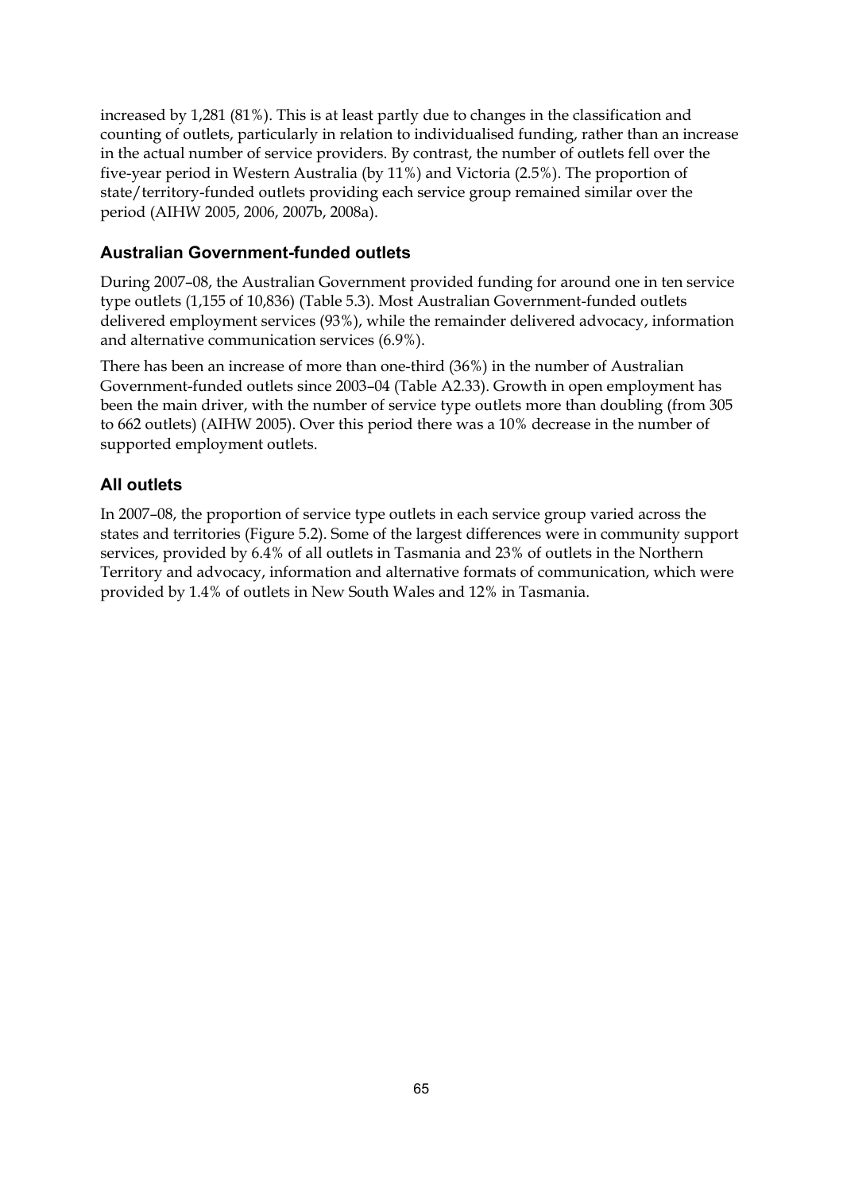increased by 1,281 (81%). This is at least partly due to changes in the classification and counting of outlets, particularly in relation to individualised funding, rather than an increase in the actual number of service providers. By contrast, the number of outlets fell over the five-year period in Western Australia (by 11%) and Victoria (2.5%). The proportion of state/territory-funded outlets providing each service group remained similar over the period (AIHW 2005, 2006, 2007b, 2008a).

### Australian Government-funded outlets

During 2007–08, the Australian Government provided funding for around one in ten service type outlets (1,155 of 10,836) (Table 5.3). Most Australian Government-funded outlets delivered employment services (93%), while the remainder delivered advocacy, information and alternative communication services (6.9%).

There has been an increase of more than one-third (36%) in the number of Australian Government-funded outlets since 2003–04 (Table A2.33). Growth in open employment has been the main driver, with the number of service type outlets more than doubling (from 305 to 662 outlets) (AIHW 2005). Over this period there was a 10% decrease in the number of supported employment outlets.

### All outlets

In 2007–08, the proportion of service type outlets in each service group varied across the states and territories (Figure 5.2). Some of the largest differences were in community support services, provided by 6.4% of all outlets in Tasmania and 23% of outlets in the Northern Territory and advocacy, information and alternative formats of communication, which were provided by 1.4% of outlets in New South Wales and 12% in Tasmania.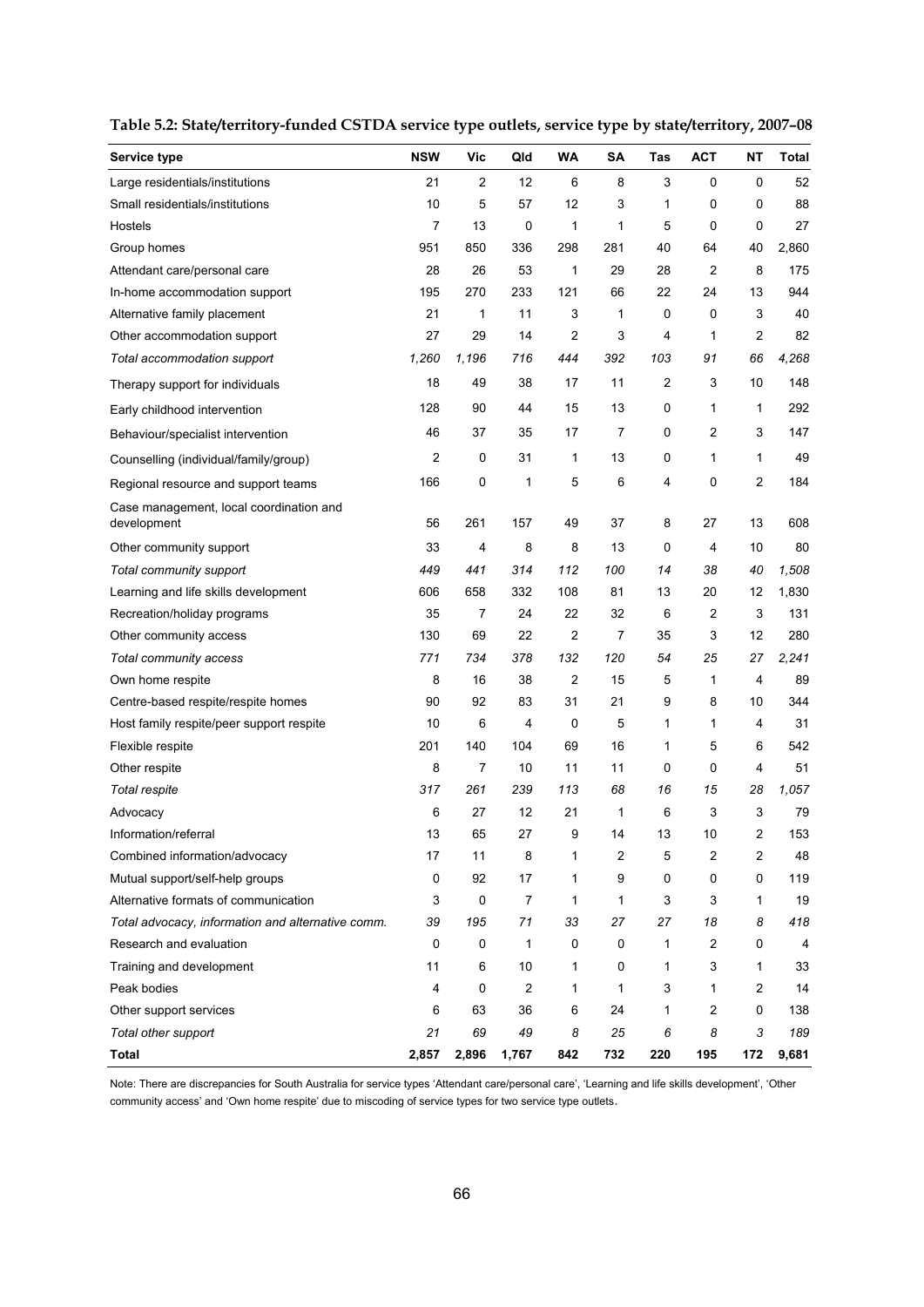**Table 5.2: State/territory-funded CSTDA service type outlets, service type by state/territory, 2007–08**

| Service type | NSW | Vic | Qld | WA | SA | Tas | ACT | NT | Total |
|---|---|---|---|---|---|---|---|---|---|
| Large residentials/institutions | 21 | 2 | 12 | 6 | 8 | 3 | 0 | 0 | 52 |
| Small residentials/institutions | 10 | 5 | 57 | 12 | 3 | 1 | 0 | 0 | 88 |
| Hostels | 7 | 13 | 0 | 1 | 1 | 5 | 0 | 0 | 27 |
| Group homes | 951 | 850 | 336 | 298 | 281 | 40 | 64 | 40 | 2,860 |
| Attendant care/personal care | 28 | 26 | 53 | 1 | 29 | 28 | 2 | 8 | 175 |
| In-home accommodation support | 195 | 270 | 233 | 121 | 66 | 22 | 24 | 13 | 944 |
| Alternative family placement | 21 | 1 | 11 | 3 | 1 | 0 | 0 | 3 | 40 |
| Other accommodation support | 27 | 29 | 14 | 2 | 3 | 4 | 1 | 2 | 82 |
| *Total accommodation support* | *1,260* | *1,196* | *716* | *444* | *392* | *103* | *91* | *66* | *4,268* |
| Therapy support for individuals | 18 | 49 | 38 | 17 | 11 | 2 | 3 | 10 | 148 |
| Early childhood intervention | 128 | 90 | 44 | 15 | 13 | 0 | 1 | 1 | 292 |
| Behaviour/specialist intervention | 46 | 37 | 35 | 17 | 7 | 0 | 2 | 3 | 147 |
| Counselling (individual/family/group) | 2 | 0 | 31 | 1 | 13 | 0 | 1 | 1 | 49 |
| Regional resource and support teams | 166 | 0 | 1 | 5 | 6 | 4 | 0 | 2 | 184 |
| Case management, local coordination and development | 56 | 261 | 157 | 49 | 37 | 8 | 27 | 13 | 608 |
| Other community support | 33 | 4 | 8 | 8 | 13 | 0 | 4 | 10 | 80 |
| *Total community support* | *449* | *441* | *314* | *112* | *100* | *14* | *38* | *40* | *1,508* |
| Learning and life skills development | 606 | 658 | 332 | 108 | 81 | 13 | 20 | 12 | 1,830 |
| Recreation/holiday programs | 35 | 7 | 24 | 22 | 32 | 6 | 2 | 3 | 131 |
| Other community access | 130 | 69 | 22 | 2 | 7 | 35 | 3 | 12 | 280 |
| *Total community access* | *771* | *734* | *378* | *132* | *120* | *54* | *25* | *27* | *2,241* |
| Own home respite | 8 | 16 | 38 | 2 | 15 | 5 | 1 | 4 | 89 |
| Centre-based respite/respite homes | 90 | 92 | 83 | 31 | 21 | 9 | 8 | 10 | 344 |
| Host family respite/peer support respite | 10 | 6 | 4 | 0 | 5 | 1 | 1 | 4 | 31 |
| Flexible respite | 201 | 140 | 104 | 69 | 16 | 1 | 5 | 6 | 542 |
| Other respite | 8 | 7 | 10 | 11 | 11 | 0 | 0 | 4 | 51 |
| *Total respite* | *317* | *261* | *239* | *113* | *68* | *16* | *15* | *28* | *1,057* |
| Advocacy | 6 | 27 | 12 | 21 | 1 | 6 | 3 | 3 | 79 |
| Information/referral | 13 | 65 | 27 | 9 | 14 | 13 | 10 | 2 | 153 |
| Combined information/advocacy | 17 | 11 | 8 | 1 | 2 | 5 | 2 | 2 | 48 |
| Mutual support/self-help groups | 0 | 92 | 17 | 1 | 9 | 0 | 0 | 0 | 119 |
| Alternative formats of communication | 3 | 0 | 7 | 1 | 1 | 3 | 3 | 1 | 19 |
| *Total advocacy, information and alternative comm.* | *39* | *195* | *71* | *33* | *27* | *27* | *18* | *8* | *418* |
| Research and evaluation | 0 | 0 | 1 | 0 | 0 | 1 | 2 | 0 | 4 |
| Training and development | 11 | 6 | 10 | 1 | 0 | 1 | 3 | 1 | 33 |
| Peak bodies | 4 | 0 | 2 | 1 | 1 | 3 | 1 | 2 | 14 |
| Other support services | 6 | 63 | 36 | 6 | 24 | 1 | 2 | 0 | 138 |
| *Total other support* | *21* | *69* | *49* | *8* | *25* | *6* | *8* | *3* | *189* |
| **Total** | **2,857** | **2,896** | **1,767** | **842** | **732** | **220** | **195** | **172** | **9,681** |

Note: There are discrepancies for South Australia for service types 'Attendant care/personal care', 'Learning and life skills development', 'Other community access' and 'Own home respite' due to miscoding of service types for two service type outlets.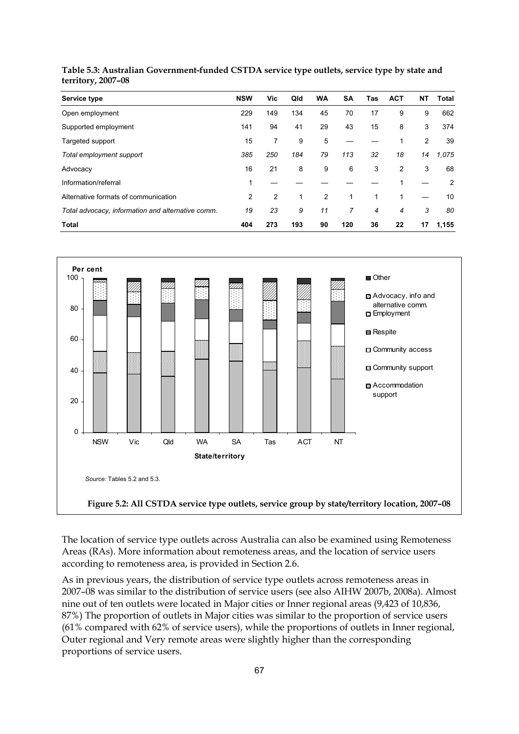**Table 5.3: Australian Government-funded CSTDA service type outlets, service type by state and territory, 2007–08**

| Service type | NSW | Vic | Qld | WA | SA | Tas | ACT | NT | Total |
|---|---|---|---|---|---|---|---|---|---|
| Open employment | 229 | 149 | 134 | 45 | 70 | 17 | 9 | 9 | 662 |
| Supported employment | 141 | 94 | 41 | 29 | 43 | 15 | 8 | 3 | 374 |
| Targeted support | 15 | 7 | 9 | 5 | — | — | 1 | 2 | 39 |
| *Total employment support* | *385* | *250* | *184* | *79* | *113* | *32* | *18* | *14* | *1,075* |
| Advocacy | 16 | 21 | 8 | 9 | 6 | 3 | 2 | 3 | 68 |
| Information/referral | 1 | — | — | — | — | — | 1 | — | 2 |
| Alternative formats of communication | 2 | 2 | 1 | 2 | 1 | 1 | 1 | — | 10 |
| *Total advocacy, information and alternative comm.* | *19* | *23* | *9* | *11* | *7* | *4* | *4* | *3* | *80* |
| **Total** | **404** | **273** | **193** | **90** | **120** | **36** | **22** | **17** | **1,155** |

*Source:* Tables 5.2 and 5.3.

**Figure 5.2: All CSTDA service type outlets, service group by state/territory location, 2007–08**

The location of service type outlets across Australia can also be examined using Remoteness Areas (RAs). More information about remoteness areas, and the location of service users according to remoteness area, is provided in Section 2.6.

As in previous years, the distribution of service type outlets across remoteness areas in 2007–08 was similar to the distribution of service users (see also AIHW 2007b, 2008a). Almost nine out of ten outlets were located in Major cities or Inner regional areas (9,423 of 10,836, 87%) The proportion of outlets in Major cities was similar to the proportion of service users (61% compared with 62% of service users), while the proportions of outlets in Inner regional, Outer regional and Very remote areas were slightly higher than the corresponding proportions of service users.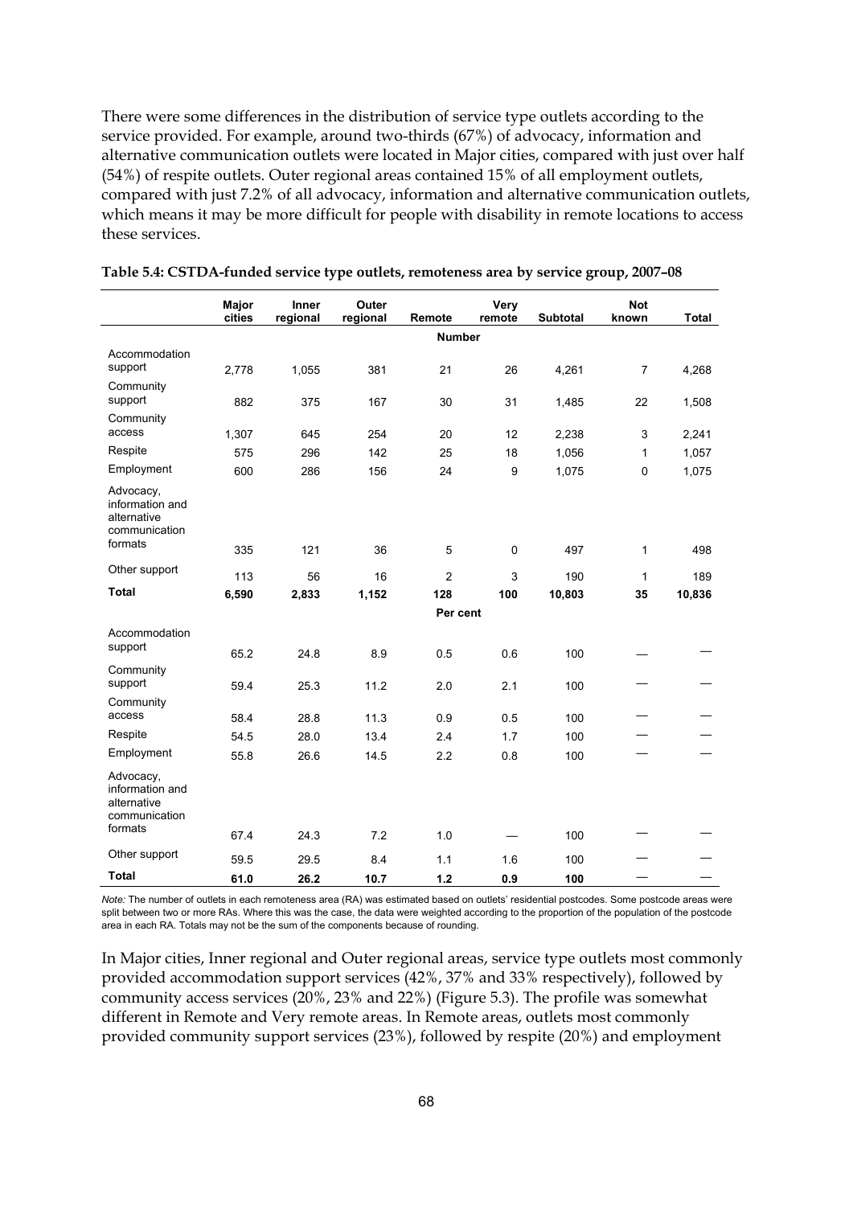There were some differences in the distribution of service type outlets according to the service provided. For example, around two-thirds (67%) of advocacy, information and alternative communication outlets were located in Major cities, compared with just over half (54%) of respite outlets. Outer regional areas contained 15% of all employment outlets, compared with just 7.2% of all advocacy, information and alternative communication outlets, which means it may be more difficult for people with disability in remote locations to access these services.

**Table 5.4: CSTDA-funded service type outlets, remoteness area by service group, 2007–08**

| | Major cities | Inner regional | Outer regional | Remote | Very remote | Subtotal | Not known | Total |
|---|---|---|---|---|---|---|---|---|
| | | | | **Number** | | | | |
| Accommodation support | 2,778 | 1,055 | 381 | 21 | 26 | 4,261 | 7 | 4,268 |
| Community support | 882 | 375 | 167 | 30 | 31 | 1,485 | 22 | 1,508 |
| Community access | 1,307 | 645 | 254 | 20 | 12 | 2,238 | 3 | 2,241 |
| Respite | 575 | 296 | 142 | 25 | 18 | 1,056 | 1 | 1,057 |
| Employment | 600 | 286 | 156 | 24 | 9 | 1,075 | 0 | 1,075 |
| Advocacy, information and alternative communication formats | 335 | 121 | 36 | 5 | 0 | 497 | 1 | 498 |
| Other support | 113 | 56 | 16 | 2 | 3 | 190 | 1 | 189 |
| **Total** | **6,590** | **2,833** | **1,152** | **128** | **100** | **10,803** | **35** | **10,836** |
| | | | | **Per cent** | | | | |
| Accommodation support | 65.2 | 24.8 | 8.9 | 0.5 | 0.6 | 100 | — | — |
| Community support | 59.4 | 25.3 | 11.2 | 2.0 | 2.1 | 100 | — | — |
| Community access | 58.4 | 28.8 | 11.3 | 0.9 | 0.5 | 100 | — | — |
| Respite | 54.5 | 28.0 | 13.4 | 2.4 | 1.7 | 100 | — | — |
| Employment | 55.8 | 26.6 | 14.5 | 2.2 | 0.8 | 100 | — | — |
| Advocacy, information and alternative communication formats | 67.4 | 24.3 | 7.2 | 1.0 | — | 100 | — | — |
| Other support | 59.5 | 29.5 | 8.4 | 1.1 | 1.6 | 100 | — | — |
| **Total** | **61.0** | **26.2** | **10.7** | **1.2** | **0.9** | **100** | — | — |

*Note:* The number of outlets in each remoteness area (RA) was estimated based on outlets' residential postcodes. Some postcode areas were split between two or more RAs. Where this was the case, the data were weighted according to the proportion of the population of the postcode area in each RA. Totals may not be the sum of the components because of rounding.

In Major cities, Inner regional and Outer regional areas, service type outlets most commonly provided accommodation support services (42%, 37% and 33% respectively), followed by community access services (20%, 23% and 22%) (Figure 5.3). The profile was somewhat different in Remote and Very remote areas. In Remote areas, outlets most commonly provided community support services (23%), followed by respite (20%) and employment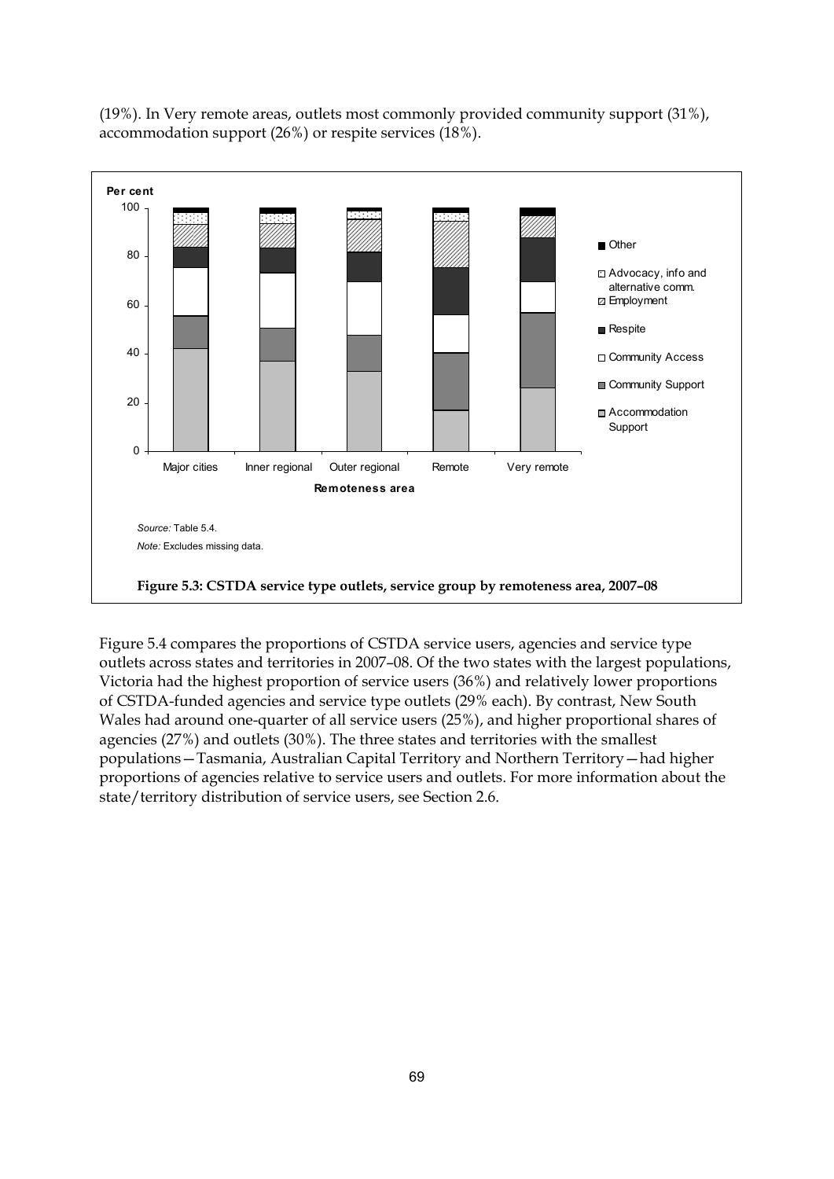(19%). In Very remote areas, outlets most commonly provided community support (31%), accommodation support (26%) or respite services (18%).

*Source:* Table 5.4.

*Note:* Excludes missing data.

**Figure 5.3: CSTDA service type outlets, service group by remoteness area, 2007–08**

Figure 5.4 compares the proportions of CSTDA service users, agencies and service type outlets across states and territories in 2007–08. Of the two states with the largest populations, Victoria had the highest proportion of service users (36%) and relatively lower proportions of CSTDA-funded agencies and service type outlets (29% each). By contrast, New South Wales had around one-quarter of all service users (25%), and higher proportional shares of agencies (27%) and outlets (30%). The three states and territories with the smallest populations—Tasmania, Australian Capital Territory and Northern Territory—had higher proportions of agencies relative to service users and outlets. For more information about the state/territory distribution of service users, see Section 2.6.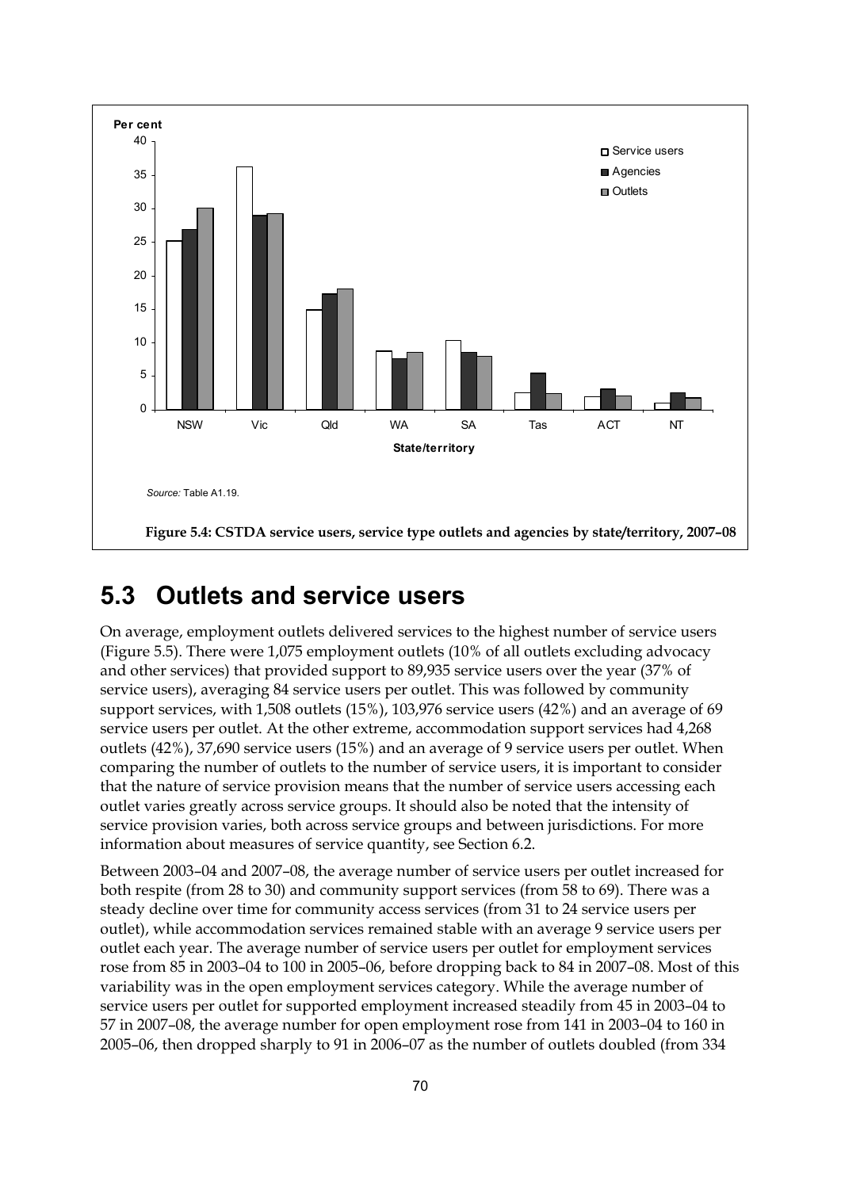Source: Table A1.19.

**Figure 5.4: CSTDA service users, service type outlets and agencies by state/territory, 2007–08**

## 5.3 Outlets and service users

On average, employment outlets delivered services to the highest number of service users (Figure 5.5). There were 1,075 employment outlets (10% of all outlets excluding advocacy and other services) that provided support to 89,935 service users over the year (37% of service users), averaging 84 service users per outlet. This was followed by community support services, with 1,508 outlets (15%), 103,976 service users (42%) and an average of 69 service users per outlet. At the other extreme, accommodation support services had 4,268 outlets (42%), 37,690 service users (15%) and an average of 9 service users per outlet. When comparing the number of outlets to the number of service users, it is important to consider that the nature of service provision means that the number of service users accessing each outlet varies greatly across service groups. It should also be noted that the intensity of service provision varies, both across service groups and between jurisdictions. For more information about measures of service quantity, see Section 6.2.

Between 2003–04 and 2007–08, the average number of service users per outlet increased for both respite (from 28 to 30) and community support services (from 58 to 69). There was a steady decline over time for community access services (from 31 to 24 service users per outlet), while accommodation services remained stable with an average 9 service users per outlet each year. The average number of service users per outlet for employment services rose from 85 in 2003–04 to 100 in 2005–06, before dropping back to 84 in 2007–08. Most of this variability was in the open employment services category. While the average number of service users per outlet for supported employment increased steadily from 45 in 2003–04 to 57 in 2007–08, the average number for open employment rose from 141 in 2003–04 to 160 in 2005–06, then dropped sharply to 91 in 2006–07 as the number of outlets doubled (from 334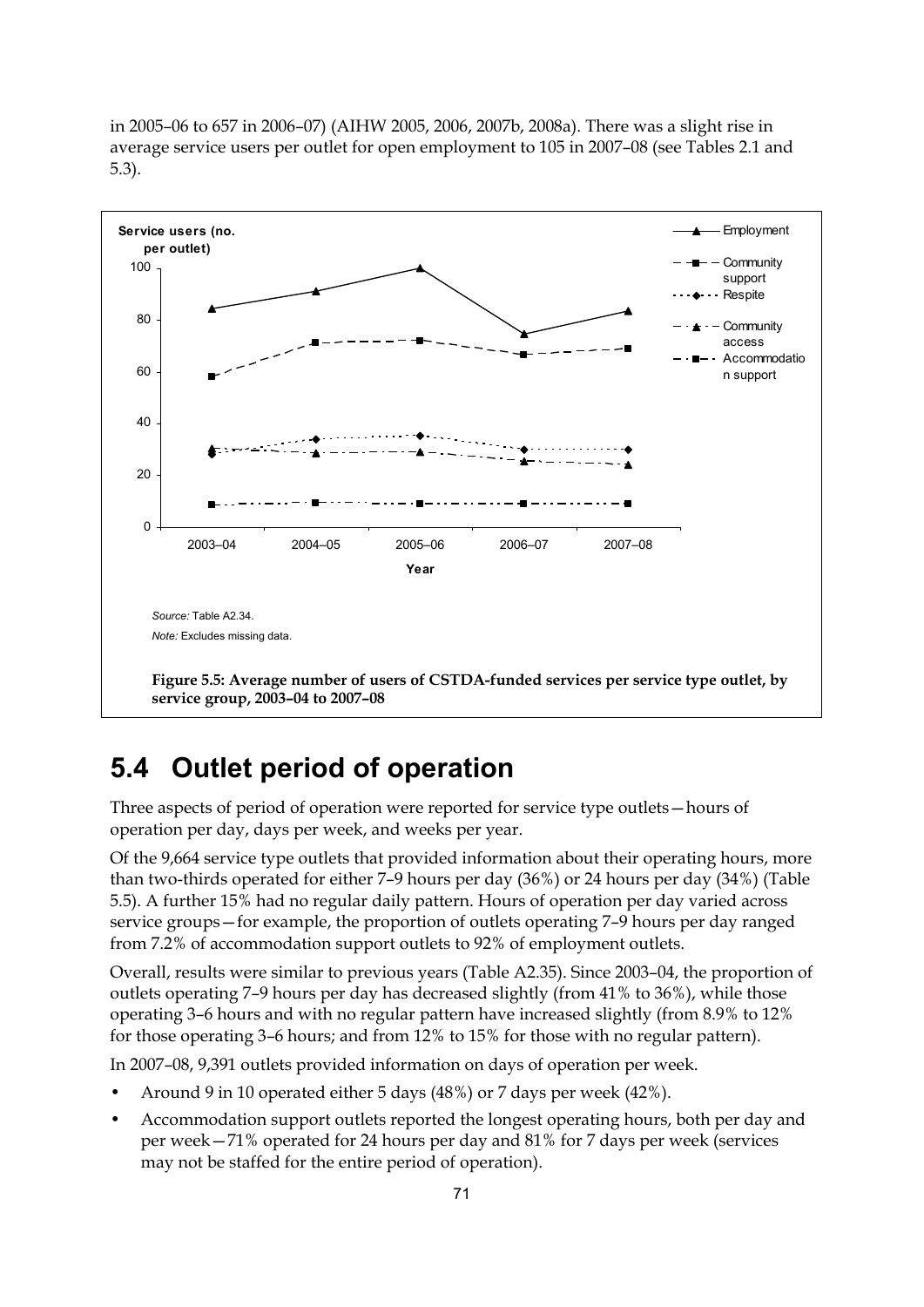in 2005–06 to 657 in 2006–07) (AIHW 2005, 2006, 2007b, 2008a). There was a slight rise in average service users per outlet for open employment to 105 in 2007–08 (see Tables 2.1 and 5.3).

*Source:* Table A2.34.

*Note:* Excludes missing data.

**Figure 5.5: Average number of users of CSTDA-funded services per service type outlet, by service group, 2003–04 to 2007–08**

## 5.4 Outlet period of operation

Three aspects of period of operation were reported for service type outlets—hours of operation per day, days per week, and weeks per year.

Of the 9,664 service type outlets that provided information about their operating hours, more than two-thirds operated for either 7–9 hours per day (36%) or 24 hours per day (34%) (Table 5.5). A further 15% had no regular daily pattern. Hours of operation per day varied across service groups—for example, the proportion of outlets operating 7–9 hours per day ranged from 7.2% of accommodation support outlets to 92% of employment outlets.

Overall, results were similar to previous years (Table A2.35). Since 2003–04, the proportion of outlets operating 7–9 hours per day has decreased slightly (from 41% to 36%), while those operating 3–6 hours and with no regular pattern have increased slightly (from 8.9% to 12% for those operating 3–6 hours; and from 12% to 15% for those with no regular pattern).

In 2007–08, 9,391 outlets provided information on days of operation per week.

- Around 9 in 10 operated either 5 days (48%) or 7 days per week (42%).
- Accommodation support outlets reported the longest operating hours, both per day and per week—71% operated for 24 hours per day and 81% for 7 days per week (services may not be staffed for the entire period of operation).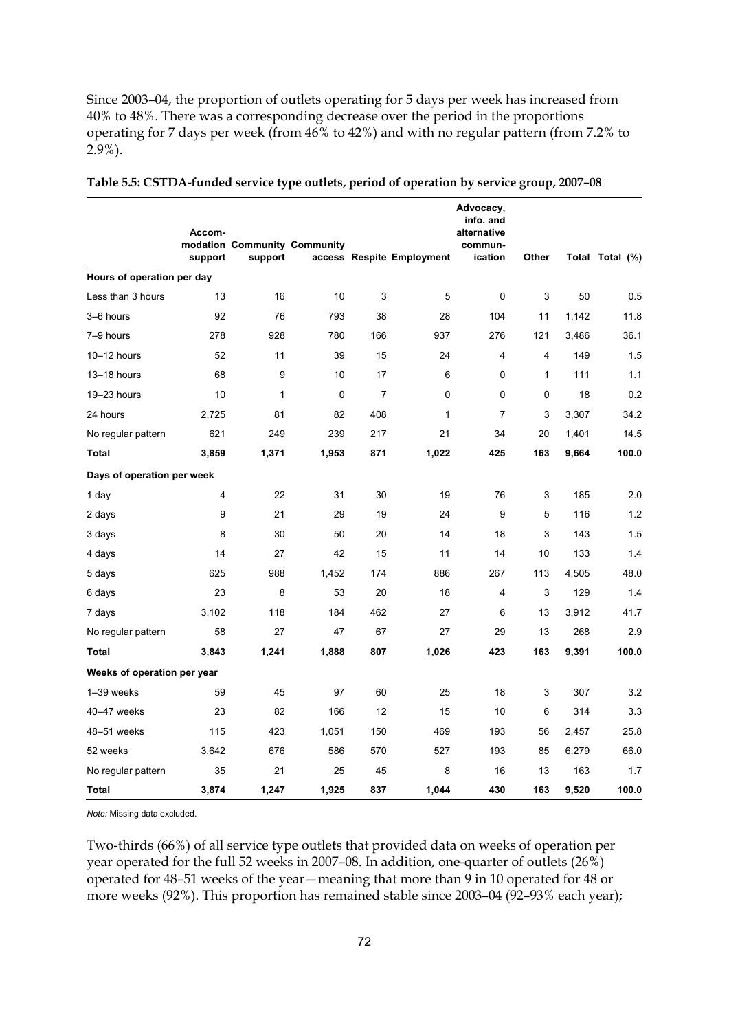Since 2003–04, the proportion of outlets operating for 5 days per week has increased from 40% to 48%. There was a corresponding decrease over the period in the proportions operating for 7 days per week (from 46% to 42%) and with no regular pattern (from 7.2% to 2.9%).

**Table 5.5: CSTDA-funded service type outlets, period of operation by service group, 2007–08**

| | Accommodation support | Community support | Community access | Respite | Employment | Advocacy, info. and alternative communication | Other | Total | Total (%) |
|---|---|---|---|---|---|---|---|---|---|
| **Hours of operation per day** | | | | | | | | | |
| Less than 3 hours | 13 | 16 | 10 | 3 | 5 | 0 | 3 | 50 | 0.5 |
| 3–6 hours | 92 | 76 | 793 | 38 | 28 | 104 | 11 | 1,142 | 11.8 |
| 7–9 hours | 278 | 928 | 780 | 166 | 937 | 276 | 121 | 3,486 | 36.1 |
| 10–12 hours | 52 | 11 | 39 | 15 | 24 | 4 | 4 | 149 | 1.5 |
| 13–18 hours | 68 | 9 | 10 | 17 | 6 | 0 | 1 | 111 | 1.1 |
| 19–23 hours | 10 | 1 | 0 | 7 | 0 | 0 | 0 | 18 | 0.2 |
| 24 hours | 2,725 | 81 | 82 | 408 | 1 | 7 | 3 | 3,307 | 34.2 |
| No regular pattern | 621 | 249 | 239 | 217 | 21 | 34 | 20 | 1,401 | 14.5 |
| **Total** | **3,859** | **1,371** | **1,953** | **871** | **1,022** | **425** | **163** | **9,664** | **100.0** |
| **Days of operation per week** | | | | | | | | | |
| 1 day | 4 | 22 | 31 | 30 | 19 | 76 | 3 | 185 | 2.0 |
| 2 days | 9 | 21 | 29 | 19 | 24 | 9 | 5 | 116 | 1.2 |
| 3 days | 8 | 30 | 50 | 20 | 14 | 18 | 3 | 143 | 1.5 |
| 4 days | 14 | 27 | 42 | 15 | 11 | 14 | 10 | 133 | 1.4 |
| 5 days | 625 | 988 | 1,452 | 174 | 886 | 267 | 113 | 4,505 | 48.0 |
| 6 days | 23 | 8 | 53 | 20 | 18 | 4 | 3 | 129 | 1.4 |
| 7 days | 3,102 | 118 | 184 | 462 | 27 | 6 | 13 | 3,912 | 41.7 |
| No regular pattern | 58 | 27 | 47 | 67 | 27 | 29 | 13 | 268 | 2.9 |
| **Total** | **3,843** | **1,241** | **1,888** | **807** | **1,026** | **423** | **163** | **9,391** | **100.0** |
| **Weeks of operation per year** | | | | | | | | | |
| 1–39 weeks | 59 | 45 | 97 | 60 | 25 | 18 | 3 | 307 | 3.2 |
| 40–47 weeks | 23 | 82 | 166 | 12 | 15 | 10 | 6 | 314 | 3.3 |
| 48–51 weeks | 115 | 423 | 1,051 | 150 | 469 | 193 | 56 | 2,457 | 25.8 |
| 52 weeks | 3,642 | 676 | 586 | 570 | 527 | 193 | 85 | 6,279 | 66.0 |
| No regular pattern | 35 | 21 | 25 | 45 | 8 | 16 | 13 | 163 | 1.7 |
| **Total** | **3,874** | **1,247** | **1,925** | **837** | **1,044** | **430** | **163** | **9,520** | **100.0** |

*Note:* Missing data excluded.

Two-thirds (66%) of all service type outlets that provided data on weeks of operation per year operated for the full 52 weeks in 2007–08. In addition, one-quarter of outlets (26%) operated for 48–51 weeks of the year—meaning that more than 9 in 10 operated for 48 or more weeks (92%). This proportion has remained stable since 2003–04 (92–93% each year);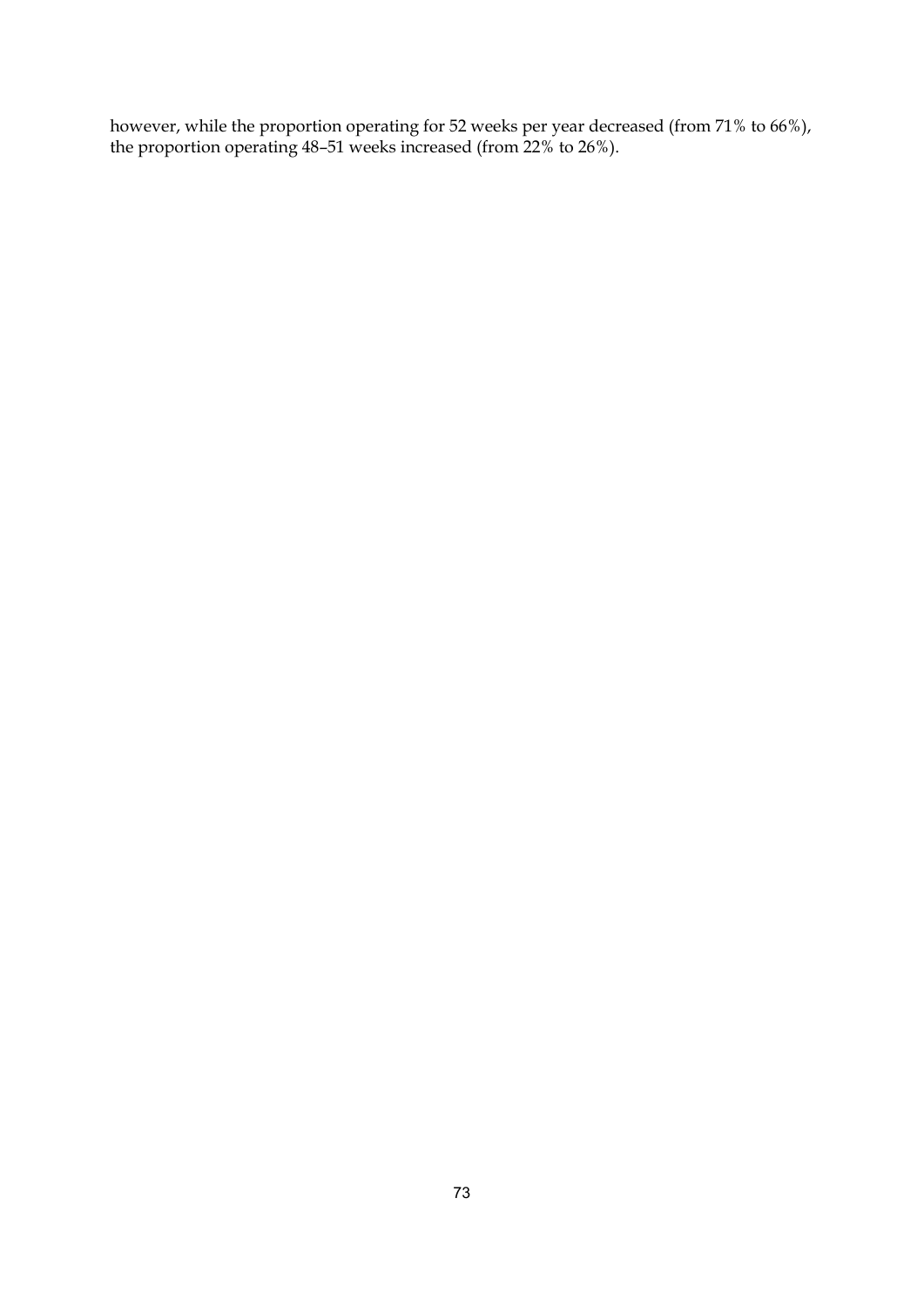however, while the proportion operating for 52 weeks per year decreased (from 71% to 66%), the proportion operating 48–51 weeks increased (from 22% to 26%).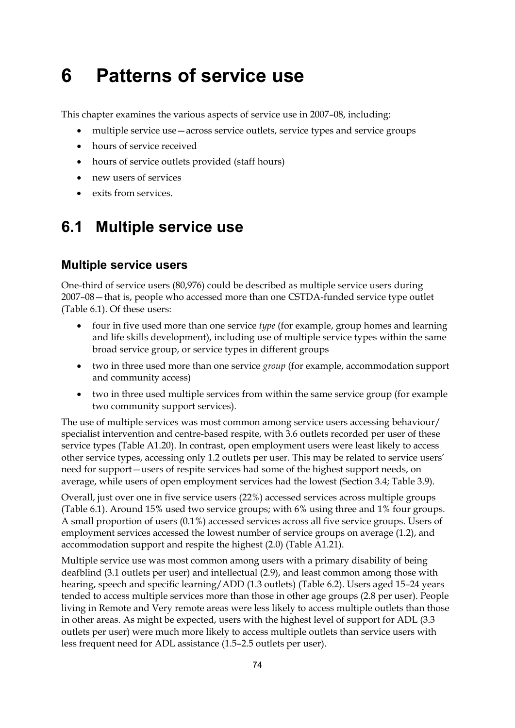# 6 Patterns of service use

This chapter examines the various aspects of service use in 2007–08, including:

- multiple service use—across service outlets, service types and service groups
- hours of service received
- hours of service outlets provided (staff hours)
- new users of services
- exits from services.

## 6.1 Multiple service use

### Multiple service users

One-third of service users (80,976) could be described as multiple service users during 2007–08—that is, people who accessed more than one CSTDA-funded service type outlet (Table 6.1). Of these users:

- four in five used more than one service *type* (for example, group homes and learning and life skills development), including use of multiple service types within the same broad service group, or service types in different groups
- two in three used more than one service *group* (for example, accommodation support and community access)
- two in three used multiple services from within the same service group (for example two community support services).

The use of multiple services was most common among service users accessing behaviour/ specialist intervention and centre-based respite, with 3.6 outlets recorded per user of these service types (Table A1.20). In contrast, open employment users were least likely to access other service types, accessing only 1.2 outlets per user. This may be related to service users' need for support—users of respite services had some of the highest support needs, on average, while users of open employment services had the lowest (Section 3.4; Table 3.9).

Overall, just over one in five service users (22%) accessed services across multiple groups (Table 6.1). Around 15% used two service groups; with 6% using three and 1% four groups. A small proportion of users (0.1%) accessed services across all five service groups. Users of employment services accessed the lowest number of service groups on average (1.2), and accommodation support and respite the highest (2.0) (Table A1.21).

Multiple service use was most common among users with a primary disability of being deafblind (3.1 outlets per user) and intellectual (2.9), and least common among those with hearing, speech and specific learning/ADD (1.3 outlets) (Table 6.2). Users aged 15–24 years tended to access multiple services more than those in other age groups (2.8 per user). People living in Remote and Very remote areas were less likely to access multiple outlets than those in other areas. As might be expected, users with the highest level of support for ADL (3.3 outlets per user) were much more likely to access multiple outlets than service users with less frequent need for ADL assistance (1.5–2.5 outlets per user).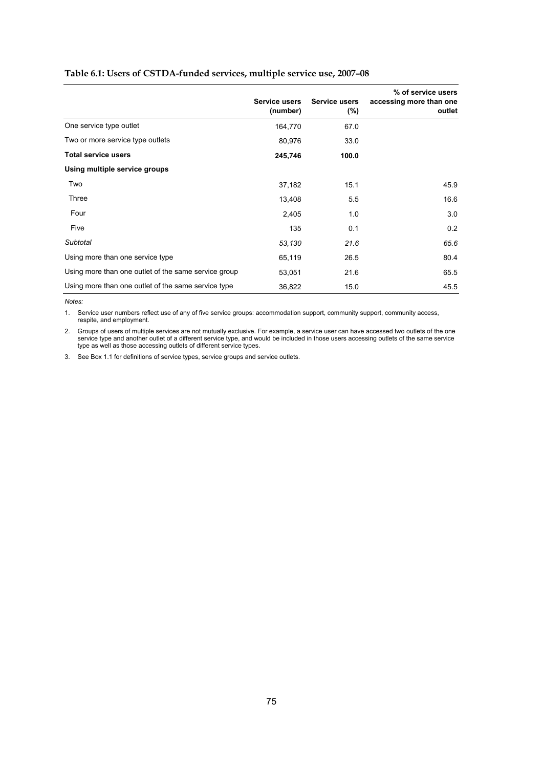**Table 6.1: Users of CSTDA-funded services, multiple service use, 2007–08**

| | Service users (number) | Service users (%) | % of service users accessing more than one outlet |
|---|---|---|---|
| One service type outlet | 164,770 | 67.0 | |
| Two or more service type outlets | 80,976 | 33.0 | |
| **Total service users** | **245,746** | **100.0** | |
| **Using multiple service groups** | | | |
| Two | 37,182 | 15.1 | 45.9 |
| Three | 13,408 | 5.5 | 16.6 |
| Four | 2,405 | 1.0 | 3.0 |
| Five | 135 | 0.1 | 0.2 |
| *Subtotal* | *53,130* | *21.6* | *65.6* |
| Using more than one service type | 65,119 | 26.5 | 80.4 |
| Using more than one outlet of the same service group | 53,051 | 21.6 | 65.5 |
| Using more than one outlet of the same service type | 36,822 | 15.0 | 45.5 |

*Notes:*

1. Service user numbers reflect use of any of five service groups: accommodation support, community support, community access, respite, and employment.

2. Groups of users of multiple services are not mutually exclusive. For example, a service user can have accessed two outlets of the one service type and another outlet of a different service type, and would be included in those users accessing outlets of the same service type as well as those accessing outlets of different service types.

3. See Box 1.1 for definitions of service types, service groups and service outlets.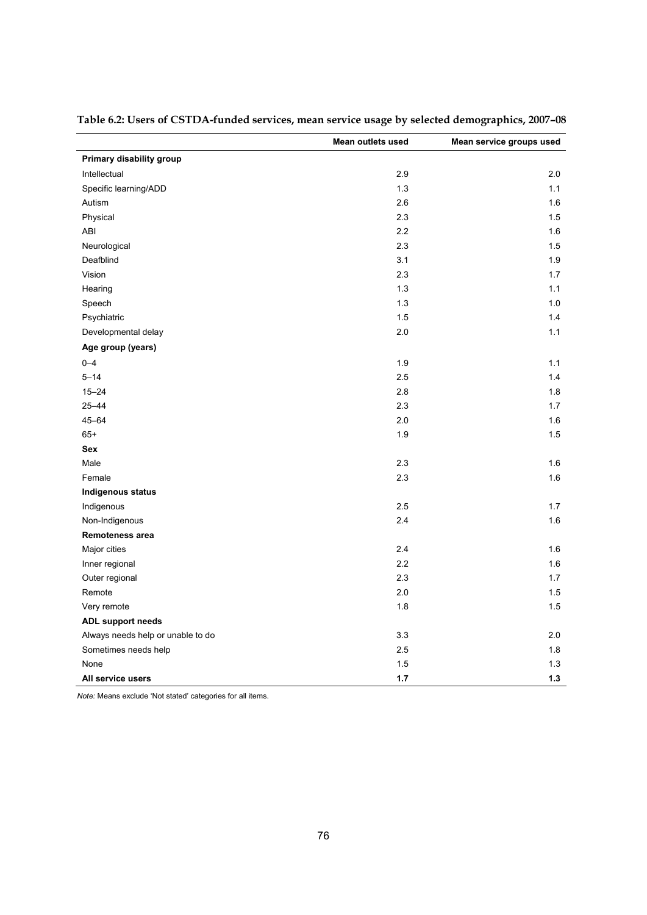**Table 6.2: Users of CSTDA-funded services, mean service usage by selected demographics, 2007–08**

| | Mean outlets used | Mean service groups used |
|---|---|---|
| **Primary disability group** | | |
| Intellectual | 2.9 | 2.0 |
| Specific learning/ADD | 1.3 | 1.1 |
| Autism | 2.6 | 1.6 |
| Physical | 2.3 | 1.5 |
| ABI | 2.2 | 1.6 |
| Neurological | 2.3 | 1.5 |
| Deafblind | 3.1 | 1.9 |
| Vision | 2.3 | 1.7 |
| Hearing | 1.3 | 1.1 |
| Speech | 1.3 | 1.0 |
| Psychiatric | 1.5 | 1.4 |
| Developmental delay | 2.0 | 1.1 |
| **Age group (years)** | | |
| 0–4 | 1.9 | 1.1 |
| 5–14 | 2.5 | 1.4 |
| 15–24 | 2.8 | 1.8 |
| 25–44 | 2.3 | 1.7 |
| 45–64 | 2.0 | 1.6 |
| 65+ | 1.9 | 1.5 |
| **Sex** | | |
| Male | 2.3 | 1.6 |
| Female | 2.3 | 1.6 |
| **Indigenous status** | | |
| Indigenous | 2.5 | 1.7 |
| Non-Indigenous | 2.4 | 1.6 |
| **Remoteness area** | | |
| Major cities | 2.4 | 1.6 |
| Inner regional | 2.2 | 1.6 |
| Outer regional | 2.3 | 1.7 |
| Remote | 2.0 | 1.5 |
| Very remote | 1.8 | 1.5 |
| **ADL support needs** | | |
| Always needs help or unable to do | 3.3 | 2.0 |
| Sometimes needs help | 2.5 | 1.8 |
| None | 1.5 | 1.3 |
| **All service users** | **1.7** | **1.3** |

*Note:* Means exclude 'Not stated' categories for all items.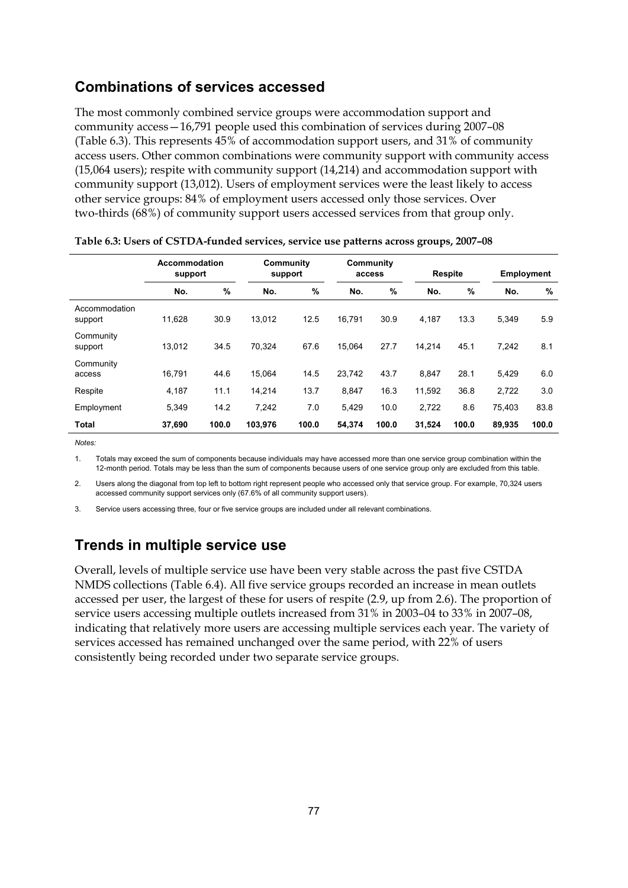## Combinations of services accessed

The most commonly combined service groups were accommodation support and community access—16,791 people used this combination of services during 2007–08 (Table 6.3). This represents 45% of accommodation support users, and 31% of community access users. Other common combinations were community support with community access (15,064 users); respite with community support (14,214) and accommodation support with community support (13,012). Users of employment services were the least likely to access other service groups: 84% of employment users accessed only those services. Over two-thirds (68%) of community support users accessed services from that group only.

**Table 6.3: Users of CSTDA-funded services, service use patterns across groups, 2007–08**

| | Accommodation support | | Community support | | Community access | | Respite | | Employment | |
|---|---|---|---|---|---|---|---|---|---|---|
| | No. | % | No. | % | No. | % | No. | % | No. | % |
| Accommodation support | 11,628 | 30.9 | 13,012 | 12.5 | 16,791 | 30.9 | 4,187 | 13.3 | 5,349 | 5.9 |
| Community support | 13,012 | 34.5 | 70,324 | 67.6 | 15,064 | 27.7 | 14,214 | 45.1 | 7,242 | 8.1 |
| Community access | 16,791 | 44.6 | 15,064 | 14.5 | 23,742 | 43.7 | 8,847 | 28.1 | 5,429 | 6.0 |
| Respite | 4,187 | 11.1 | 14,214 | 13.7 | 8,847 | 16.3 | 11,592 | 36.8 | 2,722 | 3.0 |
| Employment | 5,349 | 14.2 | 7,242 | 7.0 | 5,429 | 10.0 | 2,722 | 8.6 | 75,403 | 83.8 |
| **Total** | **37,690** | **100.0** | **103,976** | **100.0** | **54,374** | **100.0** | **31,524** | **100.0** | **89,935** | **100.0** |

*Notes:*

1. Totals may exceed the sum of components because individuals may have accessed more than one service group combination within the 12-month period. Totals may be less than the sum of components because users of one service group only are excluded from this table.
2. Users along the diagonal from top left to bottom right represent people who accessed only that service group. For example, 70,324 users accessed community support services only (67.6% of all community support users).
3. Service users accessing three, four or five service groups are included under all relevant combinations.

## Trends in multiple service use

Overall, levels of multiple service use have been very stable across the past five CSTDA NMDS collections (Table 6.4). All five service groups recorded an increase in mean outlets accessed per user, the largest of these for users of respite (2.9, up from 2.6). The proportion of service users accessing multiple outlets increased from 31% in 2003–04 to 33% in 2007–08, indicating that relatively more users are accessing multiple services each year. The variety of services accessed has remained unchanged over the same period, with 22% of users consistently being recorded under two separate service groups.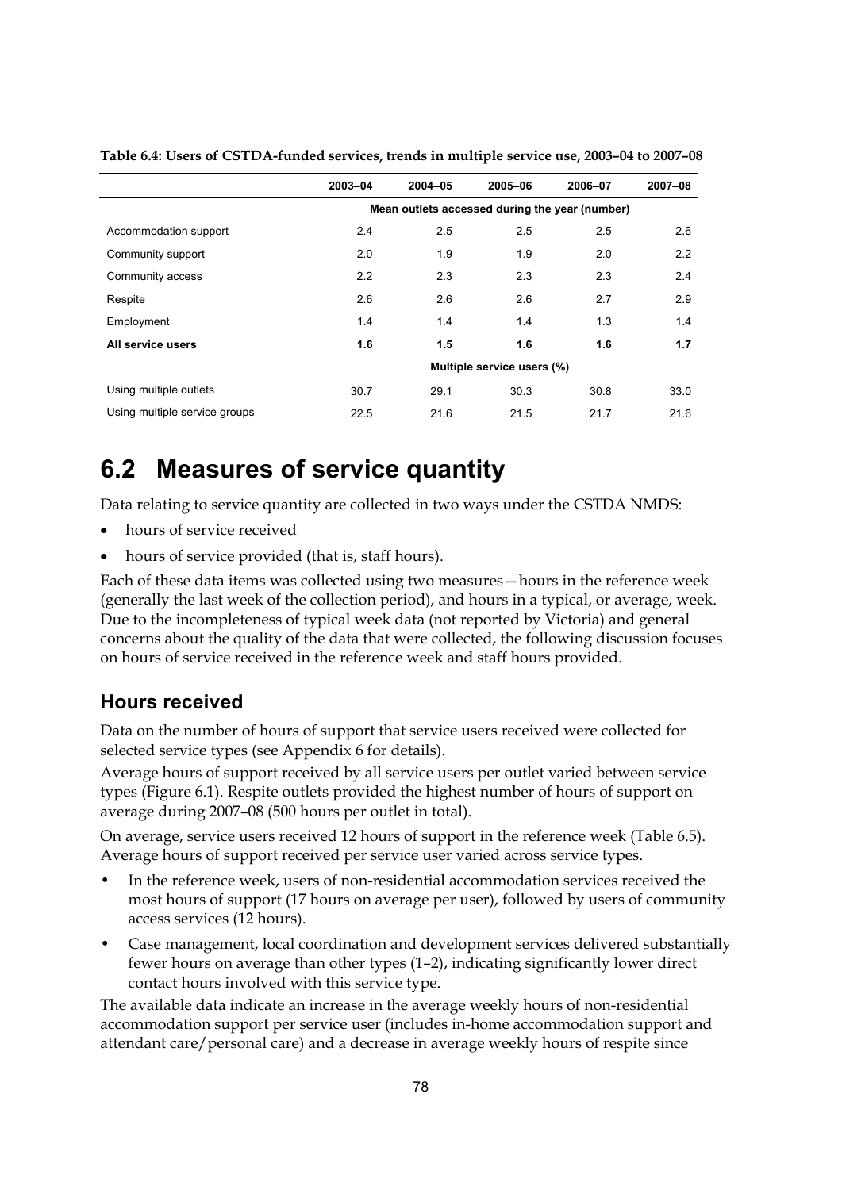**Table 6.4: Users of CSTDA-funded services, trends in multiple service use, 2003–04 to 2007–08**

| | 2003–04 | 2004–05 | 2005–06 | 2006–07 | 2007–08 |
|---|---|---|---|---|---|
| | Mean outlets accessed during the year (number) | | | | |
| Accommodation support | 2.4 | 2.5 | 2.5 | 2.5 | 2.6 |
| Community support | 2.0 | 1.9 | 1.9 | 2.0 | 2.2 |
| Community access | 2.2 | 2.3 | 2.3 | 2.3 | 2.4 |
| Respite | 2.6 | 2.6 | 2.6 | 2.7 | 2.9 |
| Employment | 1.4 | 1.4 | 1.4 | 1.3 | 1.4 |
| **All service users** | **1.6** | **1.5** | **1.6** | **1.6** | **1.7** |
| | Multiple service users (%) | | | | |
| Using multiple outlets | 30.7 | 29.1 | 30.3 | 30.8 | 33.0 |
| Using multiple service groups | 22.5 | 21.6 | 21.5 | 21.7 | 21.6 |

# 6.2 Measures of service quantity

Data relating to service quantity are collected in two ways under the CSTDA NMDS:

- hours of service received
- hours of service provided (that is, staff hours).

Each of these data items was collected using two measures—hours in the reference week (generally the last week of the collection period), and hours in a typical, or average, week. Due to the incompleteness of typical week data (not reported by Victoria) and general concerns about the quality of the data that were collected, the following discussion focuses on hours of service received in the reference week and staff hours provided.

## Hours received

Data on the number of hours of support that service users received were collected for selected service types (see Appendix 6 for details).

Average hours of support received by all service users per outlet varied between service types (Figure 6.1). Respite outlets provided the highest number of hours of support on average during 2007–08 (500 hours per outlet in total).

On average, service users received 12 hours of support in the reference week (Table 6.5). Average hours of support received per service user varied across service types.

- In the reference week, users of non-residential accommodation services received the most hours of support (17 hours on average per user), followed by users of community access services (12 hours).
- Case management, local coordination and development services delivered substantially fewer hours on average than other types (1–2), indicating significantly lower direct contact hours involved with this service type.

The available data indicate an increase in the average weekly hours of non-residential accommodation support per service user (includes in-home accommodation support and attendant care/personal care) and a decrease in average weekly hours of respite since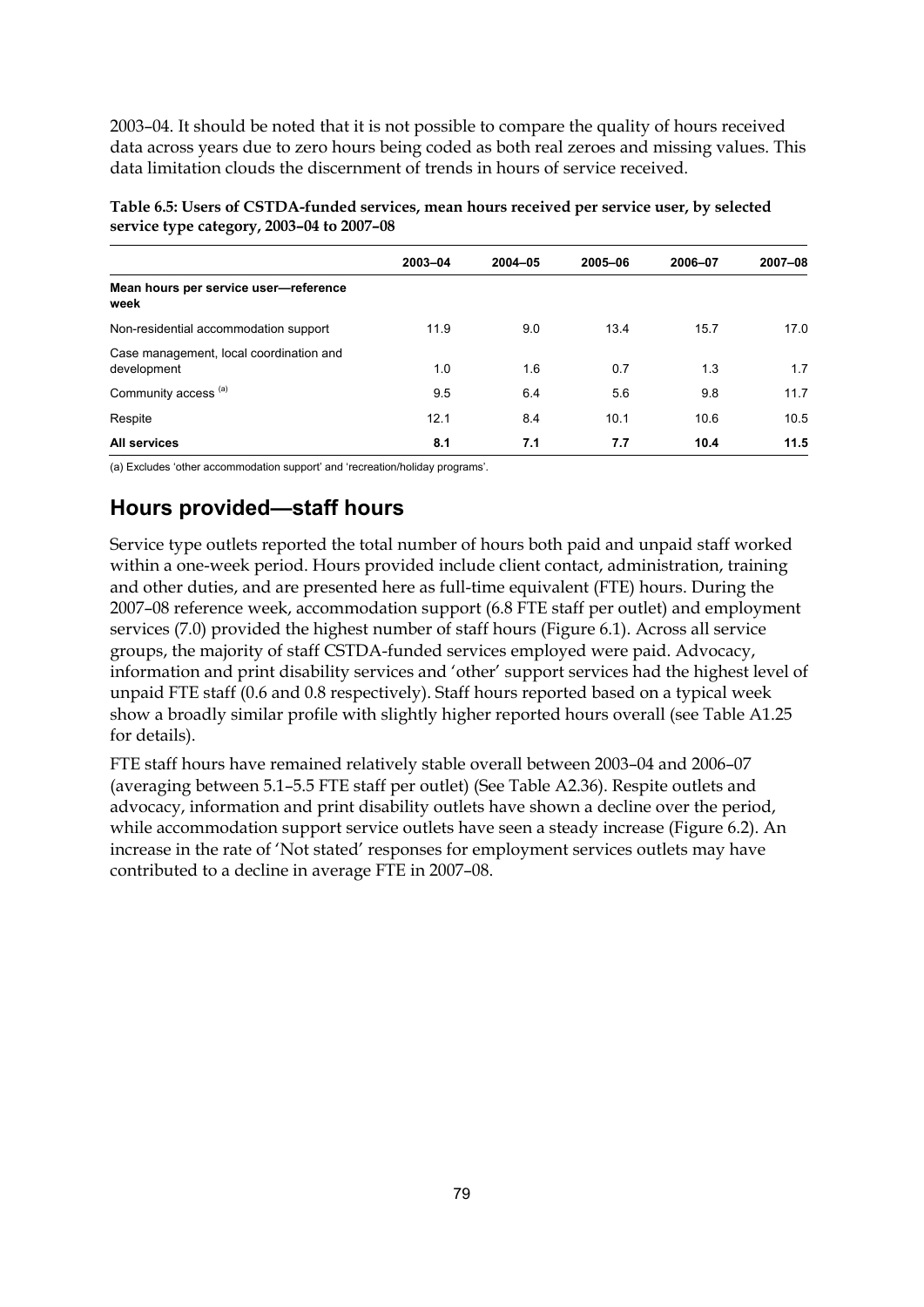2003–04. It should be noted that it is not possible to compare the quality of hours received data across years due to zero hours being coded as both real zeroes and missing values. This data limitation clouds the discernment of trends in hours of service received.

**Table 6.5: Users of CSTDA-funded services, mean hours received per service user, by selected service type category, 2003–04 to 2007–08**

| | 2003–04 | 2004–05 | 2005–06 | 2006–07 | 2007–08 |
|---|---|---|---|---|---|
| **Mean hours per service user—reference week** | | | | | |
| Non-residential accommodation support | 11.9 | 9.0 | 13.4 | 15.7 | 17.0 |
| Case management, local coordination and development | 1.0 | 1.6 | 0.7 | 1.3 | 1.7 |
| Community access [(a)] | 9.5 | 6.4 | 5.6 | 9.8 | 11.7 |
| Respite | 12.1 | 8.4 | 10.1 | 10.6 | 10.5 |
| **All services** | **8.1** | **7.1** | **7.7** | **10.4** | **11.5** |

(a) Excludes 'other accommodation support' and 'recreation/holiday programs'.

## Hours provided—staff hours

Service type outlets reported the total number of hours both paid and unpaid staff worked within a one-week period. Hours provided include client contact, administration, training and other duties, and are presented here as full-time equivalent (FTE) hours. During the 2007–08 reference week, accommodation support (6.8 FTE staff per outlet) and employment services (7.0) provided the highest number of staff hours (Figure 6.1). Across all service groups, the majority of staff CSTDA-funded services employed were paid. Advocacy, information and print disability services and 'other' support services had the highest level of unpaid FTE staff (0.6 and 0.8 respectively). Staff hours reported based on a typical week show a broadly similar profile with slightly higher reported hours overall (see Table A1.25 for details).

FTE staff hours have remained relatively stable overall between 2003–04 and 2006–07 (averaging between 5.1–5.5 FTE staff per outlet) (See Table A2.36). Respite outlets and advocacy, information and print disability outlets have shown a decline over the period, while accommodation support service outlets have seen a steady increase (Figure 6.2). An increase in the rate of 'Not stated' responses for employment services outlets may have contributed to a decline in average FTE in 2007–08.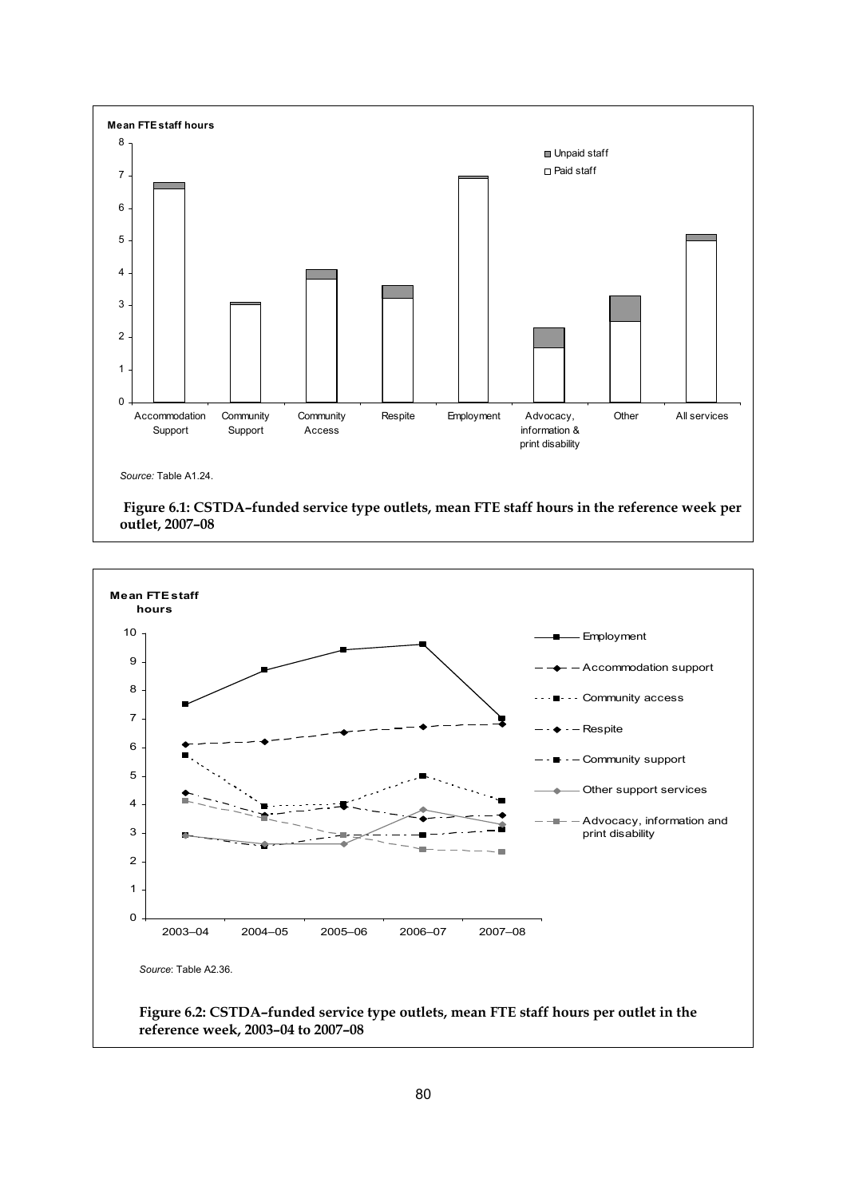Source: Table A1.24.

**Figure 6.1: CSTDA–funded service type outlets, mean FTE staff hours in the reference week per outlet, 2007–08**

Source: Table A2.36.

**Figure 6.2: CSTDA–funded service type outlets, mean FTE staff hours per outlet in the reference week, 2003–04 to 2007–08**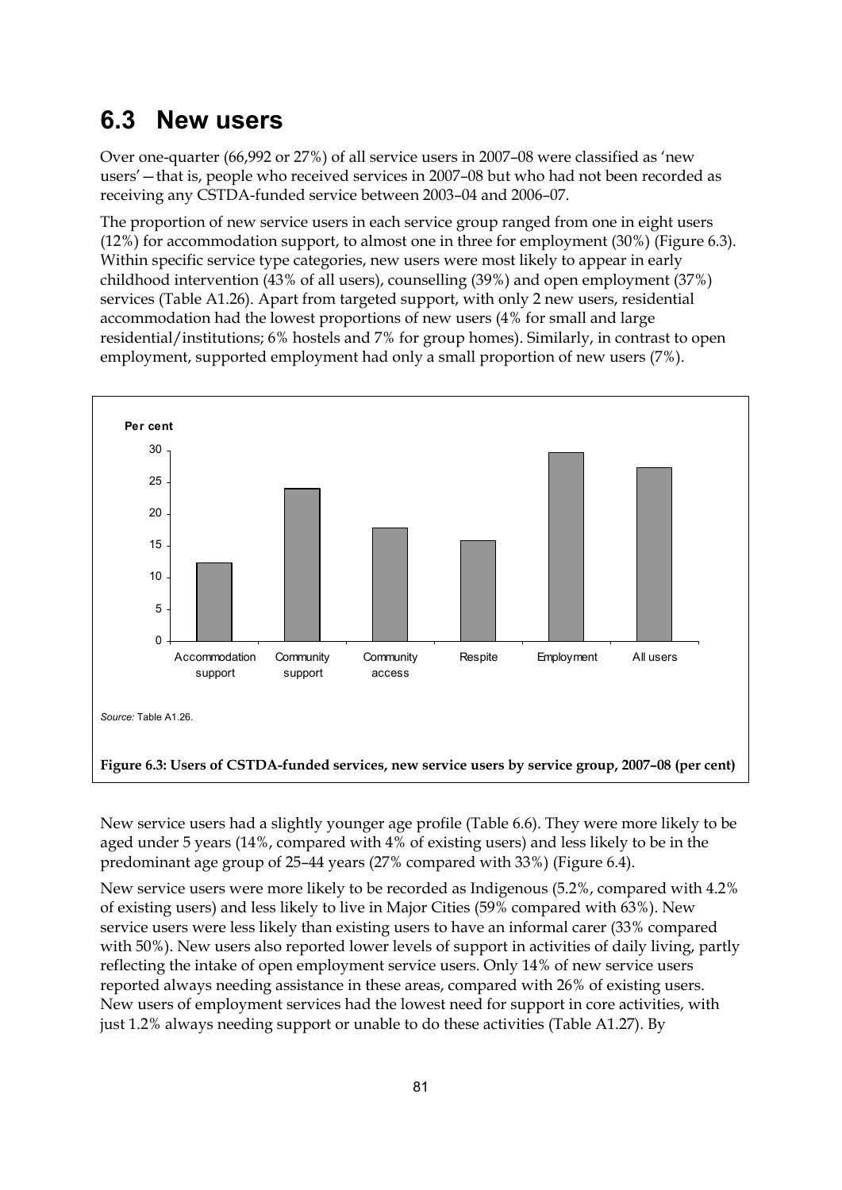## 6.3 New users

Over one-quarter (66,992 or 27%) of all service users in 2007–08 were classified as 'new users'—that is, people who received services in 2007–08 but who had not been recorded as receiving any CSTDA-funded service between 2003–04 and 2006–07.

The proportion of new service users in each service group ranged from one in eight users (12%) for accommodation support, to almost one in three for employment (30%) (Figure 6.3). Within specific service type categories, new users were most likely to appear in early childhood intervention (43% of all users), counselling (39%) and open employment (37%) services (Table A1.26). Apart from targeted support, with only 2 new users, residential accommodation had the lowest proportions of new users (4% for small and large residential/institutions; 6% hostels and 7% for group homes). Similarly, in contrast to open employment, supported employment had only a small proportion of new users (7%).

*Source:* Table A1.26.

**Figure 6.3: Users of CSTDA-funded services, new service users by service group, 2007–08 (per cent)**

New service users had a slightly younger age profile (Table 6.6). They were more likely to be aged under 5 years (14%, compared with 4% of existing users) and less likely to be in the predominant age group of 25–44 years (27% compared with 33%) (Figure 6.4).

New service users were more likely to be recorded as Indigenous (5.2%, compared with 4.2% of existing users) and less likely to live in Major Cities (59% compared with 63%). New service users were less likely than existing users to have an informal carer (33% compared with 50%). New users also reported lower levels of support in activities of daily living, partly reflecting the intake of open employment service users. Only 14% of new service users reported always needing assistance in these areas, compared with 26% of existing users. New users of employment services had the lowest need for support in core activities, with just 1.2% always needing support or unable to do these activities (Table A1.27). By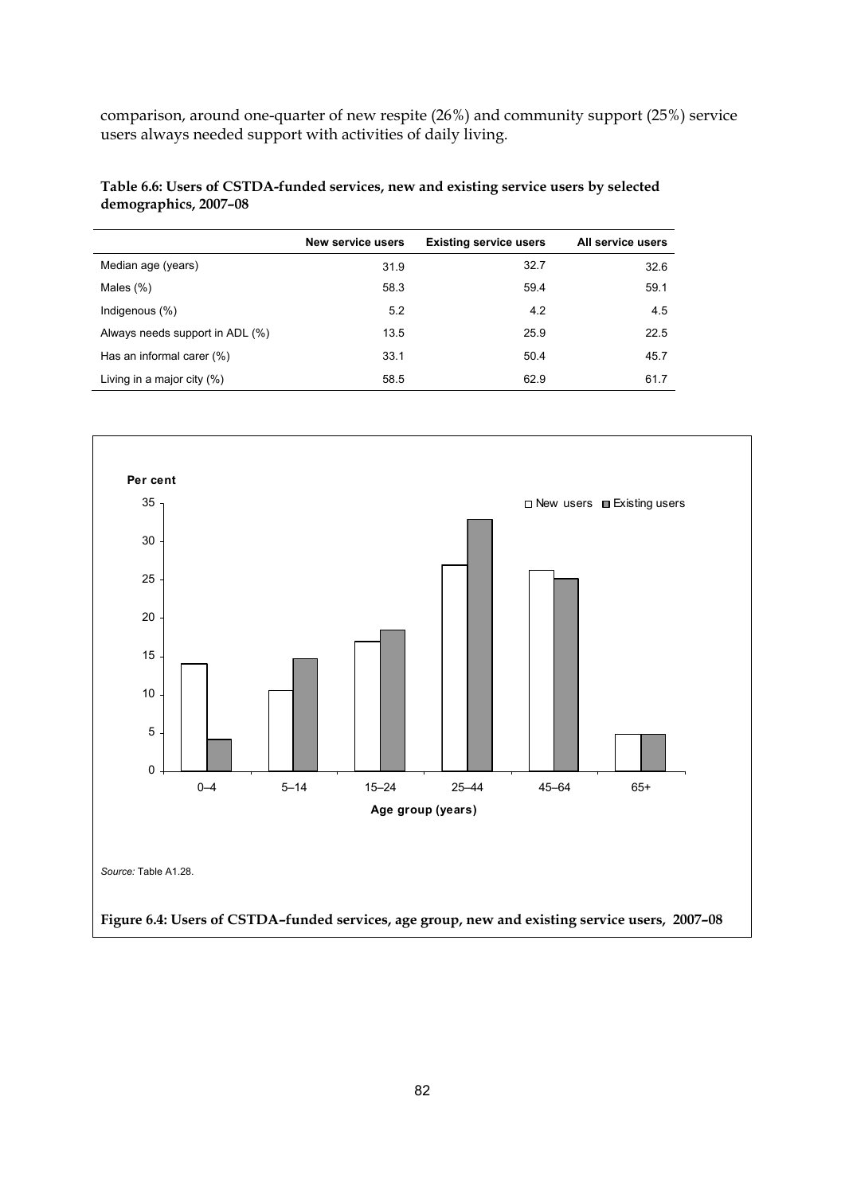comparison, around one-quarter of new respite (26%) and community support (25%) service users always needed support with activities of daily living.

**Table 6.6: Users of CSTDA-funded services, new and existing service users by selected demographics, 2007–08**

| | New service users | Existing service users | All service users |
|---|---|---|---|
| Median age (years) | 31.9 | 32.7 | 32.6 |
| Males (%) | 58.3 | 59.4 | 59.1 |
| Indigenous (%) | 5.2 | 4.2 | 4.5 |
| Always needs support in ADL (%) | 13.5 | 25.9 | 22.5 |
| Has an informal carer (%) | 33.1 | 50.4 | 45.7 |
| Living in a major city (%) | 58.5 | 62.9 | 61.7 |

*Source:* Table A1.28.

**Figure 6.4: Users of CSTDA–funded services, age group, new and existing service users, 2007–08**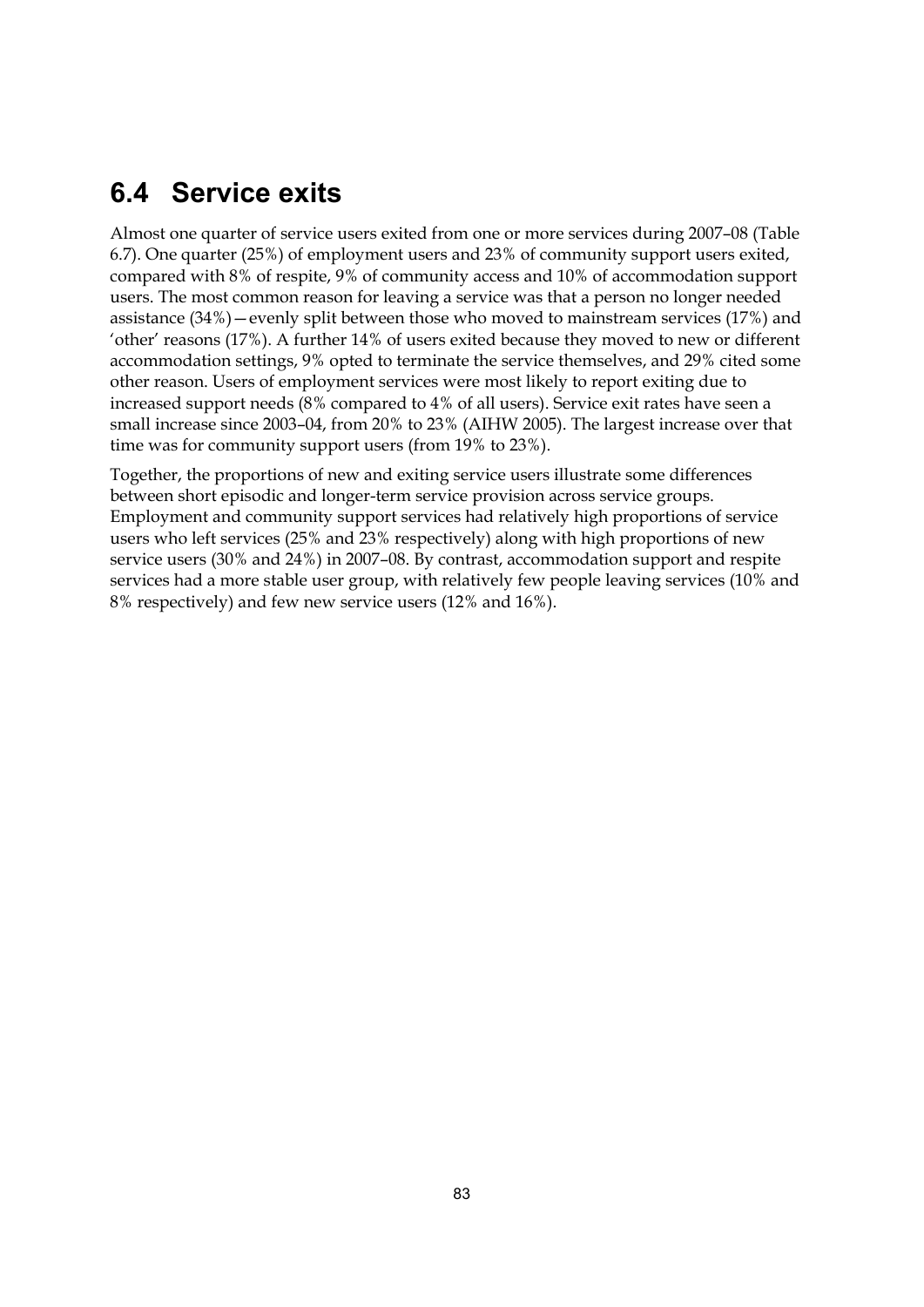## 6.4 Service exits

Almost one quarter of service users exited from one or more services during 2007–08 (Table 6.7). One quarter (25%) of employment users and 23% of community support users exited, compared with 8% of respite, 9% of community access and 10% of accommodation support users. The most common reason for leaving a service was that a person no longer needed assistance (34%)—evenly split between those who moved to mainstream services (17%) and 'other' reasons (17%). A further 14% of users exited because they moved to new or different accommodation settings, 9% opted to terminate the service themselves, and 29% cited some other reason. Users of employment services were most likely to report exiting due to increased support needs (8% compared to 4% of all users). Service exit rates have seen a small increase since 2003–04, from 20% to 23% (AIHW 2005). The largest increase over that time was for community support users (from 19% to 23%).

Together, the proportions of new and exiting service users illustrate some differences between short episodic and longer-term service provision across service groups. Employment and community support services had relatively high proportions of service users who left services (25% and 23% respectively) along with high proportions of new service users (30% and 24%) in 2007–08. By contrast, accommodation support and respite services had a more stable user group, with relatively few people leaving services (10% and 8% respectively) and few new service users (12% and 16%).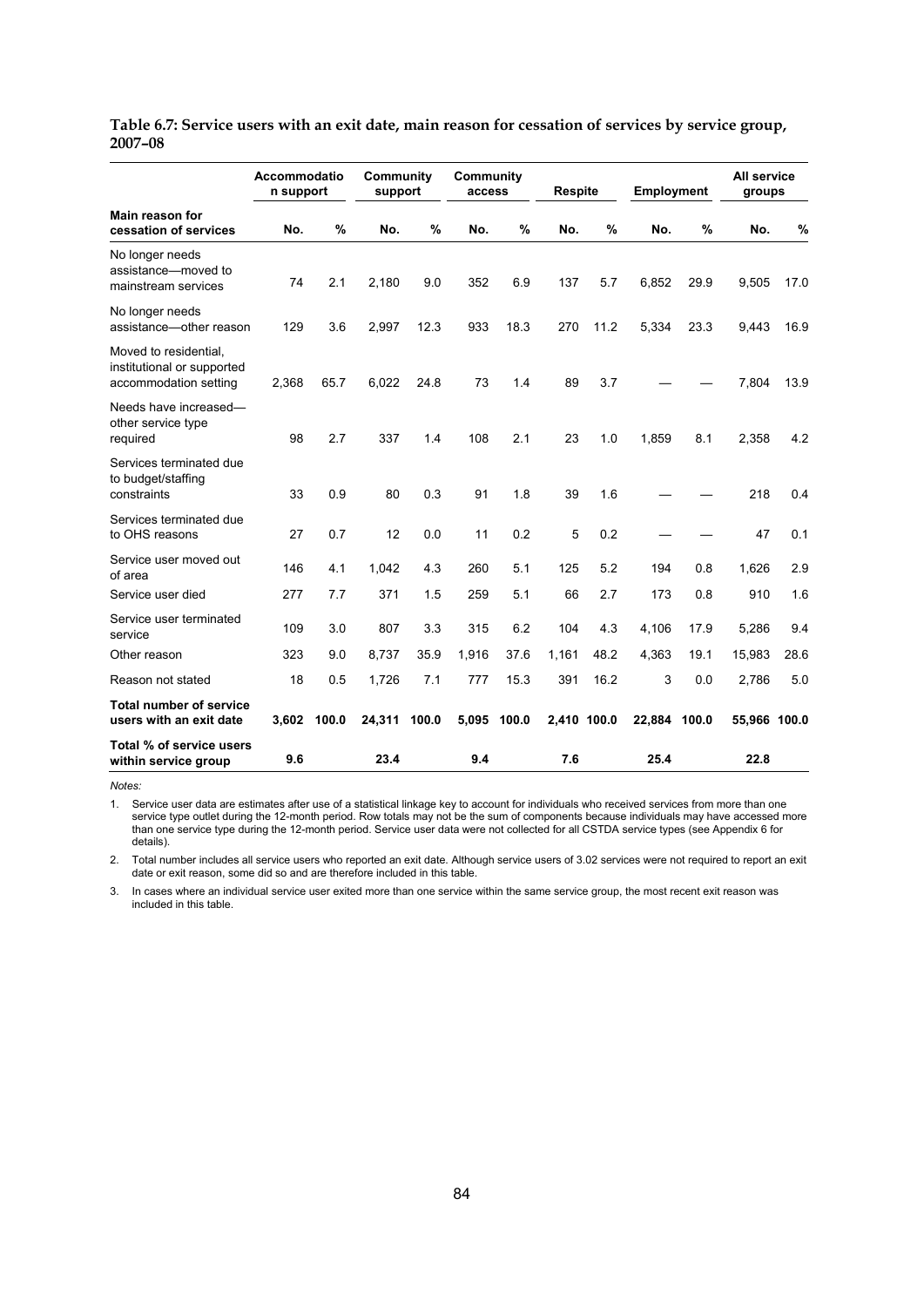**Table 6.7: Service users with an exit date, main reason for cessation of services by service group, 2007–08**

| Main reason for cessation of services | Accommodation support | | Community support | | Community access | | Respite | | Employment | | All service groups | |
|---|---|---|---|---|---|---|---|---|---|---|---|---|
| | No. | % | No. | % | No. | % | No. | % | No. | % | No. | % |
| No longer needs assistance—moved to mainstream services | 74 | 2.1 | 2,180 | 9.0 | 352 | 6.9 | 137 | 5.7 | 6,852 | 29.9 | 9,505 | 17.0 |
| No longer needs assistance—other reason | 129 | 3.6 | 2,997 | 12.3 | 933 | 18.3 | 270 | 11.2 | 5,334 | 23.3 | 9,443 | 16.9 |
| Moved to residential, institutional or supported accommodation setting | 2,368 | 65.7 | 6,022 | 24.8 | 73 | 1.4 | 89 | 3.7 | — | — | 7,804 | 13.9 |
| Needs have increased—other service type required | 98 | 2.7 | 337 | 1.4 | 108 | 2.1 | 23 | 1.0 | 1,859 | 8.1 | 2,358 | 4.2 |
| Services terminated due to budget/staffing constraints | 33 | 0.9 | 80 | 0.3 | 91 | 1.8 | 39 | 1.6 | — | — | 218 | 0.4 |
| Services terminated due to OHS reasons | 27 | 0.7 | 12 | 0.0 | 11 | 0.2 | 5 | 0.2 | — | — | 47 | 0.1 |
| Service user moved out of area | 146 | 4.1 | 1,042 | 4.3 | 260 | 5.1 | 125 | 5.2 | 194 | 0.8 | 1,626 | 2.9 |
| Service user died | 277 | 7.7 | 371 | 1.5 | 259 | 5.1 | 66 | 2.7 | 173 | 0.8 | 910 | 1.6 |
| Service user terminated service | 109 | 3.0 | 807 | 3.3 | 315 | 6.2 | 104 | 4.3 | 4,106 | 17.9 | 5,286 | 9.4 |
| Other reason | 323 | 9.0 | 8,737 | 35.9 | 1,916 | 37.6 | 1,161 | 48.2 | 4,363 | 19.1 | 15,983 | 28.6 |
| Reason not stated | 18 | 0.5 | 1,726 | 7.1 | 777 | 15.3 | 391 | 16.2 | 3 | 0.0 | 2,786 | 5.0 |
| **Total number of service users with an exit date** | **3,602** | **100.0** | **24,311** | **100.0** | **5,095** | **100.0** | **2,410** | **100.0** | **22,884** | **100.0** | **55,966** | **100.0** |
| **Total % of service users within service group** | **9.6** | | **23.4** | | **9.4** | | **7.6** | | **25.4** | | **22.8** | |

*Notes:*

1. Service user data are estimates after use of a statistical linkage key to account for individuals who received services from more than one service type outlet during the 12-month period. Row totals may not be the sum of components because individuals may have accessed more than one service type during the 12-month period. Service user data were not collected for all CSTDA service types (see Appendix 6 for details).

2. Total number includes all service users who reported an exit date. Although service users of 3.02 services were not required to report an exit date or exit reason, some did so and are therefore included in this table.

3. In cases where an individual service user exited more than one service within the same service group, the most recent exit reason was included in this table.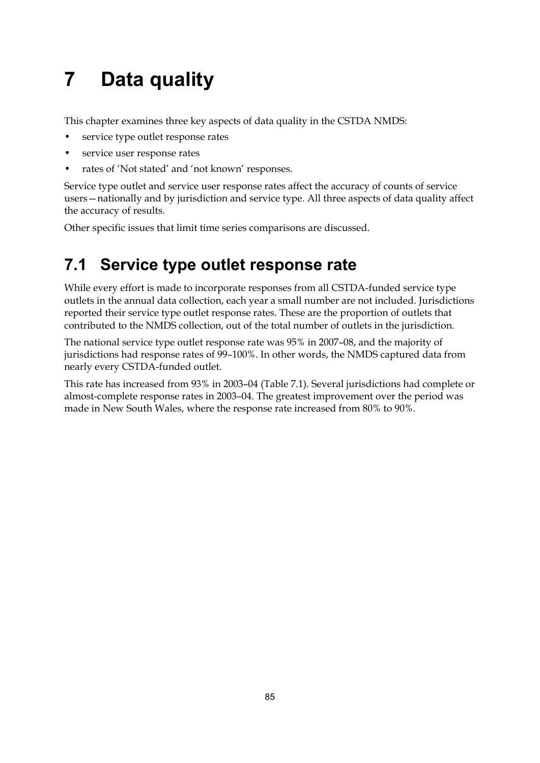# 7 Data quality

This chapter examines three key aspects of data quality in the CSTDA NMDS:

- service type outlet response rates
- service user response rates
- rates of 'Not stated' and 'not known' responses.

Service type outlet and service user response rates affect the accuracy of counts of service users—nationally and by jurisdiction and service type. All three aspects of data quality affect the accuracy of results.

Other specific issues that limit time series comparisons are discussed.

## 7.1 Service type outlet response rate

While every effort is made to incorporate responses from all CSTDA-funded service type outlets in the annual data collection, each year a small number are not included. Jurisdictions reported their service type outlet response rates. These are the proportion of outlets that contributed to the NMDS collection, out of the total number of outlets in the jurisdiction.

The national service type outlet response rate was 95% in 2007–08, and the majority of jurisdictions had response rates of 99–100%. In other words, the NMDS captured data from nearly every CSTDA-funded outlet.

This rate has increased from 93% in 2003–04 (Table 7.1). Several jurisdictions had complete or almost-complete response rates in 2003–04. The greatest improvement over the period was made in New South Wales, where the response rate increased from 80% to 90%.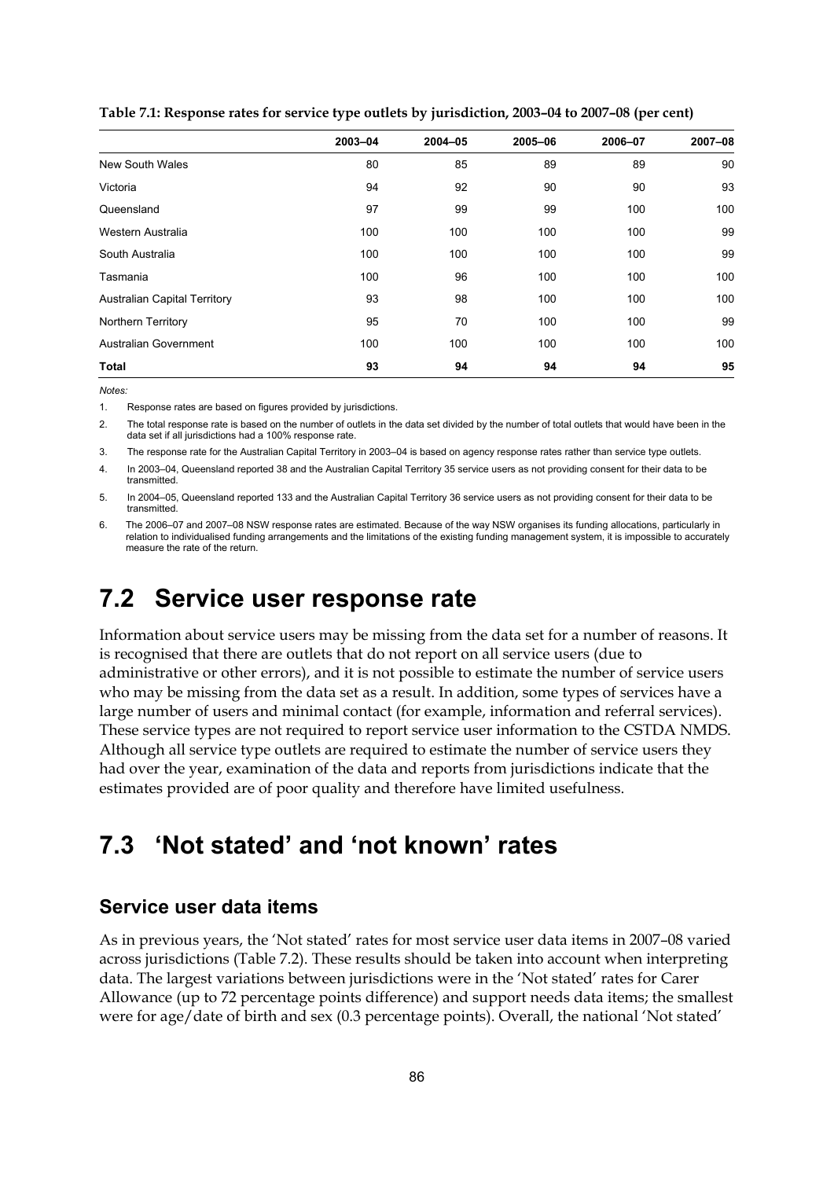**Table 7.1: Response rates for service type outlets by jurisdiction, 2003–04 to 2007–08 (per cent)**

| | 2003–04 | 2004–05 | 2005–06 | 2006–07 | 2007–08 |
|---|---|---|---|---|---|
| New South Wales | 80 | 85 | 89 | 89 | 90 |
| Victoria | 94 | 92 | 90 | 90 | 93 |
| Queensland | 97 | 99 | 99 | 100 | 100 |
| Western Australia | 100 | 100 | 100 | 100 | 99 |
| South Australia | 100 | 100 | 100 | 100 | 99 |
| Tasmania | 100 | 96 | 100 | 100 | 100 |
| Australian Capital Territory | 93 | 98 | 100 | 100 | 100 |
| Northern Territory | 95 | 70 | 100 | 100 | 99 |
| Australian Government | 100 | 100 | 100 | 100 | 100 |
| **Total** | **93** | **94** | **94** | **94** | **95** |

*Notes:*

1. Response rates are based on figures provided by jurisdictions.
2. The total response rate is based on the number of outlets in the data set divided by the number of total outlets that would have been in the data set if all jurisdictions had a 100% response rate.
3. The response rate for the Australian Capital Territory in 2003–04 is based on agency response rates rather than service type outlets.
4. In 2003–04, Queensland reported 38 and the Australian Capital Territory 35 service users as not providing consent for their data to be transmitted.
5. In 2004–05, Queensland reported 133 and the Australian Capital Territory 36 service users as not providing consent for their data to be transmitted.
6. The 2006–07 and 2007–08 NSW response rates are estimated. Because of the way NSW organises its funding allocations, particularly in relation to individualised funding arrangements and the limitations of the existing funding management system, it is impossible to accurately measure the rate of the return.

## 7.2 Service user response rate

Information about service users may be missing from the data set for a number of reasons. It is recognised that there are outlets that do not report on all service users (due to administrative or other errors), and it is not possible to estimate the number of service users who may be missing from the data set as a result. In addition, some types of services have a large number of users and minimal contact (for example, information and referral services). These service types are not required to report service user information to the CSTDA NMDS. Although all service type outlets are required to estimate the number of service users they had over the year, examination of the data and reports from jurisdictions indicate that the estimates provided are of poor quality and therefore have limited usefulness.

## 7.3 'Not stated' and 'not known' rates

### Service user data items

As in previous years, the 'Not stated' rates for most service user data items in 2007–08 varied across jurisdictions (Table 7.2). These results should be taken into account when interpreting data. The largest variations between jurisdictions were in the 'Not stated' rates for Carer Allowance (up to 72 percentage points difference) and support needs data items; the smallest were for age/date of birth and sex (0.3 percentage points). Overall, the national 'Not stated'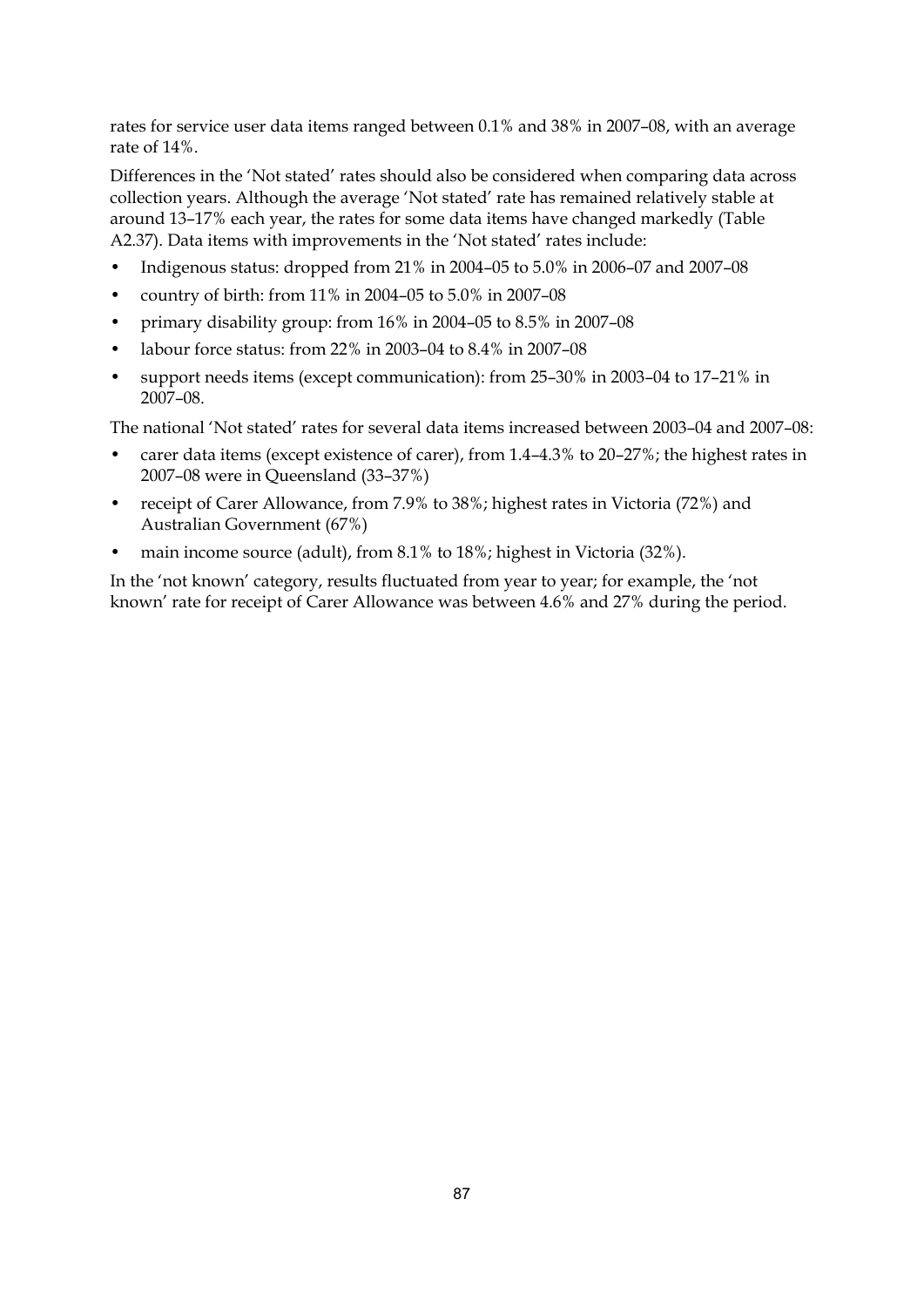rates for service user data items ranged between 0.1% and 38% in 2007–08, with an average rate of 14%.

Differences in the 'Not stated' rates should also be considered when comparing data across collection years. Although the average 'Not stated' rate has remained relatively stable at around 13–17% each year, the rates for some data items have changed markedly (Table A2.37). Data items with improvements in the 'Not stated' rates include:

- Indigenous status: dropped from 21% in 2004–05 to 5.0% in 2006–07 and 2007–08
- country of birth: from 11% in 2004–05 to 5.0% in 2007–08
- primary disability group: from 16% in 2004–05 to 8.5% in 2007–08
- labour force status: from 22% in 2003–04 to 8.4% in 2007–08
- support needs items (except communication): from 25–30% in 2003–04 to 17–21% in 2007–08.

The national 'Not stated' rates for several data items increased between 2003–04 and 2007–08:

- carer data items (except existence of carer), from 1.4–4.3% to 20–27%; the highest rates in 2007–08 were in Queensland (33–37%)
- receipt of Carer Allowance, from 7.9% to 38%; highest rates in Victoria (72%) and Australian Government (67%)
- main income source (adult), from 8.1% to 18%; highest in Victoria (32%).

In the 'not known' category, results fluctuated from year to year; for example, the 'not known' rate for receipt of Carer Allowance was between 4.6% and 27% during the period.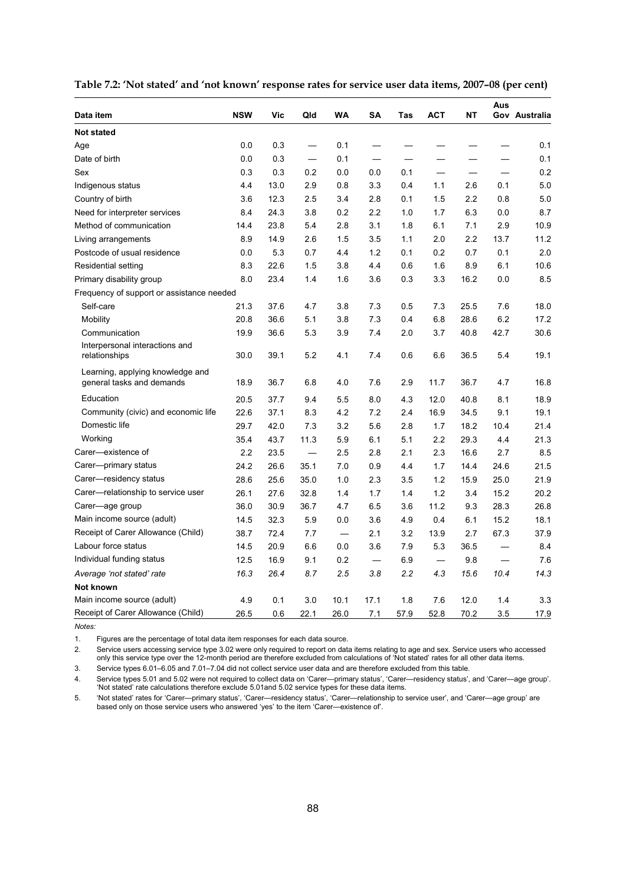**Table 7.2: 'Not stated' and 'not known' response rates for service user data items, 2007–08 (per cent)**

| Data item | NSW | Vic | Qld | WA | SA | Tas | ACT | NT | Aus Gov | Australia |
|---|---|---|---|---|---|---|---|---|---|---|
| **Not stated** | | | | | | | | | | |
| Age | 0.0 | 0.3 | — | 0.1 | — | — | — | — | — | 0.1 |
| Date of birth | 0.0 | 0.3 | — | 0.1 | — | — | — | — | — | 0.1 |
| Sex | 0.3 | 0.3 | 0.2 | 0.0 | 0.0 | 0.1 | — | — | — | 0.2 |
| Indigenous status | 4.4 | 13.0 | 2.9 | 0.8 | 3.3 | 0.4 | 1.1 | 2.6 | 0.1 | 5.0 |
| Country of birth | 3.6 | 12.3 | 2.5 | 3.4 | 2.8 | 0.1 | 1.5 | 2.2 | 0.8 | 5.0 |
| Need for interpreter services | 8.4 | 24.3 | 3.8 | 0.2 | 2.2 | 1.0 | 1.7 | 6.3 | 0.0 | 8.7 |
| Method of communication | 14.4 | 23.8 | 5.4 | 2.8 | 3.1 | 1.8 | 6.1 | 7.1 | 2.9 | 10.9 |
| Living arrangements | 8.9 | 14.9 | 2.6 | 1.5 | 3.5 | 1.1 | 2.0 | 2.2 | 13.7 | 11.2 |
| Postcode of usual residence | 0.0 | 5.3 | 0.7 | 4.4 | 1.2 | 0.1 | 0.2 | 0.7 | 0.1 | 2.0 |
| Residential setting | 8.3 | 22.6 | 1.5 | 3.8 | 4.4 | 0.6 | 1.6 | 8.9 | 6.1 | 10.6 |
| Primary disability group | 8.0 | 23.4 | 1.4 | 1.6 | 3.6 | 0.3 | 3.3 | 16.2 | 0.0 | 8.5 |
| Frequency of support or assistance needed | | | | | | | | | | |
| Self-care | 21.3 | 37.6 | 4.7 | 3.8 | 7.3 | 0.5 | 7.3 | 25.5 | 7.6 | 18.0 |
| Mobility | 20.8 | 36.6 | 5.1 | 3.8 | 7.3 | 0.4 | 6.8 | 28.6 | 6.2 | 17.2 |
| Communication | 19.9 | 36.6 | 5.3 | 3.9 | 7.4 | 2.0 | 3.7 | 40.8 | 42.7 | 30.6 |
| Interpersonal interactions and relationships | 30.0 | 39.1 | 5.2 | 4.1 | 7.4 | 0.6 | 6.6 | 36.5 | 5.4 | 19.1 |
| Learning, applying knowledge and general tasks and demands | 18.9 | 36.7 | 6.8 | 4.0 | 7.6 | 2.9 | 11.7 | 36.7 | 4.7 | 16.8 |
| Education | 20.5 | 37.7 | 9.4 | 5.5 | 8.0 | 4.3 | 12.0 | 40.8 | 8.1 | 18.9 |
| Community (civic) and economic life | 22.6 | 37.1 | 8.3 | 4.2 | 7.2 | 2.4 | 16.9 | 34.5 | 9.1 | 19.1 |
| Domestic life | 29.7 | 42.0 | 7.3 | 3.2 | 5.6 | 2.8 | 1.7 | 18.2 | 10.4 | 21.4 |
| Working | 35.4 | 43.7 | 11.3 | 5.9 | 6.1 | 5.1 | 2.2 | 29.3 | 4.4 | 21.3 |
| Carer—existence of | 2.2 | 23.5 | — | 2.5 | 2.8 | 2.1 | 2.3 | 16.6 | 2.7 | 8.5 |
| Carer—primary status | 24.2 | 26.6 | 35.1 | 7.0 | 0.9 | 4.4 | 1.7 | 14.4 | 24.6 | 21.5 |
| Carer—residency status | 28.6 | 25.6 | 35.0 | 1.0 | 2.3 | 3.5 | 1.2 | 15.9 | 25.0 | 21.9 |
| Carer—relationship to service user | 26.1 | 27.6 | 32.8 | 1.4 | 1.7 | 1.4 | 1.2 | 3.4 | 15.2 | 20.2 |
| Carer—age group | 36.0 | 30.9 | 36.7 | 4.7 | 6.5 | 3.6 | 11.2 | 9.3 | 28.3 | 26.8 |
| Main income source (adult) | 14.5 | 32.3 | 5.9 | 0.0 | 3.6 | 4.9 | 0.4 | 6.1 | 15.2 | 18.1 |
| Receipt of Carer Allowance (Child) | 38.7 | 72.4 | 7.7 | — | 2.1 | 3.2 | 13.9 | 2.7 | 67.3 | 37.9 |
| Labour force status | 14.5 | 20.9 | 6.6 | 0.0 | 3.6 | 7.9 | 5.3 | 36.5 | — | 8.4 |
| Individual funding status | 12.5 | 16.9 | 9.1 | 0.2 | — | 6.9 | — | 9.8 | — | 7.6 |
| *Average 'not stated' rate* | *16.3* | *26.4* | *8.7* | *2.5* | *3.8* | *2.2* | *4.3* | *15.6* | *10.4* | *14.3* |
| **Not known** | | | | | | | | | | |
| Main income source (adult) | 4.9 | 0.1 | 3.0 | 10.1 | 17.1 | 1.8 | 7.6 | 12.0 | 1.4 | 3.3 |
| Receipt of Carer Allowance (Child) | 26.5 | 0.6 | 22.1 | 26.0 | 7.1 | 57.9 | 52.8 | 70.2 | 3.5 | 17.9 |

*Notes:*

1. Figures are the percentage of total data item responses for each data source.
2. Service users accessing service type 3.02 were only required to report on data items relating to age and sex. Service users who accessed only this service type over the 12-month period are therefore excluded from calculations of 'Not stated' rates for all other data items.
3. Service types 6.01–6.05 and 7.01–7.04 did not collect service user data and are therefore excluded from this table.
4. Service types 5.01 and 5.02 were not required to collect data on 'Carer—primary status', 'Carer—residency status', and 'Carer—age group'. 'Not stated' rate calculations therefore exclude 5.01and 5.02 service types for these data items.
5. 'Not stated' rates for 'Carer—primary status', 'Carer—residency status', 'Carer—relationship to service user', and 'Carer—age group' are based only on those service users who answered 'yes' to the item 'Carer—existence of'.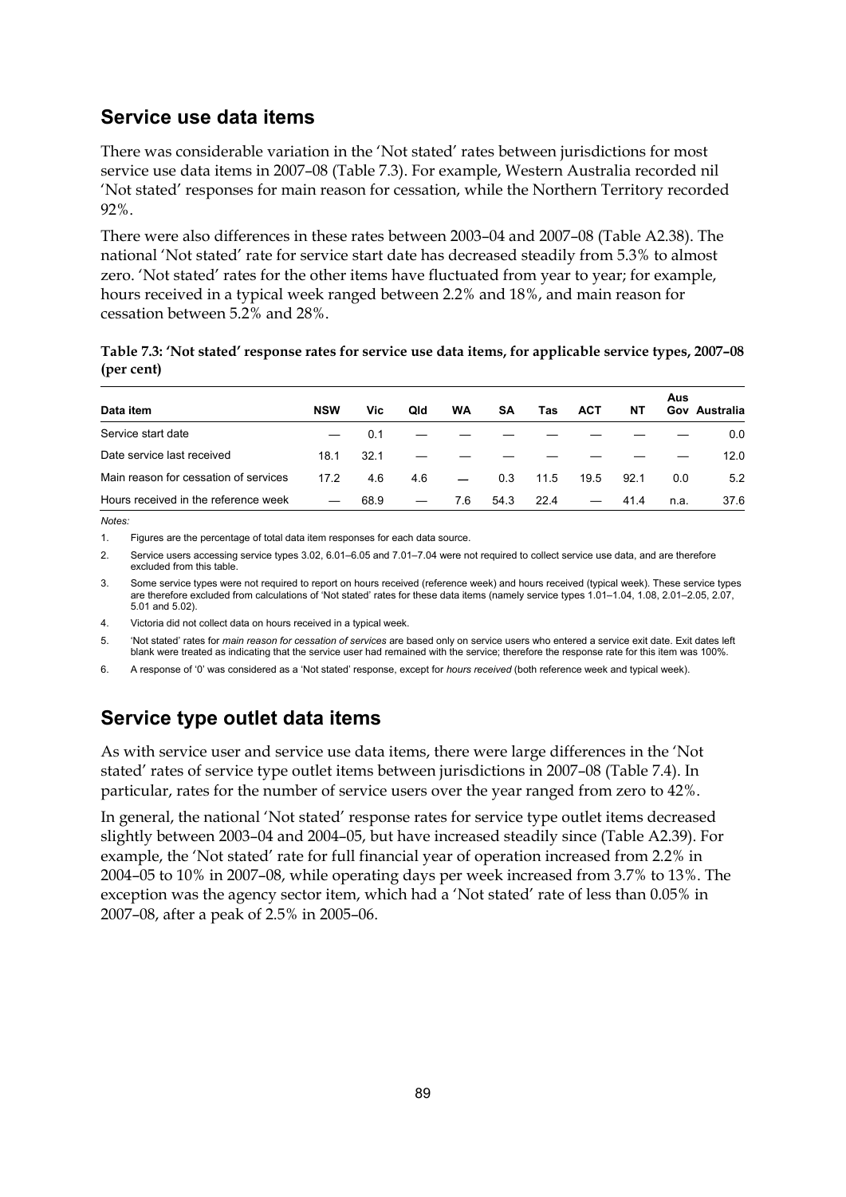## Service use data items

There was considerable variation in the 'Not stated' rates between jurisdictions for most service use data items in 2007–08 (Table 7.3). For example, Western Australia recorded nil 'Not stated' responses for main reason for cessation, while the Northern Territory recorded 92%.

There were also differences in these rates between 2003–04 and 2007–08 (Table A2.38). The national 'Not stated' rate for service start date has decreased steadily from 5.3% to almost zero. 'Not stated' rates for the other items have fluctuated from year to year; for example, hours received in a typical week ranged between 2.2% and 18%, and main reason for cessation between 5.2% and 28%.

**Table 7.3: 'Not stated' response rates for service use data items, for applicable service types, 2007–08 (per cent)**

| Data item | NSW | Vic | Qld | WA | SA | Tas | ACT | NT | Aus Gov | Australia |
|---|---|---|---|---|---|---|---|---|---|---|
| Service start date | — | 0.1 | — | — | — | — | — | — | — | 0.0 |
| Date service last received | 18.1 | 32.1 | — | — | — | — | — | — | — | 12.0 |
| Main reason for cessation of services | 17.2 | 4.6 | 4.6 | — | 0.3 | 11.5 | 19.5 | 92.1 | 0.0 | 5.2 |
| Hours received in the reference week | — | 68.9 | — | 7.6 | 54.3 | 22.4 | — | 41.4 | n.a. | 37.6 |

*Notes:*

1. Figures are the percentage of total data item responses for each data source.
2. Service users accessing service types 3.02, 6.01–6.05 and 7.01–7.04 were not required to collect service use data, and are therefore excluded from this table.
3. Some service types were not required to report on hours received (reference week) and hours received (typical week). These service types are therefore excluded from calculations of 'Not stated' rates for these data items (namely service types 1.01–1.04, 1.08, 2.01–2.05, 2.07, 5.01 and 5.02).
4. Victoria did not collect data on hours received in a typical week.
5. 'Not stated' rates for *main reason for cessation of services* are based only on service users who entered a service exit date. Exit dates left blank were treated as indicating that the service user had remained with the service; therefore the response rate for this item was 100%.
6. A response of '0' was considered as a 'Not stated' response, except for *hours received* (both reference week and typical week).

## Service type outlet data items

As with service user and service use data items, there were large differences in the 'Not stated' rates of service type outlet items between jurisdictions in 2007–08 (Table 7.4). In particular, rates for the number of service users over the year ranged from zero to 42%.

In general, the national 'Not stated' response rates for service type outlet items decreased slightly between 2003–04 and 2004–05, but have increased steadily since (Table A2.39). For example, the 'Not stated' rate for full financial year of operation increased from 2.2% in 2004–05 to 10% in 2007–08, while operating days per week increased from 3.7% to 13%. The exception was the agency sector item, which had a 'Not stated' rate of less than 0.05% in 2007–08, after a peak of 2.5% in 2005–06.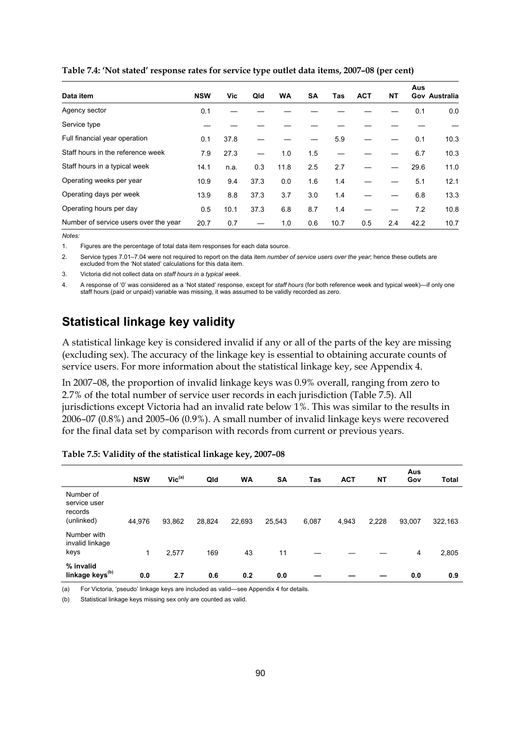**Table 7.4: 'Not stated' response rates for service type outlet data items, 2007–08 (per cent)**

| Data item | NSW | Vic | Qld | WA | SA | Tas | ACT | NT | Aus Gov | Australia |
|---|---|---|---|---|---|---|---|---|---|---|
| Agency sector | 0.1 | — | — | — | — | — | — | — | 0.1 | 0.0 |
| Service type | — | — | — | — | — | — | — | — | — | — |
| Full financial year operation | 0.1 | 37.8 | — | — | — | 5.9 | — | — | 0.1 | 10.3 |
| Staff hours in the reference week | 7.9 | 27.3 | — | 1.0 | 1.5 | — | — | — | 6.7 | 10.3 |
| Staff hours in a typical week | 14.1 | n.a. | 0.3 | 11.8 | 2.5 | 2.7 | — | — | 29.6 | 11.0 |
| Operating weeks per year | 10.9 | 9.4 | 37.3 | 0.0 | 1.6 | 1.4 | — | — | 5.1 | 12.1 |
| Operating days per week | 13.9 | 8.8 | 37.3 | 3.7 | 3.0 | 1.4 | — | — | 6.8 | 13.3 |
| Operating hours per day | 0.5 | 10.1 | 37.3 | 6.8 | 8.7 | 1.4 | — | — | 7.2 | 10.8 |
| Number of service users over the year | 20.7 | 0.7 | — | 1.0 | 0.6 | 10.7 | 0.5 | 2.4 | 42.2 | 10.7 |

*Notes:*

1. Figures are the percentage of total data item responses for each data source.
2. Service types 7.01–7.04 were not required to report on the data item *number of service users over the year*; hence these outlets are excluded from the 'Not stated' calculations for this data item.
3. Victoria did not collect data on *staff hours in a typical week*.
4. A response of '0' was considered as a 'Not stated' response, except for *staff hours* (for both reference week and typical week)—if only one staff hours (paid or unpaid) variable was missing, it was assumed to be validly recorded as zero.

## Statistical linkage key validity

A statistical linkage key is considered invalid if any or all of the parts of the key are missing (excluding sex). The accuracy of the linkage key is essential to obtaining accurate counts of service users. For more information about the statistical linkage key, see Appendix 4.

In 2007–08, the proportion of invalid linkage keys was 0.9% overall, ranging from zero to 2.7% of the total number of service user records in each jurisdiction (Table 7.5). All jurisdictions except Victoria had an invalid rate below 1%. This was similar to the results in 2006–07 (0.8%) and 2005–06 (0.9%). A small number of invalid linkage keys were recovered for the final data set by comparison with records from current or previous years.

**Table 7.5: Validity of the statistical linkage key, 2007–08**

| | NSW | Vic[(a)] | Qld | WA | SA | Tas | ACT | NT | Aus Gov | Total |
|---|---|---|---|---|---|---|---|---|---|---|
| Number of service user records (unlinked) | 44,976 | 93,862 | 28,824 | 22,693 | 25,543 | 6,087 | 4,943 | 2,228 | 93,007 | 322,163 |
| Number with invalid linkage keys | 1 | 2,577 | 169 | 43 | 11 | — | — | — | 4 | 2,805 |
| **% invalid linkage keys[(b)]** | **0.0** | **2.7** | **0.6** | **0.2** | **0.0** | **—** | **—** | **—** | **0.0** | **0.9** |

(a) For Victoria, 'pseudo' linkage keys are included as valid—see Appendix 4 for details.

(b) Statistical linkage keys missing sex only are counted as valid.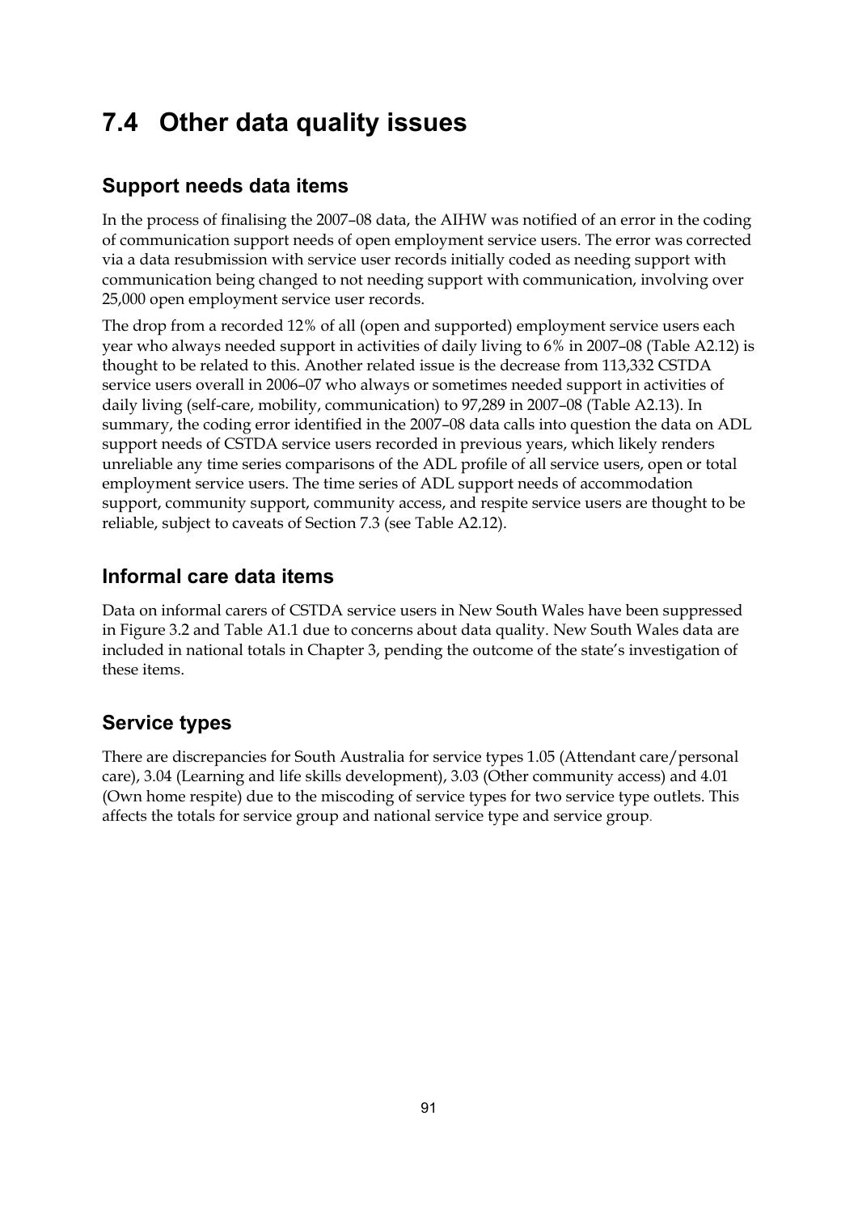## 7.4 Other data quality issues

### Support needs data items

In the process of finalising the 2007–08 data, the AIHW was notified of an error in the coding of communication support needs of open employment service users. The error was corrected via a data resubmission with service user records initially coded as needing support with communication being changed to not needing support with communication, involving over 25,000 open employment service user records.

The drop from a recorded 12% of all (open and supported) employment service users each year who always needed support in activities of daily living to 6% in 2007–08 (Table A2.12) is thought to be related to this. Another related issue is the decrease from 113,332 CSTDA service users overall in 2006–07 who always or sometimes needed support in activities of daily living (self-care, mobility, communication) to 97,289 in 2007–08 (Table A2.13). In summary, the coding error identified in the 2007–08 data calls into question the data on ADL support needs of CSTDA service users recorded in previous years, which likely renders unreliable any time series comparisons of the ADL profile of all service users, open or total employment service users. The time series of ADL support needs of accommodation support, community support, community access, and respite service users are thought to be reliable, subject to caveats of Section 7.3 (see Table A2.12).

### Informal care data items

Data on informal carers of CSTDA service users in New South Wales have been suppressed in Figure 3.2 and Table A1.1 due to concerns about data quality. New South Wales data are included in national totals in Chapter 3, pending the outcome of the state's investigation of these items.

### Service types

There are discrepancies for South Australia for service types 1.05 (Attendant care/personal care), 3.04 (Learning and life skills development), 3.03 (Other community access) and 4.01 (Own home respite) due to the miscoding of service types for two service type outlets. This affects the totals for service group and national service type and service group.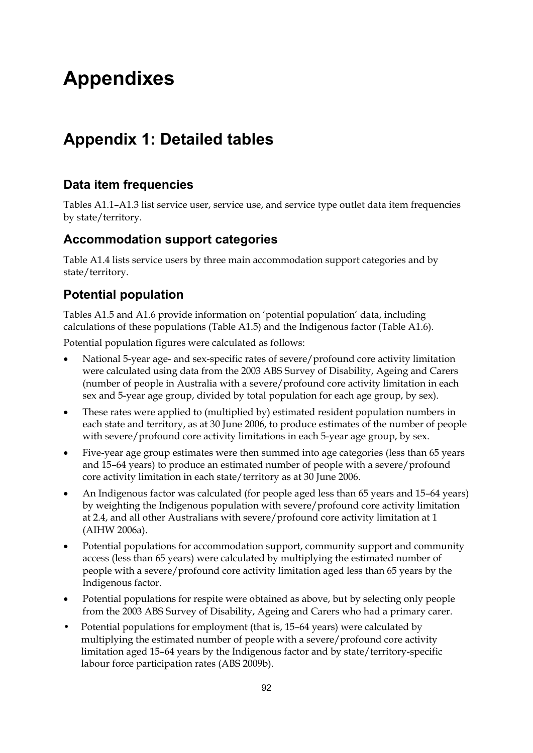# Appendixes

## Appendix 1: Detailed tables

### Data item frequencies

Tables A1.1–A1.3 list service user, service use, and service type outlet data item frequencies by state/territory.

### Accommodation support categories

Table A1.4 lists service users by three main accommodation support categories and by state/territory.

### Potential population

Tables A1.5 and A1.6 provide information on 'potential population' data, including calculations of these populations (Table A1.5) and the Indigenous factor (Table A1.6).

Potential population figures were calculated as follows:

- National 5-year age- and sex-specific rates of severe/profound core activity limitation were calculated using data from the 2003 ABS Survey of Disability, Ageing and Carers (number of people in Australia with a severe/profound core activity limitation in each sex and 5-year age group, divided by total population for each age group, by sex).
- These rates were applied to (multiplied by) estimated resident population numbers in each state and territory, as at 30 June 2006, to produce estimates of the number of people with severe/profound core activity limitations in each 5-year age group, by sex.
- Five-year age group estimates were then summed into age categories (less than 65 years and 15–64 years) to produce an estimated number of people with a severe/profound core activity limitation in each state/territory as at 30 June 2006.
- An Indigenous factor was calculated (for people aged less than 65 years and 15–64 years) by weighting the Indigenous population with severe/profound core activity limitation at 2.4, and all other Australians with severe/profound core activity limitation at 1 (AIHW 2006a).
- Potential populations for accommodation support, community support and community access (less than 65 years) were calculated by multiplying the estimated number of people with a severe/profound core activity limitation aged less than 65 years by the Indigenous factor.
- Potential populations for respite were obtained as above, but by selecting only people from the 2003 ABS Survey of Disability, Ageing and Carers who had a primary carer.
- Potential populations for employment (that is, 15–64 years) were calculated by multiplying the estimated number of people with a severe/profound core activity limitation aged 15–64 years by the Indigenous factor and by state/territory-specific labour force participation rates (ABS 2009b).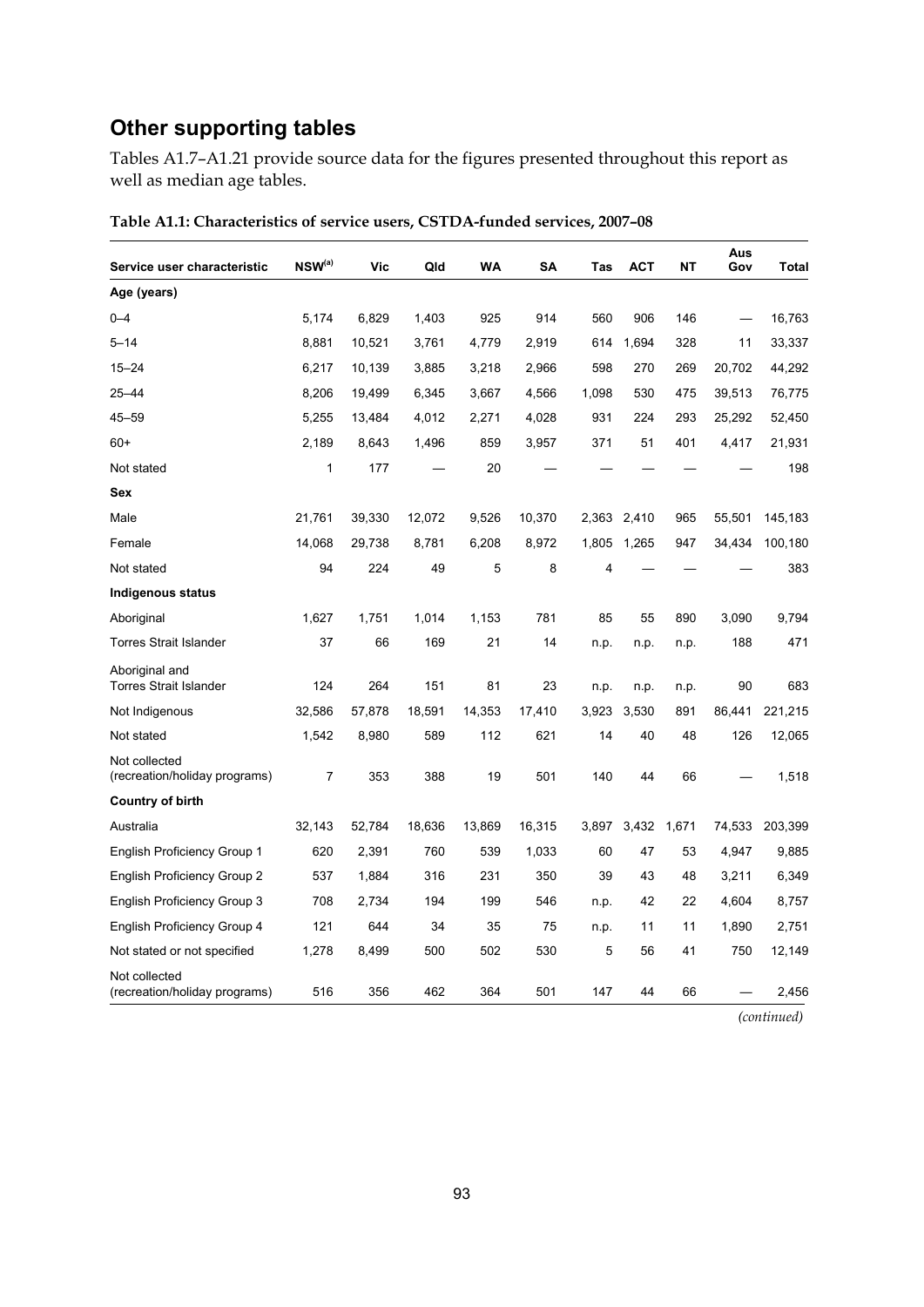## Other supporting tables

Tables A1.7–A1.21 provide source data for the figures presented throughout this report as well as median age tables.

**Table A1.1: Characteristics of service users, CSTDA-funded services, 2007–08**

| Service user characteristic | NSW[(a)] | Vic | Qld | WA | SA | Tas | ACT | NT | Aus Gov | Total |
|---|---|---|---|---|---|---|---|---|---|---|
| **Age (years)** | | | | | | | | | | |
| 0–4 | 5,174 | 6,829 | 1,403 | 925 | 914 | 560 | 906 | 146 | — | 16,763 |
| 5–14 | 8,881 | 10,521 | 3,761 | 4,779 | 2,919 | 614 | 1,694 | 328 | 11 | 33,337 |
| 15–24 | 6,217 | 10,139 | 3,885 | 3,218 | 2,966 | 598 | 270 | 269 | 20,702 | 44,292 |
| 25–44 | 8,206 | 19,499 | 6,345 | 3,667 | 4,566 | 1,098 | 530 | 475 | 39,513 | 76,775 |
| 45–59 | 5,255 | 13,484 | 4,012 | 2,271 | 4,028 | 931 | 224 | 293 | 25,292 | 52,450 |
| 60+ | 2,189 | 8,643 | 1,496 | 859 | 3,957 | 371 | 51 | 401 | 4,417 | 21,931 |
| Not stated | 1 | 177 | — | 20 | — | — | — | — | — | 198 |
| **Sex** | | | | | | | | | | |
| Male | 21,761 | 39,330 | 12,072 | 9,526 | 10,370 | 2,363 | 2,410 | 965 | 55,501 | 145,183 |
| Female | 14,068 | 29,738 | 8,781 | 6,208 | 8,972 | 1,805 | 1,265 | 947 | 34,434 | 100,180 |
| Not stated | 94 | 224 | 49 | 5 | 8 | 4 | — | — | — | 383 |
| **Indigenous status** | | | | | | | | | | |
| Aboriginal | 1,627 | 1,751 | 1,014 | 1,153 | 781 | 85 | 55 | 890 | 3,090 | 9,794 |
| Torres Strait Islander | 37 | 66 | 169 | 21 | 14 | n.p. | n.p. | n.p. | 188 | 471 |
| Aboriginal and Torres Strait Islander | 124 | 264 | 151 | 81 | 23 | n.p. | n.p. | n.p. | 90 | 683 |
| Not Indigenous | 32,586 | 57,878 | 18,591 | 14,353 | 17,410 | 3,923 | 3,530 | 891 | 86,441 | 221,215 |
| Not stated | 1,542 | 8,980 | 589 | 112 | 621 | 14 | 40 | 48 | 126 | 12,065 |
| Not collected (recreation/holiday programs) | 7 | 353 | 388 | 19 | 501 | 140 | 44 | 66 | — | 1,518 |
| **Country of birth** | | | | | | | | | | |
| Australia | 32,143 | 52,784 | 18,636 | 13,869 | 16,315 | 3,897 | 3,432 | 1,671 | 74,533 | 203,399 |
| English Proficiency Group 1 | 620 | 2,391 | 760 | 539 | 1,033 | 60 | 47 | 53 | 4,947 | 9,885 |
| English Proficiency Group 2 | 537 | 1,884 | 316 | 231 | 350 | 39 | 43 | 48 | 3,211 | 6,349 |
| English Proficiency Group 3 | 708 | 2,734 | 194 | 199 | 546 | n.p. | 42 | 22 | 4,604 | 8,757 |
| English Proficiency Group 4 | 121 | 644 | 34 | 35 | 75 | n.p. | 11 | 11 | 1,890 | 2,751 |
| Not stated or not specified | 1,278 | 8,499 | 500 | 502 | 530 | 5 | 56 | 41 | 750 | 12,149 |
| Not collected (recreation/holiday programs) | 516 | 356 | 462 | 364 | 501 | 147 | 44 | 66 | — | 2,456 |

*(continued)*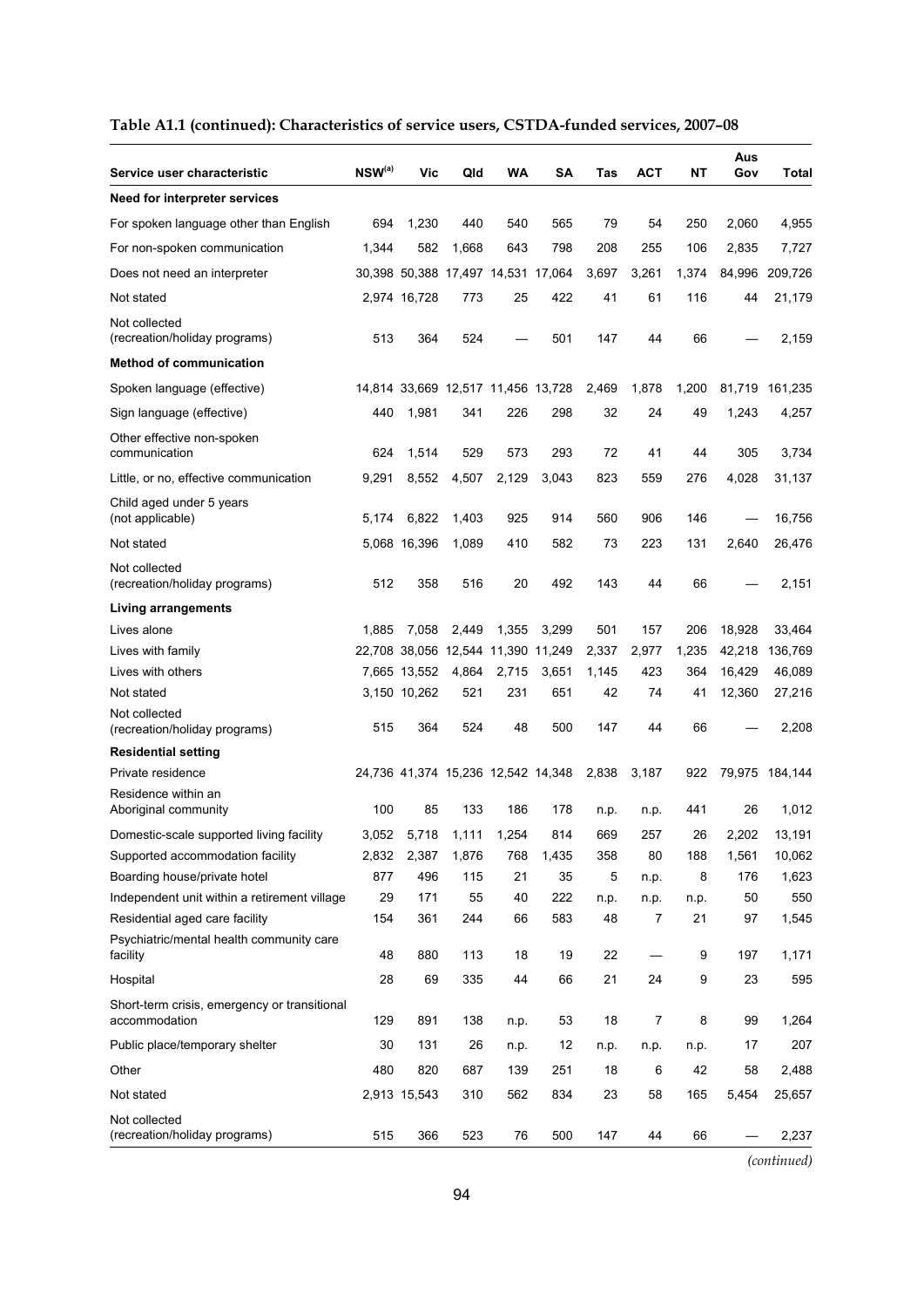**Table A1.1 (continued): Characteristics of service users, CSTDA-funded services, 2007–08**

| Service user characteristic | NSW[(a)] | Vic | Qld | WA | SA | Tas | ACT | NT | Aus Gov | Total |
|---|---|---|---|---|---|---|---|---|---|---|
| **Need for interpreter services** | | | | | | | | | | |
| For spoken language other than English | 694 | 1,230 | 440 | 540 | 565 | 79 | 54 | 250 | 2,060 | 4,955 |
| For non-spoken communication | 1,344 | 582 | 1,668 | 643 | 798 | 208 | 255 | 106 | 2,835 | 7,727 |
| Does not need an interpreter | 30,398 | 50,388 | 17,497 | 14,531 | 17,064 | 3,697 | 3,261 | 1,374 | 84,996 | 209,726 |
| Not stated | 2,974 | 16,728 | 773 | 25 | 422 | 41 | 61 | 116 | 44 | 21,179 |
| Not collected (recreation/holiday programs) | 513 | 364 | 524 | — | 501 | 147 | 44 | 66 | — | 2,159 |
| **Method of communication** | | | | | | | | | | |
| Spoken language (effective) | 14,814 | 33,669 | 12,517 | 11,456 | 13,728 | 2,469 | 1,878 | 1,200 | 81,719 | 161,235 |
| Sign language (effective) | 440 | 1,981 | 341 | 226 | 298 | 32 | 24 | 49 | 1,243 | 4,257 |
| Other effective non-spoken communication | 624 | 1,514 | 529 | 573 | 293 | 72 | 41 | 44 | 305 | 3,734 |
| Little, or no, effective communication | 9,291 | 8,552 | 4,507 | 2,129 | 3,043 | 823 | 559 | 276 | 4,028 | 31,137 |
| Child aged under 5 years (not applicable) | 5,174 | 6,822 | 1,403 | 925 | 914 | 560 | 906 | 146 | — | 16,756 |
| Not stated | 5,068 | 16,396 | 1,089 | 410 | 582 | 73 | 223 | 131 | 2,640 | 26,476 |
| Not collected (recreation/holiday programs) | 512 | 358 | 516 | 20 | 492 | 143 | 44 | 66 | — | 2,151 |
| **Living arrangements** | | | | | | | | | | |
| Lives alone | 1,885 | 7,058 | 2,449 | 1,355 | 3,299 | 501 | 157 | 206 | 18,928 | 33,464 |
| Lives with family | 22,708 | 38,056 | 12,544 | 11,390 | 11,249 | 2,337 | 2,977 | 1,235 | 42,218 | 136,769 |
| Lives with others | 7,665 | 13,552 | 4,864 | 2,715 | 3,651 | 1,145 | 423 | 364 | 16,429 | 46,089 |
| Not stated | 3,150 | 10,262 | 521 | 231 | 651 | 42 | 74 | 41 | 12,360 | 27,216 |
| Not collected (recreation/holiday programs) | 515 | 364 | 524 | 48 | 500 | 147 | 44 | 66 | — | 2,208 |
| **Residential setting** | | | | | | | | | | |
| Private residence | 24,736 | 41,374 | 15,236 | 12,542 | 14,348 | 2,838 | 3,187 | 922 | 79,975 | 184,144 |
| Residence within an Aboriginal community | 100 | 85 | 133 | 186 | 178 | n.p. | n.p. | 441 | 26 | 1,012 |
| Domestic-scale supported living facility | 3,052 | 5,718 | 1,111 | 1,254 | 814 | 669 | 257 | 26 | 2,202 | 13,191 |
| Supported accommodation facility | 2,832 | 2,387 | 1,876 | 768 | 1,435 | 358 | 80 | 188 | 1,561 | 10,062 |
| Boarding house/private hotel | 877 | 496 | 115 | 21 | 35 | 5 | n.p. | 8 | 176 | 1,623 |
| Independent unit within a retirement village | 29 | 171 | 55 | 40 | 222 | n.p. | n.p. | n.p. | 50 | 550 |
| Residential aged care facility | 154 | 361 | 244 | 66 | 583 | 48 | 7 | 21 | 97 | 1,545 |
| Psychiatric/mental health community care facility | 48 | 880 | 113 | 18 | 19 | 22 | — | 9 | 197 | 1,171 |
| Hospital | 28 | 69 | 335 | 44 | 66 | 21 | 24 | 9 | 23 | 595 |
| Short-term crisis, emergency or transitional accommodation | 129 | 891 | 138 | n.p. | 53 | 18 | 7 | 8 | 99 | 1,264 |
| Public place/temporary shelter | 30 | 131 | 26 | n.p. | 12 | n.p. | n.p. | n.p. | 17 | 207 |
| Other | 480 | 820 | 687 | 139 | 251 | 18 | 6 | 42 | 58 | 2,488 |
| Not stated | 2,913 | 15,543 | 310 | 562 | 834 | 23 | 58 | 165 | 5,454 | 25,657 |
| Not collected (recreation/holiday programs) | 515 | 366 | 523 | 76 | 500 | 147 | 44 | 66 | — | 2,237 |

*(continued)*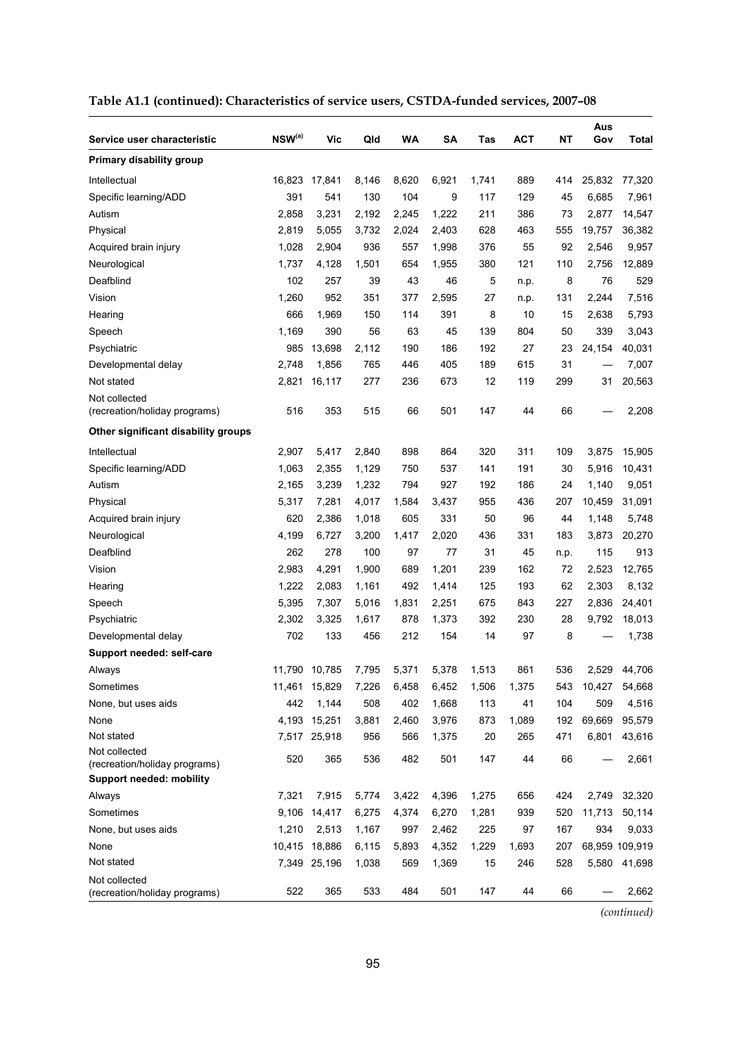**Table A1.1 (continued): Characteristics of service users, CSTDA-funded services, 2007–08**

| Service user characteristic | NSW[(a)] | Vic | Qld | WA | SA | Tas | ACT | NT | Aus Gov | Total |
|---|---|---|---|---|---|---|---|---|---|---|
| **Primary disability group** | | | | | | | | | | |
| Intellectual | 16,823 | 17,841 | 8,146 | 8,620 | 6,921 | 1,741 | 889 | 414 | 25,832 | 77,320 |
| Specific learning/ADD | 391 | 541 | 130 | 104 | 9 | 117 | 129 | 45 | 6,685 | 7,961 |
| Autism | 2,858 | 3,231 | 2,192 | 2,245 | 1,222 | 211 | 386 | 73 | 2,877 | 14,547 |
| Physical | 2,819 | 5,055 | 3,732 | 2,024 | 2,403 | 628 | 463 | 555 | 19,757 | 36,382 |
| Acquired brain injury | 1,028 | 2,904 | 936 | 557 | 1,998 | 376 | 55 | 92 | 2,546 | 9,957 |
| Neurological | 1,737 | 4,128 | 1,501 | 654 | 1,955 | 380 | 121 | 110 | 2,756 | 12,889 |
| Deafblind | 102 | 257 | 39 | 43 | 46 | 5 | n.p. | 8 | 76 | 529 |
| Vision | 1,260 | 952 | 351 | 377 | 2,595 | 27 | n.p. | 131 | 2,244 | 7,516 |
| Hearing | 666 | 1,969 | 150 | 114 | 391 | 8 | 10 | 15 | 2,638 | 5,793 |
| Speech | 1,169 | 390 | 56 | 63 | 45 | 139 | 804 | 50 | 339 | 3,043 |
| Psychiatric | 985 | 13,698 | 2,112 | 190 | 186 | 192 | 27 | 23 | 24,154 | 40,031 |
| Developmental delay | 2,748 | 1,856 | 765 | 446 | 405 | 189 | 615 | 31 | — | 7,007 |
| Not stated | 2,821 | 16,117 | 277 | 236 | 673 | 12 | 119 | 299 | 31 | 20,563 |
| Not collected (recreation/holiday programs) | 516 | 353 | 515 | 66 | 501 | 147 | 44 | 66 | — | 2,208 |
| **Other significant disability groups** | | | | | | | | | | |
| Intellectual | 2,907 | 5,417 | 2,840 | 898 | 864 | 320 | 311 | 109 | 3,875 | 15,905 |
| Specific learning/ADD | 1,063 | 2,355 | 1,129 | 750 | 537 | 141 | 191 | 30 | 5,916 | 10,431 |
| Autism | 2,165 | 3,239 | 1,232 | 794 | 927 | 192 | 186 | 24 | 1,140 | 9,051 |
| Physical | 5,317 | 7,281 | 4,017 | 1,584 | 3,437 | 955 | 436 | 207 | 10,459 | 31,091 |
| Acquired brain injury | 620 | 2,386 | 1,018 | 605 | 331 | 50 | 96 | 44 | 1,148 | 5,748 |
| Neurological | 4,199 | 6,727 | 3,200 | 1,417 | 2,020 | 436 | 331 | 183 | 3,873 | 20,270 |
| Deafblind | 262 | 278 | 100 | 97 | 77 | 31 | 45 | n.p. | 115 | 913 |
| Vision | 2,983 | 4,291 | 1,900 | 689 | 1,201 | 239 | 162 | 72 | 2,523 | 12,765 |
| Hearing | 1,222 | 2,083 | 1,161 | 492 | 1,414 | 125 | 193 | 62 | 2,303 | 8,132 |
| Speech | 5,395 | 7,307 | 5,016 | 1,831 | 2,251 | 675 | 843 | 227 | 2,836 | 24,401 |
| Psychiatric | 2,302 | 3,325 | 1,617 | 878 | 1,373 | 392 | 230 | 28 | 9,792 | 18,013 |
| Developmental delay | 702 | 133 | 456 | 212 | 154 | 14 | 97 | 8 | — | 1,738 |
| **Support needed: self-care** | | | | | | | | | | |
| Always | 11,790 | 10,785 | 7,795 | 5,371 | 5,378 | 1,513 | 861 | 536 | 2,529 | 44,706 |
| Sometimes | 11,461 | 15,829 | 7,226 | 6,458 | 6,452 | 1,506 | 1,375 | 543 | 10,427 | 54,668 |
| None, but uses aids | 442 | 1,144 | 508 | 402 | 1,668 | 113 | 41 | 104 | 509 | 4,516 |
| None | 4,193 | 15,251 | 3,881 | 2,460 | 3,976 | 873 | 1,089 | 192 | 69,669 | 95,579 |
| Not stated | 7,517 | 25,918 | 956 | 566 | 1,375 | 20 | 265 | 471 | 6,801 | 43,616 |
| Not collected (recreation/holiday programs) | 520 | 365 | 536 | 482 | 501 | 147 | 44 | 66 | — | 2,661 |
| **Support needed: mobility** | | | | | | | | | | |
| Always | 7,321 | 7,915 | 5,774 | 3,422 | 4,396 | 1,275 | 656 | 424 | 2,749 | 32,320 |
| Sometimes | 9,106 | 14,417 | 6,275 | 4,374 | 6,270 | 1,281 | 939 | 520 | 11,713 | 50,114 |
| None, but uses aids | 1,210 | 2,513 | 1,167 | 997 | 2,462 | 225 | 97 | 167 | 934 | 9,033 |
| None | 10,415 | 18,886 | 6,115 | 5,893 | 4,352 | 1,229 | 1,693 | 207 | 68,959 | 109,919 |
| Not stated | 7,349 | 25,196 | 1,038 | 569 | 1,369 | 15 | 246 | 528 | 5,580 | 41,698 |
| Not collected (recreation/holiday programs) | 522 | 365 | 533 | 484 | 501 | 147 | 44 | 66 | — | 2,662 |

*(continued)*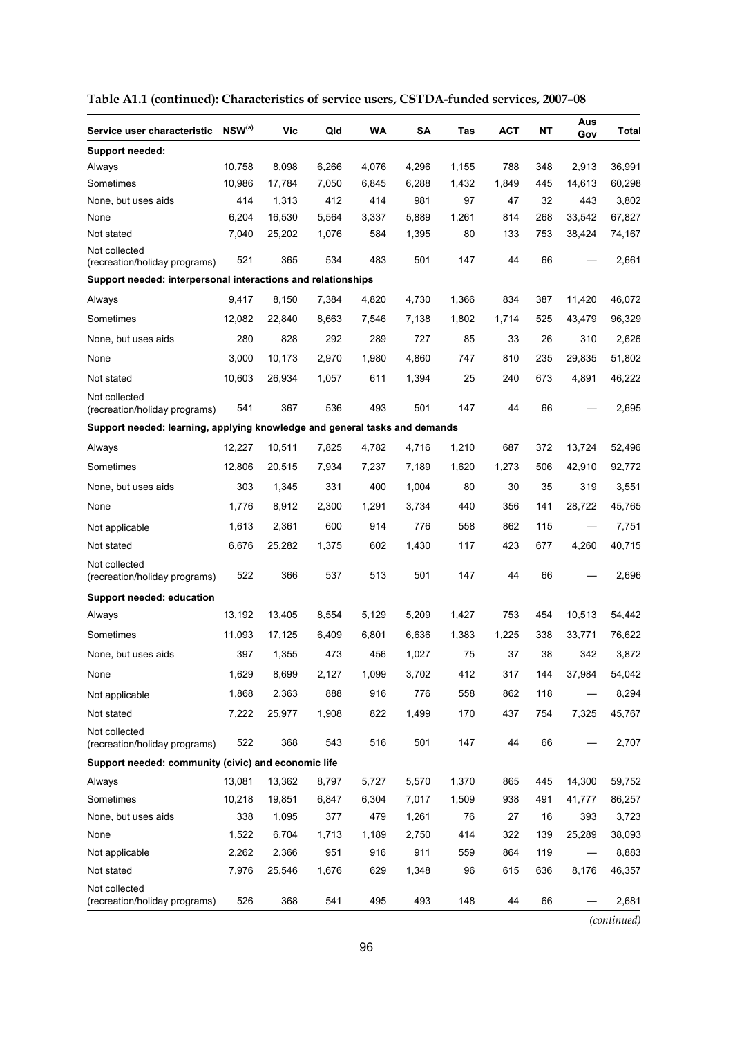**Table A1.1 (continued): Characteristics of service users, CSTDA-funded services, 2007–08**

| Service user characteristic | NSW[(a)] | Vic | Qld | WA | SA | Tas | ACT | NT | Aus Gov | Total |
|---|---|---|---|---|---|---|---|---|---|---|
| **Support needed:** | | | | | | | | | | |
| Always | 10,758 | 8,098 | 6,266 | 4,076 | 4,296 | 1,155 | 788 | 348 | 2,913 | 36,991 |
| Sometimes | 10,986 | 17,784 | 7,050 | 6,845 | 6,288 | 1,432 | 1,849 | 445 | 14,613 | 60,298 |
| None, but uses aids | 414 | 1,313 | 412 | 414 | 981 | 97 | 47 | 32 | 443 | 3,802 |
| None | 6,204 | 16,530 | 5,564 | 3,337 | 5,889 | 1,261 | 814 | 268 | 33,542 | 67,827 |
| Not stated | 7,040 | 25,202 | 1,076 | 584 | 1,395 | 80 | 133 | 753 | 38,424 | 74,167 |
| Not collected (recreation/holiday programs) | 521 | 365 | 534 | 483 | 501 | 147 | 44 | 66 | — | 2,661 |
| **Support needed: interpersonal interactions and relationships** | | | | | | | | | | |
| Always | 9,417 | 8,150 | 7,384 | 4,820 | 4,730 | 1,366 | 834 | 387 | 11,420 | 46,072 |
| Sometimes | 12,082 | 22,840 | 8,663 | 7,546 | 7,138 | 1,802 | 1,714 | 525 | 43,479 | 96,329 |
| None, but uses aids | 280 | 828 | 292 | 289 | 727 | 85 | 33 | 26 | 310 | 2,626 |
| None | 3,000 | 10,173 | 2,970 | 1,980 | 4,860 | 747 | 810 | 235 | 29,835 | 51,802 |
| Not stated | 10,603 | 26,934 | 1,057 | 611 | 1,394 | 25 | 240 | 673 | 4,891 | 46,222 |
| Not collected (recreation/holiday programs) | 541 | 367 | 536 | 493 | 501 | 147 | 44 | 66 | — | 2,695 |
| **Support needed: learning, applying knowledge and general tasks and demands** | | | | | | | | | | |
| Always | 12,227 | 10,511 | 7,825 | 4,782 | 4,716 | 1,210 | 687 | 372 | 13,724 | 52,496 |
| Sometimes | 12,806 | 20,515 | 7,934 | 7,237 | 7,189 | 1,620 | 1,273 | 506 | 42,910 | 92,772 |
| None, but uses aids | 303 | 1,345 | 331 | 400 | 1,004 | 80 | 30 | 35 | 319 | 3,551 |
| None | 1,776 | 8,912 | 2,300 | 1,291 | 3,734 | 440 | 356 | 141 | 28,722 | 45,765 |
| Not applicable | 1,613 | 2,361 | 600 | 914 | 776 | 558 | 862 | 115 | — | 7,751 |
| Not stated | 6,676 | 25,282 | 1,375 | 602 | 1,430 | 117 | 423 | 677 | 4,260 | 40,715 |
| Not collected (recreation/holiday programs) | 522 | 366 | 537 | 513 | 501 | 147 | 44 | 66 | — | 2,696 |
| **Support needed: education** | | | | | | | | | | |
| Always | 13,192 | 13,405 | 8,554 | 5,129 | 5,209 | 1,427 | 753 | 454 | 10,513 | 54,442 |
| Sometimes | 11,093 | 17,125 | 6,409 | 6,801 | 6,636 | 1,383 | 1,225 | 338 | 33,771 | 76,622 |
| None, but uses aids | 397 | 1,355 | 473 | 456 | 1,027 | 75 | 37 | 38 | 342 | 3,872 |
| None | 1,629 | 8,699 | 2,127 | 1,099 | 3,702 | 412 | 317 | 144 | 37,984 | 54,042 |
| Not applicable | 1,868 | 2,363 | 888 | 916 | 776 | 558 | 862 | 118 | — | 8,294 |
| Not stated | 7,222 | 25,977 | 1,908 | 822 | 1,499 | 170 | 437 | 754 | 7,325 | 45,767 |
| Not collected (recreation/holiday programs) | 522 | 368 | 543 | 516 | 501 | 147 | 44 | 66 | — | 2,707 |
| **Support needed: community (civic) and economic life** | | | | | | | | | | |
| Always | 13,081 | 13,362 | 8,797 | 5,727 | 5,570 | 1,370 | 865 | 445 | 14,300 | 59,752 |
| Sometimes | 10,218 | 19,851 | 6,847 | 6,304 | 7,017 | 1,509 | 938 | 491 | 41,777 | 86,257 |
| None, but uses aids | 338 | 1,095 | 377 | 479 | 1,261 | 76 | 27 | 16 | 393 | 3,723 |
| None | 1,522 | 6,704 | 1,713 | 1,189 | 2,750 | 414 | 322 | 139 | 25,289 | 38,093 |
| Not applicable | 2,262 | 2,366 | 951 | 916 | 911 | 559 | 864 | 119 | — | 8,883 |
| Not stated | 7,976 | 25,546 | 1,676 | 629 | 1,348 | 96 | 615 | 636 | 8,176 | 46,357 |
| Not collected (recreation/holiday programs) | 526 | 368 | 541 | 495 | 493 | 148 | 44 | 66 | — | 2,681 |

*(continued)*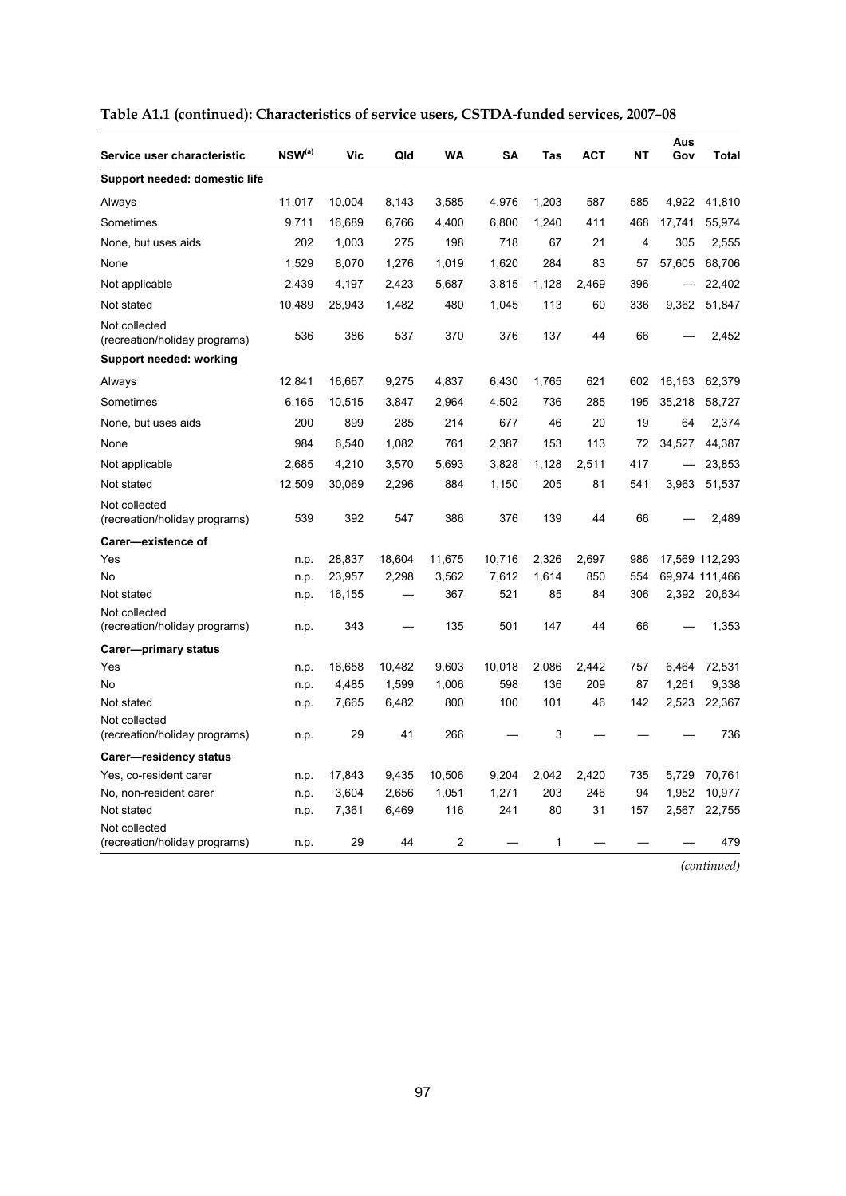**Table A1.1 (continued): Characteristics of service users, CSTDA-funded services, 2007–08**

| Service user characteristic | NSW[(a)] | Vic | Qld | WA | SA | Tas | ACT | NT | Aus Gov | Total |
|---|---|---|---|---|---|---|---|---|---|---|
| **Support needed: domestic life** | | | | | | | | | | |
| Always | 11,017 | 10,004 | 8,143 | 3,585 | 4,976 | 1,203 | 587 | 585 | 4,922 | 41,810 |
| Sometimes | 9,711 | 16,689 | 6,766 | 4,400 | 6,800 | 1,240 | 411 | 468 | 17,741 | 55,974 |
| None, but uses aids | 202 | 1,003 | 275 | 198 | 718 | 67 | 21 | 4 | 305 | 2,555 |
| None | 1,529 | 8,070 | 1,276 | 1,019 | 1,620 | 284 | 83 | 57 | 57,605 | 68,706 |
| Not applicable | 2,439 | 4,197 | 2,423 | 5,687 | 3,815 | 1,128 | 2,469 | 396 | — | 22,402 |
| Not stated | 10,489 | 28,943 | 1,482 | 480 | 1,045 | 113 | 60 | 336 | 9,362 | 51,847 |
| Not collected (recreation/holiday programs) | 536 | 386 | 537 | 370 | 376 | 137 | 44 | 66 | — | 2,452 |
| **Support needed: working** | | | | | | | | | | |
| Always | 12,841 | 16,667 | 9,275 | 4,837 | 6,430 | 1,765 | 621 | 602 | 16,163 | 62,379 |
| Sometimes | 6,165 | 10,515 | 3,847 | 2,964 | 4,502 | 736 | 285 | 195 | 35,218 | 58,727 |
| None, but uses aids | 200 | 899 | 285 | 214 | 677 | 46 | 20 | 19 | 64 | 2,374 |
| None | 984 | 6,540 | 1,082 | 761 | 2,387 | 153 | 113 | 72 | 34,527 | 44,387 |
| Not applicable | 2,685 | 4,210 | 3,570 | 5,693 | 3,828 | 1,128 | 2,511 | 417 | — | 23,853 |
| Not stated | 12,509 | 30,069 | 2,296 | 884 | 1,150 | 205 | 81 | 541 | 3,963 | 51,537 |
| Not collected (recreation/holiday programs) | 539 | 392 | 547 | 386 | 376 | 139 | 44 | 66 | — | 2,489 |
| **Carer—existence of** | | | | | | | | | | |
| Yes | n.p. | 28,837 | 18,604 | 11,675 | 10,716 | 2,326 | 2,697 | 986 | 17,569 | 112,293 |
| No | n.p. | 23,957 | 2,298 | 3,562 | 7,612 | 1,614 | 850 | 554 | 69,974 | 111,466 |
| Not stated | n.p. | 16,155 | — | 367 | 521 | 85 | 84 | 306 | 2,392 | 20,634 |
| Not collected (recreation/holiday programs) | n.p. | 343 | — | 135 | 501 | 147 | 44 | 66 | — | 1,353 |
| **Carer—primary status** | | | | | | | | | | |
| Yes | n.p. | 16,658 | 10,482 | 9,603 | 10,018 | 2,086 | 2,442 | 757 | 6,464 | 72,531 |
| No | n.p. | 4,485 | 1,599 | 1,006 | 598 | 136 | 209 | 87 | 1,261 | 9,338 |
| Not stated | n.p. | 7,665 | 6,482 | 800 | 100 | 101 | 46 | 142 | 2,523 | 22,367 |
| Not collected (recreation/holiday programs) | n.p. | 29 | 41 | 266 | — | 3 | — | — | — | 736 |
| **Carer—residency status** | | | | | | | | | | |
| Yes, co-resident carer | n.p. | 17,843 | 9,435 | 10,506 | 9,204 | 2,042 | 2,420 | 735 | 5,729 | 70,761 |
| No, non-resident carer | n.p. | 3,604 | 2,656 | 1,051 | 1,271 | 203 | 246 | 94 | 1,952 | 10,977 |
| Not stated | n.p. | 7,361 | 6,469 | 116 | 241 | 80 | 31 | 157 | 2,567 | 22,755 |
| Not collected (recreation/holiday programs) | n.p. | 29 | 44 | 2 | — | 1 | — | — | — | 479 |

*(continued)*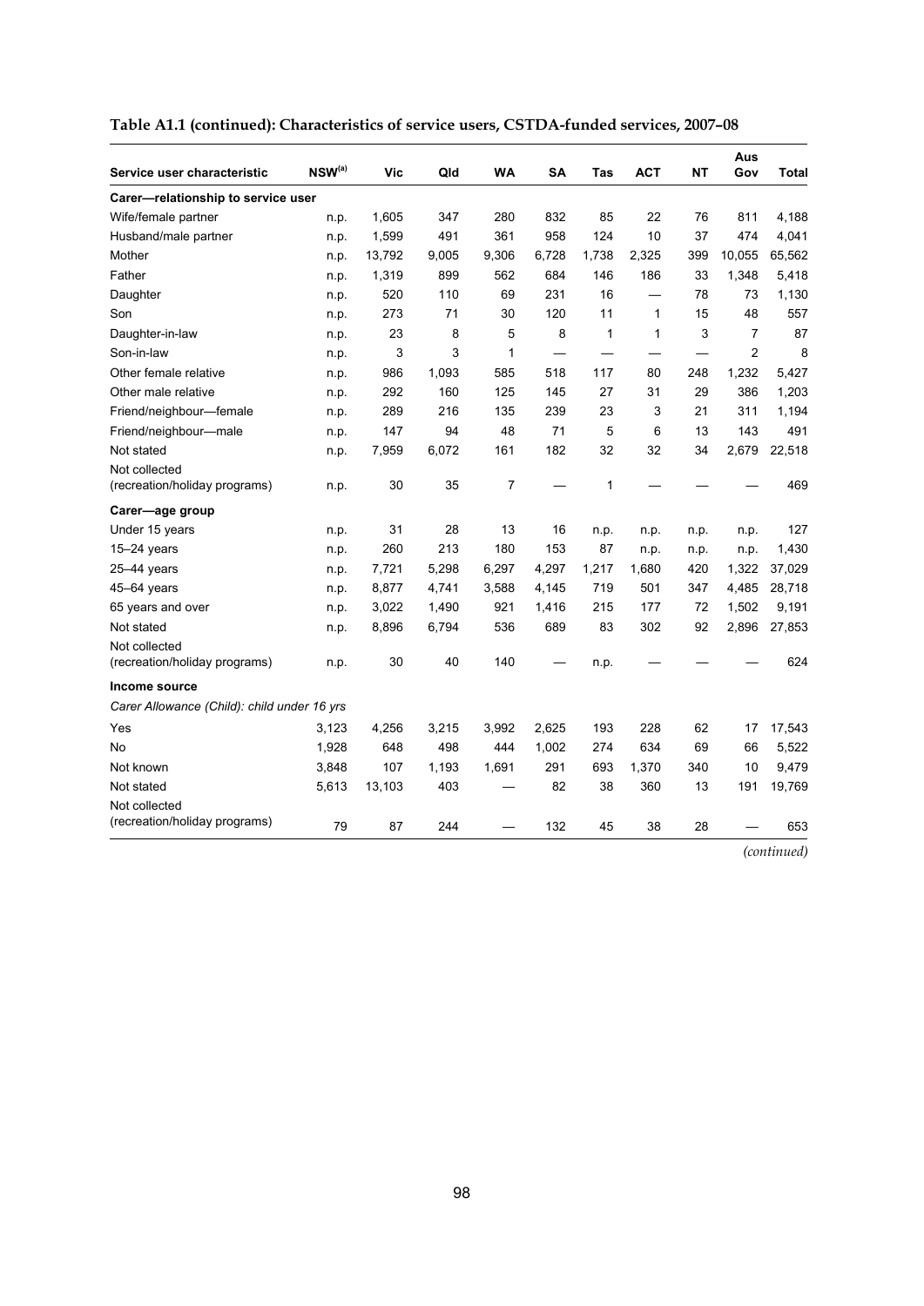**Table A1.1 (continued): Characteristics of service users, CSTDA-funded services, 2007–08**

| Service user characteristic | NSW[(a)] | Vic | Qld | WA | SA | Tas | ACT | NT | Aus Gov | Total |
|---|---|---|---|---|---|---|---|---|---|---|
| **Carer—relationship to service user** | | | | | | | | | | |
| Wife/female partner | n.p. | 1,605 | 347 | 280 | 832 | 85 | 22 | 76 | 811 | 4,188 |
| Husband/male partner | n.p. | 1,599 | 491 | 361 | 958 | 124 | 10 | 37 | 474 | 4,041 |
| Mother | n.p. | 13,792 | 9,005 | 9,306 | 6,728 | 1,738 | 2,325 | 399 | 10,055 | 65,562 |
| Father | n.p. | 1,319 | 899 | 562 | 684 | 146 | 186 | 33 | 1,348 | 5,418 |
| Daughter | n.p. | 520 | 110 | 69 | 231 | 16 | — | 78 | 73 | 1,130 |
| Son | n.p. | 273 | 71 | 30 | 120 | 11 | 1 | 15 | 48 | 557 |
| Daughter-in-law | n.p. | 23 | 8 | 5 | 8 | 1 | 1 | 3 | 7 | 87 |
| Son-in-law | n.p. | 3 | 3 | 1 | — | — | — | — | 2 | 8 |
| Other female relative | n.p. | 986 | 1,093 | 585 | 518 | 117 | 80 | 248 | 1,232 | 5,427 |
| Other male relative | n.p. | 292 | 160 | 125 | 145 | 27 | 31 | 29 | 386 | 1,203 |
| Friend/neighbour—female | n.p. | 289 | 216 | 135 | 239 | 23 | 3 | 21 | 311 | 1,194 |
| Friend/neighbour—male | n.p. | 147 | 94 | 48 | 71 | 5 | 6 | 13 | 143 | 491 |
| Not stated | n.p. | 7,959 | 6,072 | 161 | 182 | 32 | 32 | 34 | 2,679 | 22,518 |
| Not collected (recreation/holiday programs) | n.p. | 30 | 35 | 7 | — | 1 | — | — | — | 469 |
| **Carer—age group** | | | | | | | | | | |
| Under 15 years | n.p. | 31 | 28 | 13 | 16 | n.p. | n.p. | n.p. | n.p. | 127 |
| 15–24 years | n.p. | 260 | 213 | 180 | 153 | 87 | n.p. | n.p. | n.p. | 1,430 |
| 25–44 years | n.p. | 7,721 | 5,298 | 6,297 | 4,297 | 1,217 | 1,680 | 420 | 1,322 | 37,029 |
| 45–64 years | n.p. | 8,877 | 4,741 | 3,588 | 4,145 | 719 | 501 | 347 | 4,485 | 28,718 |
| 65 years and over | n.p. | 3,022 | 1,490 | 921 | 1,416 | 215 | 177 | 72 | 1,502 | 9,191 |
| Not stated | n.p. | 8,896 | 6,794 | 536 | 689 | 83 | 302 | 92 | 2,896 | 27,853 |
| Not collected (recreation/holiday programs) | n.p. | 30 | 40 | 140 | — | n.p. | — | — | — | 624 |
| **Income source** | | | | | | | | | | |
| *Carer Allowance (Child): child under 16 yrs* | | | | | | | | | | |
| Yes | 3,123 | 4,256 | 3,215 | 3,992 | 2,625 | 193 | 228 | 62 | 17 | 17,543 |
| No | 1,928 | 648 | 498 | 444 | 1,002 | 274 | 634 | 69 | 66 | 5,522 |
| Not known | 3,848 | 107 | 1,193 | 1,691 | 291 | 693 | 1,370 | 340 | 10 | 9,479 |
| Not stated | 5,613 | 13,103 | 403 | — | 82 | 38 | 360 | 13 | 191 | 19,769 |
| Not collected (recreation/holiday programs) | 79 | 87 | 244 | — | 132 | 45 | 38 | 28 | — | 653 |

*(continued)*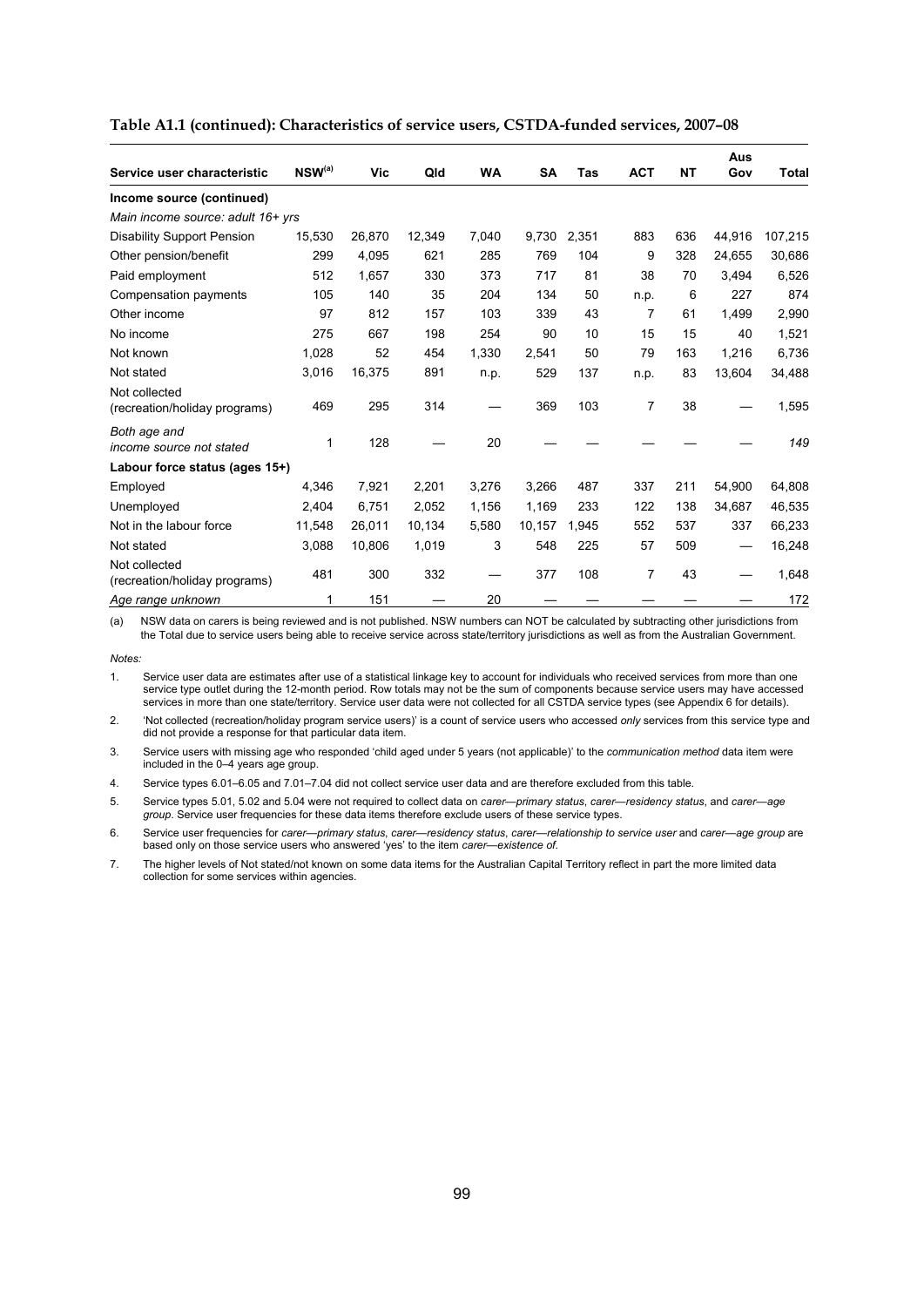**Table A1.1 (continued): Characteristics of service users, CSTDA-funded services, 2007–08**

| Service user characteristic | NSW[(a)] | Vic | Qld | WA | SA | Tas | ACT | NT | Aus Gov | Total |
|---|---|---|---|---|---|---|---|---|---|---|
| **Income source (continued)** | | | | | | | | | | |
| *Main income source: adult 16+ yrs* | | | | | | | | | | |
| Disability Support Pension | 15,530 | 26,870 | 12,349 | 7,040 | 9,730 | 2,351 | 883 | 636 | 44,916 | 107,215 |
| Other pension/benefit | 299 | 4,095 | 621 | 285 | 769 | 104 | 9 | 328 | 24,655 | 30,686 |
| Paid employment | 512 | 1,657 | 330 | 373 | 717 | 81 | 38 | 70 | 3,494 | 6,526 |
| Compensation payments | 105 | 140 | 35 | 204 | 134 | 50 | n.p. | 6 | 227 | 874 |
| Other income | 97 | 812 | 157 | 103 | 339 | 43 | 7 | 61 | 1,499 | 2,990 |
| No income | 275 | 667 | 198 | 254 | 90 | 10 | 15 | 15 | 40 | 1,521 |
| Not known | 1,028 | 52 | 454 | 1,330 | 2,541 | 50 | 79 | 163 | 1,216 | 6,736 |
| Not stated | 3,016 | 16,375 | 891 | n.p. | 529 | 137 | n.p. | 83 | 13,604 | 34,488 |
| Not collected (recreation/holiday programs) | 469 | 295 | 314 | — | 369 | 103 | 7 | 38 | — | 1,595 |
| *Both age and income source not stated* | 1 | 128 | — | 20 | — | — | — | — | — | *149* |
| **Labour force status (ages 15+)** | | | | | | | | | | |
| Employed | 4,346 | 7,921 | 2,201 | 3,276 | 3,266 | 487 | 337 | 211 | 54,900 | 64,808 |
| Unemployed | 2,404 | 6,751 | 2,052 | 1,156 | 1,169 | 233 | 122 | 138 | 34,687 | 46,535 |
| Not in the labour force | 11,548 | 26,011 | 10,134 | 5,580 | 10,157 | 1,945 | 552 | 537 | 337 | 66,233 |
| Not stated | 3,088 | 10,806 | 1,019 | 3 | 548 | 225 | 57 | 509 | — | 16,248 |
| Not collected (recreation/holiday programs) | 481 | 300 | 332 | — | 377 | 108 | 7 | 43 | — | 1,648 |
| *Age range unknown* | 1 | 151 | — | 20 | — | — | — | — | — | 172 |

(a) NSW data on carers is being reviewed and is not published. NSW numbers can NOT be calculated by subtracting other jurisdictions from the Total due to service users being able to receive service across state/territory jurisdictions as well as from the Australian Government.

*Notes:*

1. Service user data are estimates after use of a statistical linkage key to account for individuals who received services from more than one service type outlet during the 12-month period. Row totals may not be the sum of components because service users may have accessed services in more than one state/territory. Service user data were not collected for all CSTDA service types (see Appendix 6 for details).
2. 'Not collected (recreation/holiday program service users)' is a count of service users who accessed *only* services from this service type and did not provide a response for that particular data item.
3. Service users with missing age who responded 'child aged under 5 years (not applicable)' to the *communication method* data item were included in the 0–4 years age group.
4. Service types 6.01–6.05 and 7.01–7.04 did not collect service user data and are therefore excluded from this table.
5. Service types 5.01, 5.02 and 5.04 were not required to collect data on *carer—primary status*, *carer—residency status*, and *carer—age group*. Service user frequencies for these data items therefore exclude users of these service types.
6. Service user frequencies for *carer—primary status*, *carer—residency status*, *carer—relationship to service user* and *carer—age group* are based only on those service users who answered 'yes' to the item *carer—existence of*.
7. The higher levels of Not stated/not known on some data items for the Australian Capital Territory reflect in part the more limited data collection for some services within agencies.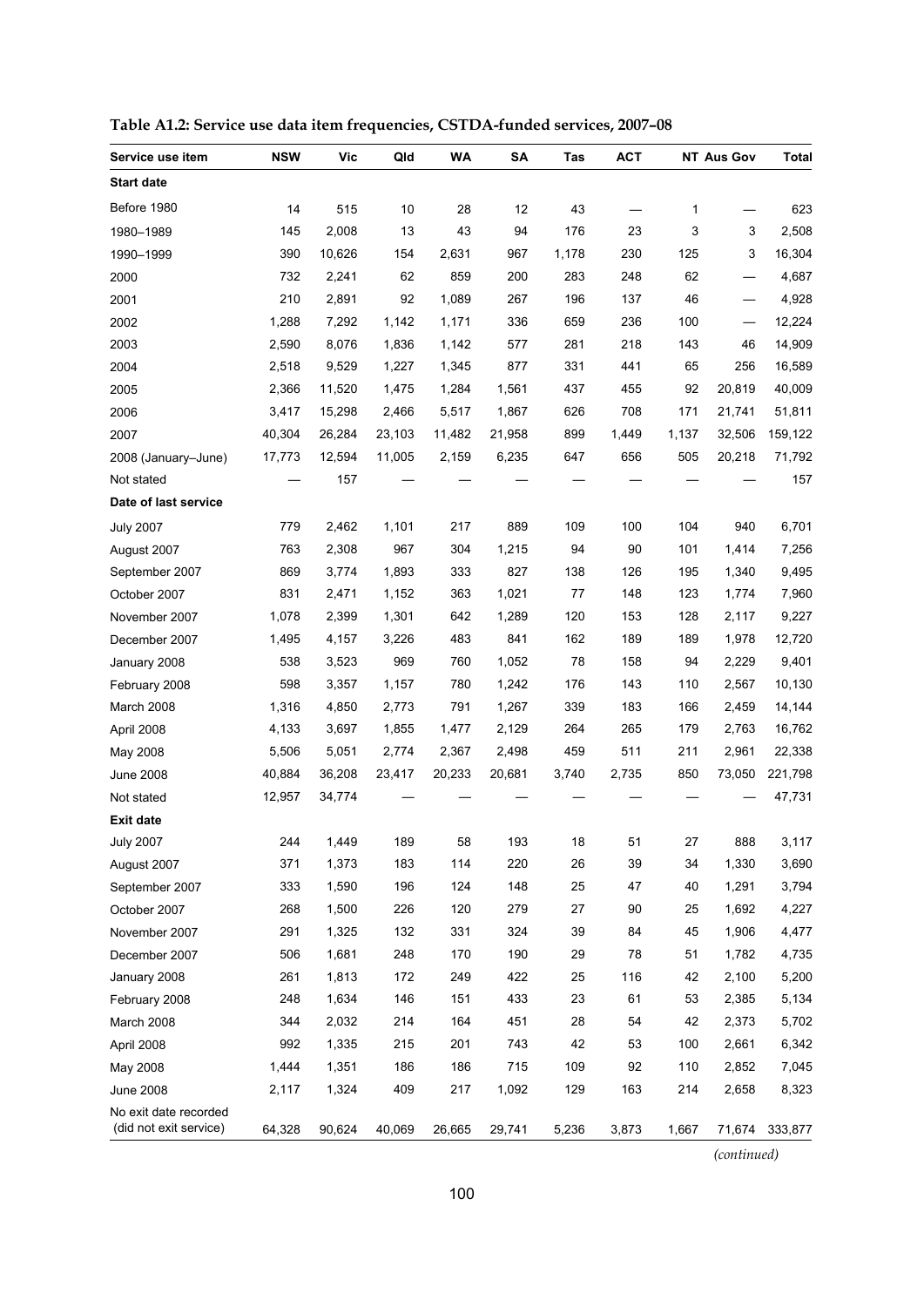**Table A1.2: Service use data item frequencies, CSTDA-funded services, 2007–08**

| Service use item | NSW | Vic | Qld | WA | SA | Tas | ACT | NT | Aus Gov | Total |
|---|---|---|---|---|---|---|---|---|---|---|
| **Start date** | | | | | | | | | | |
| Before 1980 | 14 | 515 | 10 | 28 | 12 | 43 | — | 1 | — | 623 |
| 1980–1989 | 145 | 2,008 | 13 | 43 | 94 | 176 | 23 | 3 | 3 | 2,508 |
| 1990–1999 | 390 | 10,626 | 154 | 2,631 | 967 | 1,178 | 230 | 125 | 3 | 16,304 |
| 2000 | 732 | 2,241 | 62 | 859 | 200 | 283 | 248 | 62 | — | 4,687 |
| 2001 | 210 | 2,891 | 92 | 1,089 | 267 | 196 | 137 | 46 | — | 4,928 |
| 2002 | 1,288 | 7,292 | 1,142 | 1,171 | 336 | 659 | 236 | 100 | — | 12,224 |
| 2003 | 2,590 | 8,076 | 1,836 | 1,142 | 577 | 281 | 218 | 143 | 46 | 14,909 |
| 2004 | 2,518 | 9,529 | 1,227 | 1,345 | 877 | 331 | 441 | 65 | 256 | 16,589 |
| 2005 | 2,366 | 11,520 | 1,475 | 1,284 | 1,561 | 437 | 455 | 92 | 20,819 | 40,009 |
| 2006 | 3,417 | 15,298 | 2,466 | 5,517 | 1,867 | 626 | 708 | 171 | 21,741 | 51,811 |
| 2007 | 40,304 | 26,284 | 23,103 | 11,482 | 21,958 | 899 | 1,449 | 1,137 | 32,506 | 159,122 |
| 2008 (January–June) | 17,773 | 12,594 | 11,005 | 2,159 | 6,235 | 647 | 656 | 505 | 20,218 | 71,792 |
| Not stated | — | 157 | — | — | — | — | — | — | — | 157 |
| **Date of last service** | | | | | | | | | | |
| July 2007 | 779 | 2,462 | 1,101 | 217 | 889 | 109 | 100 | 104 | 940 | 6,701 |
| August 2007 | 763 | 2,308 | 967 | 304 | 1,215 | 94 | 90 | 101 | 1,414 | 7,256 |
| September 2007 | 869 | 3,774 | 1,893 | 333 | 827 | 138 | 126 | 195 | 1,340 | 9,495 |
| October 2007 | 831 | 2,471 | 1,152 | 363 | 1,021 | 77 | 148 | 123 | 1,774 | 7,960 |
| November 2007 | 1,078 | 2,399 | 1,301 | 642 | 1,289 | 120 | 153 | 128 | 2,117 | 9,227 |
| December 2007 | 1,495 | 4,157 | 3,226 | 483 | 841 | 162 | 189 | 189 | 1,978 | 12,720 |
| January 2008 | 538 | 3,523 | 969 | 760 | 1,052 | 78 | 158 | 94 | 2,229 | 9,401 |
| February 2008 | 598 | 3,357 | 1,157 | 780 | 1,242 | 176 | 143 | 110 | 2,567 | 10,130 |
| March 2008 | 1,316 | 4,850 | 2,773 | 791 | 1,267 | 339 | 183 | 166 | 2,459 | 14,144 |
| April 2008 | 4,133 | 3,697 | 1,855 | 1,477 | 2,129 | 264 | 265 | 179 | 2,763 | 16,762 |
| May 2008 | 5,506 | 5,051 | 2,774 | 2,367 | 2,498 | 459 | 511 | 211 | 2,961 | 22,338 |
| June 2008 | 40,884 | 36,208 | 23,417 | 20,233 | 20,681 | 3,740 | 2,735 | 850 | 73,050 | 221,798 |
| Not stated | 12,957 | 34,774 | — | — | — | — | — | — | — | 47,731 |
| **Exit date** | | | | | | | | | | |
| July 2007 | 244 | 1,449 | 189 | 58 | 193 | 18 | 51 | 27 | 888 | 3,117 |
| August 2007 | 371 | 1,373 | 183 | 114 | 220 | 26 | 39 | 34 | 1,330 | 3,690 |
| September 2007 | 333 | 1,590 | 196 | 124 | 148 | 25 | 47 | 40 | 1,291 | 3,794 |
| October 2007 | 268 | 1,500 | 226 | 120 | 279 | 27 | 90 | 25 | 1,692 | 4,227 |
| November 2007 | 291 | 1,325 | 132 | 331 | 324 | 39 | 84 | 45 | 1,906 | 4,477 |
| December 2007 | 506 | 1,681 | 248 | 170 | 190 | 29 | 78 | 51 | 1,782 | 4,735 |
| January 2008 | 261 | 1,813 | 172 | 249 | 422 | 25 | 116 | 42 | 2,100 | 5,200 |
| February 2008 | 248 | 1,634 | 146 | 151 | 433 | 23 | 61 | 53 | 2,385 | 5,134 |
| March 2008 | 344 | 2,032 | 214 | 164 | 451 | 28 | 54 | 42 | 2,373 | 5,702 |
| April 2008 | 992 | 1,335 | 215 | 201 | 743 | 42 | 53 | 100 | 2,661 | 6,342 |
| May 2008 | 1,444 | 1,351 | 186 | 186 | 715 | 109 | 92 | 110 | 2,852 | 7,045 |
| June 2008 | 2,117 | 1,324 | 409 | 217 | 1,092 | 129 | 163 | 214 | 2,658 | 8,323 |
| No exit date recorded (did not exit service) | 64,328 | 90,624 | 40,069 | 26,665 | 29,741 | 5,236 | 3,873 | 1,667 | 71,674 | 333,877 |

*(continued)*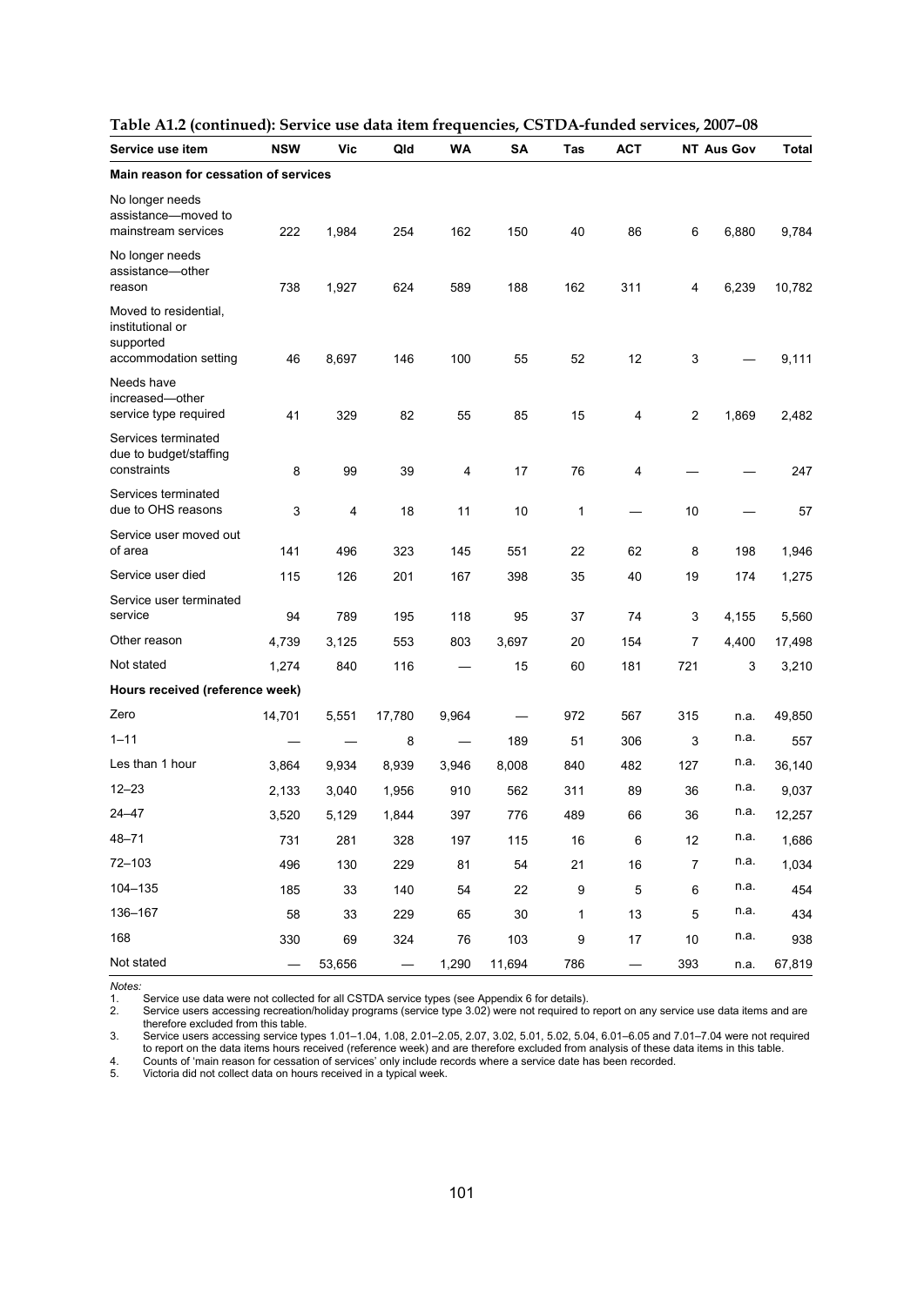**Table A1.2 (continued): Service use data item frequencies, CSTDA-funded services, 2007–08**

| Service use item | NSW | Vic | Qld | WA | SA | Tas | ACT | NT | Aus Gov | Total |
|---|---|---|---|---|---|---|---|---|---|---|
| **Main reason for cessation of services** | | | | | | | | | | |
| No longer needs assistance—moved to mainstream services | 222 | 1,984 | 254 | 162 | 150 | 40 | 86 | 6 | 6,880 | 9,784 |
| No longer needs assistance—other reason | 738 | 1,927 | 624 | 589 | 188 | 162 | 311 | 4 | 6,239 | 10,782 |
| Moved to residential, institutional or supported accommodation setting | 46 | 8,697 | 146 | 100 | 55 | 52 | 12 | 3 | — | 9,111 |
| Needs have increased—other service type required | 41 | 329 | 82 | 55 | 85 | 15 | 4 | 2 | 1,869 | 2,482 |
| Services terminated due to budget/staffing constraints | 8 | 99 | 39 | 4 | 17 | 76 | 4 | — | — | 247 |
| Services terminated due to OHS reasons | 3 | 4 | 18 | 11 | 10 | 1 | — | 10 | — | 57 |
| Service user moved out of area | 141 | 496 | 323 | 145 | 551 | 22 | 62 | 8 | 198 | 1,946 |
| Service user died | 115 | 126 | 201 | 167 | 398 | 35 | 40 | 19 | 174 | 1,275 |
| Service user terminated service | 94 | 789 | 195 | 118 | 95 | 37 | 74 | 3 | 4,155 | 5,560 |
| Other reason | 4,739 | 3,125 | 553 | 803 | 3,697 | 20 | 154 | 7 | 4,400 | 17,498 |
| Not stated | 1,274 | 840 | 116 | — | 15 | 60 | 181 | 721 | 3 | 3,210 |
| **Hours received (reference week)** | | | | | | | | | | |
| Zero | 14,701 | 5,551 | 17,780 | 9,964 | — | 972 | 567 | 315 | n.a. | 49,850 |
| 1–11 | — | — | 8 | — | 189 | 51 | 306 | 3 | n.a. | 557 |
| Les than 1 hour | 3,864 | 9,934 | 8,939 | 3,946 | 8,008 | 840 | 482 | 127 | n.a. | 36,140 |
| 12–23 | 2,133 | 3,040 | 1,956 | 910 | 562 | 311 | 89 | 36 | n.a. | 9,037 |
| 24–47 | 3,520 | 5,129 | 1,844 | 397 | 776 | 489 | 66 | 36 | n.a. | 12,257 |
| 48–71 | 731 | 281 | 328 | 197 | 115 | 16 | 6 | 12 | n.a. | 1,686 |
| 72–103 | 496 | 130 | 229 | 81 | 54 | 21 | 16 | 7 | n.a. | 1,034 |
| 104–135 | 185 | 33 | 140 | 54 | 22 | 9 | 5 | 6 | n.a. | 454 |
| 136–167 | 58 | 33 | 229 | 65 | 30 | 1 | 13 | 5 | n.a. | 434 |
| 168 | 330 | 69 | 324 | 76 | 103 | 9 | 17 | 10 | n.a. | 938 |
| Not stated | — | 53,656 | — | 1,290 | 11,694 | 786 | — | 393 | n.a. | 67,819 |

*Notes:*

1. Service use data were not collected for all CSTDA service types (see Appendix 6 for details).
2. Service users accessing recreation/holiday programs (service type 3.02) were not required to report on any service use data items and are therefore excluded from this table.
3. Service users accessing service types 1.01–1.04, 1.08, 2.01–2.05, 2.07, 3.02, 5.01, 5.02, 5.04, 6.01–6.05 and 7.01–7.04 were not required to report on the data items hours received (reference week) and are therefore excluded from analysis of these data items in this table.
4. Counts of 'main reason for cessation of services' only include records where a service date has been recorded.
5. Victoria did not collect data on hours received in a typical week.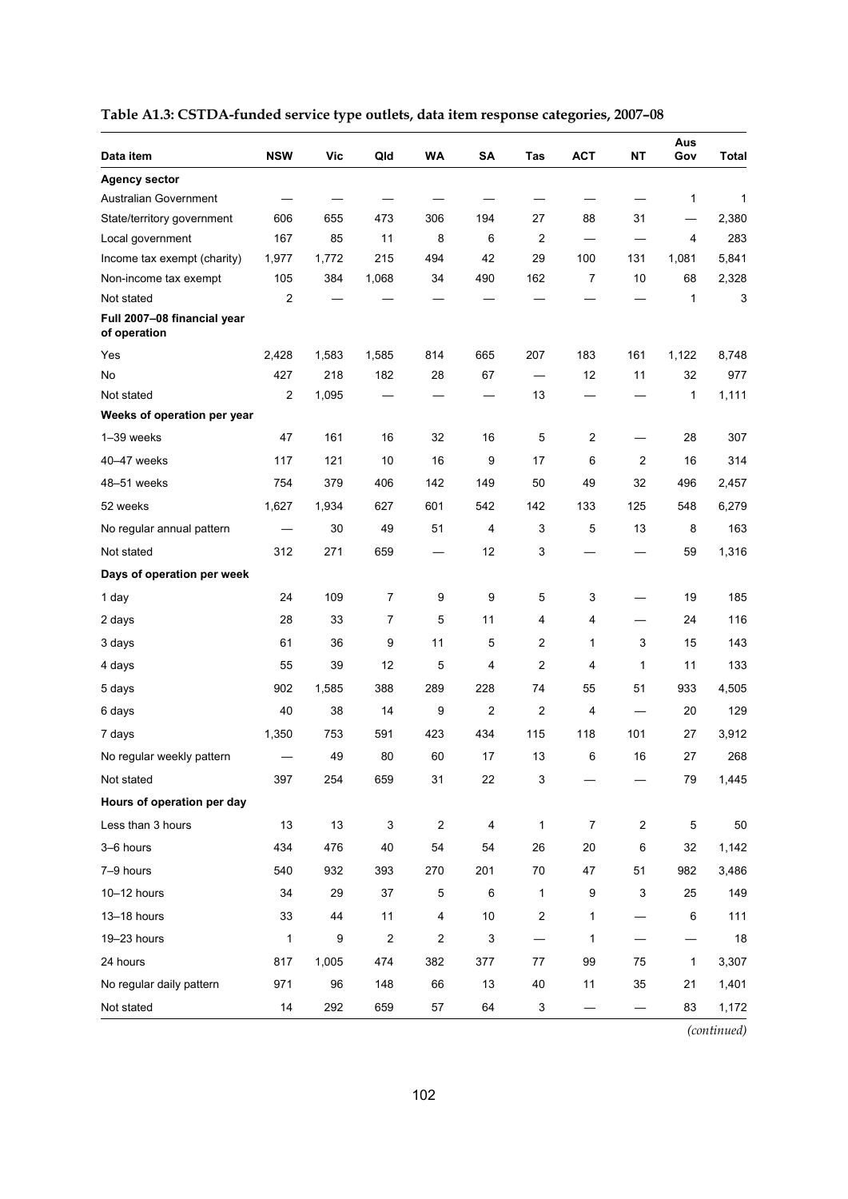**Table A1.3: CSTDA-funded service type outlets, data item response categories, 2007–08**

| Data item | NSW | Vic | Qld | WA | SA | Tas | ACT | NT | Aus Gov | Total |
|---|---|---|---|---|---|---|---|---|---|---|
| **Agency sector** | | | | | | | | | | |
| Australian Government | — | — | — | — | — | — | — | — | 1 | 1 |
| State/territory government | 606 | 655 | 473 | 306 | 194 | 27 | 88 | 31 | — | 2,380 |
| Local government | 167 | 85 | 11 | 8 | 6 | 2 | — | — | 4 | 283 |
| Income tax exempt (charity) | 1,977 | 1,772 | 215 | 494 | 42 | 29 | 100 | 131 | 1,081 | 5,841 |
| Non-income tax exempt | 105 | 384 | 1,068 | 34 | 490 | 162 | 7 | 10 | 68 | 2,328 |
| Not stated | 2 | — | — | — | — | — | — | — | 1 | 3 |
| **Full 2007–08 financial year of operation** | | | | | | | | | | |
| Yes | 2,428 | 1,583 | 1,585 | 814 | 665 | 207 | 183 | 161 | 1,122 | 8,748 |
| No | 427 | 218 | 182 | 28 | 67 | — | 12 | 11 | 32 | 977 |
| Not stated | 2 | 1,095 | — | — | — | 13 | — | — | 1 | 1,111 |
| **Weeks of operation per year** | | | | | | | | | | |
| 1–39 weeks | 47 | 161 | 16 | 32 | 16 | 5 | 2 | — | 28 | 307 |
| 40–47 weeks | 117 | 121 | 10 | 16 | 9 | 17 | 6 | 2 | 16 | 314 |
| 48–51 weeks | 754 | 379 | 406 | 142 | 149 | 50 | 49 | 32 | 496 | 2,457 |
| 52 weeks | 1,627 | 1,934 | 627 | 601 | 542 | 142 | 133 | 125 | 548 | 6,279 |
| No regular annual pattern | — | 30 | 49 | 51 | 4 | 3 | 5 | 13 | 8 | 163 |
| Not stated | 312 | 271 | 659 | — | 12 | 3 | — | — | 59 | 1,316 |
| **Days of operation per week** | | | | | | | | | | |
| 1 day | 24 | 109 | 7 | 9 | 9 | 5 | 3 | — | 19 | 185 |
| 2 days | 28 | 33 | 7 | 5 | 11 | 4 | 4 | — | 24 | 116 |
| 3 days | 61 | 36 | 9 | 11 | 5 | 2 | 1 | 3 | 15 | 143 |
| 4 days | 55 | 39 | 12 | 5 | 4 | 2 | 4 | 1 | 11 | 133 |
| 5 days | 902 | 1,585 | 388 | 289 | 228 | 74 | 55 | 51 | 933 | 4,505 |
| 6 days | 40 | 38 | 14 | 9 | 2 | 2 | 4 | — | 20 | 129 |
| 7 days | 1,350 | 753 | 591 | 423 | 434 | 115 | 118 | 101 | 27 | 3,912 |
| No regular weekly pattern | — | 49 | 80 | 60 | 17 | 13 | 6 | 16 | 27 | 268 |
| Not stated | 397 | 254 | 659 | 31 | 22 | 3 | — | — | 79 | 1,445 |
| **Hours of operation per day** | | | | | | | | | | |
| Less than 3 hours | 13 | 13 | 3 | 2 | 4 | 1 | 7 | 2 | 5 | 50 |
| 3–6 hours | 434 | 476 | 40 | 54 | 54 | 26 | 20 | 6 | 32 | 1,142 |
| 7–9 hours | 540 | 932 | 393 | 270 | 201 | 70 | 47 | 51 | 982 | 3,486 |
| 10–12 hours | 34 | 29 | 37 | 5 | 6 | 1 | 9 | 3 | 25 | 149 |
| 13–18 hours | 33 | 44 | 11 | 4 | 10 | 2 | 1 | — | 6 | 111 |
| 19–23 hours | 1 | 9 | 2 | 2 | 3 | — | 1 | — | — | 18 |
| 24 hours | 817 | 1,005 | 474 | 382 | 377 | 77 | 99 | 75 | 1 | 3,307 |
| No regular daily pattern | 971 | 96 | 148 | 66 | 13 | 40 | 11 | 35 | 21 | 1,401 |
| Not stated | 14 | 292 | 659 | 57 | 64 | 3 | — | — | 83 | 1,172 |

*(continued)*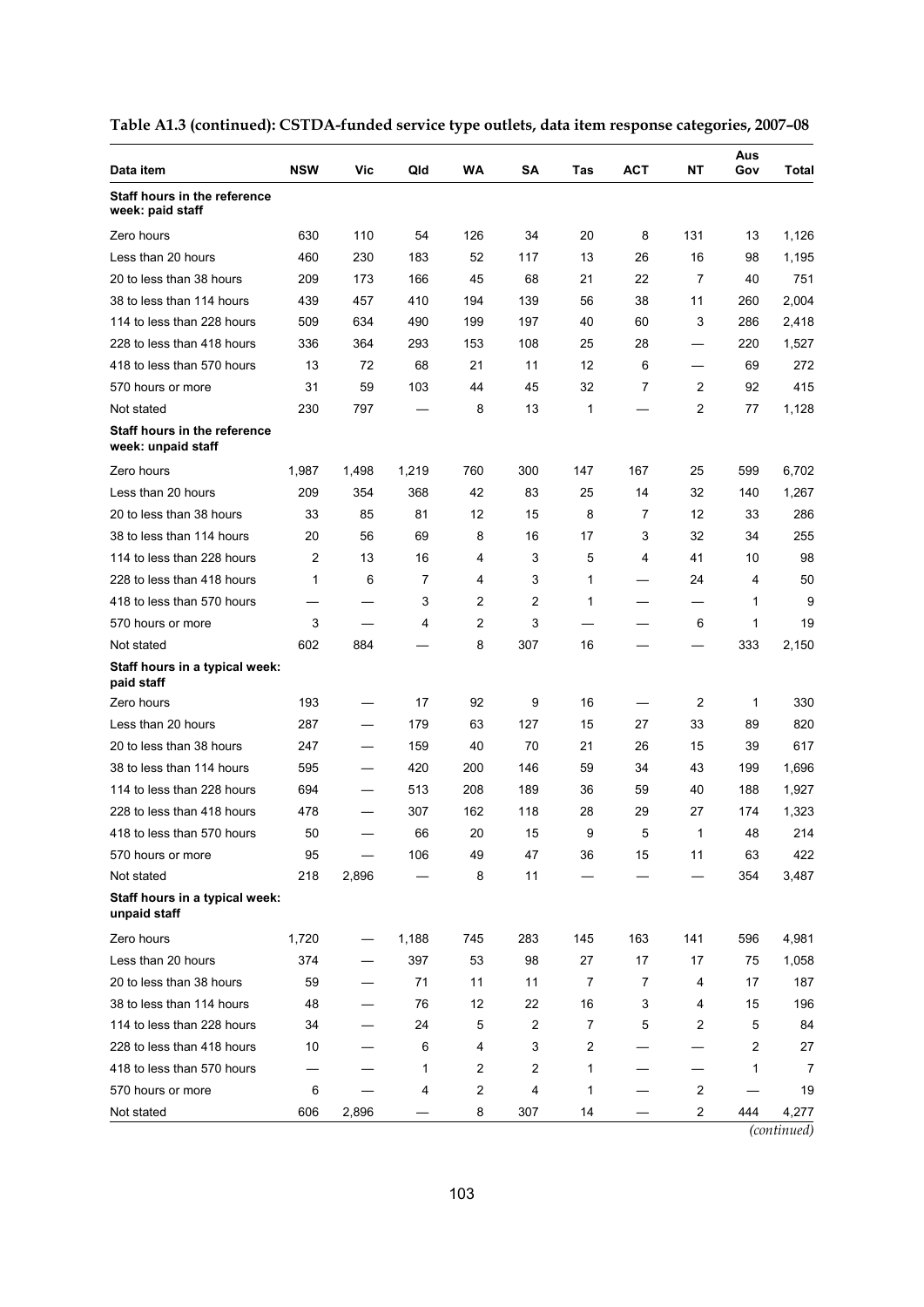**Table A1.3 (continued): CSTDA-funded service type outlets, data item response categories, 2007–08**

| Data item | NSW | Vic | Qld | WA | SA | Tas | ACT | NT | Aus Gov | Total |
|---|---|---|---|---|---|---|---|---|---|---|
| **Staff hours in the reference week: paid staff** | | | | | | | | | | |
| Zero hours | 630 | 110 | 54 | 126 | 34 | 20 | 8 | 131 | 13 | 1,126 |
| Less than 20 hours | 460 | 230 | 183 | 52 | 117 | 13 | 26 | 16 | 98 | 1,195 |
| 20 to less than 38 hours | 209 | 173 | 166 | 45 | 68 | 21 | 22 | 7 | 40 | 751 |
| 38 to less than 114 hours | 439 | 457 | 410 | 194 | 139 | 56 | 38 | 11 | 260 | 2,004 |
| 114 to less than 228 hours | 509 | 634 | 490 | 199 | 197 | 40 | 60 | 3 | 286 | 2,418 |
| 228 to less than 418 hours | 336 | 364 | 293 | 153 | 108 | 25 | 28 | — | 220 | 1,527 |
| 418 to less than 570 hours | 13 | 72 | 68 | 21 | 11 | 12 | 6 | — | 69 | 272 |
| 570 hours or more | 31 | 59 | 103 | 44 | 45 | 32 | 7 | 2 | 92 | 415 |
| Not stated | 230 | 797 | — | 8 | 13 | 1 | — | 2 | 77 | 1,128 |
| **Staff hours in the reference week: unpaid staff** | | | | | | | | | | |
| Zero hours | 1,987 | 1,498 | 1,219 | 760 | 300 | 147 | 167 | 25 | 599 | 6,702 |
| Less than 20 hours | 209 | 354 | 368 | 42 | 83 | 25 | 14 | 32 | 140 | 1,267 |
| 20 to less than 38 hours | 33 | 85 | 81 | 12 | 15 | 8 | 7 | 12 | 33 | 286 |
| 38 to less than 114 hours | 20 | 56 | 69 | 8 | 16 | 17 | 3 | 32 | 34 | 255 |
| 114 to less than 228 hours | 2 | 13 | 16 | 4 | 3 | 5 | 4 | 41 | 10 | 98 |
| 228 to less than 418 hours | 1 | 6 | 7 | 4 | 3 | 1 | — | 24 | 4 | 50 |
| 418 to less than 570 hours | — | — | 3 | 2 | 2 | 1 | — | — | 1 | 9 |
| 570 hours or more | 3 | — | 4 | 2 | 3 | — | — | 6 | 1 | 19 |
| Not stated | 602 | 884 | — | 8 | 307 | 16 | — | — | 333 | 2,150 |
| **Staff hours in a typical week: paid staff** | | | | | | | | | | |
| Zero hours | 193 | — | 17 | 92 | 9 | 16 | — | 2 | 1 | 330 |
| Less than 20 hours | 287 | — | 179 | 63 | 127 | 15 | 27 | 33 | 89 | 820 |
| 20 to less than 38 hours | 247 | — | 159 | 40 | 70 | 21 | 26 | 15 | 39 | 617 |
| 38 to less than 114 hours | 595 | — | 420 | 200 | 146 | 59 | 34 | 43 | 199 | 1,696 |
| 114 to less than 228 hours | 694 | — | 513 | 208 | 189 | 36 | 59 | 40 | 188 | 1,927 |
| 228 to less than 418 hours | 478 | — | 307 | 162 | 118 | 28 | 29 | 27 | 174 | 1,323 |
| 418 to less than 570 hours | 50 | — | 66 | 20 | 15 | 9 | 5 | 1 | 48 | 214 |
| 570 hours or more | 95 | — | 106 | 49 | 47 | 36 | 15 | 11 | 63 | 422 |
| Not stated | 218 | 2,896 | — | 8 | 11 | — | — | — | 354 | 3,487 |
| **Staff hours in a typical week: unpaid staff** | | | | | | | | | | |
| Zero hours | 1,720 | — | 1,188 | 745 | 283 | 145 | 163 | 141 | 596 | 4,981 |
| Less than 20 hours | 374 | — | 397 | 53 | 98 | 27 | 17 | 17 | 75 | 1,058 |
| 20 to less than 38 hours | 59 | — | 71 | 11 | 11 | 7 | 7 | 4 | 17 | 187 |
| 38 to less than 114 hours | 48 | — | 76 | 12 | 22 | 16 | 3 | 4 | 15 | 196 |
| 114 to less than 228 hours | 34 | — | 24 | 5 | 2 | 7 | 5 | 2 | 5 | 84 |
| 228 to less than 418 hours | 10 | — | 6 | 4 | 3 | 2 | — | — | 2 | 27 |
| 418 to less than 570 hours | — | — | 1 | 2 | 2 | 1 | — | — | 1 | 7 |
| 570 hours or more | 6 | — | 4 | 2 | 4 | 1 | — | 2 | — | 19 |
| Not stated | 606 | 2,896 | — | 8 | 307 | 14 | — | 2 | 444 | 4,277 |

*(continued)*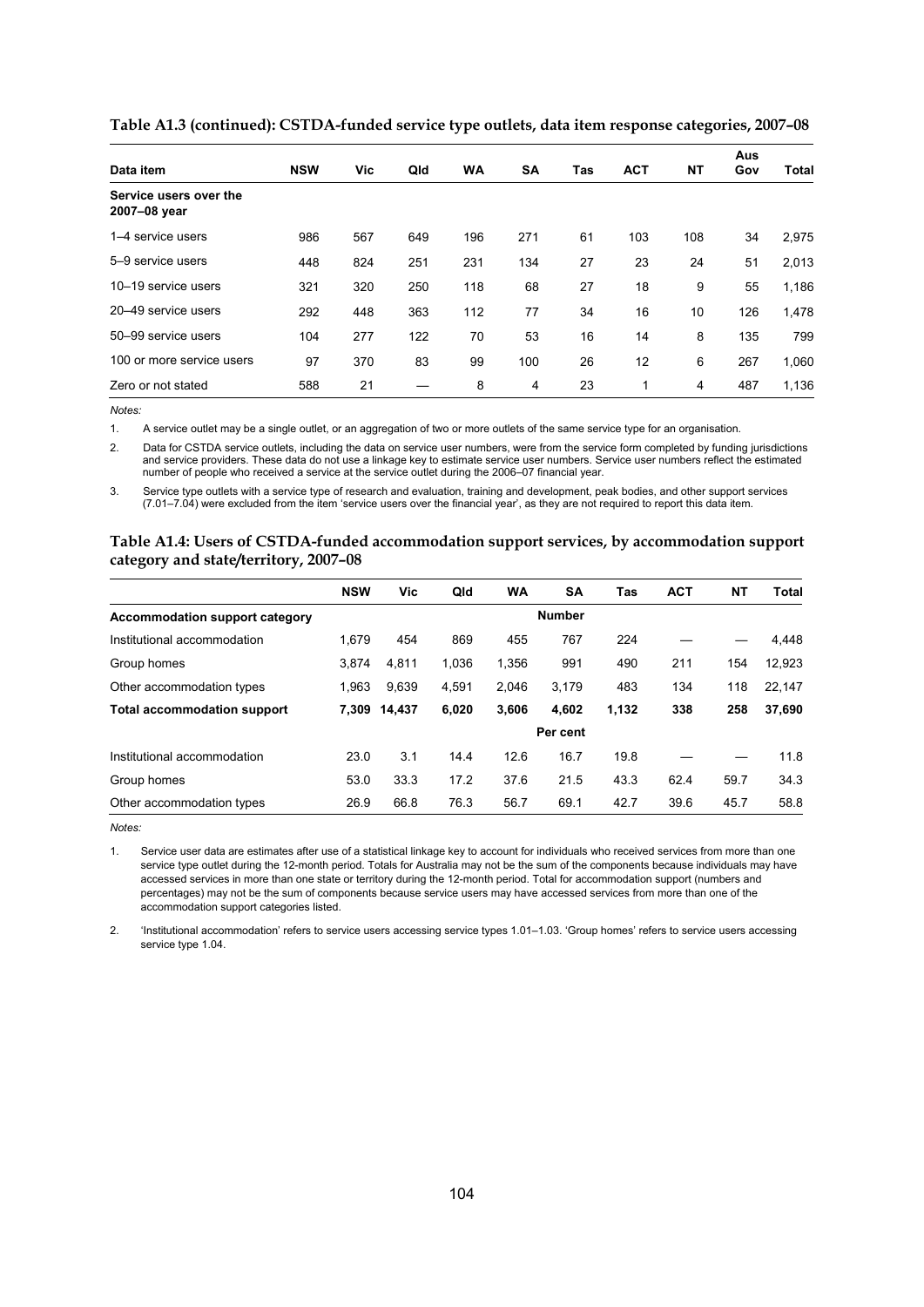**Table A1.3 (continued): CSTDA-funded service type outlets, data item response categories, 2007–08**

| Data item | NSW | Vic | Qld | WA | SA | Tas | ACT | NT | Aus Gov | Total |
|---|---|---|---|---|---|---|---|---|---|---|
| **Service users over the 2007–08 year** | | | | | | | | | | |
| 1–4 service users | 986 | 567 | 649 | 196 | 271 | 61 | 103 | 108 | 34 | 2,975 |
| 5–9 service users | 448 | 824 | 251 | 231 | 134 | 27 | 23 | 24 | 51 | 2,013 |
| 10–19 service users | 321 | 320 | 250 | 118 | 68 | 27 | 18 | 9 | 55 | 1,186 |
| 20–49 service users | 292 | 448 | 363 | 112 | 77 | 34 | 16 | 10 | 126 | 1,478 |
| 50–99 service users | 104 | 277 | 122 | 70 | 53 | 16 | 14 | 8 | 135 | 799 |
| 100 or more service users | 97 | 370 | 83 | 99 | 100 | 26 | 12 | 6 | 267 | 1,060 |
| Zero or not stated | 588 | 21 | — | 8 | 4 | 23 | 1 | 4 | 487 | 1,136 |

*Notes:*

1. A service outlet may be a single outlet, or an aggregation of two or more outlets of the same service type for an organisation.
2. Data for CSTDA service outlets, including the data on service user numbers, were from the service form completed by funding jurisdictions and service providers. These data do not use a linkage key to estimate service user numbers. Service user numbers reflect the estimated number of people who received a service at the service outlet during the 2006–07 financial year.
3. Service type outlets with a service type of research and evaluation, training and development, peak bodies, and other support services (7.01–7.04) were excluded from the item 'service users over the financial year', as they are not required to report this data item.

**Table A1.4: Users of CSTDA-funded accommodation support services, by accommodation support category and state/territory, 2007–08**

| | NSW | Vic | Qld | WA | SA | Tas | ACT | NT | Total |
|---|---|---|---|---|---|---|---|---|---|
| **Accommodation support category** | | | | | **Number** | | | | |
| Institutional accommodation | 1,679 | 454 | 869 | 455 | 767 | 224 | — | — | 4,448 |
| Group homes | 3,874 | 4,811 | 1,036 | 1,356 | 991 | 490 | 211 | 154 | 12,923 |
| Other accommodation types | 1,963 | 9,639 | 4,591 | 2,046 | 3,179 | 483 | 134 | 118 | 22,147 |
| **Total accommodation support** | **7,309** | **14,437** | **6,020** | **3,606** | **4,602** | **1,132** | **338** | **258** | **37,690** |
| | | | | | **Per cent** | | | | |
| Institutional accommodation | 23.0 | 3.1 | 14.4 | 12.6 | 16.7 | 19.8 | — | — | 11.8 |
| Group homes | 53.0 | 33.3 | 17.2 | 37.6 | 21.5 | 43.3 | 62.4 | 59.7 | 34.3 |
| Other accommodation types | 26.9 | 66.8 | 76.3 | 56.7 | 69.1 | 42.7 | 39.6 | 45.7 | 58.8 |

*Notes:*

1. Service user data are estimates after use of a statistical linkage key to account for individuals who received services from more than one service type outlet during the 12-month period. Totals for Australia may not be the sum of the components because individuals may have accessed services in more than one state or territory during the 12-month period. Total for accommodation support (numbers and percentages) may not be the sum of components because service users may have accessed services from more than one of the accommodation support categories listed.
2. 'Institutional accommodation' refers to service users accessing service types 1.01–1.03. 'Group homes' refers to service users accessing service type 1.04.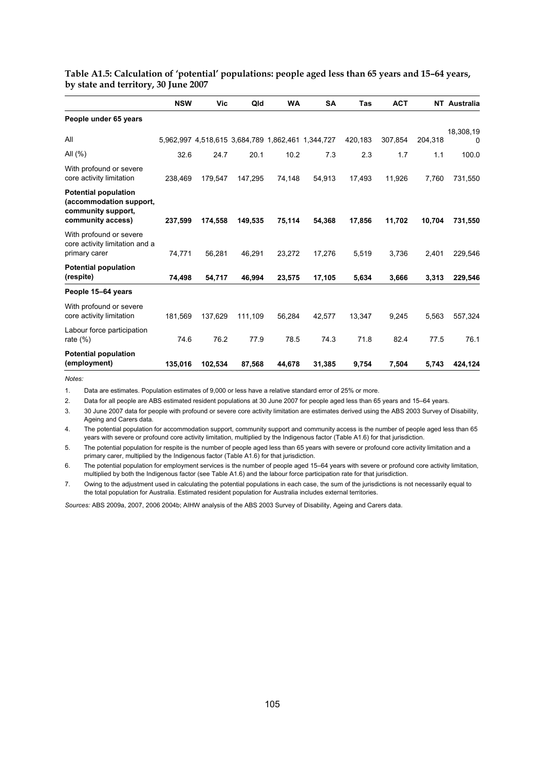**Table A1.5: Calculation of 'potential' populations: people aged less than 65 years and 15–64 years, by state and territory, 30 June 2007**

| | NSW | Vic | Qld | WA | SA | Tas | ACT | NT | Australia |
|---|---|---|---|---|---|---|---|---|---|
| **People under 65 years** | | | | | | | | | |
| All | 5,962,997 | 4,518,615 | 3,684,789 | 1,862,461 | 1,344,727 | 420,183 | 307,854 | 204,318 | 18,308,190 |
| All (%) | 32.6 | 24.7 | 20.1 | 10.2 | 7.3 | 2.3 | 1.7 | 1.1 | 100.0 |
| With profound or severe core activity limitation | 238,469 | 179,547 | 147,295 | 74,148 | 54,913 | 17,493 | 11,926 | 7,760 | 731,550 |
| **Potential population (accommodation support, community support, community access)** | **237,599** | **174,558** | **149,535** | **75,114** | **54,368** | **17,856** | **11,702** | **10,704** | **731,550** |
| With profound or severe core activity limitation and a primary carer | 74,771 | 56,281 | 46,291 | 23,272 | 17,276 | 5,519 | 3,736 | 2,401 | 229,546 |
| **Potential population (respite)** | **74,498** | **54,717** | **46,994** | **23,575** | **17,105** | **5,634** | **3,666** | **3,313** | **229,546** |
| **People 15–64 years** | | | | | | | | | |
| With profound or severe core activity limitation | 181,569 | 137,629 | 111,109 | 56,284 | 42,577 | 13,347 | 9,245 | 5,563 | 557,324 |
| Labour force participation rate (%) | 74.6 | 76.2 | 77.9 | 78.5 | 74.3 | 71.8 | 82.4 | 77.5 | 76.1 |
| **Potential population (employment)** | **135,016** | **102,534** | **87,568** | **44,678** | **31,385** | **9,754** | **7,504** | **5,743** | **424,124** |

*Notes:*

1. Data are estimates. Population estimates of 9,000 or less have a relative standard error of 25% or more.
2. Data for all people are ABS estimated resident populations at 30 June 2007 for people aged less than 65 years and 15–64 years.
3. 30 June 2007 data for people with profound or severe core activity limitation are estimates derived using the ABS 2003 Survey of Disability, Ageing and Carers data.
4. The potential population for accommodation support, community support and community access is the number of people aged less than 65 years with severe or profound core activity limitation, multiplied by the Indigenous factor (Table A1.6) for that jurisdiction.
5. The potential population for respite is the number of people aged less than 65 years with severe or profound core activity limitation and a primary carer, multiplied by the Indigenous factor (Table A1.6) for that jurisdiction.
6. The potential population for employment services is the number of people aged 15–64 years with severe or profound core activity limitation, multiplied by both the Indigenous factor (see Table A1.6) and the labour force participation rate for that jurisdiction.
7. Owing to the adjustment used in calculating the potential populations in each case, the sum of the jurisdictions is not necessarily equal to the total population for Australia. Estimated resident population for Australia includes external territories.

*Sources:* ABS 2009a, 2007, 2006 2004b; AIHW analysis of the ABS 2003 Survey of Disability, Ageing and Carers data.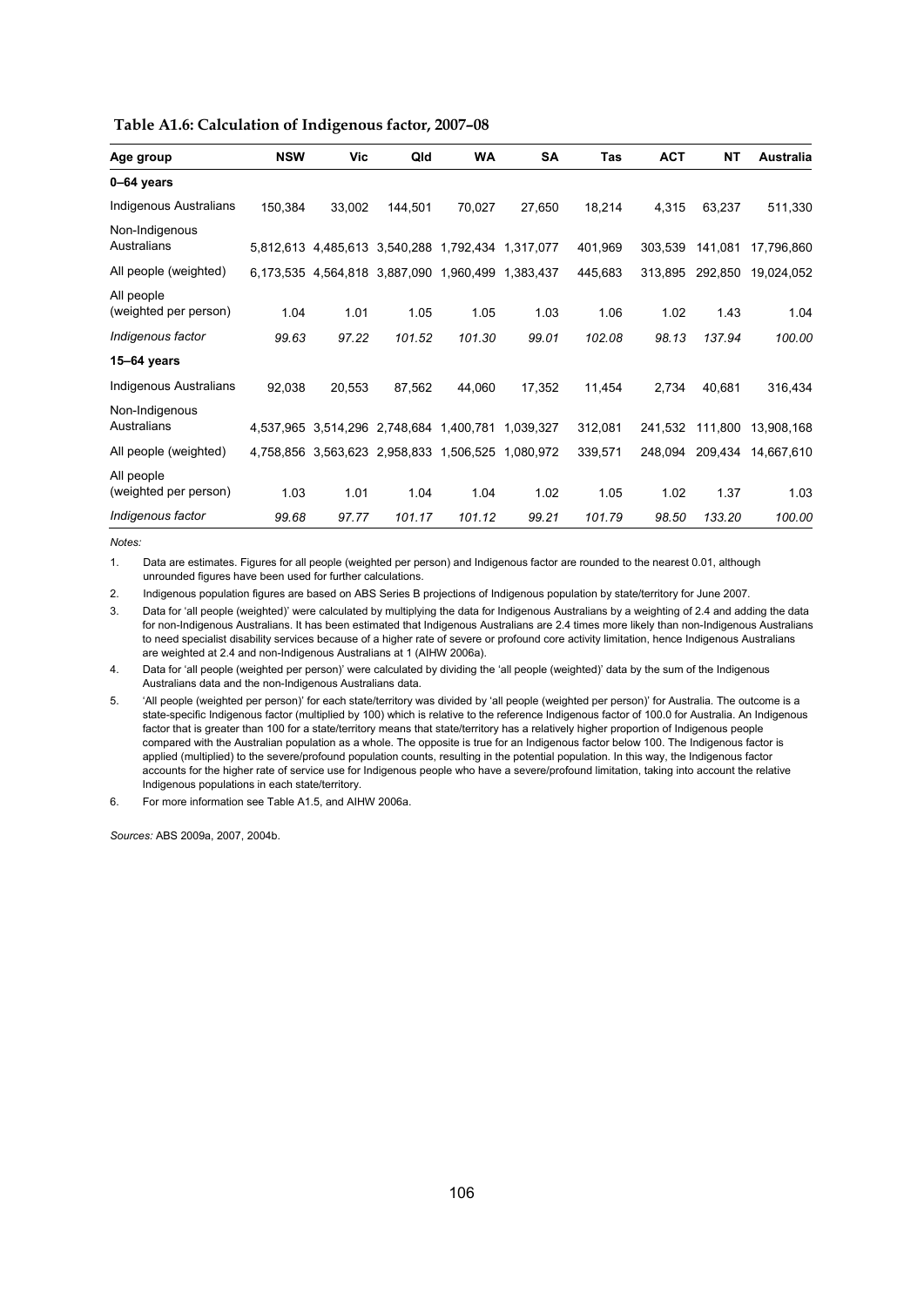**Table A1.6: Calculation of Indigenous factor, 2007–08**

| Age group | NSW | Vic | Qld | WA | SA | Tas | ACT | NT | Australia |
|---|---|---|---|---|---|---|---|---|---|
| **0–64 years** | | | | | | | | | |
| Indigenous Australians | 150,384 | 33,002 | 144,501 | 70,027 | 27,650 | 18,214 | 4,315 | 63,237 | 511,330 |
| Non-Indigenous Australians | 5,812,613 | 4,485,613 | 3,540,288 | 1,792,434 | 1,317,077 | 401,969 | 303,539 | 141,081 | 17,796,860 |
| All people (weighted) | 6,173,535 | 4,564,818 | 3,887,090 | 1,960,499 | 1,383,437 | 445,683 | 313,895 | 292,850 | 19,024,052 |
| All people (weighted per person) | 1.04 | 1.01 | 1.05 | 1.05 | 1.03 | 1.06 | 1.02 | 1.43 | 1.04 |
| *Indigenous factor* | *99.63* | *97.22* | *101.52* | *101.30* | *99.01* | *102.08* | *98.13* | *137.94* | *100.00* |
| **15–64 years** | | | | | | | | | |
| Indigenous Australians | 92,038 | 20,553 | 87,562 | 44,060 | 17,352 | 11,454 | 2,734 | 40,681 | 316,434 |
| Non-Indigenous Australians | 4,537,965 | 3,514,296 | 2,748,684 | 1,400,781 | 1,039,327 | 312,081 | 241,532 | 111,800 | 13,908,168 |
| All people (weighted) | 4,758,856 | 3,563,623 | 2,958,833 | 1,506,525 | 1,080,972 | 339,571 | 248,094 | 209,434 | 14,667,610 |
| All people (weighted per person) | 1.03 | 1.01 | 1.04 | 1.04 | 1.02 | 1.05 | 1.02 | 1.37 | 1.03 |
| *Indigenous factor* | *99.68* | *97.77* | *101.17* | *101.12* | *99.21* | *101.79* | *98.50* | *133.20* | *100.00* |

*Notes:*

1. Data are estimates. Figures for all people (weighted per person) and Indigenous factor are rounded to the nearest 0.01, although unrounded figures have been used for further calculations.
2. Indigenous population figures are based on ABS Series B projections of Indigenous population by state/territory for June 2007.
3. Data for 'all people (weighted)' were calculated by multiplying the data for Indigenous Australians by a weighting of 2.4 and adding the data for non-Indigenous Australians. It has been estimated that Indigenous Australians are 2.4 times more likely than non-Indigenous Australians to need specialist disability services because of a higher rate of severe or profound core activity limitation, hence Indigenous Australians are weighted at 2.4 and non-Indigenous Australians at 1 (AIHW 2006a).
4. Data for 'all people (weighted per person)' were calculated by dividing the 'all people (weighted)' data by the sum of the Indigenous Australians data and the non-Indigenous Australians data.
5. 'All people (weighted per person)' for each state/territory was divided by 'all people (weighted per person)' for Australia. The outcome is a state-specific Indigenous factor (multiplied by 100) which is relative to the reference Indigenous factor of 100.0 for Australia. An Indigenous factor that is greater than 100 for a state/territory means that state/territory has a relatively higher proportion of Indigenous people compared with the Australian population as a whole. The opposite is true for an Indigenous factor below 100. The Indigenous factor is applied (multiplied) to the severe/profound population counts, resulting in the potential population. In this way, the Indigenous factor accounts for the higher rate of service use for Indigenous people who have a severe/profound limitation, taking into account the relative Indigenous populations in each state/territory.
6. For more information see Table A1.5, and AIHW 2006a.

*Sources:* ABS 2009a, 2007, 2004b.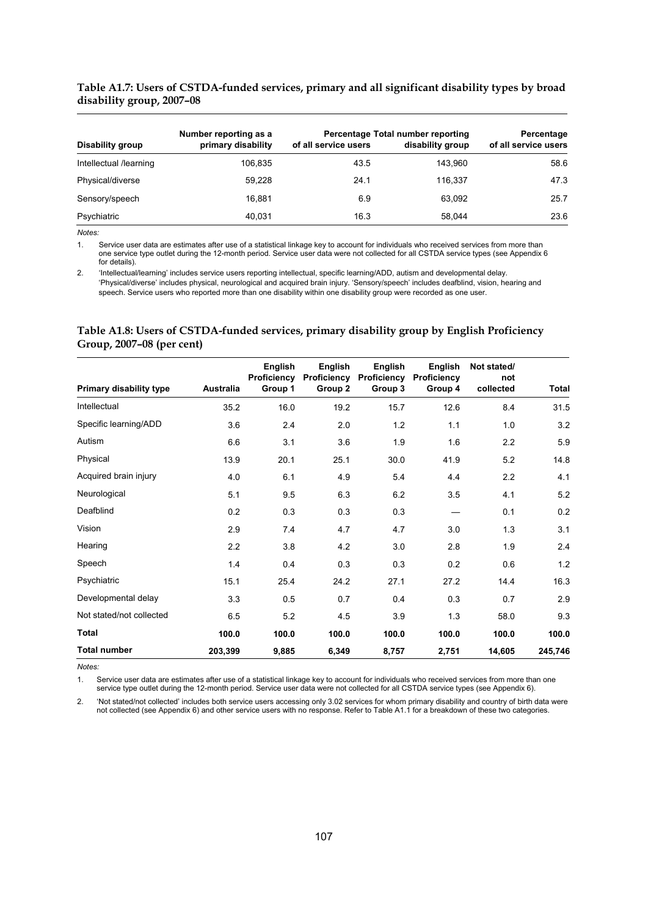**Table A1.7: Users of CSTDA-funded services, primary and all significant disability types by broad disability group, 2007–08**

| Disability group | Number reporting as a primary disability | Percentage of all service users | Total number reporting disability group | Percentage of all service users |
|---|---|---|---|---|
| Intellectual /learning | 106,835 | 43.5 | 143,960 | 58.6 |
| Physical/diverse | 59,228 | 24.1 | 116,337 | 47.3 |
| Sensory/speech | 16,881 | 6.9 | 63,092 | 25.7 |
| Psychiatric | 40,031 | 16.3 | 58,044 | 23.6 |

*Notes:*

1. Service user data are estimates after use of a statistical linkage key to account for individuals who received services from more than one service type outlet during the 12-month period. Service user data were not collected for all CSTDA service types (see Appendix 6 for details).

2. 'Intellectual/learning' includes service users reporting intellectual, specific learning/ADD, autism and developmental delay. 'Physical/diverse' includes physical, neurological and acquired brain injury. 'Sensory/speech' includes deafblind, vision, hearing and speech. Service users who reported more than one disability within one disability group were recorded as one user.

**Table A1.8: Users of CSTDA-funded services, primary disability group by English Proficiency Group, 2007–08 (per cent)**

| Primary disability type | Australia | English Proficiency Group 1 | English Proficiency Group 2 | English Proficiency Group 3 | English Proficiency Group 4 | Not stated/ not collected | Total |
|---|---|---|---|---|---|---|---|
| Intellectual | 35.2 | 16.0 | 19.2 | 15.7 | 12.6 | 8.4 | 31.5 |
| Specific learning/ADD | 3.6 | 2.4 | 2.0 | 1.2 | 1.1 | 1.0 | 3.2 |
| Autism | 6.6 | 3.1 | 3.6 | 1.9 | 1.6 | 2.2 | 5.9 |
| Physical | 13.9 | 20.1 | 25.1 | 30.0 | 41.9 | 5.2 | 14.8 |
| Acquired brain injury | 4.0 | 6.1 | 4.9 | 5.4 | 4.4 | 2.2 | 4.1 |
| Neurological | 5.1 | 9.5 | 6.3 | 6.2 | 3.5 | 4.1 | 5.2 |
| Deafblind | 0.2 | 0.3 | 0.3 | 0.3 | — | 0.1 | 0.2 |
| Vision | 2.9 | 7.4 | 4.7 | 4.7 | 3.0 | 1.3 | 3.1 |
| Hearing | 2.2 | 3.8 | 4.2 | 3.0 | 2.8 | 1.9 | 2.4 |
| Speech | 1.4 | 0.4 | 0.3 | 0.3 | 0.2 | 0.6 | 1.2 |
| Psychiatric | 15.1 | 25.4 | 24.2 | 27.1 | 27.2 | 14.4 | 16.3 |
| Developmental delay | 3.3 | 0.5 | 0.7 | 0.4 | 0.3 | 0.7 | 2.9 |
| Not stated/not collected | 6.5 | 5.2 | 4.5 | 3.9 | 1.3 | 58.0 | 9.3 |
| **Total** | **100.0** | **100.0** | **100.0** | **100.0** | **100.0** | **100.0** | **100.0** |
| **Total number** | **203,399** | **9,885** | **6,349** | **8,757** | **2,751** | **14,605** | **245,746** |

*Notes:*

1. Service user data are estimates after use of a statistical linkage key to account for individuals who received services from more than one service type outlet during the 12-month period. Service user data were not collected for all CSTDA service types (see Appendix 6).

2. 'Not stated/not collected' includes both service users accessing only 3.02 services for whom primary disability and country of birth data were not collected (see Appendix 6) and other service users with no response. Refer to Table A1.1 for a breakdown of these two categories.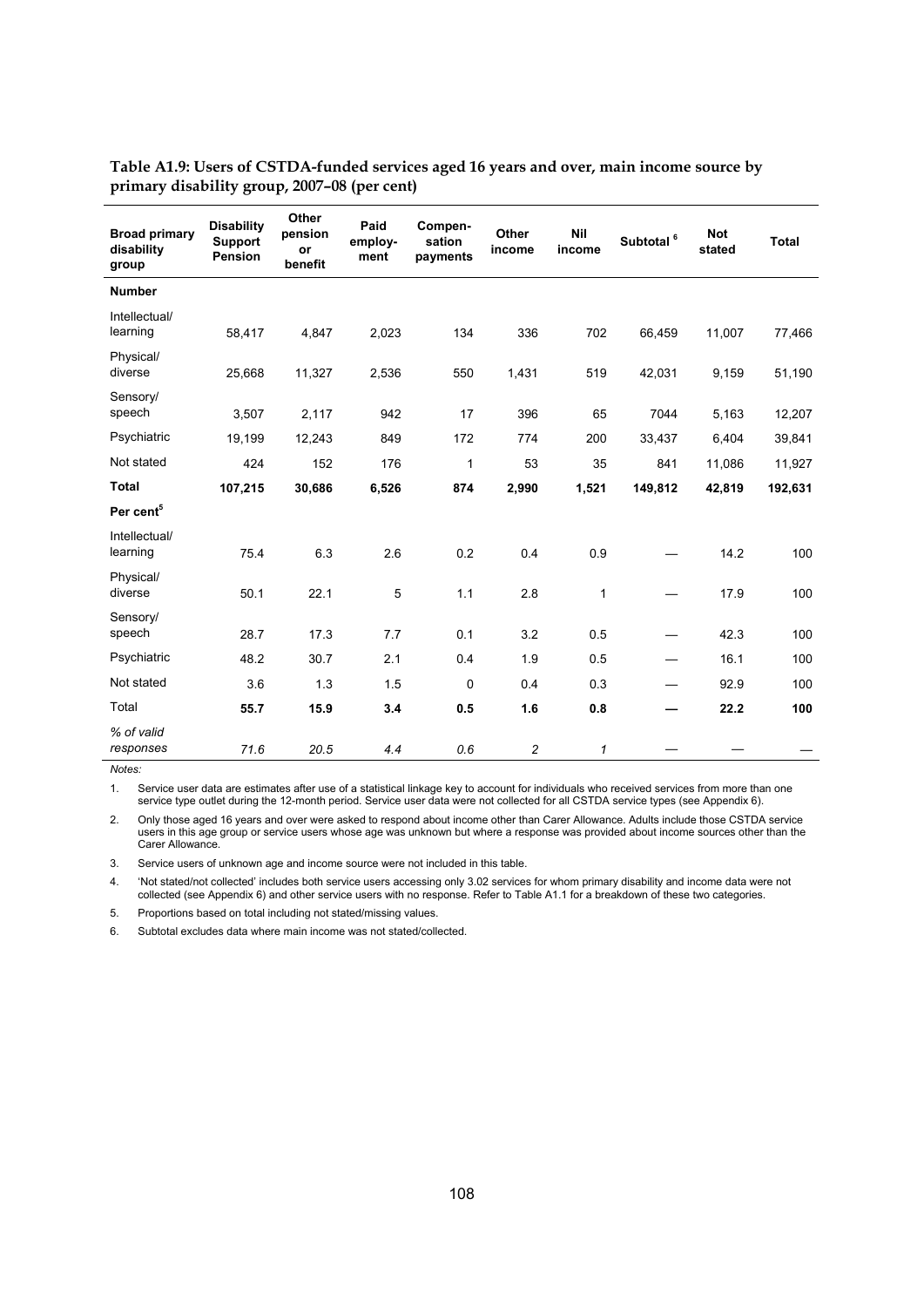**Table A1.9: Users of CSTDA-funded services aged 16 years and over, main income source by primary disability group, 2007–08 (per cent)**

| Broad primary disability group | Disability Support Pension | Other pension or benefit | Paid employ-ment | Compen-sation payments | Other income | Nil income | Subtotal [6] | Not stated | Total |
|---|---|---|---|---|---|---|---|---|---|
| **Number** | | | | | | | | | |
| Intellectual/ learning | 58,417 | 4,847 | 2,023 | 134 | 336 | 702 | 66,459 | 11,007 | 77,466 |
| Physical/ diverse | 25,668 | 11,327 | 2,536 | 550 | 1,431 | 519 | 42,031 | 9,159 | 51,190 |
| Sensory/ speech | 3,507 | 2,117 | 942 | 17 | 396 | 65 | 7044 | 5,163 | 12,207 |
| Psychiatric | 19,199 | 12,243 | 849 | 172 | 774 | 200 | 33,437 | 6,404 | 39,841 |
| Not stated | 424 | 152 | 176 | 1 | 53 | 35 | 841 | 11,086 | 11,927 |
| **Total** | **107,215** | **30,686** | **6,526** | **874** | **2,990** | **1,521** | **149,812** | **42,819** | **192,631** |
| **Per cent[5]** | | | | | | | | | |
| Intellectual/ learning | 75.4 | 6.3 | 2.6 | 0.2 | 0.4 | 0.9 | — | 14.2 | 100 |
| Physical/ diverse | 50.1 | 22.1 | 5 | 1.1 | 2.8 | 1 | — | 17.9 | 100 |
| Sensory/ speech | 28.7 | 17.3 | 7.7 | 0.1 | 3.2 | 0.5 | — | 42.3 | 100 |
| Psychiatric | 48.2 | 30.7 | 2.1 | 0.4 | 1.9 | 0.5 | — | 16.1 | 100 |
| Not stated | 3.6 | 1.3 | 1.5 | 0 | 0.4 | 0.3 | — | 92.9 | 100 |
| Total | **55.7** | **15.9** | **3.4** | **0.5** | **1.6** | **0.8** | **—** | **22.2** | **100** |
| *% of valid responses* | *71.6* | *20.5* | *4.4* | *0.6* | *2* | *1* | — | — | — |

*Notes:*

1. Service user data are estimates after use of a statistical linkage key to account for individuals who received services from more than one service type outlet during the 12-month period. Service user data were not collected for all CSTDA service types (see Appendix 6).
2. Only those aged 16 years and over were asked to respond about income other than Carer Allowance. Adults include those CSTDA service users in this age group or service users whose age was unknown but where a response was provided about income sources other than the Carer Allowance.
3. Service users of unknown age and income source were not included in this table.
4. 'Not stated/not collected' includes both service users accessing only 3.02 services for whom primary disability and income data were not collected (see Appendix 6) and other service users with no response. Refer to Table A1.1 for a breakdown of these two categories.
5. Proportions based on total including not stated/missing values.
6. Subtotal excludes data where main income was not stated/collected.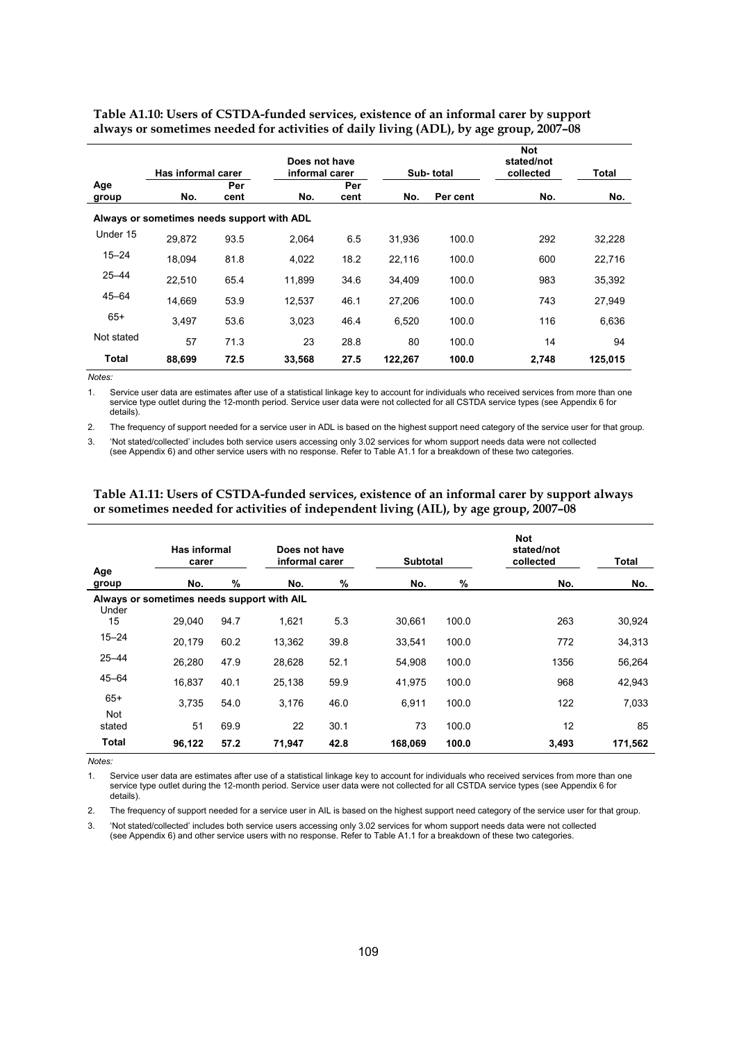**Table A1.10: Users of CSTDA-funded services, existence of an informal carer by support always or sometimes needed for activities of daily living (ADL), by age group, 2007–08**

| | Has informal carer | | Does not have informal carer | | Sub- total | | Not stated/not collected | Total |
|---|---|---|---|---|---|---|---|---|
| Age group | No. | Per cent | No. | Per cent | No. | Per cent | No. | No. |
| **Always or sometimes needs support with ADL** | | | | | | | | |
| Under 15 | 29,872 | 93.5 | 2,064 | 6.5 | 31,936 | 100.0 | 292 | 32,228 |
| 15–24 | 18,094 | 81.8 | 4,022 | 18.2 | 22,116 | 100.0 | 600 | 22,716 |
| 25–44 | 22,510 | 65.4 | 11,899 | 34.6 | 34,409 | 100.0 | 983 | 35,392 |
| 45–64 | 14,669 | 53.9 | 12,537 | 46.1 | 27,206 | 100.0 | 743 | 27,949 |
| 65+ | 3,497 | 53.6 | 3,023 | 46.4 | 6,520 | 100.0 | 116 | 6,636 |
| Not stated | 57 | 71.3 | 23 | 28.8 | 80 | 100.0 | 14 | 94 |
| **Total** | **88,699** | **72.5** | **33,568** | **27.5** | **122,267** | **100.0** | **2,748** | **125,015** |

*Notes:*

1. Service user data are estimates after use of a statistical linkage key to account for individuals who received services from more than one service type outlet during the 12-month period. Service user data were not collected for all CSTDA service types (see Appendix 6 for details).
2. The frequency of support needed for a service user in ADL is based on the highest support need category of the service user for that group.
3. 'Not stated/collected' includes both service users accessing only 3.02 services for whom support needs data were not collected (see Appendix 6) and other service users with no response. Refer to Table A1.1 for a breakdown of these two categories.

**Table A1.11: Users of CSTDA-funded services, existence of an informal carer by support always or sometimes needed for activities of independent living (AIL), by age group, 2007–08**

| | Has informal carer | | Does not have informal carer | | Subtotal | | Not stated/not collected | Total |
|---|---|---|---|---|---|---|---|---|
| Age group | No. | % | No. | % | No. | % | No. | No. |
| **Always or sometimes needs support with AIL** | | | | | | | | |
| Under 15 | 29,040 | 94.7 | 1,621 | 5.3 | 30,661 | 100.0 | 263 | 30,924 |
| 15–24 | 20,179 | 60.2 | 13,362 | 39.8 | 33,541 | 100.0 | 772 | 34,313 |
| 25–44 | 26,280 | 47.9 | 28,628 | 52.1 | 54,908 | 100.0 | 1356 | 56,264 |
| 45–64 | 16,837 | 40.1 | 25,138 | 59.9 | 41,975 | 100.0 | 968 | 42,943 |
| 65+ | 3,735 | 54.0 | 3,176 | 46.0 | 6,911 | 100.0 | 122 | 7,033 |
| Not stated | 51 | 69.9 | 22 | 30.1 | 73 | 100.0 | 12 | 85 |
| **Total** | **96,122** | **57.2** | **71,947** | **42.8** | **168,069** | **100.0** | **3,493** | **171,562** |

*Notes:*

1. Service user data are estimates after use of a statistical linkage key to account for individuals who received services from more than one service type outlet during the 12-month period. Service user data were not collected for all CSTDA service types (see Appendix 6 for details).
2. The frequency of support needed for a service user in AIL is based on the highest support need category of the service user for that group.
3. 'Not stated/collected' includes both service users accessing only 3.02 services for whom support needs data were not collected (see Appendix 6) and other service users with no response. Refer to Table A1.1 for a breakdown of these two categories.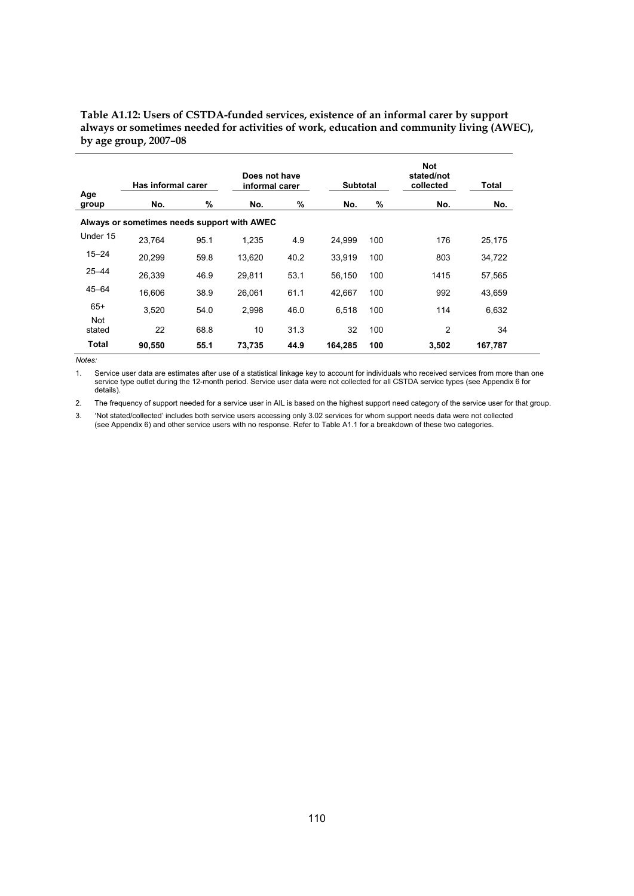**Table A1.12: Users of CSTDA-funded services, existence of an informal carer by support always or sometimes needed for activities of work, education and community living (AWEC), by age group, 2007–08**

| Age group | Has informal carer | | Does not have informal carer | | Subtotal | | Not stated/not collected | Total |
|---|---|---|---|---|---|---|---|---|
| | No. | % | No. | % | No. | % | No. | No. |
| **Always or sometimes needs support with AWEC** | | | | | | | | |
| Under 15 | 23,764 | 95.1 | 1,235 | 4.9 | 24,999 | 100 | 176 | 25,175 |
| 15–24 | 20,299 | 59.8 | 13,620 | 40.2 | 33,919 | 100 | 803 | 34,722 |
| 25–44 | 26,339 | 46.9 | 29,811 | 53.1 | 56,150 | 100 | 1415 | 57,565 |
| 45–64 | 16,606 | 38.9 | 26,061 | 61.1 | 42,667 | 100 | 992 | 43,659 |
| 65+ | 3,520 | 54.0 | 2,998 | 46.0 | 6,518 | 100 | 114 | 6,632 |
| Not stated | 22 | 68.8 | 10 | 31.3 | 32 | 100 | 2 | 34 |
| **Total** | **90,550** | **55.1** | **73,735** | **44.9** | **164,285** | **100** | **3,502** | **167,787** |

*Notes:*

1. Service user data are estimates after use of a statistical linkage key to account for individuals who received services from more than one service type outlet during the 12-month period. Service user data were not collected for all CSTDA service types (see Appendix 6 for details).
2. The frequency of support needed for a service user in AIL is based on the highest support need category of the service user for that group.
3. 'Not stated/collected' includes both service users accessing only 3.02 services for whom support needs data were not collected (see Appendix 6) and other service users with no response. Refer to Table A1.1 for a breakdown of these two categories.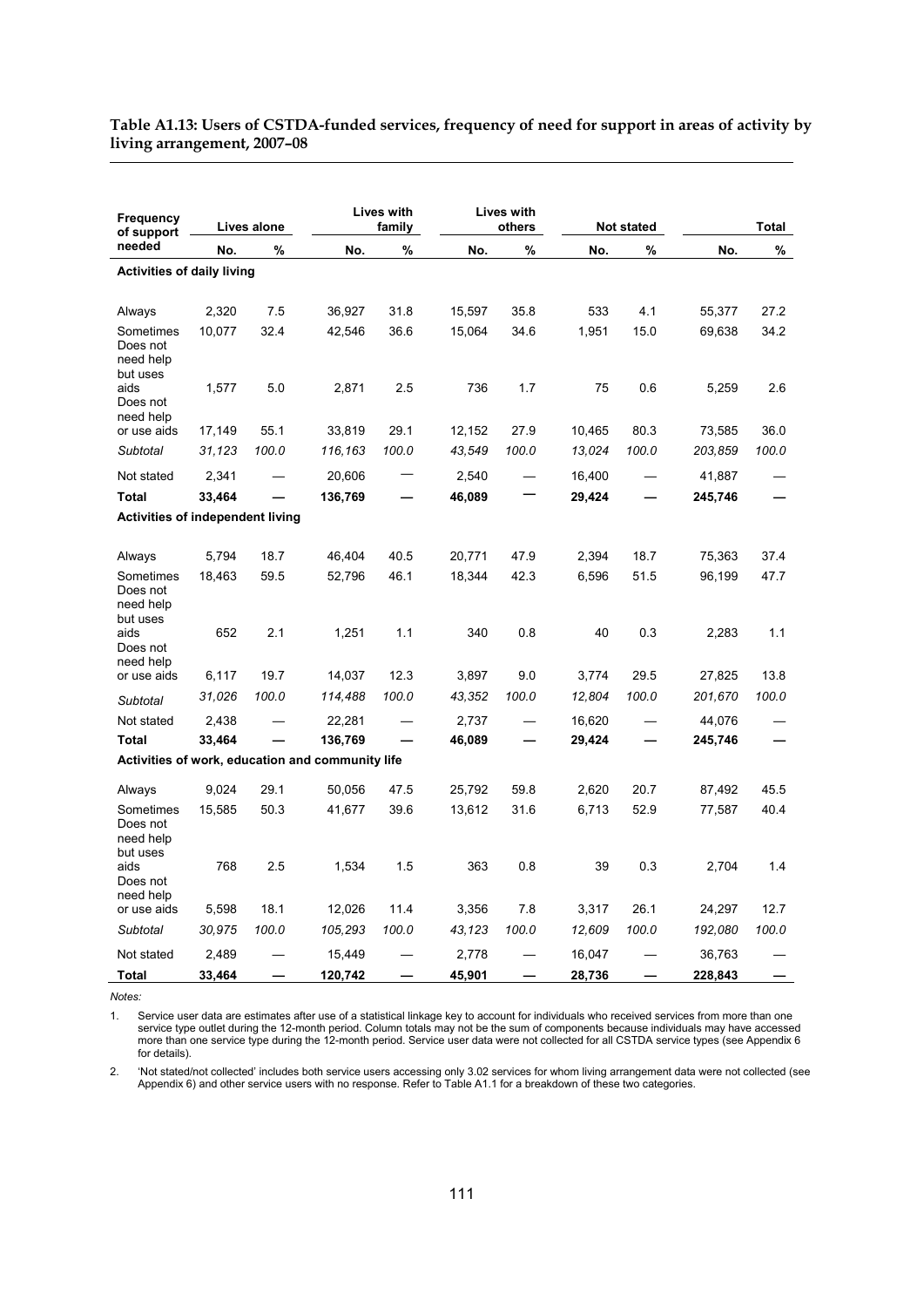**Table A1.13: Users of CSTDA-funded services, frequency of need for support in areas of activity by living arrangement, 2007–08**

| Frequency of support needed | Lives alone | | Lives with family | | Lives with others | | Not stated | | Total | |
|---|---|---|---|---|---|---|---|---|---|---|
| | No. | % | No. | % | No. | % | No. | % | No. | % |
| **Activities of daily living** | | | | | | | | | | |
| Always | 2,320 | 7.5 | 36,927 | 31.8 | 15,597 | 35.8 | 533 | 4.1 | 55,377 | 27.2 |
| Sometimes | 10,077 | 32.4 | 42,546 | 36.6 | 15,064 | 34.6 | 1,951 | 15.0 | 69,638 | 34.2 |
| Does not need help but uses aids | 1,577 | 5.0 | 2,871 | 2.5 | 736 | 1.7 | 75 | 0.6 | 5,259 | 2.6 |
| Does not need help or use aids | 17,149 | 55.1 | 33,819 | 29.1 | 12,152 | 27.9 | 10,465 | 80.3 | 73,585 | 36.0 |
| *Subtotal* | *31,123* | *100.0* | *116,163* | *100.0* | *43,549* | *100.0* | *13,024* | *100.0* | *203,859* | *100.0* |
| Not stated | 2,341 | — | 20,606 | — | 2,540 | — | 16,400 | — | 41,887 | — |
| **Total** | **33,464** | **—** | **136,769** | **—** | **46,089** | **—** | **29,424** | **—** | **245,746** | **—** |
| **Activities of independent living** | | | | | | | | | | |
| Always | 5,794 | 18.7 | 46,404 | 40.5 | 20,771 | 47.9 | 2,394 | 18.7 | 75,363 | 37.4 |
| Sometimes | 18,463 | 59.5 | 52,796 | 46.1 | 18,344 | 42.3 | 6,596 | 51.5 | 96,199 | 47.7 |
| Does not need help but uses aids | 652 | 2.1 | 1,251 | 1.1 | 340 | 0.8 | 40 | 0.3 | 2,283 | 1.1 |
| Does not need help or use aids | 6,117 | 19.7 | 14,037 | 12.3 | 3,897 | 9.0 | 3,774 | 29.5 | 27,825 | 13.8 |
| *Subtotal* | *31,026* | *100.0* | *114,488* | *100.0* | *43,352* | *100.0* | *12,804* | *100.0* | *201,670* | *100.0* |
| Not stated | 2,438 | — | 22,281 | — | 2,737 | — | 16,620 | — | 44,076 | — |
| **Total** | **33,464** | **—** | **136,769** | **—** | **46,089** | **—** | **29,424** | **—** | **245,746** | **—** |
| **Activities of work, education and community life** | | | | | | | | | | |
| Always | 9,024 | 29.1 | 50,056 | 47.5 | 25,792 | 59.8 | 2,620 | 20.7 | 87,492 | 45.5 |
| Sometimes | 15,585 | 50.3 | 41,677 | 39.6 | 13,612 | 31.6 | 6,713 | 52.9 | 77,587 | 40.4 |
| Does not need help but uses aids | 768 | 2.5 | 1,534 | 1.5 | 363 | 0.8 | 39 | 0.3 | 2,704 | 1.4 |
| Does not need help or use aids | 5,598 | 18.1 | 12,026 | 11.4 | 3,356 | 7.8 | 3,317 | 26.1 | 24,297 | 12.7 |
| *Subtotal* | *30,975* | *100.0* | *105,293* | *100.0* | *43,123* | *100.0* | *12,609* | *100.0* | *192,080* | *100.0* |
| Not stated | 2,489 | — | 15,449 | — | 2,778 | — | 16,047 | — | 36,763 | — |
| **Total** | **33,464** | **—** | **120,742** | **—** | **45,901** | **—** | **28,736** | **—** | **228,843** | **—** |

*Notes:*

1. Service user data are estimates after use of a statistical linkage key to account for individuals who received services from more than one service type outlet during the 12-month period. Column totals may not be the sum of components because individuals may have accessed more than one service type during the 12-month period. Service user data were not collected for all CSTDA service types (see Appendix 6 for details).

2. 'Not stated/not collected' includes both service users accessing only 3.02 services for whom living arrangement data were not collected (see Appendix 6) and other service users with no response. Refer to Table A1.1 for a breakdown of these two categories.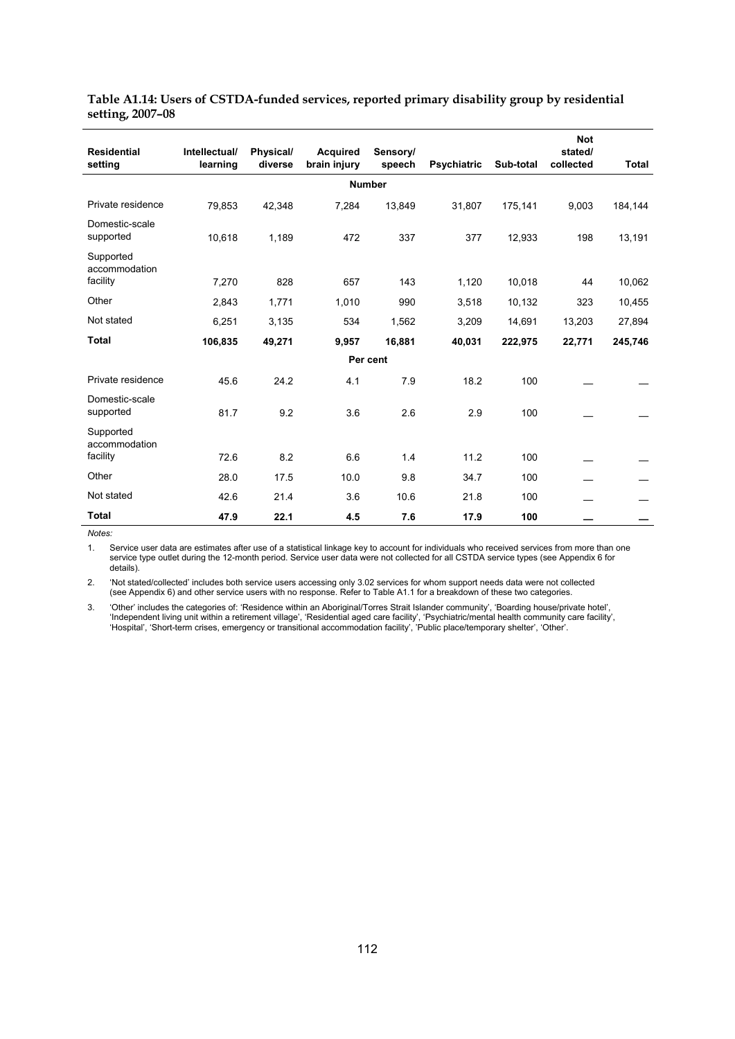**Table A1.14: Users of CSTDA-funded services, reported primary disability group by residential setting, 2007–08**

| Residential setting | Intellectual/ learning | Physical/ diverse | Acquired brain injury | Sensory/ speech | Psychiatric | Sub-total | Not stated/ collected | Total |
|---|---|---|---|---|---|---|---|---|
| | | | | **Number** | | | | |
| Private residence | 79,853 | 42,348 | 7,284 | 13,849 | 31,807 | 175,141 | 9,003 | 184,144 |
| Domestic-scale supported | 10,618 | 1,189 | 472 | 337 | 377 | 12,933 | 198 | 13,191 |
| Supported accommodation facility | 7,270 | 828 | 657 | 143 | 1,120 | 10,018 | 44 | 10,062 |
| Other | 2,843 | 1,771 | 1,010 | 990 | 3,518 | 10,132 | 323 | 10,455 |
| Not stated | 6,251 | 3,135 | 534 | 1,562 | 3,209 | 14,691 | 13,203 | 27,894 |
| **Total** | **106,835** | **49,271** | **9,957** | **16,881** | **40,031** | **222,975** | **22,771** | **245,746** |
| | | | | **Per cent** | | | | |
| Private residence | 45.6 | 24.2 | 4.1 | 7.9 | 18.2 | 100 | — | — |
| Domestic-scale supported | 81.7 | 9.2 | 3.6 | 2.6 | 2.9 | 100 | — | — |
| Supported accommodation facility | 72.6 | 8.2 | 6.6 | 1.4 | 11.2 | 100 | — | — |
| Other | 28.0 | 17.5 | 10.0 | 9.8 | 34.7 | 100 | — | — |
| Not stated | 42.6 | 21.4 | 3.6 | 10.6 | 21.8 | 100 | — | — |
| **Total** | **47.9** | **22.1** | **4.5** | **7.6** | **17.9** | **100** | **—** | **—** |

*Notes:*

1. Service user data are estimates after use of a statistical linkage key to account for individuals who received services from more than one service type outlet during the 12-month period. Service user data were not collected for all CSTDA service types (see Appendix 6 for details).

2. 'Not stated/collected' includes both service users accessing only 3.02 services for whom support needs data were not collected (see Appendix 6) and other service users with no response. Refer to Table A1.1 for a breakdown of these two categories.

3. 'Other' includes the categories of: 'Residence within an Aboriginal/Torres Strait Islander community', 'Boarding house/private hotel', 'Independent living unit within a retirement village', 'Residential aged care facility', 'Psychiatric/mental health community care facility', 'Hospital', 'Short-term crises, emergency or transitional accommodation facility', 'Public place/temporary shelter', 'Other'.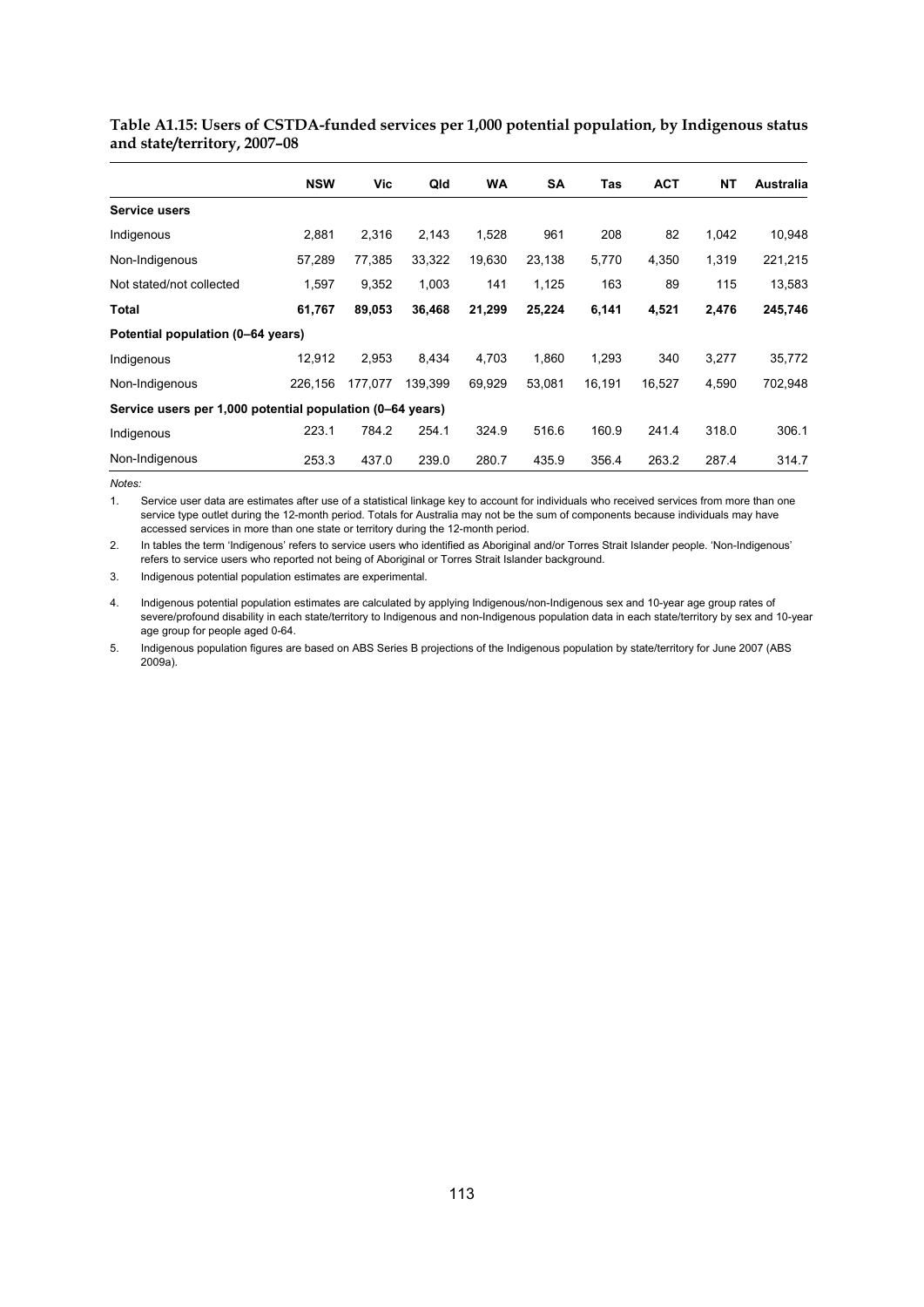**Table A1.15: Users of CSTDA-funded services per 1,000 potential population, by Indigenous status and state/territory, 2007–08**

| | NSW | Vic | Qld | WA | SA | Tas | ACT | NT | Australia |
|---|---|---|---|---|---|---|---|---|---|
| **Service users** | | | | | | | | | |
| Indigenous | 2,881 | 2,316 | 2,143 | 1,528 | 961 | 208 | 82 | 1,042 | 10,948 |
| Non-Indigenous | 57,289 | 77,385 | 33,322 | 19,630 | 23,138 | 5,770 | 4,350 | 1,319 | 221,215 |
| Not stated/not collected | 1,597 | 9,352 | 1,003 | 141 | 1,125 | 163 | 89 | 115 | 13,583 |
| **Total** | **61,767** | **89,053** | **36,468** | **21,299** | **25,224** | **6,141** | **4,521** | **2,476** | **245,746** |
| **Potential population (0–64 years)** | | | | | | | | | |
| Indigenous | 12,912 | 2,953 | 8,434 | 4,703 | 1,860 | 1,293 | 340 | 3,277 | 35,772 |
| Non-Indigenous | 226,156 | 177,077 | 139,399 | 69,929 | 53,081 | 16,191 | 16,527 | 4,590 | 702,948 |
| **Service users per 1,000 potential population (0–64 years)** | | | | | | | | | |
| Indigenous | 223.1 | 784.2 | 254.1 | 324.9 | 516.6 | 160.9 | 241.4 | 318.0 | 306.1 |
| Non-Indigenous | 253.3 | 437.0 | 239.0 | 280.7 | 435.9 | 356.4 | 263.2 | 287.4 | 314.7 |

*Notes:*

1. Service user data are estimates after use of a statistical linkage key to account for individuals who received services from more than one service type outlet during the 12-month period. Totals for Australia may not be the sum of components because individuals may have accessed services in more than one state or territory during the 12-month period.
2. In tables the term 'Indigenous' refers to service users who identified as Aboriginal and/or Torres Strait Islander people. 'Non-Indigenous' refers to service users who reported not being of Aboriginal or Torres Strait Islander background.
3. Indigenous potential population estimates are experimental.
4. Indigenous potential population estimates are calculated by applying Indigenous/non-Indigenous sex and 10-year age group rates of severe/profound disability in each state/territory to Indigenous and non-Indigenous population data in each state/territory by sex and 10-year age group for people aged 0-64.
5. Indigenous population figures are based on ABS Series B projections of the Indigenous population by state/territory for June 2007 (ABS 2009a).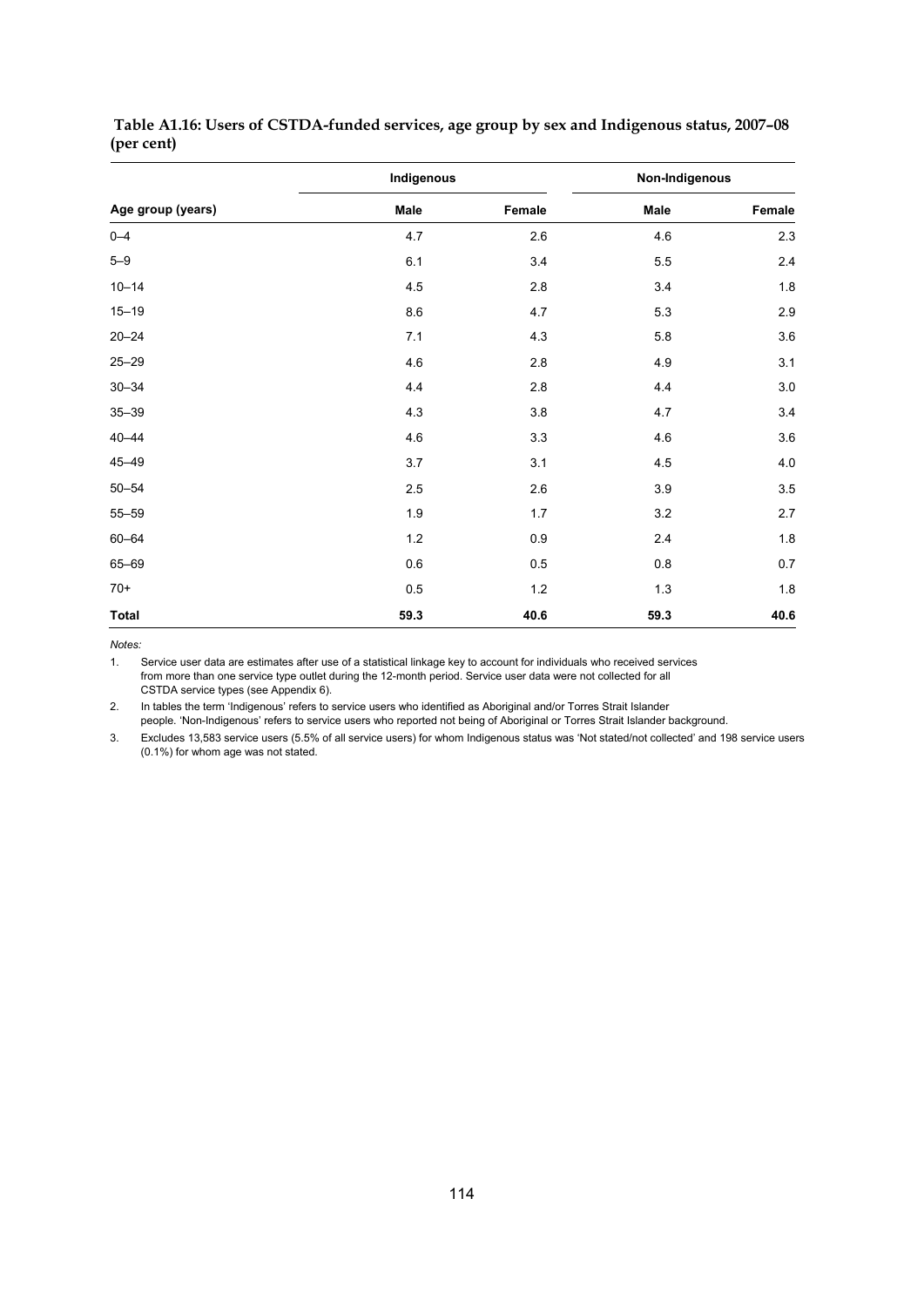**Table A1.16: Users of CSTDA-funded services, age group by sex and Indigenous status, 2007–08 (per cent)**

| | Indigenous | | Non-Indigenous | |
|---|---|---|---|---|
| **Age group (years)** | **Male** | **Female** | **Male** | **Female** |
| 0–4 | 4.7 | 2.6 | 4.6 | 2.3 |
| 5–9 | 6.1 | 3.4 | 5.5 | 2.4 |
| 10–14 | 4.5 | 2.8 | 3.4 | 1.8 |
| 15–19 | 8.6 | 4.7 | 5.3 | 2.9 |
| 20–24 | 7.1 | 4.3 | 5.8 | 3.6 |
| 25–29 | 4.6 | 2.8 | 4.9 | 3.1 |
| 30–34 | 4.4 | 2.8 | 4.4 | 3.0 |
| 35–39 | 4.3 | 3.8 | 4.7 | 3.4 |
| 40–44 | 4.6 | 3.3 | 4.6 | 3.6 |
| 45–49 | 3.7 | 3.1 | 4.5 | 4.0 |
| 50–54 | 2.5 | 2.6 | 3.9 | 3.5 |
| 55–59 | 1.9 | 1.7 | 3.2 | 2.7 |
| 60–64 | 1.2 | 0.9 | 2.4 | 1.8 |
| 65–69 | 0.6 | 0.5 | 0.8 | 0.7 |
| 70+ | 0.5 | 1.2 | 1.3 | 1.8 |
| **Total** | **59.3** | **40.6** | **59.3** | **40.6** |

*Notes:*

1. Service user data are estimates after use of a statistical linkage key to account for individuals who received services from more than one service type outlet during the 12-month period. Service user data were not collected for all CSTDA service types (see Appendix 6).
2. In tables the term 'Indigenous' refers to service users who identified as Aboriginal and/or Torres Strait Islander people. 'Non-Indigenous' refers to service users who reported not being of Aboriginal or Torres Strait Islander background.
3. Excludes 13,583 service users (5.5% of all service users) for whom Indigenous status was 'Not stated/not collected' and 198 service users (0.1%) for whom age was not stated.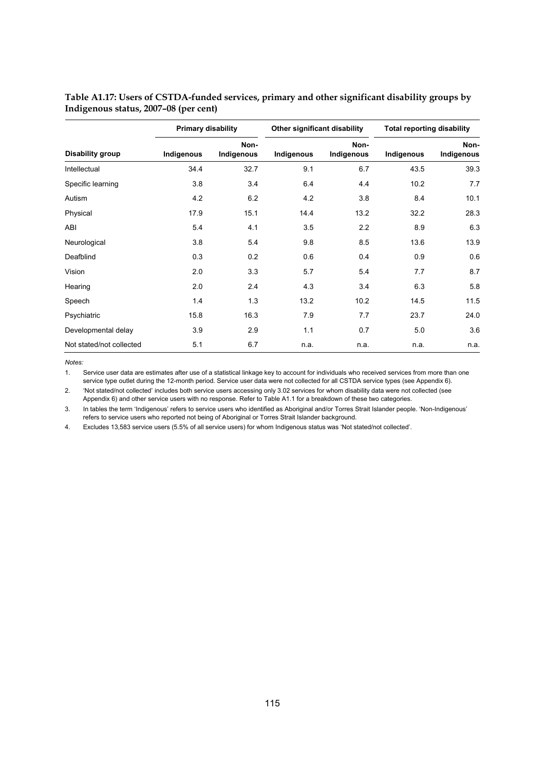**Table A1.17: Users of CSTDA-funded services, primary and other significant disability groups by Indigenous status, 2007–08 (per cent)**

| | Primary disability | | Other significant disability | | Total reporting disability | |
|---|---|---|---|---|---|---|
| Disability group | Indigenous | Non-Indigenous | Indigenous | Non-Indigenous | Indigenous | Non-Indigenous |
| Intellectual | 34.4 | 32.7 | 9.1 | 6.7 | 43.5 | 39.3 |
| Specific learning | 3.8 | 3.4 | 6.4 | 4.4 | 10.2 | 7.7 |
| Autism | 4.2 | 6.2 | 4.2 | 3.8 | 8.4 | 10.1 |
| Physical | 17.9 | 15.1 | 14.4 | 13.2 | 32.2 | 28.3 |
| ABI | 5.4 | 4.1 | 3.5 | 2.2 | 8.9 | 6.3 |
| Neurological | 3.8 | 5.4 | 9.8 | 8.5 | 13.6 | 13.9 |
| Deafblind | 0.3 | 0.2 | 0.6 | 0.4 | 0.9 | 0.6 |
| Vision | 2.0 | 3.3 | 5.7 | 5.4 | 7.7 | 8.7 |
| Hearing | 2.0 | 2.4 | 4.3 | 3.4 | 6.3 | 5.8 |
| Speech | 1.4 | 1.3 | 13.2 | 10.2 | 14.5 | 11.5 |
| Psychiatric | 15.8 | 16.3 | 7.9 | 7.7 | 23.7 | 24.0 |
| Developmental delay | 3.9 | 2.9 | 1.1 | 0.7 | 5.0 | 3.6 |
| Not stated/not collected | 5.1 | 6.7 | n.a. | n.a. | n.a. | n.a. |

*Notes:*

1. Service user data are estimates after use of a statistical linkage key to account for individuals who received services from more than one service type outlet during the 12-month period. Service user data were not collected for all CSTDA service types (see Appendix 6).
2. 'Not stated/not collected' includes both service users accessing only 3.02 services for whom disability data were not collected (see Appendix 6) and other service users with no response. Refer to Table A1.1 for a breakdown of these two categories.
3. In tables the term 'Indigenous' refers to service users who identified as Aboriginal and/or Torres Strait Islander people. 'Non-Indigenous' refers to service users who reported not being of Aboriginal or Torres Strait Islander background.
4. Excludes 13,583 service users (5.5% of all service users) for whom Indigenous status was 'Not stated/not collected'.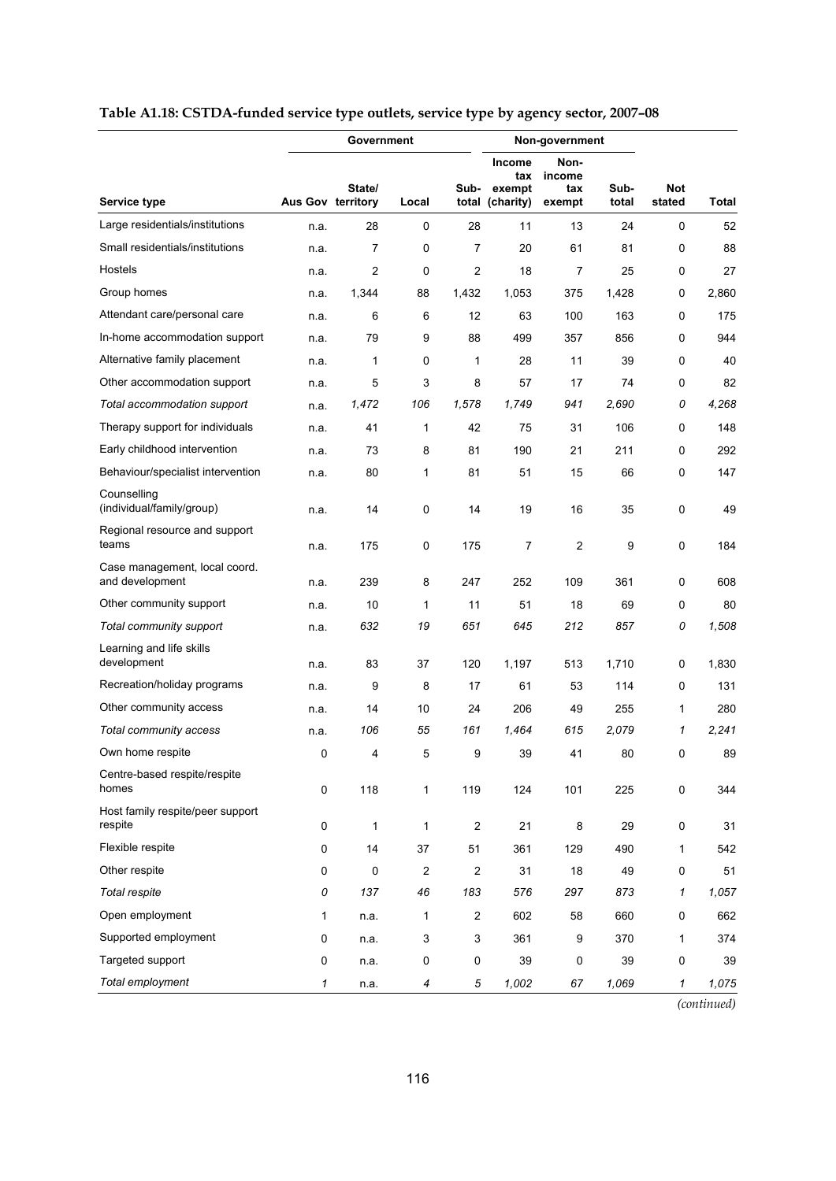**Table A1.18: CSTDA-funded service type outlets, service type by agency sector, 2007–08**

| | Government | | | | Non-government | | | | |
|---|---|---|---|---|---|---|---|---|---|
| **Service type** | **Aus Gov** | **State/ territory** | **Local** | **Sub-total** | **Income tax exempt (charity)** | **Non-income tax exempt** | **Sub-total** | **Not stated** | **Total** |
| Large residentials/institutions | n.a. | 28 | 0 | 28 | 11 | 13 | 24 | 0 | 52 |
| Small residentials/institutions | n.a. | 7 | 0 | 7 | 20 | 61 | 81 | 0 | 88 |
| Hostels | n.a. | 2 | 0 | 2 | 18 | 7 | 25 | 0 | 27 |
| Group homes | n.a. | 1,344 | 88 | 1,432 | 1,053 | 375 | 1,428 | 0 | 2,860 |
| Attendant care/personal care | n.a. | 6 | 6 | 12 | 63 | 100 | 163 | 0 | 175 |
| In-home accommodation support | n.a. | 79 | 9 | 88 | 499 | 357 | 856 | 0 | 944 |
| Alternative family placement | n.a. | 1 | 0 | 1 | 28 | 11 | 39 | 0 | 40 |
| Other accommodation support | n.a. | 5 | 3 | 8 | 57 | 17 | 74 | 0 | 82 |
| *Total accommodation support* | n.a. | *1,472* | *106* | *1,578* | *1,749* | *941* | *2,690* | *0* | *4,268* |
| Therapy support for individuals | n.a. | 41 | 1 | 42 | 75 | 31 | 106 | 0 | 148 |
| Early childhood intervention | n.a. | 73 | 8 | 81 | 190 | 21 | 211 | 0 | 292 |
| Behaviour/specialist intervention | n.a. | 80 | 1 | 81 | 51 | 15 | 66 | 0 | 147 |
| Counselling (individual/family/group) | n.a. | 14 | 0 | 14 | 19 | 16 | 35 | 0 | 49 |
| Regional resource and support teams | n.a. | 175 | 0 | 175 | 7 | 2 | 9 | 0 | 184 |
| Case management, local coord. and development | n.a. | 239 | 8 | 247 | 252 | 109 | 361 | 0 | 608 |
| Other community support | n.a. | 10 | 1 | 11 | 51 | 18 | 69 | 0 | 80 |
| *Total community support* | n.a. | *632* | *19* | *651* | *645* | *212* | *857* | *0* | *1,508* |
| Learning and life skills development | n.a. | 83 | 37 | 120 | 1,197 | 513 | 1,710 | 0 | 1,830 |
| Recreation/holiday programs | n.a. | 9 | 8 | 17 | 61 | 53 | 114 | 0 | 131 |
| Other community access | n.a. | 14 | 10 | 24 | 206 | 49 | 255 | 1 | 280 |
| *Total community access* | n.a. | *106* | *55* | *161* | *1,464* | *615* | *2,079* | *1* | *2,241* |
| Own home respite | 0 | 4 | 5 | 9 | 39 | 41 | 80 | 0 | 89 |
| Centre-based respite/respite homes | 0 | 118 | 1 | 119 | 124 | 101 | 225 | 0 | 344 |
| Host family respite/peer support respite | 0 | 1 | 1 | 2 | 21 | 8 | 29 | 0 | 31 |
| Flexible respite | 0 | 14 | 37 | 51 | 361 | 129 | 490 | 1 | 542 |
| Other respite | 0 | 0 | 2 | 2 | 31 | 18 | 49 | 0 | 51 |
| *Total respite* | *0* | *137* | *46* | *183* | *576* | *297* | *873* | *1* | *1,057* |
| Open employment | 1 | n.a. | 1 | 2 | 602 | 58 | 660 | 0 | 662 |
| Supported employment | 0 | n.a. | 3 | 3 | 361 | 9 | 370 | 1 | 374 |
| Targeted support | 0 | n.a. | 0 | 0 | 39 | 0 | 39 | 0 | 39 |
| *Total employment* | *1* | n.a. | *4* | *5* | *1,002* | *67* | *1,069* | *1* | *1,075* |

*(continued)*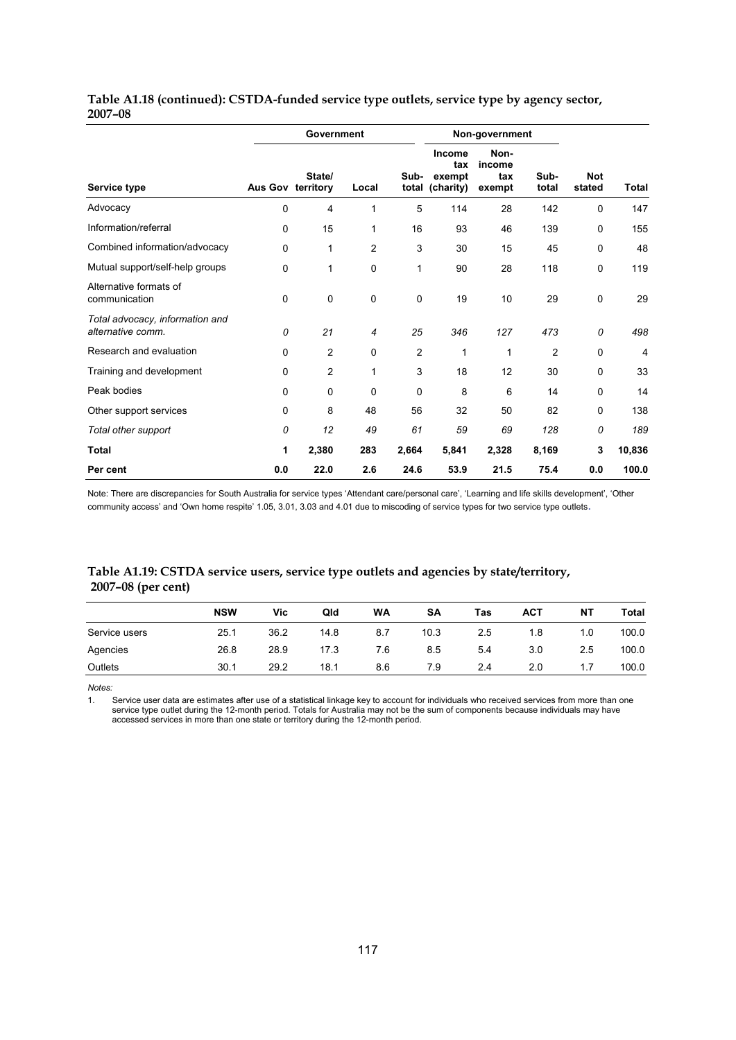**Table A1.18 (continued): CSTDA-funded service type outlets, service type by agency sector, 2007–08**

| | Government | | | | Non-government | | | | |
|---|---|---|---|---|---|---|---|---|---|
| Service type | Aus Gov | State/ territory | Local | Sub-total | Income tax exempt (charity) | Non-income tax exempt | Sub-total | Not stated | Total |
| Advocacy | 0 | 4 | 1 | 5 | 114 | 28 | 142 | 0 | 147 |
| Information/referral | 0 | 15 | 1 | 16 | 93 | 46 | 139 | 0 | 155 |
| Combined information/advocacy | 0 | 1 | 2 | 3 | 30 | 15 | 45 | 0 | 48 |
| Mutual support/self-help groups | 0 | 1 | 0 | 1 | 90 | 28 | 118 | 0 | 119 |
| Alternative formats of communication | 0 | 0 | 0 | 0 | 19 | 10 | 29 | 0 | 29 |
| *Total advocacy, information and alternative comm.* | *0* | *21* | *4* | *25* | *346* | *127* | *473* | *0* | *498* |
| Research and evaluation | 0 | 2 | 0 | 2 | 1 | 1 | 2 | 0 | 4 |
| Training and development | 0 | 2 | 1 | 3 | 18 | 12 | 30 | 0 | 33 |
| Peak bodies | 0 | 0 | 0 | 0 | 8 | 6 | 14 | 0 | 14 |
| Other support services | 0 | 8 | 48 | 56 | 32 | 50 | 82 | 0 | 138 |
| *Total other support* | *0* | *12* | *49* | *61* | *59* | *69* | *128* | *0* | *189* |
| **Total** | **1** | **2,380** | **283** | **2,664** | **5,841** | **2,328** | **8,169** | **3** | **10,836** |
| **Per cent** | **0.0** | **22.0** | **2.6** | **24.6** | **53.9** | **21.5** | **75.4** | **0.0** | **100.0** |

Note: There are discrepancies for South Australia for service types 'Attendant care/personal care', 'Learning and life skills development', 'Other community access' and 'Own home respite' 1.05, 3.01, 3.03 and 4.01 due to miscoding of service types for two service type outlets.

**Table A1.19: CSTDA service users, service type outlets and agencies by state/territory, 2007–08 (per cent)**

| | NSW | Vic | Qld | WA | SA | Tas | ACT | NT | Total |
|---|---|---|---|---|---|---|---|---|---|
| Service users | 25.1 | 36.2 | 14.8 | 8.7 | 10.3 | 2.5 | 1.8 | 1.0 | 100.0 |
| Agencies | 26.8 | 28.9 | 17.3 | 7.6 | 8.5 | 5.4 | 3.0 | 2.5 | 100.0 |
| Outlets | 30.1 | 29.2 | 18.1 | 8.6 | 7.9 | 2.4 | 2.0 | 1.7 | 100.0 |

*Notes:*

1. Service user data are estimates after use of a statistical linkage key to account for individuals who received services from more than one service type outlet during the 12-month period. Totals for Australia may not be the sum of components because individuals may have accessed services in more than one state or territory during the 12-month period.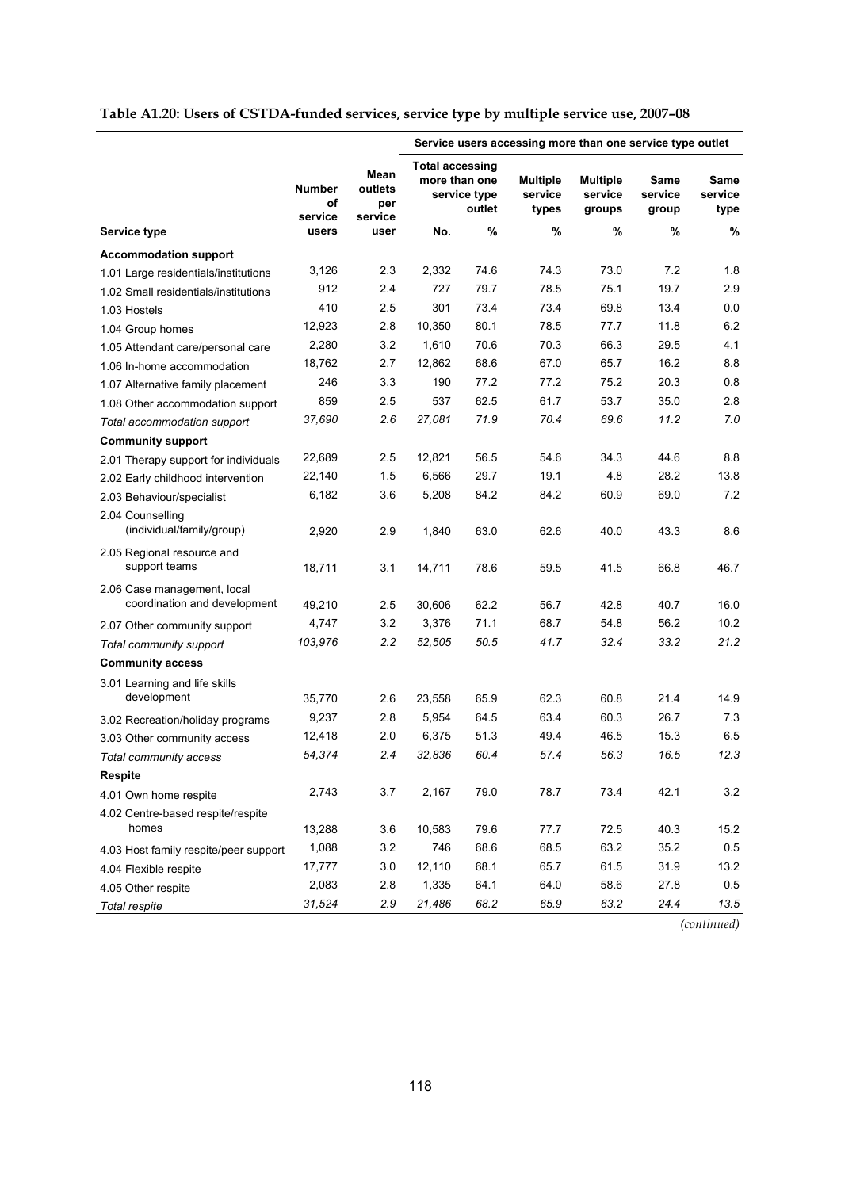**Table A1.20: Users of CSTDA-funded services, service type by multiple service use, 2007–08**

| | | | Service users accessing more than one service type outlet | | | | | |
|---|---|---|---|---|---|---|---|---|
| | | | Total accessing more than one service type outlet | | | | | |
| Service type | Number of service users | Mean outlets per service user | No. | % | Multiple service types % | Multiple service groups % | Same service group % | Same service type % |
| **Accommodation support** | | | | | | | | |
| 1.01 Large residentials/institutions | 3,126 | 2.3 | 2,332 | 74.6 | 74.3 | 73.0 | 7.2 | 1.8 |
| 1.02 Small residentials/institutions | 912 | 2.4 | 727 | 79.7 | 78.5 | 75.1 | 19.7 | 2.9 |
| 1.03 Hostels | 410 | 2.5 | 301 | 73.4 | 73.4 | 69.8 | 13.4 | 0.0 |
| 1.04 Group homes | 12,923 | 2.8 | 10,350 | 80.1 | 78.5 | 77.7 | 11.8 | 6.2 |
| 1.05 Attendant care/personal care | 2,280 | 3.2 | 1,610 | 70.6 | 70.3 | 66.3 | 29.5 | 4.1 |
| 1.06 In-home accommodation | 18,762 | 2.7 | 12,862 | 68.6 | 67.0 | 65.7 | 16.2 | 8.8 |
| 1.07 Alternative family placement | 246 | 3.3 | 190 | 77.2 | 77.2 | 75.2 | 20.3 | 0.8 |
| 1.08 Other accommodation support | 859 | 2.5 | 537 | 62.5 | 61.7 | 53.7 | 35.0 | 2.8 |
| *Total accommodation support* | *37,690* | *2.6* | *27,081* | *71.9* | *70.4* | *69.6* | *11.2* | *7.0* |
| **Community support** | | | | | | | | |
| 2.01 Therapy support for individuals | 22,689 | 2.5 | 12,821 | 56.5 | 54.6 | 34.3 | 44.6 | 8.8 |
| 2.02 Early childhood intervention | 22,140 | 1.5 | 6,566 | 29.7 | 19.1 | 4.8 | 28.2 | 13.8 |
| 2.03 Behaviour/specialist | 6,182 | 3.6 | 5,208 | 84.2 | 84.2 | 60.9 | 69.0 | 7.2 |
| 2.04 Counselling (individual/family/group) | 2,920 | 2.9 | 1,840 | 63.0 | 62.6 | 40.0 | 43.3 | 8.6 |
| 2.05 Regional resource and support teams | 18,711 | 3.1 | 14,711 | 78.6 | 59.5 | 41.5 | 66.8 | 46.7 |
| 2.06 Case management, local coordination and development | 49,210 | 2.5 | 30,606 | 62.2 | 56.7 | 42.8 | 40.7 | 16.0 |
| 2.07 Other community support | 4,747 | 3.2 | 3,376 | 71.1 | 68.7 | 54.8 | 56.2 | 10.2 |
| *Total community support* | *103,976* | *2.2* | *52,505* | *50.5* | *41.7* | *32.4* | *33.2* | *21.2* |
| **Community access** | | | | | | | | |
| 3.01 Learning and life skills development | 35,770 | 2.6 | 23,558 | 65.9 | 62.3 | 60.8 | 21.4 | 14.9 |
| 3.02 Recreation/holiday programs | 9,237 | 2.8 | 5,954 | 64.5 | 63.4 | 60.3 | 26.7 | 7.3 |
| 3.03 Other community access | 12,418 | 2.0 | 6,375 | 51.3 | 49.4 | 46.5 | 15.3 | 6.5 |
| *Total community access* | *54,374* | *2.4* | *32,836* | *60.4* | *57.4* | *56.3* | *16.5* | *12.3* |
| **Respite** | | | | | | | | |
| 4.01 Own home respite | 2,743 | 3.7 | 2,167 | 79.0 | 78.7 | 73.4 | 42.1 | 3.2 |
| 4.02 Centre-based respite/respite homes | 13,288 | 3.6 | 10,583 | 79.6 | 77.7 | 72.5 | 40.3 | 15.2 |
| 4.03 Host family respite/peer support | 1,088 | 3.2 | 746 | 68.6 | 68.5 | 63.2 | 35.2 | 0.5 |
| 4.04 Flexible respite | 17,777 | 3.0 | 12,110 | 68.1 | 65.7 | 61.5 | 31.9 | 13.2 |
| 4.05 Other respite | 2,083 | 2.8 | 1,335 | 64.1 | 64.0 | 58.6 | 27.8 | 0.5 |
| *Total respite* | *31,524* | *2.9* | *21,486* | *68.2* | *65.9* | *63.2* | *24.4* | *13.5* |

*(continued)*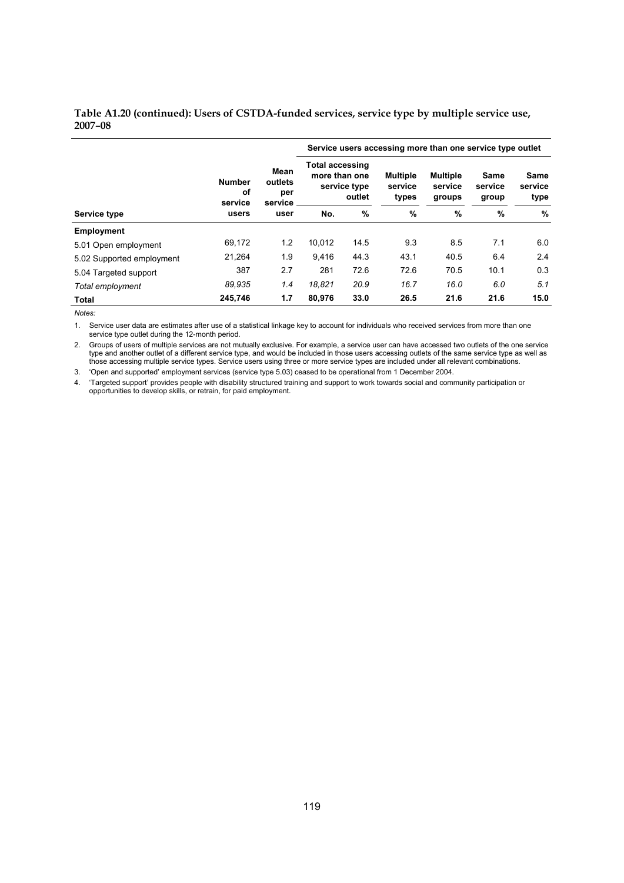**Table A1.20 (continued): Users of CSTDA-funded services, service type by multiple service use, 2007–08**

| Service type | Number of service users | Mean outlets per service user | Service users accessing more than one service type outlet | | | | | |
|---|---|---|---|---|---|---|---|---|
| | | | Total accessing more than one service type outlet | | Multiple service types | Multiple service groups | Same service group | Same service type |
| | | | No. | % | % | % | % | % |
| **Employment** | | | | | | | | |
| 5.01 Open employment | 69,172 | 1.2 | 10,012 | 14.5 | 9.3 | 8.5 | 7.1 | 6.0 |
| 5.02 Supported employment | 21,264 | 1.9 | 9,416 | 44.3 | 43.1 | 40.5 | 6.4 | 2.4 |
| 5.04 Targeted support | 387 | 2.7 | 281 | 72.6 | 72.6 | 70.5 | 10.1 | 0.3 |
| *Total employment* | *89,935* | *1.4* | *18,821* | *20.9* | *16.7* | *16.0* | *6.0* | *5.1* |
| **Total** | **245,746** | **1.7** | **80,976** | **33.0** | **26.5** | **21.6** | **21.6** | **15.0** |

*Notes:*

1. Service user data are estimates after use of a statistical linkage key to account for individuals who received services from more than one service type outlet during the 12-month period.
2. Groups of users of multiple services are not mutually exclusive. For example, a service user can have accessed two outlets of the one service type and another outlet of a different service type, and would be included in those users accessing outlets of the same service type as well as those accessing multiple service types. Service users using three or more service types are included under all relevant combinations.
3. 'Open and supported' employment services (service type 5.03) ceased to be operational from 1 December 2004.
4. 'Targeted support' provides people with disability structured training and support to work towards social and community participation or opportunities to develop skills, or retrain, for paid employment.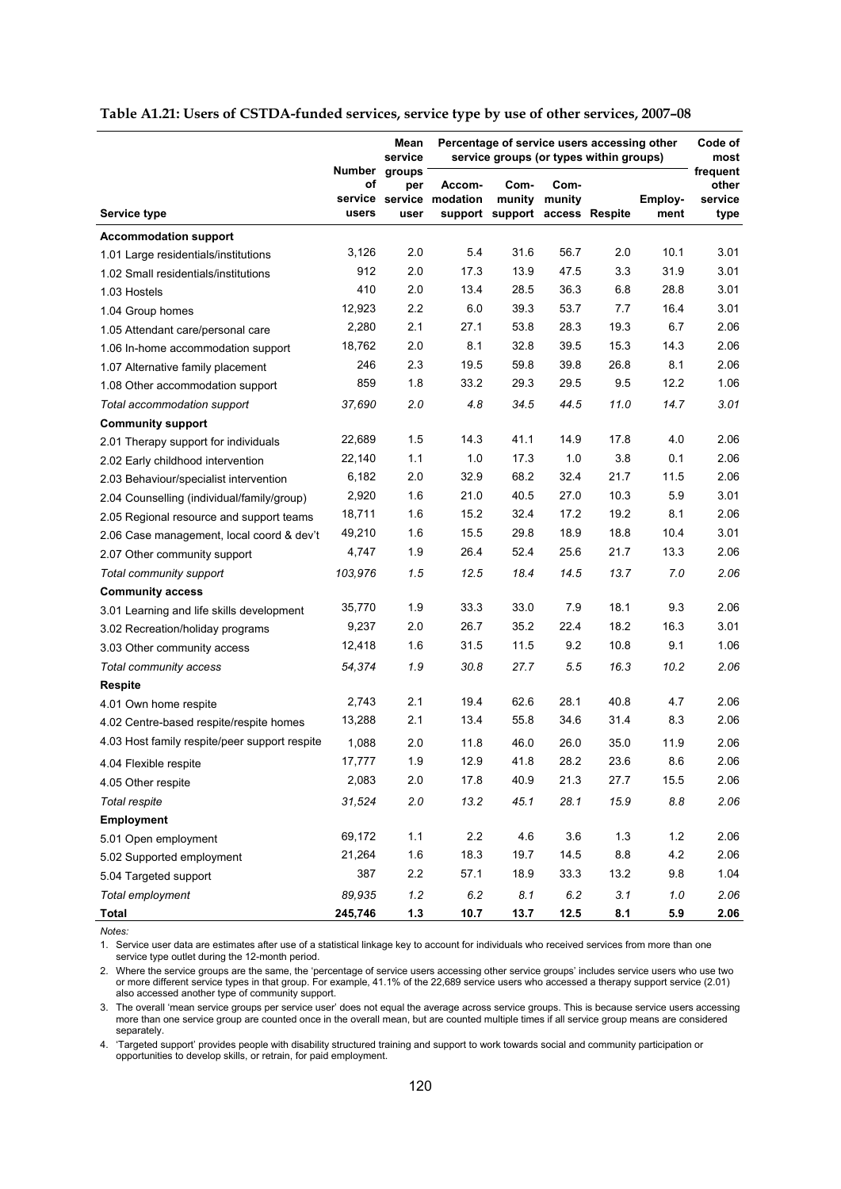**Table A1.21: Users of CSTDA-funded services, service type by use of other services, 2007–08**

| Service type | Number of service users | Mean service groups per service user | Percentage of service users accessing other service groups (or types within groups) | | | | | Code of most frequent other service type |
|---|---|---|---|---|---|---|---|---|
| | | | Accom-modation support | Com-munity support | Com-munity access | Respite | Employ-ment | |
| **Accommodation support** | | | | | | | | |
| 1.01 Large residentials/institutions | 3,126 | 2.0 | 5.4 | 31.6 | 56.7 | 2.0 | 10.1 | 3.01 |
| 1.02 Small residentials/institutions | 912 | 2.0 | 17.3 | 13.9 | 47.5 | 3.3 | 31.9 | 3.01 |
| 1.03 Hostels | 410 | 2.0 | 13.4 | 28.5 | 36.3 | 6.8 | 28.8 | 3.01 |
| 1.04 Group homes | 12,923 | 2.2 | 6.0 | 39.3 | 53.7 | 7.7 | 16.4 | 3.01 |
| 1.05 Attendant care/personal care | 2,280 | 2.1 | 27.1 | 53.8 | 28.3 | 19.3 | 6.7 | 2.06 |
| 1.06 In-home accommodation support | 18,762 | 2.0 | 8.1 | 32.8 | 39.5 | 15.3 | 14.3 | 2.06 |
| 1.07 Alternative family placement | 246 | 2.3 | 19.5 | 59.8 | 39.8 | 26.8 | 8.1 | 2.06 |
| 1.08 Other accommodation support | 859 | 1.8 | 33.2 | 29.3 | 29.5 | 9.5 | 12.2 | 1.06 |
| *Total accommodation support* | *37,690* | *2.0* | *4.8* | *34.5* | *44.5* | *11.0* | *14.7* | *3.01* |
| **Community support** | | | | | | | | |
| 2.01 Therapy support for individuals | 22,689 | 1.5 | 14.3 | 41.1 | 14.9 | 17.8 | 4.0 | 2.06 |
| 2.02 Early childhood intervention | 22,140 | 1.1 | 1.0 | 17.3 | 1.0 | 3.8 | 0.1 | 2.06 |
| 2.03 Behaviour/specialist intervention | 6,182 | 2.0 | 32.9 | 68.2 | 32.4 | 21.7 | 11.5 | 2.06 |
| 2.04 Counselling (individual/family/group) | 2,920 | 1.6 | 21.0 | 40.5 | 27.0 | 10.3 | 5.9 | 3.01 |
| 2.05 Regional resource and support teams | 18,711 | 1.6 | 15.2 | 32.4 | 17.2 | 19.2 | 8.1 | 2.06 |
| 2.06 Case management, local coord & dev't | 49,210 | 1.6 | 15.5 | 29.8 | 18.9 | 18.8 | 10.4 | 3.01 |
| 2.07 Other community support | 4,747 | 1.9 | 26.4 | 52.4 | 25.6 | 21.7 | 13.3 | 2.06 |
| *Total community support* | *103,976* | *1.5* | *12.5* | *18.4* | *14.5* | *13.7* | *7.0* | *2.06* |
| **Community access** | | | | | | | | |
| 3.01 Learning and life skills development | 35,770 | 1.9 | 33.3 | 33.0 | 7.9 | 18.1 | 9.3 | 2.06 |
| 3.02 Recreation/holiday programs | 9,237 | 2.0 | 26.7 | 35.2 | 22.4 | 18.2 | 16.3 | 3.01 |
| 3.03 Other community access | 12,418 | 1.6 | 31.5 | 11.5 | 9.2 | 10.8 | 9.1 | 1.06 |
| *Total community access* | *54,374* | *1.9* | *30.8* | *27.7* | *5.5* | *16.3* | *10.2* | *2.06* |
| **Respite** | | | | | | | | |
| 4.01 Own home respite | 2,743 | 2.1 | 19.4 | 62.6 | 28.1 | 40.8 | 4.7 | 2.06 |
| 4.02 Centre-based respite/respite homes | 13,288 | 2.1 | 13.4 | 55.8 | 34.6 | 31.4 | 8.3 | 2.06 |
| 4.03 Host family respite/peer support respite | 1,088 | 2.0 | 11.8 | 46.0 | 26.0 | 35.0 | 11.9 | 2.06 |
| 4.04 Flexible respite | 17,777 | 1.9 | 12.9 | 41.8 | 28.2 | 23.6 | 8.6 | 2.06 |
| 4.05 Other respite | 2,083 | 2.0 | 17.8 | 40.9 | 21.3 | 27.7 | 15.5 | 2.06 |
| *Total respite* | *31,524* | *2.0* | *13.2* | *45.1* | *28.1* | *15.9* | *8.8* | *2.06* |
| **Employment** | | | | | | | | |
| 5.01 Open employment | 69,172 | 1.1 | 2.2 | 4.6 | 3.6 | 1.3 | 1.2 | 2.06 |
| 5.02 Supported employment | 21,264 | 1.6 | 18.3 | 19.7 | 14.5 | 8.8 | 4.2 | 2.06 |
| 5.04 Targeted support | 387 | 2.2 | 57.1 | 18.9 | 33.3 | 13.2 | 9.8 | 1.04 |
| *Total employment* | *89,935* | *1.2* | *6.2* | *8.1* | *6.2* | *3.1* | *1.0* | *2.06* |
| **Total** | **245,746** | **1.3** | **10.7** | **13.7** | **12.5** | **8.1** | **5.9** | **2.06** |

*Notes:*

1. Service user data are estimates after use of a statistical linkage key to account for individuals who received services from more than one service type outlet during the 12-month period.
2. Where the service groups are the same, the 'percentage of service users accessing other service groups' includes service users who use two or more different service types in that group. For example, 41.1% of the 22,689 service users who accessed a therapy support service (2.01) also accessed another type of community support.
3. The overall 'mean service groups per service user' does not equal the average across service groups. This is because service users accessing more than one service group are counted once in the overall mean, but are counted multiple times if all service group means are considered separately.
4. 'Targeted support' provides people with disability structured training and support to work towards social and community participation or opportunities to develop skills, or retrain, for paid employment.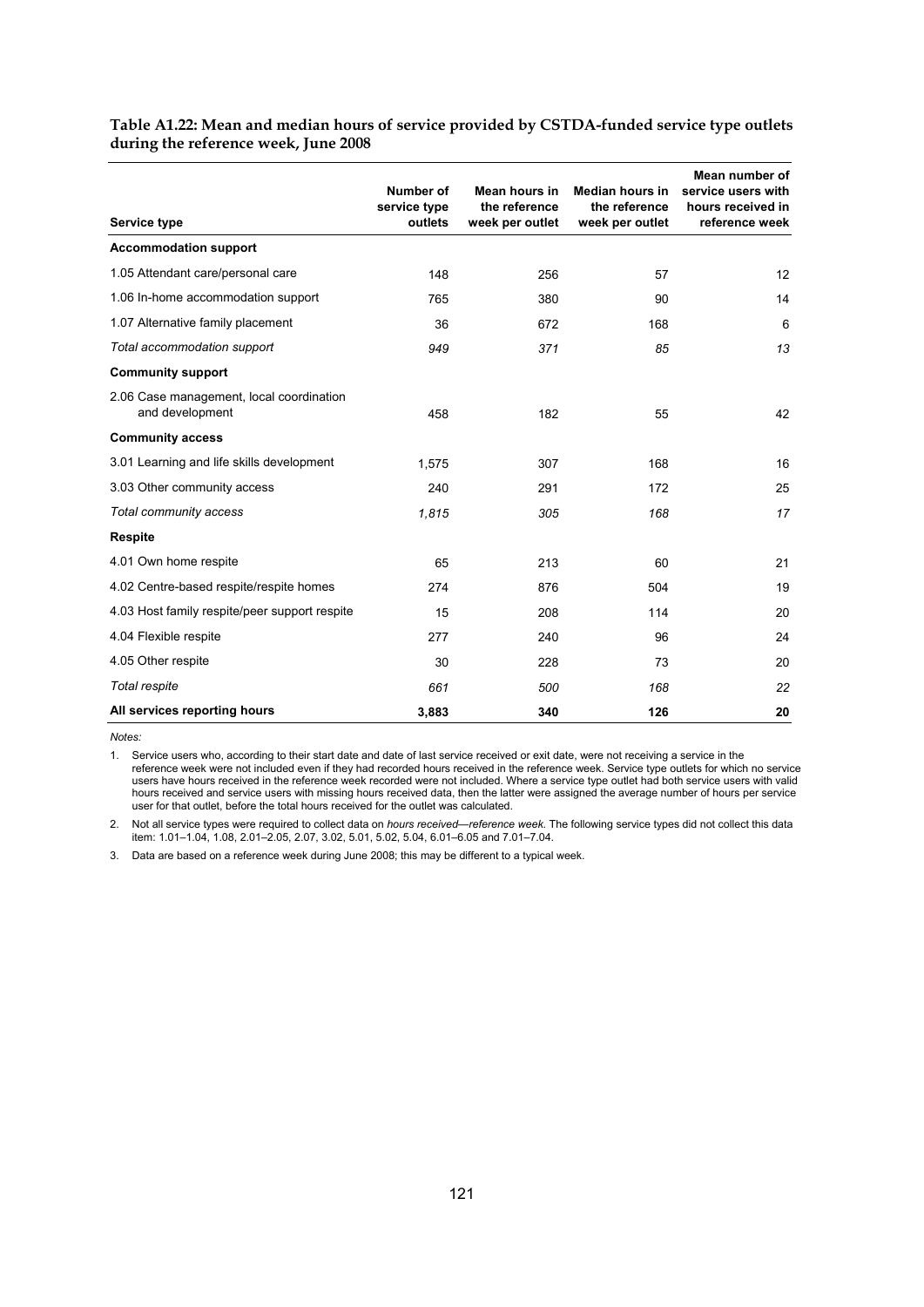**Table A1.22: Mean and median hours of service provided by CSTDA-funded service type outlets during the reference week, June 2008**

| Service type | Number of service type outlets | Mean hours in the reference week per outlet | Median hours in the reference week per outlet | Mean number of service users with hours received in reference week |
|---|---|---|---|---|
| **Accommodation support** | | | | |
| 1.05 Attendant care/personal care | 148 | 256 | 57 | 12 |
| 1.06 In-home accommodation support | 765 | 380 | 90 | 14 |
| 1.07 Alternative family placement | 36 | 672 | 168 | 6 |
| *Total accommodation support* | *949* | *371* | *85* | *13* |
| **Community support** | | | | |
| 2.06 Case management, local coordination and development | 458 | 182 | 55 | 42 |
| **Community access** | | | | |
| 3.01 Learning and life skills development | 1,575 | 307 | 168 | 16 |
| 3.03 Other community access | 240 | 291 | 172 | 25 |
| *Total community access* | *1,815* | *305* | *168* | *17* |
| **Respite** | | | | |
| 4.01 Own home respite | 65 | 213 | 60 | 21 |
| 4.02 Centre-based respite/respite homes | 274 | 876 | 504 | 19 |
| 4.03 Host family respite/peer support respite | 15 | 208 | 114 | 20 |
| 4.04 Flexible respite | 277 | 240 | 96 | 24 |
| 4.05 Other respite | 30 | 228 | 73 | 20 |
| *Total respite* | *661* | *500* | *168* | *22* |
| **All services reporting hours** | **3,883** | **340** | **126** | **20** |

*Notes:*

1. Service users who, according to their start date and date of last service received or exit date, were not receiving a service in the reference week were not included even if they had recorded hours received in the reference week. Service type outlets for which no service users have hours received in the reference week recorded were not included. Where a service type outlet had both service users with valid hours received and service users with missing hours received data, then the latter were assigned the average number of hours per service user for that outlet, before the total hours received for the outlet was calculated.

2. Not all service types were required to collect data on *hours received—reference week*. The following service types did not collect this data item: 1.01–1.04, 1.08, 2.01–2.05, 2.07, 3.02, 5.01, 5.02, 5.04, 6.01–6.05 and 7.01–7.04.

3. Data are based on a reference week during June 2008; this may be different to a typical week.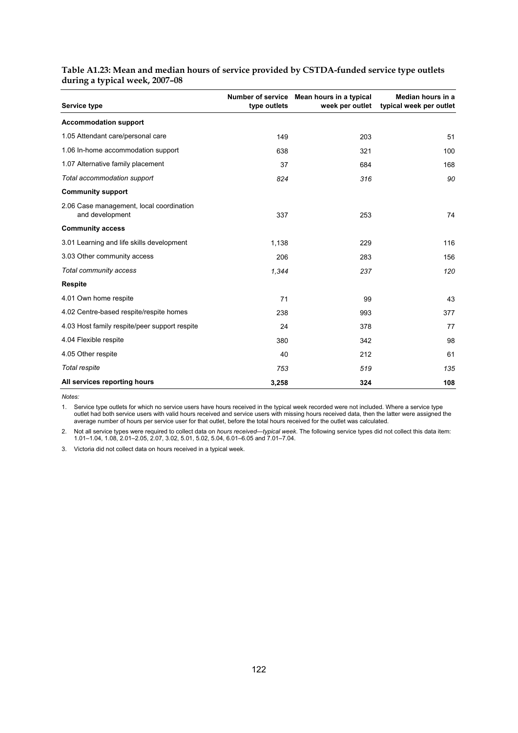**Table A1.23: Mean and median hours of service provided by CSTDA-funded service type outlets during a typical week, 2007–08**

| Service type | Number of service type outlets | Mean hours in a typical week per outlet | Median hours in a typical week per outlet |
|---|---|---|---|
| **Accommodation support** | | | |
| 1.05 Attendant care/personal care | 149 | 203 | 51 |
| 1.06 In-home accommodation support | 638 | 321 | 100 |
| 1.07 Alternative family placement | 37 | 684 | 168 |
| *Total accommodation support* | *824* | *316* | *90* |
| **Community support** | | | |
| 2.06 Case management, local coordination and development | 337 | 253 | 74 |
| **Community access** | | | |
| 3.01 Learning and life skills development | 1,138 | 229 | 116 |
| 3.03 Other community access | 206 | 283 | 156 |
| *Total community access* | *1,344* | *237* | *120* |
| **Respite** | | | |
| 4.01 Own home respite | 71 | 99 | 43 |
| 4.02 Centre-based respite/respite homes | 238 | 993 | 377 |
| 4.03 Host family respite/peer support respite | 24 | 378 | 77 |
| 4.04 Flexible respite | 380 | 342 | 98 |
| 4.05 Other respite | 40 | 212 | 61 |
| *Total respite* | *753* | *519* | *135* |
| **All services reporting hours** | **3,258** | **324** | **108** |

*Notes:*

1. Service type outlets for which no service users have hours received in the typical week recorded were not included. Where a service type outlet had both service users with valid hours received and service users with missing hours received data, then the latter were assigned the average number of hours per service user for that outlet, before the total hours received for the outlet was calculated.

2. Not all service types were required to collect data on *hours received—typical week*. The following service types did not collect this data item: 1.01–1.04, 1.08, 2.01–2.05, 2.07, 3.02, 5.01, 5.02, 5.04, 6.01–6.05 and 7.01–7.04.

3. Victoria did not collect data on hours received in a typical week.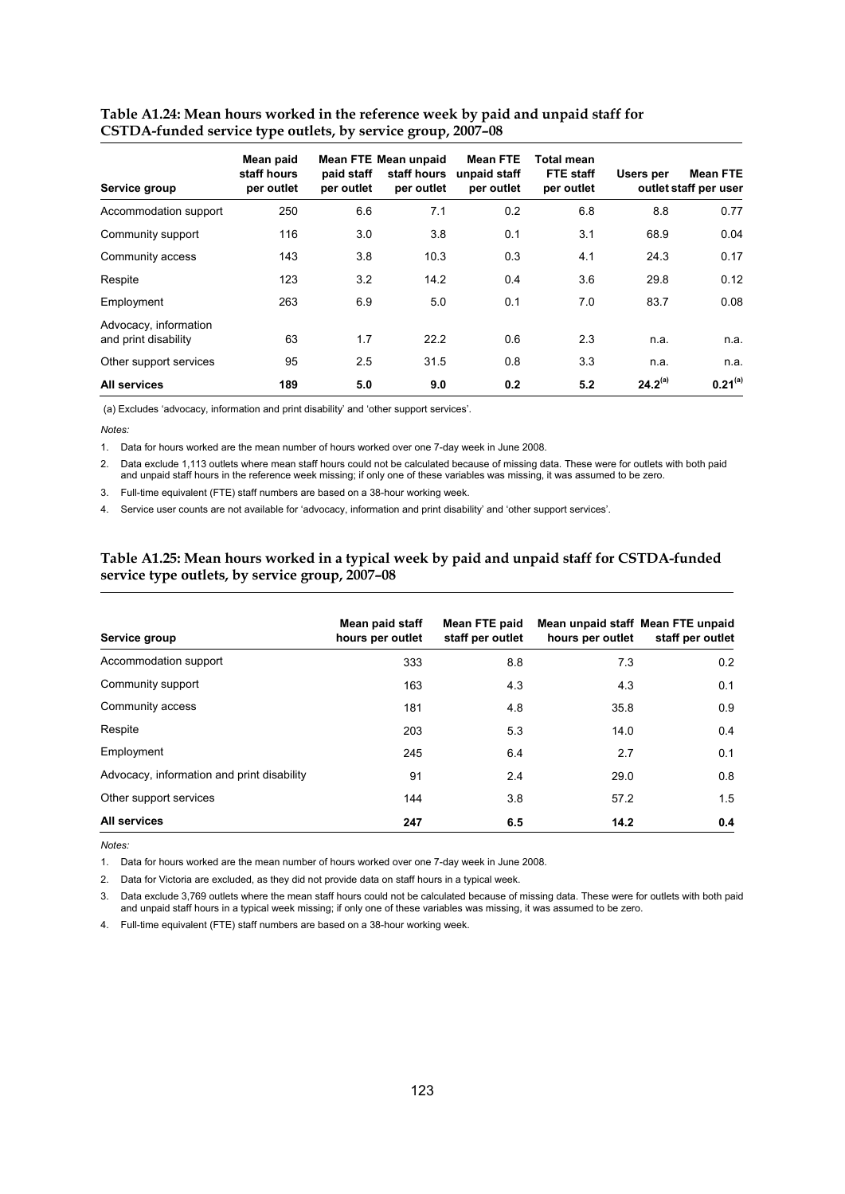**Table A1.24: Mean hours worked in the reference week by paid and unpaid staff for CSTDA-funded service type outlets, by service group, 2007–08**

| Service group | Mean paid staff hours per outlet | Mean FTE paid staff per outlet | Mean unpaid staff hours per outlet | Mean FTE unpaid staff per outlet | Total mean FTE staff per outlet | Users per outlet | Mean FTE staff per user |
|---|---|---|---|---|---|---|---|
| Accommodation support | 250 | 6.6 | 7.1 | 0.2 | 6.8 | 8.8 | 0.77 |
| Community support | 116 | 3.0 | 3.8 | 0.1 | 3.1 | 68.9 | 0.04 |
| Community access | 143 | 3.8 | 10.3 | 0.3 | 4.1 | 24.3 | 0.17 |
| Respite | 123 | 3.2 | 14.2 | 0.4 | 3.6 | 29.8 | 0.12 |
| Employment | 263 | 6.9 | 5.0 | 0.1 | 7.0 | 83.7 | 0.08 |
| Advocacy, information and print disability | 63 | 1.7 | 22.2 | 0.6 | 2.3 | n.a. | n.a. |
| Other support services | 95 | 2.5 | 31.5 | 0.8 | 3.3 | n.a. | n.a. |
| **All services** | **189** | **5.0** | **9.0** | **0.2** | **5.2** | **24.2[(a)]** | **0.21[(a)]** |

(a) Excludes 'advocacy, information and print disability' and 'other support services'.

*Notes:*

1. Data for hours worked are the mean number of hours worked over one 7-day week in June 2008.
2. Data exclude 1,113 outlets where mean staff hours could not be calculated because of missing data. These were for outlets with both paid and unpaid staff hours in the reference week missing; if only one of these variables was missing, it was assumed to be zero.
3. Full-time equivalent (FTE) staff numbers are based on a 38-hour working week.
4. Service user counts are not available for 'advocacy, information and print disability' and 'other support services'.

**Table A1.25: Mean hours worked in a typical week by paid and unpaid staff for CSTDA-funded service type outlets, by service group, 2007–08**

| Service group | Mean paid staff hours per outlet | Mean FTE paid staff per outlet | Mean unpaid staff hours per outlet | Mean FTE unpaid staff per outlet |
|---|---|---|---|---|
| Accommodation support | 333 | 8.8 | 7.3 | 0.2 |
| Community support | 163 | 4.3 | 4.3 | 0.1 |
| Community access | 181 | 4.8 | 35.8 | 0.9 |
| Respite | 203 | 5.3 | 14.0 | 0.4 |
| Employment | 245 | 6.4 | 2.7 | 0.1 |
| Advocacy, information and print disability | 91 | 2.4 | 29.0 | 0.8 |
| Other support services | 144 | 3.8 | 57.2 | 1.5 |
| **All services** | **247** | **6.5** | **14.2** | **0.4** |

*Notes:*

1. Data for hours worked are the mean number of hours worked over one 7-day week in June 2008.
2. Data for Victoria are excluded, as they did not provide data on staff hours in a typical week.
3. Data exclude 3,769 outlets where the mean staff hours could not be calculated because of missing data. These were for outlets with both paid and unpaid staff hours in a typical week missing; if only one of these variables was missing, it was assumed to be zero.
4. Full-time equivalent (FTE) staff numbers are based on a 38-hour working week.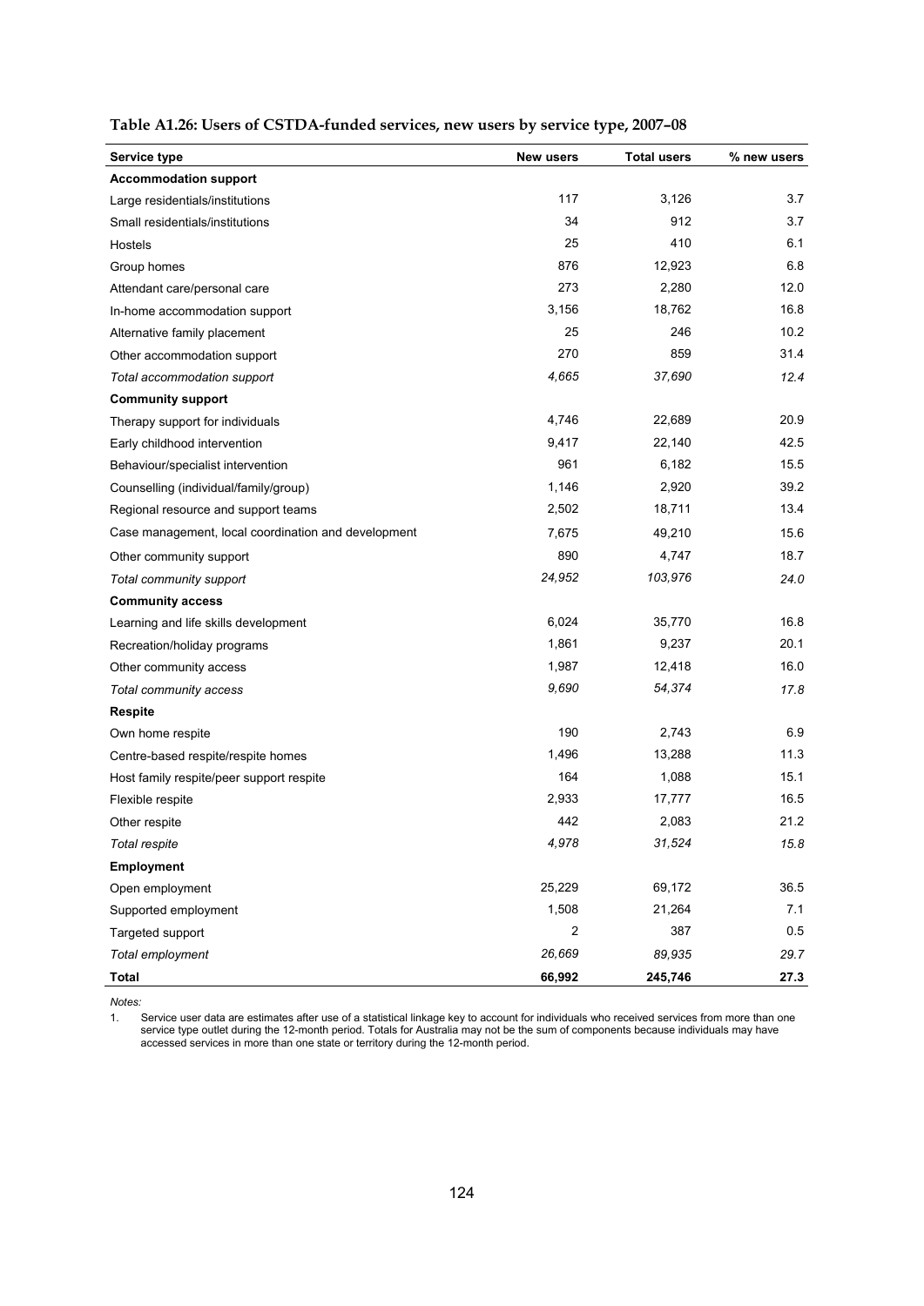**Table A1.26: Users of CSTDA-funded services, new users by service type, 2007–08**

| Service type | New users | Total users | % new users |
|---|---|---|---|
| **Accommodation support** | | | |
| Large residentials/institutions | 117 | 3,126 | 3.7 |
| Small residentials/institutions | 34 | 912 | 3.7 |
| Hostels | 25 | 410 | 6.1 |
| Group homes | 876 | 12,923 | 6.8 |
| Attendant care/personal care | 273 | 2,280 | 12.0 |
| In-home accommodation support | 3,156 | 18,762 | 16.8 |
| Alternative family placement | 25 | 246 | 10.2 |
| Other accommodation support | 270 | 859 | 31.4 |
| *Total accommodation support* | *4,665* | *37,690* | *12.4* |
| **Community support** | | | |
| Therapy support for individuals | 4,746 | 22,689 | 20.9 |
| Early childhood intervention | 9,417 | 22,140 | 42.5 |
| Behaviour/specialist intervention | 961 | 6,182 | 15.5 |
| Counselling (individual/family/group) | 1,146 | 2,920 | 39.2 |
| Regional resource and support teams | 2,502 | 18,711 | 13.4 |
| Case management, local coordination and development | 7,675 | 49,210 | 15.6 |
| Other community support | 890 | 4,747 | 18.7 |
| *Total community support* | *24,952* | *103,976* | *24.0* |
| **Community access** | | | |
| Learning and life skills development | 6,024 | 35,770 | 16.8 |
| Recreation/holiday programs | 1,861 | 9,237 | 20.1 |
| Other community access | 1,987 | 12,418 | 16.0 |
| *Total community access* | *9,690* | *54,374* | *17.8* |
| **Respite** | | | |
| Own home respite | 190 | 2,743 | 6.9 |
| Centre-based respite/respite homes | 1,496 | 13,288 | 11.3 |
| Host family respite/peer support respite | 164 | 1,088 | 15.1 |
| Flexible respite | 2,933 | 17,777 | 16.5 |
| Other respite | 442 | 2,083 | 21.2 |
| *Total respite* | *4,978* | *31,524* | *15.8* |
| **Employment** | | | |
| Open employment | 25,229 | 69,172 | 36.5 |
| Supported employment | 1,508 | 21,264 | 7.1 |
| Targeted support | 2 | 387 | 0.5 |
| *Total employment* | *26,669* | *89,935* | *29.7* |
| **Total** | **66,992** | **245,746** | **27.3** |

*Notes:*

1. Service user data are estimates after use of a statistical linkage key to account for individuals who received services from more than one service type outlet during the 12-month period. Totals for Australia may not be the sum of components because individuals may have accessed services in more than one state or territory during the 12-month period.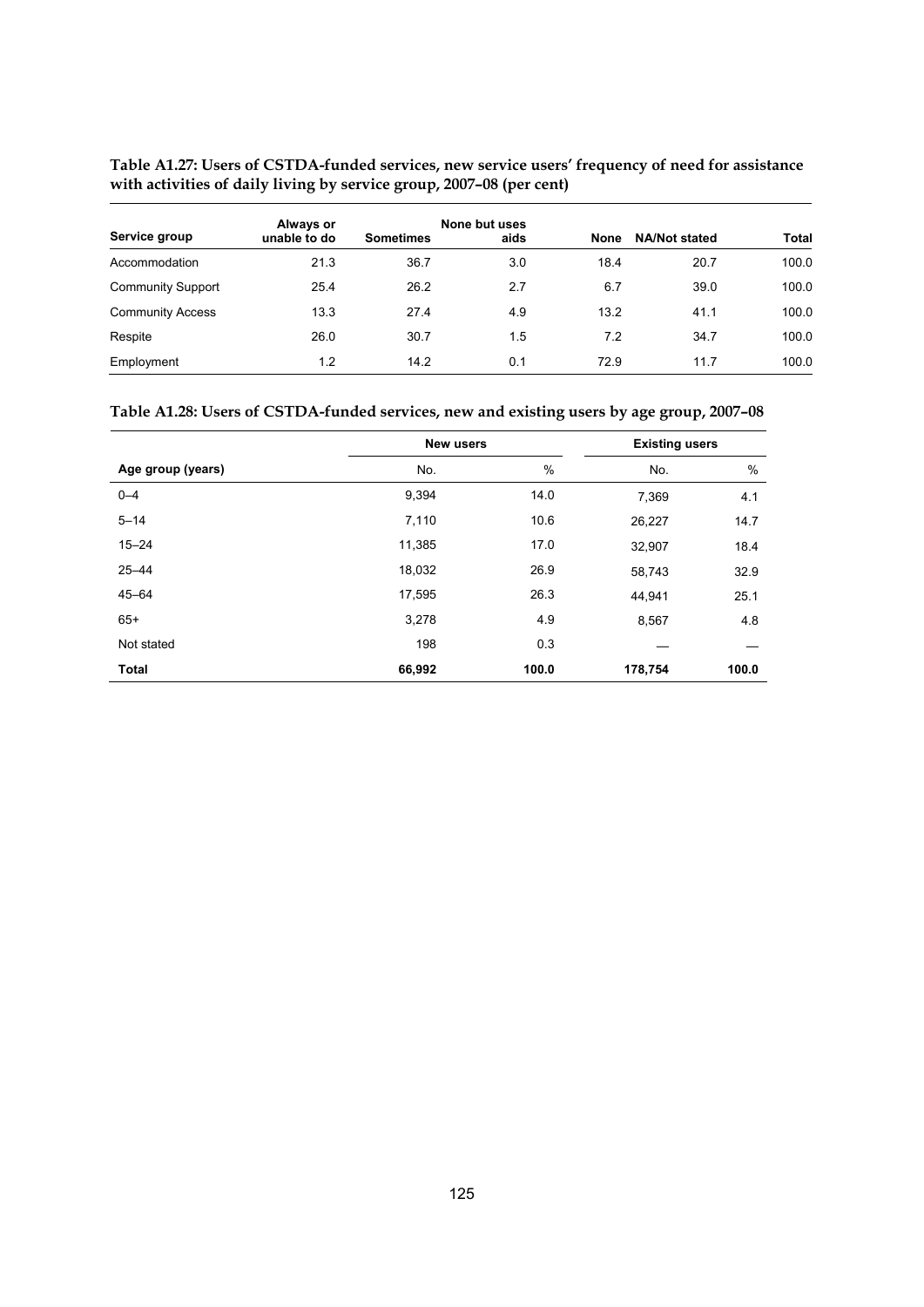**Table A1.27: Users of CSTDA-funded services, new service users' frequency of need for assistance with activities of daily living by service group, 2007–08 (per cent)**

| Service group | Always or unable to do | Sometimes | None but uses aids | None | NA/Not stated | Total |
|---|---|---|---|---|---|---|
| Accommodation | 21.3 | 36.7 | 3.0 | 18.4 | 20.7 | 100.0 |
| Community Support | 25.4 | 26.2 | 2.7 | 6.7 | 39.0 | 100.0 |
| Community Access | 13.3 | 27.4 | 4.9 | 13.2 | 41.1 | 100.0 |
| Respite | 26.0 | 30.7 | 1.5 | 7.2 | 34.7 | 100.0 |
| Employment | 1.2 | 14.2 | 0.1 | 72.9 | 11.7 | 100.0 |

**Table A1.28: Users of CSTDA-funded services, new and existing users by age group, 2007–08**

| | New users | | Existing users | |
|---|---|---|---|---|
| Age group (years) | No. | % | No. | % |
| 0–4 | 9,394 | 14.0 | 7,369 | 4.1 |
| 5–14 | 7,110 | 10.6 | 26,227 | 14.7 |
| 15–24 | 11,385 | 17.0 | 32,907 | 18.4 |
| 25–44 | 18,032 | 26.9 | 58,743 | 32.9 |
| 45–64 | 17,595 | 26.3 | 44,941 | 25.1 |
| 65+ | 3,278 | 4.9 | 8,567 | 4.8 |
| Not stated | 198 | 0.3 | — | — |
| **Total** | **66,992** | **100.0** | **178,754** | **100.0** |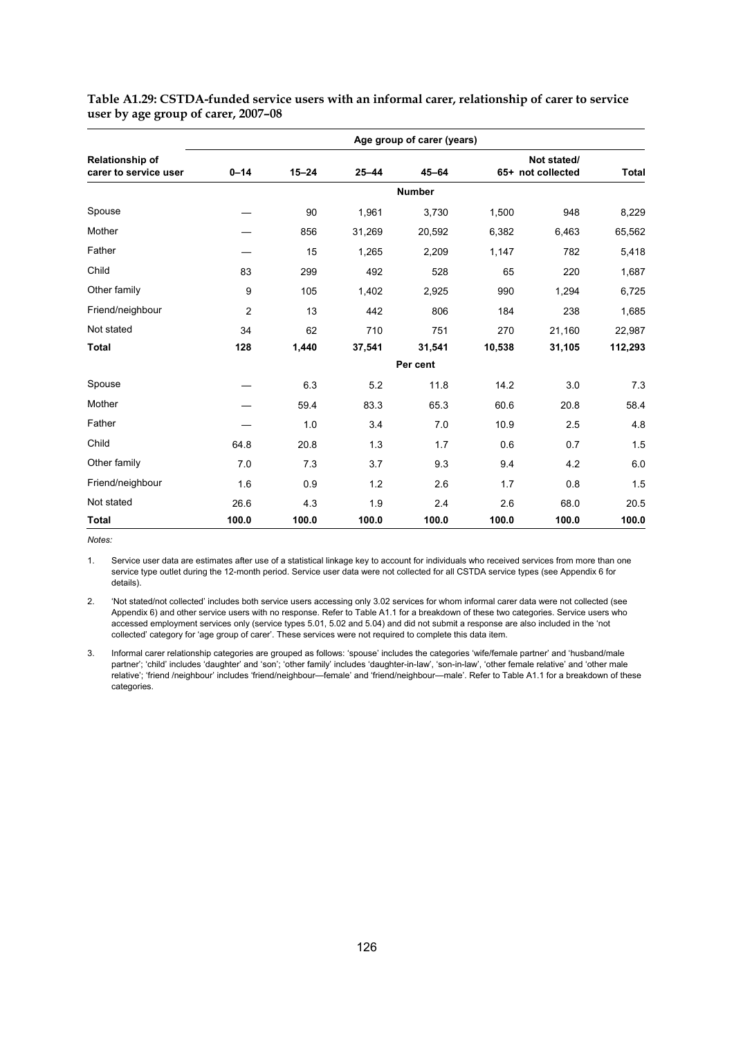**Table A1.29: CSTDA-funded service users with an informal carer, relationship of carer to service user by age group of carer, 2007–08**

| Relationship of carer to service user | Age group of carer (years) | | | | | | |
|---|---|---|---|---|---|---|---|
| | 0–14 | 15–24 | 25–44 | 45–64 | 65+ | Not stated/ not collected | Total |
| | **Number** | | | | | | |
| Spouse | — | 90 | 1,961 | 3,730 | 1,500 | 948 | 8,229 |
| Mother | — | 856 | 31,269 | 20,592 | 6,382 | 6,463 | 65,562 |
| Father | — | 15 | 1,265 | 2,209 | 1,147 | 782 | 5,418 |
| Child | 83 | 299 | 492 | 528 | 65 | 220 | 1,687 |
| Other family | 9 | 105 | 1,402 | 2,925 | 990 | 1,294 | 6,725 |
| Friend/neighbour | 2 | 13 | 442 | 806 | 184 | 238 | 1,685 |
| Not stated | 34 | 62 | 710 | 751 | 270 | 21,160 | 22,987 |
| **Total** | **128** | **1,440** | **37,541** | **31,541** | **10,538** | **31,105** | **112,293** |
| | **Per cent** | | | | | | |
| Spouse | — | 6.3 | 5.2 | 11.8 | 14.2 | 3.0 | 7.3 |
| Mother | — | 59.4 | 83.3 | 65.3 | 60.6 | 20.8 | 58.4 |
| Father | — | 1.0 | 3.4 | 7.0 | 10.9 | 2.5 | 4.8 |
| Child | 64.8 | 20.8 | 1.3 | 1.7 | 0.6 | 0.7 | 1.5 |
| Other family | 7.0 | 7.3 | 3.7 | 9.3 | 9.4 | 4.2 | 6.0 |
| Friend/neighbour | 1.6 | 0.9 | 1.2 | 2.6 | 1.7 | 0.8 | 1.5 |
| Not stated | 26.6 | 4.3 | 1.9 | 2.4 | 2.6 | 68.0 | 20.5 |
| **Total** | **100.0** | **100.0** | **100.0** | **100.0** | **100.0** | **100.0** | **100.0** |

*Notes:*

1. Service user data are estimates after use of a statistical linkage key to account for individuals who received services from more than one service type outlet during the 12-month period. Service user data were not collected for all CSTDA service types (see Appendix 6 for details).

2. 'Not stated/not collected' includes both service users accessing only 3.02 services for whom informal carer data were not collected (see Appendix 6) and other service users with no response. Refer to Table A1.1 for a breakdown of these two categories. Service users who accessed employment services only (service types 5.01, 5.02 and 5.04) and did not submit a response are also included in the 'not collected' category for 'age group of carer'. These services were not required to complete this data item.

3. Informal carer relationship categories are grouped as follows: 'spouse' includes the categories 'wife/female partner' and 'husband/male partner'; 'child' includes 'daughter' and 'son'; 'other family' includes 'daughter-in-law', 'son-in-law', 'other female relative' and 'other male relative'; 'friend /neighbour' includes 'friend/neighbour—female' and 'friend/neighbour—male'. Refer to Table A1.1 for a breakdown of these categories.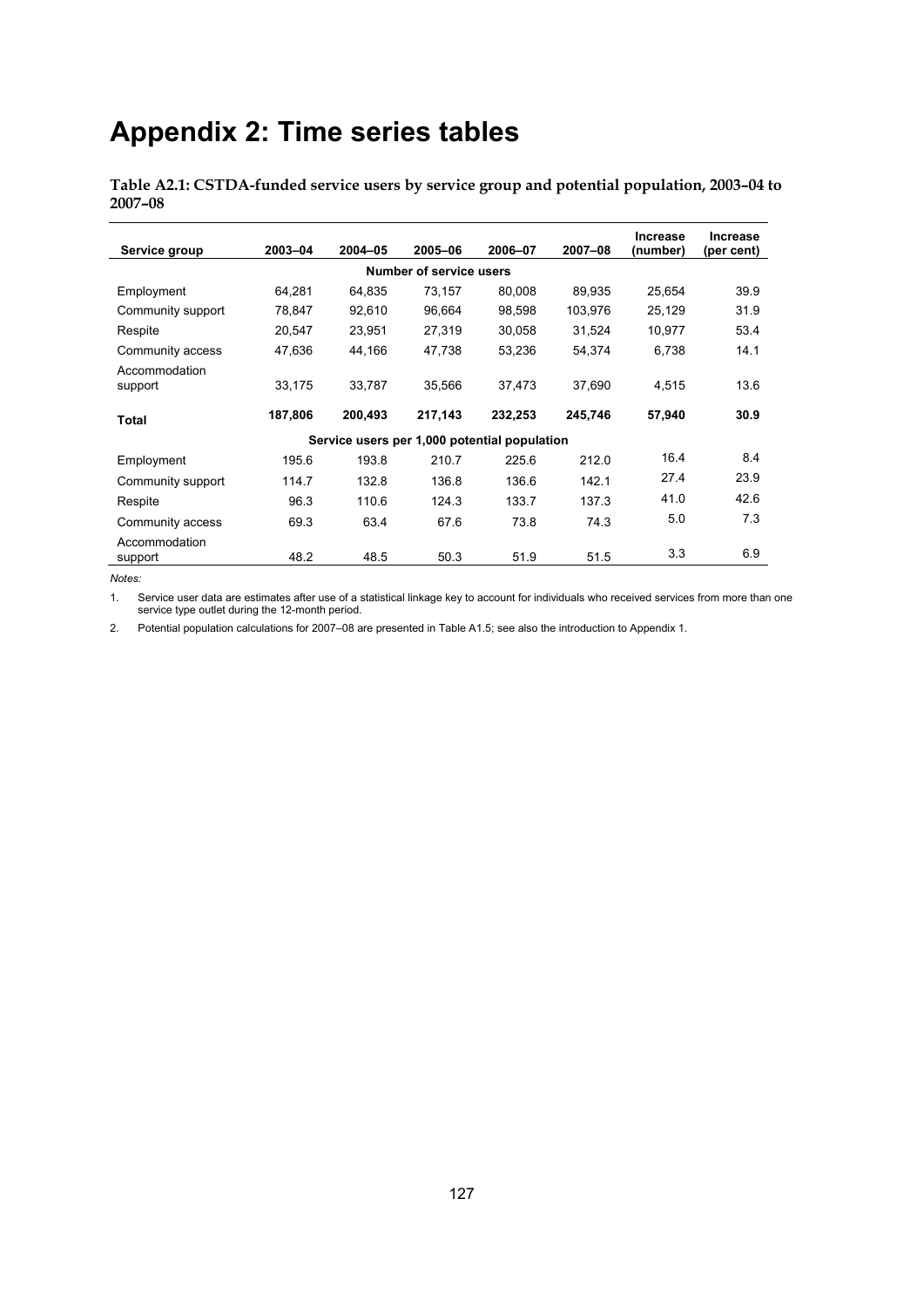# Appendix 2: Time series tables

**Table A2.1: CSTDA-funded service users by service group and potential population, 2003–04 to 2007–08**

| Service group | 2003–04 | 2004–05 | 2005–06 | 2006–07 | 2007–08 | Increase (number) | Increase (per cent) |
|---|---|---|---|---|---|---|---|
| | | | **Number of service users** | | | | |
| Employment | 64,281 | 64,835 | 73,157 | 80,008 | 89,935 | 25,654 | 39.9 |
| Community support | 78,847 | 92,610 | 96,664 | 98,598 | 103,976 | 25,129 | 31.9 |
| Respite | 20,547 | 23,951 | 27,319 | 30,058 | 31,524 | 10,977 | 53.4 |
| Community access | 47,636 | 44,166 | 47,738 | 53,236 | 54,374 | 6,738 | 14.1 |
| Accommodation support | 33,175 | 33,787 | 35,566 | 37,473 | 37,690 | 4,515 | 13.6 |
| **Total** | **187,806** | **200,493** | **217,143** | **232,253** | **245,746** | **57,940** | **30.9** |
| | | | **Service users per 1,000 potential population** | | | | |
| Employment | 195.6 | 193.8 | 210.7 | 225.6 | 212.0 | 16.4 | 8.4 |
| Community support | 114.7 | 132.8 | 136.8 | 136.6 | 142.1 | 27.4 | 23.9 |
| Respite | 96.3 | 110.6 | 124.3 | 133.7 | 137.3 | 41.0 | 42.6 |
| Community access | 69.3 | 63.4 | 67.6 | 73.8 | 74.3 | 5.0 | 7.3 |
| Accommodation support | 48.2 | 48.5 | 50.3 | 51.9 | 51.5 | 3.3 | 6.9 |

*Notes:*

1. Service user data are estimates after use of a statistical linkage key to account for individuals who received services from more than one service type outlet during the 12-month period.

2. Potential population calculations for 2007–08 are presented in Table A1.5; see also the introduction to Appendix 1.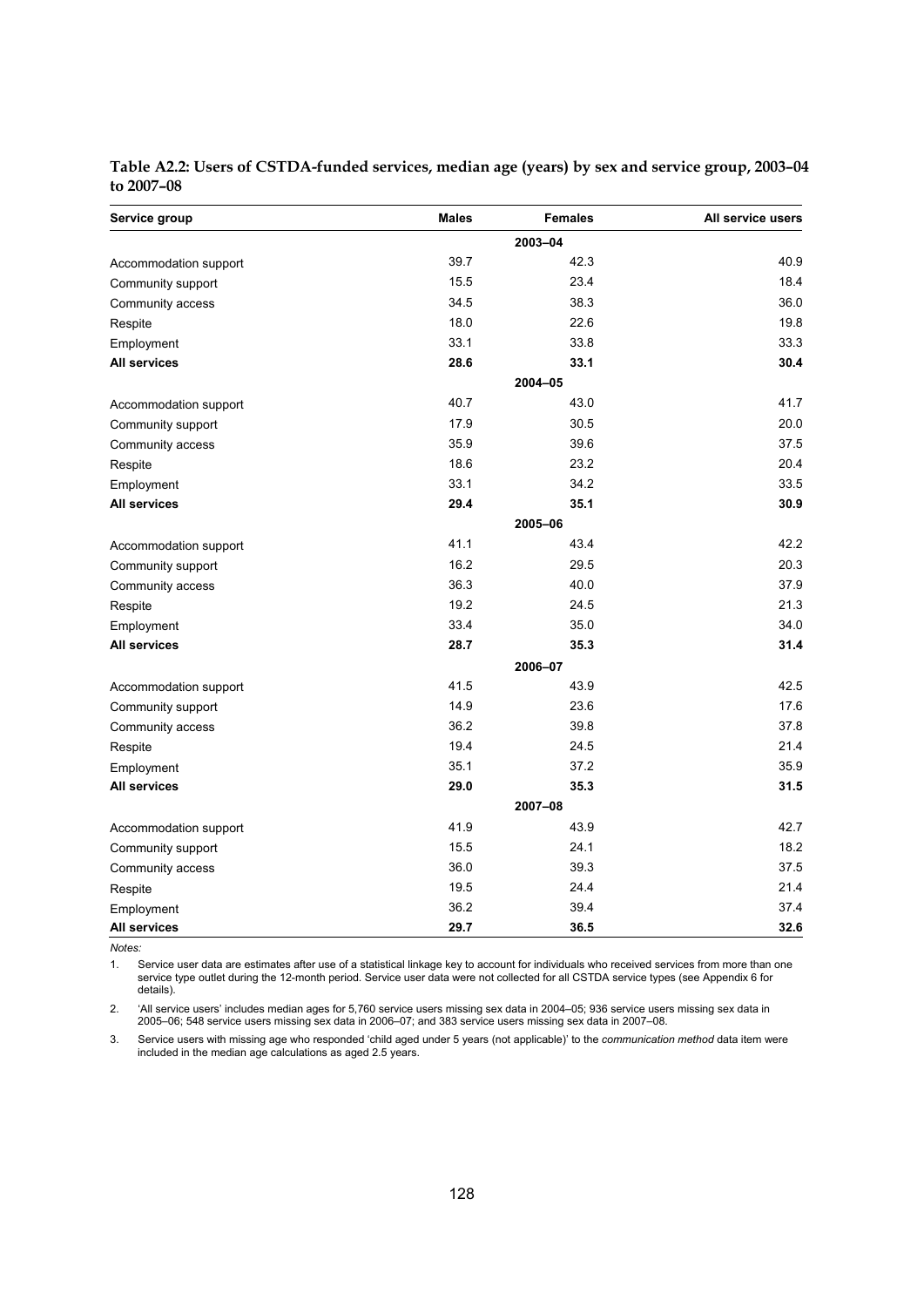**Table A2.2: Users of CSTDA-funded services, median age (years) by sex and service group, 2003–04 to 2007–08**

| Service group | Males | Females | All service users |
|---|---|---|---|
| | | **2003–04** | |
| Accommodation support | 39.7 | 42.3 | 40.9 |
| Community support | 15.5 | 23.4 | 18.4 |
| Community access | 34.5 | 38.3 | 36.0 |
| Respite | 18.0 | 22.6 | 19.8 |
| Employment | 33.1 | 33.8 | 33.3 |
| **All services** | **28.6** | **33.1** | **30.4** |
| | | **2004–05** | |
| Accommodation support | 40.7 | 43.0 | 41.7 |
| Community support | 17.9 | 30.5 | 20.0 |
| Community access | 35.9 | 39.6 | 37.5 |
| Respite | 18.6 | 23.2 | 20.4 |
| Employment | 33.1 | 34.2 | 33.5 |
| **All services** | **29.4** | **35.1** | **30.9** |
| | | **2005–06** | |
| Accommodation support | 41.1 | 43.4 | 42.2 |
| Community support | 16.2 | 29.5 | 20.3 |
| Community access | 36.3 | 40.0 | 37.9 |
| Respite | 19.2 | 24.5 | 21.3 |
| Employment | 33.4 | 35.0 | 34.0 |
| **All services** | **28.7** | **35.3** | **31.4** |
| | | **2006–07** | |
| Accommodation support | 41.5 | 43.9 | 42.5 |
| Community support | 14.9 | 23.6 | 17.6 |
| Community access | 36.2 | 39.8 | 37.8 |
| Respite | 19.4 | 24.5 | 21.4 |
| Employment | 35.1 | 37.2 | 35.9 |
| **All services** | **29.0** | **35.3** | **31.5** |
| | | **2007–08** | |
| Accommodation support | 41.9 | 43.9 | 42.7 |
| Community support | 15.5 | 24.1 | 18.2 |
| Community access | 36.0 | 39.3 | 37.5 |
| Respite | 19.5 | 24.4 | 21.4 |
| Employment | 36.2 | 39.4 | 37.4 |
| **All services** | **29.7** | **36.5** | **32.6** |

*Notes:*

1. Service user data are estimates after use of a statistical linkage key to account for individuals who received services from more than one service type outlet during the 12-month period. Service user data were not collected for all CSTDA service types (see Appendix 6 for details).

2. 'All service users' includes median ages for 5,760 service users missing sex data in 2004–05; 936 service users missing sex data in 2005–06; 548 service users missing sex data in 2006–07; and 383 service users missing sex data in 2007–08.

3. Service users with missing age who responded 'child aged under 5 years (not applicable)' to the *communication method* data item were included in the median age calculations as aged 2.5 years.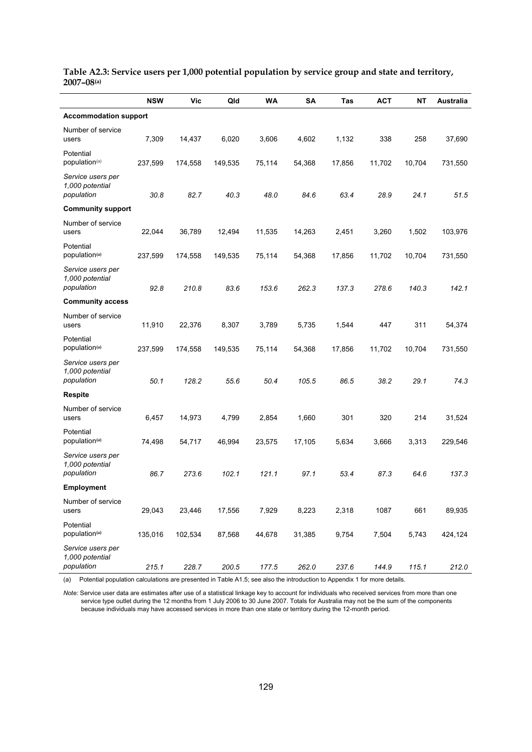**Table A2.3: Service users per 1,000 potential population by service group and state and territory, 2007–08**[(a)]

| | NSW | Vic | Qld | WA | SA | Tas | ACT | NT | Australia |
|---|---|---|---|---|---|---|---|---|---|
| **Accommodation support** | | | | | | | | | |
| Number of service users | 7,309 | 14,437 | 6,020 | 3,606 | 4,602 | 1,132 | 338 | 258 | 37,690 |
| Potential population[(a)] | 237,599 | 174,558 | 149,535 | 75,114 | 54,368 | 17,856 | 11,702 | 10,704 | 731,550 |
| *Service users per 1,000 potential population* | *30.8* | *82.7* | *40.3* | *48.0* | *84.6* | *63.4* | *28.9* | *24.1* | *51.5* |
| **Community support** | | | | | | | | | |
| Number of service users | 22,044 | 36,789 | 12,494 | 11,535 | 14,263 | 2,451 | 3,260 | 1,502 | 103,976 |
| Potential population[(a)] | 237,599 | 174,558 | 149,535 | 75,114 | 54,368 | 17,856 | 11,702 | 10,704 | 731,550 |
| *Service users per 1,000 potential population* | *92.8* | *210.8* | *83.6* | *153.6* | *262.3* | *137.3* | *278.6* | *140.3* | *142.1* |
| **Community access** | | | | | | | | | |
| Number of service users | 11,910 | 22,376 | 8,307 | 3,789 | 5,735 | 1,544 | 447 | 311 | 54,374 |
| Potential population[(a)] | 237,599 | 174,558 | 149,535 | 75,114 | 54,368 | 17,856 | 11,702 | 10,704 | 731,550 |
| *Service users per 1,000 potential population* | *50.1* | *128.2* | *55.6* | *50.4* | *105.5* | *86.5* | *38.2* | *29.1* | *74.3* |
| **Respite** | | | | | | | | | |
| Number of service users | 6,457 | 14,973 | 4,799 | 2,854 | 1,660 | 301 | 320 | 214 | 31,524 |
| Potential population[(a)] | 74,498 | 54,717 | 46,994 | 23,575 | 17,105 | 5,634 | 3,666 | 3,313 | 229,546 |
| *Service users per 1,000 potential population* | *86.7* | *273.6* | *102.1* | *121.1* | *97.1* | *53.4* | *87.3* | *64.6* | *137.3* |
| **Employment** | | | | | | | | | |
| Number of service users | 29,043 | 23,446 | 17,556 | 7,929 | 8,223 | 2,318 | 1087 | 661 | 89,935 |
| Potential population[(a)] | 135,016 | 102,534 | 87,568 | 44,678 | 31,385 | 9,754 | 7,504 | 5,743 | 424,124 |
| *Service users per 1,000 potential population* | *215.1* | *228.7* | *200.5* | *177.5* | *262.0* | *237.6* | *144.9* | *115.1* | *212.0* |

(a) Potential population calculations are presented in Table A1.5; see also the introduction to Appendix 1 for more details.

*Note:* Service user data are estimates after use of a statistical linkage key to account for individuals who received services from more than one service type outlet during the 12 months from 1 July 2006 to 30 June 2007. Totals for Australia may not be the sum of the components because individuals may have accessed services in more than one state or territory during the 12-month period.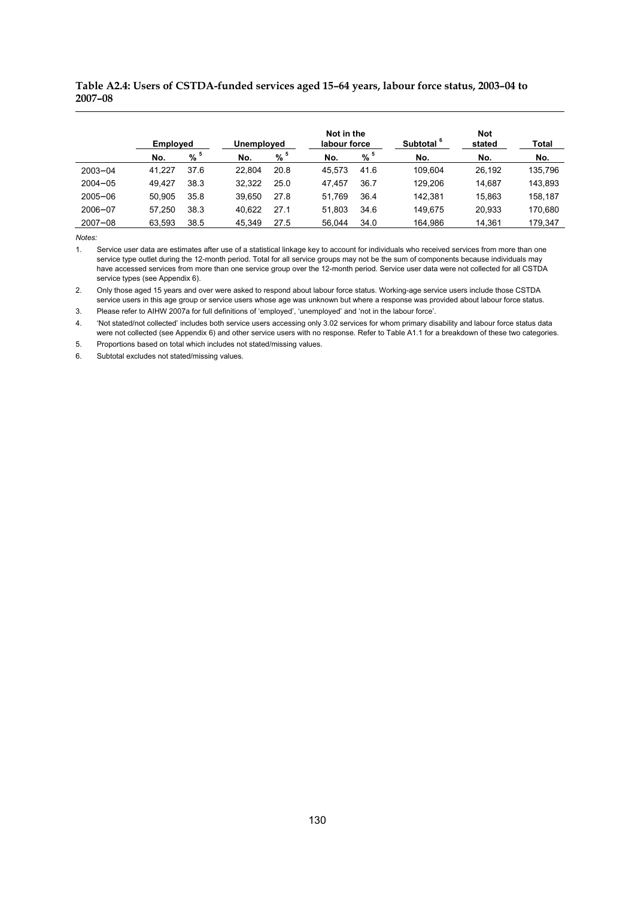**Table A2.4: Users of CSTDA-funded services aged 15–64 years, labour force status, 2003–04 to 2007–08**

| | Employed | | Unemployed | | Not in the labour force | | Subtotal [6] | Not stated | Total |
|---|---|---|---|---|---|---|---|---|---|
| | No. | % [5] | No. | % [5] | No. | % [5] | No. | No. | No. |
| 2003–04 | 41,227 | 37.6 | 22,804 | 20.8 | 45,573 | 41.6 | 109,604 | 26,192 | 135,796 |
| 2004–05 | 49,427 | 38.3 | 32,322 | 25.0 | 47,457 | 36.7 | 129,206 | 14,687 | 143,893 |
| 2005–06 | 50,905 | 35.8 | 39,650 | 27.8 | 51,769 | 36.4 | 142,381 | 15,863 | 158,187 |
| 2006–07 | 57,250 | 38.3 | 40,622 | 27.1 | 51,803 | 34.6 | 149,675 | 20,933 | 170,680 |
| 2007–08 | 63,593 | 38.5 | 45,349 | 27.5 | 56,044 | 34.0 | 164,986 | 14,361 | 179,347 |

*Notes:*

1. Service user data are estimates after use of a statistical linkage key to account for individuals who received services from more than one service type outlet during the 12-month period. Total for all service groups may not be the sum of components because individuals may have accessed services from more than one service group over the 12-month period. Service user data were not collected for all CSTDA service types (see Appendix 6).
2. Only those aged 15 years and over were asked to respond about labour force status. Working-age service users include those CSTDA service users in this age group or service users whose age was unknown but where a response was provided about labour force status.
3. Please refer to AIHW 2007a for full definitions of 'employed', 'unemployed' and 'not in the labour force'.
4. 'Not stated/not collected' includes both service users accessing only 3.02 services for whom primary disability and labour force status data were not collected (see Appendix 6) and other service users with no response. Refer to Table A1.1 for a breakdown of these two categories.
5. Proportions based on total which includes not stated/missing values.
6. Subtotal excludes not stated/missing values.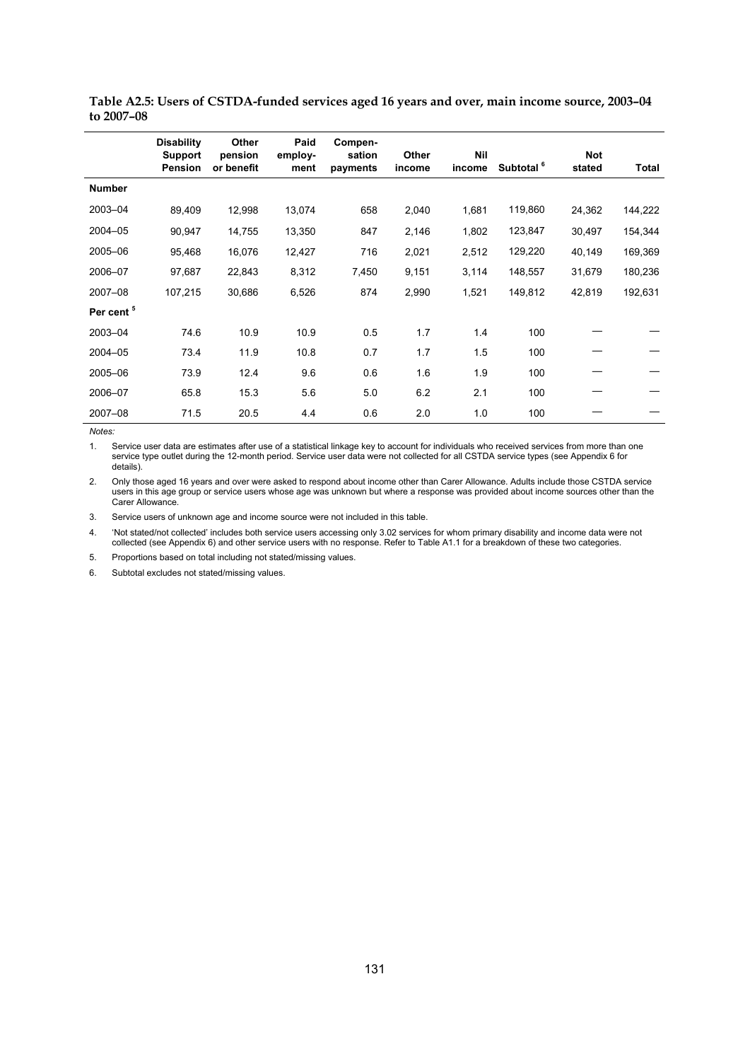**Table A2.5: Users of CSTDA-funded services aged 16 years and over, main income source, 2003–04 to 2007–08**

| | Disability Support Pension | Other pension or benefit | Paid employ-ment | Compen-sation payments | Other income | Nil income | Subtotal [6] | Not stated | Total |
|---|---|---|---|---|---|---|---|---|---|
| **Number** | | | | | | | | | |
| 2003–04 | 89,409 | 12,998 | 13,074 | 658 | 2,040 | 1,681 | 119,860 | 24,362 | 144,222 |
| 2004–05 | 90,947 | 14,755 | 13,350 | 847 | 2,146 | 1,802 | 123,847 | 30,497 | 154,344 |
| 2005–06 | 95,468 | 16,076 | 12,427 | 716 | 2,021 | 2,512 | 129,220 | 40,149 | 169,369 |
| 2006–07 | 97,687 | 22,843 | 8,312 | 7,450 | 9,151 | 3,114 | 148,557 | 31,679 | 180,236 |
| 2007–08 | 107,215 | 30,686 | 6,526 | 874 | 2,990 | 1,521 | 149,812 | 42,819 | 192,631 |
| **Per cent [5]** | | | | | | | | | |
| 2003–04 | 74.6 | 10.9 | 10.9 | 0.5 | 1.7 | 1.4 | 100 | — | — |
| 2004–05 | 73.4 | 11.9 | 10.8 | 0.7 | 1.7 | 1.5 | 100 | — | — |
| 2005–06 | 73.9 | 12.4 | 9.6 | 0.6 | 1.6 | 1.9 | 100 | — | — |
| 2006–07 | 65.8 | 15.3 | 5.6 | 5.0 | 6.2 | 2.1 | 100 | — | — |
| 2007–08 | 71.5 | 20.5 | 4.4 | 0.6 | 2.0 | 1.0 | 100 | — | — |

*Notes:*

1. Service user data are estimates after use of a statistical linkage key to account for individuals who received services from more than one service type outlet during the 12-month period. Service user data were not collected for all CSTDA service types (see Appendix 6 for details).

2. Only those aged 16 years and over were asked to respond about income other than Carer Allowance. Adults include those CSTDA service users in this age group or service users whose age was unknown but where a response was provided about income sources other than the Carer Allowance.

3. Service users of unknown age and income source were not included in this table.

4. 'Not stated/not collected' includes both service users accessing only 3.02 services for whom primary disability and income data were not collected (see Appendix 6) and other service users with no response. Refer to Table A1.1 for a breakdown of these two categories.

5. Proportions based on total including not stated/missing values.

6. Subtotal excludes not stated/missing values.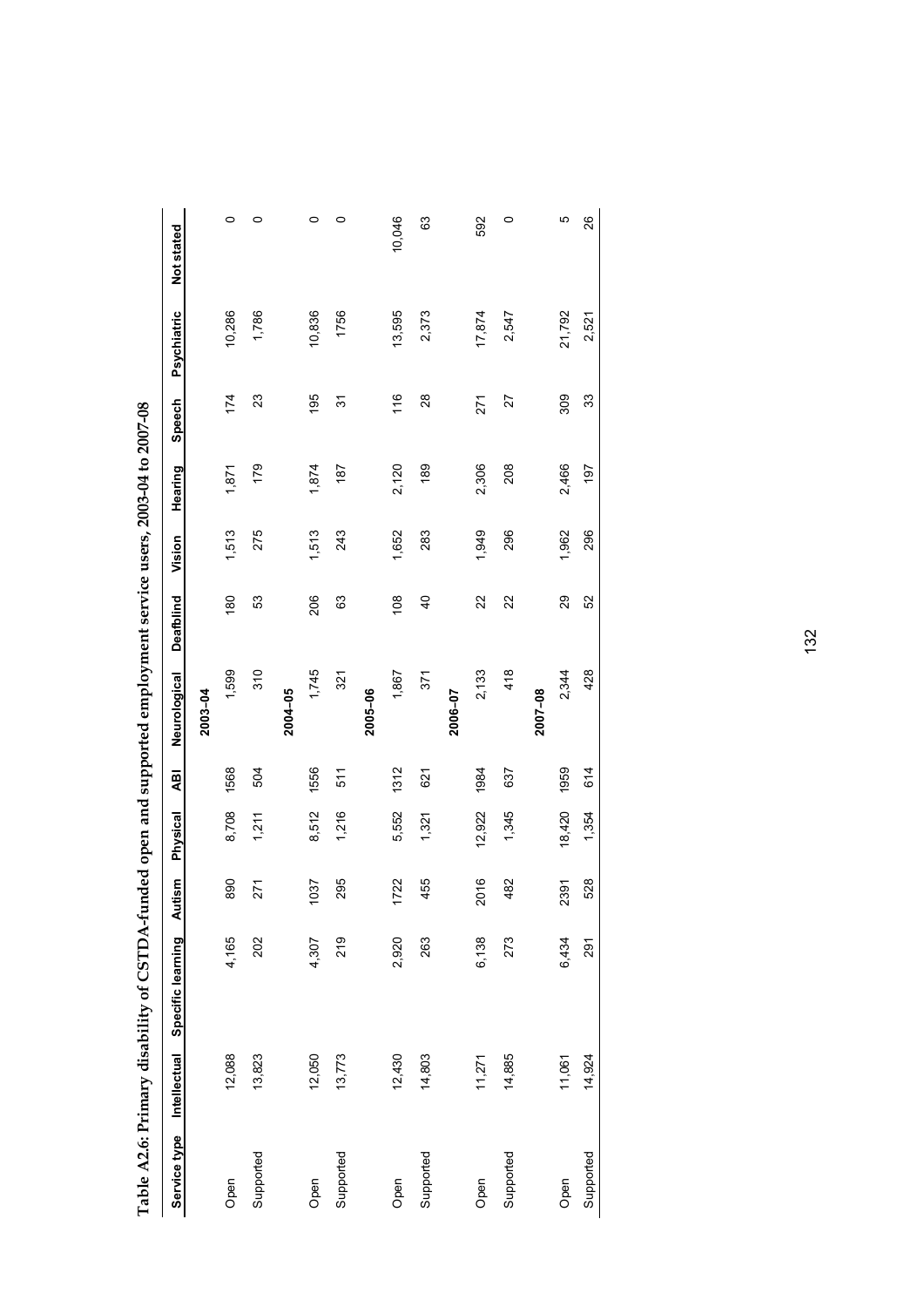**Table A2.6: Primary disability of CSTDA-funded open and supported employment service users, 2003-04 to 2007-08**

| Service type | Intellectual | Specific learning | Autism | Physical | ABI | Neurological | Deafblind | Vision | Hearing | Speech | Psychiatric | Not stated |
|---|---|---|---|---|---|---|---|---|---|---|---|---|
| | | | | | | **2003–04** | | | | | | |
| Open | 12,088 | 4,165 | 890 | 8,708 | 1568 | 1,599 | 180 | 1,513 | 1,871 | 174 | 10,286 | 0 |
| Supported | 13,823 | 202 | 271 | 1,211 | 504 | 310 | 53 | 275 | 179 | 23 | 1,786 | 0 |
| | | | | | | **2004–05** | | | | | | |
| Open | 12,050 | 4,307 | 1037 | 8,512 | 1556 | 1,745 | 206 | 1,513 | 1,874 | 195 | 10,836 | 0 |
| Supported | 13,773 | 219 | 295 | 1,216 | 511 | 321 | 63 | 243 | 187 | 31 | 1756 | 0 |
| | | | | | | **2005–06** | | | | | | |
| Open | 12,430 | 2,920 | 1722 | 5,552 | 1312 | 1,867 | 108 | 1,652 | 2,120 | 116 | 13,595 | 10,046 |
| Supported | 14,803 | 263 | 455 | 1,321 | 621 | 371 | 40 | 283 | 189 | 28 | 2,373 | 63 |
| | | | | | | **2006–07** | | | | | | |
| Open | 11,271 | 6,138 | 2016 | 12,922 | 1984 | 2,133 | 22 | 1,949 | 2,306 | 271 | 17,874 | 592 |
| Supported | 14,885 | 273 | 482 | 1,345 | 637 | 418 | 22 | 296 | 208 | 27 | 2,547 | 0 |
| | | | | | | **2007–08** | | | | | | |
| Open | 11,061 | 6,434 | 2391 | 18,420 | 1959 | 2,344 | 29 | 1,962 | 2,466 | 309 | 21,792 | 5 |
| Supported | 14,924 | 291 | 528 | 1,354 | 614 | 428 | 52 | 296 | 197 | 33 | 2,521 | 26 |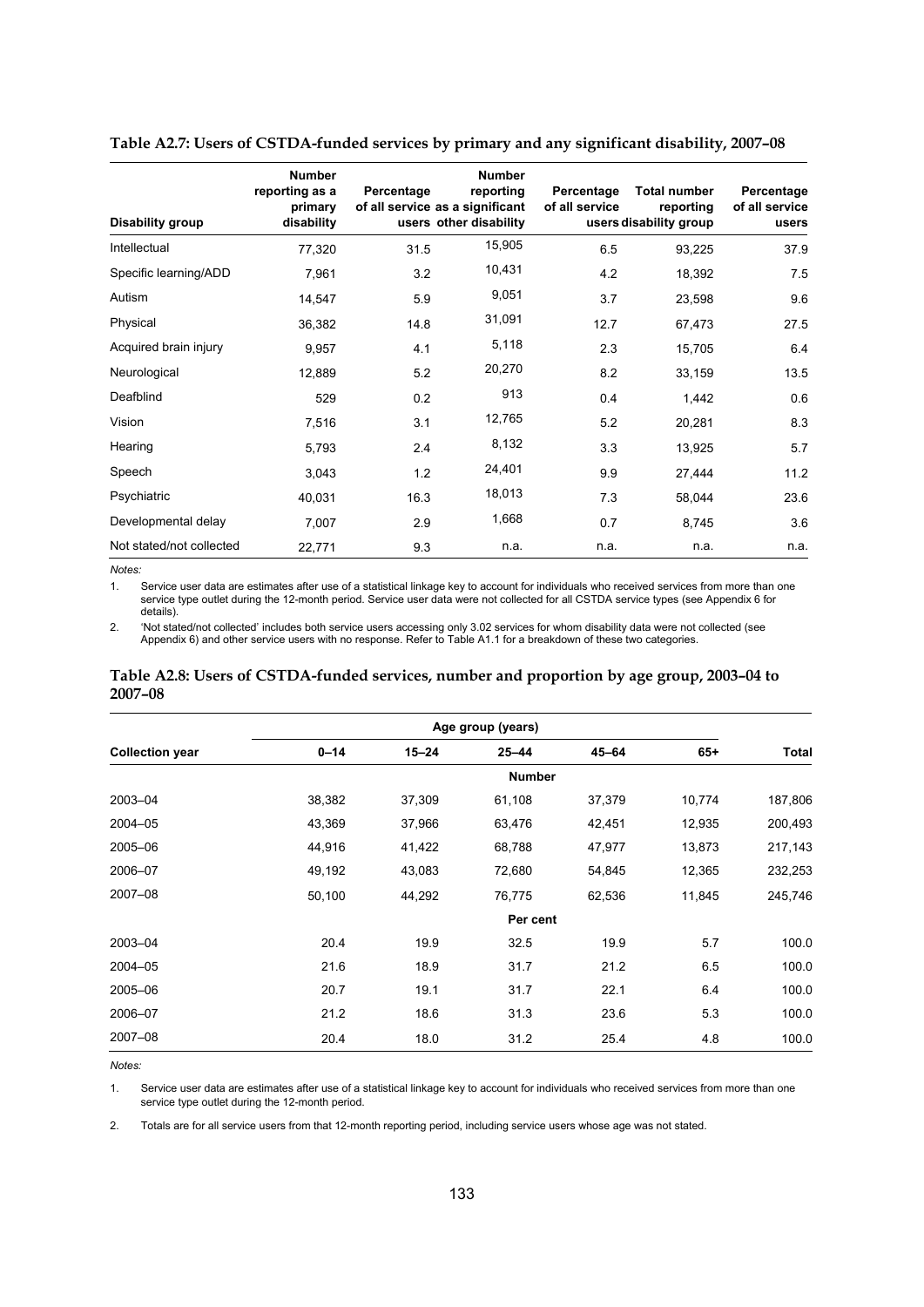**Table A2.7: Users of CSTDA-funded services by primary and any significant disability, 2007–08**

| Disability group | Number reporting as a primary disability | Percentage of all service users | Number reporting as a significant other disability | Percentage of all service users | Total number reporting disability group | Percentage of all service users |
|---|---|---|---|---|---|---|
| Intellectual | 77,320 | 31.5 | 15,905 | 6.5 | 93,225 | 37.9 |
| Specific learning/ADD | 7,961 | 3.2 | 10,431 | 4.2 | 18,392 | 7.5 |
| Autism | 14,547 | 5.9 | 9,051 | 3.7 | 23,598 | 9.6 |
| Physical | 36,382 | 14.8 | 31,091 | 12.7 | 67,473 | 27.5 |
| Acquired brain injury | 9,957 | 4.1 | 5,118 | 2.3 | 15,705 | 6.4 |
| Neurological | 12,889 | 5.2 | 20,270 | 8.2 | 33,159 | 13.5 |
| Deafblind | 529 | 0.2 | 913 | 0.4 | 1,442 | 0.6 |
| Vision | 7,516 | 3.1 | 12,765 | 5.2 | 20,281 | 8.3 |
| Hearing | 5,793 | 2.4 | 8,132 | 3.3 | 13,925 | 5.7 |
| Speech | 3,043 | 1.2 | 24,401 | 9.9 | 27,444 | 11.2 |
| Psychiatric | 40,031 | 16.3 | 18,013 | 7.3 | 58,044 | 23.6 |
| Developmental delay | 7,007 | 2.9 | 1,668 | 0.7 | 8,745 | 3.6 |
| Not stated/not collected | 22,771 | 9.3 | n.a. | n.a. | n.a. | n.a. |

*Notes:*

1. Service user data are estimates after use of a statistical linkage key to account for individuals who received services from more than one service type outlet during the 12-month period. Service user data were not collected for all CSTDA service types (see Appendix 6 for details).
2. 'Not stated/not collected' includes both service users accessing only 3.02 services for whom disability data were not collected (see Appendix 6) and other service users with no response. Refer to Table A1.1 for a breakdown of these two categories.

**Table A2.8: Users of CSTDA-funded services, number and proportion by age group, 2003–04 to 2007–08**

| | Age group (years) | | | | | |
|---|---|---|---|---|---|---|
| Collection year | 0–14 | 15–24 | 25–44 | 45–64 | 65+ | Total |
| | | | Number | | | |
| 2003–04 | 38,382 | 37,309 | 61,108 | 37,379 | 10,774 | 187,806 |
| 2004–05 | 43,369 | 37,966 | 63,476 | 42,451 | 12,935 | 200,493 |
| 2005–06 | 44,916 | 41,422 | 68,788 | 47,977 | 13,873 | 217,143 |
| 2006–07 | 49,192 | 43,083 | 72,680 | 54,845 | 12,365 | 232,253 |
| 2007–08 | 50,100 | 44,292 | 76,775 | 62,536 | 11,845 | 245,746 |
| | | | Per cent | | | |
| 2003–04 | 20.4 | 19.9 | 32.5 | 19.9 | 5.7 | 100.0 |
| 2004–05 | 21.6 | 18.9 | 31.7 | 21.2 | 6.5 | 100.0 |
| 2005–06 | 20.7 | 19.1 | 31.7 | 22.1 | 6.4 | 100.0 |
| 2006–07 | 21.2 | 18.6 | 31.3 | 23.6 | 5.3 | 100.0 |
| 2007–08 | 20.4 | 18.0 | 31.2 | 25.4 | 4.8 | 100.0 |

*Notes:*

1. Service user data are estimates after use of a statistical linkage key to account for individuals who received services from more than one service type outlet during the 12-month period.
2. Totals are for all service users from that 12-month reporting period, including service users whose age was not stated.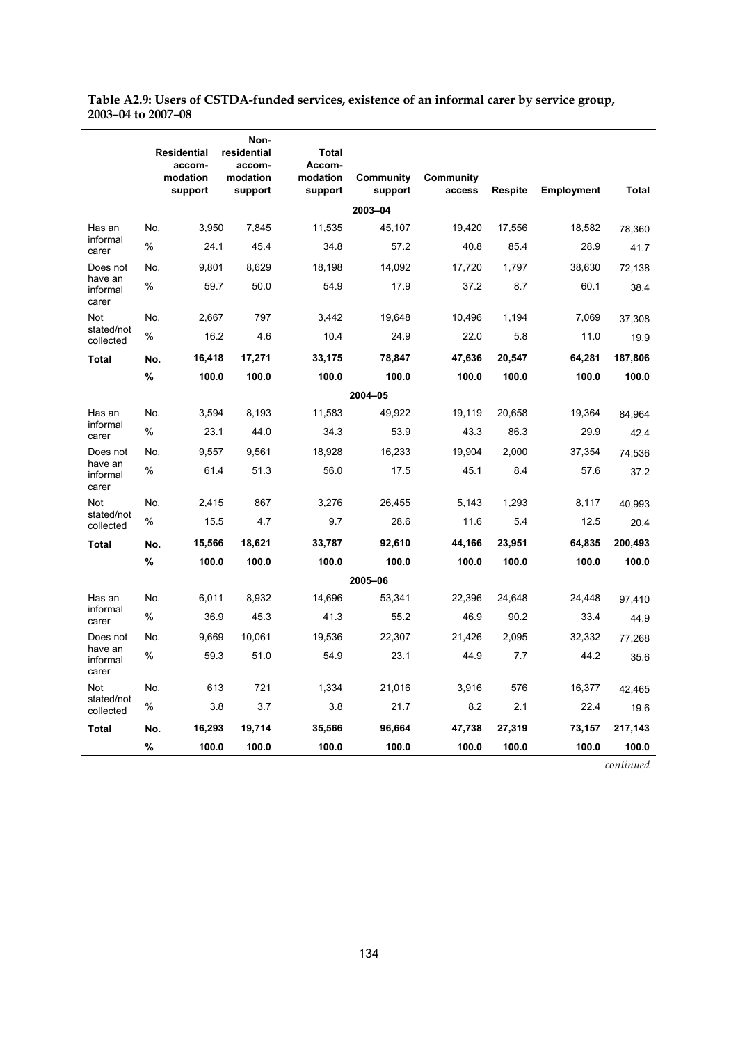**Table A2.9: Users of CSTDA-funded services, existence of an informal carer by service group, 2003–04 to 2007–08**

| | | Residential accom-modation support | Non-residential accom-modation support | Total Accom-modation support | Community support | Community access | Respite | Employment | Total |
|---|---|---|---|---|---|---|---|---|---|
| | | | | | **2003–04** | | | | |
| Has an informal carer | No. | 3,950 | 7,845 | 11,535 | 45,107 | 19,420 | 17,556 | 18,582 | 78,360 |
| | % | 24.1 | 45.4 | 34.8 | 57.2 | 40.8 | 85.4 | 28.9 | 41.7 |
| Does not have an informal carer | No. | 9,801 | 8,629 | 18,198 | 14,092 | 17,720 | 1,797 | 38,630 | 72,138 |
| | % | 59.7 | 50.0 | 54.9 | 17.9 | 37.2 | 8.7 | 60.1 | 38.4 |
| Not stated/not collected | No. | 2,667 | 797 | 3,442 | 19,648 | 10,496 | 1,194 | 7,069 | 37,308 |
| | % | 16.2 | 4.6 | 10.4 | 24.9 | 22.0 | 5.8 | 11.0 | 19.9 |
| **Total** | **No.** | **16,418** | **17,271** | **33,175** | **78,847** | **47,636** | **20,547** | **64,281** | **187,806** |
| | **%** | **100.0** | **100.0** | **100.0** | **100.0** | **100.0** | **100.0** | **100.0** | **100.0** |
| | | | | | **2004–05** | | | | |
| Has an informal carer | No. | 3,594 | 8,193 | 11,583 | 49,922 | 19,119 | 20,658 | 19,364 | 84,964 |
| | % | 23.1 | 44.0 | 34.3 | 53.9 | 43.3 | 86.3 | 29.9 | 42.4 |
| Does not have an informal carer | No. | 9,557 | 9,561 | 18,928 | 16,233 | 19,904 | 2,000 | 37,354 | 74,536 |
| | % | 61.4 | 51.3 | 56.0 | 17.5 | 45.1 | 8.4 | 57.6 | 37.2 |
| Not stated/not collected | No. | 2,415 | 867 | 3,276 | 26,455 | 5,143 | 1,293 | 8,117 | 40,993 |
| | % | 15.5 | 4.7 | 9.7 | 28.6 | 11.6 | 5.4 | 12.5 | 20.4 |
| **Total** | **No.** | **15,566** | **18,621** | **33,787** | **92,610** | **44,166** | **23,951** | **64,835** | **200,493** |
| | **%** | **100.0** | **100.0** | **100.0** | **100.0** | **100.0** | **100.0** | **100.0** | **100.0** |
| | | | | | **2005–06** | | | | |
| Has an informal carer | No. | 6,011 | 8,932 | 14,696 | 53,341 | 22,396 | 24,648 | 24,448 | 97,410 |
| | % | 36.9 | 45.3 | 41.3 | 55.2 | 46.9 | 90.2 | 33.4 | 44.9 |
| Does not have an informal carer | No. | 9,669 | 10,061 | 19,536 | 22,307 | 21,426 | 2,095 | 32,332 | 77,268 |
| | % | 59.3 | 51.0 | 54.9 | 23.1 | 44.9 | 7.7 | 44.2 | 35.6 |
| Not stated/not collected | No. | 613 | 721 | 1,334 | 21,016 | 3,916 | 576 | 16,377 | 42,465 |
| | % | 3.8 | 3.7 | 3.8 | 21.7 | 8.2 | 2.1 | 22.4 | 19.6 |
| **Total** | **No.** | **16,293** | **19,714** | **35,566** | **96,664** | **47,738** | **27,319** | **73,157** | **217,143** |
| | **%** | **100.0** | **100.0** | **100.0** | **100.0** | **100.0** | **100.0** | **100.0** | **100.0** |

*continued*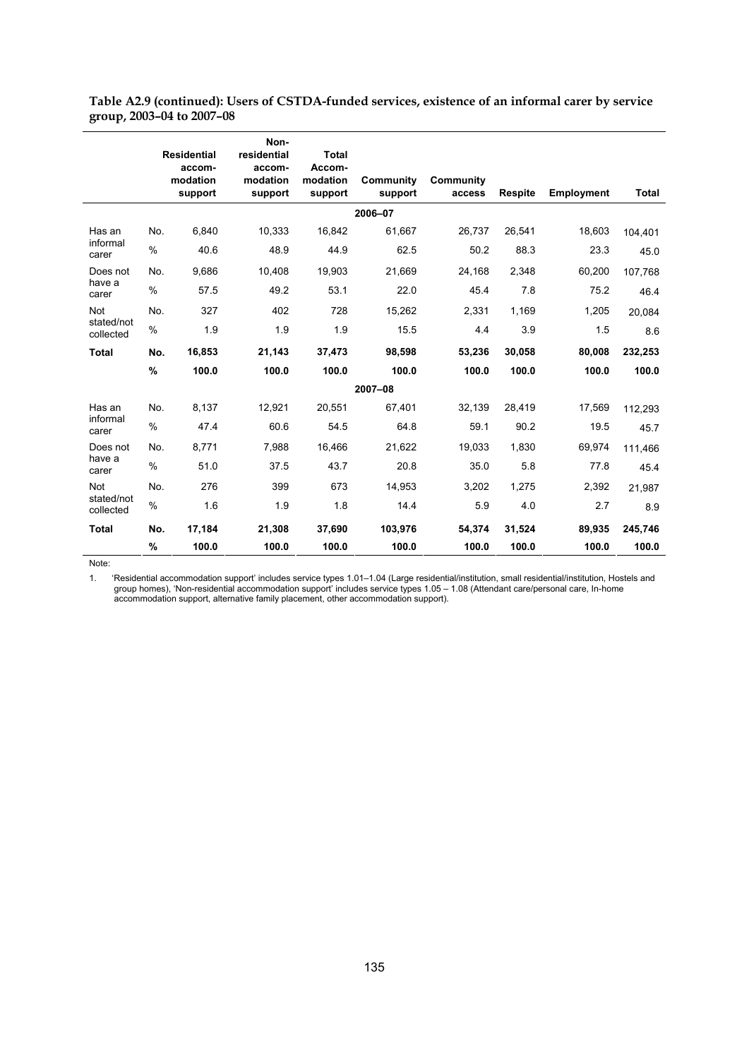**Table A2.9 (continued): Users of CSTDA-funded services, existence of an informal carer by service group, 2003–04 to 2007–08**

| | | Residential accom-modation support | Non-residential accom-modation support | Total Accom-modation support | Community support | Community access | Respite | Employment | Total |
|---|---|---|---|---|---|---|---|---|---|
| | | | | | **2006–07** | | | | |
| Has an informal carer | No. | 6,840 | 10,333 | 16,842 | 61,667 | 26,737 | 26,541 | 18,603 | 104,401 |
| | % | 40.6 | 48.9 | 44.9 | 62.5 | 50.2 | 88.3 | 23.3 | 45.0 |
| Does not have a carer | No. | 9,686 | 10,408 | 19,903 | 21,669 | 24,168 | 2,348 | 60,200 | 107,768 |
| | % | 57.5 | 49.2 | 53.1 | 22.0 | 45.4 | 7.8 | 75.2 | 46.4 |
| Not stated/not collected | No. | 327 | 402 | 728 | 15,262 | 2,331 | 1,169 | 1,205 | 20,084 |
| | % | 1.9 | 1.9 | 1.9 | 15.5 | 4.4 | 3.9 | 1.5 | 8.6 |
| **Total** | **No.** | **16,853** | **21,143** | **37,473** | **98,598** | **53,236** | **30,058** | **80,008** | **232,253** |
| | **%** | **100.0** | **100.0** | **100.0** | **100.0** | **100.0** | **100.0** | **100.0** | **100.0** |
| | | | | | **2007–08** | | | | |
| Has an informal carer | No. | 8,137 | 12,921 | 20,551 | 67,401 | 32,139 | 28,419 | 17,569 | 112,293 |
| | % | 47.4 | 60.6 | 54.5 | 64.8 | 59.1 | 90.2 | 19.5 | 45.7 |
| Does not have a carer | No. | 8,771 | 7,988 | 16,466 | 21,622 | 19,033 | 1,830 | 69,974 | 111,466 |
| | % | 51.0 | 37.5 | 43.7 | 20.8 | 35.0 | 5.8 | 77.8 | 45.4 |
| Not stated/not collected | No. | 276 | 399 | 673 | 14,953 | 3,202 | 1,275 | 2,392 | 21,987 |
| | % | 1.6 | 1.9 | 1.8 | 14.4 | 5.9 | 4.0 | 2.7 | 8.9 |
| **Total** | **No.** | **17,184** | **21,308** | **37,690** | **103,976** | **54,374** | **31,524** | **89,935** | **245,746** |
| | **%** | **100.0** | **100.0** | **100.0** | **100.0** | **100.0** | **100.0** | **100.0** | **100.0** |

Note:

1. 'Residential accommodation support' includes service types 1.01–1.04 (Large residential/institution, small residential/institution, Hostels and group homes), 'Non-residential accommodation support' includes service types 1.05 – 1.08 (Attendant care/personal care, In-home accommodation support, alternative family placement, other accommodation support).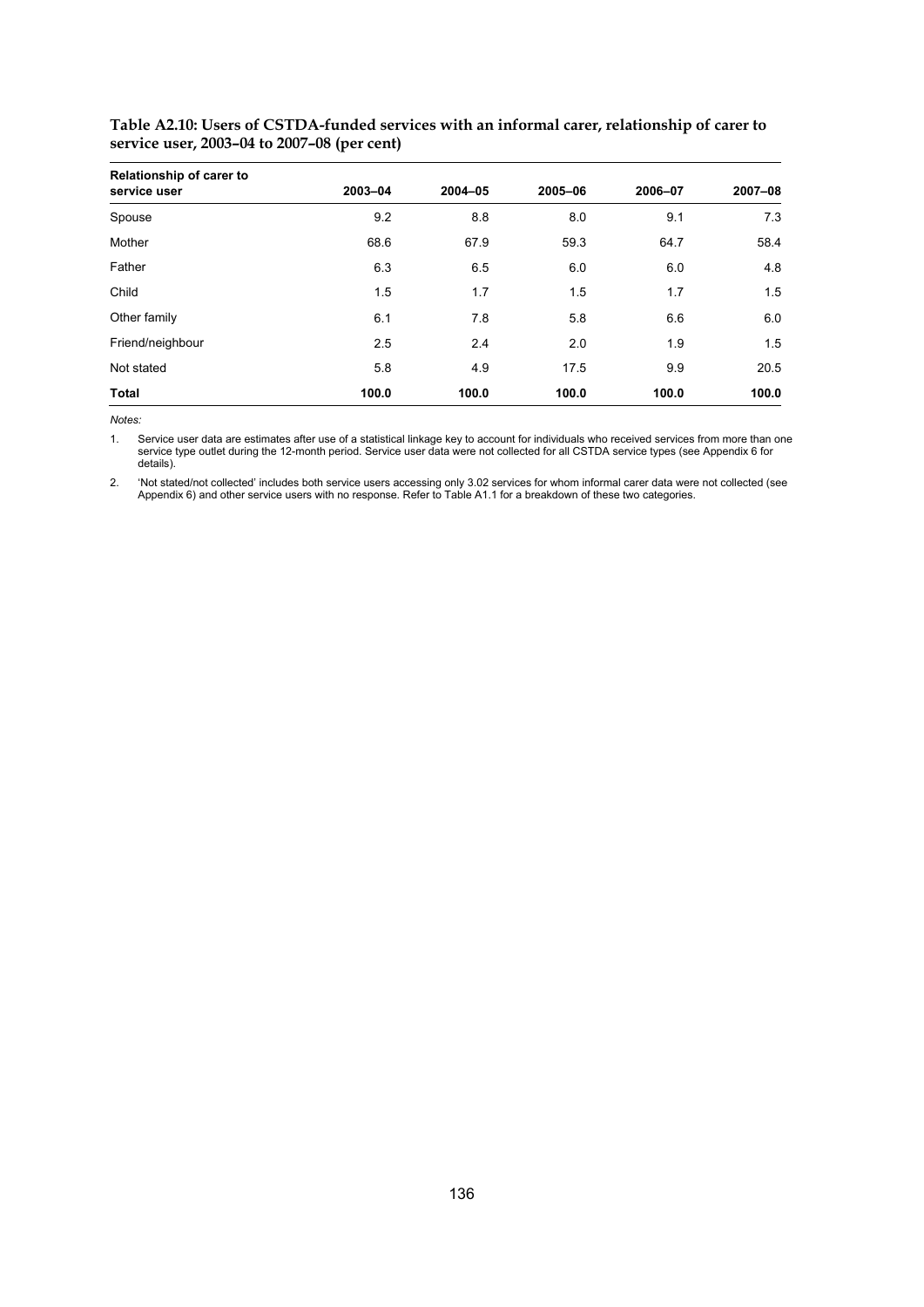**Table A2.10: Users of CSTDA-funded services with an informal carer, relationship of carer to service user, 2003–04 to 2007–08 (per cent)**

| Relationship of carer to service user | 2003–04 | 2004–05 | 2005–06 | 2006–07 | 2007–08 |
|---|---|---|---|---|---|
| Spouse | 9.2 | 8.8 | 8.0 | 9.1 | 7.3 |
| Mother | 68.6 | 67.9 | 59.3 | 64.7 | 58.4 |
| Father | 6.3 | 6.5 | 6.0 | 6.0 | 4.8 |
| Child | 1.5 | 1.7 | 1.5 | 1.7 | 1.5 |
| Other family | 6.1 | 7.8 | 5.8 | 6.6 | 6.0 |
| Friend/neighbour | 2.5 | 2.4 | 2.0 | 1.9 | 1.5 |
| Not stated | 5.8 | 4.9 | 17.5 | 9.9 | 20.5 |
| **Total** | **100.0** | **100.0** | **100.0** | **100.0** | **100.0** |

*Notes:*

1. Service user data are estimates after use of a statistical linkage key to account for individuals who received services from more than one service type outlet during the 12-month period. Service user data were not collected for all CSTDA service types (see Appendix 6 for details).

2. 'Not stated/not collected' includes both service users accessing only 3.02 services for whom informal carer data were not collected (see Appendix 6) and other service users with no response. Refer to Table A1.1 for a breakdown of these two categories.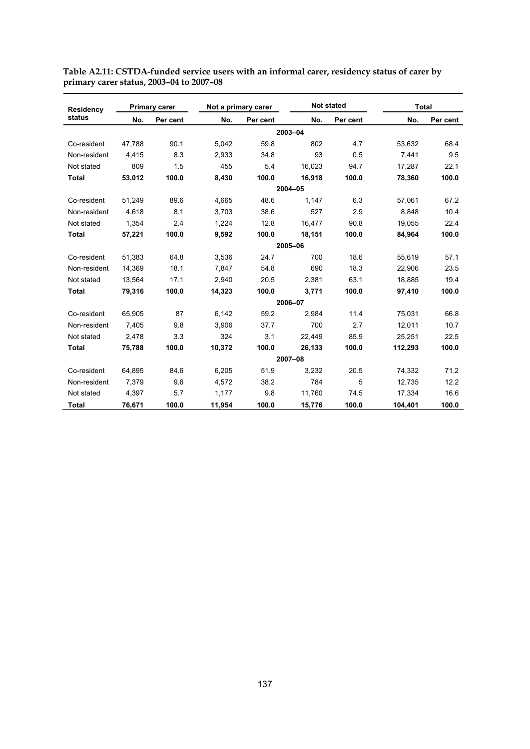**Table A2.11: CSTDA-funded service users with an informal carer, residency status of carer by primary carer status, 2003–04 to 2007–08**

| Residency status | Primary carer | | Not a primary carer | | Not stated | | Total | |
|---|---|---|---|---|---|---|---|---|
| | No. | Per cent | No. | Per cent | No. | Per cent | No. | Per cent |
| | | | | | **2003–04** | | | |
| Co-resident | 47,788 | 90.1 | 5,042 | 59.8 | 802 | 4.7 | 53,632 | 68.4 |
| Non-resident | 4,415 | 8.3 | 2,933 | 34.8 | 93 | 0.5 | 7,441 | 9.5 |
| Not stated | 809 | 1.5 | 455 | 5.4 | 16,023 | 94.7 | 17,287 | 22.1 |
| **Total** | **53,012** | **100.0** | **8,430** | **100.0** | **16,918** | **100.0** | **78,360** | **100.0** |
| | | | | | **2004–05** | | | |
| Co-resident | 51,249 | 89.6 | 4,665 | 48.6 | 1,147 | 6.3 | 57,061 | 67.2 |
| Non-resident | 4,618 | 8.1 | 3,703 | 38.6 | 527 | 2.9 | 8,848 | 10.4 |
| Not stated | 1,354 | 2.4 | 1,224 | 12.8 | 16,477 | 90.8 | 19,055 | 22.4 |
| **Total** | **57,221** | **100.0** | **9,592** | **100.0** | **18,151** | **100.0** | **84,964** | **100.0** |
| | | | | | **2005–06** | | | |
| Co-resident | 51,383 | 64.8 | 3,536 | 24.7 | 700 | 18.6 | 55,619 | 57.1 |
| Non-resident | 14,369 | 18.1 | 7,847 | 54.8 | 690 | 18.3 | 22,906 | 23.5 |
| Not stated | 13,564 | 17.1 | 2,940 | 20.5 | 2,381 | 63.1 | 18,885 | 19.4 |
| **Total** | **79,316** | **100.0** | **14,323** | **100.0** | **3,771** | **100.0** | **97,410** | **100.0** |
| | | | | | **2006–07** | | | |
| Co-resident | 65,905 | 87 | 6,142 | 59.2 | 2,984 | 11.4 | 75,031 | 66.8 |
| Non-resident | 7,405 | 9.8 | 3,906 | 37.7 | 700 | 2.7 | 12,011 | 10.7 |
| Not stated | 2,478 | 3.3 | 324 | 3.1 | 22,449 | 85.9 | 25,251 | 22.5 |
| **Total** | **75,788** | **100.0** | **10,372** | **100.0** | **26,133** | **100.0** | **112,293** | **100.0** |
| | | | | | **2007–08** | | | |
| Co-resident | 64,895 | 84.6 | 6,205 | 51.9 | 3,232 | 20.5 | 74,332 | 71.2 |
| Non-resident | 7,379 | 9.6 | 4,572 | 38.2 | 784 | 5 | 12,735 | 12.2 |
| Not stated | 4,397 | 5.7 | 1,177 | 9.8 | 11,760 | 74.5 | 17,334 | 16.6 |
| **Total** | **76,671** | **100.0** | **11,954** | **100.0** | **15,776** | **100.0** | **104,401** | **100.0** |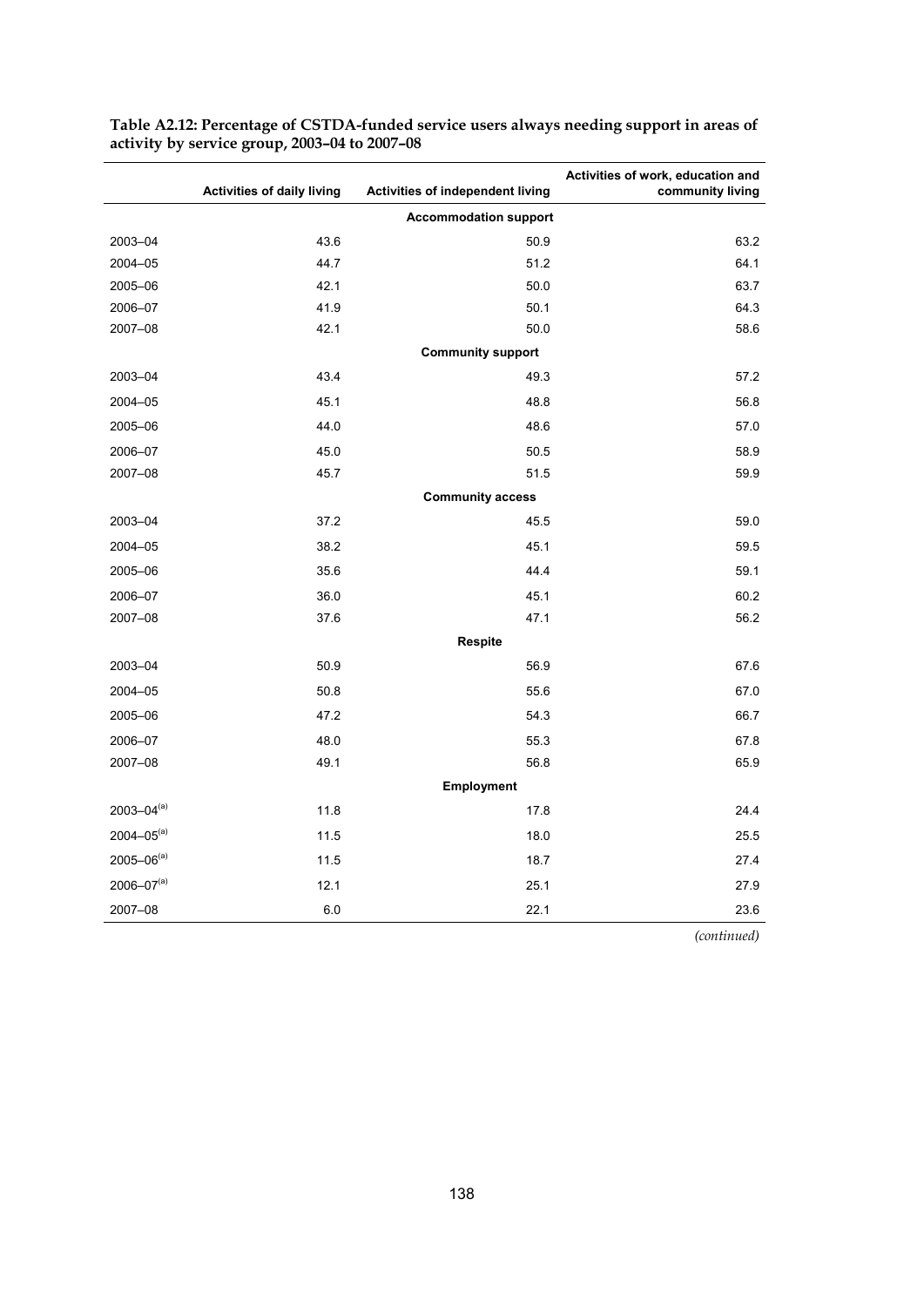**Table A2.12: Percentage of CSTDA-funded service users always needing support in areas of activity by service group, 2003–04 to 2007–08**

| | Activities of daily living | Activities of independent living | Activities of work, education and community living |
|---|---|---|---|
| | | **Accommodation support** | |
| 2003–04 | 43.6 | 50.9 | 63.2 |
| 2004–05 | 44.7 | 51.2 | 64.1 |
| 2005–06 | 42.1 | 50.0 | 63.7 |
| 2006–07 | 41.9 | 50.1 | 64.3 |
| 2007–08 | 42.1 | 50.0 | 58.6 |
| | | **Community support** | |
| 2003–04 | 43.4 | 49.3 | 57.2 |
| 2004–05 | 45.1 | 48.8 | 56.8 |
| 2005–06 | 44.0 | 48.6 | 57.0 |
| 2006–07 | 45.0 | 50.5 | 58.9 |
| 2007–08 | 45.7 | 51.5 | 59.9 |
| | | **Community access** | |
| 2003–04 | 37.2 | 45.5 | 59.0 |
| 2004–05 | 38.2 | 45.1 | 59.5 |
| 2005–06 | 35.6 | 44.4 | 59.1 |
| 2006–07 | 36.0 | 45.1 | 60.2 |
| 2007–08 | 37.6 | 47.1 | 56.2 |
| | | **Respite** | |
| 2003–04 | 50.9 | 56.9 | 67.6 |
| 2004–05 | 50.8 | 55.6 | 67.0 |
| 2005–06 | 47.2 | 54.3 | 66.7 |
| 2006–07 | 48.0 | 55.3 | 67.8 |
| 2007–08 | 49.1 | 56.8 | 65.9 |
| | | **Employment** | |
| 2003–04[(a)] | 11.8 | 17.8 | 24.4 |
| 2004–05[(a)] | 11.5 | 18.0 | 25.5 |
| 2005–06[(a)] | 11.5 | 18.7 | 27.4 |
| 2006–07[(a)] | 12.1 | 25.1 | 27.9 |
| 2007–08 | 6.0 | 22.1 | 23.6 |

*(continued)*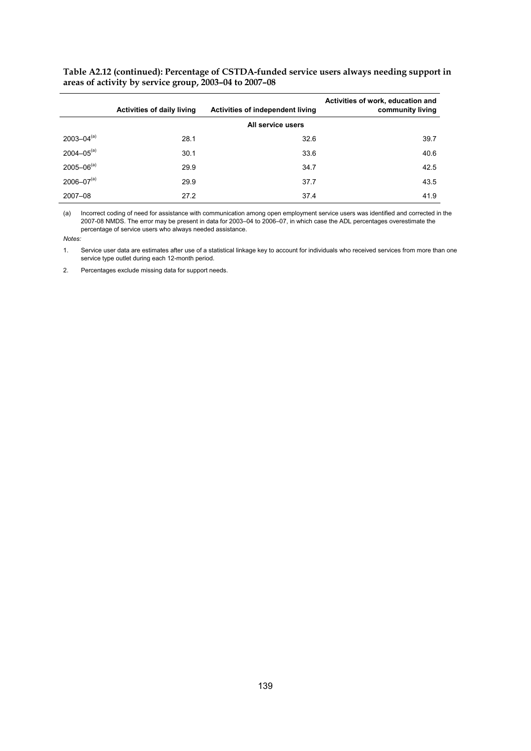**Table A2.12 (continued): Percentage of CSTDA-funded service users always needing support in areas of activity by service group, 2003–04 to 2007–08**

| | Activities of daily living | Activities of independent living | Activities of work, education and community living |
|---|---|---|---|
| | | All service users | |
| 2003–04[(a)] | 28.1 | 32.6 | 39.7 |
| 2004–05[(a)] | 30.1 | 33.6 | 40.6 |
| 2005–06[(a)] | 29.9 | 34.7 | 42.5 |
| 2006–07[(a)] | 29.9 | 37.7 | 43.5 |
| 2007–08 | 27.2 | 37.4 | 41.9 |

(a) Incorrect coding of need for assistance with communication among open employment service users was identified and corrected in the 2007-08 NMDS. The error may be present in data for 2003–04 to 2006–07, in which case the ADL percentages overestimate the percentage of service users who always needed assistance.

*Notes:*

1. Service user data are estimates after use of a statistical linkage key to account for individuals who received services from more than one service type outlet during each 12-month period.

2. Percentages exclude missing data for support needs.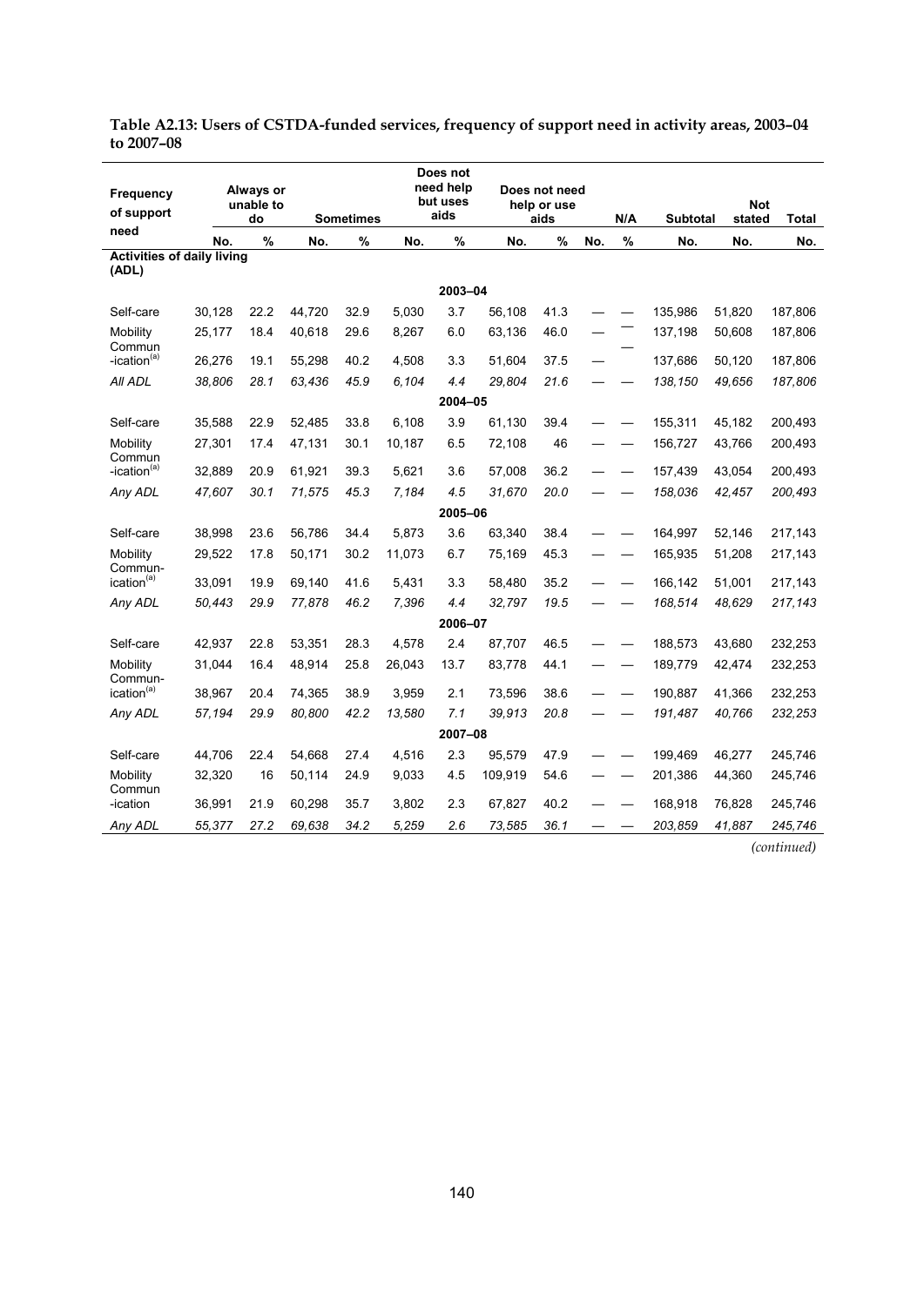**Table A2.13: Users of CSTDA-funded services, frequency of support need in activity areas, 2003–04 to 2007–08**

| Frequency of support need | Always or unable to do | | Sometimes | | Does not need help but uses aids | | Does not need help or use aids | | N/A | | Subtotal | Not stated | Total |
|---|---|---|---|---|---|---|---|---|---|---|---|---|---|
| | No. | % | No. | % | No. | % | No. | % | No. | % | No. | No. | No. |
| **Activities of daily living (ADL)** | | | | | | | | | | | | | |
| | | | | | | 2003–04 | | | | | | | |
| Self-care | 30,128 | 22.2 | 44,720 | 32.9 | 5,030 | 3.7 | 56,108 | 41.3 | — | — | 135,986 | 51,820 | 187,806 |
| Mobility | 25,177 | 18.4 | 40,618 | 29.6 | 8,267 | 6.0 | 63,136 | 46.0 | — | — | 137,198 | 50,608 | 187,806 |
| Commun-ication[(a)] | 26,276 | 19.1 | 55,298 | 40.2 | 4,508 | 3.3 | 51,604 | 37.5 | — | — | 137,686 | 50,120 | 187,806 |
| *All ADL* | *38,806* | *28.1* | *63,436* | *45.9* | *6,104* | *4.4* | *29,804* | *21.6* | — | — | *138,150* | *49,656* | *187,806* |
| | | | | | | 2004–05 | | | | | | | |
| Self-care | 35,588 | 22.9 | 52,485 | 33.8 | 6,108 | 3.9 | 61,130 | 39.4 | — | — | 155,311 | 45,182 | 200,493 |
| Mobility | 27,301 | 17.4 | 47,131 | 30.1 | 10,187 | 6.5 | 72,108 | 46 | — | — | 156,727 | 43,766 | 200,493 |
| Commun-ication[(a)] | 32,889 | 20.9 | 61,921 | 39.3 | 5,621 | 3.6 | 57,008 | 36.2 | — | — | 157,439 | 43,054 | 200,493 |
| *Any ADL* | *47,607* | *30.1* | *71,575* | *45.3* | *7,184* | *4.5* | *31,670* | *20.0* | — | — | *158,036* | *42,457* | *200,493* |
| | | | | | | 2005–06 | | | | | | | |
| Self-care | 38,998 | 23.6 | 56,786 | 34.4 | 5,873 | 3.6 | 63,340 | 38.4 | — | — | 164,997 | 52,146 | 217,143 |
| Mobility | 29,522 | 17.8 | 50,171 | 30.2 | 11,073 | 6.7 | 75,169 | 45.3 | — | — | 165,935 | 51,208 | 217,143 |
| Commun-ication[(a)] | 33,091 | 19.9 | 69,140 | 41.6 | 5,431 | 3.3 | 58,480 | 35.2 | — | — | 166,142 | 51,001 | 217,143 |
| *Any ADL* | *50,443* | *29.9* | *77,878* | *46.2* | *7,396* | *4.4* | *32,797* | *19.5* | — | — | *168,514* | *48,629* | *217,143* |
| | | | | | | 2006–07 | | | | | | | |
| Self-care | 42,937 | 22.8 | 53,351 | 28.3 | 4,578 | 2.4 | 87,707 | 46.5 | — | — | 188,573 | 43,680 | 232,253 |
| Mobility | 31,044 | 16.4 | 48,914 | 25.8 | 26,043 | 13.7 | 83,778 | 44.1 | — | — | 189,779 | 42,474 | 232,253 |
| Commun-ication[(a)] | 38,967 | 20.4 | 74,365 | 38.9 | 3,959 | 2.1 | 73,596 | 38.6 | — | — | 190,887 | 41,366 | 232,253 |
| *Any ADL* | *57,194* | *29.9* | *80,800* | *42.2* | *13,580* | *7.1* | *39,913* | *20.8* | — | — | *191,487* | *40,766* | *232,253* |
| | | | | | | 2007–08 | | | | | | | |
| Self-care | 44,706 | 22.4 | 54,668 | 27.4 | 4,516 | 2.3 | 95,579 | 47.9 | — | — | 199,469 | 46,277 | 245,746 |
| Mobility | 32,320 | 16 | 50,114 | 24.9 | 9,033 | 4.5 | 109,919 | 54.6 | — | — | 201,386 | 44,360 | 245,746 |
| Commun-ication | 36,991 | 21.9 | 60,298 | 35.7 | 3,802 | 2.3 | 67,827 | 40.2 | — | — | 168,918 | 76,828 | 245,746 |
| *Any ADL* | *55,377* | *27.2* | *69,638* | *34.2* | *5,259* | *2.6* | *73,585* | *36.1* | — | — | *203,859* | *41,887* | *245,746* |

*(continued)*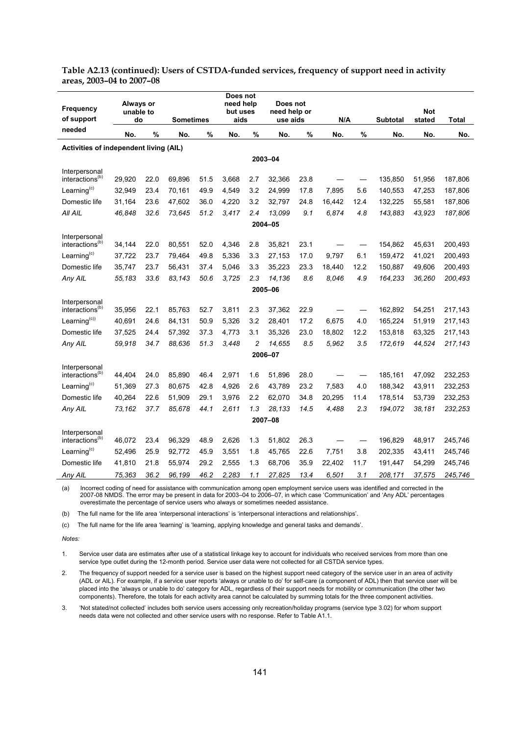**Table A2.13 (continued): Users of CSTDA-funded services, frequency of support need in activity areas, 2003–04 to 2007–08**

| Frequency of support needed | Always or unable to do | | Sometimes | | Does not need help but uses aids | | Does not need help or use aids | | N/A | | Subtotal | Not stated | Total |
|---|---|---|---|---|---|---|---|---|---|---|---|---|---|
| | No. | % | No. | % | No. | % | No. | % | No. | % | No. | No. | No. |
| **Activities of independent living (AIL)** | | | | | | | | | | | | | |
| **2003–04** | | | | | | | | | | | | | |
| Interpersonal interactions[(b)] | 29,920 | 22.0 | 69,896 | 51.5 | 3,668 | 2.7 | 32,366 | 23.8 | — | — | 135,850 | 51,956 | 187,806 |
| Learning[(c)] | 32,949 | 23.4 | 70,161 | 49.9 | 4,549 | 3.2 | 24,999 | 17.8 | 7,895 | 5.6 | 140,553 | 47,253 | 187,806 |
| Domestic life | 31,164 | 23.6 | 47,602 | 36.0 | 4,220 | 3.2 | 32,797 | 24.8 | 16,442 | 12.4 | 132,225 | 55,581 | 187,806 |
| *All AIL* | *46,848* | *32.6* | *73,645* | *51.2* | *3,417* | *2.4* | *13,099* | *9.1* | *6,874* | *4.8* | *143,883* | *43,923* | *187,806* |
| **2004–05** | | | | | | | | | | | | | |
| Interpersonal interactions[(b)] | 34,144 | 22.0 | 80,551 | 52.0 | 4,346 | 2.8 | 35,821 | 23.1 | — | — | 154,862 | 45,631 | 200,493 |
| Learning[(c)] | 37,722 | 23.7 | 79,464 | 49.8 | 5,336 | 3.3 | 27,153 | 17.0 | 9,797 | 6.1 | 159,472 | 41,021 | 200,493 |
| Domestic life | 35,747 | 23.7 | 56,431 | 37.4 | 5,046 | 3.3 | 35,223 | 23.3 | 18,440 | 12.2 | 150,887 | 49,606 | 200,493 |
| *Any AIL* | *55,183* | *33.6* | *83,143* | *50.6* | *3,725* | *2.3* | *14,136* | *8.6* | *8,046* | *4.9* | *164,233* | *36,260* | *200,493* |
| **2005–06** | | | | | | | | | | | | | |
| Interpersonal interactions[(b)] | 35,956 | 22.1 | 85,763 | 52.7 | 3,811 | 2.3 | 37,362 | 22.9 | — | — | 162,892 | 54,251 | 217,143 |
| Learning[(c))] | 40,691 | 24.6 | 84,131 | 50.9 | 5,326 | 3.2 | 28,401 | 17.2 | 6,675 | 4.0 | 165,224 | 51,919 | 217,143 |
| Domestic life | 37,525 | 24.4 | 57,392 | 37.3 | 4,773 | 3.1 | 35,326 | 23.0 | 18,802 | 12.2 | 153,818 | 63,325 | 217,143 |
| *Any AIL* | *59,918* | *34.7* | *88,636* | *51.3* | *3,448* | *2* | *14,655* | *8.5* | *5,962* | *3.5* | *172,619* | *44,524* | *217,143* |
| **2006–07** | | | | | | | | | | | | | |
| Interpersonal interactions[(b)] | 44,404 | 24.0 | 85,890 | 46.4 | 2,971 | 1.6 | 51,896 | 28.0 | — | — | 185,161 | 47,092 | 232,253 |
| Learning[(c)] | 51,369 | 27.3 | 80,675 | 42.8 | 4,926 | 2.6 | 43,789 | 23.2 | 7,583 | 4.0 | 188,342 | 43,911 | 232,253 |
| Domestic life | 40,264 | 22.6 | 51,909 | 29.1 | 3,976 | 2.2 | 62,070 | 34.8 | 20,295 | 11.4 | 178,514 | 53,739 | 232,253 |
| *Any AIL* | *73,162* | *37.7* | *85,678* | *44.1* | *2,611* | *1.3* | *28,133* | *14.5* | *4,488* | *2.3* | *194,072* | *38,181* | *232,253* |
| **2007–08** | | | | | | | | | | | | | |
| Interpersonal interactions[(b)] | 46,072 | 23.4 | 96,329 | 48.9 | 2,626 | 1.3 | 51,802 | 26.3 | — | — | 196,829 | 48,917 | 245,746 |
| Learning[(c)] | 52,496 | 25.9 | 92,772 | 45.9 | 3,551 | 1.8 | 45,765 | 22.6 | 7,751 | 3.8 | 202,335 | 43,411 | 245,746 |
| Domestic life | 41,810 | 21.8 | 55,974 | 29.2 | 2,555 | 1.3 | 68,706 | 35.9 | 22,402 | 11.7 | 191,447 | 54,299 | 245,746 |
| *Any AIL* | *75,363* | *36.2* | *96,199* | *46.2* | *2,283* | *1.1* | *27,825* | *13.4* | *6,501* | *3.1* | *208,171* | *37,575* | *245,746* |

(a) Incorrect coding of need for assistance with communication among open employment service users was identified and corrected in the 2007-08 NMDS. The error may be present in data for 2003–04 to 2006–07, in which case 'Communication' and 'Any ADL' percentages overestimate the percentage of service users who always or sometimes needed assistance.

(b) The full name for the life area 'interpersonal interactions' is 'interpersonal interactions and relationships'.

(c) The full name for the life area 'learning' is 'learning, applying knowledge and general tasks and demands'.

*Notes:*

1. Service user data are estimates after use of a statistical linkage key to account for individuals who received services from more than one service type outlet during the 12-month period. Service user data were not collected for all CSTDA service types.

2. The frequency of support needed for a service user is based on the highest support need category of the service user in an area of activity (ADL or AIL). For example, if a service user reports 'always or unable to do' for self-care (a component of ADL) then that service user will be placed into the 'always or unable to do' category for ADL, regardless of their support needs for mobility or communication (the other two components). Therefore, the totals for each activity area cannot be calculated by summing totals for the three component activities.

3. 'Not stated/not collected' includes both service users accessing only recreation/holiday programs (service type 3.02) for whom support needs data were not collected and other service users with no response. Refer to Table A1.1.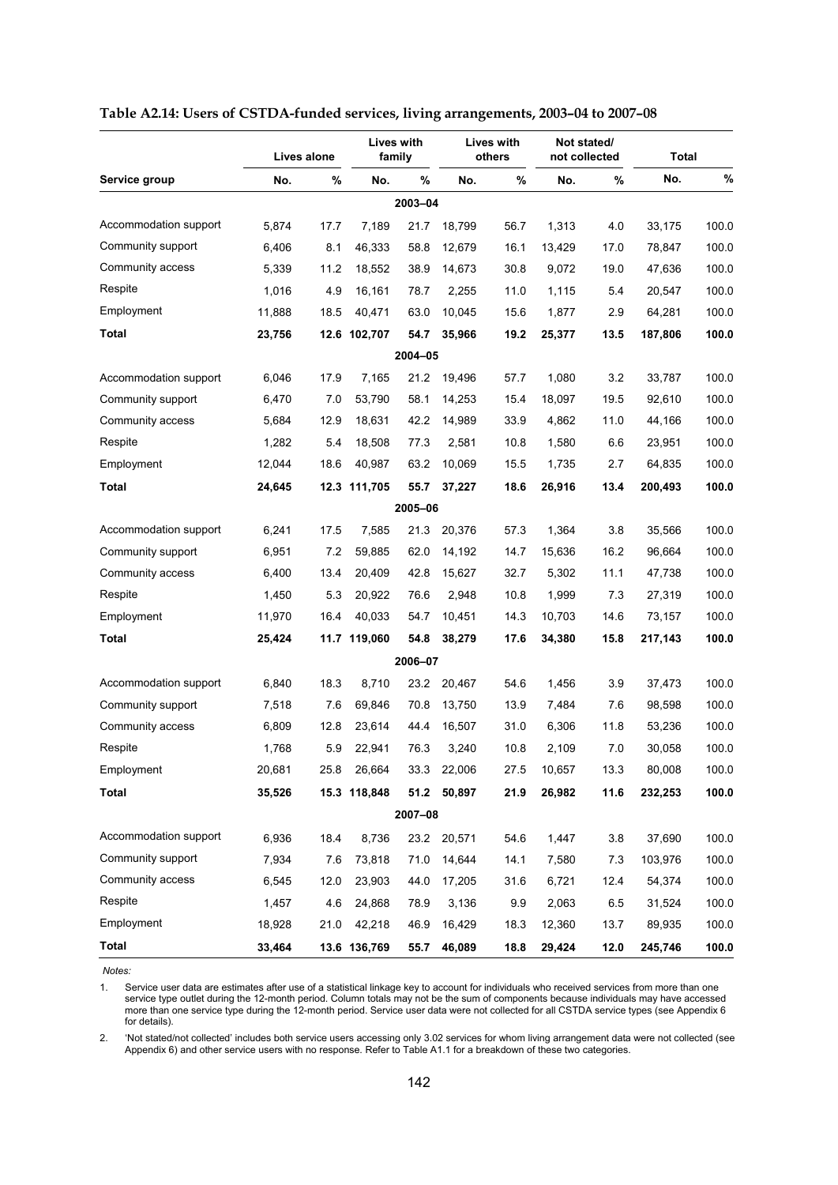**Table A2.14: Users of CSTDA-funded services, living arrangements, 2003–04 to 2007–08**

| Service group | Lives alone | | Lives with family | | Lives with others | | Not stated/ not collected | | Total | |
|---|---|---|---|---|---|---|---|---|---|---|
| | No. | % | No. | % | No. | % | No. | % | No. | % |
| **2003–04** | | | | | | | | | | |
| Accommodation support | 5,874 | 17.7 | 7,189 | 21.7 | 18,799 | 56.7 | 1,313 | 4.0 | 33,175 | 100.0 |
| Community support | 6,406 | 8.1 | 46,333 | 58.8 | 12,679 | 16.1 | 13,429 | 17.0 | 78,847 | 100.0 |
| Community access | 5,339 | 11.2 | 18,552 | 38.9 | 14,673 | 30.8 | 9,072 | 19.0 | 47,636 | 100.0 |
| Respite | 1,016 | 4.9 | 16,161 | 78.7 | 2,255 | 11.0 | 1,115 | 5.4 | 20,547 | 100.0 |
| Employment | 11,888 | 18.5 | 40,471 | 63.0 | 10,045 | 15.6 | 1,877 | 2.9 | 64,281 | 100.0 |
| **Total** | **23,756** | **12.6** | **102,707** | **54.7** | **35,966** | **19.2** | **25,377** | **13.5** | **187,806** | **100.0** |
| **2004–05** | | | | | | | | | | |
| Accommodation support | 6,046 | 17.9 | 7,165 | 21.2 | 19,496 | 57.7 | 1,080 | 3.2 | 33,787 | 100.0 |
| Community support | 6,470 | 7.0 | 53,790 | 58.1 | 14,253 | 15.4 | 18,097 | 19.5 | 92,610 | 100.0 |
| Community access | 5,684 | 12.9 | 18,631 | 42.2 | 14,989 | 33.9 | 4,862 | 11.0 | 44,166 | 100.0 |
| Respite | 1,282 | 5.4 | 18,508 | 77.3 | 2,581 | 10.8 | 1,580 | 6.6 | 23,951 | 100.0 |
| Employment | 12,044 | 18.6 | 40,987 | 63.2 | 10,069 | 15.5 | 1,735 | 2.7 | 64,835 | 100.0 |
| **Total** | **24,645** | **12.3** | **111,705** | **55.7** | **37,227** | **18.6** | **26,916** | **13.4** | **200,493** | **100.0** |
| **2005–06** | | | | | | | | | | |
| Accommodation support | 6,241 | 17.5 | 7,585 | 21.3 | 20,376 | 57.3 | 1,364 | 3.8 | 35,566 | 100.0 |
| Community support | 6,951 | 7.2 | 59,885 | 62.0 | 14,192 | 14.7 | 15,636 | 16.2 | 96,664 | 100.0 |
| Community access | 6,400 | 13.4 | 20,409 | 42.8 | 15,627 | 32.7 | 5,302 | 11.1 | 47,738 | 100.0 |
| Respite | 1,450 | 5.3 | 20,922 | 76.6 | 2,948 | 10.8 | 1,999 | 7.3 | 27,319 | 100.0 |
| Employment | 11,970 | 16.4 | 40,033 | 54.7 | 10,451 | 14.3 | 10,703 | 14.6 | 73,157 | 100.0 |
| **Total** | **25,424** | **11.7** | **119,060** | **54.8** | **38,279** | **17.6** | **34,380** | **15.8** | **217,143** | **100.0** |
| **2006–07** | | | | | | | | | | |
| Accommodation support | 6,840 | 18.3 | 8,710 | 23.2 | 20,467 | 54.6 | 1,456 | 3.9 | 37,473 | 100.0 |
| Community support | 7,518 | 7.6 | 69,846 | 70.8 | 13,750 | 13.9 | 7,484 | 7.6 | 98,598 | 100.0 |
| Community access | 6,809 | 12.8 | 23,614 | 44.4 | 16,507 | 31.0 | 6,306 | 11.8 | 53,236 | 100.0 |
| Respite | 1,768 | 5.9 | 22,941 | 76.3 | 3,240 | 10.8 | 2,109 | 7.0 | 30,058 | 100.0 |
| Employment | 20,681 | 25.8 | 26,664 | 33.3 | 22,006 | 27.5 | 10,657 | 13.3 | 80,008 | 100.0 |
| **Total** | **35,526** | **15.3** | **118,848** | **51.2** | **50,897** | **21.9** | **26,982** | **11.6** | **232,253** | **100.0** |
| **2007–08** | | | | | | | | | | |
| Accommodation support | 6,936 | 18.4 | 8,736 | 23.2 | 20,571 | 54.6 | 1,447 | 3.8 | 37,690 | 100.0 |
| Community support | 7,934 | 7.6 | 73,818 | 71.0 | 14,644 | 14.1 | 7,580 | 7.3 | 103,976 | 100.0 |
| Community access | 6,545 | 12.0 | 23,903 | 44.0 | 17,205 | 31.6 | 6,721 | 12.4 | 54,374 | 100.0 |
| Respite | 1,457 | 4.6 | 24,868 | 78.9 | 3,136 | 9.9 | 2,063 | 6.5 | 31,524 | 100.0 |
| Employment | 18,928 | 21.0 | 42,218 | 46.9 | 16,429 | 18.3 | 12,360 | 13.7 | 89,935 | 100.0 |
| **Total** | **33,464** | **13.6** | **136,769** | **55.7** | **46,089** | **18.8** | **29,424** | **12.0** | **245,746** | **100.0** |

*Notes:*

1. Service user data are estimates after use of a statistical linkage key to account for individuals who received services from more than one service type outlet during the 12-month period. Column totals may not be the sum of components because individuals may have accessed more than one service type during the 12-month period. Service user data were not collected for all CSTDA service types (see Appendix 6 for details).

2. 'Not stated/not collected' includes both service users accessing only 3.02 services for whom living arrangement data were not collected (see Appendix 6) and other service users with no response. Refer to Table A1.1 for a breakdown of these two categories.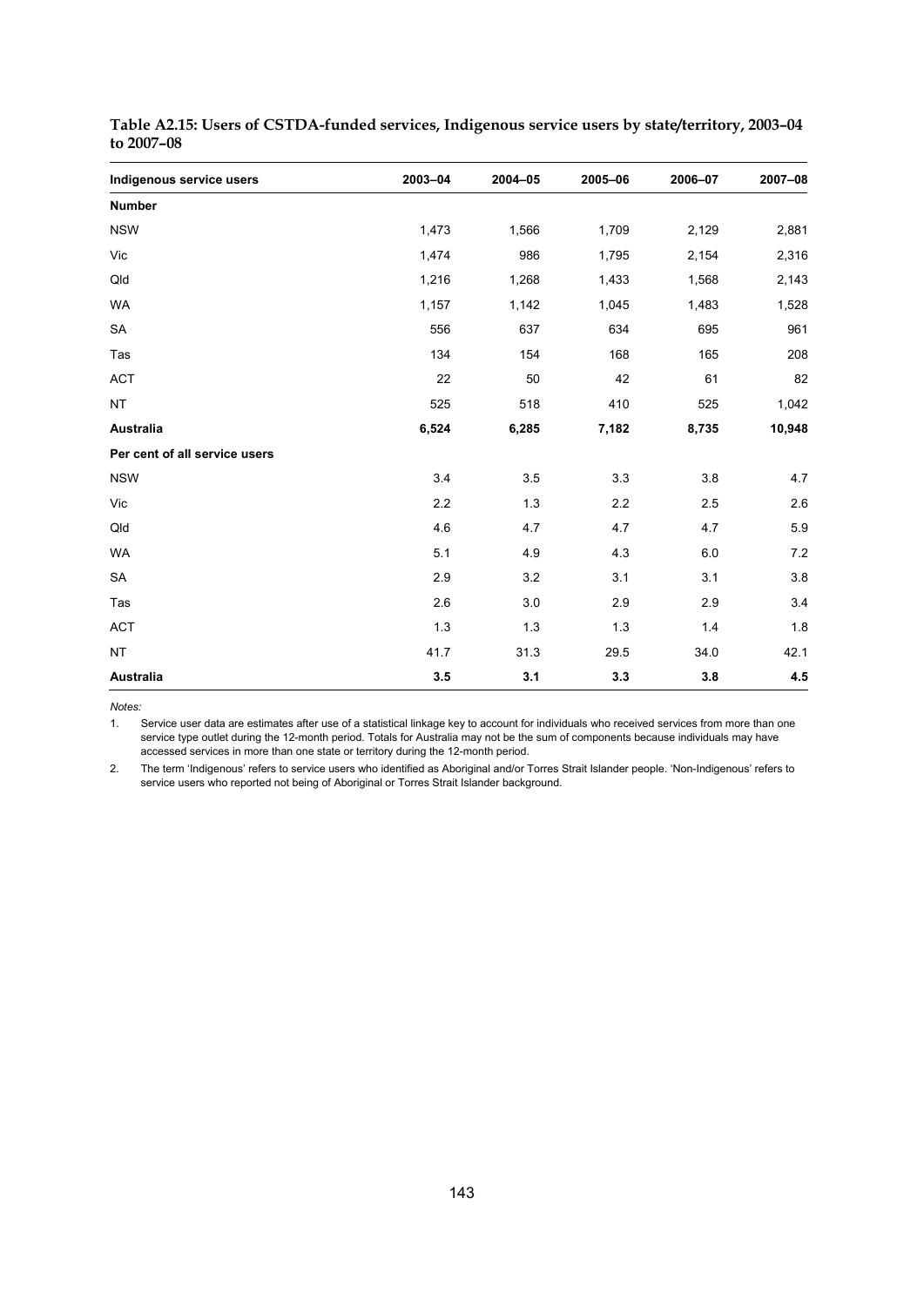**Table A2.15: Users of CSTDA-funded services, Indigenous service users by state/territory, 2003–04 to 2007–08**

| Indigenous service users | 2003–04 | 2004–05 | 2005–06 | 2006–07 | 2007–08 |
|---|---|---|---|---|---|
| **Number** | | | | | |
| NSW | 1,473 | 1,566 | 1,709 | 2,129 | 2,881 |
| Vic | 1,474 | 986 | 1,795 | 2,154 | 2,316 |
| Qld | 1,216 | 1,268 | 1,433 | 1,568 | 2,143 |
| WA | 1,157 | 1,142 | 1,045 | 1,483 | 1,528 |
| SA | 556 | 637 | 634 | 695 | 961 |
| Tas | 134 | 154 | 168 | 165 | 208 |
| ACT | 22 | 50 | 42 | 61 | 82 |
| NT | 525 | 518 | 410 | 525 | 1,042 |
| **Australia** | **6,524** | **6,285** | **7,182** | **8,735** | **10,948** |
| **Per cent of all service users** | | | | | |
| NSW | 3.4 | 3.5 | 3.3 | 3.8 | 4.7 |
| Vic | 2.2 | 1.3 | 2.2 | 2.5 | 2.6 |
| Qld | 4.6 | 4.7 | 4.7 | 4.7 | 5.9 |
| WA | 5.1 | 4.9 | 4.3 | 6.0 | 7.2 |
| SA | 2.9 | 3.2 | 3.1 | 3.1 | 3.8 |
| Tas | 2.6 | 3.0 | 2.9 | 2.9 | 3.4 |
| ACT | 1.3 | 1.3 | 1.3 | 1.4 | 1.8 |
| NT | 41.7 | 31.3 | 29.5 | 34.0 | 42.1 |
| **Australia** | **3.5** | **3.1** | **3.3** | **3.8** | **4.5** |

*Notes:*

1. Service user data are estimates after use of a statistical linkage key to account for individuals who received services from more than one service type outlet during the 12-month period. Totals for Australia may not be the sum of components because individuals may have accessed services in more than one state or territory during the 12-month period.

2. The term 'Indigenous' refers to service users who identified as Aboriginal and/or Torres Strait Islander people. 'Non-Indigenous' refers to service users who reported not being of Aboriginal or Torres Strait Islander background.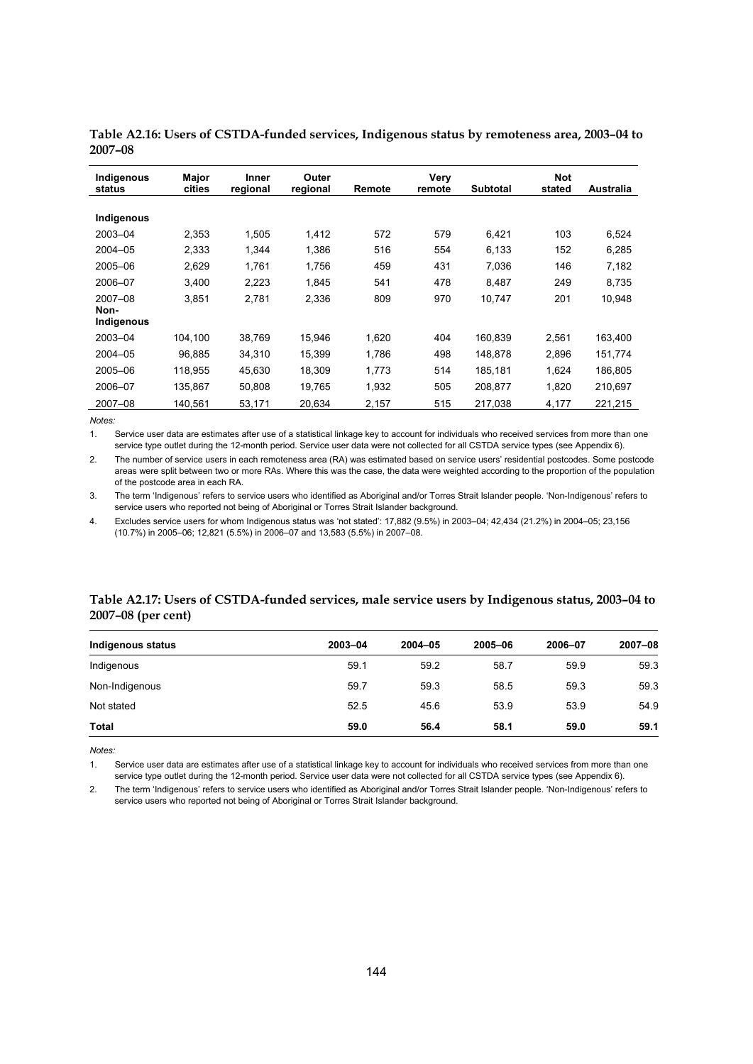**Table A2.16: Users of CSTDA-funded services, Indigenous status by remoteness area, 2003–04 to 2007–08**

| Indigenous status | Major cities | Inner regional | Outer regional | Remote | Very remote | Subtotal | Not stated | Australia |
|---|---|---|---|---|---|---|---|---|
| **Indigenous** | | | | | | | | |
| 2003–04 | 2,353 | 1,505 | 1,412 | 572 | 579 | 6,421 | 103 | 6,524 |
| 2004–05 | 2,333 | 1,344 | 1,386 | 516 | 554 | 6,133 | 152 | 6,285 |
| 2005–06 | 2,629 | 1,761 | 1,756 | 459 | 431 | 7,036 | 146 | 7,182 |
| 2006–07 | 3,400 | 2,223 | 1,845 | 541 | 478 | 8,487 | 249 | 8,735 |
| 2007–08 | 3,851 | 2,781 | 2,336 | 809 | 970 | 10,747 | 201 | 10,948 |
| **Non-Indigenous** | | | | | | | | |
| 2003–04 | 104,100 | 38,769 | 15,946 | 1,620 | 404 | 160,839 | 2,561 | 163,400 |
| 2004–05 | 96,885 | 34,310 | 15,399 | 1,786 | 498 | 148,878 | 2,896 | 151,774 |
| 2005–06 | 118,955 | 45,630 | 18,309 | 1,773 | 514 | 185,181 | 1,624 | 186,805 |
| 2006–07 | 135,867 | 50,808 | 19,765 | 1,932 | 505 | 208,877 | 1,820 | 210,697 |
| 2007–08 | 140,561 | 53,171 | 20,634 | 2,157 | 515 | 217,038 | 4,177 | 221,215 |

*Notes:*

1. Service user data are estimates after use of a statistical linkage key to account for individuals who received services from more than one service type outlet during the 12-month period. Service user data were not collected for all CSTDA service types (see Appendix 6).
2. The number of service users in each remoteness area (RA) was estimated based on service users' residential postcodes. Some postcode areas were split between two or more RAs. Where this was the case, the data were weighted according to the proportion of the population of the postcode area in each RA.
3. The term 'Indigenous' refers to service users who identified as Aboriginal and/or Torres Strait Islander people. 'Non-Indigenous' refers to service users who reported not being of Aboriginal or Torres Strait Islander background.
4. Excludes service users for whom Indigenous status was 'not stated': 17,882 (9.5%) in 2003–04; 42,434 (21.2%) in 2004–05; 23,156 (10.7%) in 2005–06; 12,821 (5.5%) in 2006–07 and 13,583 (5.5%) in 2007–08.

**Table A2.17: Users of CSTDA-funded services, male service users by Indigenous status, 2003–04 to 2007–08 (per cent)**

| Indigenous status | 2003–04 | 2004–05 | 2005–06 | 2006–07 | 2007–08 |
|---|---|---|---|---|---|
| Indigenous | 59.1 | 59.2 | 58.7 | 59.9 | 59.3 |
| Non-Indigenous | 59.7 | 59.3 | 58.5 | 59.3 | 59.3 |
| Not stated | 52.5 | 45.6 | 53.9 | 53.9 | 54.9 |
| **Total** | **59.0** | **56.4** | **58.1** | **59.0** | **59.1** |

*Notes:*

1. Service user data are estimates after use of a statistical linkage key to account for individuals who received services from more than one service type outlet during the 12-month period. Service user data were not collected for all CSTDA service types (see Appendix 6).
2. The term 'Indigenous' refers to service users who identified as Aboriginal and/or Torres Strait Islander people. 'Non-Indigenous' refers to service users who reported not being of Aboriginal or Torres Strait Islander background.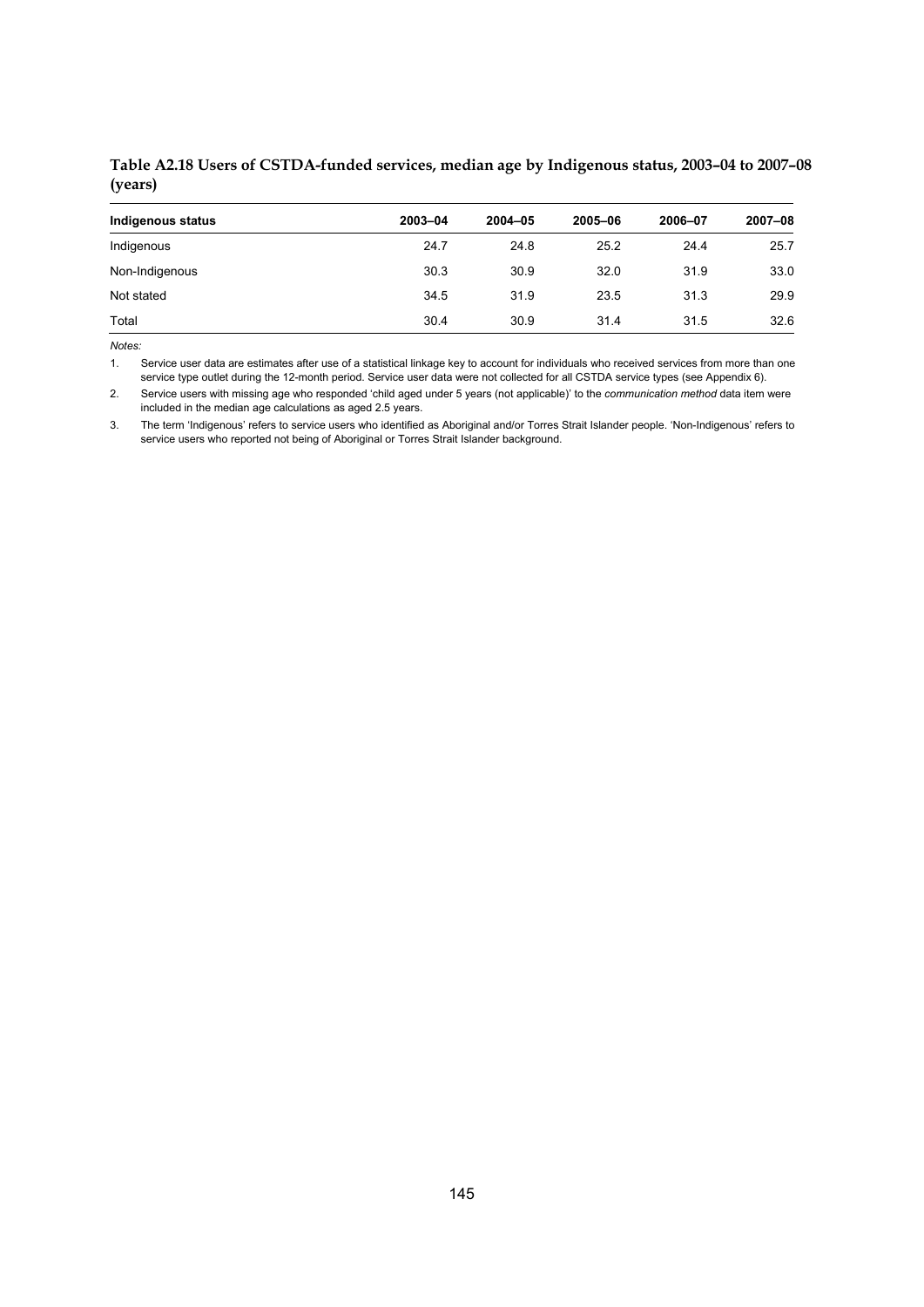**Table A2.18 Users of CSTDA-funded services, median age by Indigenous status, 2003–04 to 2007–08 (years)**

| Indigenous status | 2003–04 | 2004–05 | 2005–06 | 2006–07 | 2007–08 |
|---|---|---|---|---|---|
| Indigenous | 24.7 | 24.8 | 25.2 | 24.4 | 25.7 |
| Non-Indigenous | 30.3 | 30.9 | 32.0 | 31.9 | 33.0 |
| Not stated | 34.5 | 31.9 | 23.5 | 31.3 | 29.9 |
| Total | 30.4 | 30.9 | 31.4 | 31.5 | 32.6 |

*Notes:*

1. Service user data are estimates after use of a statistical linkage key to account for individuals who received services from more than one service type outlet during the 12-month period. Service user data were not collected for all CSTDA service types (see Appendix 6).
2. Service users with missing age who responded 'child aged under 5 years (not applicable)' to the *communication method* data item were included in the median age calculations as aged 2.5 years.
3. The term 'Indigenous' refers to service users who identified as Aboriginal and/or Torres Strait Islander people. 'Non-Indigenous' refers to service users who reported not being of Aboriginal or Torres Strait Islander background.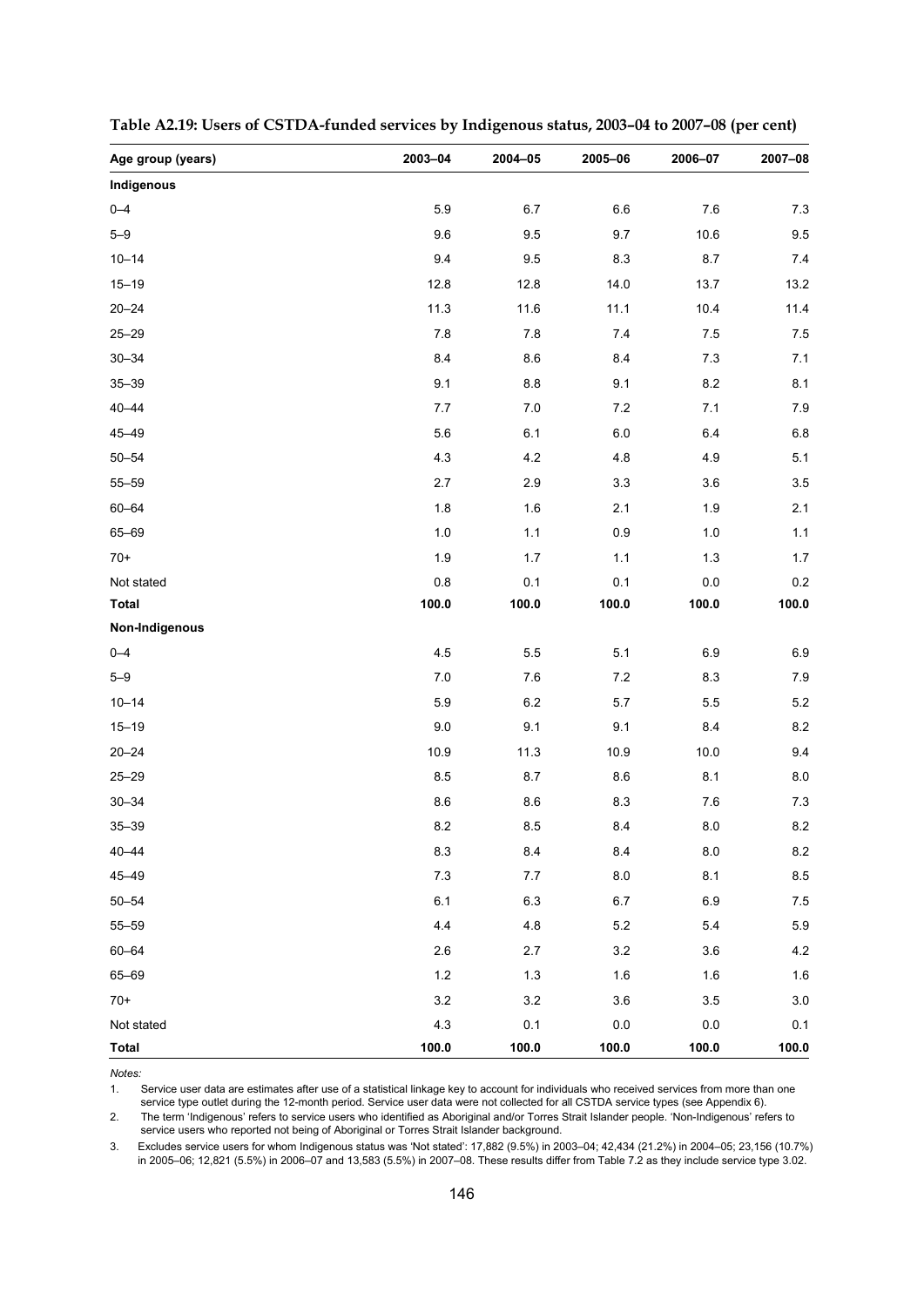**Table A2.19: Users of CSTDA-funded services by Indigenous status, 2003–04 to 2007–08 (per cent)**

| Age group (years) | 2003–04 | 2004–05 | 2005–06 | 2006–07 | 2007–08 |
|---|---|---|---|---|---|
| **Indigenous** | | | | | |
| 0–4 | 5.9 | 6.7 | 6.6 | 7.6 | 7.3 |
| 5–9 | 9.6 | 9.5 | 9.7 | 10.6 | 9.5 |
| 10–14 | 9.4 | 9.5 | 8.3 | 8.7 | 7.4 |
| 15–19 | 12.8 | 12.8 | 14.0 | 13.7 | 13.2 |
| 20–24 | 11.3 | 11.6 | 11.1 | 10.4 | 11.4 |
| 25–29 | 7.8 | 7.8 | 7.4 | 7.5 | 7.5 |
| 30–34 | 8.4 | 8.6 | 8.4 | 7.3 | 7.1 |
| 35–39 | 9.1 | 8.8 | 9.1 | 8.2 | 8.1 |
| 40–44 | 7.7 | 7.0 | 7.2 | 7.1 | 7.9 |
| 45–49 | 5.6 | 6.1 | 6.0 | 6.4 | 6.8 |
| 50–54 | 4.3 | 4.2 | 4.8 | 4.9 | 5.1 |
| 55–59 | 2.7 | 2.9 | 3.3 | 3.6 | 3.5 |
| 60–64 | 1.8 | 1.6 | 2.1 | 1.9 | 2.1 |
| 65–69 | 1.0 | 1.1 | 0.9 | 1.0 | 1.1 |
| 70+ | 1.9 | 1.7 | 1.1 | 1.3 | 1.7 |
| Not stated | 0.8 | 0.1 | 0.1 | 0.0 | 0.2 |
| **Total** | **100.0** | **100.0** | **100.0** | **100.0** | **100.0** |
| **Non-Indigenous** | | | | | |
| 0–4 | 4.5 | 5.5 | 5.1 | 6.9 | 6.9 |
| 5–9 | 7.0 | 7.6 | 7.2 | 8.3 | 7.9 |
| 10–14 | 5.9 | 6.2 | 5.7 | 5.5 | 5.2 |
| 15–19 | 9.0 | 9.1 | 9.1 | 8.4 | 8.2 |
| 20–24 | 10.9 | 11.3 | 10.9 | 10.0 | 9.4 |
| 25–29 | 8.5 | 8.7 | 8.6 | 8.1 | 8.0 |
| 30–34 | 8.6 | 8.6 | 8.3 | 7.6 | 7.3 |
| 35–39 | 8.2 | 8.5 | 8.4 | 8.0 | 8.2 |
| 40–44 | 8.3 | 8.4 | 8.4 | 8.0 | 8.2 |
| 45–49 | 7.3 | 7.7 | 8.0 | 8.1 | 8.5 |
| 50–54 | 6.1 | 6.3 | 6.7 | 6.9 | 7.5 |
| 55–59 | 4.4 | 4.8 | 5.2 | 5.4 | 5.9 |
| 60–64 | 2.6 | 2.7 | 3.2 | 3.6 | 4.2 |
| 65–69 | 1.2 | 1.3 | 1.6 | 1.6 | 1.6 |
| 70+ | 3.2 | 3.2 | 3.6 | 3.5 | 3.0 |
| Not stated | 4.3 | 0.1 | 0.0 | 0.0 | 0.1 |
| **Total** | **100.0** | **100.0** | **100.0** | **100.0** | **100.0** |

*Notes:*

1. Service user data are estimates after use of a statistical linkage key to account for individuals who received services from more than one service type outlet during the 12-month period. Service user data were not collected for all CSTDA service types (see Appendix 6).
2. The term 'Indigenous' refers to service users who identified as Aboriginal and/or Torres Strait Islander people. 'Non-Indigenous' refers to service users who reported not being of Aboriginal or Torres Strait Islander background.
3. Excludes service users for whom Indigenous status was 'Not stated': 17,882 (9.5%) in 2003–04; 42,434 (21.2%) in 2004–05; 23,156 (10.7%) in 2005–06; 12,821 (5.5%) in 2006–07 and 13,583 (5.5%) in 2007–08. These results differ from Table 7.2 as they include service type 3.02.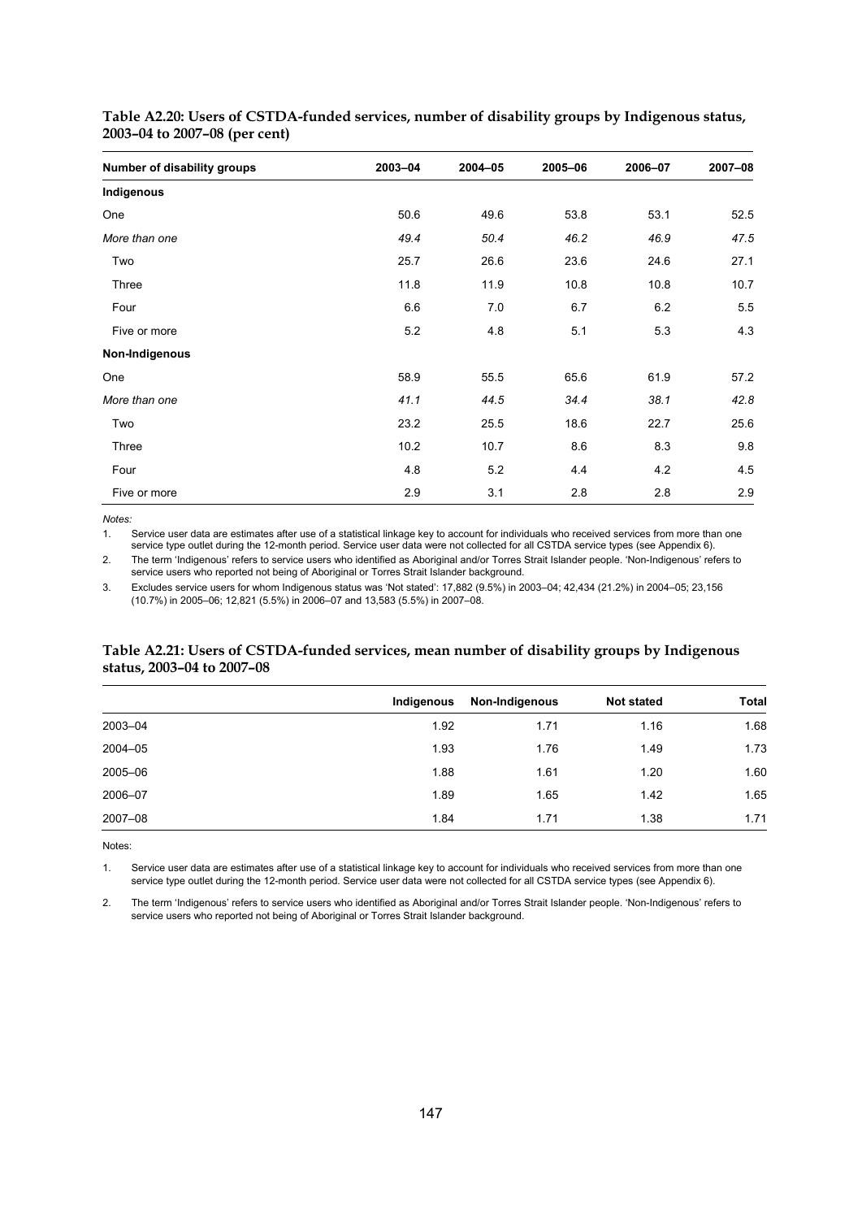**Table A2.20: Users of CSTDA-funded services, number of disability groups by Indigenous status, 2003–04 to 2007–08 (per cent)**

| Number of disability groups | 2003–04 | 2004–05 | 2005–06 | 2006–07 | 2007–08 |
|---|---|---|---|---|---|
| **Indigenous** | | | | | |
| One | 50.6 | 49.6 | 53.8 | 53.1 | 52.5 |
| *More than one* | *49.4* | *50.4* | *46.2* | *46.9* | *47.5* |
| Two | 25.7 | 26.6 | 23.6 | 24.6 | 27.1 |
| Three | 11.8 | 11.9 | 10.8 | 10.8 | 10.7 |
| Four | 6.6 | 7.0 | 6.7 | 6.2 | 5.5 |
| Five or more | 5.2 | 4.8 | 5.1 | 5.3 | 4.3 |
| **Non-Indigenous** | | | | | |
| One | 58.9 | 55.5 | 65.6 | 61.9 | 57.2 |
| *More than one* | *41.1* | *44.5* | *34.4* | *38.1* | *42.8* |
| Two | 23.2 | 25.5 | 18.6 | 22.7 | 25.6 |
| Three | 10.2 | 10.7 | 8.6 | 8.3 | 9.8 |
| Four | 4.8 | 5.2 | 4.4 | 4.2 | 4.5 |
| Five or more | 2.9 | 3.1 | 2.8 | 2.8 | 2.9 |

*Notes:*

1. Service user data are estimates after use of a statistical linkage key to account for individuals who received services from more than one service type outlet during the 12-month period. Service user data were not collected for all CSTDA service types (see Appendix 6).
2. The term 'Indigenous' refers to service users who identified as Aboriginal and/or Torres Strait Islander people. 'Non-Indigenous' refers to service users who reported not being of Aboriginal or Torres Strait Islander background.
3. Excludes service users for whom Indigenous status was 'Not stated': 17,882 (9.5%) in 2003–04; 42,434 (21.2%) in 2004–05; 23,156 (10.7%) in 2005–06; 12,821 (5.5%) in 2006–07 and 13,583 (5.5%) in 2007–08.

**Table A2.21: Users of CSTDA-funded services, mean number of disability groups by Indigenous status, 2003–04 to 2007–08**

| | Indigenous | Non-Indigenous | Not stated | Total |
|---|---|---|---|---|
| 2003–04 | 1.92 | 1.71 | 1.16 | 1.68 |
| 2004–05 | 1.93 | 1.76 | 1.49 | 1.73 |
| 2005–06 | 1.88 | 1.61 | 1.20 | 1.60 |
| 2006–07 | 1.89 | 1.65 | 1.42 | 1.65 |
| 2007–08 | 1.84 | 1.71 | 1.38 | 1.71 |

Notes:

1. Service user data are estimates after use of a statistical linkage key to account for individuals who received services from more than one service type outlet during the 12-month period. Service user data were not collected for all CSTDA service types (see Appendix 6).
2. The term 'Indigenous' refers to service users who identified as Aboriginal and/or Torres Strait Islander people. 'Non-Indigenous' refers to service users who reported not being of Aboriginal or Torres Strait Islander background.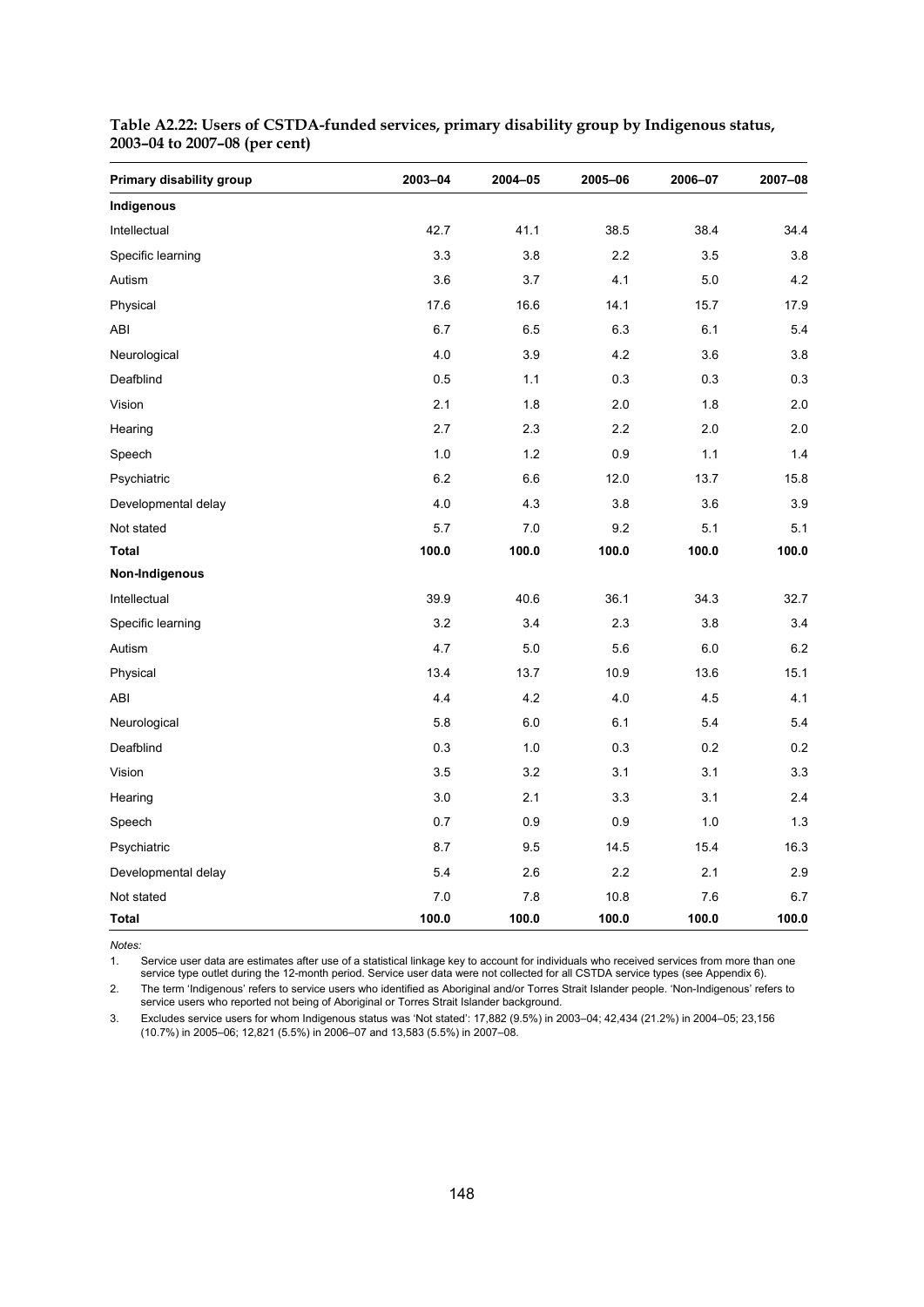**Table A2.22: Users of CSTDA-funded services, primary disability group by Indigenous status, 2003–04 to 2007–08 (per cent)**

| Primary disability group | 2003–04 | 2004–05 | 2005–06 | 2006–07 | 2007–08 |
|---|---|---|---|---|---|
| **Indigenous** | | | | | |
| Intellectual | 42.7 | 41.1 | 38.5 | 38.4 | 34.4 |
| Specific learning | 3.3 | 3.8 | 2.2 | 3.5 | 3.8 |
| Autism | 3.6 | 3.7 | 4.1 | 5.0 | 4.2 |
| Physical | 17.6 | 16.6 | 14.1 | 15.7 | 17.9 |
| ABI | 6.7 | 6.5 | 6.3 | 6.1 | 5.4 |
| Neurological | 4.0 | 3.9 | 4.2 | 3.6 | 3.8 |
| Deafblind | 0.5 | 1.1 | 0.3 | 0.3 | 0.3 |
| Vision | 2.1 | 1.8 | 2.0 | 1.8 | 2.0 |
| Hearing | 2.7 | 2.3 | 2.2 | 2.0 | 2.0 |
| Speech | 1.0 | 1.2 | 0.9 | 1.1 | 1.4 |
| Psychiatric | 6.2 | 6.6 | 12.0 | 13.7 | 15.8 |
| Developmental delay | 4.0 | 4.3 | 3.8 | 3.6 | 3.9 |
| Not stated | 5.7 | 7.0 | 9.2 | 5.1 | 5.1 |
| **Total** | **100.0** | **100.0** | **100.0** | **100.0** | **100.0** |
| **Non-Indigenous** | | | | | |
| Intellectual | 39.9 | 40.6 | 36.1 | 34.3 | 32.7 |
| Specific learning | 3.2 | 3.4 | 2.3 | 3.8 | 3.4 |
| Autism | 4.7 | 5.0 | 5.6 | 6.0 | 6.2 |
| Physical | 13.4 | 13.7 | 10.9 | 13.6 | 15.1 |
| ABI | 4.4 | 4.2 | 4.0 | 4.5 | 4.1 |
| Neurological | 5.8 | 6.0 | 6.1 | 5.4 | 5.4 |
| Deafblind | 0.3 | 1.0 | 0.3 | 0.2 | 0.2 |
| Vision | 3.5 | 3.2 | 3.1 | 3.1 | 3.3 |
| Hearing | 3.0 | 2.1 | 3.3 | 3.1 | 2.4 |
| Speech | 0.7 | 0.9 | 0.9 | 1.0 | 1.3 |
| Psychiatric | 8.7 | 9.5 | 14.5 | 15.4 | 16.3 |
| Developmental delay | 5.4 | 2.6 | 2.2 | 2.1 | 2.9 |
| Not stated | 7.0 | 7.8 | 10.8 | 7.6 | 6.7 |
| **Total** | **100.0** | **100.0** | **100.0** | **100.0** | **100.0** |

*Notes:*

1. Service user data are estimates after use of a statistical linkage key to account for individuals who received services from more than one service type outlet during the 12-month period. Service user data were not collected for all CSTDA service types (see Appendix 6).
2. The term 'Indigenous' refers to service users who identified as Aboriginal and/or Torres Strait Islander people. 'Non-Indigenous' refers to service users who reported not being of Aboriginal or Torres Strait Islander background.
3. Excludes service users for whom Indigenous status was 'Not stated': 17,882 (9.5%) in 2003–04; 42,434 (21.2%) in 2004–05; 23,156 (10.7%) in 2005–06; 12,821 (5.5%) in 2006–07 and 13,583 (5.5%) in 2007–08.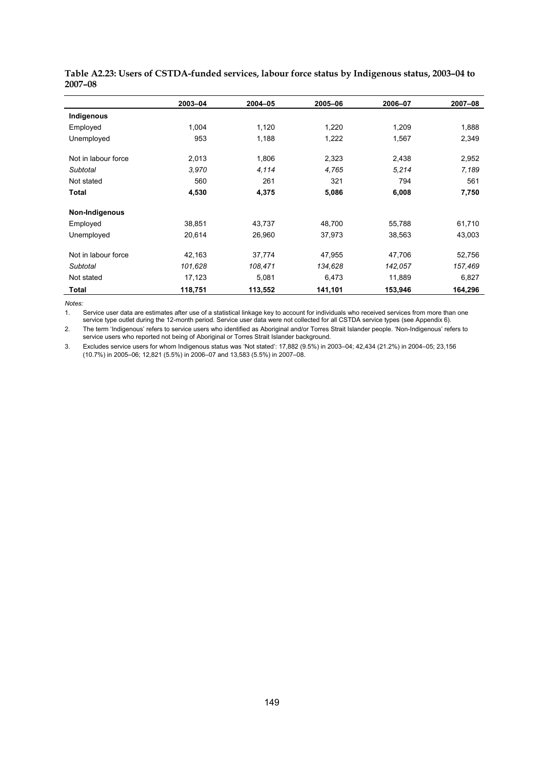**Table A2.23: Users of CSTDA-funded services, labour force status by Indigenous status, 2003–04 to 2007–08**

| | 2003–04 | 2004–05 | 2005–06 | 2006–07 | 2007–08 |
|---|---|---|---|---|---|
| **Indigenous** | | | | | |
| Employed | 1,004 | 1,120 | 1,220 | 1,209 | 1,888 |
| Unemployed | 953 | 1,188 | 1,222 | 1,567 | 2,349 |
| Not in labour force | 2,013 | 1,806 | 2,323 | 2,438 | 2,952 |
| *Subtotal* | *3,970* | *4,114* | *4,765* | *5,214* | *7,189* |
| Not stated | 560 | 261 | 321 | 794 | 561 |
| **Total** | **4,530** | **4,375** | **5,086** | **6,008** | **7,750** |
| **Non-Indigenous** | | | | | |
| Employed | 38,851 | 43,737 | 48,700 | 55,788 | 61,710 |
| Unemployed | 20,614 | 26,960 | 37,973 | 38,563 | 43,003 |
| Not in labour force | 42,163 | 37,774 | 47,955 | 47,706 | 52,756 |
| *Subtotal* | *101,628* | *108,471* | *134,628* | *142,057* | *157,469* |
| Not stated | 17,123 | 5,081 | 6,473 | 11,889 | 6,827 |
| **Total** | **118,751** | **113,552** | **141,101** | **153,946** | **164,296** |

*Notes:*

1. Service user data are estimates after use of a statistical linkage key to account for individuals who received services from more than one service type outlet during the 12-month period. Service user data were not collected for all CSTDA service types (see Appendix 6).
2. The term 'Indigenous' refers to service users who identified as Aboriginal and/or Torres Strait Islander people. 'Non-Indigenous' refers to service users who reported not being of Aboriginal or Torres Strait Islander background.
3. Excludes service users for whom Indigenous status was 'Not stated': 17,882 (9.5%) in 2003–04; 42,434 (21.2%) in 2004–05; 23,156 (10.7%) in 2005–06; 12,821 (5.5%) in 2006–07 and 13,583 (5.5%) in 2007–08.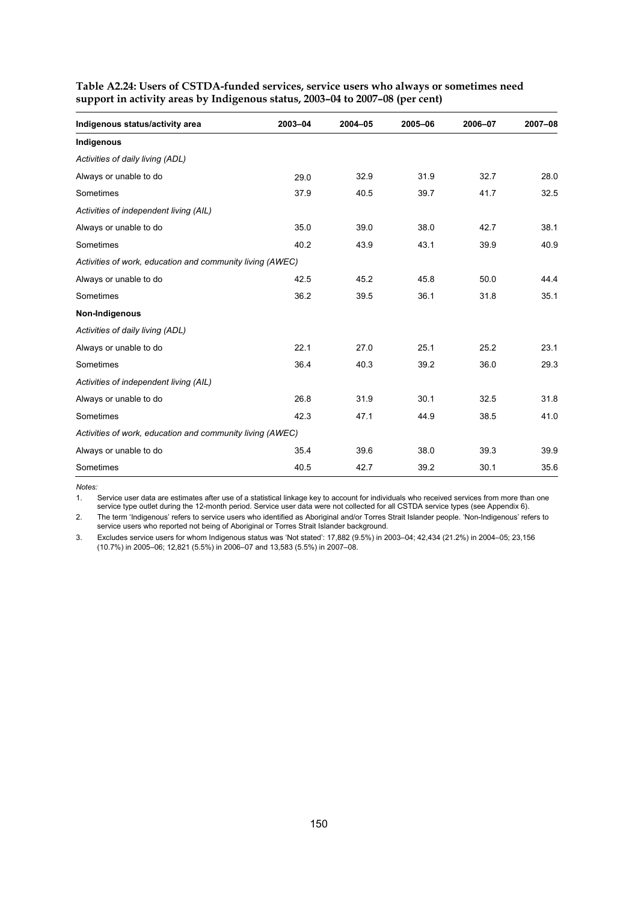**Table A2.24: Users of CSTDA-funded services, service users who always or sometimes need support in activity areas by Indigenous status, 2003–04 to 2007–08 (per cent)**

| Indigenous status/activity area | 2003–04 | 2004–05 | 2005–06 | 2006–07 | 2007–08 |
|---|---|---|---|---|---|
| **Indigenous** | | | | | |
| *Activities of daily living (ADL)* | | | | | |
| Always or unable to do | 29.0 | 32.9 | 31.9 | 32.7 | 28.0 |
| Sometimes | 37.9 | 40.5 | 39.7 | 41.7 | 32.5 |
| *Activities of independent living (AIL)* | | | | | |
| Always or unable to do | 35.0 | 39.0 | 38.0 | 42.7 | 38.1 |
| Sometimes | 40.2 | 43.9 | 43.1 | 39.9 | 40.9 |
| *Activities of work, education and community living (AWEC)* | | | | | |
| Always or unable to do | 42.5 | 45.2 | 45.8 | 50.0 | 44.4 |
| Sometimes | 36.2 | 39.5 | 36.1 | 31.8 | 35.1 |
| **Non-Indigenous** | | | | | |
| *Activities of daily living (ADL)* | | | | | |
| Always or unable to do | 22.1 | 27.0 | 25.1 | 25.2 | 23.1 |
| Sometimes | 36.4 | 40.3 | 39.2 | 36.0 | 29.3 |
| *Activities of independent living (AIL)* | | | | | |
| Always or unable to do | 26.8 | 31.9 | 30.1 | 32.5 | 31.8 |
| Sometimes | 42.3 | 47.1 | 44.9 | 38.5 | 41.0 |
| *Activities of work, education and community living (AWEC)* | | | | | |
| Always or unable to do | 35.4 | 39.6 | 38.0 | 39.3 | 39.9 |
| Sometimes | 40.5 | 42.7 | 39.2 | 30.1 | 35.6 |

*Notes:*

1. Service user data are estimates after use of a statistical linkage key to account for individuals who received services from more than one service type outlet during the 12-month period. Service user data were not collected for all CSTDA service types (see Appendix 6).
2. The term 'Indigenous' refers to service users who identified as Aboriginal and/or Torres Strait Islander people. 'Non-Indigenous' refers to service users who reported not being of Aboriginal or Torres Strait Islander background.
3. Excludes service users for whom Indigenous status was 'Not stated': 17,882 (9.5%) in 2003–04; 42,434 (21.2%) in 2004–05; 23,156 (10.7%) in 2005–06; 12,821 (5.5%) in 2006–07 and 13,583 (5.5%) in 2007–08.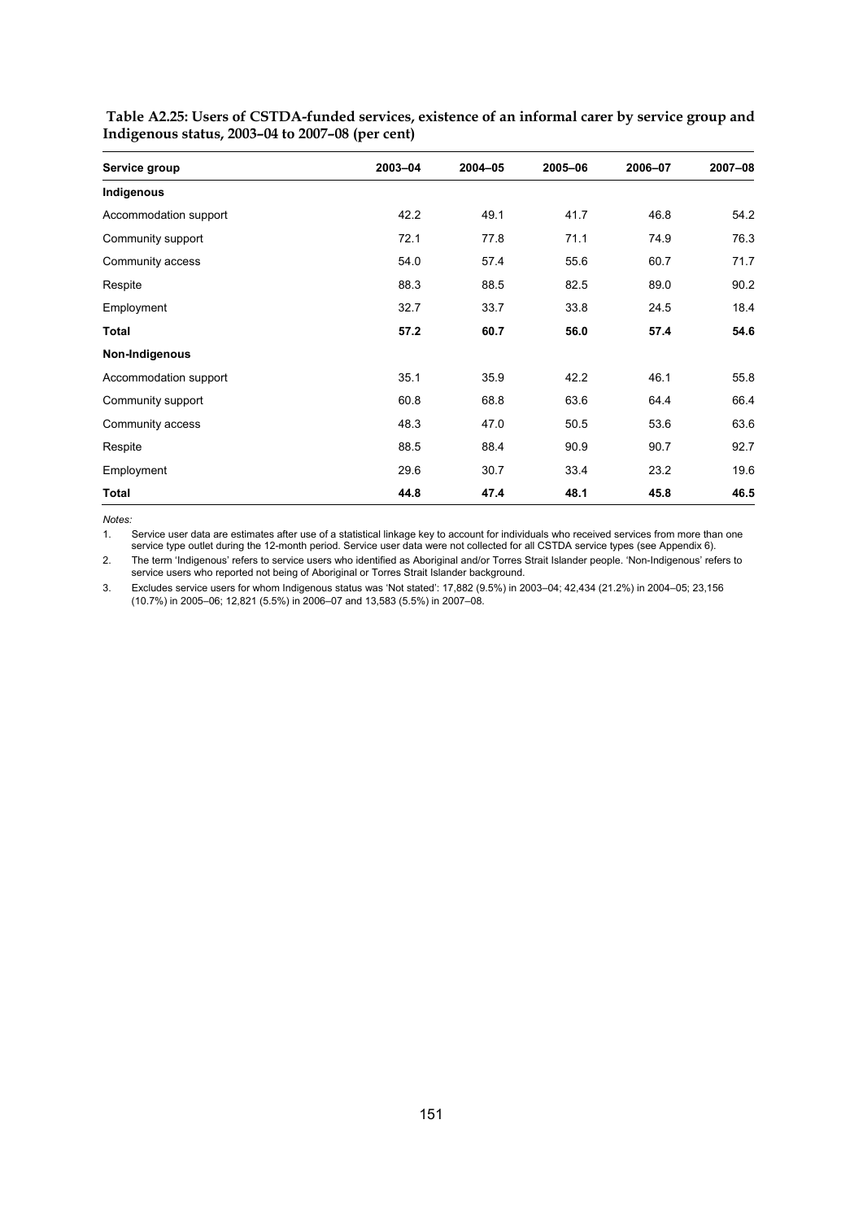**Table A2.25: Users of CSTDA-funded services, existence of an informal carer by service group and Indigenous status, 2003–04 to 2007–08 (per cent)**

| Service group | 2003–04 | 2004–05 | 2005–06 | 2006–07 | 2007–08 |
|---|---|---|---|---|---|
| **Indigenous** | | | | | |
| Accommodation support | 42.2 | 49.1 | 41.7 | 46.8 | 54.2 |
| Community support | 72.1 | 77.8 | 71.1 | 74.9 | 76.3 |
| Community access | 54.0 | 57.4 | 55.6 | 60.7 | 71.7 |
| Respite | 88.3 | 88.5 | 82.5 | 89.0 | 90.2 |
| Employment | 32.7 | 33.7 | 33.8 | 24.5 | 18.4 |
| **Total** | **57.2** | **60.7** | **56.0** | **57.4** | **54.6** |
| **Non-Indigenous** | | | | | |
| Accommodation support | 35.1 | 35.9 | 42.2 | 46.1 | 55.8 |
| Community support | 60.8 | 68.8 | 63.6 | 64.4 | 66.4 |
| Community access | 48.3 | 47.0 | 50.5 | 53.6 | 63.6 |
| Respite | 88.5 | 88.4 | 90.9 | 90.7 | 92.7 |
| Employment | 29.6 | 30.7 | 33.4 | 23.2 | 19.6 |
| **Total** | **44.8** | **47.4** | **48.1** | **45.8** | **46.5** |

*Notes:*

1. Service user data are estimates after use of a statistical linkage key to account for individuals who received services from more than one service type outlet during the 12-month period. Service user data were not collected for all CSTDA service types (see Appendix 6).
2. The term 'Indigenous' refers to service users who identified as Aboriginal and/or Torres Strait Islander people. 'Non-Indigenous' refers to service users who reported not being of Aboriginal or Torres Strait Islander background.
3. Excludes service users for whom Indigenous status was 'Not stated': 17,882 (9.5%) in 2003–04; 42,434 (21.2%) in 2004–05; 23,156 (10.7%) in 2005–06; 12,821 (5.5%) in 2006–07 and 13,583 (5.5%) in 2007–08.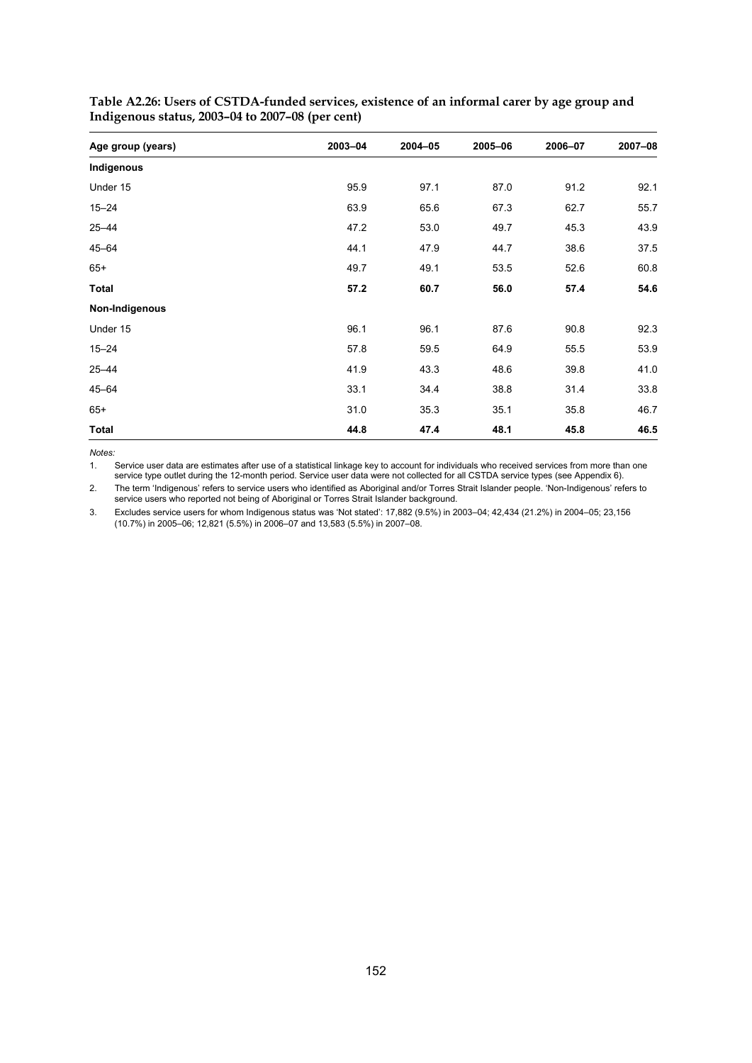**Table A2.26: Users of CSTDA-funded services, existence of an informal carer by age group and Indigenous status, 2003–04 to 2007–08 (per cent)**

| Age group (years) | 2003–04 | 2004–05 | 2005–06 | 2006–07 | 2007–08 |
|---|---|---|---|---|---|
| **Indigenous** | | | | | |
| Under 15 | 95.9 | 97.1 | 87.0 | 91.2 | 92.1 |
| 15–24 | 63.9 | 65.6 | 67.3 | 62.7 | 55.7 |
| 25–44 | 47.2 | 53.0 | 49.7 | 45.3 | 43.9 |
| 45–64 | 44.1 | 47.9 | 44.7 | 38.6 | 37.5 |
| 65+ | 49.7 | 49.1 | 53.5 | 52.6 | 60.8 |
| **Total** | **57.2** | **60.7** | **56.0** | **57.4** | **54.6** |
| **Non-Indigenous** | | | | | |
| Under 15 | 96.1 | 96.1 | 87.6 | 90.8 | 92.3 |
| 15–24 | 57.8 | 59.5 | 64.9 | 55.5 | 53.9 |
| 25–44 | 41.9 | 43.3 | 48.6 | 39.8 | 41.0 |
| 45–64 | 33.1 | 34.4 | 38.8 | 31.4 | 33.8 |
| 65+ | 31.0 | 35.3 | 35.1 | 35.8 | 46.7 |
| **Total** | **44.8** | **47.4** | **48.1** | **45.8** | **46.5** |

*Notes:*

1. Service user data are estimates after use of a statistical linkage key to account for individuals who received services from more than one service type outlet during the 12-month period. Service user data were not collected for all CSTDA service types (see Appendix 6).
2. The term 'Indigenous' refers to service users who identified as Aboriginal and/or Torres Strait Islander people. 'Non-Indigenous' refers to service users who reported not being of Aboriginal or Torres Strait Islander background.
3. Excludes service users for whom Indigenous status was 'Not stated': 17,882 (9.5%) in 2003–04; 42,434 (21.2%) in 2004–05; 23,156 (10.7%) in 2005–06; 12,821 (5.5%) in 2006–07 and 13,583 (5.5%) in 2007–08.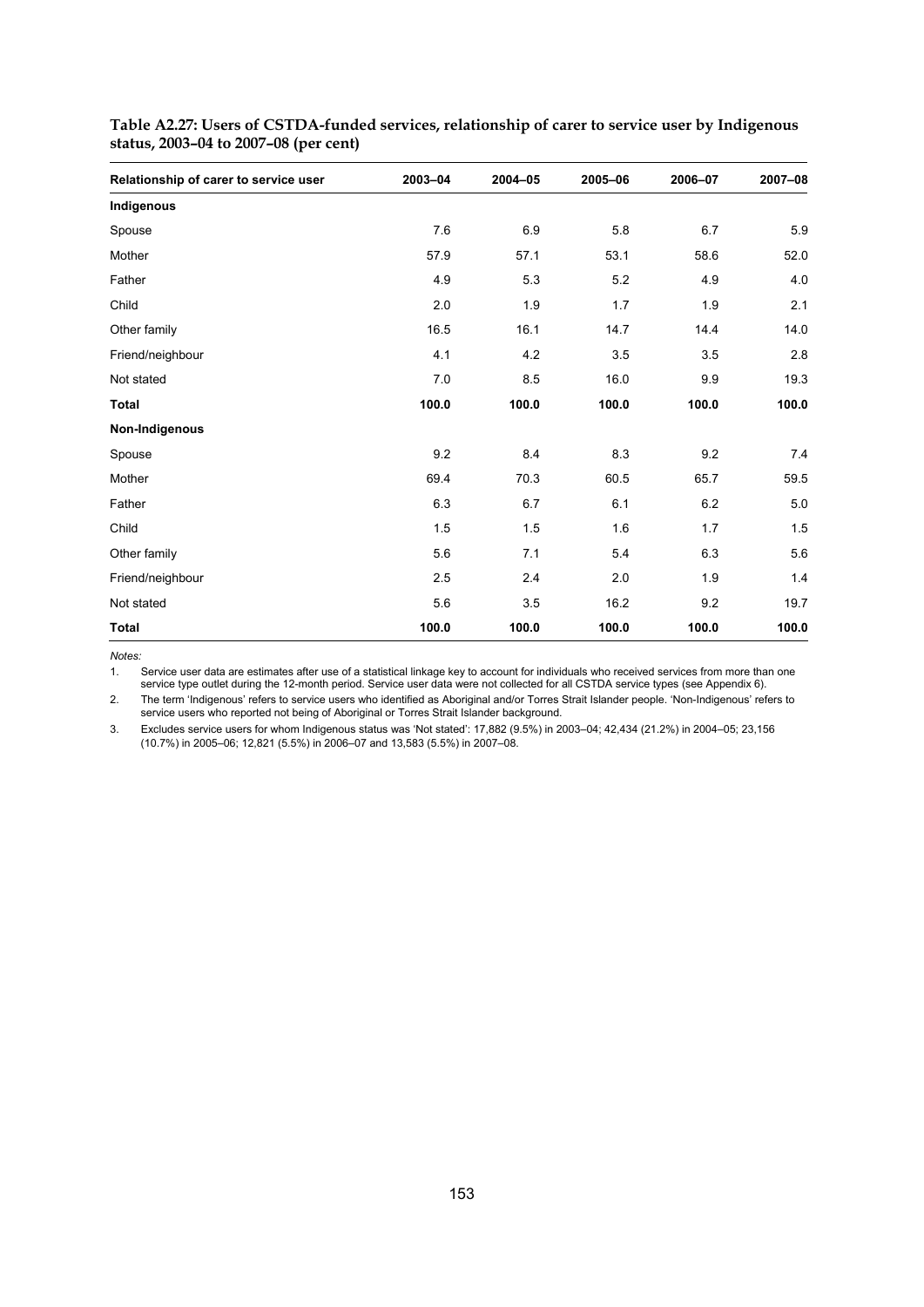**Table A2.27: Users of CSTDA-funded services, relationship of carer to service user by Indigenous status, 2003–04 to 2007–08 (per cent)**

| Relationship of carer to service user | 2003–04 | 2004–05 | 2005–06 | 2006–07 | 2007–08 |
|---|---|---|---|---|---|
| **Indigenous** | | | | | |
| Spouse | 7.6 | 6.9 | 5.8 | 6.7 | 5.9 |
| Mother | 57.9 | 57.1 | 53.1 | 58.6 | 52.0 |
| Father | 4.9 | 5.3 | 5.2 | 4.9 | 4.0 |
| Child | 2.0 | 1.9 | 1.7 | 1.9 | 2.1 |
| Other family | 16.5 | 16.1 | 14.7 | 14.4 | 14.0 |
| Friend/neighbour | 4.1 | 4.2 | 3.5 | 3.5 | 2.8 |
| Not stated | 7.0 | 8.5 | 16.0 | 9.9 | 19.3 |
| **Total** | **100.0** | **100.0** | **100.0** | **100.0** | **100.0** |
| **Non-Indigenous** | | | | | |
| Spouse | 9.2 | 8.4 | 8.3 | 9.2 | 7.4 |
| Mother | 69.4 | 70.3 | 60.5 | 65.7 | 59.5 |
| Father | 6.3 | 6.7 | 6.1 | 6.2 | 5.0 |
| Child | 1.5 | 1.5 | 1.6 | 1.7 | 1.5 |
| Other family | 5.6 | 7.1 | 5.4 | 6.3 | 5.6 |
| Friend/neighbour | 2.5 | 2.4 | 2.0 | 1.9 | 1.4 |
| Not stated | 5.6 | 3.5 | 16.2 | 9.2 | 19.7 |
| **Total** | **100.0** | **100.0** | **100.0** | **100.0** | **100.0** |

*Notes:*

1. Service user data are estimates after use of a statistical linkage key to account for individuals who received services from more than one service type outlet during the 12-month period. Service user data were not collected for all CSTDA service types (see Appendix 6).
2. The term 'Indigenous' refers to service users who identified as Aboriginal and/or Torres Strait Islander people. 'Non-Indigenous' refers to service users who reported not being of Aboriginal or Torres Strait Islander background.
3. Excludes service users for whom Indigenous status was 'Not stated': 17,882 (9.5%) in 2003–04; 42,434 (21.2%) in 2004–05; 23,156 (10.7%) in 2005–06; 12,821 (5.5%) in 2006–07 and 13,583 (5.5%) in 2007–08.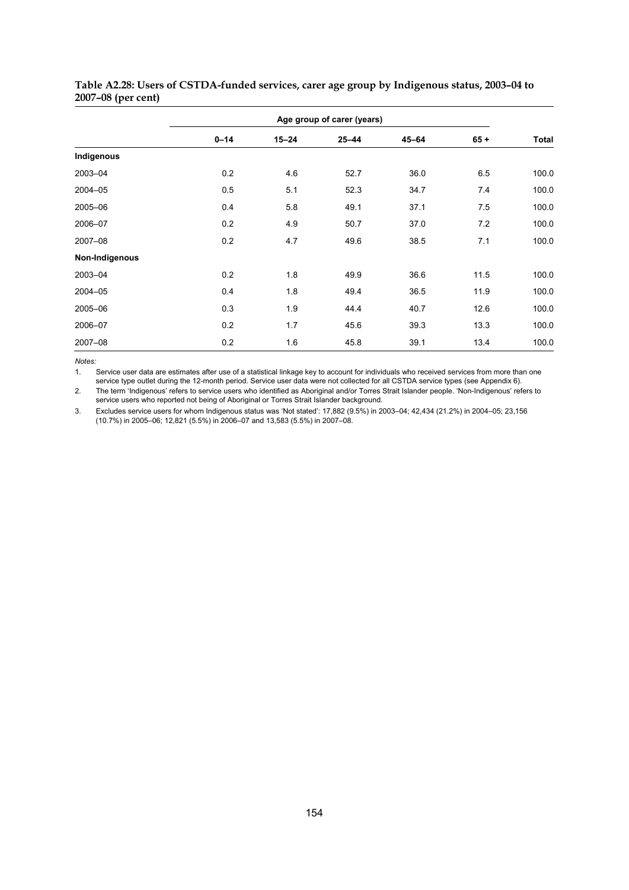**Table A2.28: Users of CSTDA-funded services, carer age group by Indigenous status, 2003–04 to 2007–08 (per cent)**

| | Age group of carer (years) | | | | | |
|---|---|---|---|---|---|---|
| | 0–14 | 15–24 | 25–44 | 45–64 | 65 + | Total |
| **Indigenous** | | | | | | |
| 2003–04 | 0.2 | 4.6 | 52.7 | 36.0 | 6.5 | 100.0 |
| 2004–05 | 0.5 | 5.1 | 52.3 | 34.7 | 7.4 | 100.0 |
| 2005–06 | 0.4 | 5.8 | 49.1 | 37.1 | 7.5 | 100.0 |
| 2006–07 | 0.2 | 4.9 | 50.7 | 37.0 | 7.2 | 100.0 |
| 2007–08 | 0.2 | 4.7 | 49.6 | 38.5 | 7.1 | 100.0 |
| **Non-Indigenous** | | | | | | |
| 2003–04 | 0.2 | 1.8 | 49.9 | 36.6 | 11.5 | 100.0 |
| 2004–05 | 0.4 | 1.8 | 49.4 | 36.5 | 11.9 | 100.0 |
| 2005–06 | 0.3 | 1.9 | 44.4 | 40.7 | 12.6 | 100.0 |
| 2006–07 | 0.2 | 1.7 | 45.6 | 39.3 | 13.3 | 100.0 |
| 2007–08 | 0.2 | 1.6 | 45.8 | 39.1 | 13.4 | 100.0 |

*Notes:*

1. Service user data are estimates after use of a statistical linkage key to account for individuals who received services from more than one service type outlet during the 12-month period. Service user data were not collected for all CSTDA service types (see Appendix 6).
2. The term 'Indigenous' refers to service users who identified as Aboriginal and/or Torres Strait Islander people. 'Non-Indigenous' refers to service users who reported not being of Aboriginal or Torres Strait Islander background.
3. Excludes service users for whom Indigenous status was 'Not stated': 17,882 (9.5%) in 2003–04; 42,434 (21.2%) in 2004–05; 23,156 (10.7%) in 2005–06; 12,821 (5.5%) in 2006–07 and 13,583 (5.5%) in 2007–08.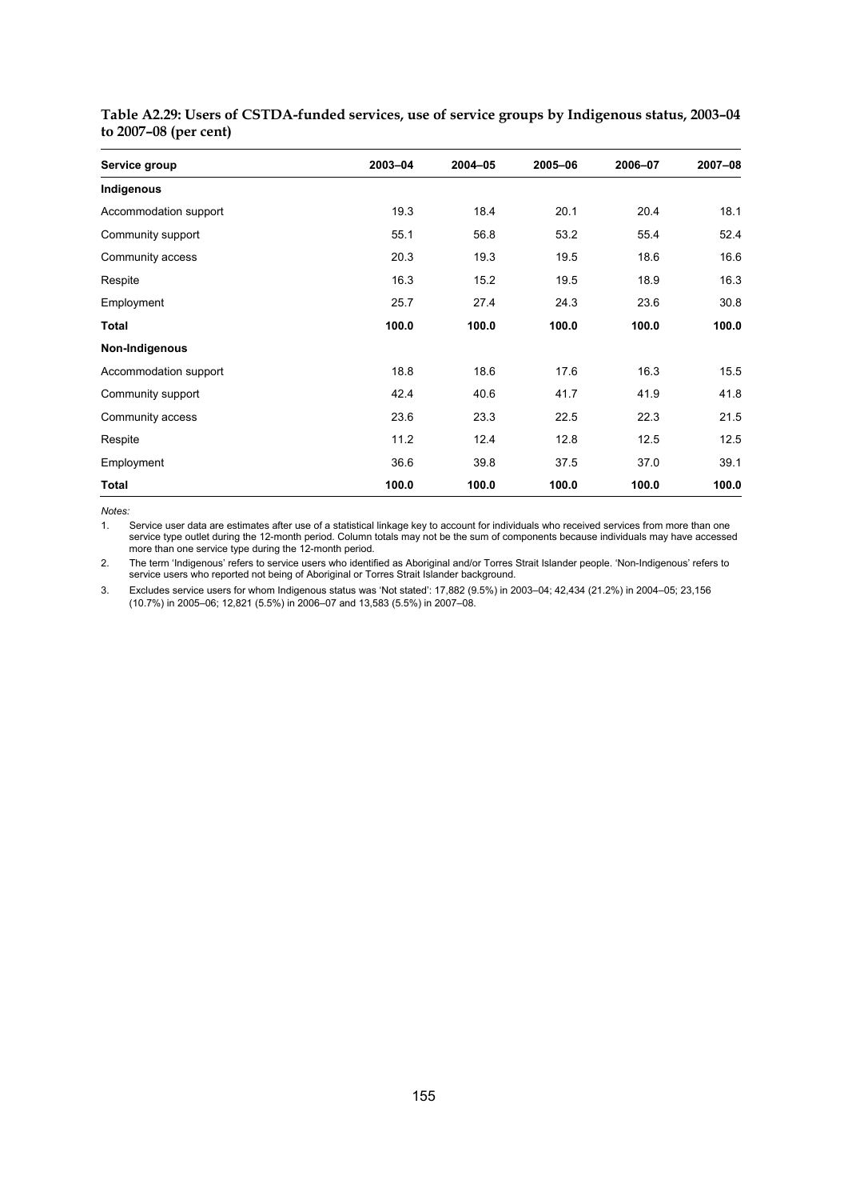**Table A2.29: Users of CSTDA-funded services, use of service groups by Indigenous status, 2003–04 to 2007–08 (per cent)**

| Service group | 2003–04 | 2004–05 | 2005–06 | 2006–07 | 2007–08 |
|---|---|---|---|---|---|
| **Indigenous** | | | | | |
| Accommodation support | 19.3 | 18.4 | 20.1 | 20.4 | 18.1 |
| Community support | 55.1 | 56.8 | 53.2 | 55.4 | 52.4 |
| Community access | 20.3 | 19.3 | 19.5 | 18.6 | 16.6 |
| Respite | 16.3 | 15.2 | 19.5 | 18.9 | 16.3 |
| Employment | 25.7 | 27.4 | 24.3 | 23.6 | 30.8 |
| **Total** | **100.0** | **100.0** | **100.0** | **100.0** | **100.0** |
| **Non-Indigenous** | | | | | |
| Accommodation support | 18.8 | 18.6 | 17.6 | 16.3 | 15.5 |
| Community support | 42.4 | 40.6 | 41.7 | 41.9 | 41.8 |
| Community access | 23.6 | 23.3 | 22.5 | 22.3 | 21.5 |
| Respite | 11.2 | 12.4 | 12.8 | 12.5 | 12.5 |
| Employment | 36.6 | 39.8 | 37.5 | 37.0 | 39.1 |
| **Total** | **100.0** | **100.0** | **100.0** | **100.0** | **100.0** |

*Notes:*

1. Service user data are estimates after use of a statistical linkage key to account for individuals who received services from more than one service type outlet during the 12-month period. Column totals may not be the sum of components because individuals may have accessed more than one service type during the 12-month period.

2. The term 'Indigenous' refers to service users who identified as Aboriginal and/or Torres Strait Islander people. 'Non-Indigenous' refers to service users who reported not being of Aboriginal or Torres Strait Islander background.

3. Excludes service users for whom Indigenous status was 'Not stated': 17,882 (9.5%) in 2003–04; 42,434 (21.2%) in 2004–05; 23,156 (10.7%) in 2005–06; 12,821 (5.5%) in 2006–07 and 13,583 (5.5%) in 2007–08.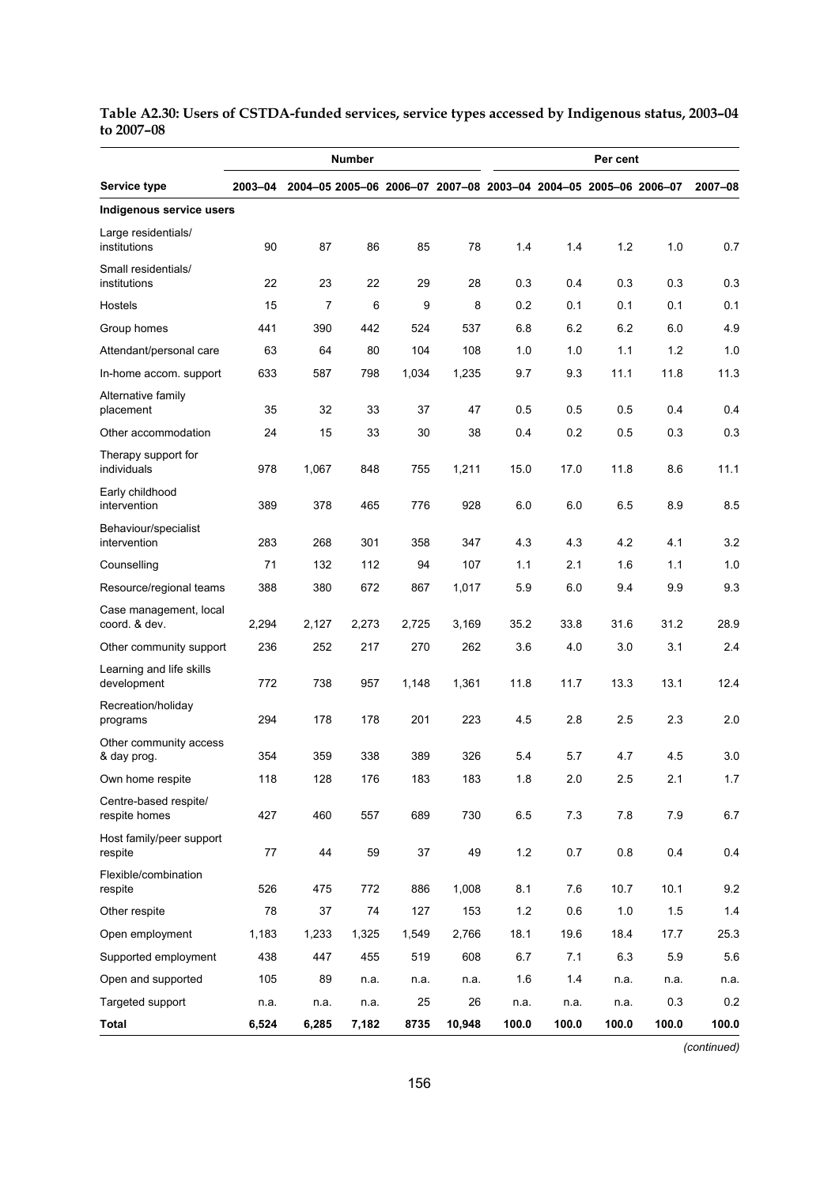**Table A2.30: Users of CSTDA-funded services, service types accessed by Indigenous status, 2003–04 to 2007–08**

| | Number | | | | | Per cent | | | | |
|---|---|---|---|---|---|---|---|---|---|---|
| **Service type** | **2003–04** | **2004–05** | **2005–06** | **2006–07** | **2007–08** | **2003–04** | **2004–05** | **2005–06** | **2006–07** | **2007–08** |
| **Indigenous service users** | | | | | | | | | | |
| Large residentials/ institutions | 90 | 87 | 86 | 85 | 78 | 1.4 | 1.4 | 1.2 | 1.0 | 0.7 |
| Small residentials/ institutions | 22 | 23 | 22 | 29 | 28 | 0.3 | 0.4 | 0.3 | 0.3 | 0.3 |
| Hostels | 15 | 7 | 6 | 9 | 8 | 0.2 | 0.1 | 0.1 | 0.1 | 0.1 |
| Group homes | 441 | 390 | 442 | 524 | 537 | 6.8 | 6.2 | 6.2 | 6.0 | 4.9 |
| Attendant/personal care | 63 | 64 | 80 | 104 | 108 | 1.0 | 1.0 | 1.1 | 1.2 | 1.0 |
| In-home accom. support | 633 | 587 | 798 | 1,034 | 1,235 | 9.7 | 9.3 | 11.1 | 11.8 | 11.3 |
| Alternative family placement | 35 | 32 | 33 | 37 | 47 | 0.5 | 0.5 | 0.5 | 0.4 | 0.4 |
| Other accommodation | 24 | 15 | 33 | 30 | 38 | 0.4 | 0.2 | 0.5 | 0.3 | 0.3 |
| Therapy support for individuals | 978 | 1,067 | 848 | 755 | 1,211 | 15.0 | 17.0 | 11.8 | 8.6 | 11.1 |
| Early childhood intervention | 389 | 378 | 465 | 776 | 928 | 6.0 | 6.0 | 6.5 | 8.9 | 8.5 |
| Behaviour/specialist intervention | 283 | 268 | 301 | 358 | 347 | 4.3 | 4.3 | 4.2 | 4.1 | 3.2 |
| Counselling | 71 | 132 | 112 | 94 | 107 | 1.1 | 2.1 | 1.6 | 1.1 | 1.0 |
| Resource/regional teams | 388 | 380 | 672 | 867 | 1,017 | 5.9 | 6.0 | 9.4 | 9.9 | 9.3 |
| Case management, local coord. & dev. | 2,294 | 2,127 | 2,273 | 2,725 | 3,169 | 35.2 | 33.8 | 31.6 | 31.2 | 28.9 |
| Other community support | 236 | 252 | 217 | 270 | 262 | 3.6 | 4.0 | 3.0 | 3.1 | 2.4 |
| Learning and life skills development | 772 | 738 | 957 | 1,148 | 1,361 | 11.8 | 11.7 | 13.3 | 13.1 | 12.4 |
| Recreation/holiday programs | 294 | 178 | 178 | 201 | 223 | 4.5 | 2.8 | 2.5 | 2.3 | 2.0 |
| Other community access & day prog. | 354 | 359 | 338 | 389 | 326 | 5.4 | 5.7 | 4.7 | 4.5 | 3.0 |
| Own home respite | 118 | 128 | 176 | 183 | 183 | 1.8 | 2.0 | 2.5 | 2.1 | 1.7 |
| Centre-based respite/ respite homes | 427 | 460 | 557 | 689 | 730 | 6.5 | 7.3 | 7.8 | 7.9 | 6.7 |
| Host family/peer support respite | 77 | 44 | 59 | 37 | 49 | 1.2 | 0.7 | 0.8 | 0.4 | 0.4 |
| Flexible/combination respite | 526 | 475 | 772 | 886 | 1,008 | 8.1 | 7.6 | 10.7 | 10.1 | 9.2 |
| Other respite | 78 | 37 | 74 | 127 | 153 | 1.2 | 0.6 | 1.0 | 1.5 | 1.4 |
| Open employment | 1,183 | 1,233 | 1,325 | 1,549 | 2,766 | 18.1 | 19.6 | 18.4 | 17.7 | 25.3 |
| Supported employment | 438 | 447 | 455 | 519 | 608 | 6.7 | 7.1 | 6.3 | 5.9 | 5.6 |
| Open and supported | 105 | 89 | n.a. | n.a. | n.a. | 1.6 | 1.4 | n.a. | n.a. | n.a. |
| Targeted support | n.a. | n.a. | n.a. | 25 | 26 | n.a. | n.a. | n.a. | 0.3 | 0.2 |
| **Total** | **6,524** | **6,285** | **7,182** | **8735** | **10,948** | **100.0** | **100.0** | **100.0** | **100.0** | **100.0** |

*(continued)*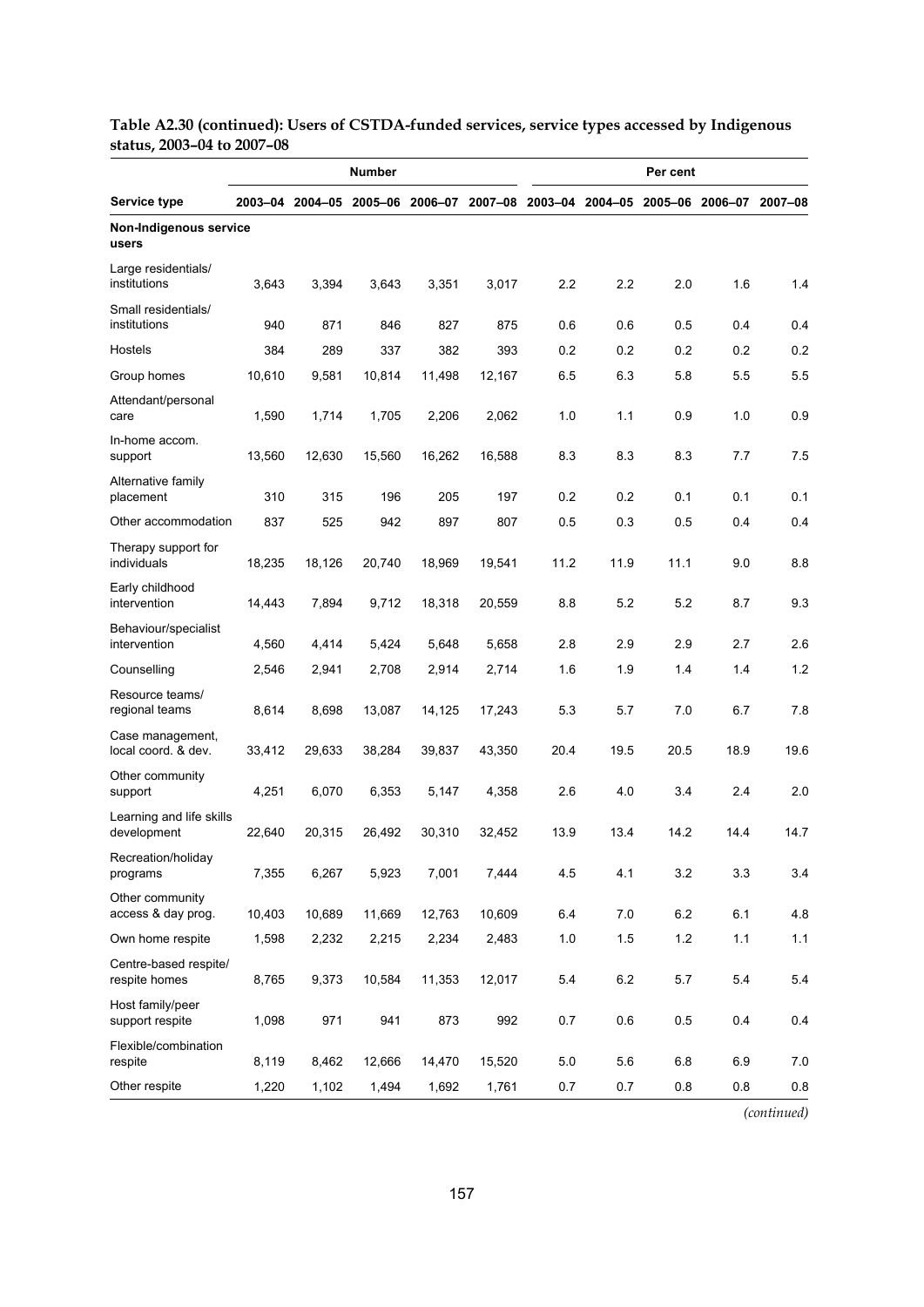**Table A2.30 (continued): Users of CSTDA-funded services, service types accessed by Indigenous status, 2003–04 to 2007–08**

| | Number | | | | | Per cent | | | | |
|---|---|---|---|---|---|---|---|---|---|---|
| **Service type** | **2003–04** | **2004–05** | **2005–06** | **2006–07** | **2007–08** | **2003–04** | **2004–05** | **2005–06** | **2006–07** | **2007–08** |
| **Non-Indigenous service users** | | | | | | | | | | |
| Large residentials/ institutions | 3,643 | 3,394 | 3,643 | 3,351 | 3,017 | 2.2 | 2.2 | 2.0 | 1.6 | 1.4 |
| Small residentials/ institutions | 940 | 871 | 846 | 827 | 875 | 0.6 | 0.6 | 0.5 | 0.4 | 0.4 |
| Hostels | 384 | 289 | 337 | 382 | 393 | 0.2 | 0.2 | 0.2 | 0.2 | 0.2 |
| Group homes | 10,610 | 9,581 | 10,814 | 11,498 | 12,167 | 6.5 | 6.3 | 5.8 | 5.5 | 5.5 |
| Attendant/personal care | 1,590 | 1,714 | 1,705 | 2,206 | 2,062 | 1.0 | 1.1 | 0.9 | 1.0 | 0.9 |
| In-home accom. support | 13,560 | 12,630 | 15,560 | 16,262 | 16,588 | 8.3 | 8.3 | 8.3 | 7.7 | 7.5 |
| Alternative family placement | 310 | 315 | 196 | 205 | 197 | 0.2 | 0.2 | 0.1 | 0.1 | 0.1 |
| Other accommodation | 837 | 525 | 942 | 897 | 807 | 0.5 | 0.3 | 0.5 | 0.4 | 0.4 |
| Therapy support for individuals | 18,235 | 18,126 | 20,740 | 18,969 | 19,541 | 11.2 | 11.9 | 11.1 | 9.0 | 8.8 |
| Early childhood intervention | 14,443 | 7,894 | 9,712 | 18,318 | 20,559 | 8.8 | 5.2 | 5.2 | 8.7 | 9.3 |
| Behaviour/specialist intervention | 4,560 | 4,414 | 5,424 | 5,648 | 5,658 | 2.8 | 2.9 | 2.9 | 2.7 | 2.6 |
| Counselling | 2,546 | 2,941 | 2,708 | 2,914 | 2,714 | 1.6 | 1.9 | 1.4 | 1.4 | 1.2 |
| Resource teams/ regional teams | 8,614 | 8,698 | 13,087 | 14,125 | 17,243 | 5.3 | 5.7 | 7.0 | 6.7 | 7.8 |
| Case management, local coord. & dev. | 33,412 | 29,633 | 38,284 | 39,837 | 43,350 | 20.4 | 19.5 | 20.5 | 18.9 | 19.6 |
| Other community support | 4,251 | 6,070 | 6,353 | 5,147 | 4,358 | 2.6 | 4.0 | 3.4 | 2.4 | 2.0 |
| Learning and life skills development | 22,640 | 20,315 | 26,492 | 30,310 | 32,452 | 13.9 | 13.4 | 14.2 | 14.4 | 14.7 |
| Recreation/holiday programs | 7,355 | 6,267 | 5,923 | 7,001 | 7,444 | 4.5 | 4.1 | 3.2 | 3.3 | 3.4 |
| Other community access & day prog. | 10,403 | 10,689 | 11,669 | 12,763 | 10,609 | 6.4 | 7.0 | 6.2 | 6.1 | 4.8 |
| Own home respite | 1,598 | 2,232 | 2,215 | 2,234 | 2,483 | 1.0 | 1.5 | 1.2 | 1.1 | 1.1 |
| Centre-based respite/ respite homes | 8,765 | 9,373 | 10,584 | 11,353 | 12,017 | 5.4 | 6.2 | 5.7 | 5.4 | 5.4 |
| Host family/peer support respite | 1,098 | 971 | 941 | 873 | 992 | 0.7 | 0.6 | 0.5 | 0.4 | 0.4 |
| Flexible/combination respite | 8,119 | 8,462 | 12,666 | 14,470 | 15,520 | 5.0 | 5.6 | 6.8 | 6.9 | 7.0 |
| Other respite | 1,220 | 1,102 | 1,494 | 1,692 | 1,761 | 0.7 | 0.7 | 0.8 | 0.8 | 0.8 |

*(continued)*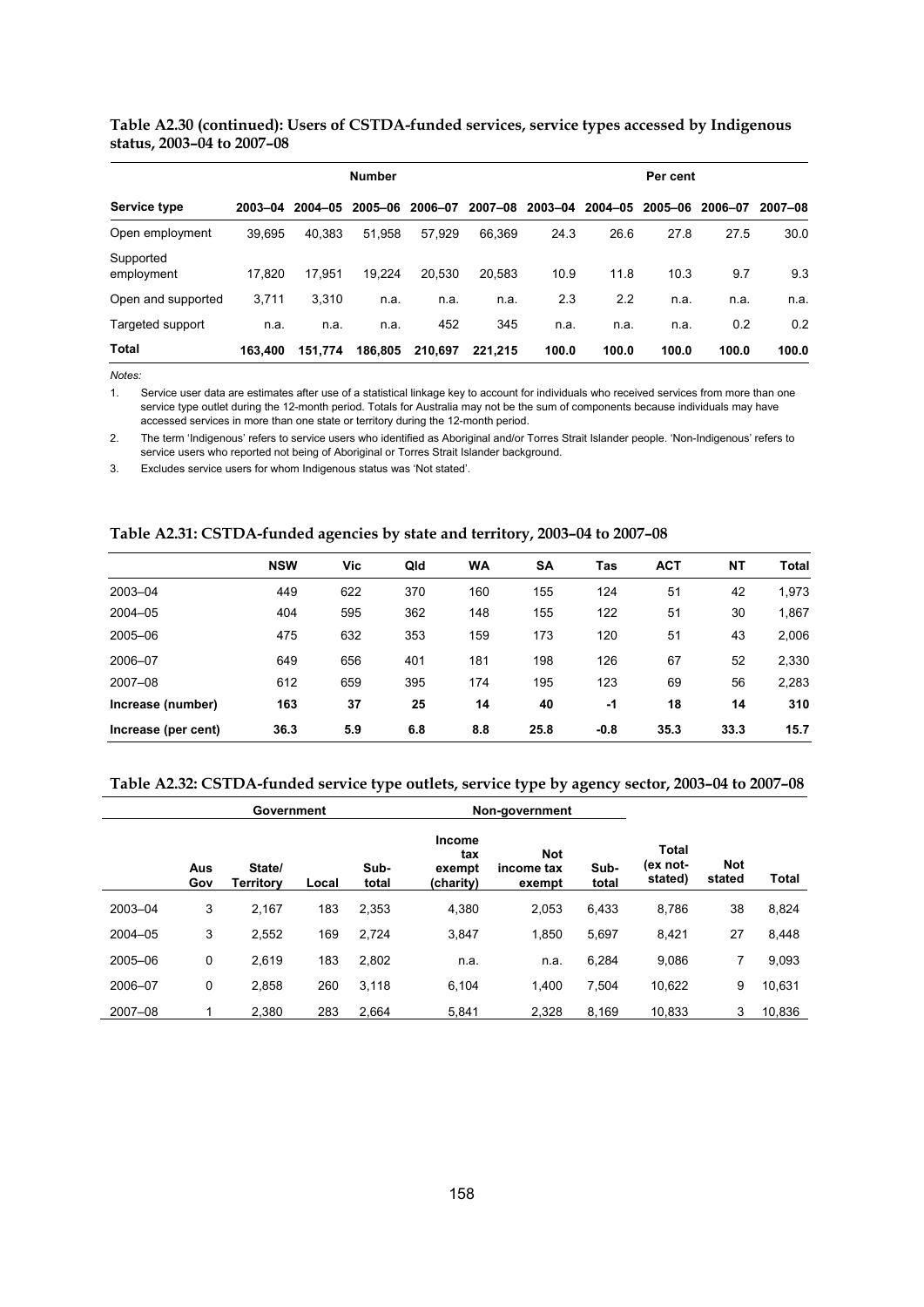**Table A2.30 (continued): Users of CSTDA-funded services, service types accessed by Indigenous status, 2003–04 to 2007–08**

| | Number | | | | | Per cent | | | | |
|---|---|---|---|---|---|---|---|---|---|---|
| **Service type** | **2003–04** | **2004–05** | **2005–06** | **2006–07** | **2007–08** | **2003–04** | **2004–05** | **2005–06** | **2006–07** | **2007–08** |
| Open employment | 39,695 | 40,383 | 51,958 | 57,929 | 66,369 | 24.3 | 26.6 | 27.8 | 27.5 | 30.0 |
| Supported employment | 17,820 | 17,951 | 19,224 | 20,530 | 20,583 | 10.9 | 11.8 | 10.3 | 9.7 | 9.3 |
| Open and supported | 3,711 | 3,310 | n.a. | n.a. | n.a. | 2.3 | 2.2 | n.a. | n.a. | n.a. |
| Targeted support | n.a. | n.a. | n.a. | 452 | 345 | n.a. | n.a. | n.a. | 0.2 | 0.2 |
| **Total** | **163,400** | **151,774** | **186,805** | **210,697** | **221,215** | **100.0** | **100.0** | **100.0** | **100.0** | **100.0** |

*Notes:*

1. Service user data are estimates after use of a statistical linkage key to account for individuals who received services from more than one service type outlet during the 12-month period. Totals for Australia may not be the sum of components because individuals may have accessed services in more than one state or territory during the 12-month period.
2. The term 'Indigenous' refers to service users who identified as Aboriginal and/or Torres Strait Islander people. 'Non-Indigenous' refers to service users who reported not being of Aboriginal or Torres Strait Islander background.
3. Excludes service users for whom Indigenous status was 'Not stated'.

**Table A2.31: CSTDA-funded agencies by state and territory, 2003–04 to 2007–08**

| | **NSW** | **Vic** | **Qld** | **WA** | **SA** | **Tas** | **ACT** | **NT** | **Total** |
|---|---|---|---|---|---|---|---|---|---|
| 2003–04 | 449 | 622 | 370 | 160 | 155 | 124 | 51 | 42 | 1,973 |
| 2004–05 | 404 | 595 | 362 | 148 | 155 | 122 | 51 | 30 | 1,867 |
| 2005–06 | 475 | 632 | 353 | 159 | 173 | 120 | 51 | 43 | 2,006 |
| 2006–07 | 649 | 656 | 401 | 181 | 198 | 126 | 67 | 52 | 2,330 |
| 2007–08 | 612 | 659 | 395 | 174 | 195 | 123 | 69 | 56 | 2,283 |
| **Increase (number)** | **163** | **37** | **25** | **14** | **40** | **-1** | **18** | **14** | **310** |
| **Increase (per cent)** | **36.3** | **5.9** | **6.8** | **8.8** | **25.8** | **-0.8** | **35.3** | **33.3** | **15.7** |

**Table A2.32: CSTDA-funded service type outlets, service type by agency sector, 2003–04 to 2007–08**

| | Government | | | | Non-government | | | | | |
|---|---|---|---|---|---|---|---|---|---|---|
| | **Aus Gov** | **State/ Territory** | **Local** | **Sub-total** | **Income tax exempt (charity)** | **Not income tax exempt** | **Sub-total** | **Total (ex not-stated)** | **Not stated** | **Total** |
| 2003–04 | 3 | 2,167 | 183 | 2,353 | 4,380 | 2,053 | 6,433 | 8,786 | 38 | 8,824 |
| 2004–05 | 3 | 2,552 | 169 | 2,724 | 3,847 | 1,850 | 5,697 | 8,421 | 27 | 8,448 |
| 2005–06 | 0 | 2,619 | 183 | 2,802 | n.a. | n.a. | 6,284 | 9,086 | 7 | 9,093 |
| 2006–07 | 0 | 2,858 | 260 | 3,118 | 6,104 | 1,400 | 7,504 | 10,622 | 9 | 10,631 |
| 2007–08 | 1 | 2,380 | 283 | 2,664 | 5,841 | 2,328 | 8,169 | 10,833 | 3 | 10,836 |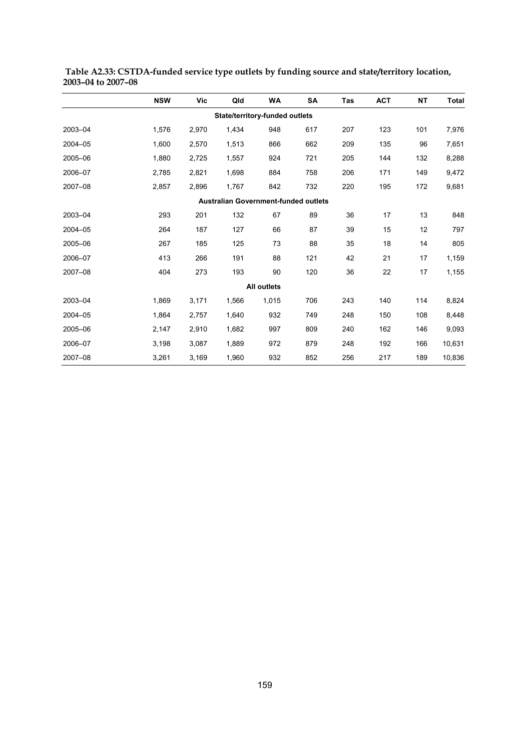**Table A2.33: CSTDA-funded service type outlets by funding source and state/territory location, 2003–04 to 2007–08**

| | NSW | Vic | Qld | WA | SA | Tas | ACT | NT | Total |
|---|---|---|---|---|---|---|---|---|---|
| | | | | **State/territory-funded outlets** | | | | | |
| 2003–04 | 1,576 | 2,970 | 1,434 | 948 | 617 | 207 | 123 | 101 | 7,976 |
| 2004–05 | 1,600 | 2,570 | 1,513 | 866 | 662 | 209 | 135 | 96 | 7,651 |
| 2005–06 | 1,880 | 2,725 | 1,557 | 924 | 721 | 205 | 144 | 132 | 8,288 |
| 2006–07 | 2,785 | 2,821 | 1,698 | 884 | 758 | 206 | 171 | 149 | 9,472 |
| 2007–08 | 2,857 | 2,896 | 1,767 | 842 | 732 | 220 | 195 | 172 | 9,681 |
| | | | | **Australian Government-funded outlets** | | | | | |
| 2003–04 | 293 | 201 | 132 | 67 | 89 | 36 | 17 | 13 | 848 |
| 2004–05 | 264 | 187 | 127 | 66 | 87 | 39 | 15 | 12 | 797 |
| 2005–06 | 267 | 185 | 125 | 73 | 88 | 35 | 18 | 14 | 805 |
| 2006–07 | 413 | 266 | 191 | 88 | 121 | 42 | 21 | 17 | 1,159 |
| 2007–08 | 404 | 273 | 193 | 90 | 120 | 36 | 22 | 17 | 1,155 |
| | | | | **All outlets** | | | | | |
| 2003–04 | 1,869 | 3,171 | 1,566 | 1,015 | 706 | 243 | 140 | 114 | 8,824 |
| 2004–05 | 1,864 | 2,757 | 1,640 | 932 | 749 | 248 | 150 | 108 | 8,448 |
| 2005–06 | 2,147 | 2,910 | 1,682 | 997 | 809 | 240 | 162 | 146 | 9,093 |
| 2006–07 | 3,198 | 3,087 | 1,889 | 972 | 879 | 248 | 192 | 166 | 10,631 |
| 2007–08 | 3,261 | 3,169 | 1,960 | 932 | 852 | 256 | 217 | 189 | 10,836 |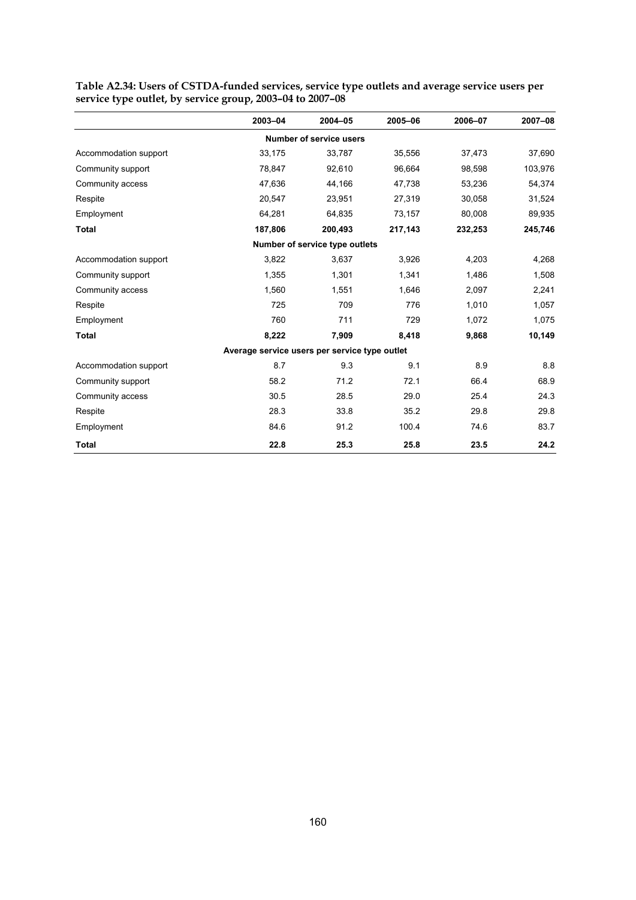**Table A2.34: Users of CSTDA-funded services, service type outlets and average service users per service type outlet, by service group, 2003–04 to 2007–08**

| | 2003–04 | 2004–05 | 2005–06 | 2006–07 | 2007–08 |
|---|---|---|---|---|---|
| | | **Number of service users** | | | |
| Accommodation support | 33,175 | 33,787 | 35,556 | 37,473 | 37,690 |
| Community support | 78,847 | 92,610 | 96,664 | 98,598 | 103,976 |
| Community access | 47,636 | 44,166 | 47,738 | 53,236 | 54,374 |
| Respite | 20,547 | 23,951 | 27,319 | 30,058 | 31,524 |
| Employment | 64,281 | 64,835 | 73,157 | 80,008 | 89,935 |
| **Total** | **187,806** | **200,493** | **217,143** | **232,253** | **245,746** |
| | | **Number of service type outlets** | | | |
| Accommodation support | 3,822 | 3,637 | 3,926 | 4,203 | 4,268 |
| Community support | 1,355 | 1,301 | 1,341 | 1,486 | 1,508 |
| Community access | 1,560 | 1,551 | 1,646 | 2,097 | 2,241 |
| Respite | 725 | 709 | 776 | 1,010 | 1,057 |
| Employment | 760 | 711 | 729 | 1,072 | 1,075 |
| **Total** | **8,222** | **7,909** | **8,418** | **9,868** | **10,149** |
| | | **Average service users per service type outlet** | | | |
| Accommodation support | 8.7 | 9.3 | 9.1 | 8.9 | 8.8 |
| Community support | 58.2 | 71.2 | 72.1 | 66.4 | 68.9 |
| Community access | 30.5 | 28.5 | 29.0 | 25.4 | 24.3 |
| Respite | 28.3 | 33.8 | 35.2 | 29.8 | 29.8 |
| Employment | 84.6 | 91.2 | 100.4 | 74.6 | 83.7 |
| **Total** | **22.8** | **25.3** | **25.8** | **23.5** | **24.2** |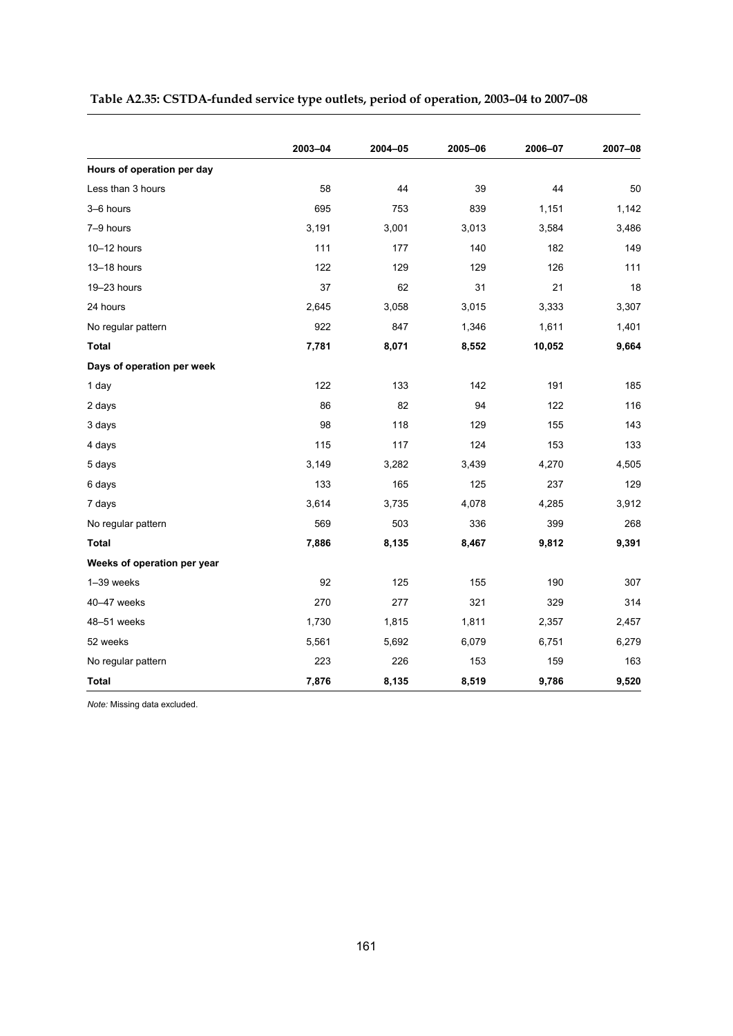**Table A2.35: CSTDA-funded service type outlets, period of operation, 2003–04 to 2007–08**

| | 2003–04 | 2004–05 | 2005–06 | 2006–07 | 2007–08 |
|---|---|---|---|---|---|
| **Hours of operation per day** | | | | | |
| Less than 3 hours | 58 | 44 | 39 | 44 | 50 |
| 3–6 hours | 695 | 753 | 839 | 1,151 | 1,142 |
| 7–9 hours | 3,191 | 3,001 | 3,013 | 3,584 | 3,486 |
| 10–12 hours | 111 | 177 | 140 | 182 | 149 |
| 13–18 hours | 122 | 129 | 129 | 126 | 111 |
| 19–23 hours | 37 | 62 | 31 | 21 | 18 |
| 24 hours | 2,645 | 3,058 | 3,015 | 3,333 | 3,307 |
| No regular pattern | 922 | 847 | 1,346 | 1,611 | 1,401 |
| **Total** | **7,781** | **8,071** | **8,552** | **10,052** | **9,664** |
| **Days of operation per week** | | | | | |
| 1 day | 122 | 133 | 142 | 191 | 185 |
| 2 days | 86 | 82 | 94 | 122 | 116 |
| 3 days | 98 | 118 | 129 | 155 | 143 |
| 4 days | 115 | 117 | 124 | 153 | 133 |
| 5 days | 3,149 | 3,282 | 3,439 | 4,270 | 4,505 |
| 6 days | 133 | 165 | 125 | 237 | 129 |
| 7 days | 3,614 | 3,735 | 4,078 | 4,285 | 3,912 |
| No regular pattern | 569 | 503 | 336 | 399 | 268 |
| **Total** | **7,886** | **8,135** | **8,467** | **9,812** | **9,391** |
| **Weeks of operation per year** | | | | | |
| 1–39 weeks | 92 | 125 | 155 | 190 | 307 |
| 40–47 weeks | 270 | 277 | 321 | 329 | 314 |
| 48–51 weeks | 1,730 | 1,815 | 1,811 | 2,357 | 2,457 |
| 52 weeks | 5,561 | 5,692 | 6,079 | 6,751 | 6,279 |
| No regular pattern | 223 | 226 | 153 | 159 | 163 |
| **Total** | **7,876** | **8,135** | **8,519** | **9,786** | **9,520** |

*Note:* Missing data excluded.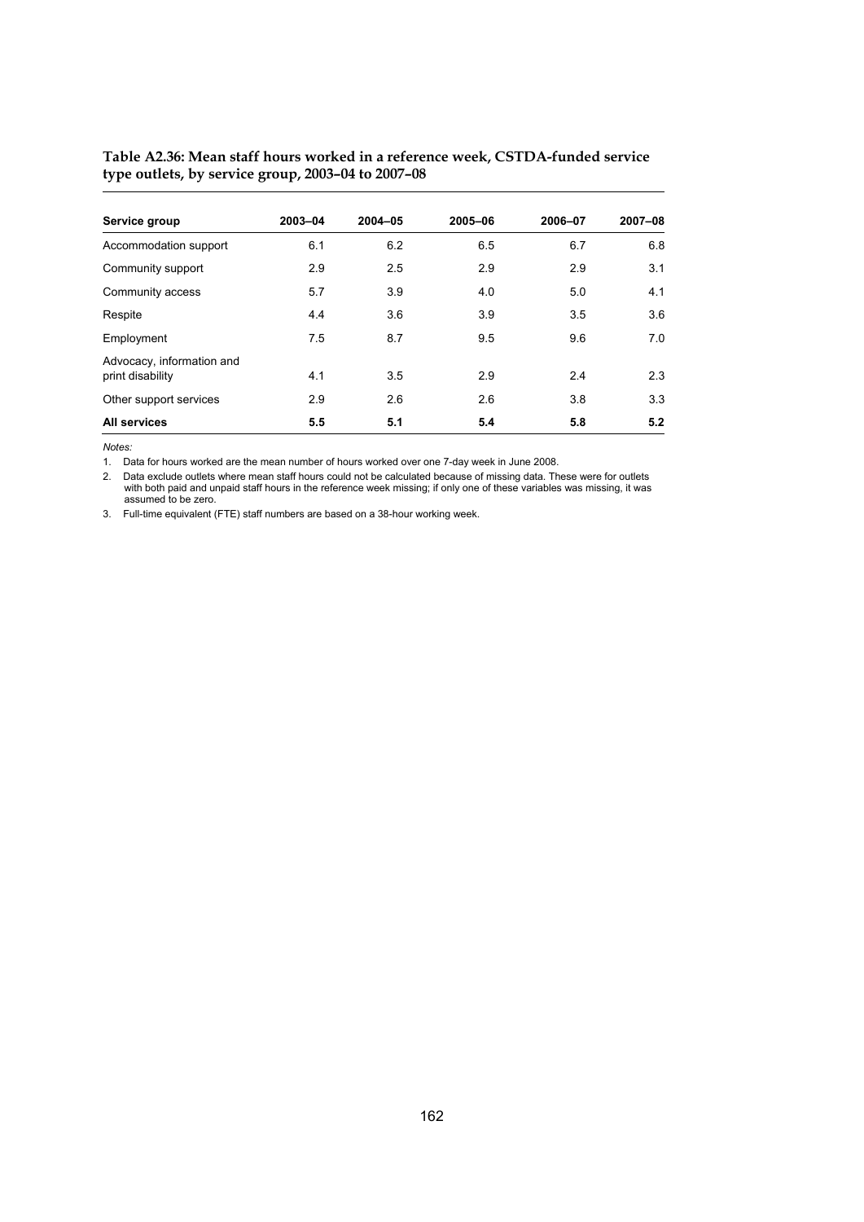**Table A2.36: Mean staff hours worked in a reference week, CSTDA-funded service type outlets, by service group, 2003–04 to 2007–08**

| Service group | 2003–04 | 2004–05 | 2005–06 | 2006–07 | 2007–08 |
|---|---|---|---|---|---|
| Accommodation support | 6.1 | 6.2 | 6.5 | 6.7 | 6.8 |
| Community support | 2.9 | 2.5 | 2.9 | 2.9 | 3.1 |
| Community access | 5.7 | 3.9 | 4.0 | 5.0 | 4.1 |
| Respite | 4.4 | 3.6 | 3.9 | 3.5 | 3.6 |
| Employment | 7.5 | 8.7 | 9.5 | 9.6 | 7.0 |
| Advocacy, information and print disability | 4.1 | 3.5 | 2.9 | 2.4 | 2.3 |
| Other support services | 2.9 | 2.6 | 2.6 | 3.8 | 3.3 |
| **All services** | **5.5** | **5.1** | **5.4** | **5.8** | **5.2** |

*Notes:*

1. Data for hours worked are the mean number of hours worked over one 7-day week in June 2008.
2. Data exclude outlets where mean staff hours could not be calculated because of missing data. These were for outlets with both paid and unpaid staff hours in the reference week missing; if only one of these variables was missing, it was assumed to be zero.
3. Full-time equivalent (FTE) staff numbers are based on a 38-hour working week.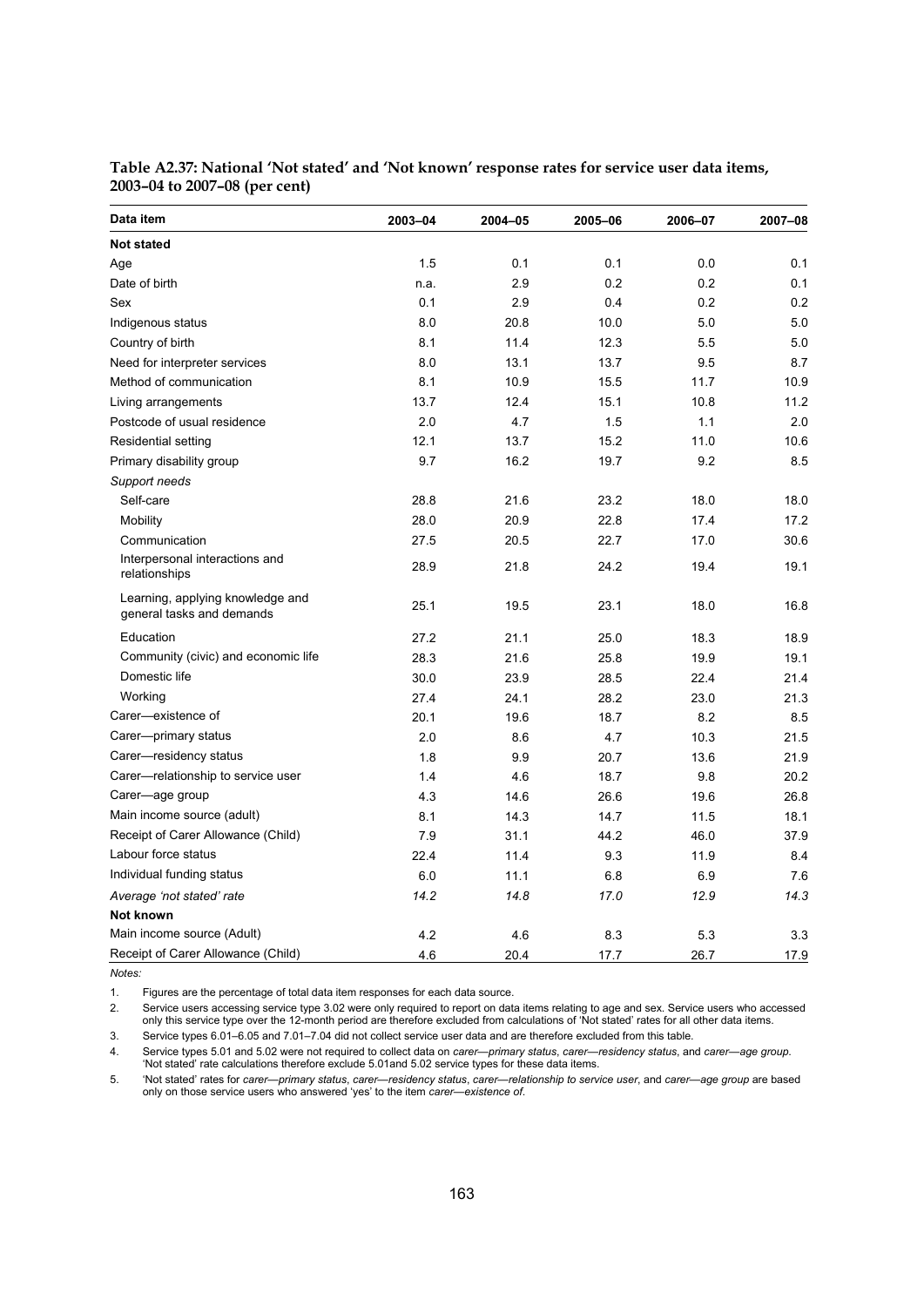**Table A2.37: National 'Not stated' and 'Not known' response rates for service user data items, 2003–04 to 2007–08 (per cent)**

| Data item | 2003–04 | 2004–05 | 2005–06 | 2006–07 | 2007–08 |
|---|---|---|---|---|---|
| **Not stated** | | | | | |
| Age | 1.5 | 0.1 | 0.1 | 0.0 | 0.1 |
| Date of birth | n.a. | 2.9 | 0.2 | 0.2 | 0.1 |
| Sex | 0.1 | 2.9 | 0.4 | 0.2 | 0.2 |
| Indigenous status | 8.0 | 20.8 | 10.0 | 5.0 | 5.0 |
| Country of birth | 8.1 | 11.4 | 12.3 | 5.5 | 5.0 |
| Need for interpreter services | 8.0 | 13.1 | 13.7 | 9.5 | 8.7 |
| Method of communication | 8.1 | 10.9 | 15.5 | 11.7 | 10.9 |
| Living arrangements | 13.7 | 12.4 | 15.1 | 10.8 | 11.2 |
| Postcode of usual residence | 2.0 | 4.7 | 1.5 | 1.1 | 2.0 |
| Residential setting | 12.1 | 13.7 | 15.2 | 11.0 | 10.6 |
| Primary disability group | 9.7 | 16.2 | 19.7 | 9.2 | 8.5 |
| *Support needs* | | | | | |
| Self-care | 28.8 | 21.6 | 23.2 | 18.0 | 18.0 |
| Mobility | 28.0 | 20.9 | 22.8 | 17.4 | 17.2 |
| Communication | 27.5 | 20.5 | 22.7 | 17.0 | 30.6 |
| Interpersonal interactions and relationships | 28.9 | 21.8 | 24.2 | 19.4 | 19.1 |
| Learning, applying knowledge and general tasks and demands | 25.1 | 19.5 | 23.1 | 18.0 | 16.8 |
| Education | 27.2 | 21.1 | 25.0 | 18.3 | 18.9 |
| Community (civic) and economic life | 28.3 | 21.6 | 25.8 | 19.9 | 19.1 |
| Domestic life | 30.0 | 23.9 | 28.5 | 22.4 | 21.4 |
| Working | 27.4 | 24.1 | 28.2 | 23.0 | 21.3 |
| Carer—existence of | 20.1 | 19.6 | 18.7 | 8.2 | 8.5 |
| Carer—primary status | 2.0 | 8.6 | 4.7 | 10.3 | 21.5 |
| Carer—residency status | 1.8 | 9.9 | 20.7 | 13.6 | 21.9 |
| Carer—relationship to service user | 1.4 | 4.6 | 18.7 | 9.8 | 20.2 |
| Carer—age group | 4.3 | 14.6 | 26.6 | 19.6 | 26.8 |
| Main income source (adult) | 8.1 | 14.3 | 14.7 | 11.5 | 18.1 |
| Receipt of Carer Allowance (Child) | 7.9 | 31.1 | 44.2 | 46.0 | 37.9 |
| Labour force status | 22.4 | 11.4 | 9.3 | 11.9 | 8.4 |
| Individual funding status | 6.0 | 11.1 | 6.8 | 6.9 | 7.6 |
| *Average 'not stated' rate* | *14.2* | *14.8* | *17.0* | *12.9* | *14.3* |
| **Not known** | | | | | |
| Main income source (Adult) | 4.2 | 4.6 | 8.3 | 5.3 | 3.3 |
| Receipt of Carer Allowance (Child) | 4.6 | 20.4 | 17.7 | 26.7 | 17.9 |

*Notes:*

1. Figures are the percentage of total data item responses for each data source.
2. Service users accessing service type 3.02 were only required to report on data items relating to age and sex. Service users who accessed only this service type over the 12-month period are therefore excluded from calculations of 'Not stated' rates for all other data items.
3. Service types 6.01–6.05 and 7.01–7.04 did not collect service user data and are therefore excluded from this table.
4. Service types 5.01 and 5.02 were not required to collect data on *carer—primary status*, *carer—residency status*, and *carer—age group*. 'Not stated' rate calculations therefore exclude 5.01and 5.02 service types for these data items.
5. 'Not stated' rates for *carer—primary status*, *carer—residency status*, *carer—relationship to service user*, and *carer—age group* are based only on those service users who answered 'yes' to the item *carer—existence of*.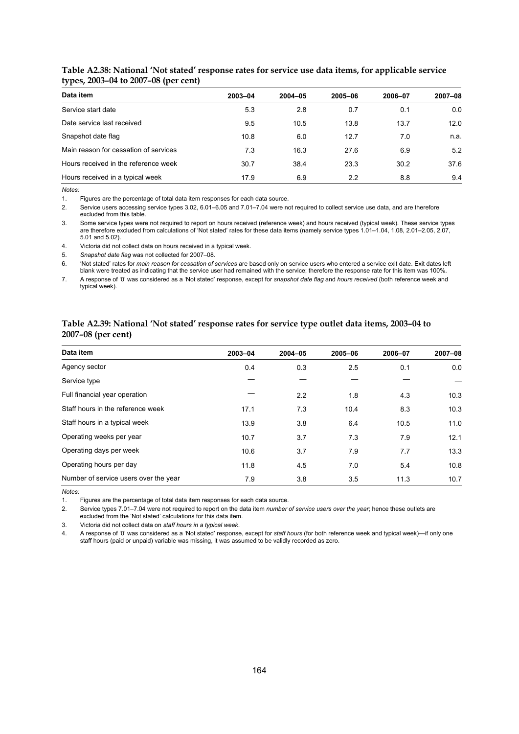**Table A2.38: National 'Not stated' response rates for service use data items, for applicable service types, 2003–04 to 2007–08 (per cent)**

| Data item | 2003–04 | 2004–05 | 2005–06 | 2006–07 | 2007–08 |
|---|---|---|---|---|---|
| Service start date | 5.3 | 2.8 | 0.7 | 0.1 | 0.0 |
| Date service last received | 9.5 | 10.5 | 13.8 | 13.7 | 12.0 |
| Snapshot date flag | 10.8 | 6.0 | 12.7 | 7.0 | n.a. |
| Main reason for cessation of services | 7.3 | 16.3 | 27.6 | 6.9 | 5.2 |
| Hours received in the reference week | 30.7 | 38.4 | 23.3 | 30.2 | 37.6 |
| Hours received in a typical week | 17.9 | 6.9 | 2.2 | 8.8 | 9.4 |

*Notes:*

1. Figures are the percentage of total data item responses for each data source.
2. Service users accessing service types 3.02, 6.01–6.05 and 7.01–7.04 were not required to collect service use data, and are therefore excluded from this table.
3. Some service types were not required to report on hours received (reference week) and hours received (typical week). These service types are therefore excluded from calculations of 'Not stated' rates for these data items (namely service types 1.01–1.04, 1.08, 2.01–2.05, 2.07, 5.01 and 5.02).
4. Victoria did not collect data on hours received in a typical week.
5. *Snapshot date flag* was not collected for 2007–08.
6. 'Not stated' rates for *main reason for cessation of services* are based only on service users who entered a service exit date. Exit dates left blank were treated as indicating that the service user had remained with the service; therefore the response rate for this item was 100%.
7. A response of '0' was considered as a 'Not stated' response, except for *snapshot date flag* and *hours received* (both reference week and typical week).

**Table A2.39: National 'Not stated' response rates for service type outlet data items, 2003–04 to 2007–08 (per cent)**

| Data item | 2003–04 | 2004–05 | 2005–06 | 2006–07 | 2007–08 |
|---|---|---|---|---|---|
| Agency sector | 0.4 | 0.3 | 2.5 | 0.1 | 0.0 |
| Service type | — | — | — | — | — |
| Full financial year operation | — | 2.2 | 1.8 | 4.3 | 10.3 |
| Staff hours in the reference week | 17.1 | 7.3 | 10.4 | 8.3 | 10.3 |
| Staff hours in a typical week | 13.9 | 3.8 | 6.4 | 10.5 | 11.0 |
| Operating weeks per year | 10.7 | 3.7 | 7.3 | 7.9 | 12.1 |
| Operating days per week | 10.6 | 3.7 | 7.9 | 7.7 | 13.3 |
| Operating hours per day | 11.8 | 4.5 | 7.0 | 5.4 | 10.8 |
| Number of service users over the year | 7.9 | 3.8 | 3.5 | 11.3 | 10.7 |

*Notes:*

1. Figures are the percentage of total data item responses for each data source.
2. Service types 7.01–7.04 were not required to report on the data item *number of service users over the year*; hence these outlets are excluded from the 'Not stated' calculations for this data item.
3. Victoria did not collect data on *staff hours in a typical week*.
4. A response of '0' was considered as a 'Not stated' response, except for *staff hours* (for both reference week and typical week)—if only one staff hours (paid or unpaid) variable was missing, it was assumed to be validly recorded as zero.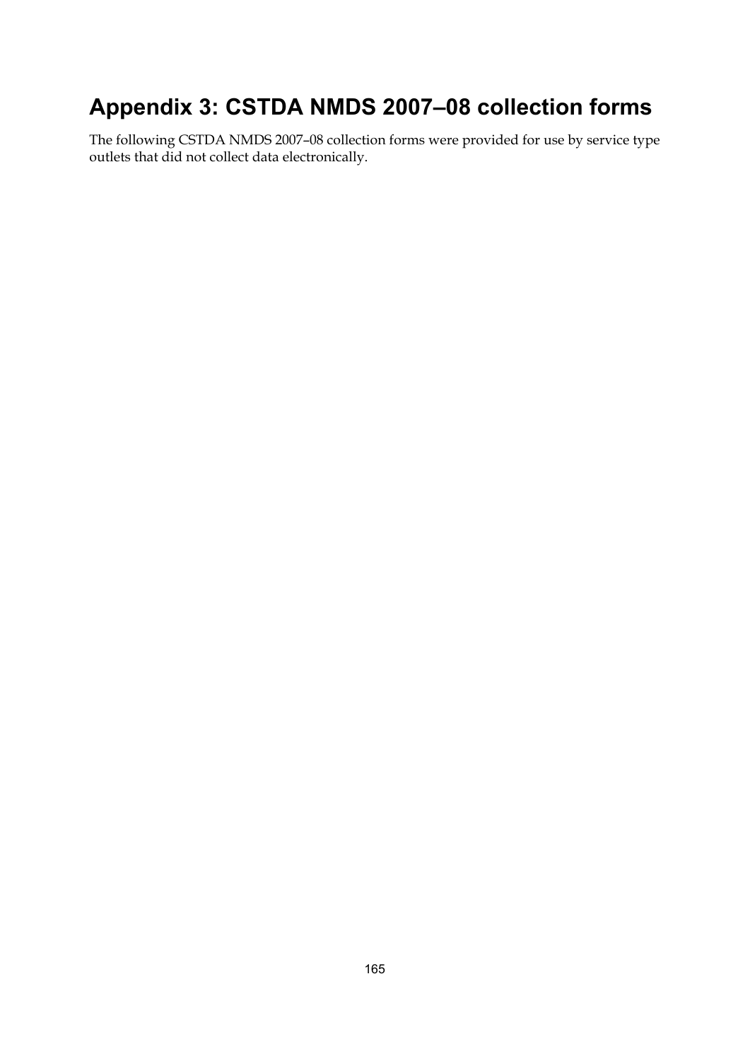# Appendix 3: CSTDA NMDS 2007–08 collection forms

The following CSTDA NMDS 2007–08 collection forms were provided for use by service type outlets that did not collect data electronically.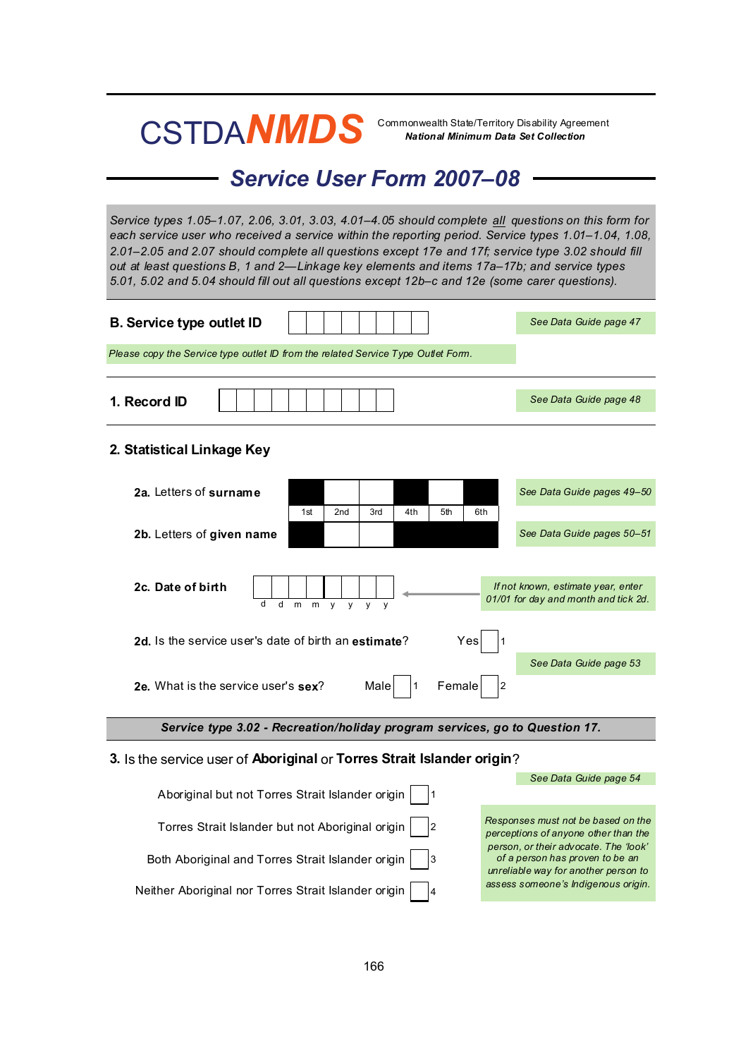CSTDA**NMDS** Commonwealth State/Territory Disability Agreement
***National Minimum Data Set Collection***

# *Service User Form 2007–08*

*Service types 1.05–1.07, 2.06, 3.01, 3.03, 4.01–4.05 should complete all questions on this form for each service user who received a service within the reporting period. Service types 1.01–1.04, 1.08, 2.01–2.05 and 2.07 should complete all questions except 17e and 17f; service type 3.02 should fill out at least questions B, 1 and 2—Linkage key elements and items 17a–17b; and service types 5.01, 5.02 and 5.04 should fill out all questions except 12b–c and 12e (some carer questions).*

## B. Service type outlet ID

*See Data Guide page 47*

*Please copy the Service type outlet ID from the related Service Type Outlet Form.*

## 1. Record ID

*See Data Guide page 48*

## 2. Statistical Linkage Key

**2a.** Letters of **surname** — 1st, 2nd, 3rd, 4th, 5th, 6th

*See Data Guide pages 49–50*

**2b.** Letters of **given name**

*See Data Guide pages 50–51*

**2c. Date of birth** — d d m m y y y y

*If not known, estimate year, enter 01/01 for day and month and tick 2d.*

**2d.** Is the service user's date of birth an **estimate**? Yes ☐ 1

*See Data Guide page 53*

**2e.** What is the service user's **sex**? Male ☐ 1 Female ☐ 2

***Service type 3.02 - Recreation/holiday program services, go to Question 17.***

**3.** Is the service user of **Aboriginal** or **Torres Strait Islander origin**?

*See Data Guide page 54*

- Aboriginal but not Torres Strait Islander origin ☐ 1
- Torres Strait Islander but not Aboriginal origin ☐ 2
- Both Aboriginal and Torres Strait Islander origin ☐ 3
- Neither Aboriginal nor Torres Strait Islander origin ☐ 4

*Responses must not be based on the perceptions of anyone other than the person, or their advocate. The 'look' of a person has proven to be an unreliable way for another person to assess someone's Indigenous origin.*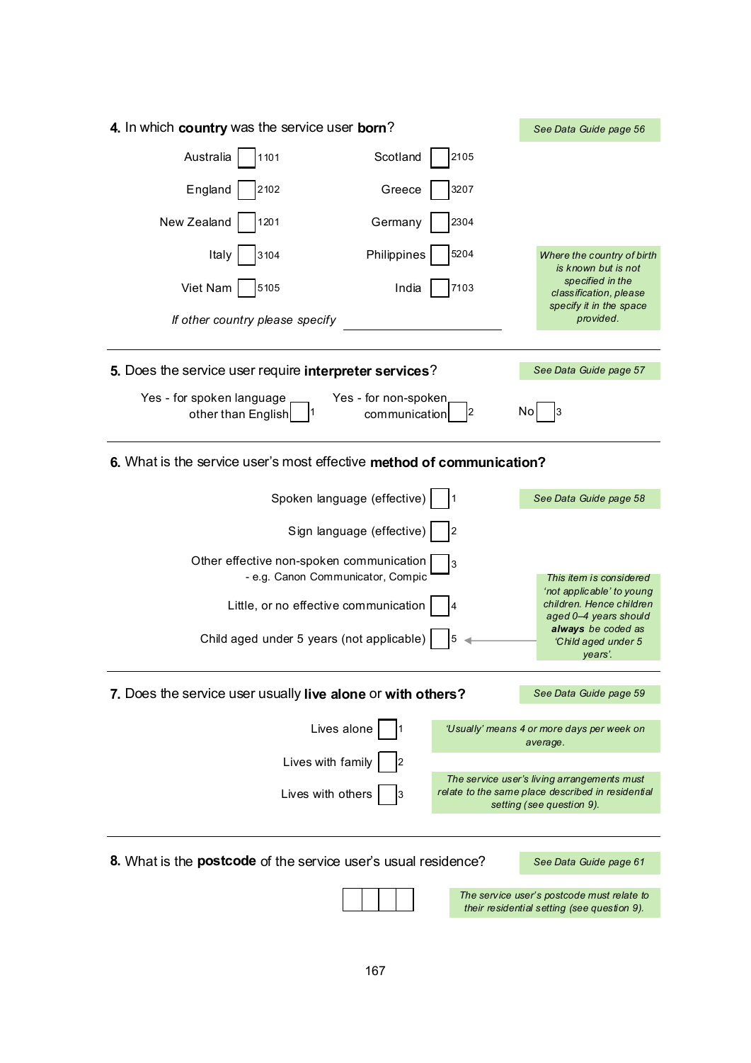**4.** In which **country** was the service user **born**?

*See Data Guide page 56*

| | | | |
|---|---|---|---|
| Australia | ☐ 1101 | Scotland | ☐ 2105 |
| England | ☐ 2102 | Greece | ☐ 3207 |
| New Zealand | ☐ 1201 | Germany | ☐ 2304 |
| Italy | ☐ 3104 | Philippines | ☐ 5204 |
| Viet Nam | ☐ 5105 | India | ☐ 7103 |

*If other country please specify* ______________________

*Where the country of birth is known but is not specified in the classification, please specify it in the space provided.*

---

**5.** Does the service user require **interpreter services**?

*See Data Guide page 57*

Yes - for spoken language other than English ☐ 1 &nbsp;&nbsp; Yes - for non-spoken communication ☐ 2 &nbsp;&nbsp; No ☐ 3

---

**6.** What is the service user's most effective **method of communication?**

*See Data Guide page 58*

Spoken language (effective) ☐ 1

Sign language (effective) ☐ 2

Other effective non-spoken communication - e.g. Canon Communicator, Compic ☐ 3

Little, or no effective communication ☐ 4

Child aged under 5 years (not applicable) ☐ 5

*This item is considered 'not applicable' to young children. Hence children aged 0–4 years should **always** be coded as 'Child aged under 5 years'.*

---

**7.** Does the service user usually **live alone** or **with others?**

*See Data Guide page 59*

Lives alone ☐ 1

Lives with family ☐ 2

Lives with others ☐ 3

*'Usually' means 4 or more days per week on average.*

*The service user's living arrangements must relate to the same place described in residential setting (see question 9).*

---

**8.** What is the **postcode** of the service user's usual residence?

*See Data Guide page 61*

☐☐☐☐

*The service user's postcode must relate to their residential setting (see question 9).*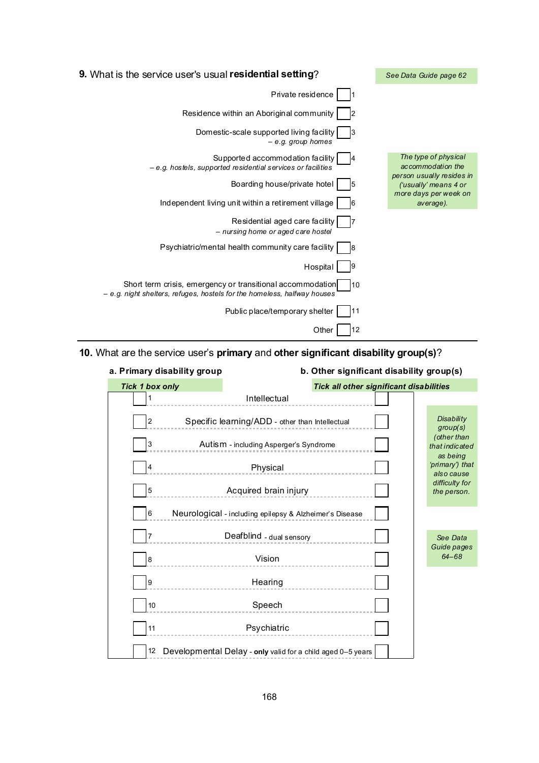**9.** What is the service user's usual **residential setting**?

*See Data Guide page 62*

| Residential setting | Code |
|---|---|
| Private residence | ☐ 1 |
| Residence within an Aboriginal community | ☐ 2 |
| Domestic-scale supported living facility *– e.g. group homes* | ☐ 3 |
| Supported accommodation facility *– e.g. hostels, supported residential services or facilities* | ☐ 4 |
| Boarding house/private hotel | ☐ 5 |
| Independent living unit within a retirement village | ☐ 6 |
| Residential aged care facility *– nursing home or aged care hostel* | ☐ 7 |
| Psychiatric/mental health community care facility | ☐ 8 |
| Hospital | ☐ 9 |
| Short term crisis, emergency or transitional accommodation *– e.g. night shelters, refuges, hostels for the homeless, halfway houses* | ☐ 10 |
| Public place/temporary shelter | ☐ 11 |
| Other | ☐ 12 |

*The type of physical accommodation the person usually resides in ('usually' means 4 or more days per week on average).*

---

**10.** What are the service user's **primary** and **other significant disability group(s)**?

| a. Primary disability group *Tick 1 box only* | | b. Other significant disability group(s) *Tick all other significant disabilities* |
|---|---|---|
| ☐ 1 | Intellectual | ☐ |
| ☐ 2 | Specific learning/ADD - other than Intellectual | ☐ |
| ☐ 3 | Autism - including Asperger's Syndrome | ☐ |
| ☐ 4 | Physical | ☐ |
| ☐ 5 | Acquired brain injury | ☐ |
| ☐ 6 | Neurological - including epilepsy & Alzheimer's Disease | ☐ |
| ☐ 7 | Deafblind - dual sensory | ☐ |
| ☐ 8 | Vision | ☐ |
| ☐ 9 | Hearing | ☐ |
| ☐ 10 | Speech | ☐ |
| ☐ 11 | Psychiatric | ☐ |
| ☐ 12 | Developmental Delay - **only** valid for a child aged 0–5 years | ☐ |

*Disability group(s) (other than that indicated as being 'primary') that also cause difficulty for the person.*

*See Data Guide pages 64–68*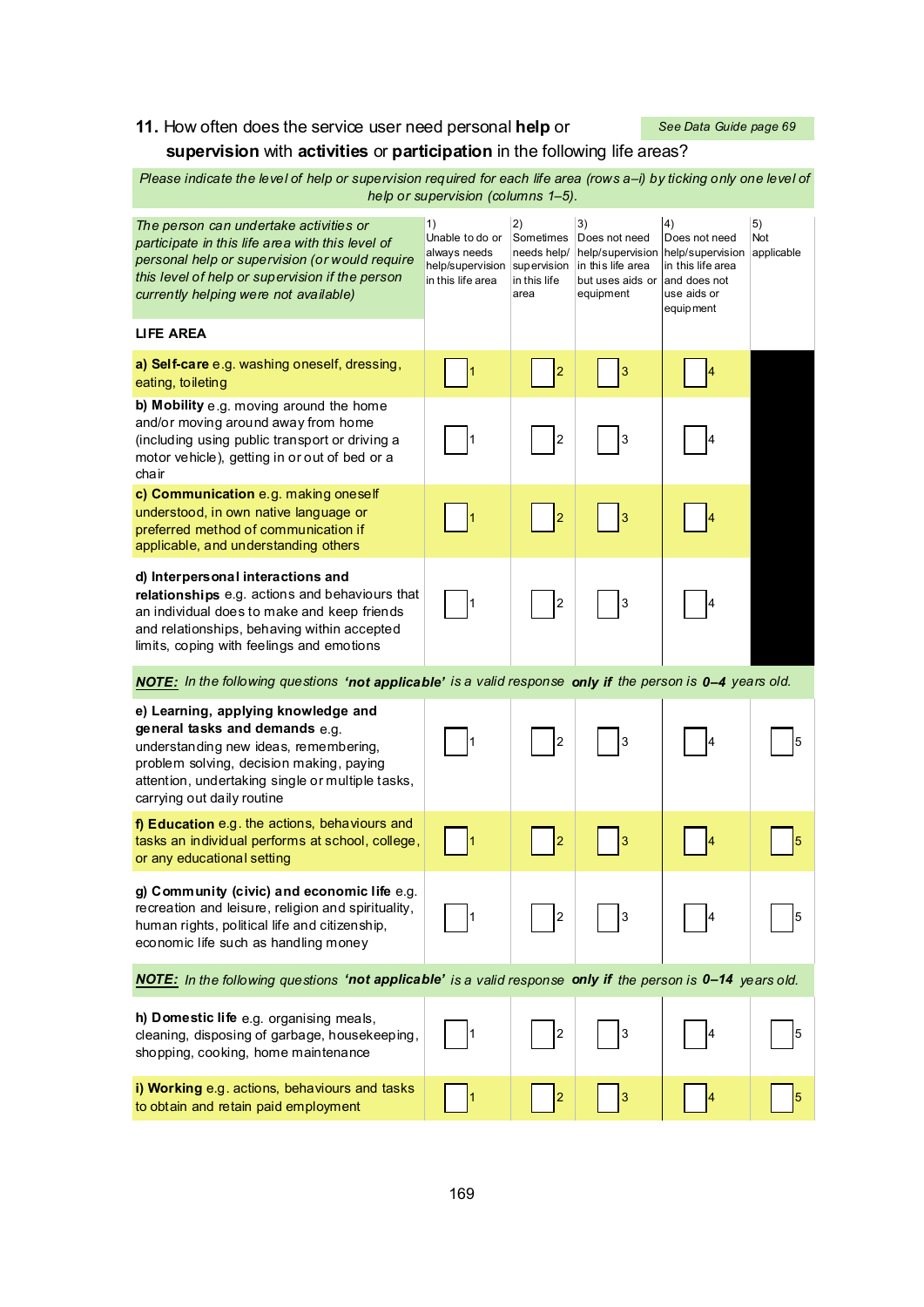**11.** How often does the service user need personal **help** or **supervision** with **activities** or **participation** in the following life areas?

*See Data Guide page 69*

*Please indicate the level of help or supervision required for each life area (rows a–i) by ticking only one level of help or supervision (columns 1–5).*

| *The person can undertake activities or participate in this life area with this level of personal help or supervision (or would require this level of help or supervision if the person currently helping were not available)* | 1) Unable to do or always needs help/supervision in this life area | 2) Sometimes needs help/ supervision in this life area | 3) Does not need help/supervision in this life area but uses aids or equipment | 4) Does not need help/supervision in this life area and does not use aids or equipment | 5) Not applicable |
|---|---|---|---|---|---|
| **LIFE AREA** | | | | | |
| **a) Self-care** e.g. washing oneself, dressing, eating, toileting | ☐ 1 | ☐ 2 | ☐ 3 | ☐ 4 | |
| **b) Mobility** e.g. moving around the home and/or moving around away from home (including using public transport or driving a motor vehicle), getting in or out of bed or a chair | ☐ 1 | ☐ 2 | ☐ 3 | ☐ 4 | |
| **c) Communication** e.g. making oneself understood, in own native language or preferred method of communication if applicable, and understanding others | ☐ 1 | ☐ 2 | ☐ 3 | ☐ 4 | |
| **d) Interpersonal interactions and relationships** e.g. actions and behaviours that an individual does to make and keep friends and relationships, behaving within accepted limits, coping with feelings and emotions | ☐ 1 | ☐ 2 | ☐ 3 | ☐ 4 | |
| ***NOTE:*** *In the following questions* ***'not applicable'*** *is a valid response* ***only if*** *the person is* ***0–4*** *years old.* | | | | | |
| **e) Learning, applying knowledge and general tasks and demands** e.g. understanding new ideas, remembering, problem solving, decision making, paying attention, undertaking single or multiple tasks, carrying out daily routine | ☐ 1 | ☐ 2 | ☐ 3 | ☐ 4 | ☐ 5 |
| **f) Education** e.g. the actions, behaviours and tasks an individual performs at school, college, or any educational setting | ☐ 1 | ☐ 2 | ☐ 3 | ☐ 4 | ☐ 5 |
| **g) Community (civic) and economic life** e.g. recreation and leisure, religion and spirituality, human rights, political life and citizenship, economic life such as handling money | ☐ 1 | ☐ 2 | ☐ 3 | ☐ 4 | ☐ 5 |
| ***NOTE:*** *In the following questions* ***'not applicable'*** *is a valid response* ***only if*** *the person is* ***0–14*** *years old.* | | | | | |
| **h) Domestic life** e.g. organising meals, cleaning, disposing of garbage, housekeeping, shopping, cooking, home maintenance | ☐ 1 | ☐ 2 | ☐ 3 | ☐ 4 | ☐ 5 |
| **i) Working** e.g. actions, behaviours and tasks to obtain and retain paid employment | ☐ 1 | ☐ 2 | ☐ 3 | ☐ 4 | ☐ 5 |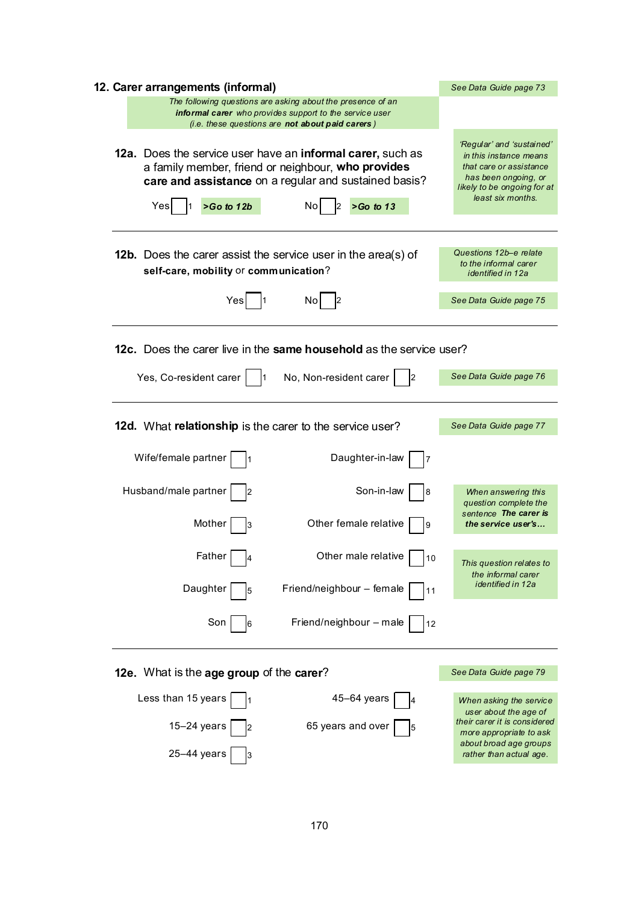## 12. Carer arrangements (informal)

*See Data Guide page 73*

*The following questions are asking about the presence of an **informal carer** who provides support to the service user (i.e. these questions are **not about paid carers**)*

**12a.** Does the service user have an **informal carer,** such as a family member, friend or neighbour, **who provides care and assistance** on a regular and sustained basis?

*'Regular' and 'sustained' in this instance means that care or assistance has been ongoing, or likely to be ongoing for at least six months.*

Yes ☐ 1 ***>Go to 12b*** No ☐ 2 ***>Go to 13***

---

**12b.** Does the carer assist the service user in the area(s) of **self-care, mobility** or **communication**?

*Questions 12b–e relate to the informal carer identified in 12a*

Yes ☐ 1 No ☐ 2

*See Data Guide page 75*

---

**12c.** Does the carer live in the **same household** as the service user?

Yes, Co-resident carer ☐ 1 No, Non-resident carer ☐ 2

*See Data Guide page 76*

---

**12d.** What **relationship** is the carer to the service user?

*See Data Guide page 77*

*When answering this question complete the sentence **The carer is the service user's...***

*This question relates to the informal carer identified in 12a*

| | | | |
|---|---|---|---|
| Wife/female partner | ☐ 1 | Daughter-in-law | ☐ 7 |
| Husband/male partner | ☐ 2 | Son-in-law | ☐ 8 |
| Mother | ☐ 3 | Other female relative | ☐ 9 |
| Father | ☐ 4 | Other male relative | ☐ 10 |
| Daughter | ☐ 5 | Friend/neighbour – female | ☐ 11 |
| Son | ☐ 6 | Friend/neighbour – male | ☐ 12 |

---

**12e.** What is the **age group** of the **carer**?

*See Data Guide page 79*

*When asking the service user about the age of their carer it is considered more appropriate to ask about broad age groups rather than actual age.*

| | | | |
|---|---|---|---|
| Less than 15 years | ☐ 1 | 45–64 years | ☐ 4 |
| 15–24 years | ☐ 2 | 65 years and over | ☐ 5 |
| 25–44 years | ☐ 3 | | |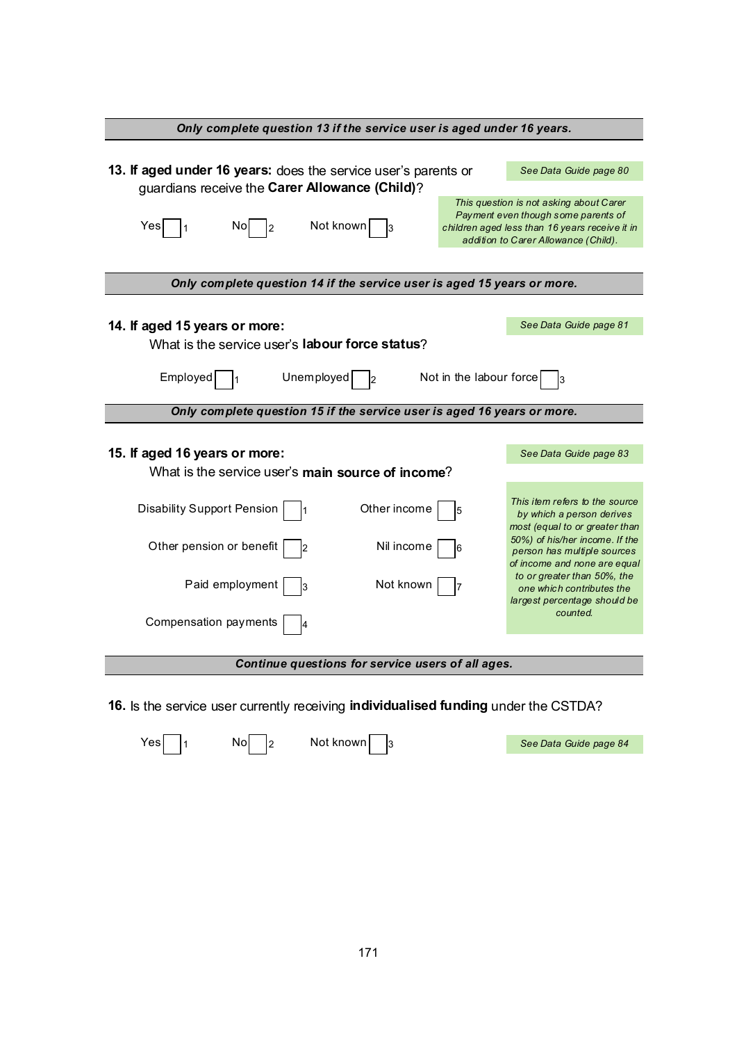***Only complete question 13 if the service user is aged under 16 years.***

**13. If aged under 16 years:** does the service user's parents or guardians receive the **Carer Allowance (Child)**?

*See Data Guide page 80*

Yes ☐ 1    No ☐ 2    Not known ☐ 3

*This question is not asking about Carer Payment even though some parents of children aged less than 16 years receive it in addition to Carer Allowance (Child).*

***Only complete question 14 if the service user is aged 15 years or more.***

**14. If aged 15 years or more:**
What is the service user's **labour force status**?

*See Data Guide page 81*

Employed ☐ 1    Unemployed ☐ 2    Not in the labour force ☐ 3

***Only complete question 15 if the service user is aged 16 years or more.***

**15. If aged 16 years or more:**
What is the service user's **main source of income**?

*See Data Guide page 83*

Disability Support Pension ☐ 1
Other pension or benefit ☐ 2
Paid employment ☐ 3
Compensation payments ☐ 4
Other income ☐ 5
Nil income ☐ 6
Not known ☐ 7

*This item refers to the source by which a person derives most (equal to or greater than 50%) of his/her income. If the person has multiple sources of income and none are equal to or greater than 50%, the one which contributes the largest percentage should be counted.*

***Continue questions for service users of all ages.***

**16.** Is the service user currently receiving **individualised funding** under the CSTDA?

Yes ☐ 1    No ☐ 2    Not known ☐ 3

*See Data Guide page 84*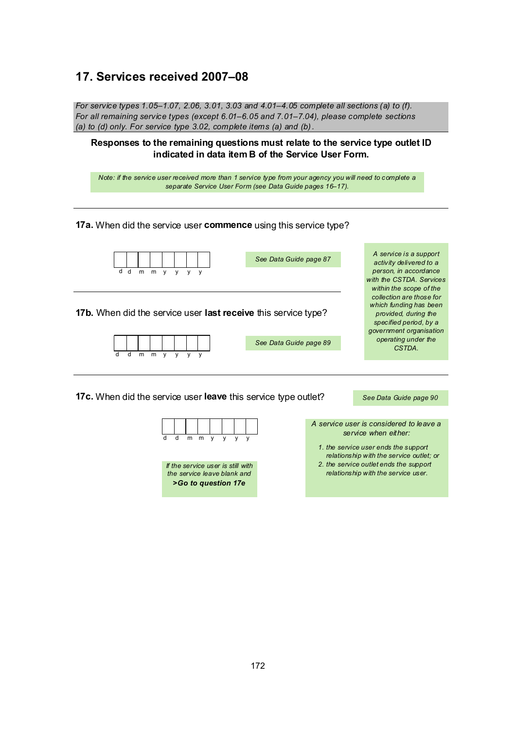## 17. Services received 2007–08

*For service types 1.05–1.07, 2.06, 3.01, 3.03 and 4.01–4.05 complete all sections (a) to (f). For all remaining service types (except 6.01–6.05 and 7.01–7.04), please complete sections (a) to (d) only. For service type 3.02, complete items (a) and (b).*

**Responses to the remaining questions must relate to the service type outlet ID indicated in data item B of the Service User Form.**

*Note: if the service user received more than 1 service type from your agency you will need to complete a separate Service User Form (see Data Guide pages 16–17).*

---

**17a.** When did the service user **commence** using this service type?

| | | | | | | | |
|---|---|---|---|---|---|---|---|
| d | d | m | m | y | y | y | y |

*See Data Guide page 87*

*A service is a support activity delivered to a person, in accordance with the CSTDA. Services within the scope of the collection are those for which funding has been provided, during the specified period, by a government organisation operating under the CSTDA.*

---

**17b.** When did the service user **last receive** this service type?

| | | | | | | | |
|---|---|---|---|---|---|---|---|
| d | d | m | m | y | y | y | y |

*See Data Guide page 89*

---

**17c.** When did the service user **leave** this service type outlet?

*See Data Guide page 90*

| | | | | | | | |
|---|---|---|---|---|---|---|---|
| d | d | m | m | y | y | y | y |

*If the service user is still with the service leave blank and*
***>Go to question 17e***

*A service user is considered to leave a service when either:*

1. *the service user ends the support relationship with the service outlet; or*
2. *the service outlet ends the support relationship with the service user.*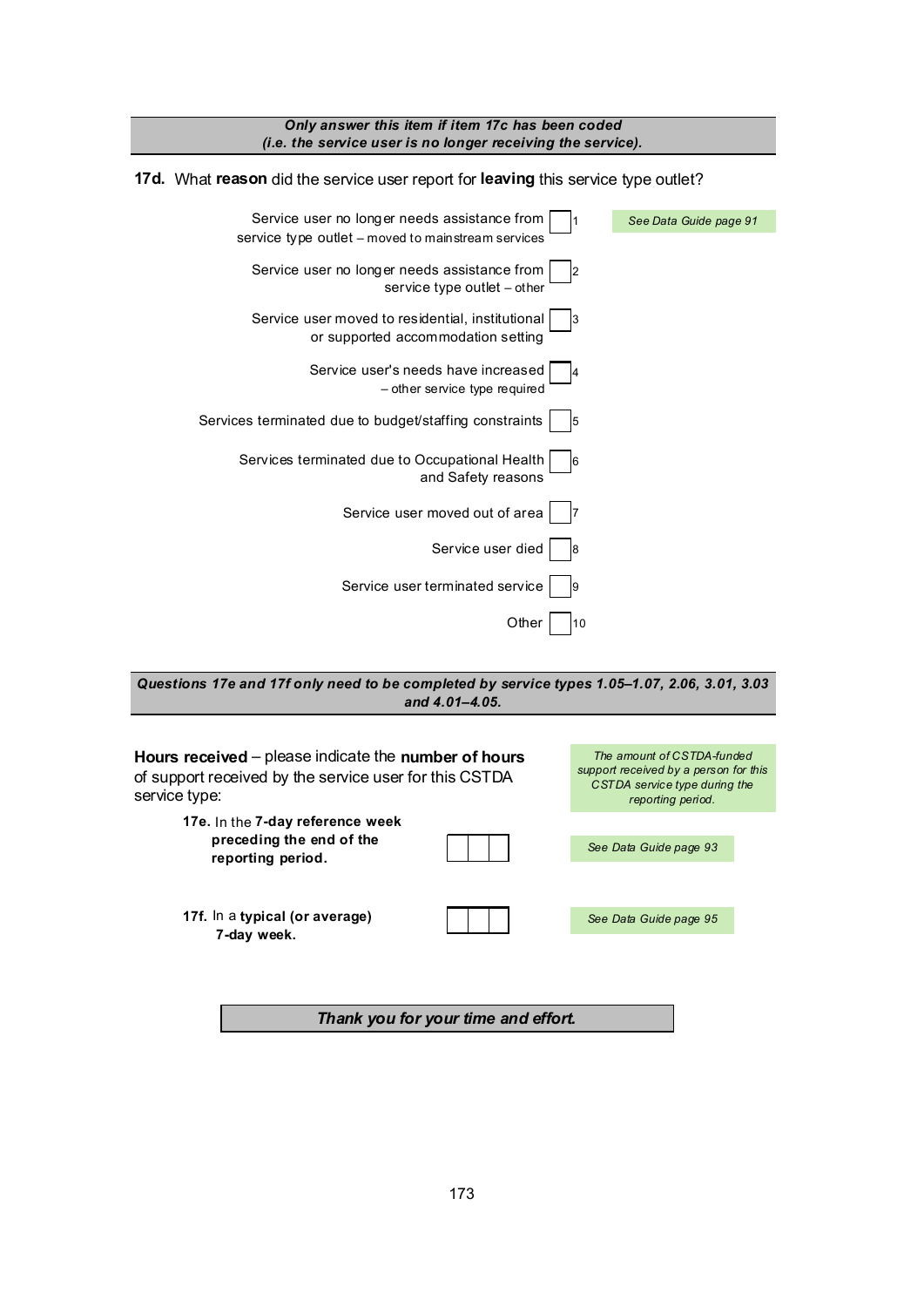***Only answer this item if item 17c has been coded (i.e. the service user is no longer receiving the service).***

**17d.** What **reason** did the service user report for **leaving** this service type outlet?

*See Data Guide page 91*

- Service user no longer needs assistance from service type outlet – moved to mainstream services ☐ 1
- Service user no longer needs assistance from service type outlet – other ☐ 2
- Service user moved to residential, institutional or supported accommodation setting ☐ 3
- Service user's needs have increased – other service type required ☐ 4
- Services terminated due to budget/staffing constraints ☐ 5
- Services terminated due to Occupational Health and Safety reasons ☐ 6
- Service user moved out of area ☐ 7
- Service user died ☐ 8
- Service user terminated service ☐ 9
- Other ☐ 10

***Questions 17e and 17f only need to be completed by service types 1.05–1.07, 2.06, 3.01, 3.03 and 4.01–4.05.***

**Hours received** – please indicate the **number of hours** of support received by the service user for this CSTDA service type:

*The amount of CSTDA-funded support received by a person for this CSTDA service type during the reporting period.*

**17e.** In the **7-day reference week preceding the end of the reporting period.** ☐☐☐ *See Data Guide page 93*

**17f.** In a **typical (or average) 7-day week.** ☐☐☐ *See Data Guide page 95*

***Thank you for your time and effort.***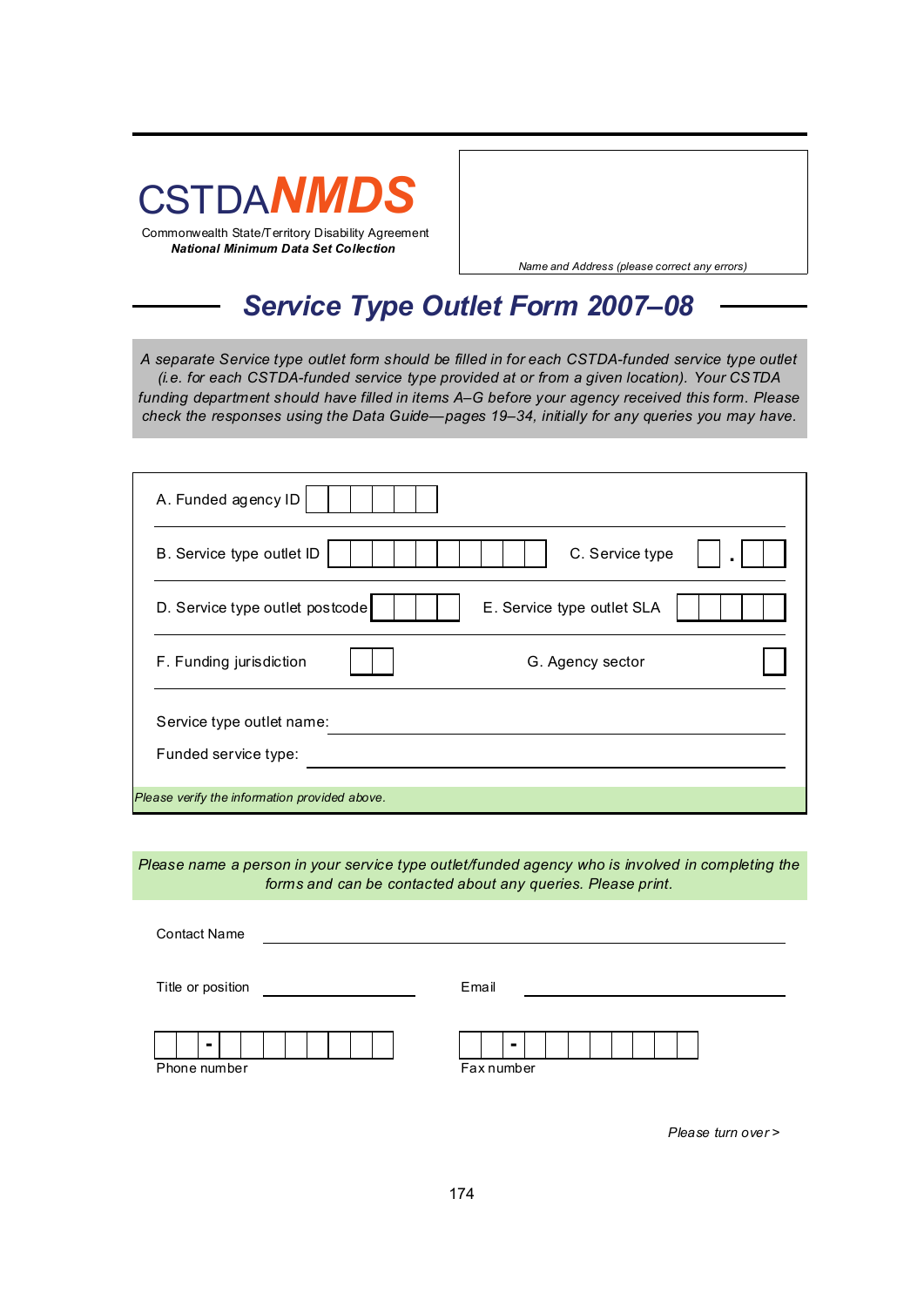CSTDA**NMDS**

Commonwealth State/Territory Disability Agreement

***National Minimum Data Set Collection***

*Name and Address (please correct any errors)*

# *Service Type Outlet Form 2007–08*

*A separate Service type outlet form should be filled in for each CSTDA-funded service type outlet (i.e. for each CSTDA-funded service type provided at or from a given location). Your CSTDA funding department should have filled in items A–G before your agency received this form. Please check the responses using the Data Guide—pages 19–34, initially for any queries you may have.*

A. Funded agency ID ☐☐☐☐☐☐

B. Service type outlet ID ☐☐☐☐☐☐☐☐☐☐

C. Service type ☐ . ☐☐

D. Service type outlet postcode ☐☐☐☐

E. Service type outlet SLA ☐☐☐☐☐

F. Funding jurisdiction ☐☐

G. Agency sector ☐

Service type outlet name: ____________________

Funded service type: ____________________

*Please verify the information provided above.*

*Please name a person in your service type outlet/funded agency who is involved in completing the forms and can be contacted about any queries. Please print.*

Contact Name ____________________

Title or position ____________________

Email ____________________

☐☐ - ☐☐☐☐☐☐☐☐

Phone number

☐☐ - ☐☐☐☐☐☐☐☐

Fax number

*Please turn over >*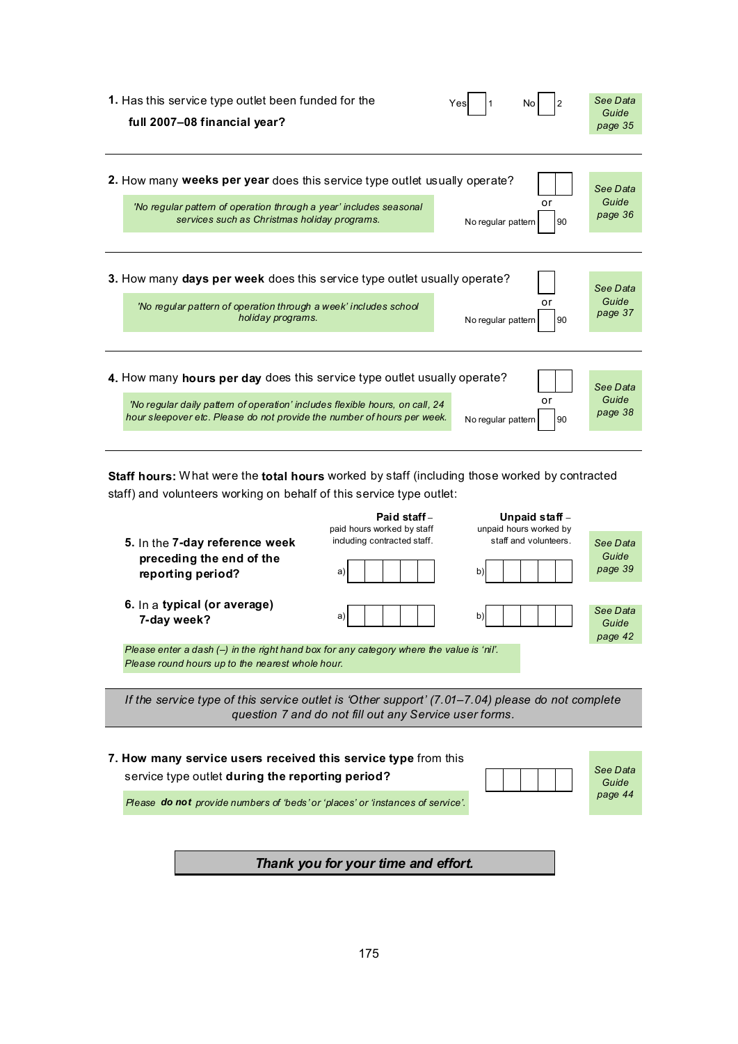**1.** Has this service type outlet been funded for the **full 2007–08 financial year?**

Yes ☐ 1  No ☐ 2

*See Data Guide page 35*

---

**2.** How many **weeks per year** does this service type outlet usually operate? ☐☐

*'No regular pattern of operation through a year' includes seasonal services such as Christmas holiday programs.*

or

No regular pattern ☐ 90

*See Data Guide page 36*

---

**3.** How many **days per week** does this service type outlet usually operate? ☐

*'No regular pattern of operation through a week' includes school holiday programs.*

or

No regular pattern ☐ 90

*See Data Guide page 37*

---

**4.** How many **hours per day** does this service type outlet usually operate? ☐☐

*'No regular daily pattern of operation' includes flexible hours, on call, 24 hour sleepover etc. Please do not provide the number of hours per week.*

or

No regular pattern ☐ 90

*See Data Guide page 38*

---

**Staff hours:** What were the **total hours** worked by staff (including those worked by contracted staff) and volunteers working on behalf of this service type outlet:

| | **Paid staff** – paid hours worked by staff including contracted staff. | **Unpaid staff** – unpaid hours worked by staff and volunteers. | |
|---|---|---|---|
| **5.** In the **7-day reference week preceding the end of the reporting period?** | a) ☐☐☐☐☐ | b) ☐☐☐☐☐ | *See Data Guide page 39* |
| **6.** In a **typical (or average) 7-day week?** | a) ☐☐☐☐☐ | b) ☐☐☐☐☐ | *See Data Guide page 42* |

*Please enter a dash (–) in the right hand box for any category where the value is 'nil'.*
*Please round hours up to the nearest whole hour.*

---

*If the service type of this service outlet is 'Other support' (7.01–7.04) please do not complete question 7 and do not fill out any Service user forms.*

---

**7. How many service users received this service type** from this service type outlet **during the reporting period?** ☐☐☐☐☐

*Please* ***do not*** *provide numbers of 'beds' or 'places' or 'instances of service'.*

*See Data Guide page 44*

***Thank you for your time and effort.***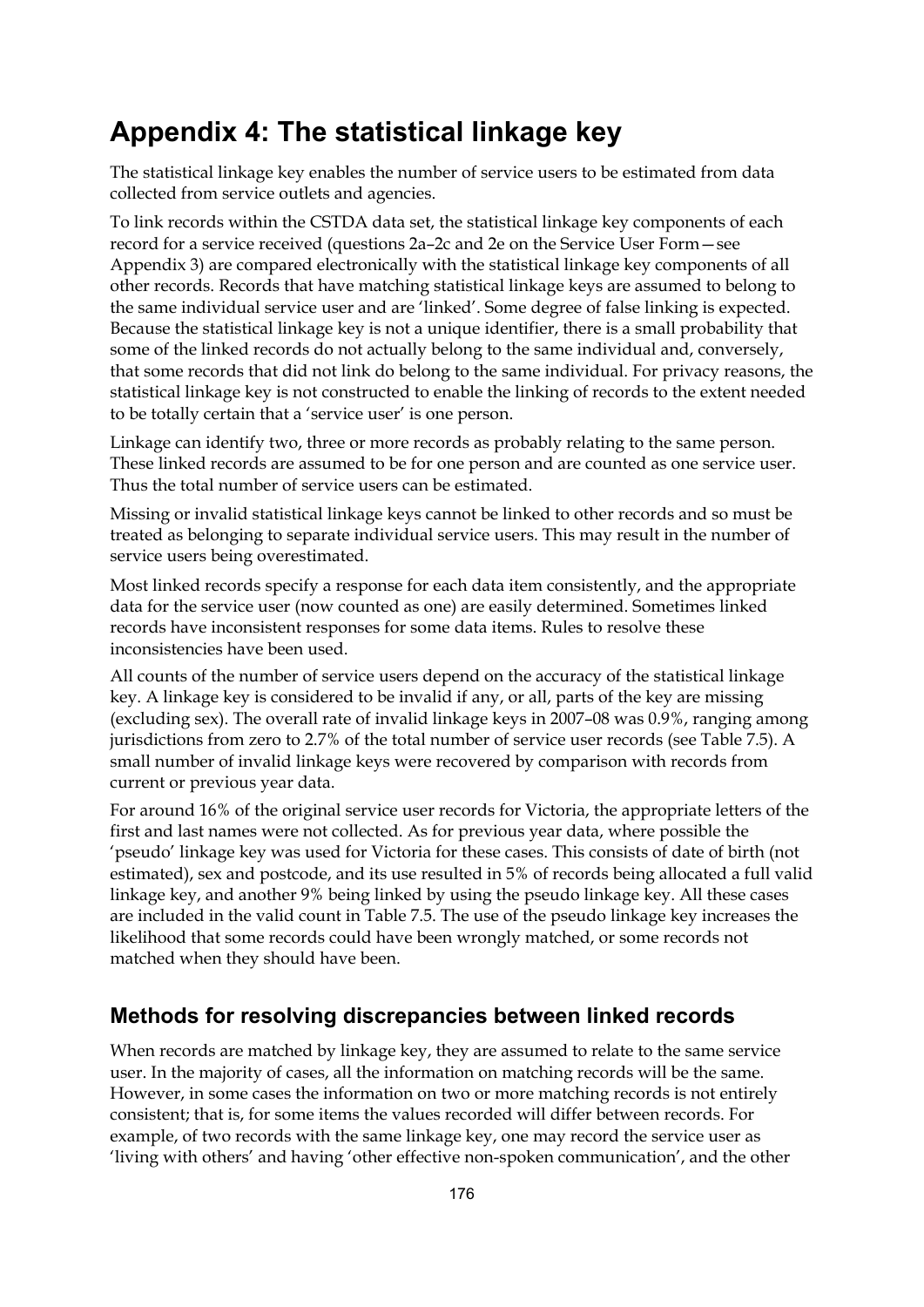# Appendix 4: The statistical linkage key

The statistical linkage key enables the number of service users to be estimated from data collected from service outlets and agencies.

To link records within the CSTDA data set, the statistical linkage key components of each record for a service received (questions 2a–2c and 2e on the Service User Form—see Appendix 3) are compared electronically with the statistical linkage key components of all other records. Records that have matching statistical linkage keys are assumed to belong to the same individual service user and are 'linked'. Some degree of false linking is expected. Because the statistical linkage key is not a unique identifier, there is a small probability that some of the linked records do not actually belong to the same individual and, conversely, that some records that did not link do belong to the same individual. For privacy reasons, the statistical linkage key is not constructed to enable the linking of records to the extent needed to be totally certain that a 'service user' is one person.

Linkage can identify two, three or more records as probably relating to the same person. These linked records are assumed to be for one person and are counted as one service user. Thus the total number of service users can be estimated.

Missing or invalid statistical linkage keys cannot be linked to other records and so must be treated as belonging to separate individual service users. This may result in the number of service users being overestimated.

Most linked records specify a response for each data item consistently, and the appropriate data for the service user (now counted as one) are easily determined. Sometimes linked records have inconsistent responses for some data items. Rules to resolve these inconsistencies have been used.

All counts of the number of service users depend on the accuracy of the statistical linkage key. A linkage key is considered to be invalid if any, or all, parts of the key are missing (excluding sex). The overall rate of invalid linkage keys in 2007–08 was 0.9%, ranging among jurisdictions from zero to 2.7% of the total number of service user records (see Table 7.5). A small number of invalid linkage keys were recovered by comparison with records from current or previous year data.

For around 16% of the original service user records for Victoria, the appropriate letters of the first and last names were not collected. As for previous year data, where possible the 'pseudo' linkage key was used for Victoria for these cases. This consists of date of birth (not estimated), sex and postcode, and its use resulted in 5% of records being allocated a full valid linkage key, and another 9% being linked by using the pseudo linkage key. All these cases are included in the valid count in Table 7.5. The use of the pseudo linkage key increases the likelihood that some records could have been wrongly matched, or some records not matched when they should have been.

## Methods for resolving discrepancies between linked records

When records are matched by linkage key, they are assumed to relate to the same service user. In the majority of cases, all the information on matching records will be the same. However, in some cases the information on two or more matching records is not entirely consistent; that is, for some items the values recorded will differ between records. For example, of two records with the same linkage key, one may record the service user as 'living with others' and having 'other effective non-spoken communication', and the other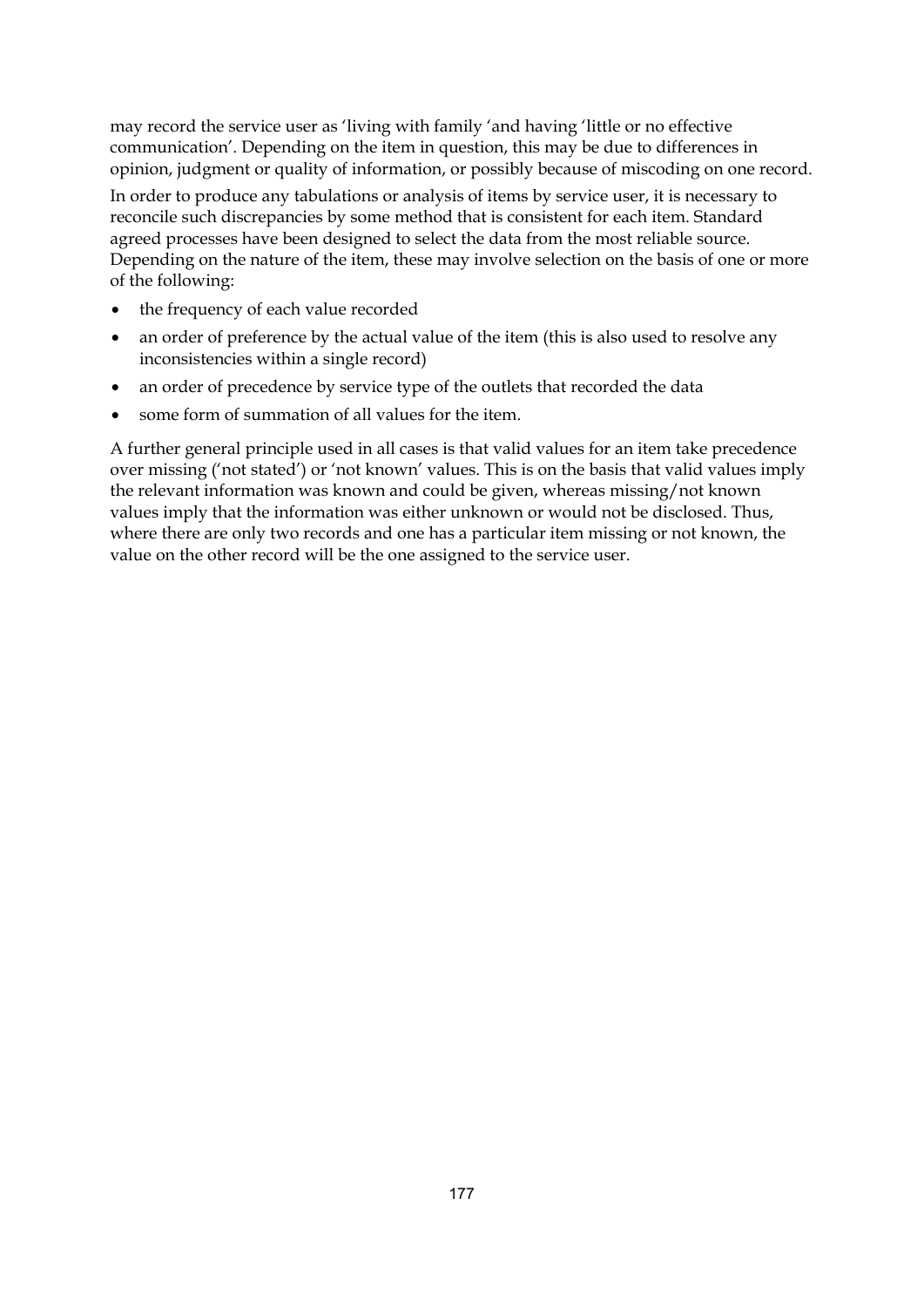may record the service user as 'living with family 'and having 'little or no effective communication'. Depending on the item in question, this may be due to differences in opinion, judgment or quality of information, or possibly because of miscoding on one record.

In order to produce any tabulations or analysis of items by service user, it is necessary to reconcile such discrepancies by some method that is consistent for each item. Standard agreed processes have been designed to select the data from the most reliable source. Depending on the nature of the item, these may involve selection on the basis of one or more of the following:

- the frequency of each value recorded
- an order of preference by the actual value of the item (this is also used to resolve any inconsistencies within a single record)
- an order of precedence by service type of the outlets that recorded the data
- some form of summation of all values for the item.

A further general principle used in all cases is that valid values for an item take precedence over missing ('not stated') or 'not known' values. This is on the basis that valid values imply the relevant information was known and could be given, whereas missing/not known values imply that the information was either unknown or would not be disclosed. Thus, where there are only two records and one has a particular item missing or not known, the value on the other record will be the one assigned to the service user.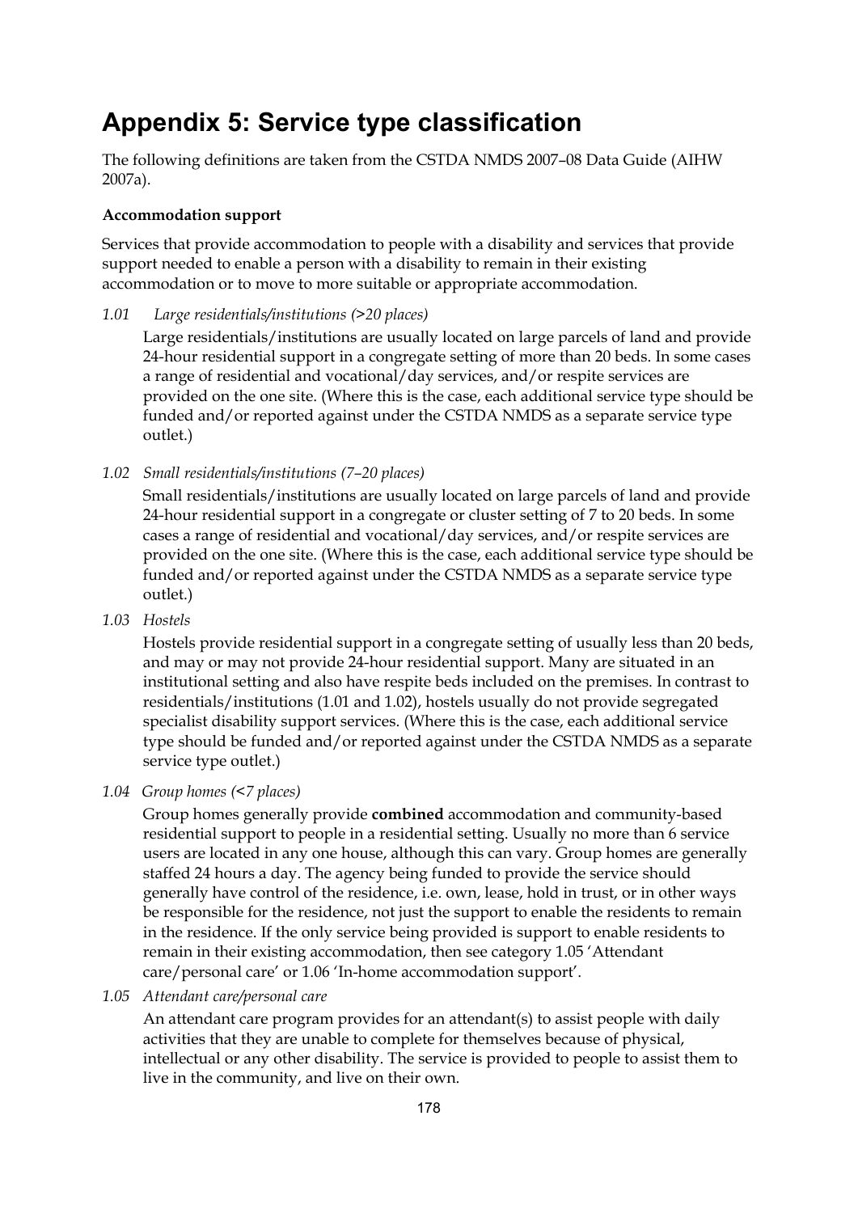# Appendix 5: Service type classification

The following definitions are taken from the CSTDA NMDS 2007–08 Data Guide (AIHW 2007a).

**Accommodation support**

Services that provide accommodation to people with a disability and services that provide support needed to enable a person with a disability to remain in their existing accommodation or to move to more suitable or appropriate accommodation.

*1.01 Large residentials/institutions (>20 places)*

Large residentials/institutions are usually located on large parcels of land and provide 24-hour residential support in a congregate setting of more than 20 beds. In some cases a range of residential and vocational/day services, and/or respite services are provided on the one site. (Where this is the case, each additional service type should be funded and/or reported against under the CSTDA NMDS as a separate service type outlet.)

*1.02 Small residentials/institutions (7–20 places)*

Small residentials/institutions are usually located on large parcels of land and provide 24-hour residential support in a congregate or cluster setting of 7 to 20 beds. In some cases a range of residential and vocational/day services, and/or respite services are provided on the one site. (Where this is the case, each additional service type should be funded and/or reported against under the CSTDA NMDS as a separate service type outlet.)

*1.03 Hostels*

Hostels provide residential support in a congregate setting of usually less than 20 beds, and may or may not provide 24-hour residential support. Many are situated in an institutional setting and also have respite beds included on the premises. In contrast to residentials/institutions (1.01 and 1.02), hostels usually do not provide segregated specialist disability support services. (Where this is the case, each additional service type should be funded and/or reported against under the CSTDA NMDS as a separate service type outlet.)

*1.04 Group homes (<7 places)*

Group homes generally provide **combined** accommodation and community-based residential support to people in a residential setting. Usually no more than 6 service users are located in any one house, although this can vary. Group homes are generally staffed 24 hours a day. The agency being funded to provide the service should generally have control of the residence, i.e. own, lease, hold in trust, or in other ways be responsible for the residence, not just the support to enable the residents to remain in the residence. If the only service being provided is support to enable residents to remain in their existing accommodation, then see category 1.05 'Attendant care/personal care' or 1.06 'In-home accommodation support'.

*1.05 Attendant care/personal care*

An attendant care program provides for an attendant(s) to assist people with daily activities that they are unable to complete for themselves because of physical, intellectual or any other disability. The service is provided to people to assist them to live in the community, and live on their own.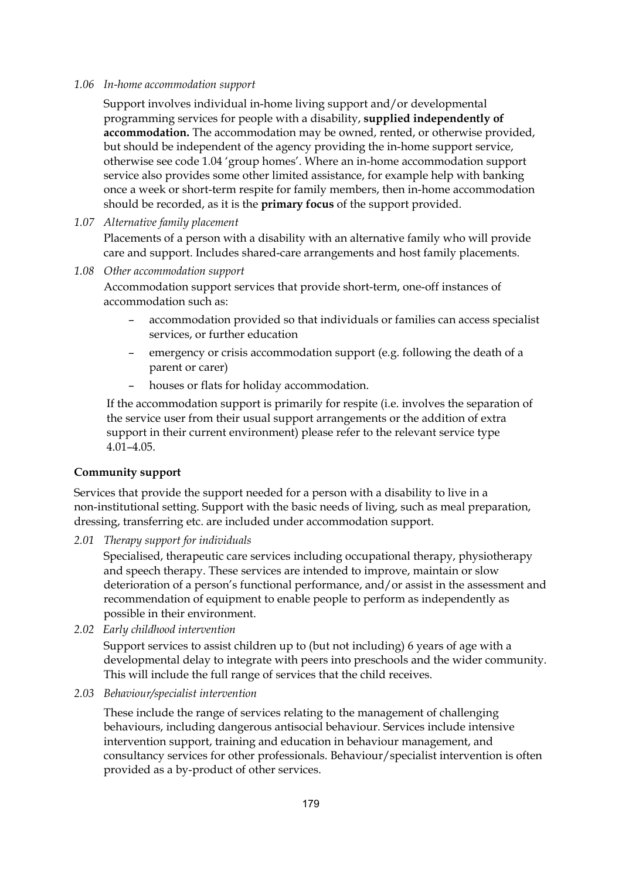*1.06 In-home accommodation support*

Support involves individual in-home living support and/or developmental programming services for people with a disability, **supplied independently of accommodation.** The accommodation may be owned, rented, or otherwise provided, but should be independent of the agency providing the in-home support service, otherwise see code 1.04 'group homes'. Where an in-home accommodation support service also provides some other limited assistance, for example help with banking once a week or short-term respite for family members, then in-home accommodation should be recorded, as it is the **primary focus** of the support provided.

*1.07 Alternative family placement*

Placements of a person with a disability with an alternative family who will provide care and support. Includes shared-care arrangements and host family placements.

*1.08 Other accommodation support*

Accommodation support services that provide short-term, one-off instances of accommodation such as:

- accommodation provided so that individuals or families can access specialist services, or further education
- emergency or crisis accommodation support (e.g. following the death of a parent or carer)
- houses or flats for holiday accommodation.

If the accommodation support is primarily for respite (i.e. involves the separation of the service user from their usual support arrangements or the addition of extra support in their current environment) please refer to the relevant service type 4.01–4.05.

**Community support**

Services that provide the support needed for a person with a disability to live in a non-institutional setting. Support with the basic needs of living, such as meal preparation, dressing, transferring etc. are included under accommodation support.

*2.01 Therapy support for individuals*

Specialised, therapeutic care services including occupational therapy, physiotherapy and speech therapy. These services are intended to improve, maintain or slow deterioration of a person's functional performance, and/or assist in the assessment and recommendation of equipment to enable people to perform as independently as possible in their environment.

*2.02 Early childhood intervention*

Support services to assist children up to (but not including) 6 years of age with a developmental delay to integrate with peers into preschools and the wider community. This will include the full range of services that the child receives.

*2.03 Behaviour/specialist intervention*

These include the range of services relating to the management of challenging behaviours, including dangerous antisocial behaviour. Services include intensive intervention support, training and education in behaviour management, and consultancy services for other professionals. Behaviour/specialist intervention is often provided as a by-product of other services.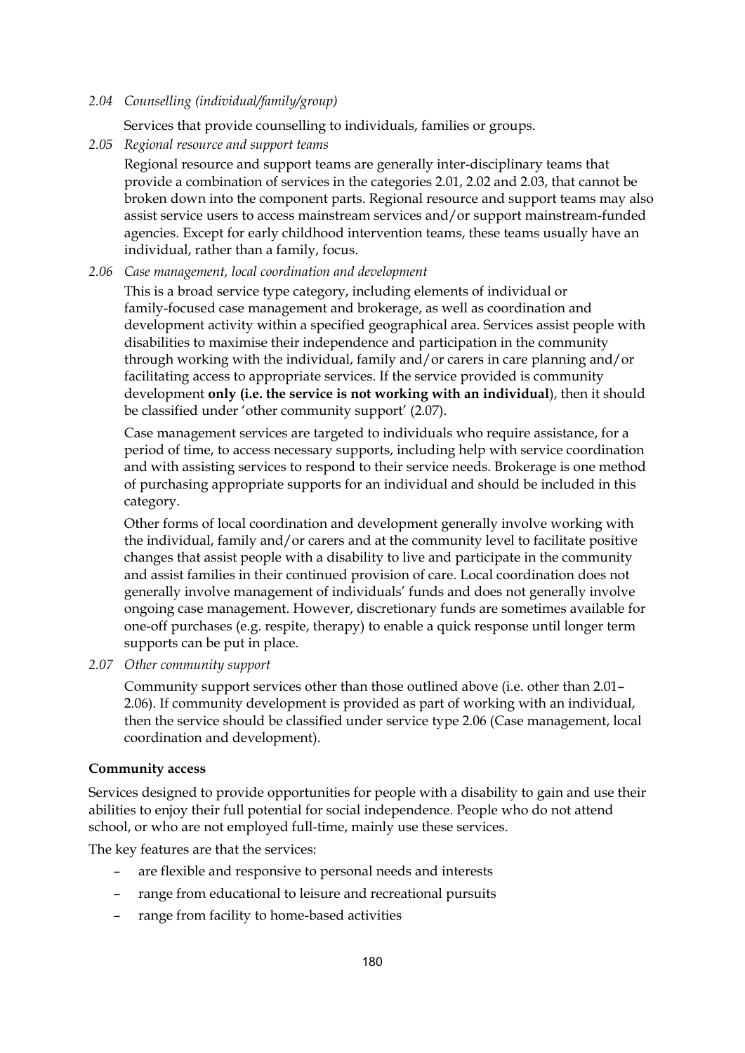*2.04 Counselling (individual/family/group)*

Services that provide counselling to individuals, families or groups.

*2.05 Regional resource and support teams*

Regional resource and support teams are generally inter-disciplinary teams that provide a combination of services in the categories 2.01, 2.02 and 2.03, that cannot be broken down into the component parts. Regional resource and support teams may also assist service users to access mainstream services and/or support mainstream-funded agencies. Except for early childhood intervention teams, these teams usually have an individual, rather than a family, focus.

*2.06 Case management, local coordination and development*

This is a broad service type category, including elements of individual or family-focused case management and brokerage, as well as coordination and development activity within a specified geographical area. Services assist people with disabilities to maximise their independence and participation in the community through working with the individual, family and/or carers in care planning and/or facilitating access to appropriate services. If the service provided is community development **only (i.e. the service is not working with an individual**), then it should be classified under 'other community support' (2.07).

Case management services are targeted to individuals who require assistance, for a period of time, to access necessary supports, including help with service coordination and with assisting services to respond to their service needs. Brokerage is one method of purchasing appropriate supports for an individual and should be included in this category.

Other forms of local coordination and development generally involve working with the individual, family and/or carers and at the community level to facilitate positive changes that assist people with a disability to live and participate in the community and assist families in their continued provision of care. Local coordination does not generally involve management of individuals' funds and does not generally involve ongoing case management. However, discretionary funds are sometimes available for one-off purchases (e.g. respite, therapy) to enable a quick response until longer term supports can be put in place.

*2.07 Other community support*

Community support services other than those outlined above (i.e. other than 2.01–2.06). If community development is provided as part of working with an individual, then the service should be classified under service type 2.06 (Case management, local coordination and development).

**Community access**

Services designed to provide opportunities for people with a disability to gain and use their abilities to enjoy their full potential for social independence. People who do not attend school, or who are not employed full-time, mainly use these services.

The key features are that the services:

- are flexible and responsive to personal needs and interests
- range from educational to leisure and recreational pursuits
- range from facility to home-based activities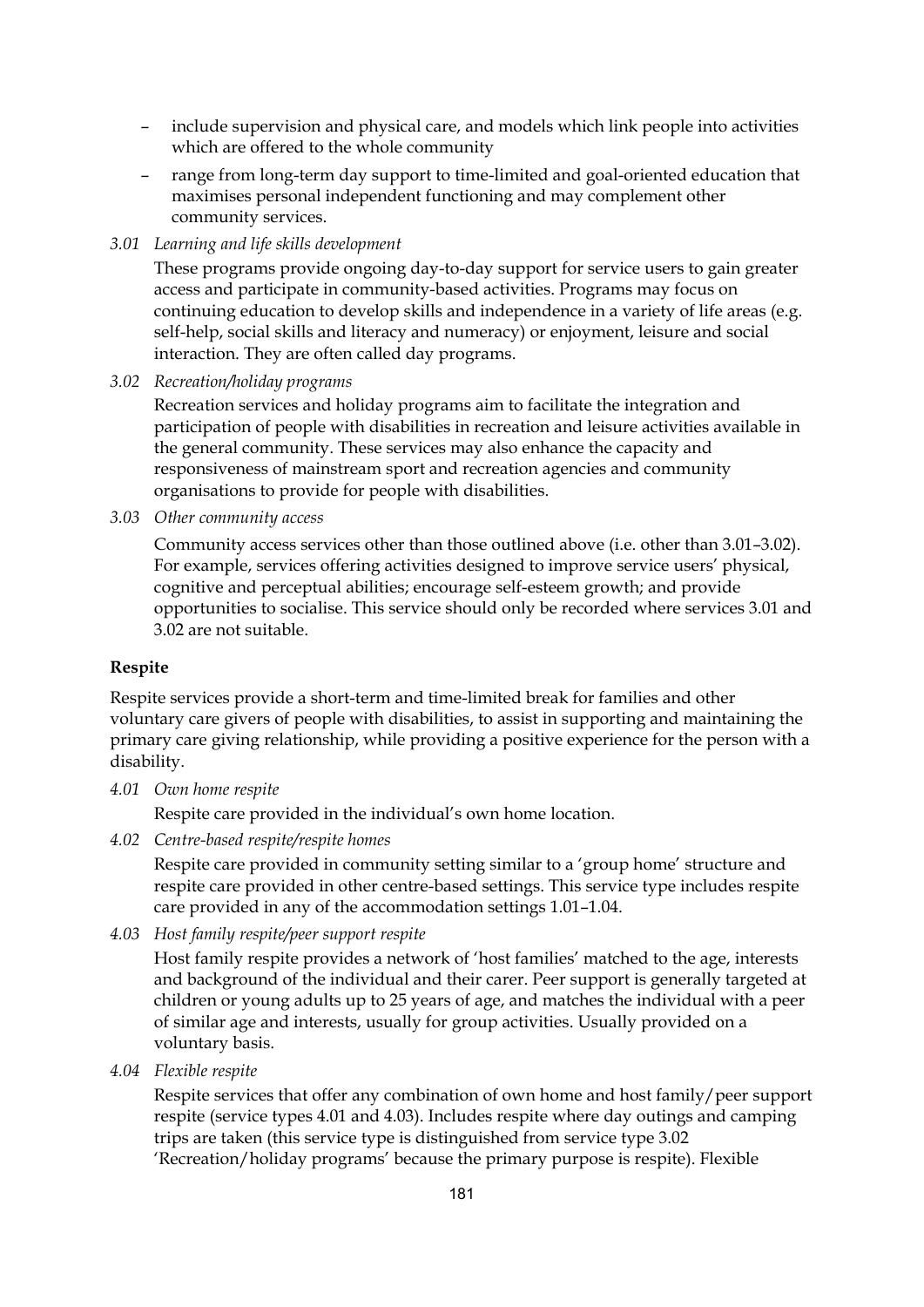- include supervision and physical care, and models which link people into activities which are offered to the whole community
- range from long-term day support to time-limited and goal-oriented education that maximises personal independent functioning and may complement other community services.

*3.01 Learning and life skills development*

These programs provide ongoing day-to-day support for service users to gain greater access and participate in community-based activities. Programs may focus on continuing education to develop skills and independence in a variety of life areas (e.g. self-help, social skills and literacy and numeracy) or enjoyment, leisure and social interaction. They are often called day programs.

*3.02 Recreation/holiday programs*

Recreation services and holiday programs aim to facilitate the integration and participation of people with disabilities in recreation and leisure activities available in the general community. These services may also enhance the capacity and responsiveness of mainstream sport and recreation agencies and community organisations to provide for people with disabilities.

*3.03 Other community access*

Community access services other than those outlined above (i.e. other than 3.01–3.02). For example, services offering activities designed to improve service users' physical, cognitive and perceptual abilities; encourage self-esteem growth; and provide opportunities to socialise. This service should only be recorded where services 3.01 and 3.02 are not suitable.

**Respite**

Respite services provide a short-term and time-limited break for families and other voluntary care givers of people with disabilities, to assist in supporting and maintaining the primary care giving relationship, while providing a positive experience for the person with a disability.

*4.01 Own home respite*

Respite care provided in the individual's own home location.

*4.02 Centre-based respite/respite homes*

Respite care provided in community setting similar to a 'group home' structure and respite care provided in other centre-based settings. This service type includes respite care provided in any of the accommodation settings 1.01–1.04.

*4.03 Host family respite/peer support respite*

Host family respite provides a network of 'host families' matched to the age, interests and background of the individual and their carer. Peer support is generally targeted at children or young adults up to 25 years of age, and matches the individual with a peer of similar age and interests, usually for group activities. Usually provided on a voluntary basis.

*4.04 Flexible respite*

Respite services that offer any combination of own home and host family/peer support respite (service types 4.01 and 4.03). Includes respite where day outings and camping trips are taken (this service type is distinguished from service type 3.02 'Recreation/holiday programs' because the primary purpose is respite). Flexible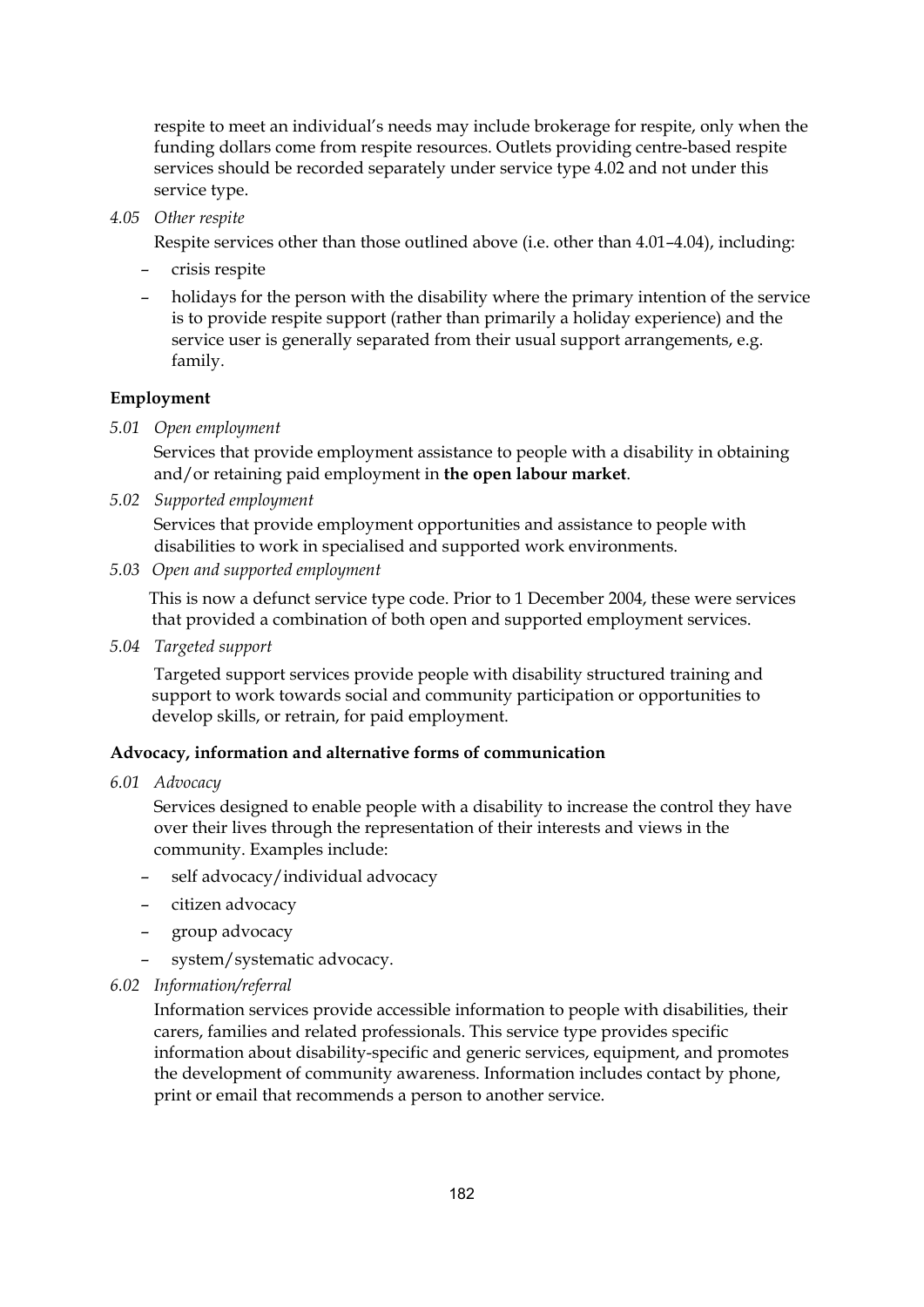respite to meet an individual's needs may include brokerage for respite, only when the funding dollars come from respite resources. Outlets providing centre-based respite services should be recorded separately under service type 4.02 and not under this service type.

*4.05 Other respite*

Respite services other than those outlined above (i.e. other than 4.01–4.04), including:

- crisis respite
- holidays for the person with the disability where the primary intention of the service is to provide respite support (rather than primarily a holiday experience) and the service user is generally separated from their usual support arrangements, e.g. family.

**Employment**

*5.01 Open employment*

Services that provide employment assistance to people with a disability in obtaining and/or retaining paid employment in **the open labour market**.

*5.02 Supported employment*

Services that provide employment opportunities and assistance to people with disabilities to work in specialised and supported work environments.

*5.03 Open and supported employment*

This is now a defunct service type code. Prior to 1 December 2004, these were services that provided a combination of both open and supported employment services.

*5.04 Targeted support*

Targeted support services provide people with disability structured training and support to work towards social and community participation or opportunities to develop skills, or retrain, for paid employment.

**Advocacy, information and alternative forms of communication**

*6.01 Advocacy*

Services designed to enable people with a disability to increase the control they have over their lives through the representation of their interests and views in the community. Examples include:

- self advocacy/individual advocacy
- citizen advocacy
- group advocacy
- system/systematic advocacy.

*6.02 Information/referral*

Information services provide accessible information to people with disabilities, their carers, families and related professionals. This service type provides specific information about disability-specific and generic services, equipment, and promotes the development of community awareness. Information includes contact by phone, print or email that recommends a person to another service.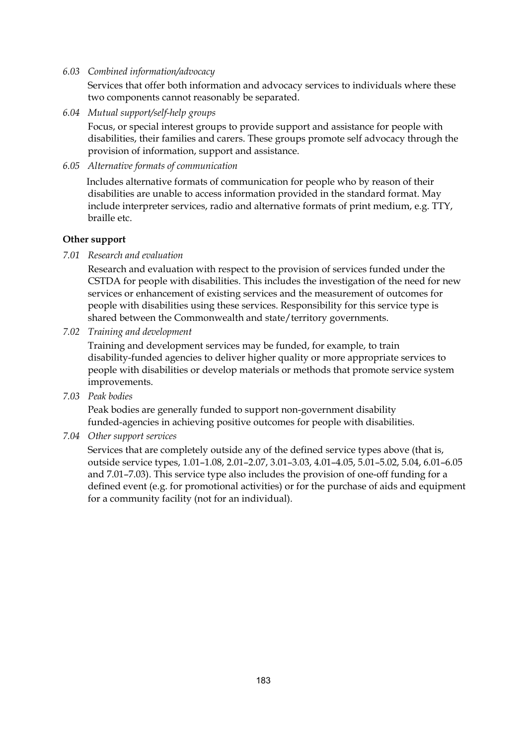*6.03 Combined information/advocacy*

Services that offer both information and advocacy services to individuals where these two components cannot reasonably be separated.

*6.04 Mutual support/self-help groups*

Focus, or special interest groups to provide support and assistance for people with disabilities, their families and carers. These groups promote self advocacy through the provision of information, support and assistance.

*6.05 Alternative formats of communication*

Includes alternative formats of communication for people who by reason of their disabilities are unable to access information provided in the standard format. May include interpreter services, radio and alternative formats of print medium, e.g. TTY, braille etc.

**Other support**

*7.01 Research and evaluation*

Research and evaluation with respect to the provision of services funded under the CSTDA for people with disabilities. This includes the investigation of the need for new services or enhancement of existing services and the measurement of outcomes for people with disabilities using these services. Responsibility for this service type is shared between the Commonwealth and state/territory governments.

*7.02 Training and development*

Training and development services may be funded, for example, to train disability-funded agencies to deliver higher quality or more appropriate services to people with disabilities or develop materials or methods that promote service system improvements.

*7.03 Peak bodies*

Peak bodies are generally funded to support non-government disability funded-agencies in achieving positive outcomes for people with disabilities.

*7.04 Other support services*

Services that are completely outside any of the defined service types above (that is, outside service types, 1.01–1.08, 2.01–2.07, 3.01–3.03, 4.01–4.05, 5.01–5.02, 5.04, 6.01–6.05 and 7.01–7.03). This service type also includes the provision of one-off funding for a defined event (e.g. for promotional activities) or for the purchase of aids and equipment for a community facility (not for an individual).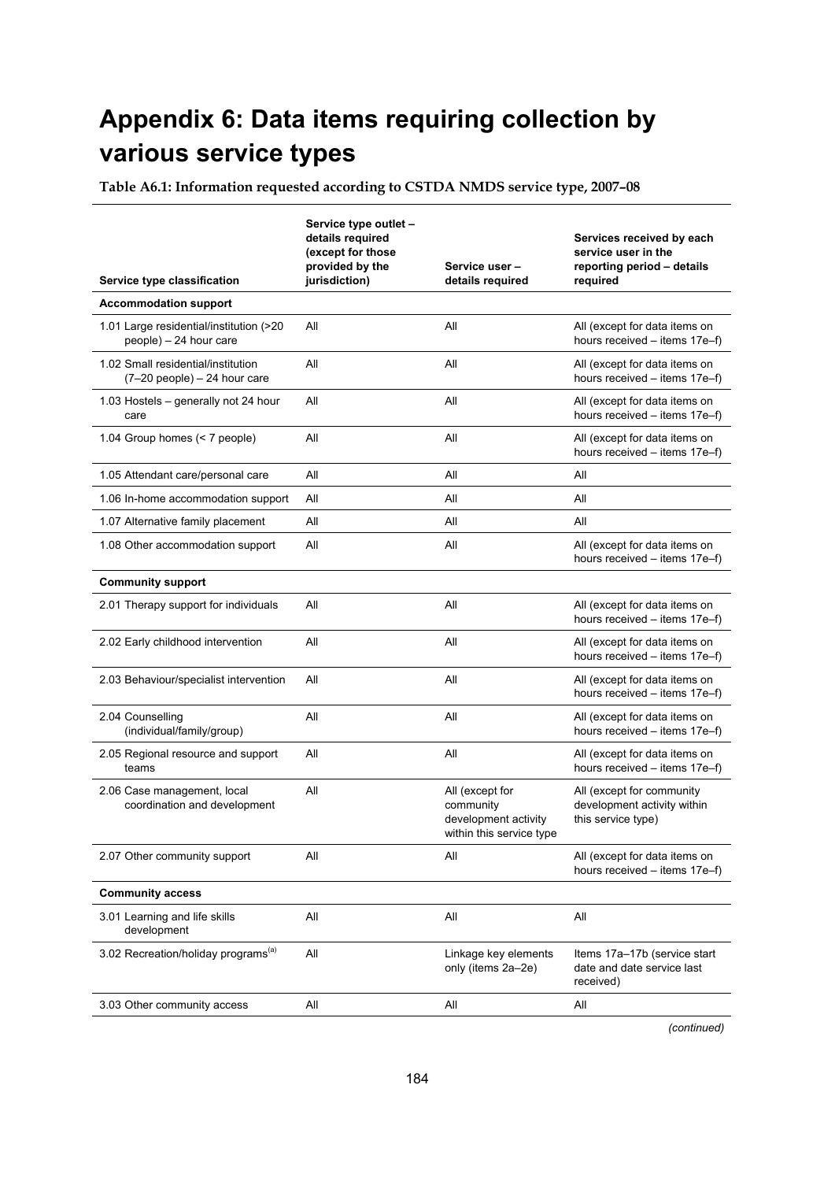# Appendix 6: Data items requiring collection by various service types

**Table A6.1: Information requested according to CSTDA NMDS service type, 2007–08**

| Service type classification | Service type outlet – details required (except for those provided by the jurisdiction) | Service user – details required | Services received by each service user in the reporting period – details required |
|---|---|---|---|
| **Accommodation support** | | | |
| 1.01 Large residential/institution (>20 people) – 24 hour care | All | All | All (except for data items on hours received – items 17e–f) |
| 1.02 Small residential/institution (7–20 people) – 24 hour care | All | All | All (except for data items on hours received – items 17e–f) |
| 1.03 Hostels – generally not 24 hour care | All | All | All (except for data items on hours received – items 17e–f) |
| 1.04 Group homes (< 7 people) | All | All | All (except for data items on hours received – items 17e–f) |
| 1.05 Attendant care/personal care | All | All | All |
| 1.06 In-home accommodation support | All | All | All |
| 1.07 Alternative family placement | All | All | All |
| 1.08 Other accommodation support | All | All | All (except for data items on hours received – items 17e–f) |
| **Community support** | | | |
| 2.01 Therapy support for individuals | All | All | All (except for data items on hours received – items 17e–f) |
| 2.02 Early childhood intervention | All | All | All (except for data items on hours received – items 17e–f) |
| 2.03 Behaviour/specialist intervention | All | All | All (except for data items on hours received – items 17e–f) |
| 2.04 Counselling (individual/family/group) | All | All | All (except for data items on hours received – items 17e–f) |
| 2.05 Regional resource and support teams | All | All | All (except for data items on hours received – items 17e–f) |
| 2.06 Case management, local coordination and development | All | All (except for community development activity within this service type | All (except for community development activity within this service type) |
| 2.07 Other community support | All | All | All (except for data items on hours received – items 17e–f) |
| **Community access** | | | |
| 3.01 Learning and life skills development | All | All | All |
| 3.02 Recreation/holiday programs[(a)] | All | Linkage key elements only (items 2a–2e) | Items 17a–17b (service start date and date service last received) |
| 3.03 Other community access | All | All | All |

*(continued)*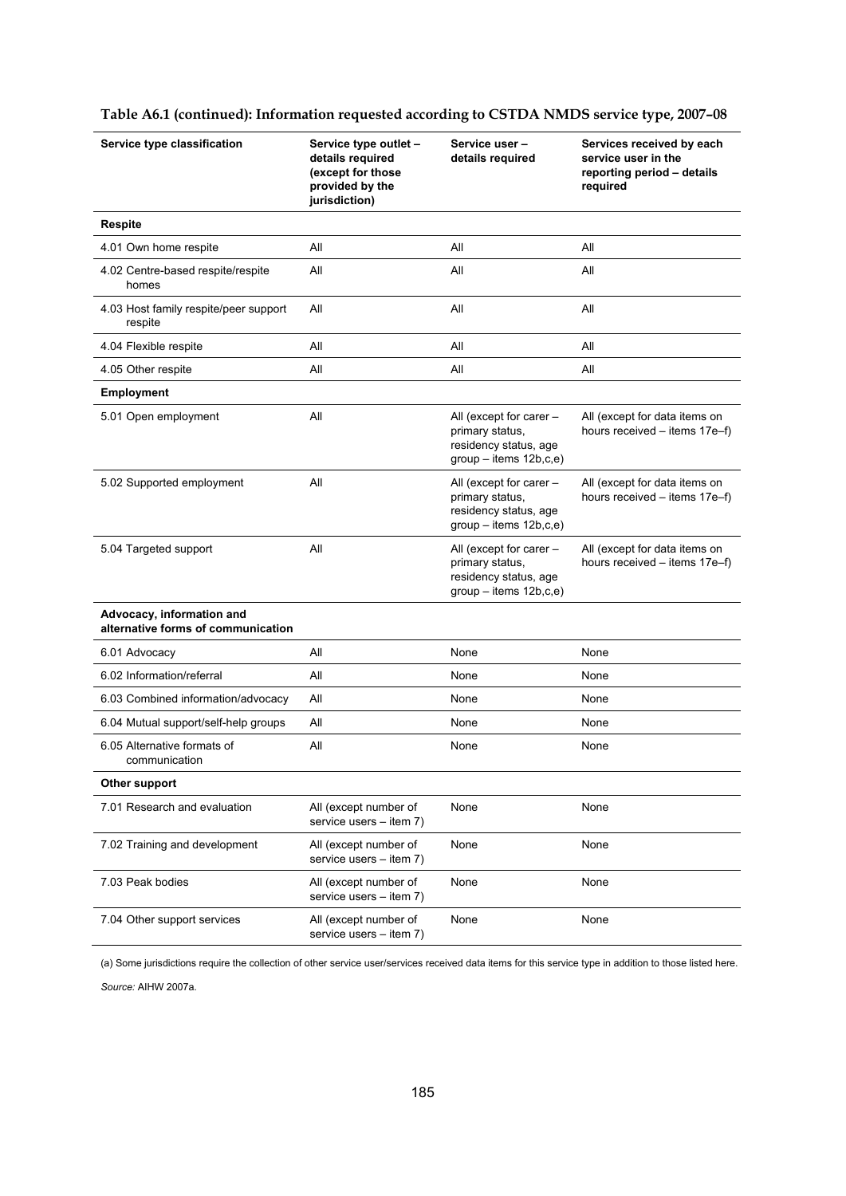**Table A6.1 (continued): Information requested according to CSTDA NMDS service type, 2007–08**

| Service type classification | Service type outlet – details required (except for those provided by the jurisdiction) | Service user – details required | Services received by each service user in the reporting period – details required |
|---|---|---|---|
| **Respite** | | | |
| 4.01 Own home respite | All | All | All |
| 4.02 Centre-based respite/respite homes | All | All | All |
| 4.03 Host family respite/peer support respite | All | All | All |
| 4.04 Flexible respite | All | All | All |
| 4.05 Other respite | All | All | All |
| **Employment** | | | |
| 5.01 Open employment | All | All (except for carer – primary status, residency status, age group – items 12b,c,e) | All (except for data items on hours received – items 17e–f) |
| 5.02 Supported employment | All | All (except for carer – primary status, residency status, age group – items 12b,c,e) | All (except for data items on hours received – items 17e–f) |
| 5.04 Targeted support | All | All (except for carer – primary status, residency status, age group – items 12b,c,e) | All (except for data items on hours received – items 17e–f) |
| **Advocacy, information and alternative forms of communication** | | | |
| 6.01 Advocacy | All | None | None |
| 6.02 Information/referral | All | None | None |
| 6.03 Combined information/advocacy | All | None | None |
| 6.04 Mutual support/self-help groups | All | None | None |
| 6.05 Alternative formats of communication | All | None | None |
| **Other support** | | | |
| 7.01 Research and evaluation | All (except number of service users – item 7) | None | None |
| 7.02 Training and development | All (except number of service users – item 7) | None | None |
| 7.03 Peak bodies | All (except number of service users – item 7) | None | None |
| 7.04 Other support services | All (except number of service users – item 7) | None | None |

(a) Some jurisdictions require the collection of other service user/services received data items for this service type in addition to those listed here.

*Source:* AIHW 2007a.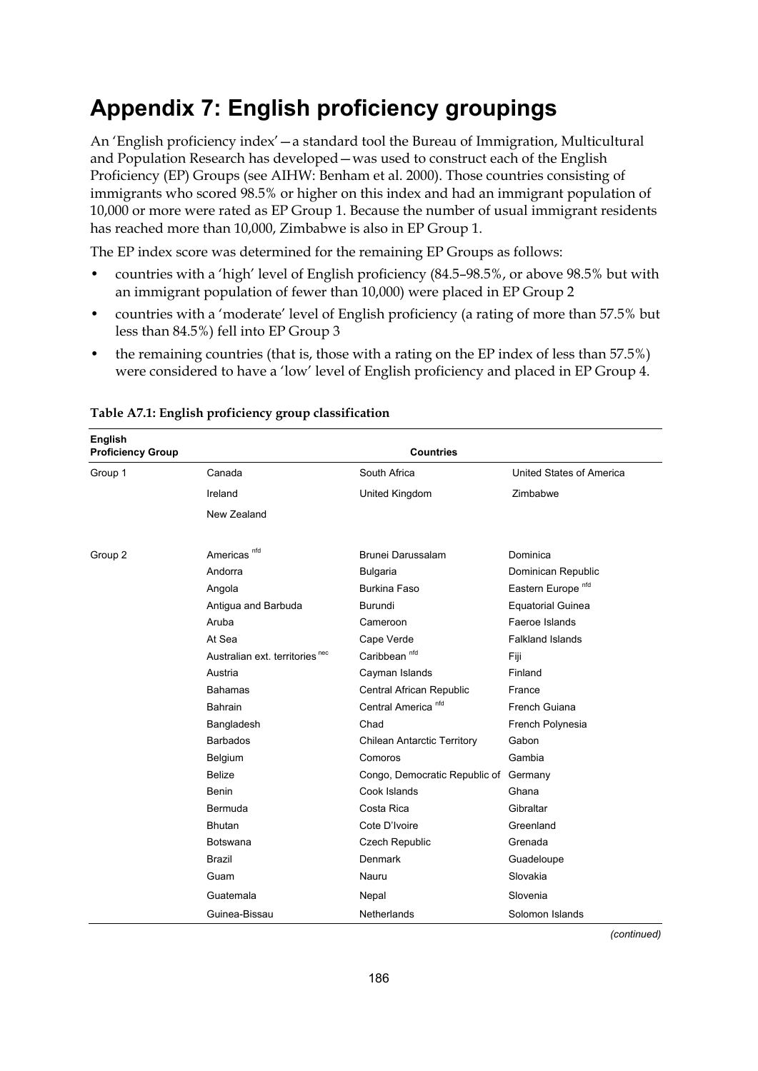# Appendix 7: English proficiency groupings

An 'English proficiency index'—a standard tool the Bureau of Immigration, Multicultural and Population Research has developed—was used to construct each of the English Proficiency (EP) Groups (see AIHW: Benham et al. 2000). Those countries consisting of immigrants who scored 98.5% or higher on this index and had an immigrant population of 10,000 or more were rated as EP Group 1. Because the number of usual immigrant residents has reached more than 10,000, Zimbabwe is also in EP Group 1.

The EP index score was determined for the remaining EP Groups as follows:

- countries with a 'high' level of English proficiency (84.5–98.5%, or above 98.5% but with an immigrant population of fewer than 10,000) were placed in EP Group 2
- countries with a 'moderate' level of English proficiency (a rating of more than 57.5% but less than 84.5%) fell into EP Group 3
- the remaining countries (that is, those with a rating on the EP index of less than 57.5%) were considered to have a 'low' level of English proficiency and placed in EP Group 4.

**Table A7.1: English proficiency group classification**

| English Proficiency Group | Countries | | |
|---|---|---|---|
| Group 1 | Canada | South Africa | United States of America |
| | Ireland | United Kingdom | Zimbabwe |
| | New Zealand | | |
| Group 2 | Americas [nfd] | Brunei Darussalam | Dominica |
| | Andorra | Bulgaria | Dominican Republic |
| | Angola | Burkina Faso | Eastern Europe [nfd] |
| | Antigua and Barbuda | Burundi | Equatorial Guinea |
| | Aruba | Cameroon | Faeroe Islands |
| | At Sea | Cape Verde | Falkland Islands |
| | Australian ext. territories [nec] | Caribbean [nfd] | Fiji |
| | Austria | Cayman Islands | Finland |
| | Bahamas | Central African Republic | France |
| | Bahrain | Central America [nfd] | French Guiana |
| | Bangladesh | Chad | French Polynesia |
| | Barbados | Chilean Antarctic Territory | Gabon |
| | Belgium | Comoros | Gambia |
| | Belize | Congo, Democratic Republic of | Germany |
| | Benin | Cook Islands | Ghana |
| | Bermuda | Costa Rica | Gibraltar |
| | Bhutan | Cote D'Ivoire | Greenland |
| | Botswana | Czech Republic | Grenada |
| | Brazil | Denmark | Guadeloupe |
| | Guam | Nauru | Slovakia |
| | Guatemala | Nepal | Slovenia |
| | Guinea-Bissau | Netherlands | Solomon Islands |

*(continued)*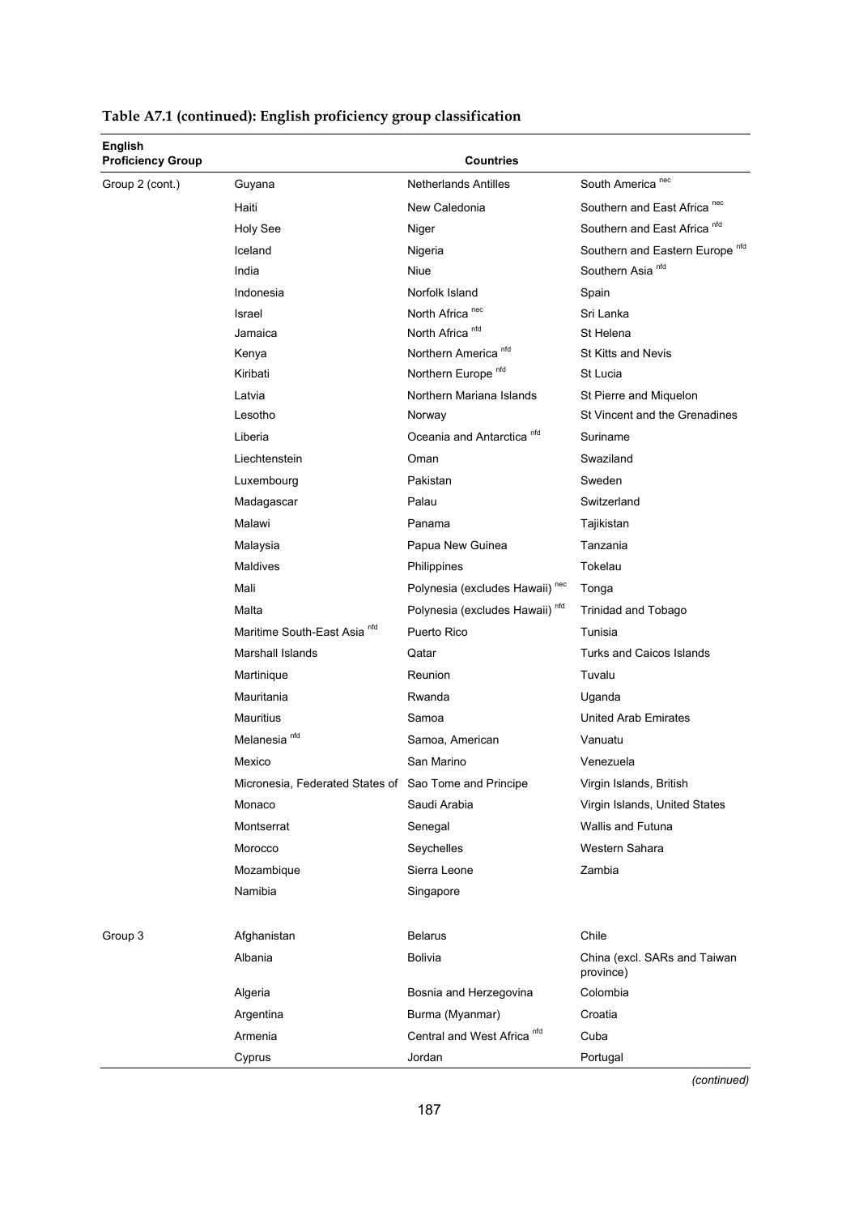**Table A7.1 (continued): English proficiency group classification**

| English Proficiency Group | Countries | | |
|---|---|---|---|
| Group 2 (cont.) | Guyana | Netherlands Antilles | South America [nec] |
| | Haiti | New Caledonia | Southern and East Africa [nec] |
| | Holy See | Niger | Southern and East Africa [nfd] |
| | Iceland | Nigeria | Southern and Eastern Europe [nfd] |
| | India | Niue | Southern Asia [nfd] |
| | Indonesia | Norfolk Island | Spain |
| | Israel | North Africa [nec] | Sri Lanka |
| | Jamaica | North Africa [nfd] | St Helena |
| | Kenya | Northern America [nfd] | St Kitts and Nevis |
| | Kiribati | Northern Europe [nfd] | St Lucia |
| | Latvia | Northern Mariana Islands | St Pierre and Miquelon |
| | Lesotho | Norway | St Vincent and the Grenadines |
| | Liberia | Oceania and Antarctica [nfd] | Suriname |
| | Liechtenstein | Oman | Swaziland |
| | Luxembourg | Pakistan | Sweden |
| | Madagascar | Palau | Switzerland |
| | Malawi | Panama | Tajikistan |
| | Malaysia | Papua New Guinea | Tanzania |
| | Maldives | Philippines | Tokelau |
| | Mali | Polynesia (excludes Hawaii) [nec] | Tonga |
| | Malta | Polynesia (excludes Hawaii) [nfd] | Trinidad and Tobago |
| | Maritime South-East Asia [nfd] | Puerto Rico | Tunisia |
| | Marshall Islands | Qatar | Turks and Caicos Islands |
| | Martinique | Reunion | Tuvalu |
| | Mauritania | Rwanda | Uganda |
| | Mauritius | Samoa | United Arab Emirates |
| | Melanesia [nfd] | Samoa, American | Vanuatu |
| | Mexico | San Marino | Venezuela |
| | Micronesia, Federated States of | Sao Tome and Principe | Virgin Islands, British |
| | Monaco | Saudi Arabia | Virgin Islands, United States |
| | Montserrat | Senegal | Wallis and Futuna |
| | Morocco | Seychelles | Western Sahara |
| | Mozambique | Sierra Leone | Zambia |
| | Namibia | Singapore | |
| Group 3 | Afghanistan | Belarus | Chile |
| | Albania | Bolivia | China (excl. SARs and Taiwan province) |
| | Algeria | Bosnia and Herzegovina | Colombia |
| | Argentina | Burma (Myanmar) | Croatia |
| | Armenia | Central and West Africa [nfd] | Cuba |
| | Cyprus | Jordan | Portugal |

*(continued)*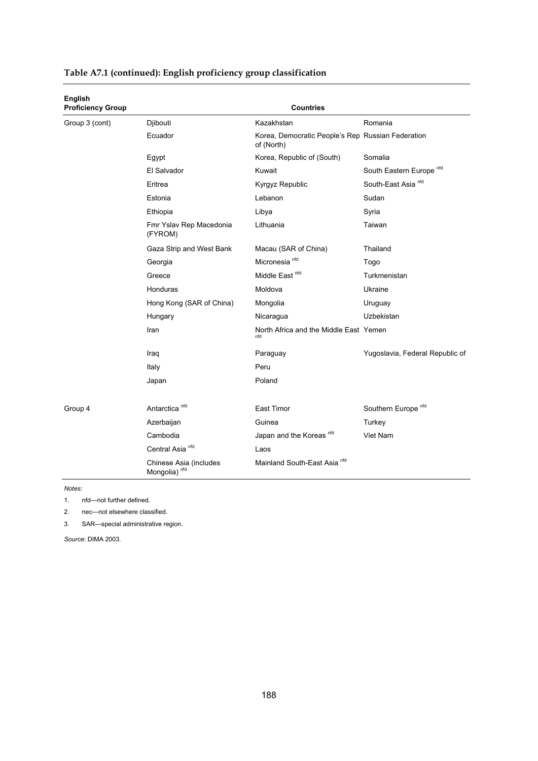**Table A7.1 (continued): English proficiency group classification**

| English Proficiency Group | Countries | | |
|---|---|---|---|
| Group 3 (cont) | Djibouti | Kazakhstan | Romania |
| | Ecuador | Korea, Democratic People's Rep of (North) | Russian Federation |
| | Egypt | Korea, Republic of (South) | Somalia |
| | El Salvador | Kuwait | South Eastern Europe [nfd] |
| | Eritrea | Kyrgyz Republic | South-East Asia [nfd] |
| | Estonia | Lebanon | Sudan |
| | Ethiopia | Libya | Syria |
| | Fmr Yslav Rep Macedonia (FYROM) | Lithuania | Taiwan |
| | Gaza Strip and West Bank | Macau (SAR of China) | Thailand |
| | Georgia | Micronesia [nfd] | Togo |
| | Greece | Middle East [nfd] | Turkmenistan |
| | Honduras | Moldova | Ukraine |
| | Hong Kong (SAR of China) | Mongolia | Uruguay |
| | Hungary | Nicaragua | Uzbekistan |
| | Iran | North Africa and the Middle East [nfd] | Yemen |
| | Iraq | Paraguay | Yugoslavia, Federal Republic of |
| | Italy | Peru | |
| | Japan | Poland | |
| Group 4 | Antarctica [nfd] | East Timor | Southern Europe [nfd] |
| | Azerbaijan | Guinea | Turkey |
| | Cambodia | Japan and the Koreas [nfd] | Viet Nam |
| | Central Asia [nfd] | Laos | |
| | Chinese Asia (includes Mongolia) [nfd] | Mainland South-East Asia [nfd] | |

*Notes:*

1. nfd—not further defined.
2. nec—not elsewhere classified.
3. SAR—special administrative region.

*Source*: DIMA 2003.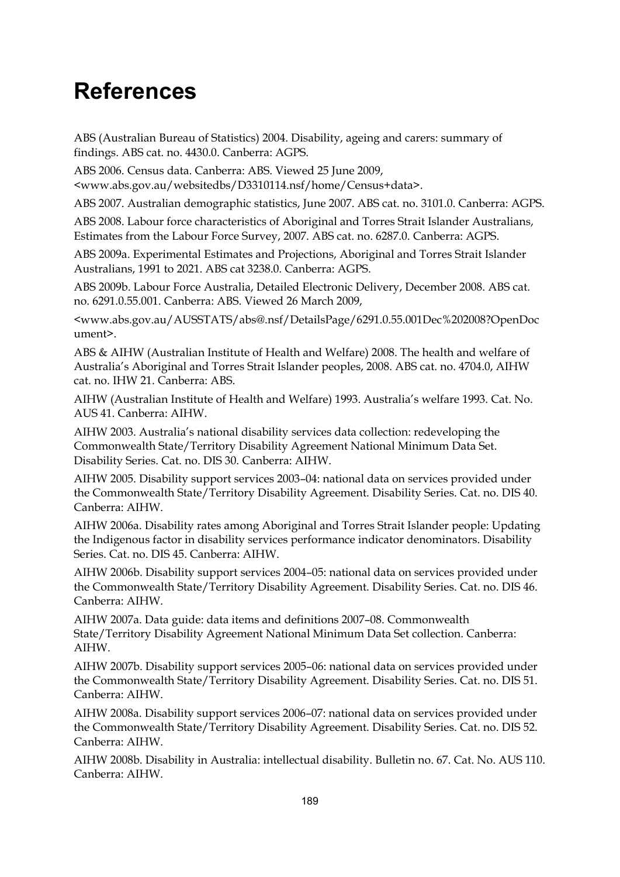# References

ABS (Australian Bureau of Statistics) 2004. Disability, ageing and carers: summary of findings. ABS cat. no. 4430.0. Canberra: AGPS.

ABS 2006. Census data. Canberra: ABS. Viewed 25 June 2009, <www.abs.gov.au/websitedbs/D3310114.nsf/home/Census+data>.

ABS 2007. Australian demographic statistics, June 2007. ABS cat. no. 3101.0. Canberra: AGPS.

ABS 2008. Labour force characteristics of Aboriginal and Torres Strait Islander Australians, Estimates from the Labour Force Survey, 2007. ABS cat. no. 6287.0. Canberra: AGPS.

ABS 2009a. Experimental Estimates and Projections, Aboriginal and Torres Strait Islander Australians, 1991 to 2021. ABS cat 3238.0. Canberra: AGPS.

ABS 2009b. Labour Force Australia, Detailed Electronic Delivery, December 2008. ABS cat. no. 6291.0.55.001. Canberra: ABS. Viewed 26 March 2009,

<www.abs.gov.au/AUSSTATS/abs@.nsf/DetailsPage/6291.0.55.001Dec%202008?OpenDocument>.

ABS & AIHW (Australian Institute of Health and Welfare) 2008. The health and welfare of Australia's Aboriginal and Torres Strait Islander peoples, 2008. ABS cat. no. 4704.0, AIHW cat. no. IHW 21. Canberra: ABS.

AIHW (Australian Institute of Health and Welfare) 1993. Australia's welfare 1993. Cat. No. AUS 41. Canberra: AIHW.

AIHW 2003. Australia's national disability services data collection: redeveloping the Commonwealth State/Territory Disability Agreement National Minimum Data Set. Disability Series. Cat. no. DIS 30. Canberra: AIHW.

AIHW 2005. Disability support services 2003–04: national data on services provided under the Commonwealth State/Territory Disability Agreement. Disability Series. Cat. no. DIS 40. Canberra: AIHW.

AIHW 2006a. Disability rates among Aboriginal and Torres Strait Islander people: Updating the Indigenous factor in disability services performance indicator denominators. Disability Series. Cat. no. DIS 45. Canberra: AIHW.

AIHW 2006b. Disability support services 2004–05: national data on services provided under the Commonwealth State/Territory Disability Agreement. Disability Series. Cat. no. DIS 46. Canberra: AIHW.

AIHW 2007a. Data guide: data items and definitions 2007–08. Commonwealth State/Territory Disability Agreement National Minimum Data Set collection. Canberra: AIHW.

AIHW 2007b. Disability support services 2005–06: national data on services provided under the Commonwealth State/Territory Disability Agreement. Disability Series. Cat. no. DIS 51. Canberra: AIHW.

AIHW 2008a. Disability support services 2006–07: national data on services provided under the Commonwealth State/Territory Disability Agreement. Disability Series. Cat. no. DIS 52. Canberra: AIHW.

AIHW 2008b. Disability in Australia: intellectual disability. Bulletin no. 67. Cat. No. AUS 110. Canberra: AIHW.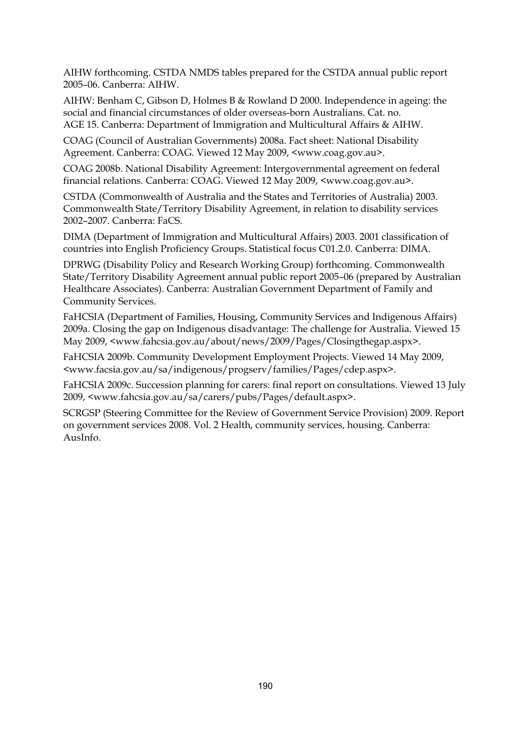AIHW forthcoming. CSTDA NMDS tables prepared for the CSTDA annual public report 2005–06. Canberra: AIHW.

AIHW: Benham C, Gibson D, Holmes B & Rowland D 2000. Independence in ageing: the social and financial circumstances of older overseas-born Australians. Cat. no. AGE 15. Canberra: Department of Immigration and Multicultural Affairs & AIHW.

COAG (Council of Australian Governments) 2008a. Fact sheet: National Disability Agreement. Canberra: COAG. Viewed 12 May 2009, <www.coag.gov.au>.

COAG 2008b. National Disability Agreement: Intergovernmental agreement on federal financial relations. Canberra: COAG. Viewed 12 May 2009, <www.coag.gov.au>.

CSTDA (Commonwealth of Australia and the States and Territories of Australia) 2003. Commonwealth State/Territory Disability Agreement, in relation to disability services 2002–2007. Canberra: FaCS.

DIMA (Department of Immigration and Multicultural Affairs) 2003. 2001 classification of countries into English Proficiency Groups. Statistical focus C01.2.0. Canberra: DIMA.

DPRWG (Disability Policy and Research Working Group) forthcoming. Commonwealth State/Territory Disability Agreement annual public report 2005–06 (prepared by Australian Healthcare Associates). Canberra: Australian Government Department of Family and Community Services.

FaHCSIA (Department of Families, Housing, Community Services and Indigenous Affairs) 2009a. Closing the gap on Indigenous disadvantage: The challenge for Australia. Viewed 15 May 2009, <www.fahcsia.gov.au/about/news/2009/Pages/Closingthegap.aspx>.

FaHCSIA 2009b. Community Development Employment Projects. Viewed 14 May 2009, <www.facsia.gov.au/sa/indigenous/progserv/families/Pages/cdep.aspx>.

FaHCSIA 2009c. Succession planning for carers: final report on consultations. Viewed 13 July 2009, <www.fahcsia.gov.au/sa/carers/pubs/Pages/default.aspx>.

SCRGSP (Steering Committee for the Review of Government Service Provision) 2009. Report on government services 2008. Vol. 2 Health, community services, housing. Canberra: AusInfo.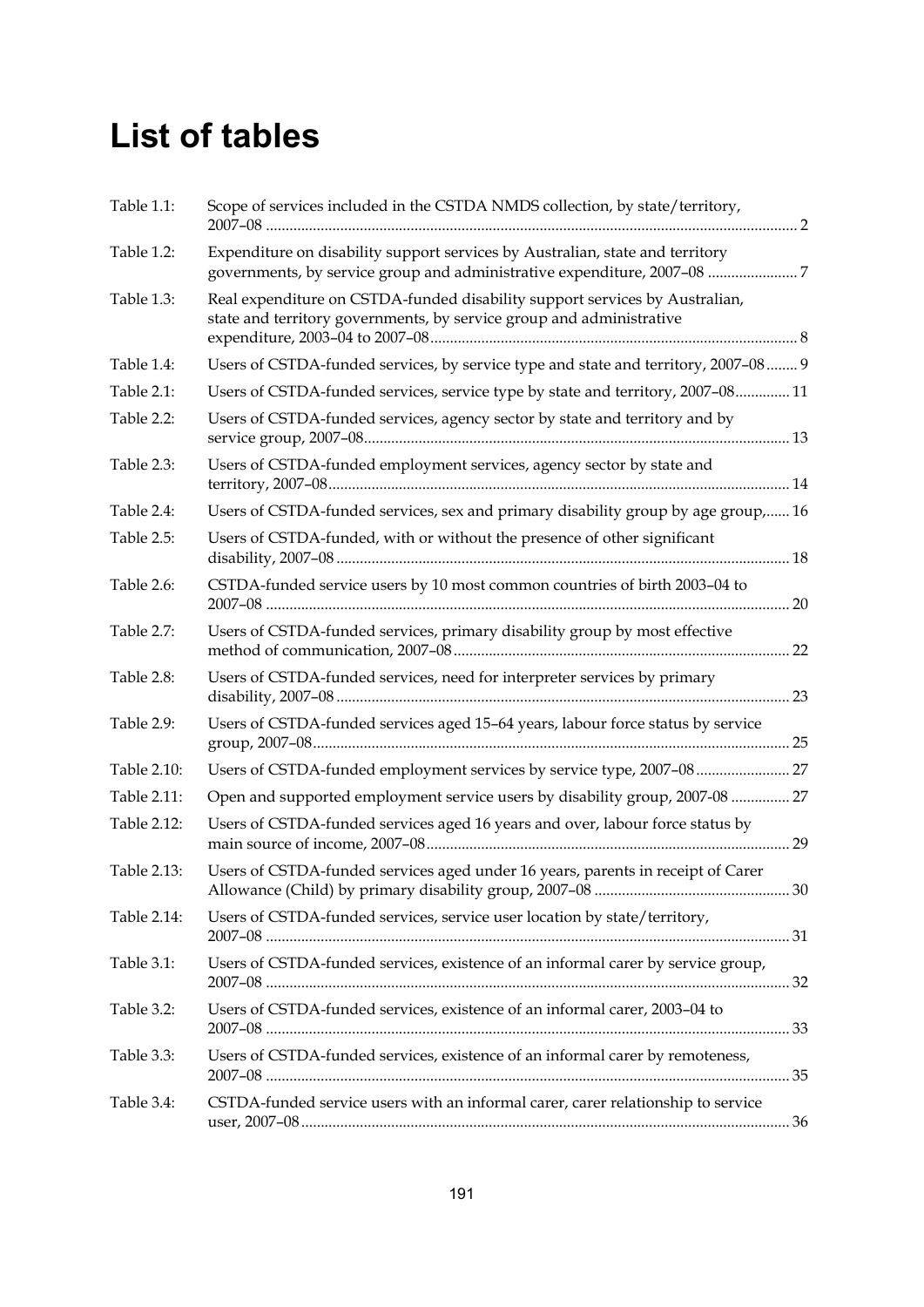# List of tables

| | | |
|---|---|---|
| Table 1.1: | Scope of services included in the CSTDA NMDS collection, by state/territory, 2007–08 | 2 |
| Table 1.2: | Expenditure on disability support services by Australian, state and territory governments, by service group and administrative expenditure, 2007–08 | 7 |
| Table 1.3: | Real expenditure on CSTDA-funded disability support services by Australian, state and territory governments, by service group and administrative expenditure, 2003–04 to 2007–08 | 8 |
| Table 1.4: | Users of CSTDA-funded services, by service type and state and territory, 2007–08 | 9 |
| Table 2.1: | Users of CSTDA-funded services, service type by state and territory, 2007–08 | 11 |
| Table 2.2: | Users of CSTDA-funded services, agency sector by state and territory and by service group, 2007–08 | 13 |
| Table 2.3: | Users of CSTDA-funded employment services, agency sector by state and territory, 2007–08 | 14 |
| Table 2.4: | Users of CSTDA-funded services, sex and primary disability group by age group, | 16 |
| Table 2.5: | Users of CSTDA-funded, with or without the presence of other significant disability, 2007–08 | 18 |
| Table 2.6: | CSTDA-funded service users by 10 most common countries of birth 2003–04 to 2007–08 | 20 |
| Table 2.7: | Users of CSTDA-funded services, primary disability group by most effective method of communication, 2007–08 | 22 |
| Table 2.8: | Users of CSTDA-funded services, need for interpreter services by primary disability, 2007–08 | 23 |
| Table 2.9: | Users of CSTDA-funded services aged 15–64 years, labour force status by service group, 2007–08 | 25 |
| Table 2.10: | Users of CSTDA-funded employment services by service type, 2007–08 | 27 |
| Table 2.11: | Open and supported employment service users by disability group, 2007-08 | 27 |
| Table 2.12: | Users of CSTDA-funded services aged 16 years and over, labour force status by main source of income, 2007–08 | 29 |
| Table 2.13: | Users of CSTDA-funded services aged under 16 years, parents in receipt of Carer Allowance (Child) by primary disability group, 2007–08 | 30 |
| Table 2.14: | Users of CSTDA-funded services, service user location by state/territory, 2007–08 | 31 |
| Table 3.1: | Users of CSTDA-funded services, existence of an informal carer by service group, 2007–08 | 32 |
| Table 3.2: | Users of CSTDA-funded services, existence of an informal carer, 2003–04 to 2007–08 | 33 |
| Table 3.3: | Users of CSTDA-funded services, existence of an informal carer by remoteness, 2007–08 | 35 |
| Table 3.4: | CSTDA-funded service users with an informal carer, carer relationship to service user, 2007–08 | 36 |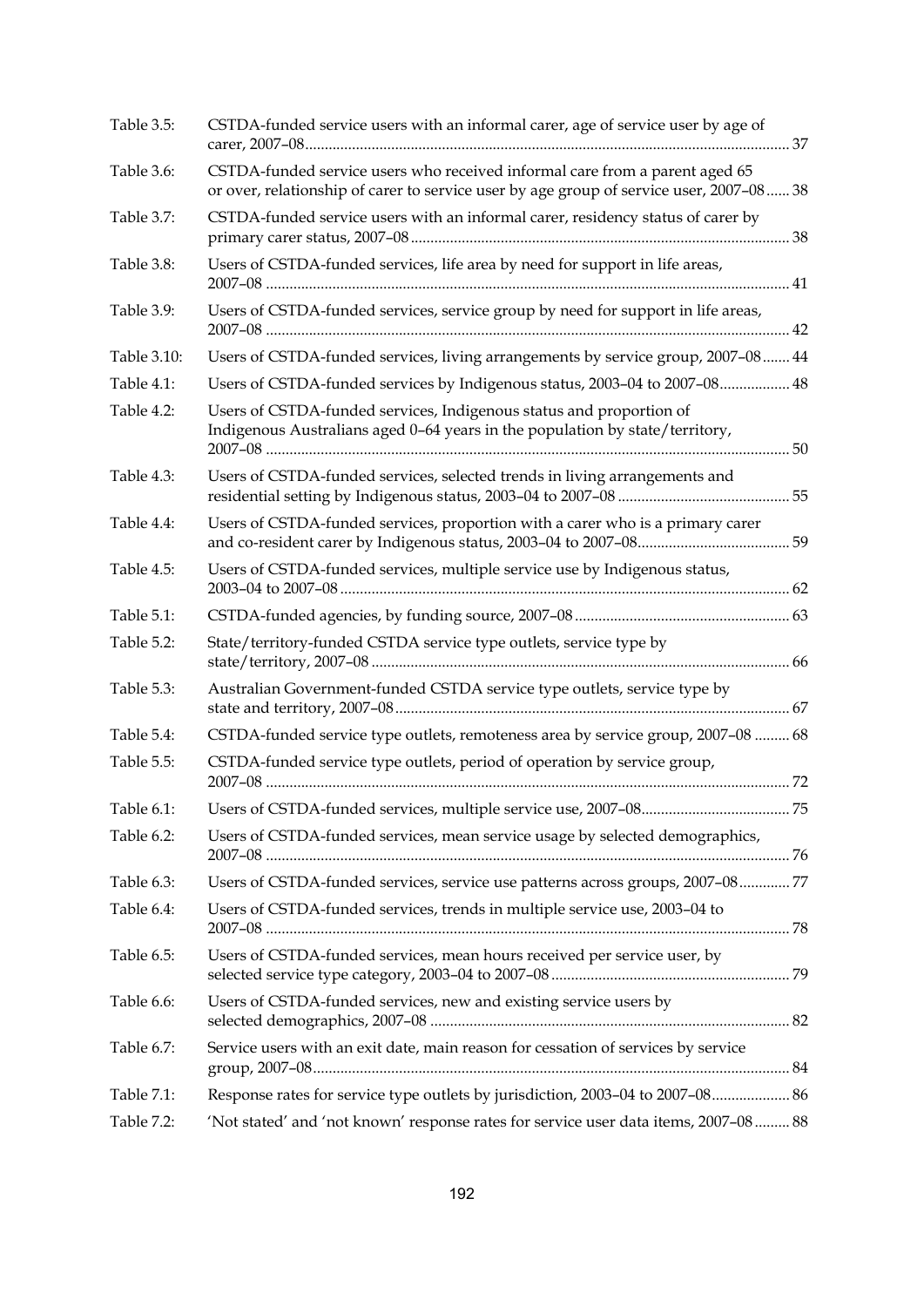| | | |
|---|---|---|
| Table 3.5: | CSTDA-funded service users with an informal carer, age of service user by age of carer, 2007–08 | 37 |
| Table 3.6: | CSTDA-funded service users who received informal care from a parent aged 65 or over, relationship of carer to service user by age group of service user, 2007–08 | 38 |
| Table 3.7: | CSTDA-funded service users with an informal carer, residency status of carer by primary carer status, 2007–08 | 38 |
| Table 3.8: | Users of CSTDA-funded services, life area by need for support in life areas, 2007–08 | 41 |
| Table 3.9: | Users of CSTDA-funded services, service group by need for support in life areas, 2007–08 | 42 |
| Table 3.10: | Users of CSTDA-funded services, living arrangements by service group, 2007–08 | 44 |
| Table 4.1: | Users of CSTDA-funded services by Indigenous status, 2003–04 to 2007–08 | 48 |
| Table 4.2: | Users of CSTDA-funded services, Indigenous status and proportion of Indigenous Australians aged 0–64 years in the population by state/territory, 2007–08 | 50 |
| Table 4.3: | Users of CSTDA-funded services, selected trends in living arrangements and residential setting by Indigenous status, 2003–04 to 2007–08 | 55 |
| Table 4.4: | Users of CSTDA-funded services, proportion with a carer who is a primary carer and co-resident carer by Indigenous status, 2003–04 to 2007–08 | 59 |
| Table 4.5: | Users of CSTDA-funded services, multiple service use by Indigenous status, 2003–04 to 2007–08 | 62 |
| Table 5.1: | CSTDA-funded agencies, by funding source, 2007–08 | 63 |
| Table 5.2: | State/territory-funded CSTDA service type outlets, service type by state/territory, 2007–08 | 66 |
| Table 5.3: | Australian Government-funded CSTDA service type outlets, service type by state and territory, 2007–08 | 67 |
| Table 5.4: | CSTDA-funded service type outlets, remoteness area by service group, 2007–08 | 68 |
| Table 5.5: | CSTDA-funded service type outlets, period of operation by service group, 2007–08 | 72 |
| Table 6.1: | Users of CSTDA-funded services, multiple service use, 2007–08 | 75 |
| Table 6.2: | Users of CSTDA-funded services, mean service usage by selected demographics, 2007–08 | 76 |
| Table 6.3: | Users of CSTDA-funded services, service use patterns across groups, 2007–08 | 77 |
| Table 6.4: | Users of CSTDA-funded services, trends in multiple service use, 2003–04 to 2007–08 | 78 |
| Table 6.5: | Users of CSTDA-funded services, mean hours received per service user, by selected service type category, 2003–04 to 2007–08 | 79 |
| Table 6.6: | Users of CSTDA-funded services, new and existing service users by selected demographics, 2007–08 | 82 |
| Table 6.7: | Service users with an exit date, main reason for cessation of services by service group, 2007–08 | 84 |
| Table 7.1: | Response rates for service type outlets by jurisdiction, 2003–04 to 2007–08 | 86 |
| Table 7.2: | 'Not stated' and 'not known' response rates for service user data items, 2007–08 | 88 |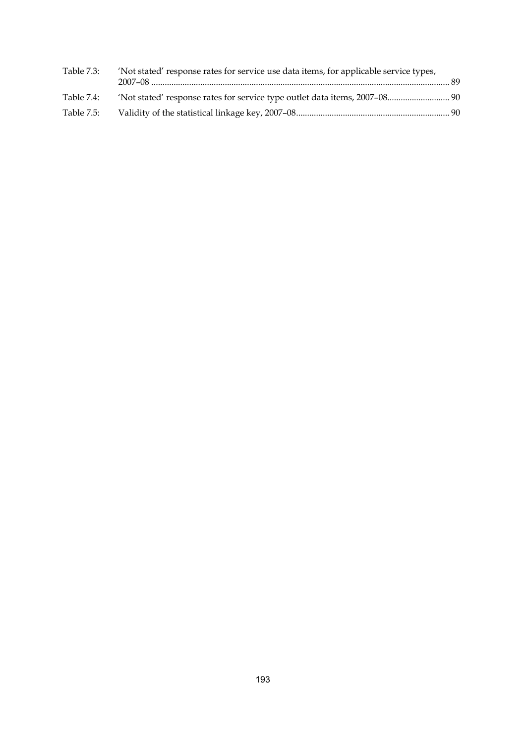Table 7.3: 'Not stated' response rates for service use data items, for applicable service types, 2007–08 ........................................................................................................................................ 89

Table 7.4: 'Not stated' response rates for service type outlet data items, 2007–08............................ 90

Table 7.5: Validity of the statistical linkage key, 2007–08.................................................................... 90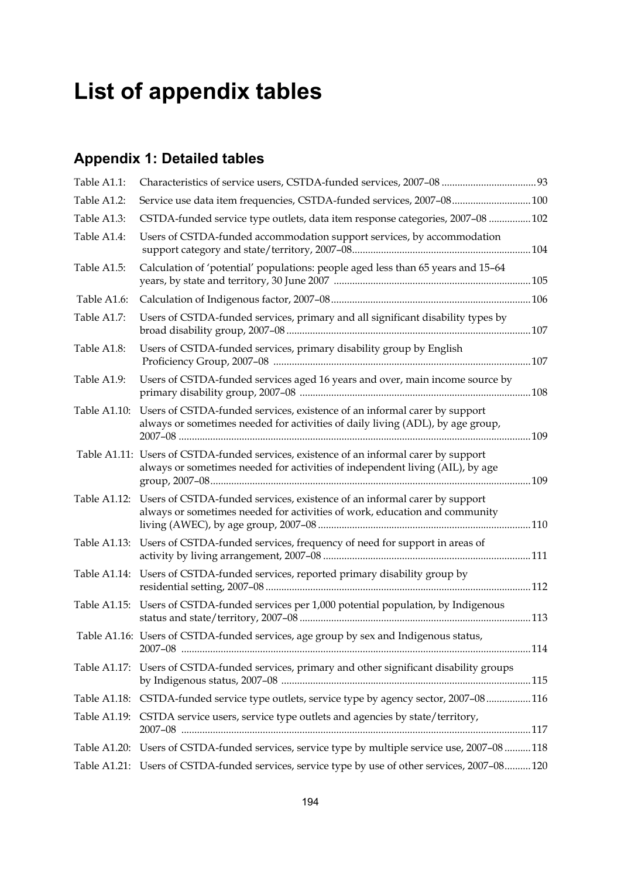# List of appendix tables

## Appendix 1: Detailed tables

| | | |
|---|---|---|
| Table A1.1: | Characteristics of service users, CSTDA-funded services, 2007–08 | 93 |
| Table A1.2: | Service use data item frequencies, CSTDA-funded services, 2007–08 | 100 |
| Table A1.3: | CSTDA-funded service type outlets, data item response categories, 2007–08 | 102 |
| Table A1.4: | Users of CSTDA-funded accommodation support services, by accommodation support category and state/territory, 2007–08 | 104 |
| Table A1.5: | Calculation of 'potential' populations: people aged less than 65 years and 15–64 years, by state and territory, 30 June 2007 | 105 |
| Table A1.6: | Calculation of Indigenous factor, 2007–08 | 106 |
| Table A1.7: | Users of CSTDA-funded services, primary and all significant disability types by broad disability group, 2007–08 | 107 |
| Table A1.8: | Users of CSTDA-funded services, primary disability group by English Proficiency Group, 2007–08 | 107 |
| Table A1.9: | Users of CSTDA-funded services aged 16 years and over, main income source by primary disability group, 2007–08 | 108 |
| Table A1.10: | Users of CSTDA-funded services, existence of an informal carer by support always or sometimes needed for activities of daily living (ADL), by age group, 2007–08 | 109 |
| Table A1.11: | Users of CSTDA-funded services, existence of an informal carer by support always or sometimes needed for activities of independent living (AIL), by age group, 2007–08 | 109 |
| Table A1.12: | Users of CSTDA-funded services, existence of an informal carer by support always or sometimes needed for activities of work, education and community living (AWEC), by age group, 2007–08 | 110 |
| Table A1.13: | Users of CSTDA-funded services, frequency of need for support in areas of activity by living arrangement, 2007–08 | 111 |
| Table A1.14: | Users of CSTDA-funded services, reported primary disability group by residential setting, 2007–08 | 112 |
| Table A1.15: | Users of CSTDA-funded services per 1,000 potential population, by Indigenous status and state/territory, 2007–08 | 113 |
| Table A1.16: | Users of CSTDA-funded services, age group by sex and Indigenous status, 2007–08 | 114 |
| Table A1.17: | Users of CSTDA-funded services, primary and other significant disability groups by Indigenous status, 2007–08 | 115 |
| Table A1.18: | CSTDA-funded service type outlets, service type by agency sector, 2007–08 | 116 |
| Table A1.19: | CSTDA service users, service type outlets and agencies by state/territory, 2007–08 | 117 |
| Table A1.20: | Users of CSTDA-funded services, service type by multiple service use, 2007–08 | 118 |
| Table A1.21: | Users of CSTDA-funded services, service type by use of other services, 2007–08 | 120 |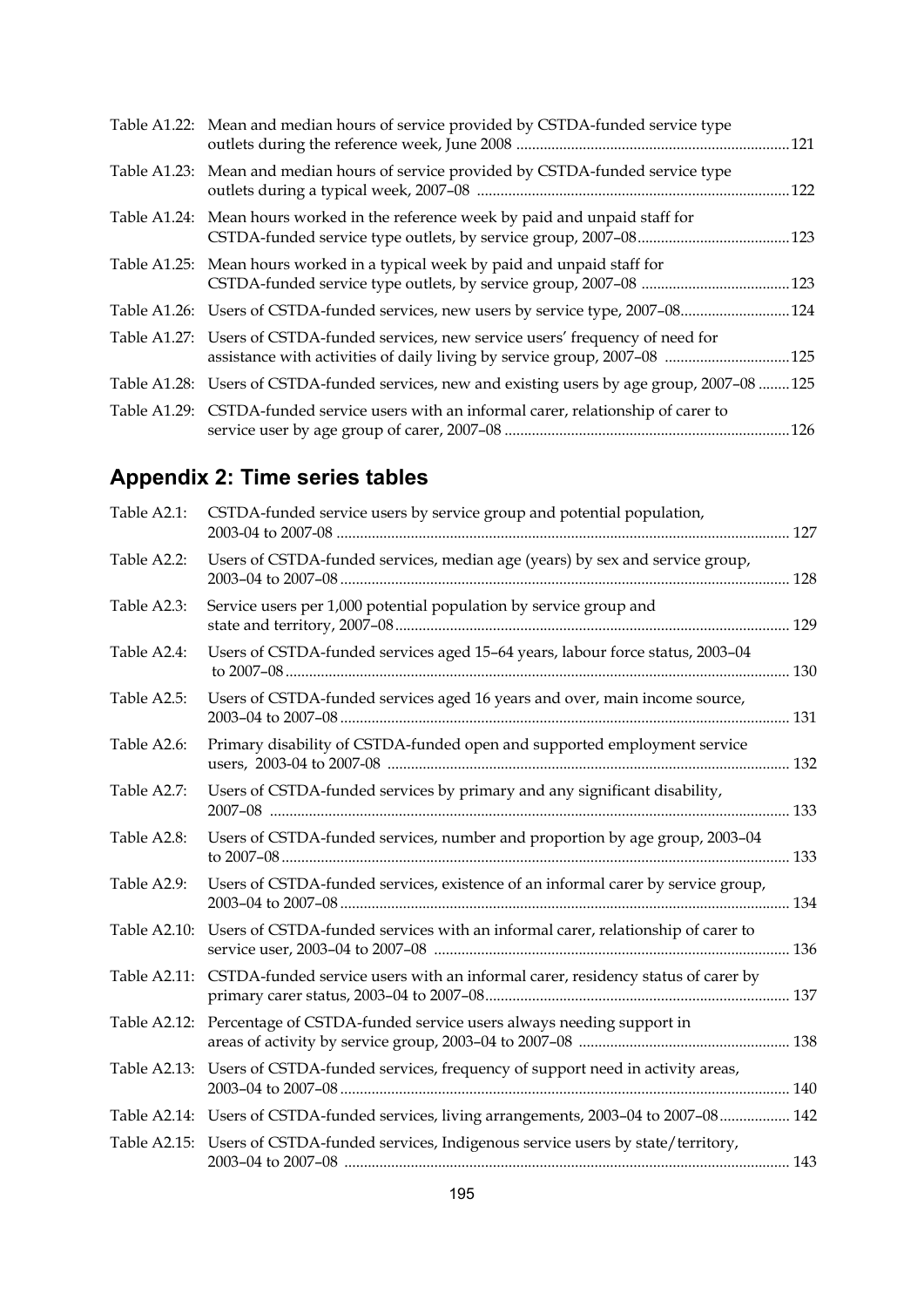Table A1.22: Mean and median hours of service provided by CSTDA-funded service type outlets during the reference week, June 2008 ....................................................................121

Table A1.23: Mean and median hours of service provided by CSTDA-funded service type outlets during a typical week, 2007–08 ...............................................................................122

Table A1.24: Mean hours worked in the reference week by paid and unpaid staff for CSTDA-funded service type outlets, by service group, 2007–08.......................................123

Table A1.25: Mean hours worked in a typical week by paid and unpaid staff for CSTDA-funded service type outlets, by service group, 2007–08 ......................................123

Table A1.26: Users of CSTDA-funded services, new users by service type, 2007–08............................124

Table A1.27: Users of CSTDA-funded services, new service users' frequency of need for assistance with activities of daily living by service group, 2007–08 ................................125

Table A1.28: Users of CSTDA-funded services, new and existing users by age group, 2007–08 ........125

Table A1.29: CSTDA-funded service users with an informal carer, relationship of carer to service user by age group of carer, 2007–08 ........................................................................126

## Appendix 2: Time series tables

Table A2.1: CSTDA-funded service users by service group and potential population, 2003-04 to 2007-08 ................................................................................................................... 127

Table A2.2: Users of CSTDA-funded services, median age (years) by sex and service group, 2003–04 to 2007–08 .................................................................................................................. 128

Table A2.3: Service users per 1,000 potential population by service group and state and territory, 2007–08.................................................................................................... 129

Table A2.4: Users of CSTDA-funded services aged 15–64 years, labour force status, 2003–04 to 2007–08................................................................................................................................ 130

Table A2.5: Users of CSTDA-funded services aged 16 years and over, main income source, 2003–04 to 2007–08 .................................................................................................................. 131

Table A2.6: Primary disability of CSTDA-funded open and supported employment service users, 2003-04 to 2007-08 ...................................................................................................... 132

Table A2.7: Users of CSTDA-funded services by primary and any significant disability, 2007–08 .................................................................................................................................... 133

Table A2.8: Users of CSTDA-funded services, number and proportion by age group, 2003–04 to 2007–08................................................................................................................................ 133

Table A2.9: Users of CSTDA-funded services, existence of an informal carer by service group, 2003–04 to 2007–08 .................................................................................................................. 134

Table A2.10: Users of CSTDA-funded services with an informal carer, relationship of carer to service user, 2003–04 to 2007–08 .......................................................................................... 136

Table A2.11: CSTDA-funded service users with an informal carer, residency status of carer by primary carer status, 2003–04 to 2007–08............................................................................. 137

Table A2.12: Percentage of CSTDA-funded service users always needing support in areas of activity by service group, 2003–04 to 2007–08 ...................................................... 138

Table A2.13: Users of CSTDA-funded services, frequency of support need in activity areas, 2003–04 to 2007–08 .................................................................................................................. 140

Table A2.14: Users of CSTDA-funded services, living arrangements, 2003–04 to 2007–08.................. 142

Table A2.15: Users of CSTDA-funded services, Indigenous service users by state/territory, 2003–04 to 2007–08 ................................................................................................................. 143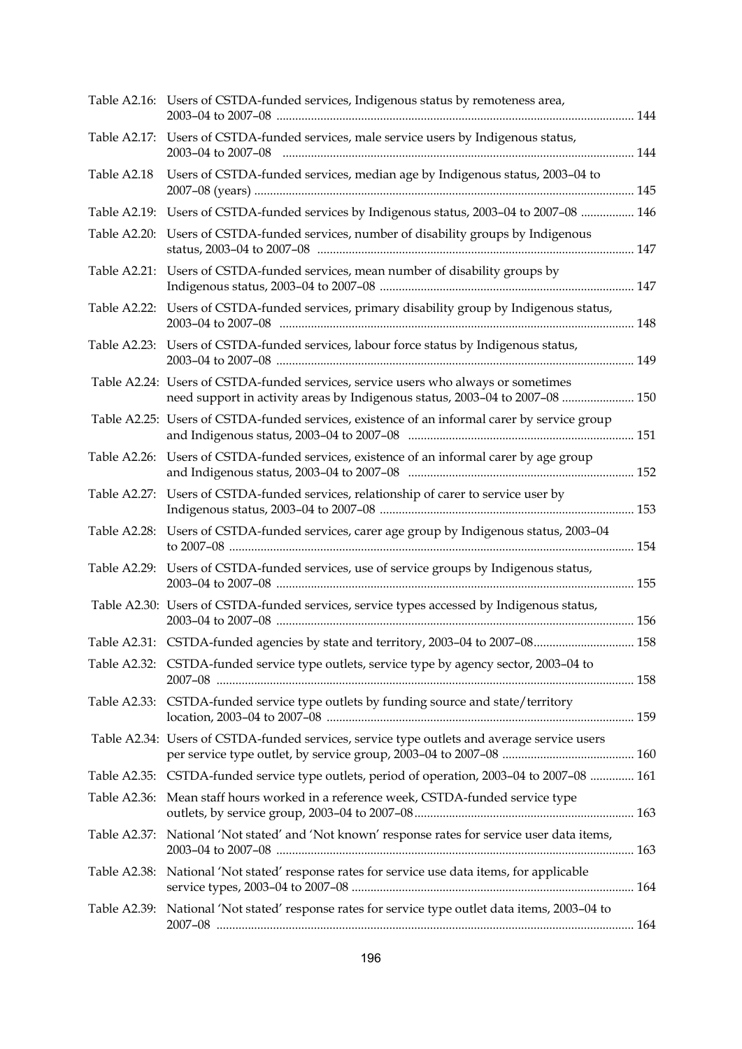Table A2.16: Users of CSTDA-funded services, Indigenous status by remoteness area, 2003–04 to 2007–08 ........ 144

Table A2.17: Users of CSTDA-funded services, male service users by Indigenous status, 2003–04 to 2007–08 ........ 144

Table A2.18 Users of CSTDA-funded services, median age by Indigenous status, 2003–04 to 2007–08 (years) ........ 145

Table A2.19: Users of CSTDA-funded services by Indigenous status, 2003–04 to 2007–08 ........ 146

Table A2.20: Users of CSTDA-funded services, number of disability groups by Indigenous status, 2003–04 to 2007–08 ........ 147

Table A2.21: Users of CSTDA-funded services, mean number of disability groups by Indigenous status, 2003–04 to 2007–08 ........ 147

Table A2.22: Users of CSTDA-funded services, primary disability group by Indigenous status, 2003–04 to 2007–08 ........ 148

Table A2.23: Users of CSTDA-funded services, labour force status by Indigenous status, 2003–04 to 2007–08 ........ 149

Table A2.24: Users of CSTDA-funded services, service users who always or sometimes need support in activity areas by Indigenous status, 2003–04 to 2007–08 ........ 150

Table A2.25: Users of CSTDA-funded services, existence of an informal carer by service group and Indigenous status, 2003–04 to 2007–08 ........ 151

Table A2.26: Users of CSTDA-funded services, existence of an informal carer by age group and Indigenous status, 2003–04 to 2007–08 ........ 152

Table A2.27: Users of CSTDA-funded services, relationship of carer to service user by Indigenous status, 2003–04 to 2007–08 ........ 153

Table A2.28: Users of CSTDA-funded services, carer age group by Indigenous status, 2003–04 to 2007–08 ........ 154

Table A2.29: Users of CSTDA-funded services, use of service groups by Indigenous status, 2003–04 to 2007–08 ........ 155

Table A2.30: Users of CSTDA-funded services, service types accessed by Indigenous status, 2003–04 to 2007–08 ........ 156

Table A2.31: CSTDA-funded agencies by state and territory, 2003–04 to 2007–08 ........ 158

Table A2.32: CSTDA-funded service type outlets, service type by agency sector, 2003–04 to 2007–08 ........ 158

Table A2.33: CSTDA-funded service type outlets by funding source and state/territory location, 2003–04 to 2007–08 ........ 159

Table A2.34: Users of CSTDA-funded services, service type outlets and average service users per service type outlet, by service group, 2003–04 to 2007–08 ........ 160

Table A2.35: CSTDA-funded service type outlets, period of operation, 2003–04 to 2007–08 ........ 161

Table A2.36: Mean staff hours worked in a reference week, CSTDA-funded service type outlets, by service group, 2003–04 to 2007–08 ........ 163

Table A2.37: National 'Not stated' and 'Not known' response rates for service user data items, 2003–04 to 2007–08 ........ 163

Table A2.38: National 'Not stated' response rates for service use data items, for applicable service types, 2003–04 to 2007–08 ........ 164

Table A2.39: National 'Not stated' response rates for service type outlet data items, 2003–04 to 2007–08 ........ 164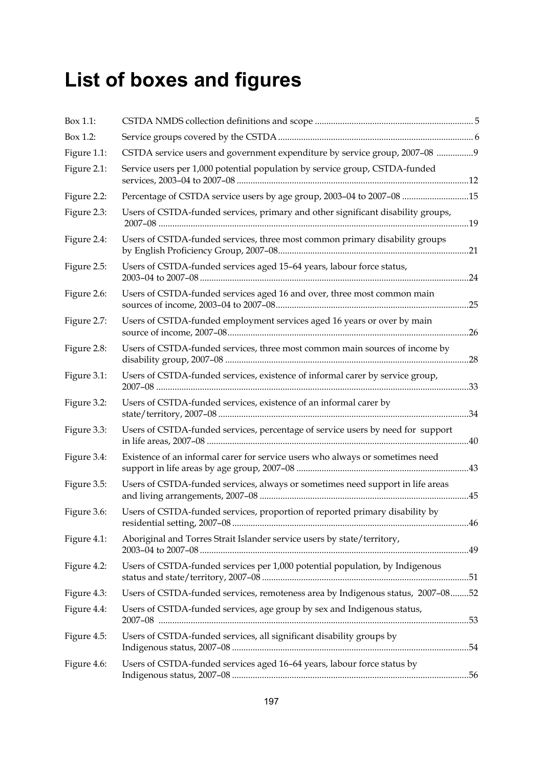# List of boxes and figures

| | | |
|---|---|---|
| Box 1.1: | CSTDA NMDS collection definitions and scope | 5 |
| Box 1.2: | Service groups covered by the CSTDA | 6 |
| Figure 1.1: | CSTDA service users and government expenditure by service group, 2007–08 | 9 |
| Figure 2.1: | Service users per 1,000 potential population by service group, CSTDA-funded services, 2003–04 to 2007–08 | 12 |
| Figure 2.2: | Percentage of CSTDA service users by age group, 2003–04 to 2007–08 | 15 |
| Figure 2.3: | Users of CSTDA-funded services, primary and other significant disability groups, 2007–08 | 19 |
| Figure 2.4: | Users of CSTDA-funded services, three most common primary disability groups by English Proficiency Group, 2007–08 | 21 |
| Figure 2.5: | Users of CSTDA-funded services aged 15–64 years, labour force status, 2003–04 to 2007–08 | 24 |
| Figure 2.6: | Users of CSTDA-funded services aged 16 and over, three most common main sources of income, 2003–04 to 2007–08 | 25 |
| Figure 2.7: | Users of CSTDA-funded employment services aged 16 years or over by main source of income, 2007–08 | 26 |
| Figure 2.8: | Users of CSTDA-funded services, three most common main sources of income by disability group, 2007–08 | 28 |
| Figure 3.1: | Users of CSTDA-funded services, existence of informal carer by service group, 2007–08 | 33 |
| Figure 3.2: | Users of CSTDA-funded services, existence of an informal carer by state/territory, 2007–08 | 34 |
| Figure 3.3: | Users of CSTDA-funded services, percentage of service users by need for support in life areas, 2007–08 | 40 |
| Figure 3.4: | Existence of an informal carer for service users who always or sometimes need support in life areas by age group, 2007–08 | 43 |
| Figure 3.5: | Users of CSTDA-funded services, always or sometimes need support in life areas and living arrangements, 2007–08 | 45 |
| Figure 3.6: | Users of CSTDA-funded services, proportion of reported primary disability by residential setting, 2007–08 | 46 |
| Figure 4.1: | Aboriginal and Torres Strait Islander service users by state/territory, 2003–04 to 2007–08 | 49 |
| Figure 4.2: | Users of CSTDA-funded services per 1,000 potential population, by Indigenous status and state/territory, 2007–08 | 51 |
| Figure 4.3: | Users of CSTDA-funded services, remoteness area by Indigenous status, 2007–08 | 52 |
| Figure 4.4: | Users of CSTDA-funded services, age group by sex and Indigenous status, 2007–08 | 53 |
| Figure 4.5: | Users of CSTDA-funded services, all significant disability groups by Indigenous status, 2007–08 | 54 |
| Figure 4.6: | Users of CSTDA-funded services aged 16–64 years, labour force status by Indigenous status, 2007–08 | 56 |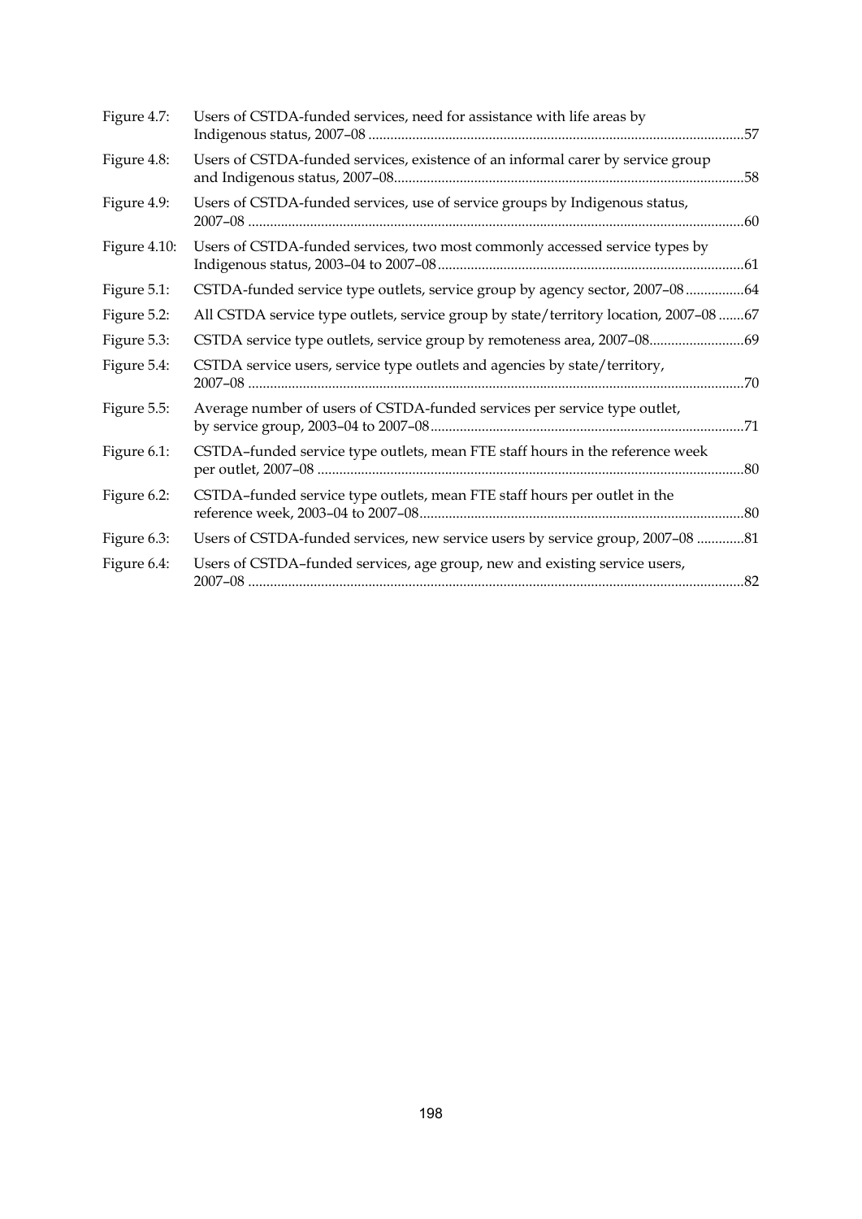| | | |
|---|---|---|
| Figure 4.7: | Users of CSTDA-funded services, need for assistance with life areas by Indigenous status, 2007–08 | 57 |
| Figure 4.8: | Users of CSTDA-funded services, existence of an informal carer by service group and Indigenous status, 2007–08 | 58 |
| Figure 4.9: | Users of CSTDA-funded services, use of service groups by Indigenous status, 2007–08 | 60 |
| Figure 4.10: | Users of CSTDA-funded services, two most commonly accessed service types by Indigenous status, 2003–04 to 2007–08 | 61 |
| Figure 5.1: | CSTDA-funded service type outlets, service group by agency sector, 2007–08 | 64 |
| Figure 5.2: | All CSTDA service type outlets, service group by state/territory location, 2007–08 | 67 |
| Figure 5.3: | CSTDA service type outlets, service group by remoteness area, 2007–08 | 69 |
| Figure 5.4: | CSTDA service users, service type outlets and agencies by state/territory, 2007–08 | 70 |
| Figure 5.5: | Average number of users of CSTDA-funded services per service type outlet, by service group, 2003–04 to 2007–08 | 71 |
| Figure 6.1: | CSTDA–funded service type outlets, mean FTE staff hours in the reference week per outlet, 2007–08 | 80 |
| Figure 6.2: | CSTDA–funded service type outlets, mean FTE staff hours per outlet in the reference week, 2003–04 to 2007–08 | 80 |
| Figure 6.3: | Users of CSTDA-funded services, new service users by service group, 2007–08 | 81 |
| Figure 6.4: | Users of CSTDA–funded services, age group, new and existing service users, 2007–08 | 82 |